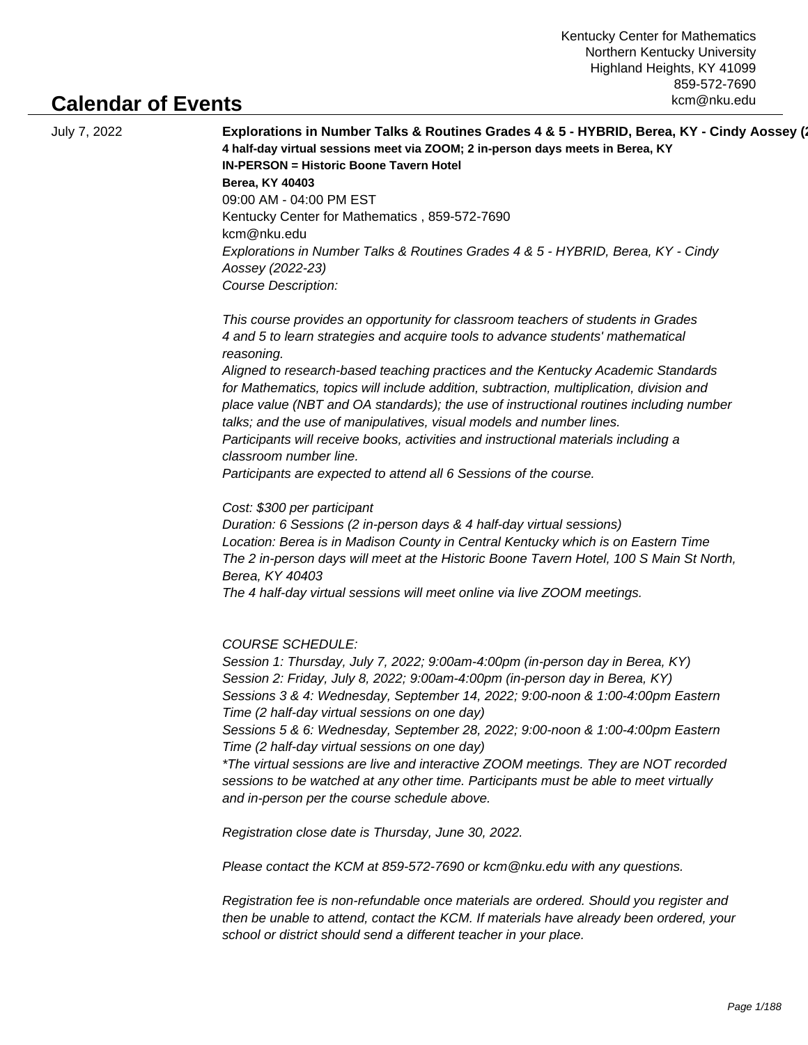Kentucky Center for Mathematics
Northern Kentucky University
Highland Heights, KY 41099
859-572-7690
kcm@nku.edu

# Calendar of Events

July 7, 2022

**Explorations in Number Talks & Routines Grades 4 & 5 - HYBRID, Berea, KY - Cindy Aossey (2**

**4 half-day virtual sessions meet via ZOOM; 2 in-person days meets in Berea, KY**
**IN-PERSON = Historic Boone Tavern Hotel**
**Berea, KY 40403**

09:00 AM - 04:00 PM EST
Kentucky Center for Mathematics , 859-572-7690
kcm@nku.edu

*Explorations in Number Talks & Routines Grades 4 & 5 - HYBRID, Berea, KY - Cindy Aossey (2022-23)*
*Course Description:*

*This course provides an opportunity for classroom teachers of students in Grades 4 and 5 to learn strategies and acquire tools to advance students' mathematical reasoning.*
*Aligned to research-based teaching practices and the Kentucky Academic Standards for Mathematics, topics will include addition, subtraction, multiplication, division and place value (NBT and OA standards); the use of instructional routines including number talks; and the use of manipulatives, visual models and number lines.*
*Participants will receive books, activities and instructional materials including a classroom number line.*
*Participants are expected to attend all 6 Sessions of the course.*

*Cost: $300 per participant*
*Duration: 6 Sessions (2 in-person days & 4 half-day virtual sessions)*
*Location: Berea is in Madison County in Central Kentucky which is on Eastern Time*
*The 2 in-person days will meet at the Historic Boone Tavern Hotel, 100 S Main St North, Berea, KY 40403*
*The 4 half-day virtual sessions will meet online via live ZOOM meetings.*

*COURSE SCHEDULE:*
*Session 1: Thursday, July 7, 2022; 9:00am-4:00pm (in-person day in Berea, KY)*
*Session 2: Friday, July 8, 2022; 9:00am-4:00pm (in-person day in Berea, KY)*
*Sessions 3 & 4: Wednesday, September 14, 2022; 9:00-noon & 1:00-4:00pm Eastern Time (2 half-day virtual sessions on one day)*
*Sessions 5 & 6: Wednesday, September 28, 2022; 9:00-noon & 1:00-4:00pm Eastern Time (2 half-day virtual sessions on one day)*
*\*The virtual sessions are live and interactive ZOOM meetings. They are NOT recorded sessions to be watched at any other time. Participants must be able to meet virtually and in-person per the course schedule above.*

*Registration close date is Thursday, June 30, 2022.*

*Please contact the KCM at 859-572-7690 or kcm@nku.edu with any questions.*

*Registration fee is non-refundable once materials are ordered. Should you register and then be unable to attend, contact the KCM. If materials have already been ordered, your school or district should send a different teacher in your place.*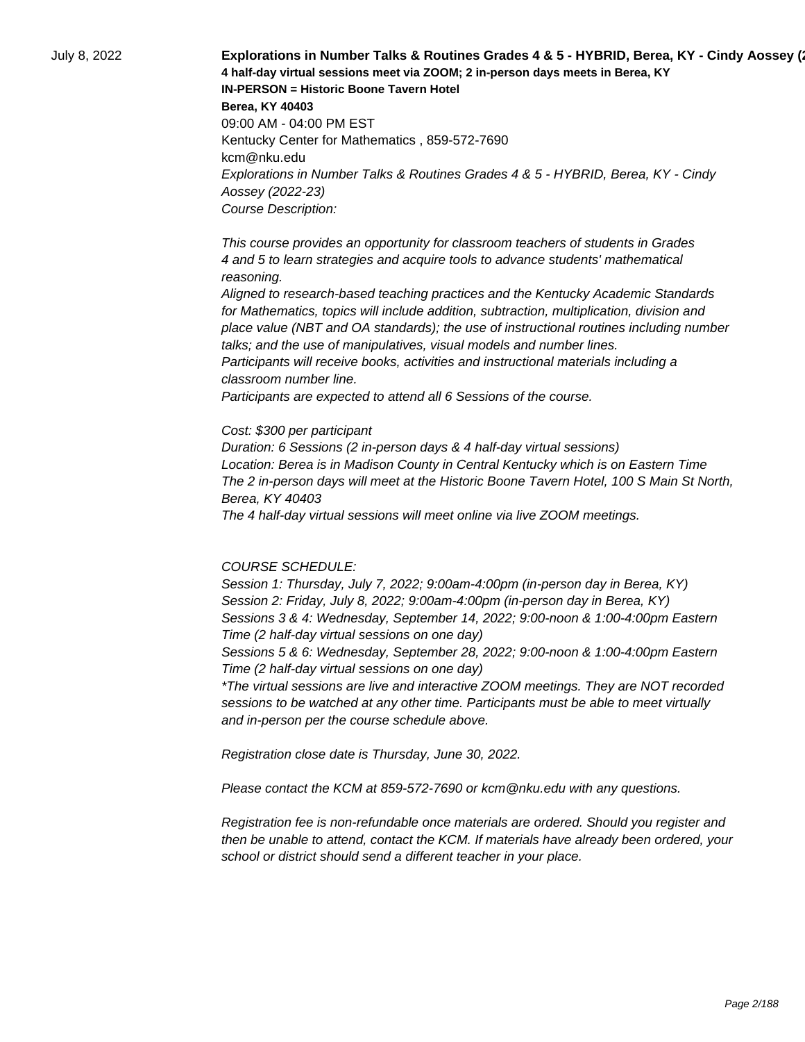July 8, 2022

**Explorations in Number Talks & Routines Grades 4 & 5 - HYBRID, Berea, KY - Cindy Aossey (2**

**4 half-day virtual sessions meet via ZOOM; 2 in-person days meets in Berea, KY**
**IN-PERSON = Historic Boone Tavern Hotel**
**Berea, KY 40403**

09:00 AM - 04:00 PM EST
Kentucky Center for Mathematics , 859-572-7690
kcm@nku.edu

*Explorations in Number Talks & Routines Grades 4 & 5 - HYBRID, Berea, KY - Cindy Aossey (2022-23)*
*Course Description:*

*This course provides an opportunity for classroom teachers of students in Grades 4 and 5 to learn strategies and acquire tools to advance students' mathematical reasoning.*
*Aligned to research-based teaching practices and the Kentucky Academic Standards for Mathematics, topics will include addition, subtraction, multiplication, division and place value (NBT and OA standards); the use of instructional routines including number talks; and the use of manipulatives, visual models and number lines.*
*Participants will receive books, activities and instructional materials including a classroom number line.*
*Participants are expected to attend all 6 Sessions of the course.*

*Cost: $300 per participant*
*Duration: 6 Sessions (2 in-person days & 4 half-day virtual sessions)*
*Location: Berea is in Madison County in Central Kentucky which is on Eastern Time*
*The 2 in-person days will meet at the Historic Boone Tavern Hotel, 100 S Main St North, Berea, KY 40403*
*The 4 half-day virtual sessions will meet online via live ZOOM meetings.*

*COURSE SCHEDULE:*
*Session 1: Thursday, July 7, 2022; 9:00am-4:00pm (in-person day in Berea, KY)*
*Session 2: Friday, July 8, 2022; 9:00am-4:00pm (in-person day in Berea, KY)*
*Sessions 3 & 4: Wednesday, September 14, 2022; 9:00-noon & 1:00-4:00pm Eastern Time (2 half-day virtual sessions on one day)*
*Sessions 5 & 6: Wednesday, September 28, 2022; 9:00-noon & 1:00-4:00pm Eastern Time (2 half-day virtual sessions on one day)*
*\*The virtual sessions are live and interactive ZOOM meetings. They are NOT recorded sessions to be watched at any other time. Participants must be able to meet virtually and in-person per the course schedule above.*

*Registration close date is Thursday, June 30, 2022.*

*Please contact the KCM at 859-572-7690 or kcm@nku.edu with any questions.*

*Registration fee is non-refundable once materials are ordered. Should you register and then be unable to attend, contact the KCM. If materials have already been ordered, your school or district should send a different teacher in your place.*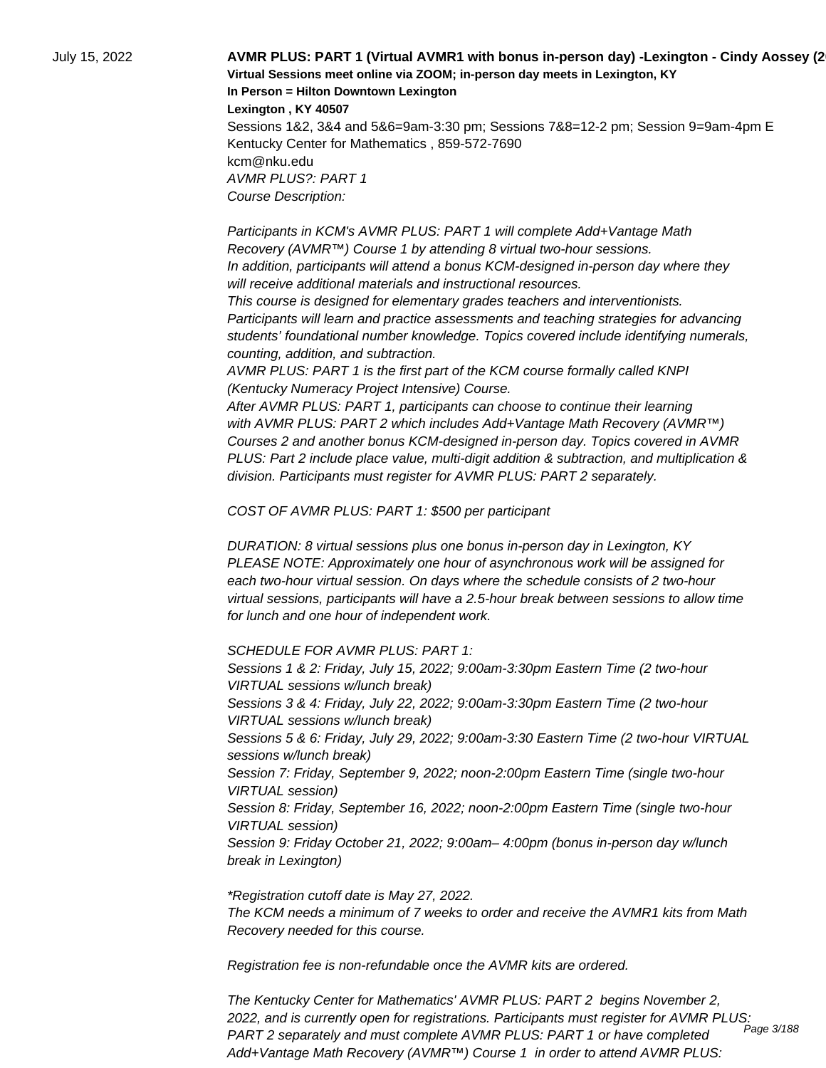July 15, 2022

**AVMR PLUS: PART 1 (Virtual AVMR1 with bonus in-person day) -Lexington - Cindy Aossey (2**

**Virtual Sessions meet online via ZOOM; in-person day meets in Lexington, KY**

**In Person = Hilton Downtown Lexington**

**Lexington , KY 40507**

Sessions 1&2, 3&4 and 5&6=9am-3:30 pm; Sessions 7&8=12-2 pm; Session 9=9am-4pm E

Kentucky Center for Mathematics , 859-572-7690

kcm@nku.edu

*AVMR PLUS?: PART 1*

*Course Description:*

*Participants in KCM's AVMR PLUS: PART 1 will complete Add+Vantage Math Recovery (AVMR™) Course 1 by attending 8 virtual two-hour sessions.*
*In addition, participants will attend a bonus KCM-designed in-person day where they will receive additional materials and instructional resources.*
*This course is designed for elementary grades teachers and interventionists.*
*Participants will learn and practice assessments and teaching strategies for advancing students' foundational number knowledge. Topics covered include identifying numerals, counting, addition, and subtraction.*
*AVMR PLUS: PART 1 is the first part of the KCM course formally called KNPI (Kentucky Numeracy Project Intensive) Course.*
*After AVMR PLUS: PART 1, participants can choose to continue their learning with AVMR PLUS: PART 2 which includes Add+Vantage Math Recovery (AVMR™) Courses 2 and another bonus KCM-designed in-person day. Topics covered in AVMR PLUS: Part 2 include place value, multi-digit addition & subtraction, and multiplication & division. Participants must register for AVMR PLUS: PART 2 separately.*

*COST OF AVMR PLUS: PART 1: $500 per participant*

*DURATION: 8 virtual sessions plus one bonus in-person day in Lexington, KY*
*PLEASE NOTE: Approximately one hour of asynchronous work will be assigned for each two-hour virtual session. On days where the schedule consists of 2 two-hour virtual sessions, participants will have a 2.5-hour break between sessions to allow time for lunch and one hour of independent work.*

*SCHEDULE FOR AVMR PLUS: PART 1:*
*Sessions 1 & 2: Friday, July 15, 2022; 9:00am-3:30pm Eastern Time (2 two-hour VIRTUAL sessions w/lunch break)*
*Sessions 3 & 4: Friday, July 22, 2022; 9:00am-3:30pm Eastern Time (2 two-hour VIRTUAL sessions w/lunch break)*
*Sessions 5 & 6: Friday, July 29, 2022; 9:00am-3:30 Eastern Time (2 two-hour VIRTUAL sessions w/lunch break)*
*Session 7: Friday, September 9, 2022; noon-2:00pm Eastern Time (single two-hour VIRTUAL session)*
*Session 8: Friday, September 16, 2022; noon-2:00pm Eastern Time (single two-hour VIRTUAL session)*
*Session 9: Friday October 21, 2022; 9:00am– 4:00pm (bonus in-person day w/lunch break in Lexington)*

*\*Registration cutoff date is May 27, 2022.*
*The KCM needs a minimum of 7 weeks to order and receive the AVMR1 kits from Math Recovery needed for this course.*

*Registration fee is non-refundable once the AVMR kits are ordered.*

*The Kentucky Center for Mathematics' AVMR PLUS: PART 2 begins November 2, 2022, and is currently open for registrations. Participants must register for AVMR PLUS: PART 2 separately and must complete AVMR PLUS: PART 1 or have completed Add+Vantage Math Recovery (AVMR™) Course 1 in order to attend AVMR PLUS:*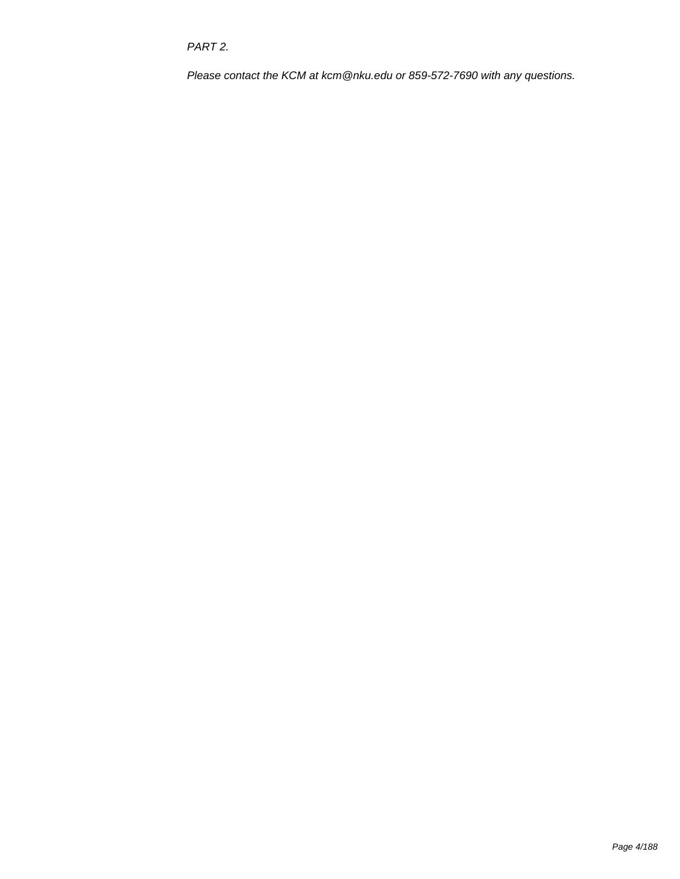*PART 2.*

*Please contact the KCM at kcm@nku.edu or 859-572-7690 with any questions.*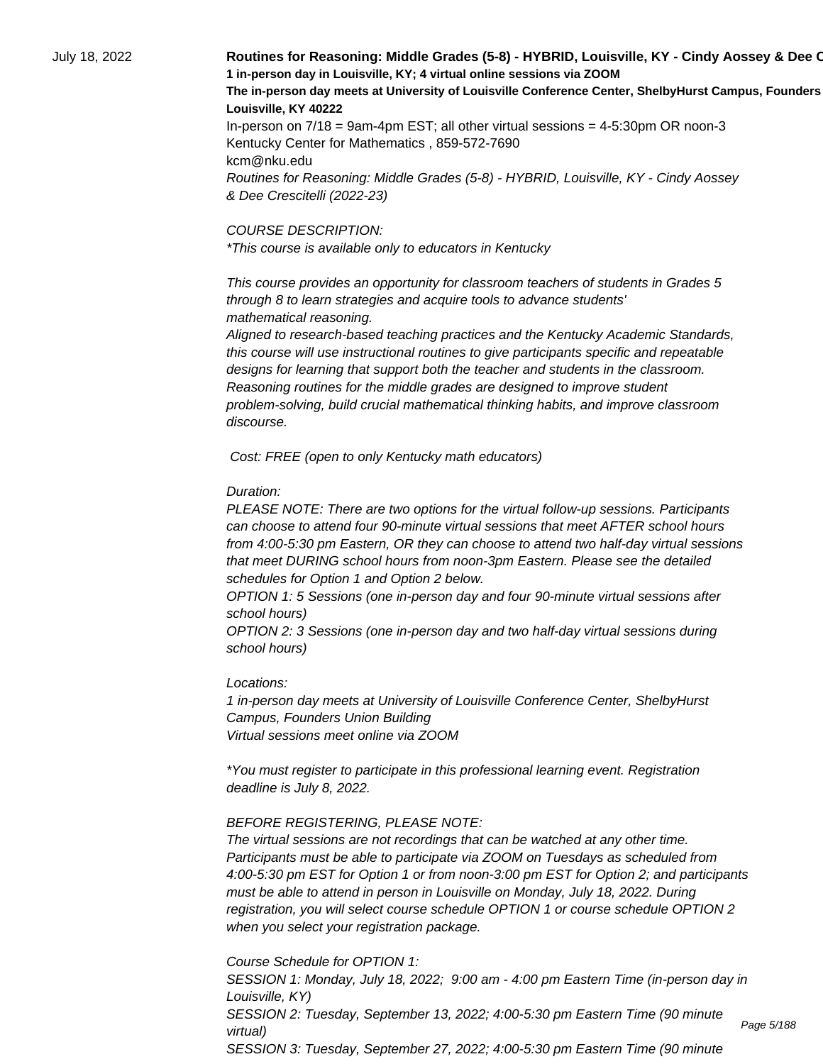July 18, 2022

**Routines for Reasoning: Middle Grades (5-8) - HYBRID, Louisville, KY - Cindy Aossey & Dee C**

**1 in-person day in Louisville, KY; 4 virtual online sessions via ZOOM**

**The in-person day meets at University of Louisville Conference Center, ShelbyHurst Campus, Founders**

**Louisville, KY 40222**

In-person on 7/18 = 9am-4pm EST; all other virtual sessions = 4-5:30pm OR noon-3

Kentucky Center for Mathematics , 859-572-7690

kcm@nku.edu

*Routines for Reasoning: Middle Grades (5-8) - HYBRID, Louisville, KY - Cindy Aossey & Dee Crescitelli (2022-23)*

*COURSE DESCRIPTION:*

*\*This course is available only to educators in Kentucky*

*This course provides an opportunity for classroom teachers of students in Grades 5 through 8 to learn strategies and acquire tools to advance students' mathematical reasoning.*

*Aligned to research-based teaching practices and the Kentucky Academic Standards, this course will use instructional routines to give participants specific and repeatable designs for learning that support both the teacher and students in the classroom. Reasoning routines for the middle grades are designed to improve student problem-solving, build crucial mathematical thinking habits, and improve classroom discourse.*

*Cost: FREE (open to only Kentucky math educators)*

*Duration:*

*PLEASE NOTE: There are two options for the virtual follow-up sessions. Participants can choose to attend four 90-minute virtual sessions that meet AFTER school hours from 4:00-5:30 pm Eastern, OR they can choose to attend two half-day virtual sessions that meet DURING school hours from noon-3pm Eastern. Please see the detailed schedules for Option 1 and Option 2 below.*

*OPTION 1: 5 Sessions (one in-person day and four 90-minute virtual sessions after school hours)*

*OPTION 2: 3 Sessions (one in-person day and two half-day virtual sessions during school hours)*

*Locations:*

*1 in-person day meets at University of Louisville Conference Center, ShelbyHurst Campus, Founders Union Building*

*Virtual sessions meet online via ZOOM*

*\*You must register to participate in this professional learning event. Registration deadline is July 8, 2022.*

*BEFORE REGISTERING, PLEASE NOTE:*

*The virtual sessions are not recordings that can be watched at any other time. Participants must be able to participate via ZOOM on Tuesdays as scheduled from 4:00-5:30 pm EST for Option 1 or from noon-3:00 pm EST for Option 2; and participants must be able to attend in person in Louisville on Monday, July 18, 2022. During registration, you will select course schedule OPTION 1 or course schedule OPTION 2 when you select your registration package.*

*Course Schedule for OPTION 1:*

*SESSION 1: Monday, July 18, 2022; 9:00 am - 4:00 pm Eastern Time (in-person day in Louisville, KY)*

*SESSION 2: Tuesday, September 13, 2022; 4:00-5:30 pm Eastern Time (90 minute virtual)*

*SESSION 3: Tuesday, September 27, 2022; 4:00-5:30 pm Eastern Time (90 minute*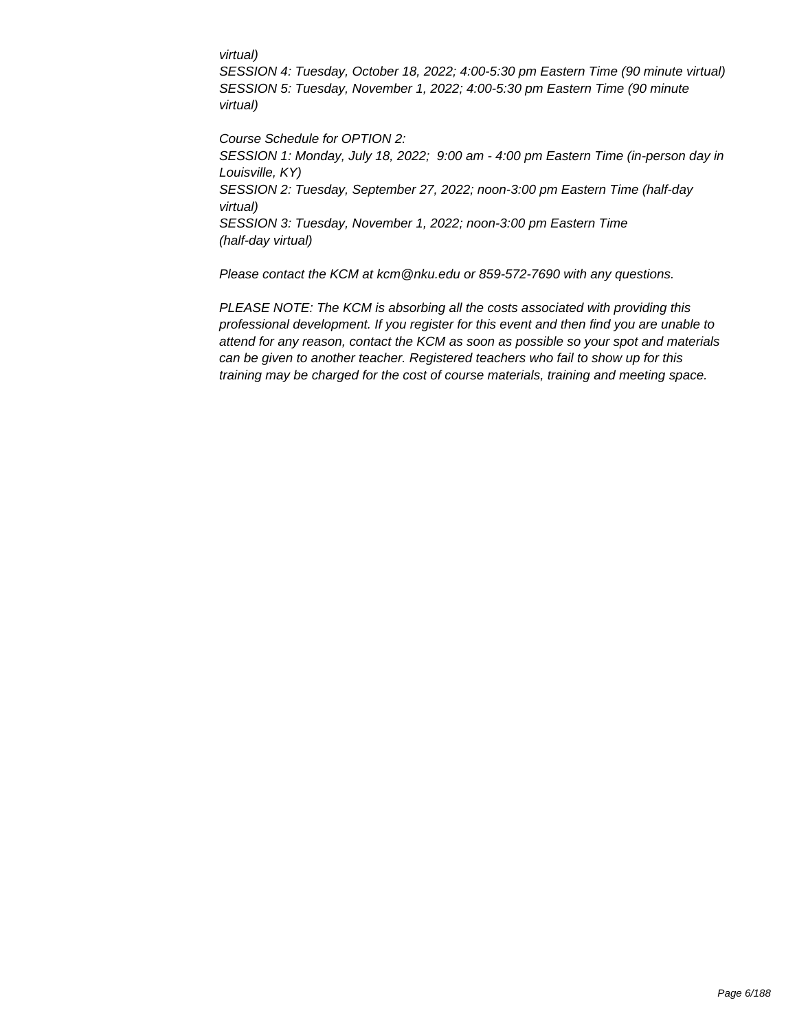*virtual)*
*SESSION 4: Tuesday, October 18, 2022; 4:00-5:30 pm Eastern Time (90 minute virtual)*
*SESSION 5: Tuesday, November 1, 2022; 4:00-5:30 pm Eastern Time (90 minute virtual)*

*Course Schedule for OPTION 2:*
*SESSION 1: Monday, July 18, 2022; 9:00 am - 4:00 pm Eastern Time (in-person day in Louisville, KY)*
*SESSION 2: Tuesday, September 27, 2022; noon-3:00 pm Eastern Time (half-day virtual)*
*SESSION 3: Tuesday, November 1, 2022; noon-3:00 pm Eastern Time (half-day virtual)*

*Please contact the KCM at kcm@nku.edu or 859-572-7690 with any questions.*

*PLEASE NOTE: The KCM is absorbing all the costs associated with providing this professional development. If you register for this event and then find you are unable to attend for any reason, contact the KCM as soon as possible so your spot and materials can be given to another teacher. Registered teachers who fail to show up for this training may be charged for the cost of course materials, training and meeting space.*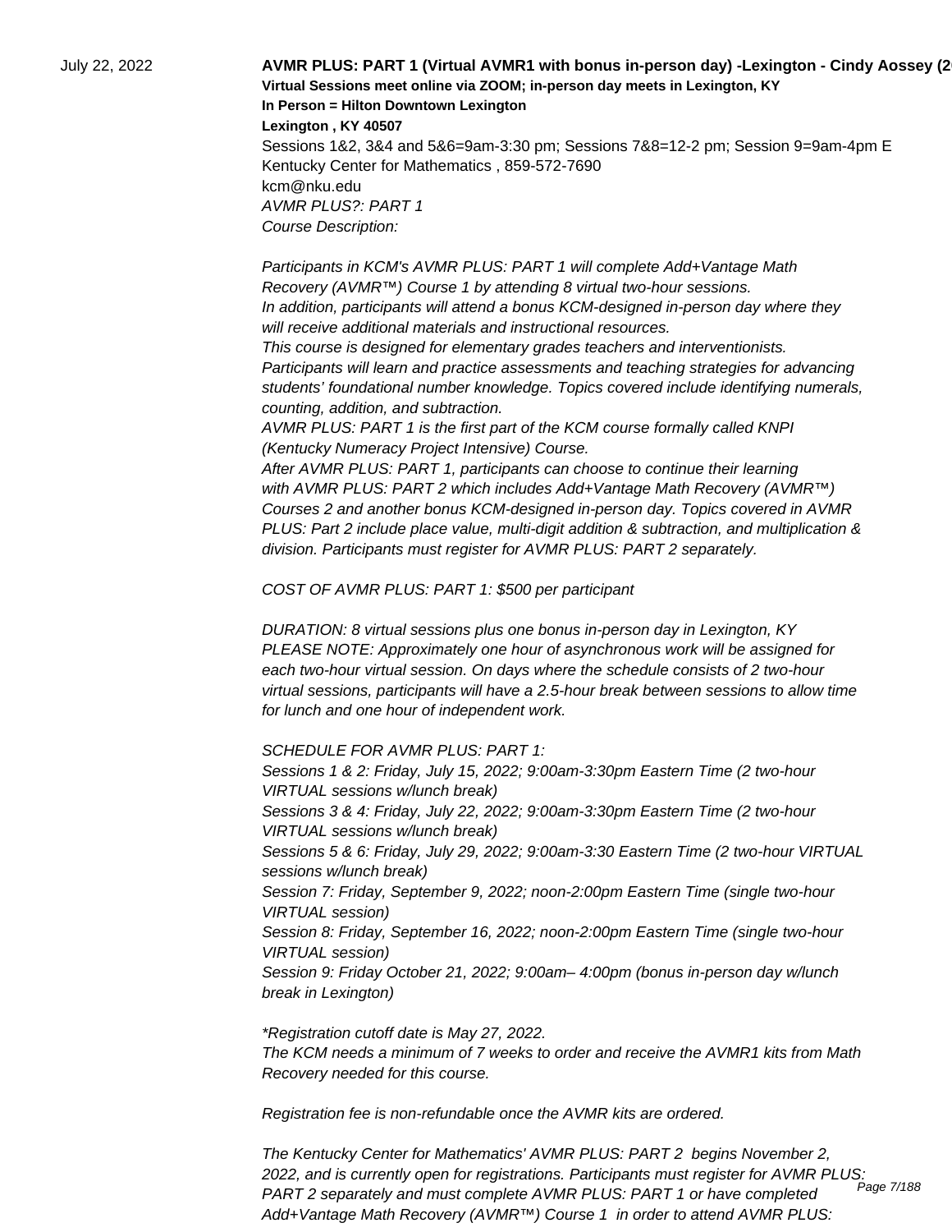July 22, 2022

**AVMR PLUS: PART 1 (Virtual AVMR1 with bonus in-person day) -Lexington - Cindy Aossey (2**

**Virtual Sessions meet online via ZOOM; in-person day meets in Lexington, KY**

**In Person = Hilton Downtown Lexington**

**Lexington , KY 40507**

Sessions 1&2, 3&4 and 5&6=9am-3:30 pm; Sessions 7&8=12-2 pm; Session 9=9am-4pm E

Kentucky Center for Mathematics , 859-572-7690

kcm@nku.edu

*AVMR PLUS?: PART 1*

*Course Description:*

*Participants in KCM's AVMR PLUS: PART 1 will complete Add+Vantage Math Recovery (AVMR™) Course 1 by attending 8 virtual two-hour sessions.*
*In addition, participants will attend a bonus KCM-designed in-person day where they will receive additional materials and instructional resources.*
*This course is designed for elementary grades teachers and interventionists.*
*Participants will learn and practice assessments and teaching strategies for advancing students' foundational number knowledge. Topics covered include identifying numerals, counting, addition, and subtraction.*
*AVMR PLUS: PART 1 is the first part of the KCM course formally called KNPI (Kentucky Numeracy Project Intensive) Course.*
*After AVMR PLUS: PART 1, participants can choose to continue their learning with AVMR PLUS: PART 2 which includes Add+Vantage Math Recovery (AVMR™) Courses 2 and another bonus KCM-designed in-person day. Topics covered in AVMR PLUS: Part 2 include place value, multi-digit addition & subtraction, and multiplication & division. Participants must register for AVMR PLUS: PART 2 separately.*

*COST OF AVMR PLUS: PART 1: $500 per participant*

*DURATION: 8 virtual sessions plus one bonus in-person day in Lexington, KY*
*PLEASE NOTE: Approximately one hour of asynchronous work will be assigned for each two-hour virtual session. On days where the schedule consists of 2 two-hour virtual sessions, participants will have a 2.5-hour break between sessions to allow time for lunch and one hour of independent work.*

*SCHEDULE FOR AVMR PLUS: PART 1:*
*Sessions 1 & 2: Friday, July 15, 2022; 9:00am-3:30pm Eastern Time (2 two-hour VIRTUAL sessions w/lunch break)*
*Sessions 3 & 4: Friday, July 22, 2022; 9:00am-3:30pm Eastern Time (2 two-hour VIRTUAL sessions w/lunch break)*
*Sessions 5 & 6: Friday, July 29, 2022; 9:00am-3:30 Eastern Time (2 two-hour VIRTUAL sessions w/lunch break)*
*Session 7: Friday, September 9, 2022; noon-2:00pm Eastern Time (single two-hour VIRTUAL session)*
*Session 8: Friday, September 16, 2022; noon-2:00pm Eastern Time (single two-hour VIRTUAL session)*
*Session 9: Friday October 21, 2022; 9:00am– 4:00pm (bonus in-person day w/lunch break in Lexington)*

*\*Registration cutoff date is May 27, 2022.*
*The KCM needs a minimum of 7 weeks to order and receive the AVMR1 kits from Math Recovery needed for this course.*

*Registration fee is non-refundable once the AVMR kits are ordered.*

*The Kentucky Center for Mathematics' AVMR PLUS: PART 2 begins November 2, 2022, and is currently open for registrations. Participants must register for AVMR PLUS: PART 2 separately and must complete AVMR PLUS: PART 1 or have completed Add+Vantage Math Recovery (AVMR™) Course 1 in order to attend AVMR PLUS:*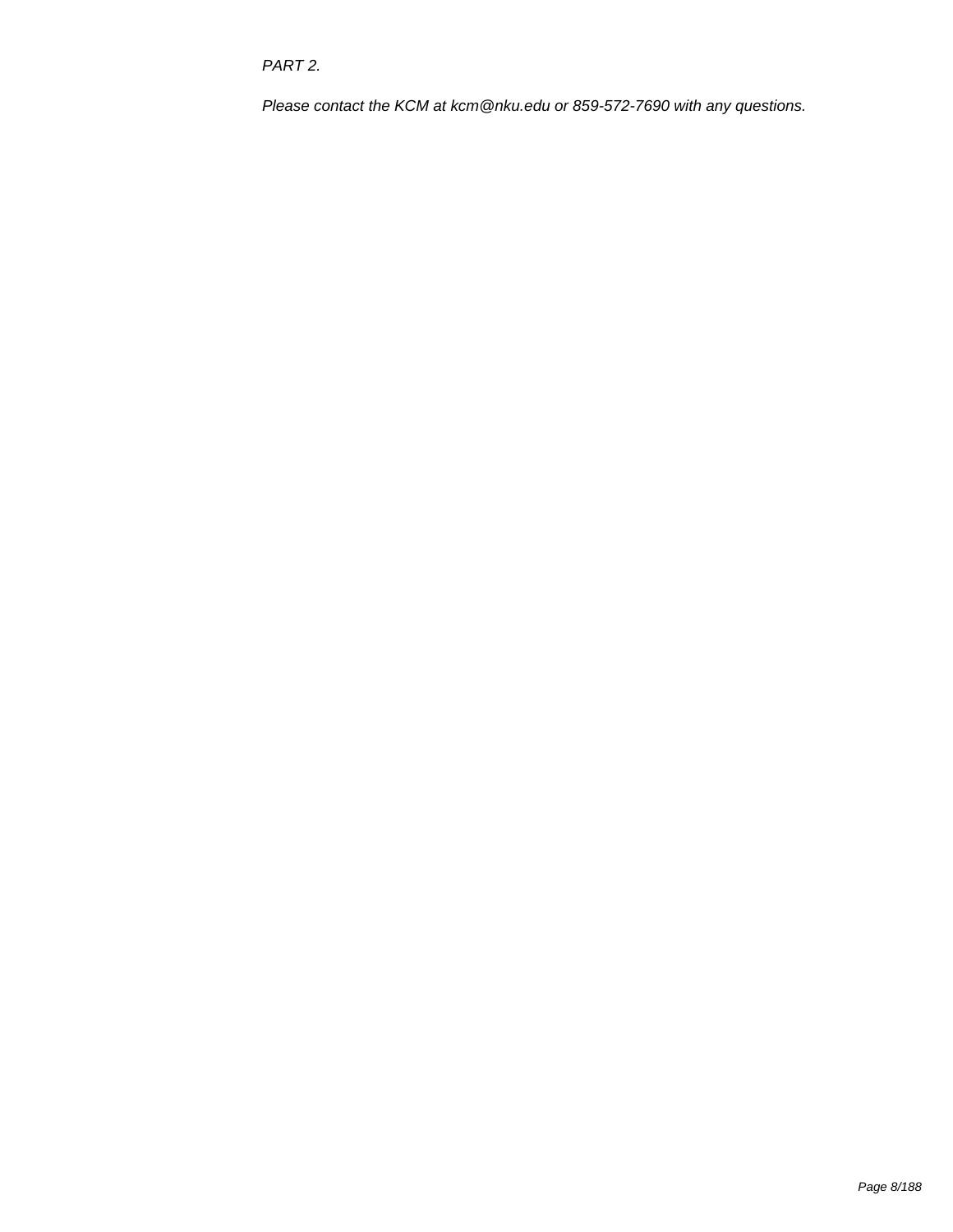*PART 2.*

*Please contact the KCM at kcm@nku.edu or 859-572-7690 with any questions.*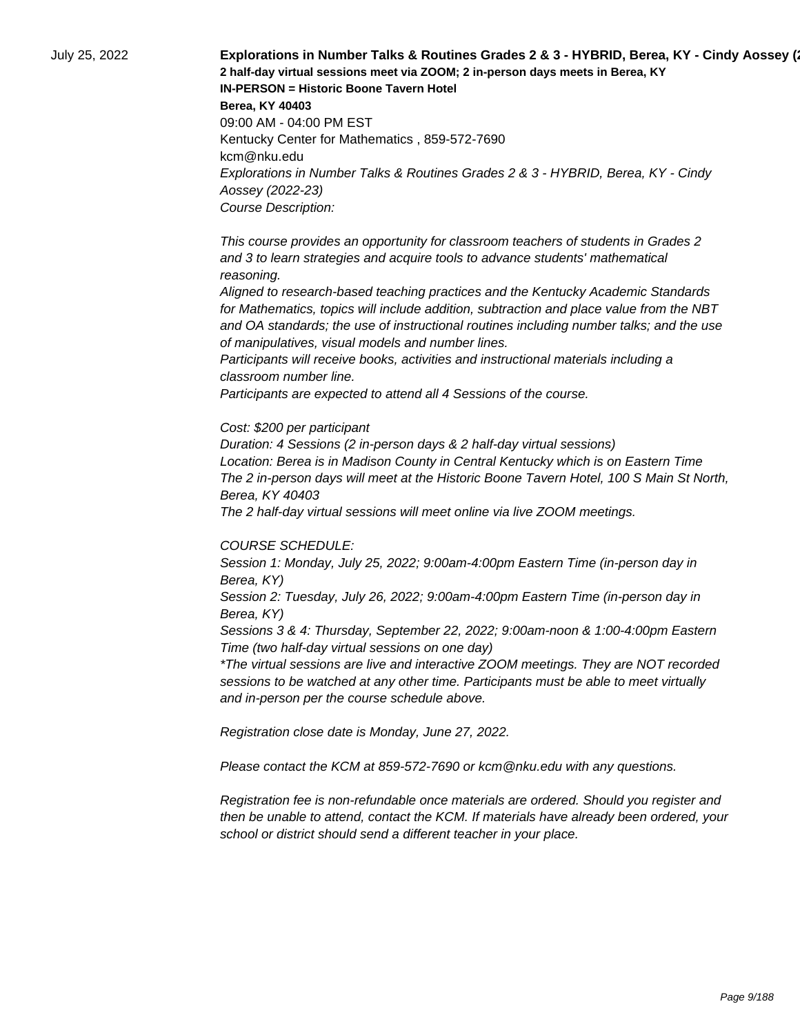July 25, 2022

**Explorations in Number Talks & Routines Grades 2 & 3 - HYBRID, Berea, KY - Cindy Aossey (2**
**2 half-day virtual sessions meet via ZOOM; 2 in-person days meets in Berea, KY**
**IN-PERSON = Historic Boone Tavern Hotel**
**Berea, KY 40403**
09:00 AM - 04:00 PM EST
Kentucky Center for Mathematics , 859-572-7690
kcm@nku.edu

*Explorations in Number Talks & Routines Grades 2 & 3 - HYBRID, Berea, KY - Cindy Aossey (2022-23)*
*Course Description:*

*This course provides an opportunity for classroom teachers of students in Grades 2 and 3 to learn strategies and acquire tools to advance students' mathematical reasoning.*
*Aligned to research-based teaching practices and the Kentucky Academic Standards for Mathematics, topics will include addition, subtraction and place value from the NBT and OA standards; the use of instructional routines including number talks; and the use of manipulatives, visual models and number lines.*
*Participants will receive books, activities and instructional materials including a classroom number line.*
*Participants are expected to attend all 4 Sessions of the course.*

*Cost: $200 per participant*
*Duration: 4 Sessions (2 in-person days & 2 half-day virtual sessions)*
*Location: Berea is in Madison County in Central Kentucky which is on Eastern Time*
*The 2 in-person days will meet at the Historic Boone Tavern Hotel, 100 S Main St North, Berea, KY 40403*
*The 2 half-day virtual sessions will meet online via live ZOOM meetings.*

*COURSE SCHEDULE:*
*Session 1: Monday, July 25, 2022; 9:00am-4:00pm Eastern Time (in-person day in Berea, KY)*
*Session 2: Tuesday, July 26, 2022; 9:00am-4:00pm Eastern Time (in-person day in Berea, KY)*
*Sessions 3 & 4: Thursday, September 22, 2022; 9:00am-noon & 1:00-4:00pm Eastern Time (two half-day virtual sessions on one day)*
*\*The virtual sessions are live and interactive ZOOM meetings. They are NOT recorded sessions to be watched at any other time. Participants must be able to meet virtually and in-person per the course schedule above.*

*Registration close date is Monday, June 27, 2022.*

*Please contact the KCM at 859-572-7690 or kcm@nku.edu with any questions.*

*Registration fee is non-refundable once materials are ordered. Should you register and then be unable to attend, contact the KCM. If materials have already been ordered, your school or district should send a different teacher in your place.*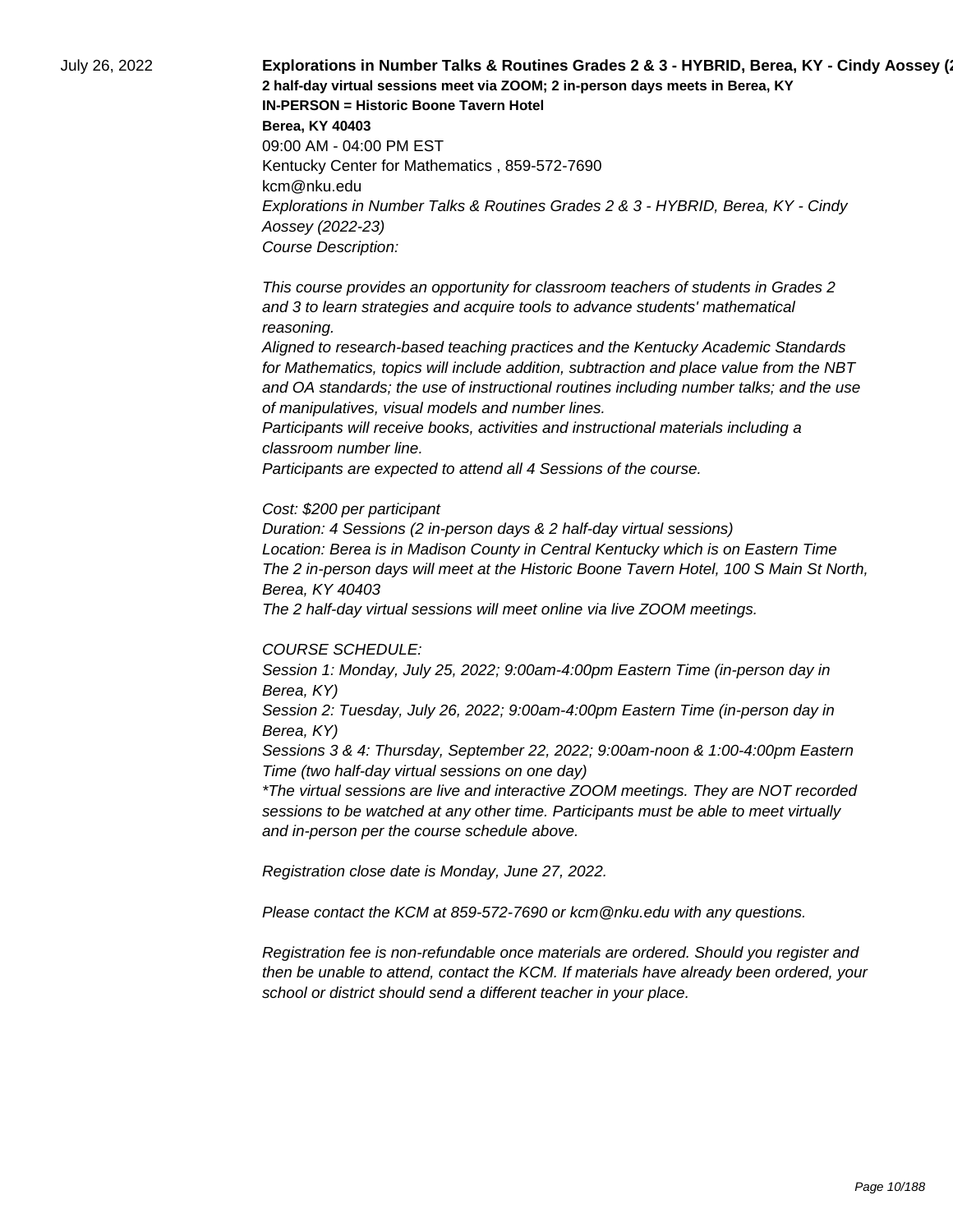July 26, 2022

**Explorations in Number Talks & Routines Grades 2 & 3 - HYBRID, Berea, KY - Cindy Aossey (2**

**2 half-day virtual sessions meet via ZOOM; 2 in-person days meets in Berea, KY**

**IN-PERSON = Historic Boone Tavern Hotel**

**Berea, KY 40403**

09:00 AM - 04:00 PM EST

Kentucky Center for Mathematics , 859-572-7690

kcm@nku.edu

*Explorations in Number Talks & Routines Grades 2 & 3 - HYBRID, Berea, KY - Cindy Aossey (2022-23)*

*Course Description:*

*This course provides an opportunity for classroom teachers of students in Grades 2 and 3 to learn strategies and acquire tools to advance students' mathematical reasoning.*

*Aligned to research-based teaching practices and the Kentucky Academic Standards for Mathematics, topics will include addition, subtraction and place value from the NBT and OA standards; the use of instructional routines including number talks; and the use of manipulatives, visual models and number lines.*

*Participants will receive books, activities and instructional materials including a classroom number line.*

*Participants are expected to attend all 4 Sessions of the course.*

*Cost: $200 per participant*

*Duration: 4 Sessions (2 in-person days & 2 half-day virtual sessions)*

*Location: Berea is in Madison County in Central Kentucky which is on Eastern Time*

*The 2 in-person days will meet at the Historic Boone Tavern Hotel, 100 S Main St North, Berea, KY 40403*

*The 2 half-day virtual sessions will meet online via live ZOOM meetings.*

*COURSE SCHEDULE:*

*Session 1: Monday, July 25, 2022; 9:00am-4:00pm Eastern Time (in-person day in Berea, KY)*

*Session 2: Tuesday, July 26, 2022; 9:00am-4:00pm Eastern Time (in-person day in Berea, KY)*

*Sessions 3 & 4: Thursday, September 22, 2022; 9:00am-noon & 1:00-4:00pm Eastern Time (two half-day virtual sessions on one day)*

*\*The virtual sessions are live and interactive ZOOM meetings. They are NOT recorded sessions to be watched at any other time. Participants must be able to meet virtually and in-person per the course schedule above.*

*Registration close date is Monday, June 27, 2022.*

*Please contact the KCM at 859-572-7690 or kcm@nku.edu with any questions.*

*Registration fee is non-refundable once materials are ordered. Should you register and then be unable to attend, contact the KCM. If materials have already been ordered, your school or district should send a different teacher in your place.*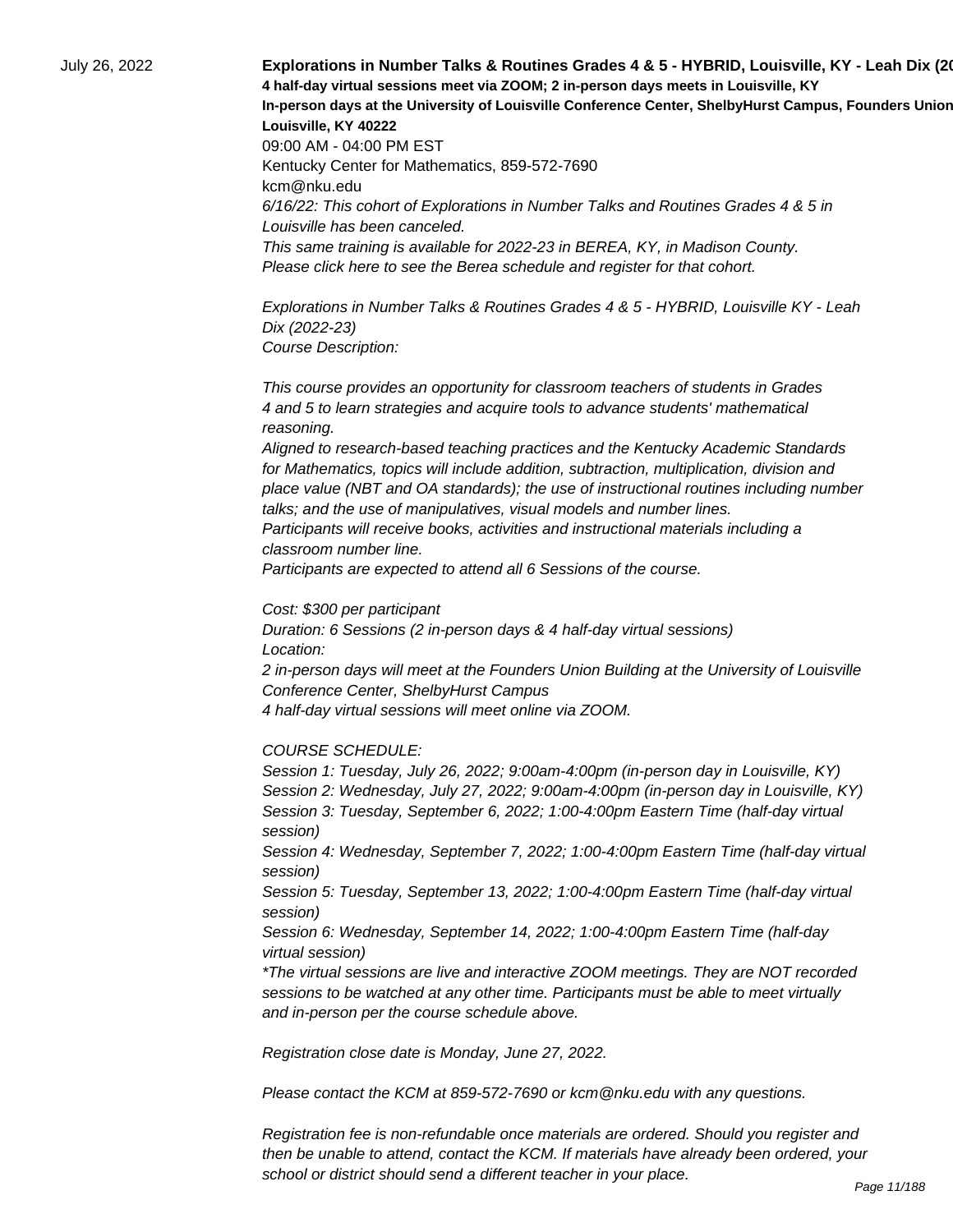July 26, 2022

**Explorations in Number Talks & Routines Grades 4 & 5 - HYBRID, Louisville, KY - Leah Dix (20**
**4 half-day virtual sessions meet via ZOOM; 2 in-person days meets in Louisville, KY**
**In-person days at the University of Louisville Conference Center, ShelbyHurst Campus, Founders Union**
**Louisville, KY 40222**

09:00 AM - 04:00 PM EST

Kentucky Center for Mathematics, 859-572-7690

kcm@nku.edu

*6/16/22: This cohort of Explorations in Number Talks and Routines Grades 4 & 5 in Louisville has been canceled.*
*This same training is available for 2022-23 in BEREA, KY, in Madison County.*
*Please click here to see the Berea schedule and register for that cohort.*

*Explorations in Number Talks & Routines Grades 4 & 5 - HYBRID, Louisville KY - Leah Dix (2022-23)*
*Course Description:*

*This course provides an opportunity for classroom teachers of students in Grades 4 and 5 to learn strategies and acquire tools to advance students' mathematical reasoning.*
*Aligned to research-based teaching practices and the Kentucky Academic Standards for Mathematics, topics will include addition, subtraction, multiplication, division and place value (NBT and OA standards); the use of instructional routines including number talks; and the use of manipulatives, visual models and number lines.*
*Participants will receive books, activities and instructional materials including a classroom number line.*
*Participants are expected to attend all 6 Sessions of the course.*

*Cost: $300 per participant*
*Duration: 6 Sessions (2 in-person days & 4 half-day virtual sessions)*
*Location:*
*2 in-person days will meet at the Founders Union Building at the University of Louisville Conference Center, ShelbyHurst Campus*
*4 half-day virtual sessions will meet online via ZOOM.*

*COURSE SCHEDULE:*
*Session 1: Tuesday, July 26, 2022; 9:00am-4:00pm (in-person day in Louisville, KY)*
*Session 2: Wednesday, July 27, 2022; 9:00am-4:00pm (in-person day in Louisville, KY)*
*Session 3: Tuesday, September 6, 2022; 1:00-4:00pm Eastern Time (half-day virtual session)*
*Session 4: Wednesday, September 7, 2022; 1:00-4:00pm Eastern Time (half-day virtual session)*
*Session 5: Tuesday, September 13, 2022; 1:00-4:00pm Eastern Time (half-day virtual session)*
*Session 6: Wednesday, September 14, 2022; 1:00-4:00pm Eastern Time (half-day virtual session)*
*\*The virtual sessions are live and interactive ZOOM meetings. They are NOT recorded sessions to be watched at any other time. Participants must be able to meet virtually and in-person per the course schedule above.*

*Registration close date is Monday, June 27, 2022.*

*Please contact the KCM at 859-572-7690 or kcm@nku.edu with any questions.*

*Registration fee is non-refundable once materials are ordered. Should you register and then be unable to attend, contact the KCM. If materials have already been ordered, your school or district should send a different teacher in your place.*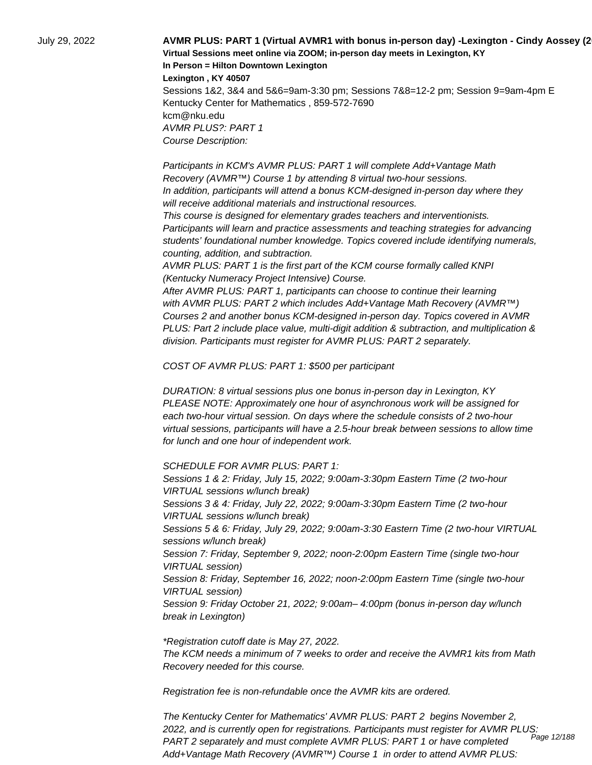July 29, 2022

**AVMR PLUS: PART 1 (Virtual AVMR1 with bonus in-person day) -Lexington - Cindy Aossey (2**

**Virtual Sessions meet online via ZOOM; in-person day meets in Lexington, KY**

**In Person = Hilton Downtown Lexington**

**Lexington , KY 40507**

Sessions 1&2, 3&4 and 5&6=9am-3:30 pm; Sessions 7&8=12-2 pm; Session 9=9am-4pm E

Kentucky Center for Mathematics , 859-572-7690

kcm@nku.edu

*AVMR PLUS?: PART 1*

*Course Description:*

*Participants in KCM's AVMR PLUS: PART 1 will complete Add+Vantage Math Recovery (AVMR™) Course 1 by attending 8 virtual two-hour sessions.*
*In addition, participants will attend a bonus KCM-designed in-person day where they will receive additional materials and instructional resources.*
*This course is designed for elementary grades teachers and interventionists.*
*Participants will learn and practice assessments and teaching strategies for advancing students' foundational number knowledge. Topics covered include identifying numerals, counting, addition, and subtraction.*
*AVMR PLUS: PART 1 is the first part of the KCM course formally called KNPI (Kentucky Numeracy Project Intensive) Course.*
*After AVMR PLUS: PART 1, participants can choose to continue their learning with AVMR PLUS: PART 2 which includes Add+Vantage Math Recovery (AVMR™) Courses 2 and another bonus KCM-designed in-person day. Topics covered in AVMR PLUS: Part 2 include place value, multi-digit addition & subtraction, and multiplication & division. Participants must register for AVMR PLUS: PART 2 separately.*

*COST OF AVMR PLUS: PART 1: $500 per participant*

*DURATION: 8 virtual sessions plus one bonus in-person day in Lexington, KY*
*PLEASE NOTE: Approximately one hour of asynchronous work will be assigned for each two-hour virtual session. On days where the schedule consists of 2 two-hour virtual sessions, participants will have a 2.5-hour break between sessions to allow time for lunch and one hour of independent work.*

*SCHEDULE FOR AVMR PLUS: PART 1:*
*Sessions 1 & 2: Friday, July 15, 2022; 9:00am-3:30pm Eastern Time (2 two-hour VIRTUAL sessions w/lunch break)*
*Sessions 3 & 4: Friday, July 22, 2022; 9:00am-3:30pm Eastern Time (2 two-hour VIRTUAL sessions w/lunch break)*
*Sessions 5 & 6: Friday, July 29, 2022; 9:00am-3:30 Eastern Time (2 two-hour VIRTUAL sessions w/lunch break)*
*Session 7: Friday, September 9, 2022; noon-2:00pm Eastern Time (single two-hour VIRTUAL session)*
*Session 8: Friday, September 16, 2022; noon-2:00pm Eastern Time (single two-hour VIRTUAL session)*
*Session 9: Friday October 21, 2022; 9:00am– 4:00pm (bonus in-person day w/lunch break in Lexington)*

*\*Registration cutoff date is May 27, 2022.*
*The KCM needs a minimum of 7 weeks to order and receive the AVMR1 kits from Math Recovery needed for this course.*

*Registration fee is non-refundable once the AVMR kits are ordered.*

*The Kentucky Center for Mathematics' AVMR PLUS: PART 2 begins November 2, 2022, and is currently open for registrations. Participants must register for AVMR PLUS: PART 2 separately and must complete AVMR PLUS: PART 1 or have completed Add+Vantage Math Recovery (AVMR™) Course 1 in order to attend AVMR PLUS:*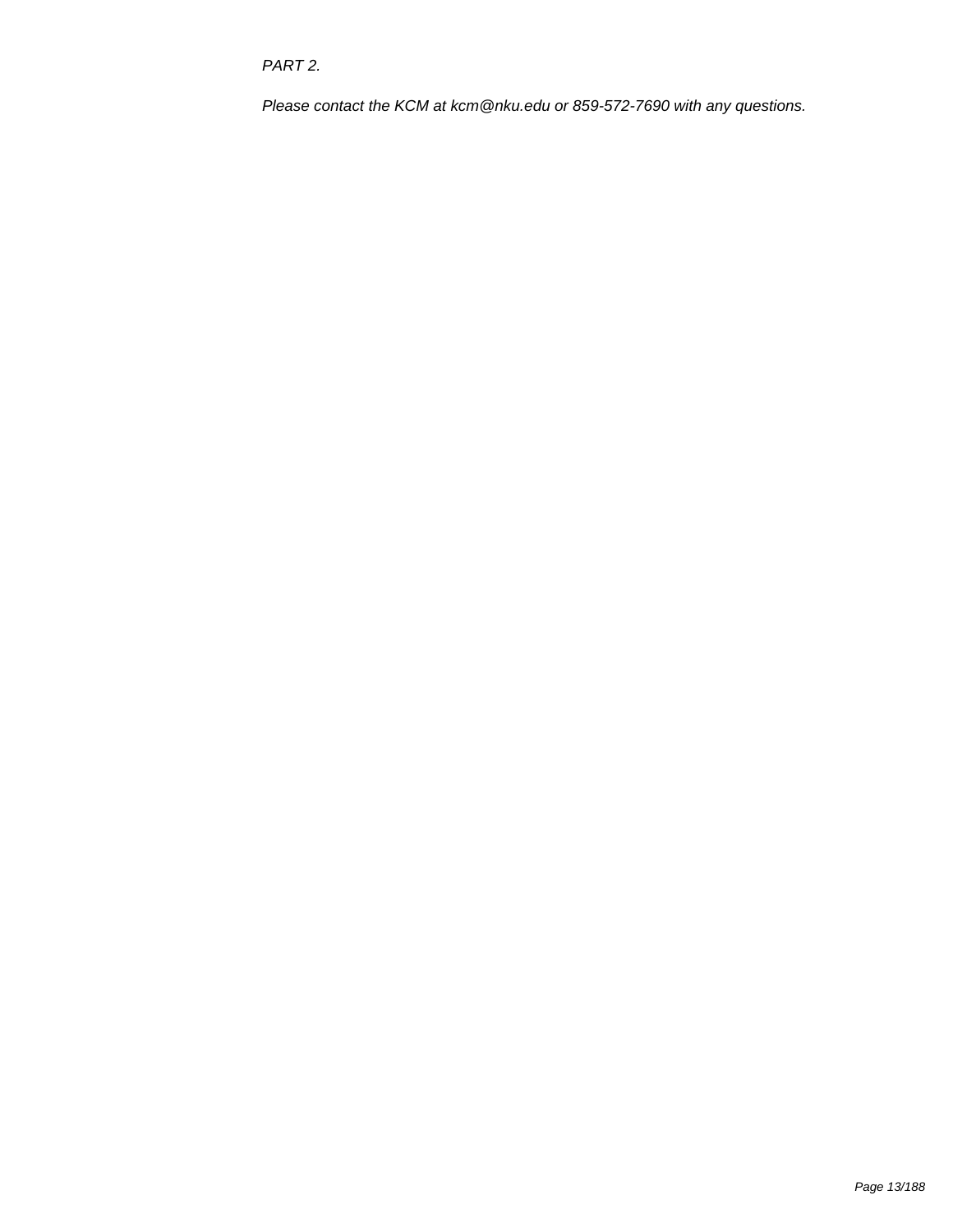*PART 2.*

*Please contact the KCM at kcm@nku.edu or 859-572-7690 with any questions.*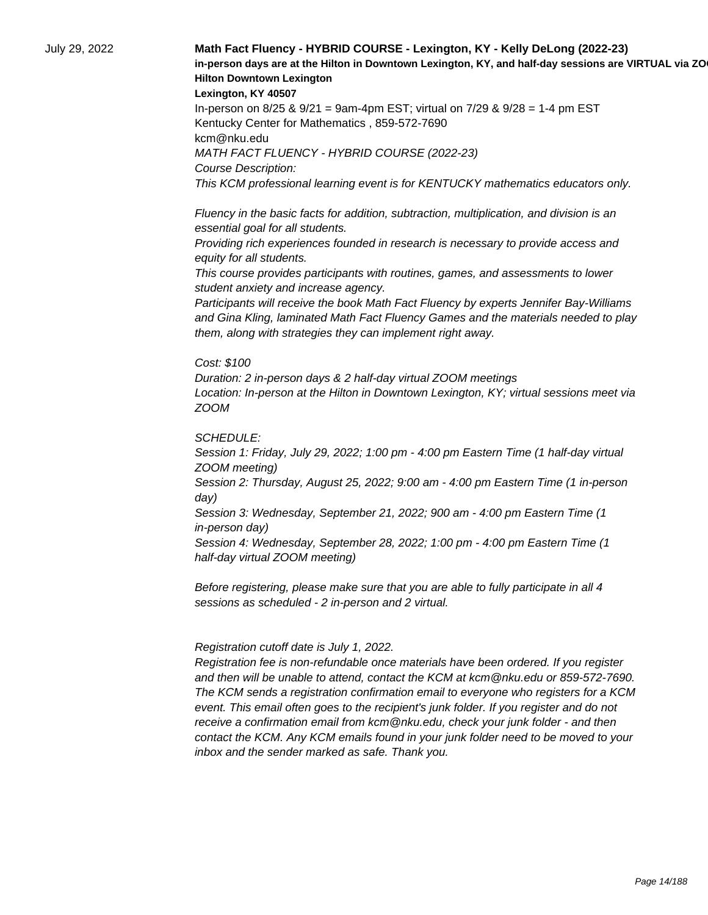July 29, 2022

**Math Fact Fluency - HYBRID COURSE - Lexington, KY - Kelly DeLong (2022-23)**

**in-person days are at the Hilton in Downtown Lexington, KY, and half-day sessions are VIRTUAL via ZO**

**Hilton Downtown Lexington**

**Lexington, KY 40507**

In-person on 8/25 & 9/21 = 9am-4pm EST; virtual on 7/29 & 9/28 = 1-4 pm EST

Kentucky Center for Mathematics , 859-572-7690

kcm@nku.edu

*MATH FACT FLUENCY - HYBRID COURSE (2022-23)*

*Course Description:*

*This KCM professional learning event is for KENTUCKY mathematics educators only.*

*Fluency in the basic facts for addition, subtraction, multiplication, and division is an essential goal for all students.*

*Providing rich experiences founded in research is necessary to provide access and equity for all students.*

*This course provides participants with routines, games, and assessments to lower student anxiety and increase agency.*

*Participants will receive the book Math Fact Fluency by experts Jennifer Bay-Williams and Gina Kling, laminated Math Fact Fluency Games and the materials needed to play them, along with strategies they can implement right away.*

*Cost: $100*

*Duration: 2 in-person days & 2 half-day virtual ZOOM meetings*

*Location: In-person at the Hilton in Downtown Lexington, KY; virtual sessions meet via ZOOM*

*SCHEDULE:*

*Session 1: Friday, July 29, 2022; 1:00 pm - 4:00 pm Eastern Time (1 half-day virtual ZOOM meeting)*

*Session 2: Thursday, August 25, 2022; 9:00 am - 4:00 pm Eastern Time (1 in-person day)*

*Session 3: Wednesday, September 21, 2022; 900 am - 4:00 pm Eastern Time (1 in-person day)*

*Session 4: Wednesday, September 28, 2022; 1:00 pm - 4:00 pm Eastern Time (1 half-day virtual ZOOM meeting)*

*Before registering, please make sure that you are able to fully participate in all 4 sessions as scheduled - 2 in-person and 2 virtual.*

*Registration cutoff date is July 1, 2022.*

*Registration fee is non-refundable once materials have been ordered. If you register and then will be unable to attend, contact the KCM at kcm@nku.edu or 859-572-7690. The KCM sends a registration confirmation email to everyone who registers for a KCM event. This email often goes to the recipient's junk folder. If you register and do not receive a confirmation email from kcm@nku.edu, check your junk folder - and then contact the KCM. Any KCM emails found in your junk folder need to be moved to your inbox and the sender marked as safe. Thank you.*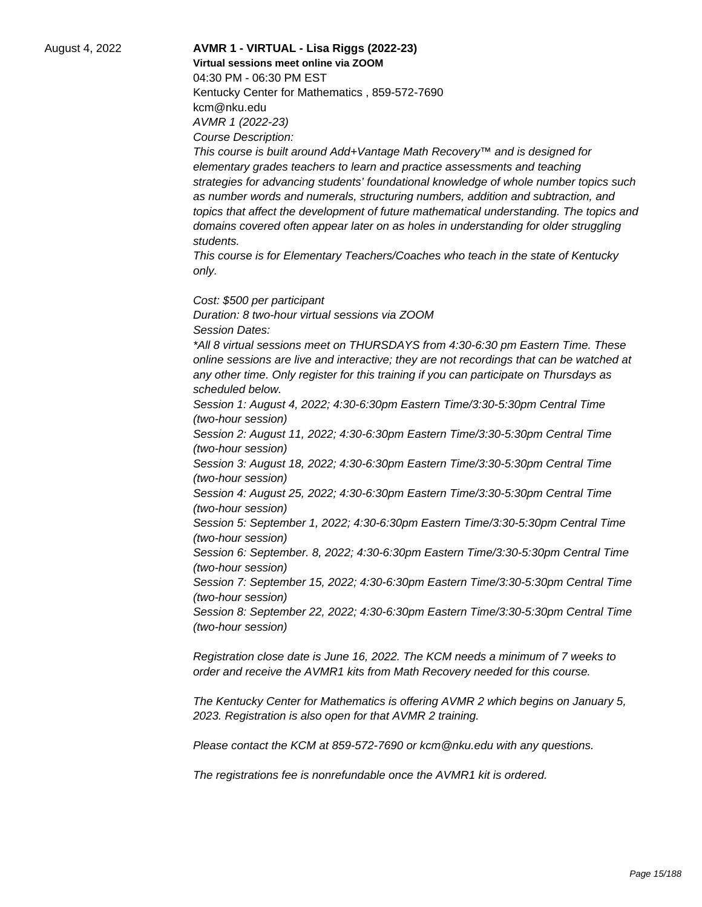August 4, 2022

**AVMR 1 - VIRTUAL - Lisa Riggs (2022-23)**

**Virtual sessions meet online via ZOOM**

04:30 PM - 06:30 PM EST

Kentucky Center for Mathematics , 859-572-7690

kcm@nku.edu

*AVMR 1 (2022-23)*

*Course Description:*

*This course is built around Add+Vantage Math Recovery™ and is designed for elementary grades teachers to learn and practice assessments and teaching strategies for advancing students' foundational knowledge of whole number topics such as number words and numerals, structuring numbers, addition and subtraction, and topics that affect the development of future mathematical understanding. The topics and domains covered often appear later on as holes in understanding for older struggling students.*

*This course is for Elementary Teachers/Coaches who teach in the state of Kentucky only.*

*Cost: $500 per participant*

*Duration: 8 two-hour virtual sessions via ZOOM*

*Session Dates:*

*\*All 8 virtual sessions meet on THURSDAYS from 4:30-6:30 pm Eastern Time. These online sessions are live and interactive; they are not recordings that can be watched at any other time. Only register for this training if you can participate on Thursdays as scheduled below.*

*Session 1: August 4, 2022; 4:30-6:30pm Eastern Time/3:30-5:30pm Central Time (two-hour session)*

*Session 2: August 11, 2022; 4:30-6:30pm Eastern Time/3:30-5:30pm Central Time (two-hour session)*

*Session 3: August 18, 2022; 4:30-6:30pm Eastern Time/3:30-5:30pm Central Time (two-hour session)*

*Session 4: August 25, 2022; 4:30-6:30pm Eastern Time/3:30-5:30pm Central Time (two-hour session)*

*Session 5: September 1, 2022; 4:30-6:30pm Eastern Time/3:30-5:30pm Central Time (two-hour session)*

*Session 6: September. 8, 2022; 4:30-6:30pm Eastern Time/3:30-5:30pm Central Time (two-hour session)*

*Session 7: September 15, 2022; 4:30-6:30pm Eastern Time/3:30-5:30pm Central Time (two-hour session)*

*Session 8: September 22, 2022; 4:30-6:30pm Eastern Time/3:30-5:30pm Central Time (two-hour session)*

*Registration close date is June 16, 2022. The KCM needs a minimum of 7 weeks to order and receive the AVMR1 kits from Math Recovery needed for this course.*

*The Kentucky Center for Mathematics is offering AVMR 2 which begins on January 5, 2023. Registration is also open for that AVMR 2 training.*

*Please contact the KCM at 859-572-7690 or kcm@nku.edu with any questions.*

*The registrations fee is nonrefundable once the AVMR1 kit is ordered.*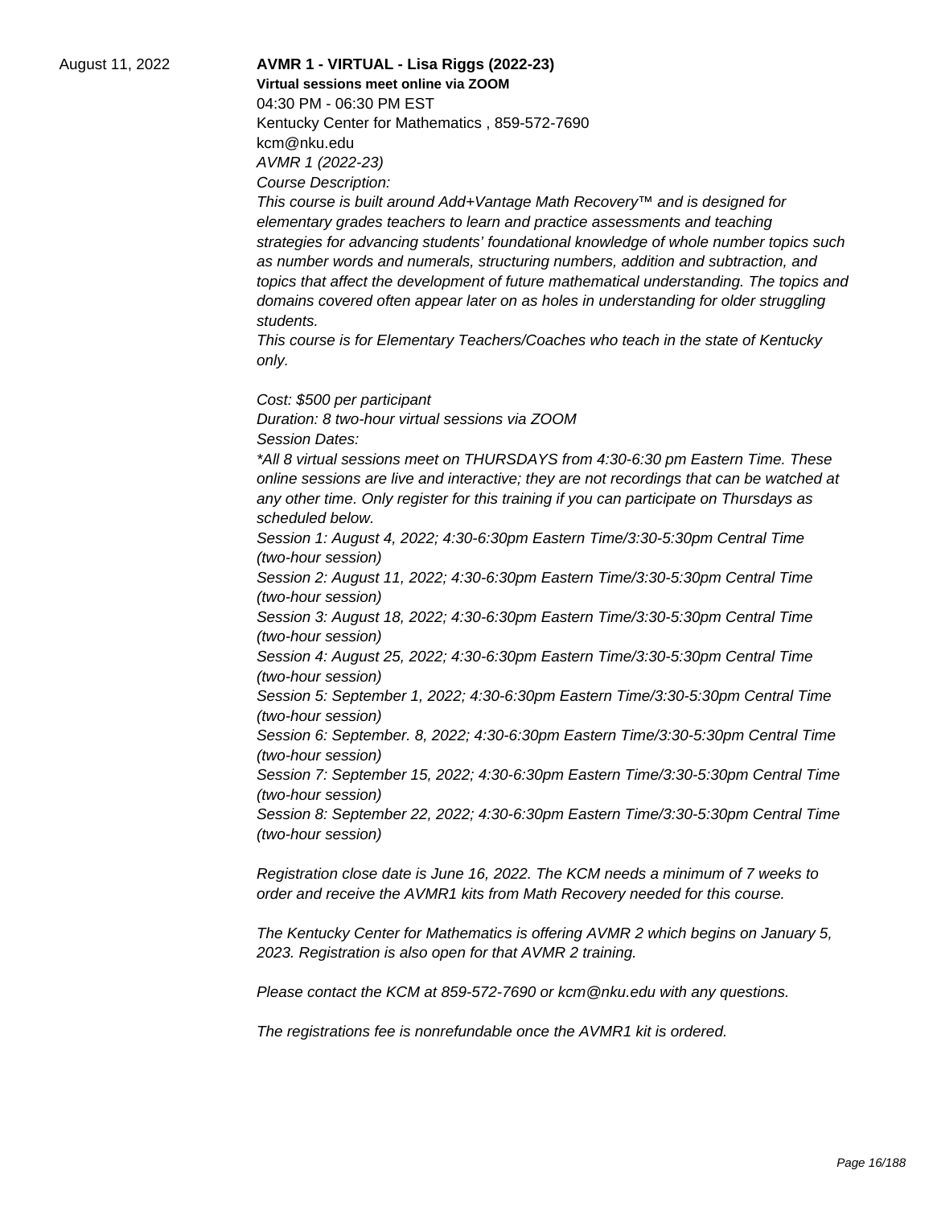August 11, 2022

**AVMR 1 - VIRTUAL - Lisa Riggs (2022-23)**

**Virtual sessions meet online via ZOOM**

04:30 PM - 06:30 PM EST

Kentucky Center for Mathematics , 859-572-7690

kcm@nku.edu

*AVMR 1 (2022-23)*

*Course Description:*

*This course is built around Add+Vantage Math Recovery™ and is designed for elementary grades teachers to learn and practice assessments and teaching strategies for advancing students' foundational knowledge of whole number topics such as number words and numerals, structuring numbers, addition and subtraction, and topics that affect the development of future mathematical understanding. The topics and domains covered often appear later on as holes in understanding for older struggling students.*

*This course is for Elementary Teachers/Coaches who teach in the state of Kentucky only.*

*Cost: $500 per participant*

*Duration: 8 two-hour virtual sessions via ZOOM*

*Session Dates:*

*\*All 8 virtual sessions meet on THURSDAYS from 4:30-6:30 pm Eastern Time. These online sessions are live and interactive; they are not recordings that can be watched at any other time. Only register for this training if you can participate on Thursdays as scheduled below.*

*Session 1: August 4, 2022; 4:30-6:30pm Eastern Time/3:30-5:30pm Central Time (two-hour session)*

*Session 2: August 11, 2022; 4:30-6:30pm Eastern Time/3:30-5:30pm Central Time (two-hour session)*

*Session 3: August 18, 2022; 4:30-6:30pm Eastern Time/3:30-5:30pm Central Time (two-hour session)*

*Session 4: August 25, 2022; 4:30-6:30pm Eastern Time/3:30-5:30pm Central Time (two-hour session)*

*Session 5: September 1, 2022; 4:30-6:30pm Eastern Time/3:30-5:30pm Central Time (two-hour session)*

*Session 6: September. 8, 2022; 4:30-6:30pm Eastern Time/3:30-5:30pm Central Time (two-hour session)*

*Session 7: September 15, 2022; 4:30-6:30pm Eastern Time/3:30-5:30pm Central Time (two-hour session)*

*Session 8: September 22, 2022; 4:30-6:30pm Eastern Time/3:30-5:30pm Central Time (two-hour session)*

*Registration close date is June 16, 2022. The KCM needs a minimum of 7 weeks to order and receive the AVMR1 kits from Math Recovery needed for this course.*

*The Kentucky Center for Mathematics is offering AVMR 2 which begins on January 5, 2023. Registration is also open for that AVMR 2 training.*

*Please contact the KCM at 859-572-7690 or kcm@nku.edu with any questions.*

*The registrations fee is nonrefundable once the AVMR1 kit is ordered.*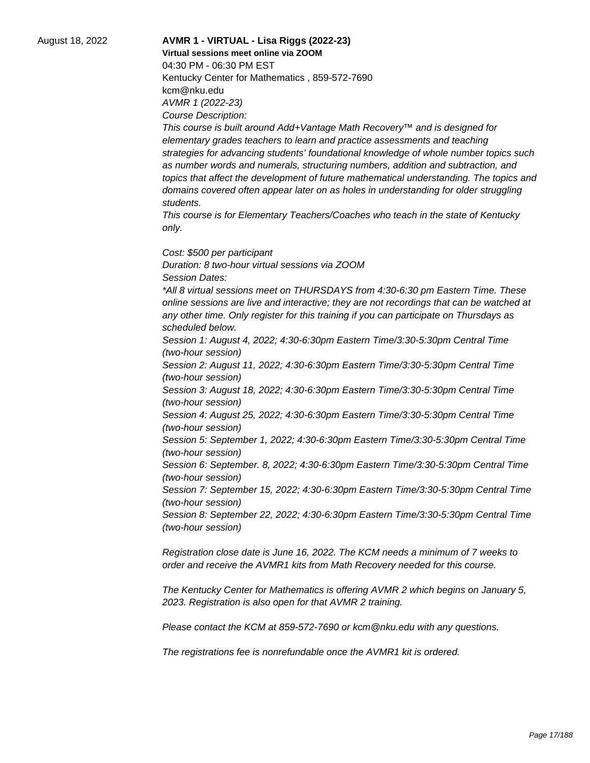August 18, 2022

**AVMR 1 - VIRTUAL - Lisa Riggs (2022-23)**

**Virtual sessions meet online via ZOOM**

04:30 PM - 06:30 PM EST

Kentucky Center for Mathematics , 859-572-7690

kcm@nku.edu

*AVMR 1 (2022-23)*

*Course Description:*

*This course is built around Add+Vantage Math Recovery™ and is designed for elementary grades teachers to learn and practice assessments and teaching strategies for advancing students' foundational knowledge of whole number topics such as number words and numerals, structuring numbers, addition and subtraction, and topics that affect the development of future mathematical understanding. The topics and domains covered often appear later on as holes in understanding for older struggling students.*

*This course is for Elementary Teachers/Coaches who teach in the state of Kentucky only.*

*Cost: $500 per participant*

*Duration: 8 two-hour virtual sessions via ZOOM*

*Session Dates:*

*\*All 8 virtual sessions meet on THURSDAYS from 4:30-6:30 pm Eastern Time. These online sessions are live and interactive; they are not recordings that can be watched at any other time. Only register for this training if you can participate on Thursdays as scheduled below.*

*Session 1: August 4, 2022; 4:30-6:30pm Eastern Time/3:30-5:30pm Central Time (two-hour session)*

*Session 2: August 11, 2022; 4:30-6:30pm Eastern Time/3:30-5:30pm Central Time (two-hour session)*

*Session 3: August 18, 2022; 4:30-6:30pm Eastern Time/3:30-5:30pm Central Time (two-hour session)*

*Session 4: August 25, 2022; 4:30-6:30pm Eastern Time/3:30-5:30pm Central Time (two-hour session)*

*Session 5: September 1, 2022; 4:30-6:30pm Eastern Time/3:30-5:30pm Central Time (two-hour session)*

*Session 6: September. 8, 2022; 4:30-6:30pm Eastern Time/3:30-5:30pm Central Time (two-hour session)*

*Session 7: September 15, 2022; 4:30-6:30pm Eastern Time/3:30-5:30pm Central Time (two-hour session)*

*Session 8: September 22, 2022; 4:30-6:30pm Eastern Time/3:30-5:30pm Central Time (two-hour session)*

*Registration close date is June 16, 2022. The KCM needs a minimum of 7 weeks to order and receive the AVMR1 kits from Math Recovery needed for this course.*

*The Kentucky Center for Mathematics is offering AVMR 2 which begins on January 5, 2023. Registration is also open for that AVMR 2 training.*

*Please contact the KCM at 859-572-7690 or kcm@nku.edu with any questions.*

*The registrations fee is nonrefundable once the AVMR1 kit is ordered.*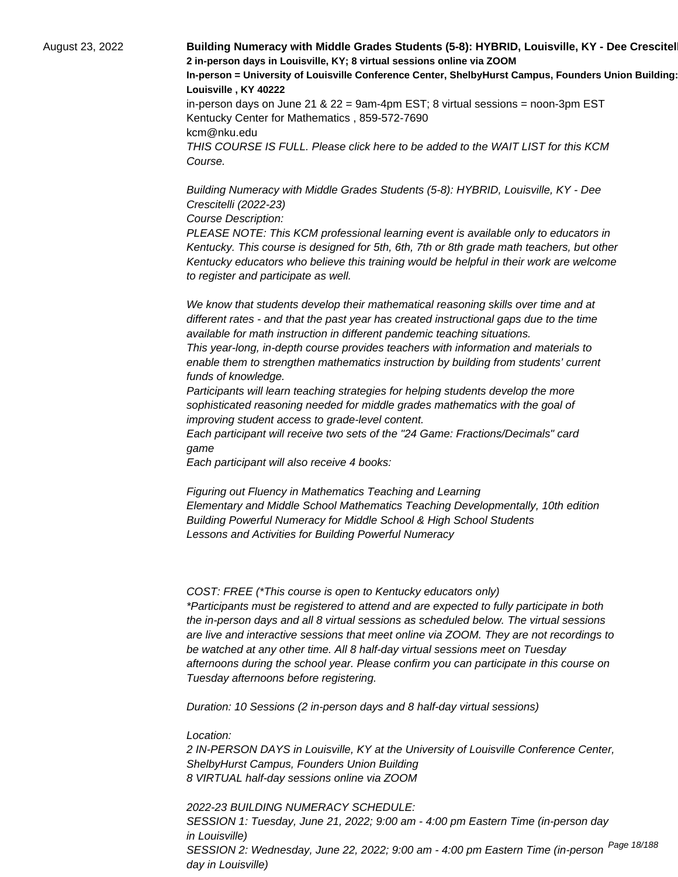August 23, 2022

**Building Numeracy with Middle Grades Students (5-8): HYBRID, Louisville, KY - Dee Crescitell**
**2 in-person days in Louisville, KY; 8 virtual sessions online via ZOOM**
**In-person = University of Louisville Conference Center, ShelbyHurst Campus, Founders Union Building:**
**Louisville , KY 40222**

in-person days on June 21 & 22 = 9am-4pm EST; 8 virtual sessions = noon-3pm EST
Kentucky Center for Mathematics , 859-572-7690
kcm@nku.edu

*THIS COURSE IS FULL. Please click here to be added to the WAIT LIST for this KCM Course.*

*Building Numeracy with Middle Grades Students (5-8): HYBRID, Louisville, KY - Dee Crescitelli (2022-23)*
*Course Description:*
*PLEASE NOTE: This KCM professional learning event is available only to educators in Kentucky. This course is designed for 5th, 6th, 7th or 8th grade math teachers, but other Kentucky educators who believe this training would be helpful in their work are welcome to register and participate as well.*

*We know that students develop their mathematical reasoning skills over time and at different rates - and that the past year has created instructional gaps due to the time available for math instruction in different pandemic teaching situations.*
*This year-long, in-depth course provides teachers with information and materials to enable them to strengthen mathematics instruction by building from students' current funds of knowledge.*
*Participants will learn teaching strategies for helping students develop the more sophisticated reasoning needed for middle grades mathematics with the goal of improving student access to grade-level content.*
*Each participant will receive two sets of the "24 Game: Fractions/Decimals" card game*
*Each participant will also receive 4 books:*

*Figuring out Fluency in Mathematics Teaching and Learning*
*Elementary and Middle School Mathematics Teaching Developmentally, 10th edition*
*Building Powerful Numeracy for Middle School & High School Students*
*Lessons and Activities for Building Powerful Numeracy*

*COST: FREE (\*This course is open to Kentucky educators only)*
*\*Participants must be registered to attend and are expected to fully participate in both the in-person days and all 8 virtual sessions as scheduled below. The virtual sessions are live and interactive sessions that meet online via ZOOM. They are not recordings to be watched at any other time. All 8 half-day virtual sessions meet on Tuesday afternoons during the school year. Please confirm you can participate in this course on Tuesday afternoons before registering.*

*Duration: 10 Sessions (2 in-person days and 8 half-day virtual sessions)*

*Location:*
*2 IN-PERSON DAYS in Louisville, KY at the University of Louisville Conference Center, ShelbyHurst Campus, Founders Union Building*
*8 VIRTUAL half-day sessions online via ZOOM*

*2022-23 BUILDING NUMERACY SCHEDULE:*
*SESSION 1: Tuesday, June 21, 2022; 9:00 am - 4:00 pm Eastern Time (in-person day in Louisville)*
*SESSION 2: Wednesday, June 22, 2022; 9:00 am - 4:00 pm Eastern Time (in-person day in Louisville)*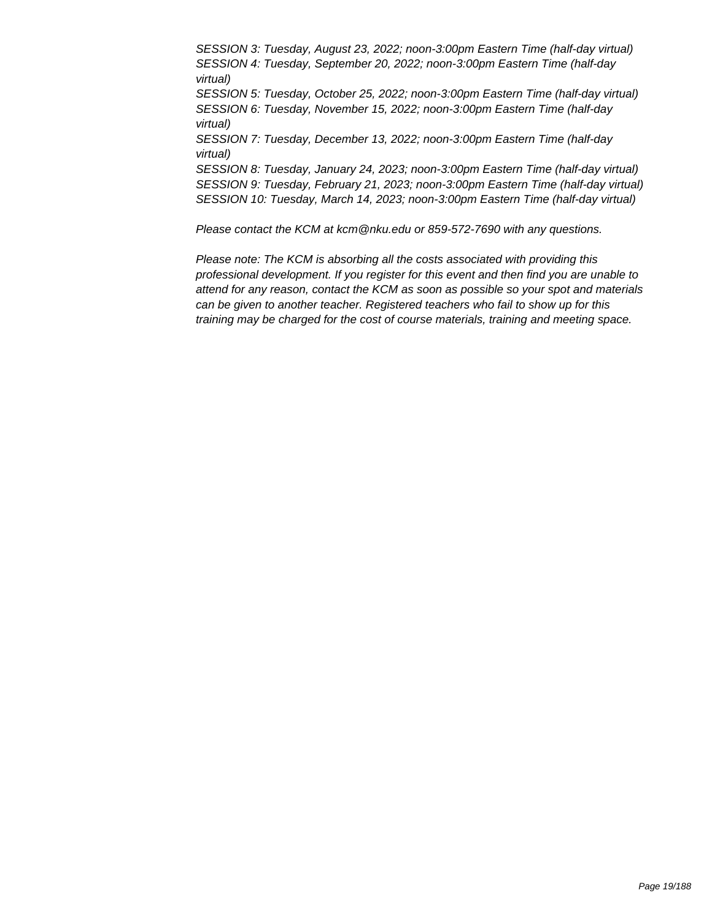*SESSION 3: Tuesday, August 23, 2022; noon-3:00pm Eastern Time (half-day virtual)*
*SESSION 4: Tuesday, September 20, 2022; noon-3:00pm Eastern Time (half-day virtual)*
*SESSION 5: Tuesday, October 25, 2022; noon-3:00pm Eastern Time (half-day virtual)*
*SESSION 6: Tuesday, November 15, 2022; noon-3:00pm Eastern Time (half-day virtual)*
*SESSION 7: Tuesday, December 13, 2022; noon-3:00pm Eastern Time (half-day virtual)*
*SESSION 8: Tuesday, January 24, 2023; noon-3:00pm Eastern Time (half-day virtual)*
*SESSION 9: Tuesday, February 21, 2023; noon-3:00pm Eastern Time (half-day virtual)*
*SESSION 10: Tuesday, March 14, 2023; noon-3:00pm Eastern Time (half-day virtual)*

*Please contact the KCM at kcm@nku.edu or 859-572-7690 with any questions.*

*Please note: The KCM is absorbing all the costs associated with providing this professional development. If you register for this event and then find you are unable to attend for any reason, contact the KCM as soon as possible so your spot and materials can be given to another teacher. Registered teachers who fail to show up for this training may be charged for the cost of course materials, training and meeting space.*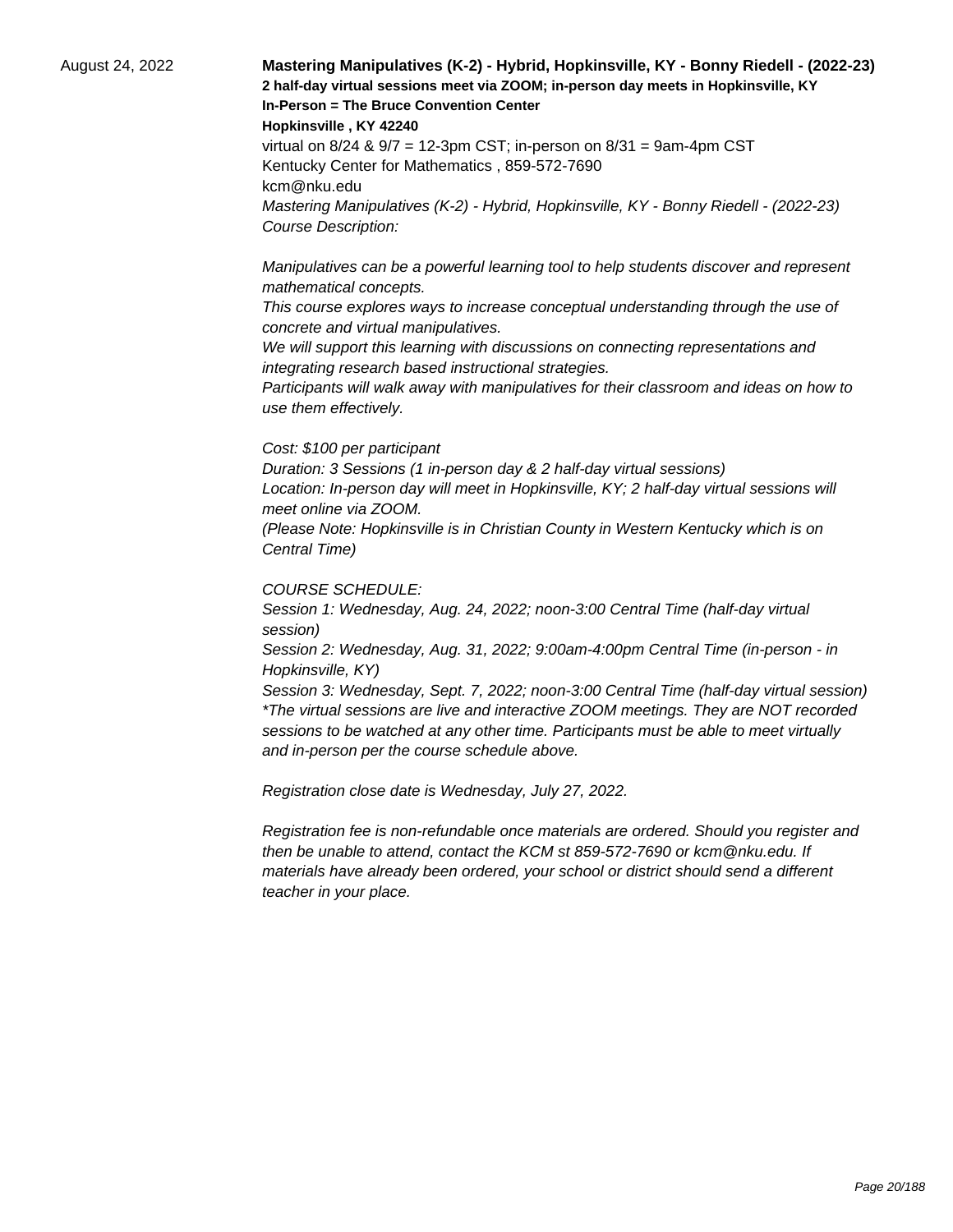August 24, 2022

**Mastering Manipulatives (K-2) - Hybrid, Hopkinsville, KY - Bonny Riedell - (2022-23)**

**2 half-day virtual sessions meet via ZOOM; in-person day meets in Hopkinsville, KY**

**In-Person = The Bruce Convention Center**

**Hopkinsville , KY 42240**

virtual on 8/24 & 9/7 = 12-3pm CST; in-person on 8/31 = 9am-4pm CST

Kentucky Center for Mathematics , 859-572-7690

kcm@nku.edu

*Mastering Manipulatives (K-2) - Hybrid, Hopkinsville, KY - Bonny Riedell - (2022-23)*

*Course Description:*

*Manipulatives can be a powerful learning tool to help students discover and represent mathematical concepts.*

*This course explores ways to increase conceptual understanding through the use of concrete and virtual manipulatives.*

*We will support this learning with discussions on connecting representations and integrating research based instructional strategies.*

*Participants will walk away with manipulatives for their classroom and ideas on how to use them effectively.*

*Cost: $100 per participant*

*Duration: 3 Sessions (1 in-person day & 2 half-day virtual sessions)*

*Location: In-person day will meet in Hopkinsville, KY; 2 half-day virtual sessions will meet online via ZOOM.*

*(Please Note: Hopkinsville is in Christian County in Western Kentucky which is on Central Time)*

*COURSE SCHEDULE:*

*Session 1: Wednesday, Aug. 24, 2022; noon-3:00 Central Time (half-day virtual session)*

*Session 2: Wednesday, Aug. 31, 2022; 9:00am-4:00pm Central Time (in-person - in Hopkinsville, KY)*

*Session 3: Wednesday, Sept. 7, 2022; noon-3:00 Central Time (half-day virtual session)*

*\*The virtual sessions are live and interactive ZOOM meetings. They are NOT recorded sessions to be watched at any other time. Participants must be able to meet virtually and in-person per the course schedule above.*

*Registration close date is Wednesday, July 27, 2022.*

*Registration fee is non-refundable once materials are ordered. Should you register and then be unable to attend, contact the KCM st 859-572-7690 or kcm@nku.edu. If materials have already been ordered, your school or district should send a different teacher in your place.*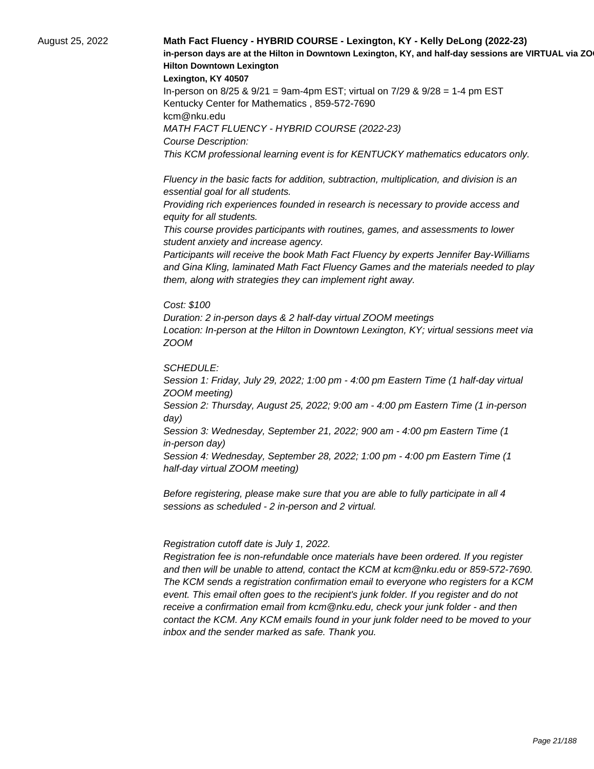August 25, 2022

**Math Fact Fluency - HYBRID COURSE - Lexington, KY - Kelly DeLong (2022-23)**

**in-person days are at the Hilton in Downtown Lexington, KY, and half-day sessions are VIRTUAL via ZO**

**Hilton Downtown Lexington**

**Lexington, KY 40507**

In-person on 8/25 & 9/21 = 9am-4pm EST; virtual on 7/29 & 9/28 = 1-4 pm EST

Kentucky Center for Mathematics , 859-572-7690

kcm@nku.edu

*MATH FACT FLUENCY - HYBRID COURSE (2022-23)*

*Course Description:*

*This KCM professional learning event is for KENTUCKY mathematics educators only.*

*Fluency in the basic facts for addition, subtraction, multiplication, and division is an essential goal for all students.*

*Providing rich experiences founded in research is necessary to provide access and equity for all students.*

*This course provides participants with routines, games, and assessments to lower student anxiety and increase agency.*

*Participants will receive the book Math Fact Fluency by experts Jennifer Bay-Williams and Gina Kling, laminated Math Fact Fluency Games and the materials needed to play them, along with strategies they can implement right away.*

*Cost: $100*

*Duration: 2 in-person days & 2 half-day virtual ZOOM meetings*

*Location: In-person at the Hilton in Downtown Lexington, KY; virtual sessions meet via ZOOM*

*SCHEDULE:*

*Session 1: Friday, July 29, 2022; 1:00 pm - 4:00 pm Eastern Time (1 half-day virtual ZOOM meeting)*

*Session 2: Thursday, August 25, 2022; 9:00 am - 4:00 pm Eastern Time (1 in-person day)*

*Session 3: Wednesday, September 21, 2022; 900 am - 4:00 pm Eastern Time (1 in-person day)*

*Session 4: Wednesday, September 28, 2022; 1:00 pm - 4:00 pm Eastern Time (1 half-day virtual ZOOM meeting)*

*Before registering, please make sure that you are able to fully participate in all 4 sessions as scheduled - 2 in-person and 2 virtual.*

*Registration cutoff date is July 1, 2022.*

*Registration fee is non-refundable once materials have been ordered. If you register and then will be unable to attend, contact the KCM at kcm@nku.edu or 859-572-7690. The KCM sends a registration confirmation email to everyone who registers for a KCM event. This email often goes to the recipient's junk folder. If you register and do not receive a confirmation email from kcm@nku.edu, check your junk folder - and then contact the KCM. Any KCM emails found in your junk folder need to be moved to your inbox and the sender marked as safe. Thank you.*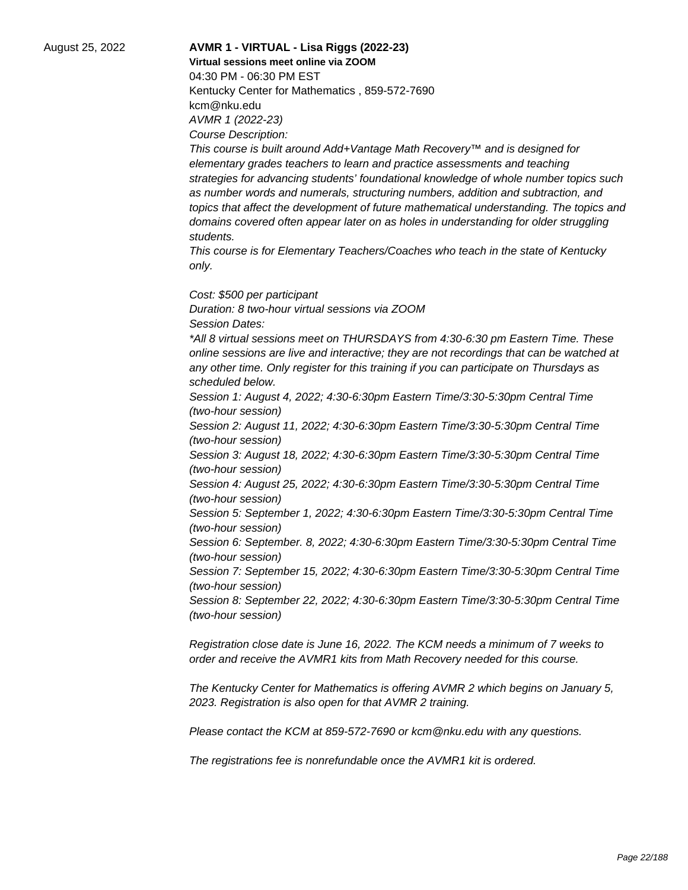August 25, 2022

**AVMR 1 - VIRTUAL - Lisa Riggs (2022-23)**

**Virtual sessions meet online via ZOOM**

04:30 PM - 06:30 PM EST

Kentucky Center for Mathematics , 859-572-7690

kcm@nku.edu

*AVMR 1 (2022-23)*

*Course Description:*

*This course is built around Add+Vantage Math Recovery™ and is designed for elementary grades teachers to learn and practice assessments and teaching strategies for advancing students' foundational knowledge of whole number topics such as number words and numerals, structuring numbers, addition and subtraction, and topics that affect the development of future mathematical understanding. The topics and domains covered often appear later on as holes in understanding for older struggling students.*

*This course is for Elementary Teachers/Coaches who teach in the state of Kentucky only.*

*Cost: $500 per participant*

*Duration: 8 two-hour virtual sessions via ZOOM*

*Session Dates:*

**All 8 virtual sessions meet on THURSDAYS from 4:30-6:30 pm Eastern Time. These online sessions are live and interactive; they are not recordings that can be watched at any other time. Only register for this training if you can participate on Thursdays as scheduled below.*

*Session 1: August 4, 2022; 4:30-6:30pm Eastern Time/3:30-5:30pm Central Time (two-hour session)*

*Session 2: August 11, 2022; 4:30-6:30pm Eastern Time/3:30-5:30pm Central Time (two-hour session)*

*Session 3: August 18, 2022; 4:30-6:30pm Eastern Time/3:30-5:30pm Central Time (two-hour session)*

*Session 4: August 25, 2022; 4:30-6:30pm Eastern Time/3:30-5:30pm Central Time (two-hour session)*

*Session 5: September 1, 2022; 4:30-6:30pm Eastern Time/3:30-5:30pm Central Time (two-hour session)*

*Session 6: September. 8, 2022; 4:30-6:30pm Eastern Time/3:30-5:30pm Central Time (two-hour session)*

*Session 7: September 15, 2022; 4:30-6:30pm Eastern Time/3:30-5:30pm Central Time (two-hour session)*

*Session 8: September 22, 2022; 4:30-6:30pm Eastern Time/3:30-5:30pm Central Time (two-hour session)*

*Registration close date is June 16, 2022. The KCM needs a minimum of 7 weeks to order and receive the AVMR1 kits from Math Recovery needed for this course.*

*The Kentucky Center for Mathematics is offering AVMR 2 which begins on January 5, 2023. Registration is also open for that AVMR 2 training.*

*Please contact the KCM at 859-572-7690 or kcm@nku.edu with any questions.*

*The registrations fee is nonrefundable once the AVMR1 kit is ordered.*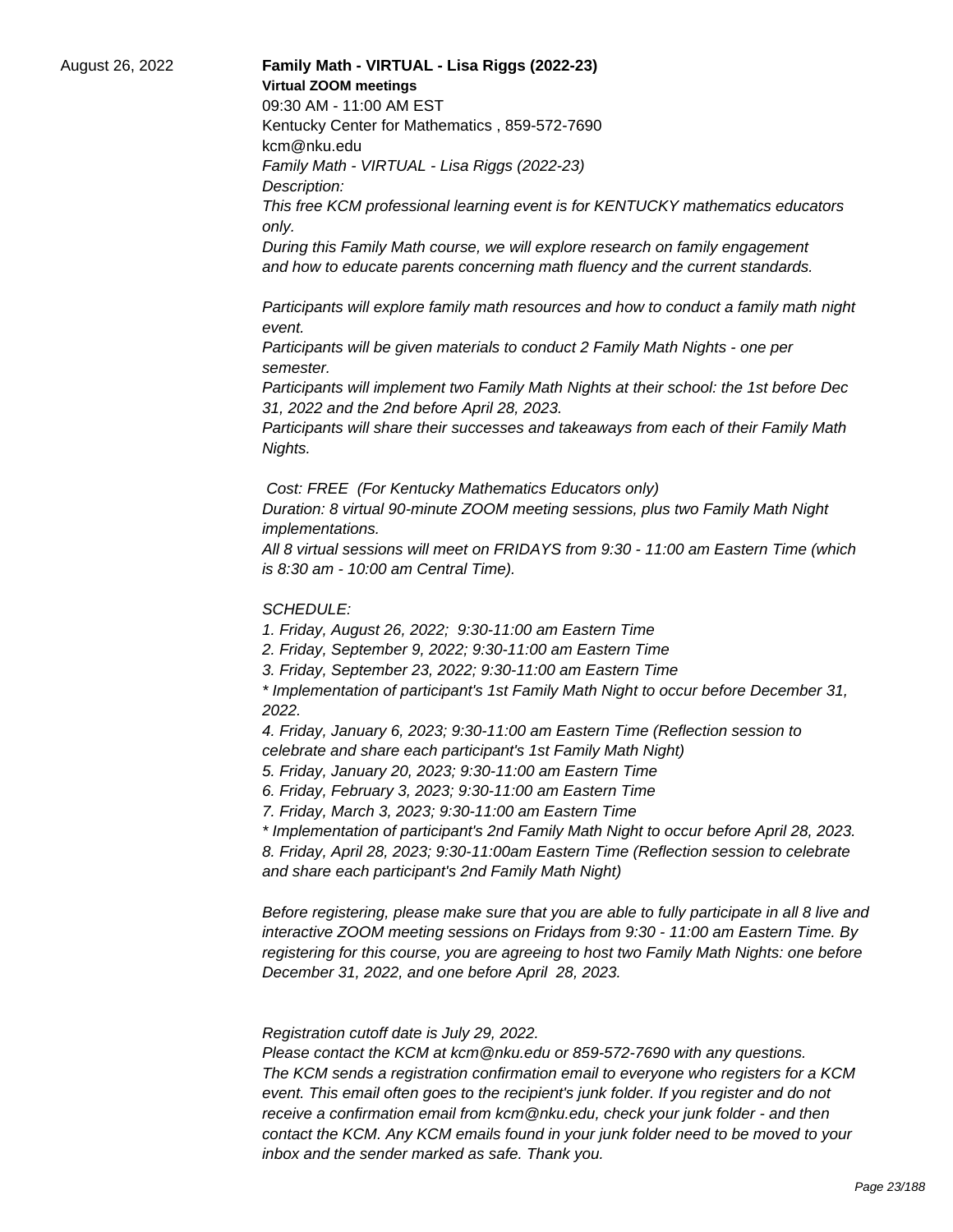August 26, 2022

**Family Math - VIRTUAL - Lisa Riggs (2022-23)**

**Virtual ZOOM meetings**

09:30 AM - 11:00 AM EST

Kentucky Center for Mathematics , 859-572-7690

kcm@nku.edu

*Family Math - VIRTUAL - Lisa Riggs (2022-23)*

*Description:*

*This free KCM professional learning event is for KENTUCKY mathematics educators only.*

*During this Family Math course, we will explore research on family engagement and how to educate parents concerning math fluency and the current standards.*

*Participants will explore family math resources and how to conduct a family math night event.*

*Participants will be given materials to conduct 2 Family Math Nights - one per semester.*

*Participants will implement two Family Math Nights at their school: the 1st before Dec 31, 2022 and the 2nd before April 28, 2023.*

*Participants will share their successes and takeaways from each of their Family Math Nights.*

*Cost: FREE (For Kentucky Mathematics Educators only)*

*Duration: 8 virtual 90-minute ZOOM meeting sessions, plus two Family Math Night implementations.*

*All 8 virtual sessions will meet on FRIDAYS from 9:30 - 11:00 am Eastern Time (which is 8:30 am - 10:00 am Central Time).*

*SCHEDULE:*

*1. Friday, August 26, 2022; 9:30-11:00 am Eastern Time*

*2. Friday, September 9, 2022; 9:30-11:00 am Eastern Time*

*3. Friday, September 23, 2022; 9:30-11:00 am Eastern Time*

*\* Implementation of participant's 1st Family Math Night to occur before December 31, 2022.*

*4. Friday, January 6, 2023; 9:30-11:00 am Eastern Time (Reflection session to celebrate and share each participant's 1st Family Math Night)*

*5. Friday, January 20, 2023; 9:30-11:00 am Eastern Time*

*6. Friday, February 3, 2023; 9:30-11:00 am Eastern Time*

*7. Friday, March 3, 2023; 9:30-11:00 am Eastern Time*

*\* Implementation of participant's 2nd Family Math Night to occur before April 28, 2023.*

*8. Friday, April 28, 2023; 9:30-11:00am Eastern Time (Reflection session to celebrate and share each participant's 2nd Family Math Night)*

*Before registering, please make sure that you are able to fully participate in all 8 live and interactive ZOOM meeting sessions on Fridays from 9:30 - 11:00 am Eastern Time. By registering for this course, you are agreeing to host two Family Math Nights: one before December 31, 2022, and one before April 28, 2023.*

*Registration cutoff date is July 29, 2022.*

*Please contact the KCM at kcm@nku.edu or 859-572-7690 with any questions.*

*The KCM sends a registration confirmation email to everyone who registers for a KCM event. This email often goes to the recipient's junk folder. If you register and do not receive a confirmation email from kcm@nku.edu, check your junk folder - and then contact the KCM. Any KCM emails found in your junk folder need to be moved to your inbox and the sender marked as safe. Thank you.*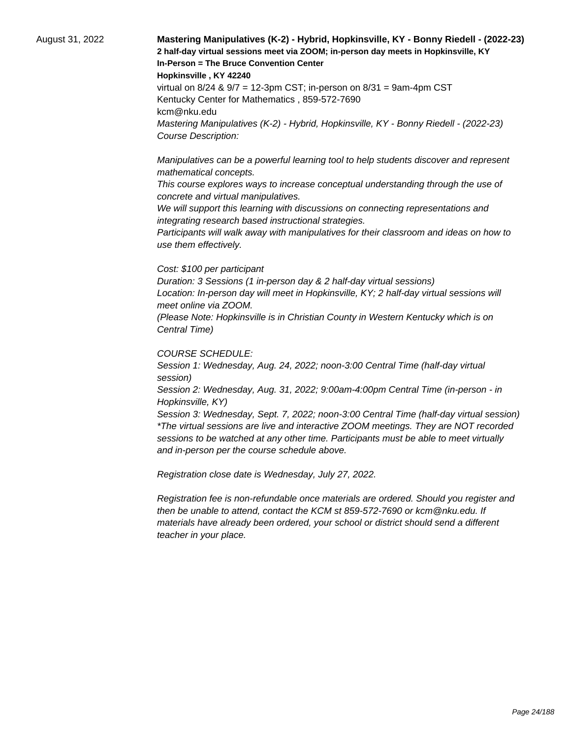August 31, 2022

**Mastering Manipulatives (K-2) - Hybrid, Hopkinsville, KY - Bonny Riedell - (2022-23)**
**2 half-day virtual sessions meet via ZOOM; in-person day meets in Hopkinsville, KY**
**In-Person = The Bruce Convention Center**
**Hopkinsville , KY 42240**
virtual on 8/24 & 9/7 = 12-3pm CST; in-person on 8/31 = 9am-4pm CST
Kentucky Center for Mathematics , 859-572-7690
kcm@nku.edu
*Mastering Manipulatives (K-2) - Hybrid, Hopkinsville, KY - Bonny Riedell - (2022-23)*
*Course Description:*

*Manipulatives can be a powerful learning tool to help students discover and represent mathematical concepts.*
*This course explores ways to increase conceptual understanding through the use of concrete and virtual manipulatives.*
*We will support this learning with discussions on connecting representations and integrating research based instructional strategies.*
*Participants will walk away with manipulatives for their classroom and ideas on how to use them effectively.*

*Cost: $100 per participant*
*Duration: 3 Sessions (1 in-person day & 2 half-day virtual sessions)*
*Location: In-person day will meet in Hopkinsville, KY; 2 half-day virtual sessions will meet online via ZOOM.*
*(Please Note: Hopkinsville is in Christian County in Western Kentucky which is on Central Time)*

*COURSE SCHEDULE:*
*Session 1: Wednesday, Aug. 24, 2022; noon-3:00 Central Time (half-day virtual session)*
*Session 2: Wednesday, Aug. 31, 2022; 9:00am-4:00pm Central Time (in-person - in Hopkinsville, KY)*
*Session 3: Wednesday, Sept. 7, 2022; noon-3:00 Central Time (half-day virtual session)*
*\*The virtual sessions are live and interactive ZOOM meetings. They are NOT recorded sessions to be watched at any other time. Participants must be able to meet virtually and in-person per the course schedule above.*

*Registration close date is Wednesday, July 27, 2022.*

*Registration fee is non-refundable once materials are ordered. Should you register and then be unable to attend, contact the KCM st 859-572-7690 or kcm@nku.edu. If materials have already been ordered, your school or district should send a different teacher in your place.*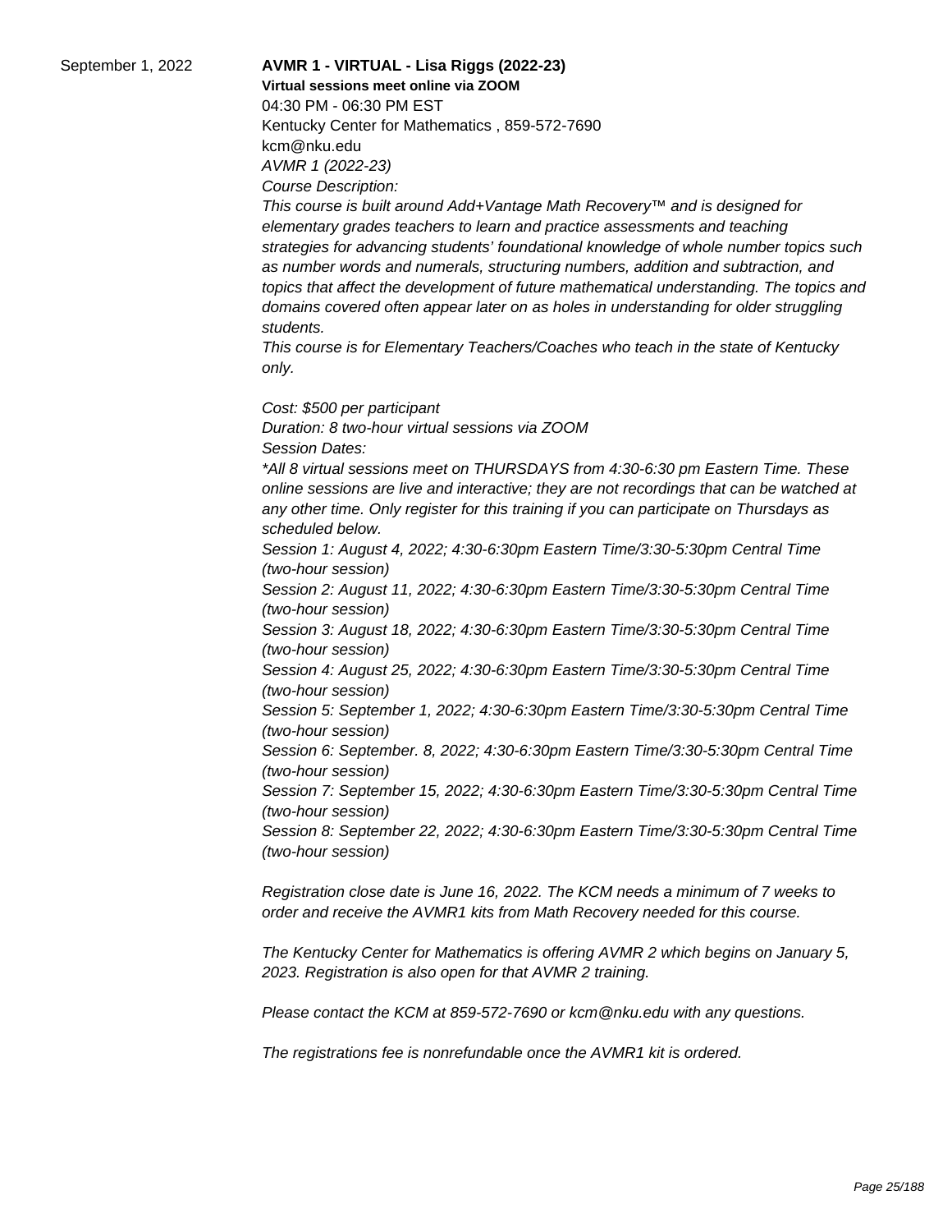September 1, 2022

**AVMR 1 - VIRTUAL - Lisa Riggs (2022-23)**

**Virtual sessions meet online via ZOOM**

04:30 PM - 06:30 PM EST

Kentucky Center for Mathematics , 859-572-7690

kcm@nku.edu

*AVMR 1 (2022-23)*

*Course Description:*

*This course is built around Add+Vantage Math Recovery™ and is designed for elementary grades teachers to learn and practice assessments and teaching strategies for advancing students' foundational knowledge of whole number topics such as number words and numerals, structuring numbers, addition and subtraction, and topics that affect the development of future mathematical understanding. The topics and domains covered often appear later on as holes in understanding for older struggling students.*

*This course is for Elementary Teachers/Coaches who teach in the state of Kentucky only.*

*Cost: $500 per participant*

*Duration: 8 two-hour virtual sessions via ZOOM*

*Session Dates:*

*\*All 8 virtual sessions meet on THURSDAYS from 4:30-6:30 pm Eastern Time. These online sessions are live and interactive; they are not recordings that can be watched at any other time. Only register for this training if you can participate on Thursdays as scheduled below.*

*Session 1: August 4, 2022; 4:30-6:30pm Eastern Time/3:30-5:30pm Central Time (two-hour session)*

*Session 2: August 11, 2022; 4:30-6:30pm Eastern Time/3:30-5:30pm Central Time (two-hour session)*

*Session 3: August 18, 2022; 4:30-6:30pm Eastern Time/3:30-5:30pm Central Time (two-hour session)*

*Session 4: August 25, 2022; 4:30-6:30pm Eastern Time/3:30-5:30pm Central Time (two-hour session)*

*Session 5: September 1, 2022; 4:30-6:30pm Eastern Time/3:30-5:30pm Central Time (two-hour session)*

*Session 6: September. 8, 2022; 4:30-6:30pm Eastern Time/3:30-5:30pm Central Time (two-hour session)*

*Session 7: September 15, 2022; 4:30-6:30pm Eastern Time/3:30-5:30pm Central Time (two-hour session)*

*Session 8: September 22, 2022; 4:30-6:30pm Eastern Time/3:30-5:30pm Central Time (two-hour session)*

*Registration close date is June 16, 2022. The KCM needs a minimum of 7 weeks to order and receive the AVMR1 kits from Math Recovery needed for this course.*

*The Kentucky Center for Mathematics is offering AVMR 2 which begins on January 5, 2023. Registration is also open for that AVMR 2 training.*

*Please contact the KCM at 859-572-7690 or kcm@nku.edu with any questions.*

*The registrations fee is nonrefundable once the AVMR1 kit is ordered.*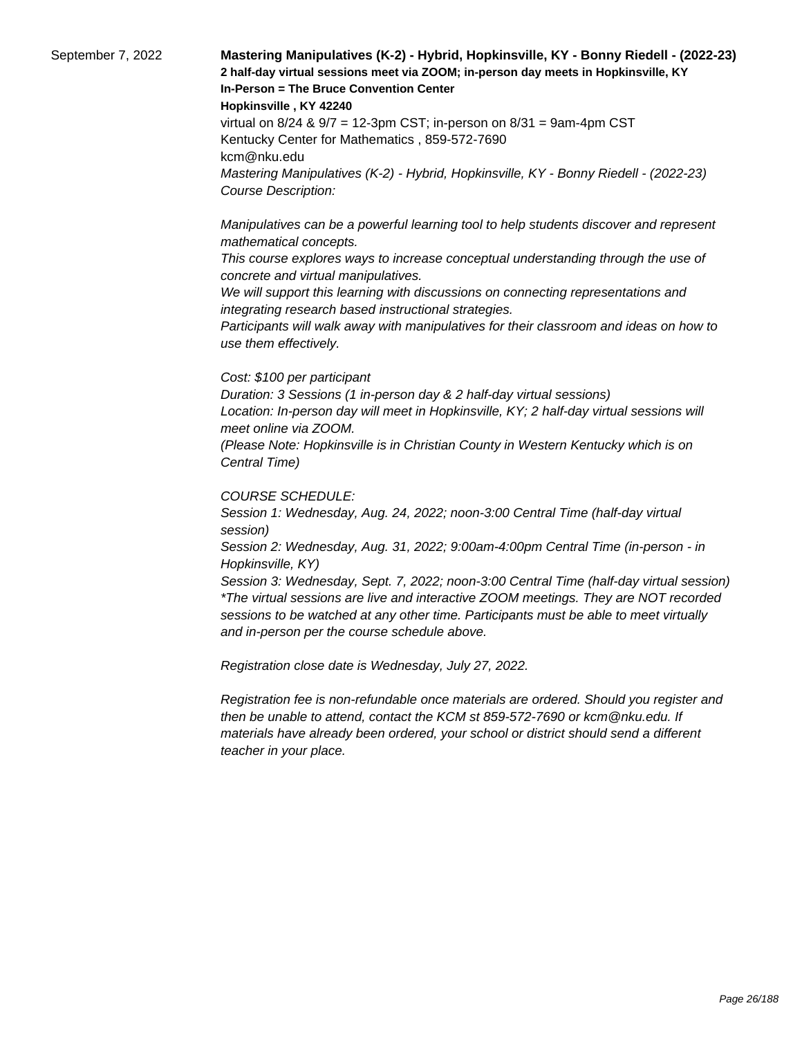September 7, 2022

**Mastering Manipulatives (K-2) - Hybrid, Hopkinsville, KY - Bonny Riedell - (2022-23)**
**2 half-day virtual sessions meet via ZOOM; in-person day meets in Hopkinsville, KY**
**In-Person = The Bruce Convention Center**
**Hopkinsville , KY 42240**
virtual on 8/24 & 9/7 = 12-3pm CST; in-person on 8/31 = 9am-4pm CST
Kentucky Center for Mathematics , 859-572-7690
kcm@nku.edu

*Mastering Manipulatives (K-2) - Hybrid, Hopkinsville, KY - Bonny Riedell - (2022-23)*
*Course Description:*

*Manipulatives can be a powerful learning tool to help students discover and represent mathematical concepts.*
*This course explores ways to increase conceptual understanding through the use of concrete and virtual manipulatives.*
*We will support this learning with discussions on connecting representations and integrating research based instructional strategies.*
*Participants will walk away with manipulatives for their classroom and ideas on how to use them effectively.*

*Cost: $100 per participant*
*Duration: 3 Sessions (1 in-person day & 2 half-day virtual sessions)*
*Location: In-person day will meet in Hopkinsville, KY; 2 half-day virtual sessions will meet online via ZOOM.*
*(Please Note: Hopkinsville is in Christian County in Western Kentucky which is on Central Time)*

*COURSE SCHEDULE:*
*Session 1: Wednesday, Aug. 24, 2022; noon-3:00 Central Time (half-day virtual session)*
*Session 2: Wednesday, Aug. 31, 2022; 9:00am-4:00pm Central Time (in-person - in Hopkinsville, KY)*
*Session 3: Wednesday, Sept. 7, 2022; noon-3:00 Central Time (half-day virtual session)*
*\*The virtual sessions are live and interactive ZOOM meetings. They are NOT recorded sessions to be watched at any other time. Participants must be able to meet virtually and in-person per the course schedule above.*

*Registration close date is Wednesday, July 27, 2022.*

*Registration fee is non-refundable once materials are ordered. Should you register and then be unable to attend, contact the KCM st 859-572-7690 or kcm@nku.edu. If materials have already been ordered, your school or district should send a different teacher in your place.*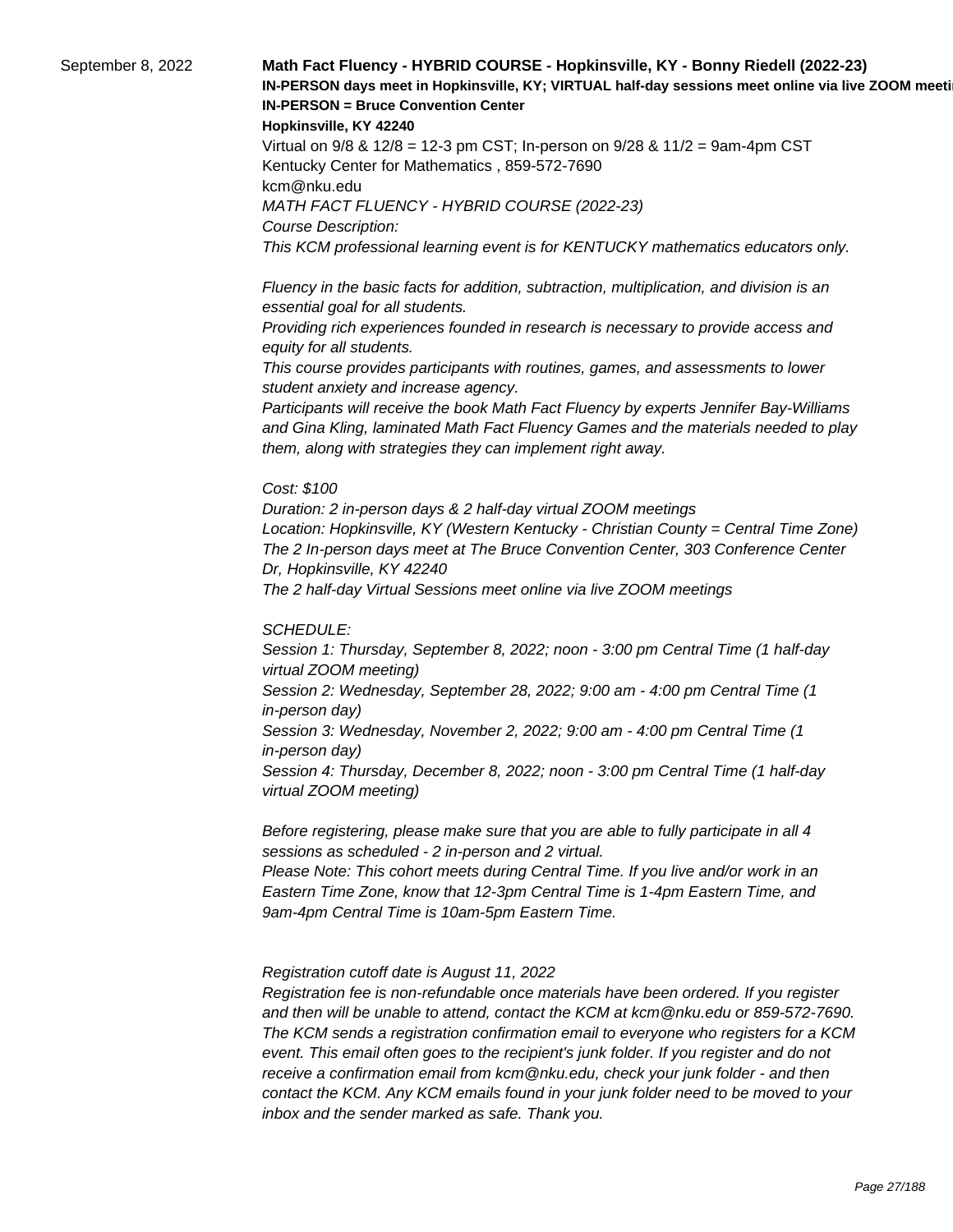September 8, 2022

**Math Fact Fluency - HYBRID COURSE - Hopkinsville, KY - Bonny Riedell (2022-23)**

**IN-PERSON days meet in Hopkinsville, KY; VIRTUAL half-day sessions meet online via live ZOOM meeti**

**IN-PERSON = Bruce Convention Center**

**Hopkinsville, KY 42240**

Virtual on 9/8 & 12/8 = 12-3 pm CST; In-person on 9/28 & 11/2 = 9am-4pm CST

Kentucky Center for Mathematics , 859-572-7690

kcm@nku.edu

*MATH FACT FLUENCY - HYBRID COURSE (2022-23)*

*Course Description:*

*This KCM professional learning event is for KENTUCKY mathematics educators only.*

*Fluency in the basic facts for addition, subtraction, multiplication, and division is an essential goal for all students.*

*Providing rich experiences founded in research is necessary to provide access and equity for all students.*

*This course provides participants with routines, games, and assessments to lower student anxiety and increase agency.*

*Participants will receive the book Math Fact Fluency by experts Jennifer Bay-Williams and Gina Kling, laminated Math Fact Fluency Games and the materials needed to play them, along with strategies they can implement right away.*

*Cost: $100*

*Duration: 2 in-person days & 2 half-day virtual ZOOM meetings*

*Location: Hopkinsville, KY (Western Kentucky - Christian County = Central Time Zone)*

*The 2 In-person days meet at The Bruce Convention Center, 303 Conference Center Dr, Hopkinsville, KY 42240*

*The 2 half-day Virtual Sessions meet online via live ZOOM meetings*

*SCHEDULE:*

*Session 1: Thursday, September 8, 2022; noon - 3:00 pm Central Time (1 half-day virtual ZOOM meeting)*

*Session 2: Wednesday, September 28, 2022; 9:00 am - 4:00 pm Central Time (1 in-person day)*

*Session 3: Wednesday, November 2, 2022; 9:00 am - 4:00 pm Central Time (1 in-person day)*

*Session 4: Thursday, December 8, 2022; noon - 3:00 pm Central Time (1 half-day virtual ZOOM meeting)*

*Before registering, please make sure that you are able to fully participate in all 4 sessions as scheduled - 2 in-person and 2 virtual.*

*Please Note: This cohort meets during Central Time. If you live and/or work in an Eastern Time Zone, know that 12-3pm Central Time is 1-4pm Eastern Time, and 9am-4pm Central Time is 10am-5pm Eastern Time.*

*Registration cutoff date is August 11, 2022*

*Registration fee is non-refundable once materials have been ordered. If you register and then will be unable to attend, contact the KCM at kcm@nku.edu or 859-572-7690. The KCM sends a registration confirmation email to everyone who registers for a KCM event. This email often goes to the recipient's junk folder. If you register and do not receive a confirmation email from kcm@nku.edu, check your junk folder - and then contact the KCM. Any KCM emails found in your junk folder need to be moved to your inbox and the sender marked as safe. Thank you.*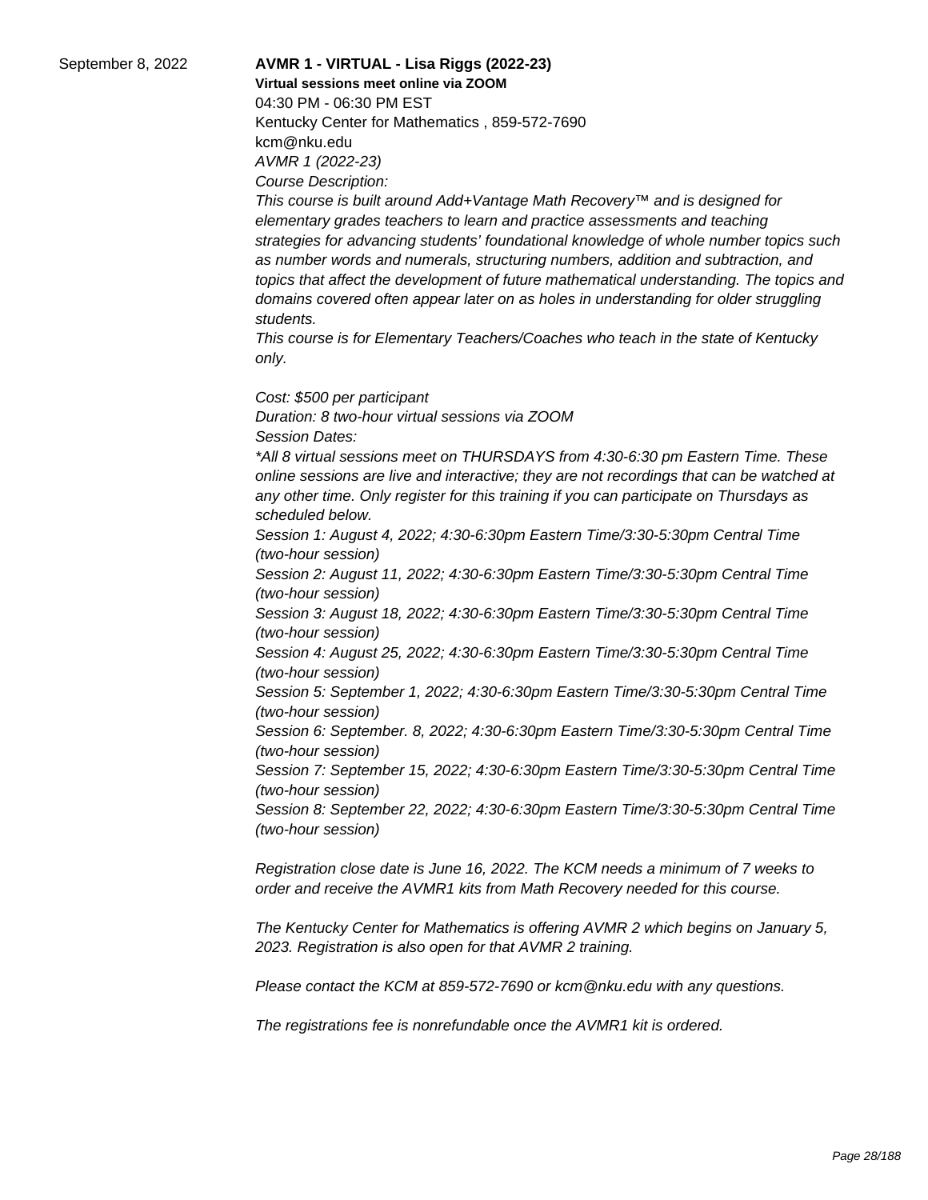September 8, 2022

**AVMR 1 - VIRTUAL - Lisa Riggs (2022-23)**

**Virtual sessions meet online via ZOOM**

04:30 PM - 06:30 PM EST

Kentucky Center for Mathematics , 859-572-7690

kcm@nku.edu

*AVMR 1 (2022-23)*

*Course Description:*

*This course is built around Add+Vantage Math Recovery™ and is designed for elementary grades teachers to learn and practice assessments and teaching strategies for advancing students' foundational knowledge of whole number topics such as number words and numerals, structuring numbers, addition and subtraction, and topics that affect the development of future mathematical understanding. The topics and domains covered often appear later on as holes in understanding for older struggling students.*

*This course is for Elementary Teachers/Coaches who teach in the state of Kentucky only.*

*Cost: $500 per participant*

*Duration: 8 two-hour virtual sessions via ZOOM*

*Session Dates:*

*\*All 8 virtual sessions meet on THURSDAYS from 4:30-6:30 pm Eastern Time. These online sessions are live and interactive; they are not recordings that can be watched at any other time. Only register for this training if you can participate on Thursdays as scheduled below.*

*Session 1: August 4, 2022; 4:30-6:30pm Eastern Time/3:30-5:30pm Central Time (two-hour session)*

*Session 2: August 11, 2022; 4:30-6:30pm Eastern Time/3:30-5:30pm Central Time (two-hour session)*

*Session 3: August 18, 2022; 4:30-6:30pm Eastern Time/3:30-5:30pm Central Time (two-hour session)*

*Session 4: August 25, 2022; 4:30-6:30pm Eastern Time/3:30-5:30pm Central Time (two-hour session)*

*Session 5: September 1, 2022; 4:30-6:30pm Eastern Time/3:30-5:30pm Central Time (two-hour session)*

*Session 6: September. 8, 2022; 4:30-6:30pm Eastern Time/3:30-5:30pm Central Time (two-hour session)*

*Session 7: September 15, 2022; 4:30-6:30pm Eastern Time/3:30-5:30pm Central Time (two-hour session)*

*Session 8: September 22, 2022; 4:30-6:30pm Eastern Time/3:30-5:30pm Central Time (two-hour session)*

*Registration close date is June 16, 2022. The KCM needs a minimum of 7 weeks to order and receive the AVMR1 kits from Math Recovery needed for this course.*

*The Kentucky Center for Mathematics is offering AVMR 2 which begins on January 5, 2023. Registration is also open for that AVMR 2 training.*

*Please contact the KCM at 859-572-7690 or kcm@nku.edu with any questions.*

*The registrations fee is nonrefundable once the AVMR1 kit is ordered.*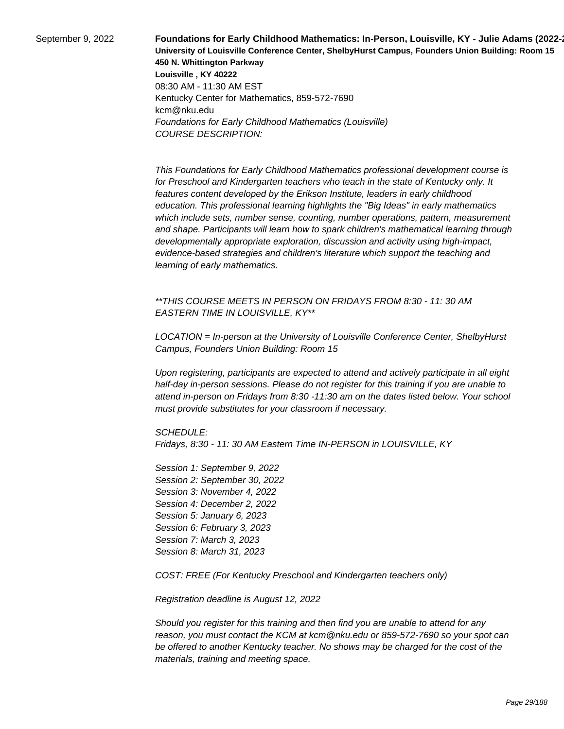September 9, 2022

**Foundations for Early Childhood Mathematics: In-Person, Louisville, KY - Julie Adams (2022-2**
**University of Louisville Conference Center, ShelbyHurst Campus, Founders Union Building: Room 15**
**450 N. Whittington Parkway**
**Louisville , KY 40222**
08:30 AM - 11:30 AM EST
Kentucky Center for Mathematics, 859-572-7690
kcm@nku.edu
*Foundations for Early Childhood Mathematics (Louisville)*
*COURSE DESCRIPTION:*

*This Foundations for Early Childhood Mathematics professional development course is for Preschool and Kindergarten teachers who teach in the state of Kentucky only. It features content developed by the Erikson Institute, leaders in early childhood education. This professional learning highlights the "Big Ideas" in early mathematics which include sets, number sense, counting, number operations, pattern, measurement and shape. Participants will learn how to spark children's mathematical learning through developmentally appropriate exploration, discussion and activity using high-impact, evidence-based strategies and children's literature which support the teaching and learning of early mathematics.*

*\*\*THIS COURSE MEETS IN PERSON ON FRIDAYS FROM 8:30 - 11: 30 AM EASTERN TIME IN LOUISVILLE, KY\*\**

*LOCATION = In-person at the University of Louisville Conference Center, ShelbyHurst Campus, Founders Union Building: Room 15*

*Upon registering, participants are expected to attend and actively participate in all eight half-day in-person sessions. Please do not register for this training if you are unable to attend in-person on Fridays from 8:30 -11:30 am on the dates listed below. Your school must provide substitutes for your classroom if necessary.*

*SCHEDULE:*
*Fridays, 8:30 - 11: 30 AM Eastern Time IN-PERSON in LOUISVILLE, KY*

*Session 1: September 9, 2022*
*Session 2: September 30, 2022*
*Session 3: November 4, 2022*
*Session 4: December 2, 2022*
*Session 5: January 6, 2023*
*Session 6: February 3, 2023*
*Session 7: March 3, 2023*
*Session 8: March 31, 2023*

*COST: FREE (For Kentucky Preschool and Kindergarten teachers only)*

*Registration deadline is August 12, 2022*

*Should you register for this training and then find you are unable to attend for any reason, you must contact the KCM at kcm@nku.edu or 859-572-7690 so your spot can be offered to another Kentucky teacher. No shows may be charged for the cost of the materials, training and meeting space.*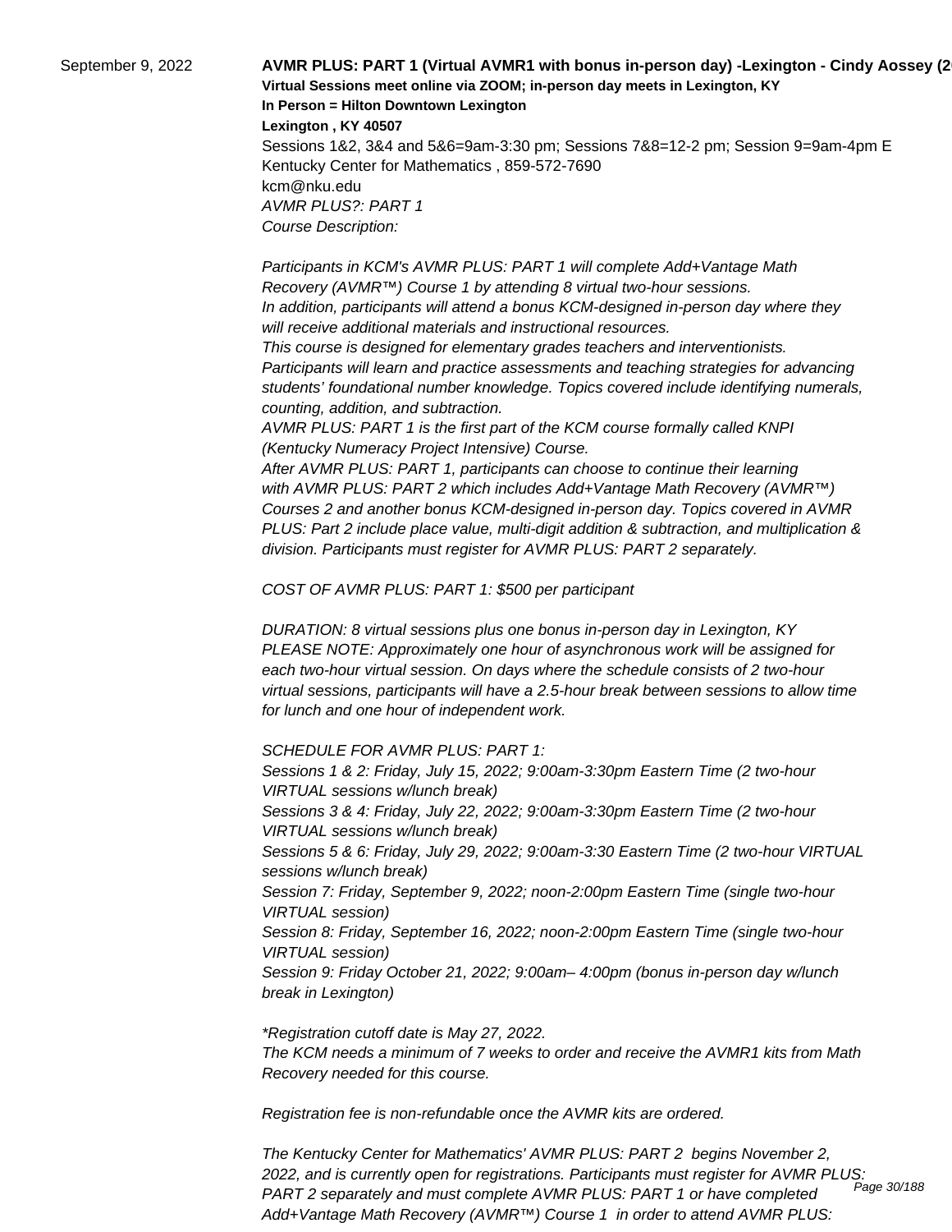September 9, 2022

**AVMR PLUS: PART 1 (Virtual AVMR1 with bonus in-person day) -Lexington - Cindy Aossey (2**

**Virtual Sessions meet online via ZOOM; in-person day meets in Lexington, KY**

**In Person = Hilton Downtown Lexington**

**Lexington , KY 40507**

Sessions 1&2, 3&4 and 5&6=9am-3:30 pm; Sessions 7&8=12-2 pm; Session 9=9am-4pm E

Kentucky Center for Mathematics , 859-572-7690

kcm@nku.edu

*AVMR PLUS?: PART 1*

*Course Description:*

*Participants in KCM's AVMR PLUS: PART 1 will complete Add+Vantage Math Recovery (AVMR™) Course 1 by attending 8 virtual two-hour sessions.*
*In addition, participants will attend a bonus KCM-designed in-person day where they will receive additional materials and instructional resources.*
*This course is designed for elementary grades teachers and interventionists.*
*Participants will learn and practice assessments and teaching strategies for advancing students' foundational number knowledge. Topics covered include identifying numerals, counting, addition, and subtraction.*
*AVMR PLUS: PART 1 is the first part of the KCM course formally called KNPI (Kentucky Numeracy Project Intensive) Course.*
*After AVMR PLUS: PART 1, participants can choose to continue their learning with AVMR PLUS: PART 2 which includes Add+Vantage Math Recovery (AVMR™) Courses 2 and another bonus KCM-designed in-person day. Topics covered in AVMR PLUS: Part 2 include place value, multi-digit addition & subtraction, and multiplication & division. Participants must register for AVMR PLUS: PART 2 separately.*

*COST OF AVMR PLUS: PART 1: $500 per participant*

*DURATION: 8 virtual sessions plus one bonus in-person day in Lexington, KY*
*PLEASE NOTE: Approximately one hour of asynchronous work will be assigned for each two-hour virtual session. On days where the schedule consists of 2 two-hour virtual sessions, participants will have a 2.5-hour break between sessions to allow time for lunch and one hour of independent work.*

*SCHEDULE FOR AVMR PLUS: PART 1:*
*Sessions 1 & 2: Friday, July 15, 2022; 9:00am-3:30pm Eastern Time (2 two-hour VIRTUAL sessions w/lunch break)*
*Sessions 3 & 4: Friday, July 22, 2022; 9:00am-3:30pm Eastern Time (2 two-hour VIRTUAL sessions w/lunch break)*
*Sessions 5 & 6: Friday, July 29, 2022; 9:00am-3:30 Eastern Time (2 two-hour VIRTUAL sessions w/lunch break)*
*Session 7: Friday, September 9, 2022; noon-2:00pm Eastern Time (single two-hour VIRTUAL session)*
*Session 8: Friday, September 16, 2022; noon-2:00pm Eastern Time (single two-hour VIRTUAL session)*
*Session 9: Friday October 21, 2022; 9:00am– 4:00pm (bonus in-person day w/lunch break in Lexington)*

*\*Registration cutoff date is May 27, 2022.*
*The KCM needs a minimum of 7 weeks to order and receive the AVMR1 kits from Math Recovery needed for this course.*

*Registration fee is non-refundable once the AVMR kits are ordered.*

*The Kentucky Center for Mathematics' AVMR PLUS: PART 2 begins November 2, 2022, and is currently open for registrations. Participants must register for AVMR PLUS: PART 2 separately and must complete AVMR PLUS: PART 1 or have completed Add+Vantage Math Recovery (AVMR™) Course 1 in order to attend AVMR PLUS:*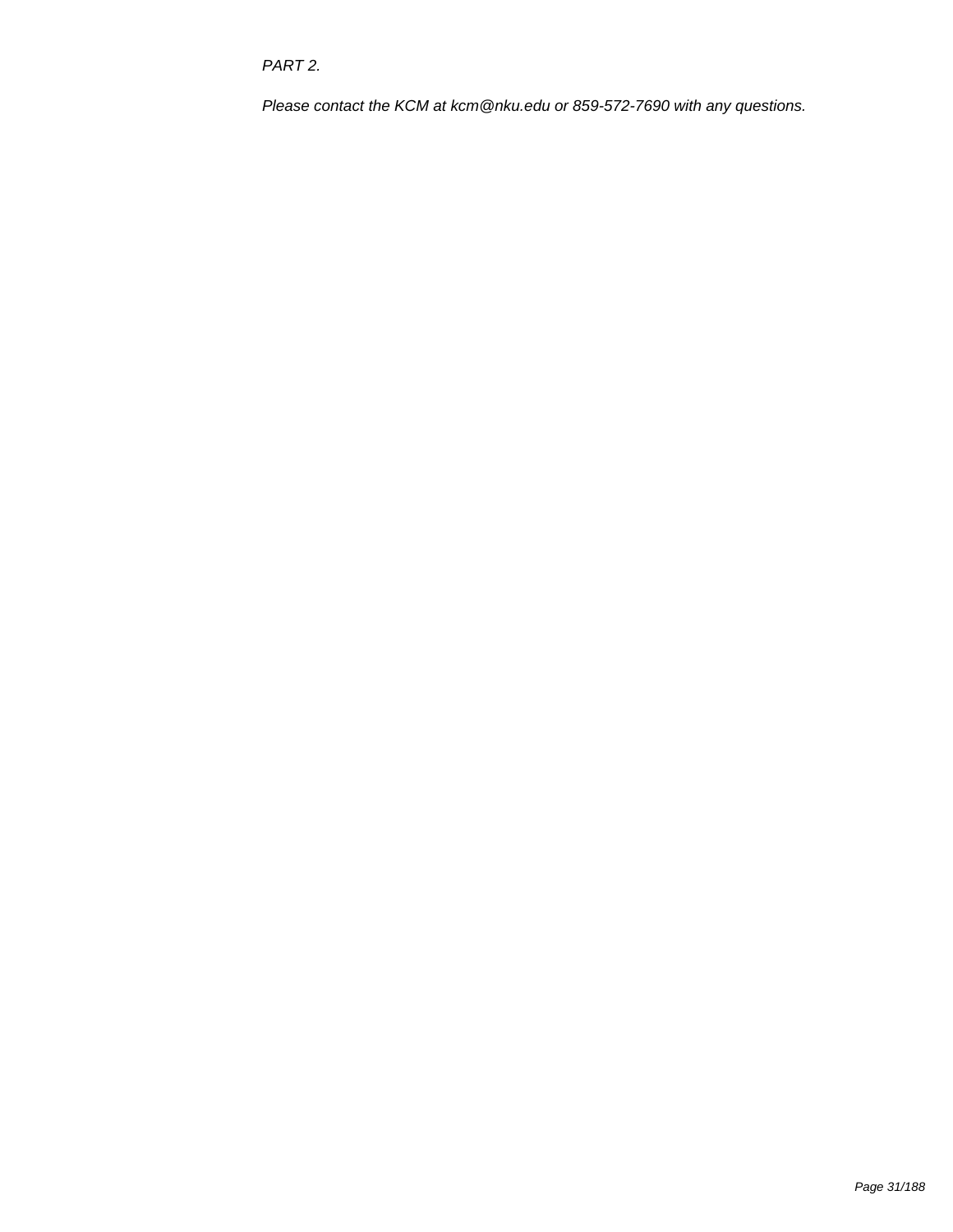*PART 2.*

*Please contact the KCM at kcm@nku.edu or 859-572-7690 with any questions.*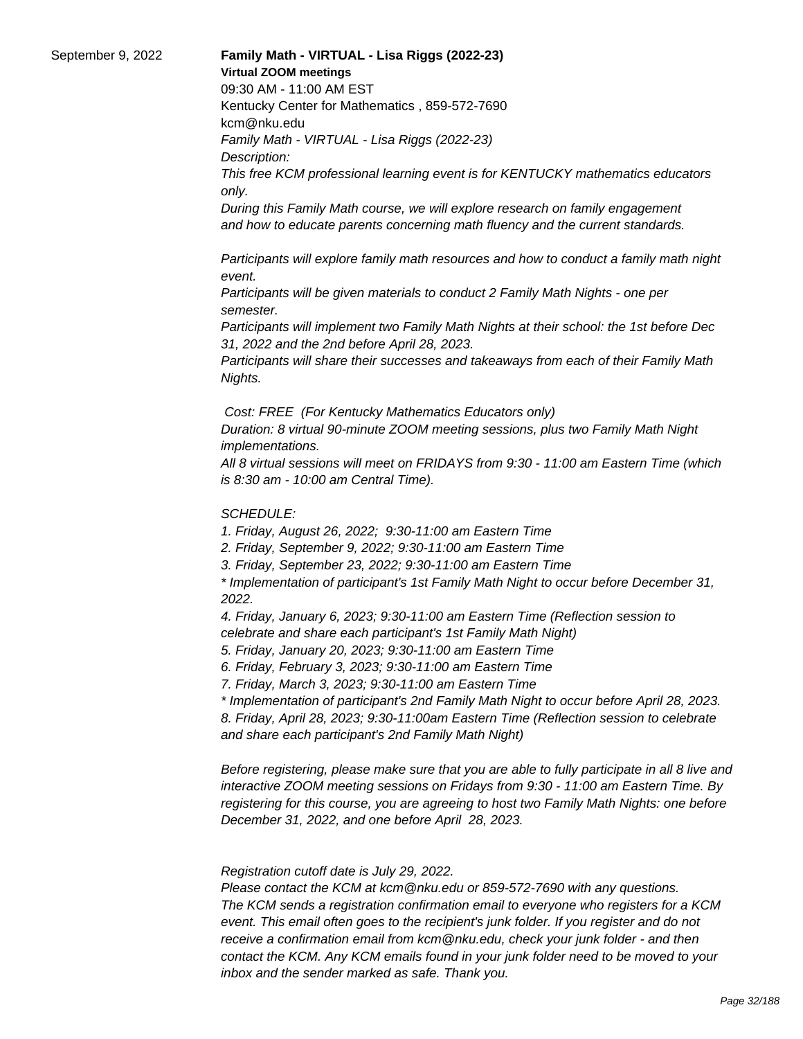September 9, 2022

**Family Math - VIRTUAL - Lisa Riggs (2022-23)**

**Virtual ZOOM meetings**

09:30 AM - 11:00 AM EST

Kentucky Center for Mathematics , 859-572-7690

kcm@nku.edu

*Family Math - VIRTUAL - Lisa Riggs (2022-23)*

*Description:*

*This free KCM professional learning event is for KENTUCKY mathematics educators only.*

*During this Family Math course, we will explore research on family engagement and how to educate parents concerning math fluency and the current standards.*

*Participants will explore family math resources and how to conduct a family math night event.*

*Participants will be given materials to conduct 2 Family Math Nights - one per semester.*

*Participants will implement two Family Math Nights at their school: the 1st before Dec 31, 2022 and the 2nd before April 28, 2023.*

*Participants will share their successes and takeaways from each of their Family Math Nights.*

*Cost: FREE (For Kentucky Mathematics Educators only)*

*Duration: 8 virtual 90-minute ZOOM meeting sessions, plus two Family Math Night implementations.*

*All 8 virtual sessions will meet on FRIDAYS from 9:30 - 11:00 am Eastern Time (which is 8:30 am - 10:00 am Central Time).*

*SCHEDULE:*

*1. Friday, August 26, 2022; 9:30-11:00 am Eastern Time*

*2. Friday, September 9, 2022; 9:30-11:00 am Eastern Time*

*3. Friday, September 23, 2022; 9:30-11:00 am Eastern Time*

*\* Implementation of participant's 1st Family Math Night to occur before December 31, 2022.*

*4. Friday, January 6, 2023; 9:30-11:00 am Eastern Time (Reflection session to celebrate and share each participant's 1st Family Math Night)*

*5. Friday, January 20, 2023; 9:30-11:00 am Eastern Time*

*6. Friday, February 3, 2023; 9:30-11:00 am Eastern Time*

*7. Friday, March 3, 2023; 9:30-11:00 am Eastern Time*

*\* Implementation of participant's 2nd Family Math Night to occur before April 28, 2023.*

*8. Friday, April 28, 2023; 9:30-11:00am Eastern Time (Reflection session to celebrate and share each participant's 2nd Family Math Night)*

*Before registering, please make sure that you are able to fully participate in all 8 live and interactive ZOOM meeting sessions on Fridays from 9:30 - 11:00 am Eastern Time. By registering for this course, you are agreeing to host two Family Math Nights: one before December 31, 2022, and one before April 28, 2023.*

*Registration cutoff date is July 29, 2022.*

*Please contact the KCM at kcm@nku.edu or 859-572-7690 with any questions.*

*The KCM sends a registration confirmation email to everyone who registers for a KCM event. This email often goes to the recipient's junk folder. If you register and do not receive a confirmation email from kcm@nku.edu, check your junk folder - and then contact the KCM. Any KCM emails found in your junk folder need to be moved to your inbox and the sender marked as safe. Thank you.*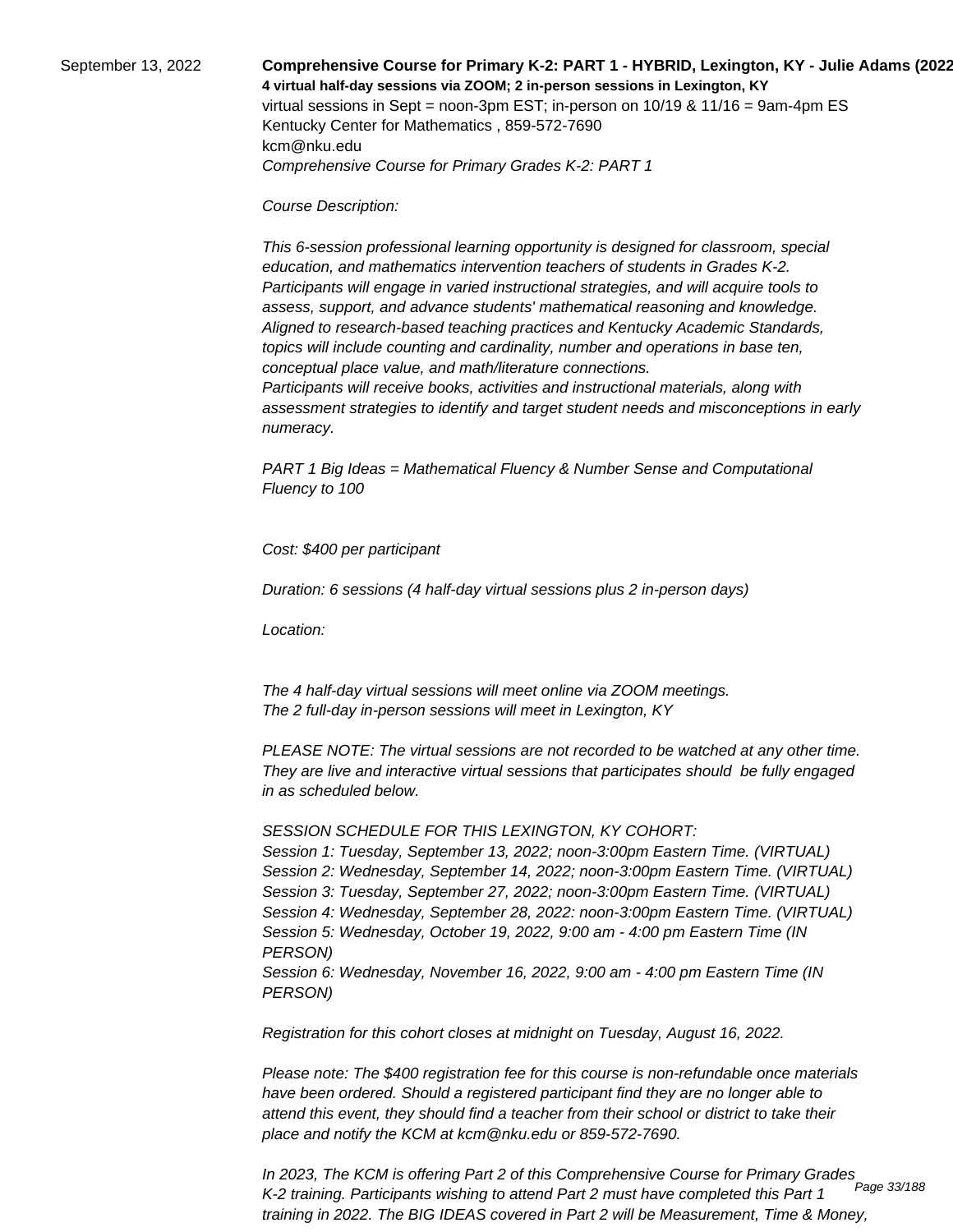September 13, 2022

**Comprehensive Course for Primary K-2: PART 1 - HYBRID, Lexington, KY - Julie Adams (2022**

**4 virtual half-day sessions via ZOOM; 2 in-person sessions in Lexington, KY**

virtual sessions in Sept = noon-3pm EST; in-person on 10/19 & 11/16 = 9am-4pm ES

Kentucky Center for Mathematics , 859-572-7690

kcm@nku.edu

*Comprehensive Course for Primary Grades K-2: PART 1*

*Course Description:*

*This 6-session professional learning opportunity is designed for classroom, special education, and mathematics intervention teachers of students in Grades K-2. Participants will engage in varied instructional strategies, and will acquire tools to assess, support, and advance students' mathematical reasoning and knowledge. Aligned to research-based teaching practices and Kentucky Academic Standards, topics will include counting and cardinality, number and operations in base ten, conceptual place value, and math/literature connections.*
*Participants will receive books, activities and instructional materials, along with assessment strategies to identify and target student needs and misconceptions in early numeracy.*

*PART 1 Big Ideas = Mathematical Fluency & Number Sense and Computational Fluency to 100*

*Cost: $400 per participant*

*Duration: 6 sessions (4 half-day virtual sessions plus 2 in-person days)*

*Location:*

*The 4 half-day virtual sessions will meet online via ZOOM meetings.*
*The 2 full-day in-person sessions will meet in Lexington, KY*

*PLEASE NOTE: The virtual sessions are not recorded to be watched at any other time. They are live and interactive virtual sessions that participates should be fully engaged in as scheduled below.*

*SESSION SCHEDULE FOR THIS LEXINGTON, KY COHORT:*
*Session 1: Tuesday, September 13, 2022; noon-3:00pm Eastern Time. (VIRTUAL)*
*Session 2: Wednesday, September 14, 2022; noon-3:00pm Eastern Time. (VIRTUAL)*
*Session 3: Tuesday, September 27, 2022; noon-3:00pm Eastern Time. (VIRTUAL)*
*Session 4: Wednesday, September 28, 2022: noon-3:00pm Eastern Time. (VIRTUAL)*
*Session 5: Wednesday, October 19, 2022, 9:00 am - 4:00 pm Eastern Time (IN PERSON)*
*Session 6: Wednesday, November 16, 2022, 9:00 am - 4:00 pm Eastern Time (IN PERSON)*

*Registration for this cohort closes at midnight on Tuesday, August 16, 2022.*

*Please note: The $400 registration fee for this course is non-refundable once materials have been ordered. Should a registered participant find they are no longer able to attend this event, they should find a teacher from their school or district to take their place and notify the KCM at kcm@nku.edu or 859-572-7690.*

*In 2023, The KCM is offering Part 2 of this Comprehensive Course for Primary Grades K-2 training. Participants wishing to attend Part 2 must have completed this Part 1 training in 2022. The BIG IDEAS covered in Part 2 will be Measurement, Time & Money,*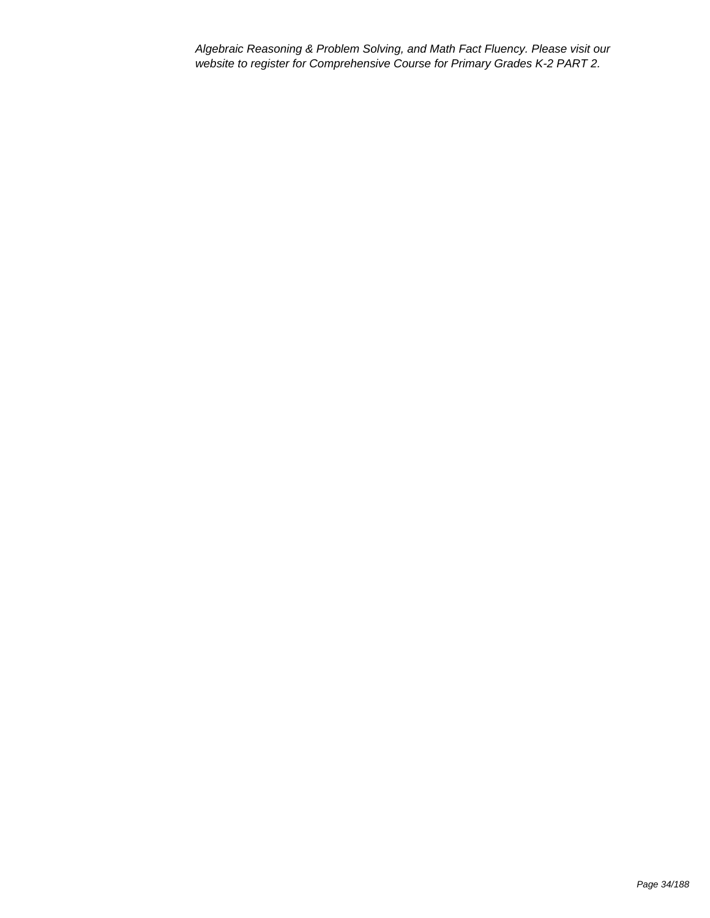*Algebraic Reasoning & Problem Solving, and Math Fact Fluency. Please visit our website to register for Comprehensive Course for Primary Grades K-2 PART 2.*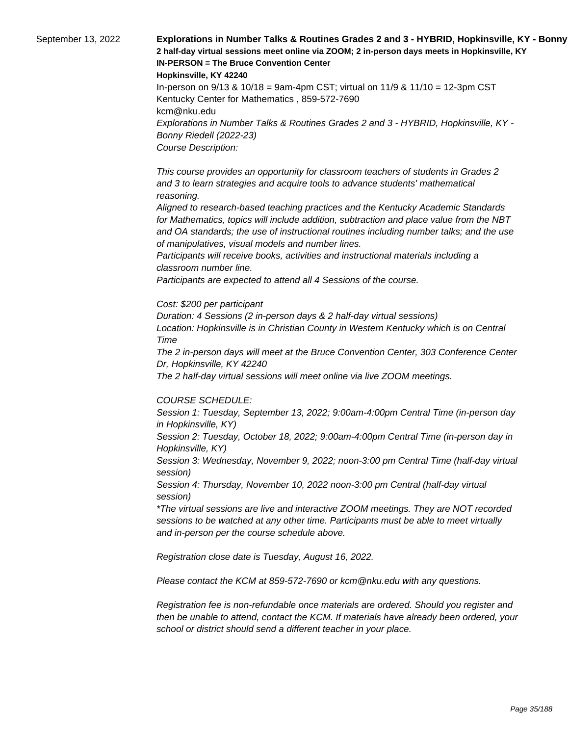September 13, 2022

**Explorations in Number Talks & Routines Grades 2 and 3 - HYBRID, Hopkinsville, KY - Bonny**

**2 half-day virtual sessions meet online via ZOOM; 2 in-person days meets in Hopkinsville, KY**

**IN-PERSON = The Bruce Convention Center**

**Hopkinsville, KY 42240**

In-person on 9/13 & 10/18 = 9am-4pm CST; virtual on 11/9 & 11/10 = 12-3pm CST

Kentucky Center for Mathematics , 859-572-7690

kcm@nku.edu

*Explorations in Number Talks & Routines Grades 2 and 3 - HYBRID, Hopkinsville, KY - Bonny Riedell (2022-23)*

*Course Description:*

*This course provides an opportunity for classroom teachers of students in Grades 2 and 3 to learn strategies and acquire tools to advance students' mathematical reasoning.*

*Aligned to research-based teaching practices and the Kentucky Academic Standards for Mathematics, topics will include addition, subtraction and place value from the NBT and OA standards; the use of instructional routines including number talks; and the use of manipulatives, visual models and number lines.*

*Participants will receive books, activities and instructional materials including a classroom number line.*

*Participants are expected to attend all 4 Sessions of the course.*

*Cost: $200 per participant*

*Duration: 4 Sessions (2 in-person days & 2 half-day virtual sessions)*

*Location: Hopkinsville is in Christian County in Western Kentucky which is on Central Time*

*The 2 in-person days will meet at the Bruce Convention Center, 303 Conference Center Dr, Hopkinsville, KY 42240*

*The 2 half-day virtual sessions will meet online via live ZOOM meetings.*

*COURSE SCHEDULE:*

*Session 1: Tuesday, September 13, 2022; 9:00am-4:00pm Central Time (in-person day in Hopkinsville, KY)*

*Session 2: Tuesday, October 18, 2022; 9:00am-4:00pm Central Time (in-person day in Hopkinsville, KY)*

*Session 3: Wednesday, November 9, 2022; noon-3:00 pm Central Time (half-day virtual session)*

*Session 4: Thursday, November 10, 2022 noon-3:00 pm Central (half-day virtual session)*

*\*The virtual sessions are live and interactive ZOOM meetings. They are NOT recorded sessions to be watched at any other time. Participants must be able to meet virtually and in-person per the course schedule above.*

*Registration close date is Tuesday, August 16, 2022.*

*Please contact the KCM at 859-572-7690 or kcm@nku.edu with any questions.*

*Registration fee is non-refundable once materials are ordered. Should you register and then be unable to attend, contact the KCM. If materials have already been ordered, your school or district should send a different teacher in your place.*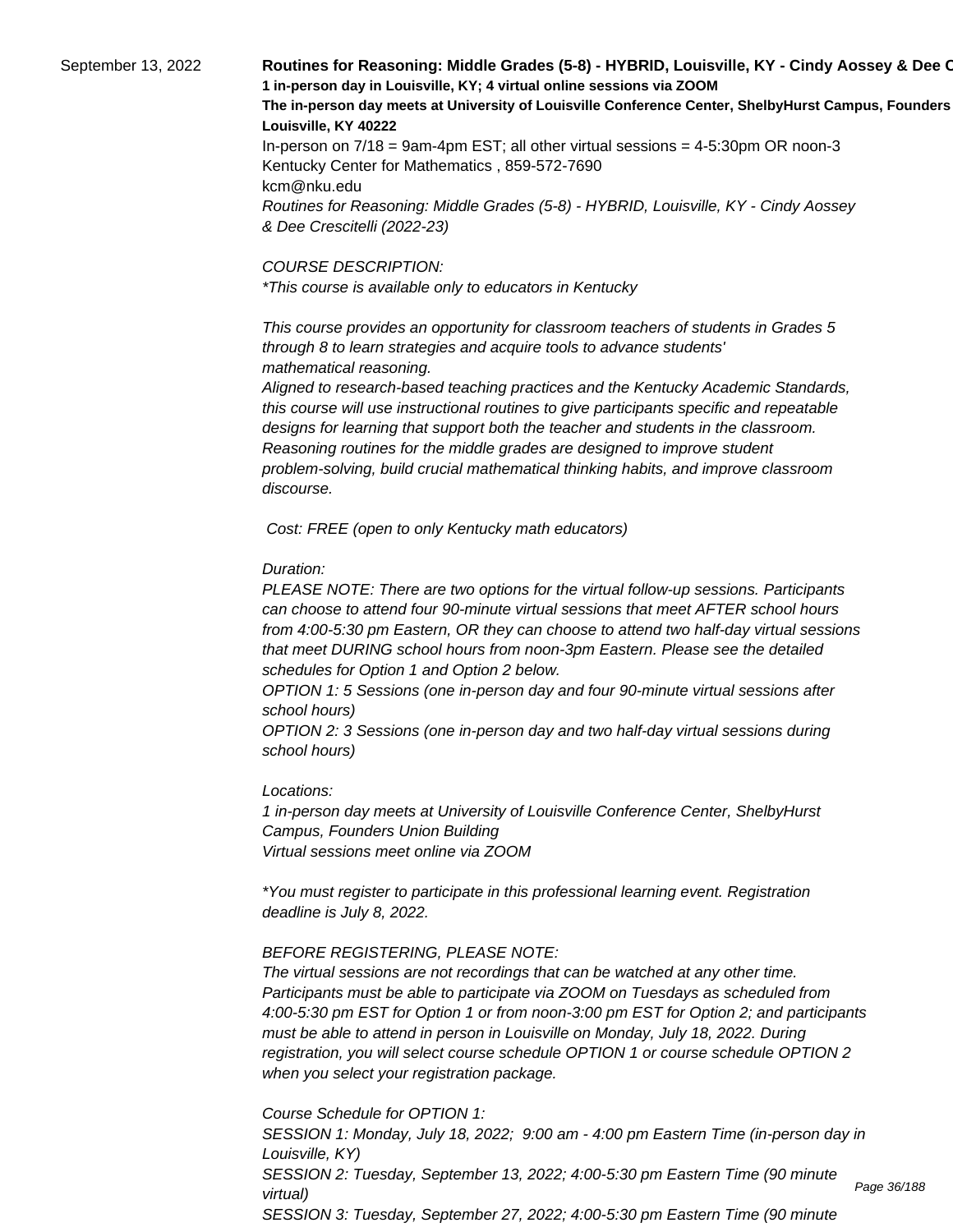September 13, 2022

**Routines for Reasoning: Middle Grades (5-8) - HYBRID, Louisville, KY - Cindy Aossey & Dee C**

**1 in-person day in Louisville, KY; 4 virtual online sessions via ZOOM**

**The in-person day meets at University of Louisville Conference Center, ShelbyHurst Campus, Founders**
**Louisville, KY 40222**

In-person on 7/18 = 9am-4pm EST; all other virtual sessions = 4-5:30pm OR noon-3

Kentucky Center for Mathematics , 859-572-7690

kcm@nku.edu

*Routines for Reasoning: Middle Grades (5-8) - HYBRID, Louisville, KY - Cindy Aossey & Dee Crescitelli (2022-23)*

*COURSE DESCRIPTION:*
**This course is available only to educators in Kentucky*

*This course provides an opportunity for classroom teachers of students in Grades 5 through 8 to learn strategies and acquire tools to advance students' mathematical reasoning.*
*Aligned to research-based teaching practices and the Kentucky Academic Standards, this course will use instructional routines to give participants specific and repeatable designs for learning that support both the teacher and students in the classroom. Reasoning routines for the middle grades are designed to improve student problem-solving, build crucial mathematical thinking habits, and improve classroom discourse.*

*Cost: FREE (open to only Kentucky math educators)*

*Duration:*
*PLEASE NOTE: There are two options for the virtual follow-up sessions. Participants can choose to attend four 90-minute virtual sessions that meet AFTER school hours from 4:00-5:30 pm Eastern, OR they can choose to attend two half-day virtual sessions that meet DURING school hours from noon-3pm Eastern. Please see the detailed schedules for Option 1 and Option 2 below.*
*OPTION 1: 5 Sessions (one in-person day and four 90-minute virtual sessions after school hours)*
*OPTION 2: 3 Sessions (one in-person day and two half-day virtual sessions during school hours)*

*Locations:*
*1 in-person day meets at University of Louisville Conference Center, ShelbyHurst Campus, Founders Union Building*
*Virtual sessions meet online via ZOOM*

**You must register to participate in this professional learning event. Registration deadline is July 8, 2022.*

*BEFORE REGISTERING, PLEASE NOTE:*
*The virtual sessions are not recordings that can be watched at any other time. Participants must be able to participate via ZOOM on Tuesdays as scheduled from 4:00-5:30 pm EST for Option 1 or from noon-3:00 pm EST for Option 2; and participants must be able to attend in person in Louisville on Monday, July 18, 2022. During registration, you will select course schedule OPTION 1 or course schedule OPTION 2 when you select your registration package.*

*Course Schedule for OPTION 1:*
*SESSION 1: Monday, July 18, 2022; 9:00 am - 4:00 pm Eastern Time (in-person day in Louisville, KY)*
*SESSION 2: Tuesday, September 13, 2022; 4:00-5:30 pm Eastern Time (90 minute virtual)*
*SESSION 3: Tuesday, September 27, 2022; 4:00-5:30 pm Eastern Time (90 minute*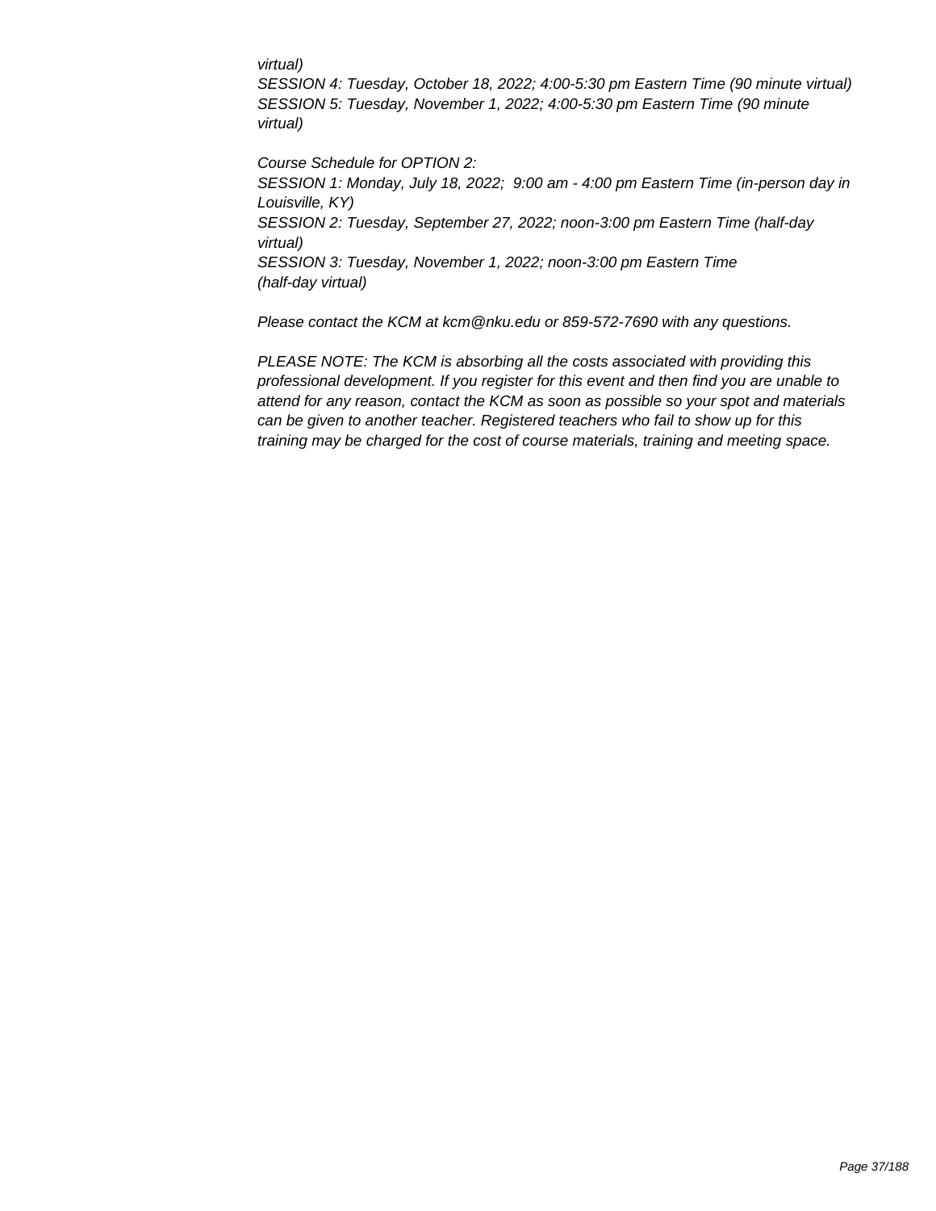*virtual)*
*SESSION 4: Tuesday, October 18, 2022; 4:00-5:30 pm Eastern Time (90 minute virtual)*
*SESSION 5: Tuesday, November 1, 2022; 4:00-5:30 pm Eastern Time (90 minute virtual)*

*Course Schedule for OPTION 2:*
*SESSION 1: Monday, July 18, 2022;  9:00 am - 4:00 pm Eastern Time (in-person day in Louisville, KY)*
*SESSION 2: Tuesday, September 27, 2022; noon-3:00 pm Eastern Time (half-day virtual)*
*SESSION 3: Tuesday, November 1, 2022; noon-3:00 pm Eastern Time (half-day virtual)*

*Please contact the KCM at kcm@nku.edu or 859-572-7690 with any questions.*

*PLEASE NOTE: The KCM is absorbing all the costs associated with providing this professional development. If you register for this event and then find you are unable to attend for any reason, contact the KCM as soon as possible so your spot and materials can be given to another teacher. Registered teachers who fail to show up for this training may be charged for the cost of course materials, training and meeting space.*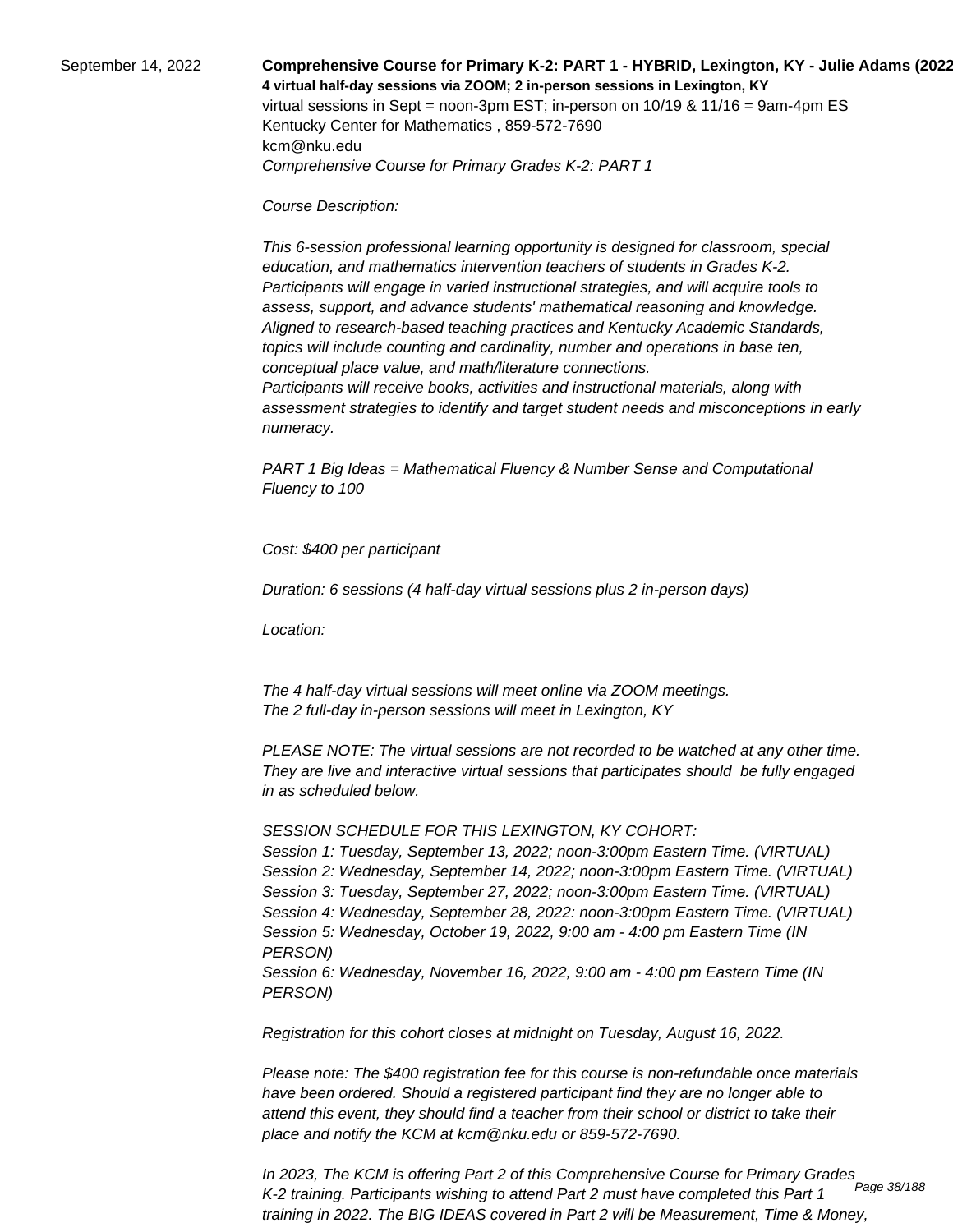September 14, 2022

**Comprehensive Course for Primary K-2: PART 1 - HYBRID, Lexington, KY - Julie Adams (2022**

**4 virtual half-day sessions via ZOOM; 2 in-person sessions in Lexington, KY**

virtual sessions in Sept = noon-3pm EST; in-person on 10/19 & 11/16 = 9am-4pm ES

Kentucky Center for Mathematics , 859-572-7690

kcm@nku.edu

*Comprehensive Course for Primary Grades K-2: PART 1*

*Course Description:*

*This 6-session professional learning opportunity is designed for classroom, special education, and mathematics intervention teachers of students in Grades K-2. Participants will engage in varied instructional strategies, and will acquire tools to assess, support, and advance students' mathematical reasoning and knowledge. Aligned to research-based teaching practices and Kentucky Academic Standards, topics will include counting and cardinality, number and operations in base ten, conceptual place value, and math/literature connections.*

*Participants will receive books, activities and instructional materials, along with assessment strategies to identify and target student needs and misconceptions in early numeracy.*

*PART 1 Big Ideas = Mathematical Fluency & Number Sense and Computational Fluency to 100*

*Cost: $400 per participant*

*Duration: 6 sessions (4 half-day virtual sessions plus 2 in-person days)*

*Location:*

*The 4 half-day virtual sessions will meet online via ZOOM meetings.*

*The 2 full-day in-person sessions will meet in Lexington, KY*

*PLEASE NOTE: The virtual sessions are not recorded to be watched at any other time. They are live and interactive virtual sessions that participates should be fully engaged in as scheduled below.*

*SESSION SCHEDULE FOR THIS LEXINGTON, KY COHORT:*

*Session 1: Tuesday, September 13, 2022; noon-3:00pm Eastern Time. (VIRTUAL)*

*Session 2: Wednesday, September 14, 2022; noon-3:00pm Eastern Time. (VIRTUAL)*

*Session 3: Tuesday, September 27, 2022; noon-3:00pm Eastern Time. (VIRTUAL)*

*Session 4: Wednesday, September 28, 2022: noon-3:00pm Eastern Time. (VIRTUAL)*

*Session 5: Wednesday, October 19, 2022, 9:00 am - 4:00 pm Eastern Time (IN PERSON)*

*Session 6: Wednesday, November 16, 2022, 9:00 am - 4:00 pm Eastern Time (IN PERSON)*

*Registration for this cohort closes at midnight on Tuesday, August 16, 2022.*

*Please note: The $400 registration fee for this course is non-refundable once materials have been ordered. Should a registered participant find they are no longer able to attend this event, they should find a teacher from their school or district to take their place and notify the KCM at kcm@nku.edu or 859-572-7690.*

*In 2023, The KCM is offering Part 2 of this Comprehensive Course for Primary Grades K-2 training. Participants wishing to attend Part 2 must have completed this Part 1 training in 2022. The BIG IDEAS covered in Part 2 will be Measurement, Time & Money,*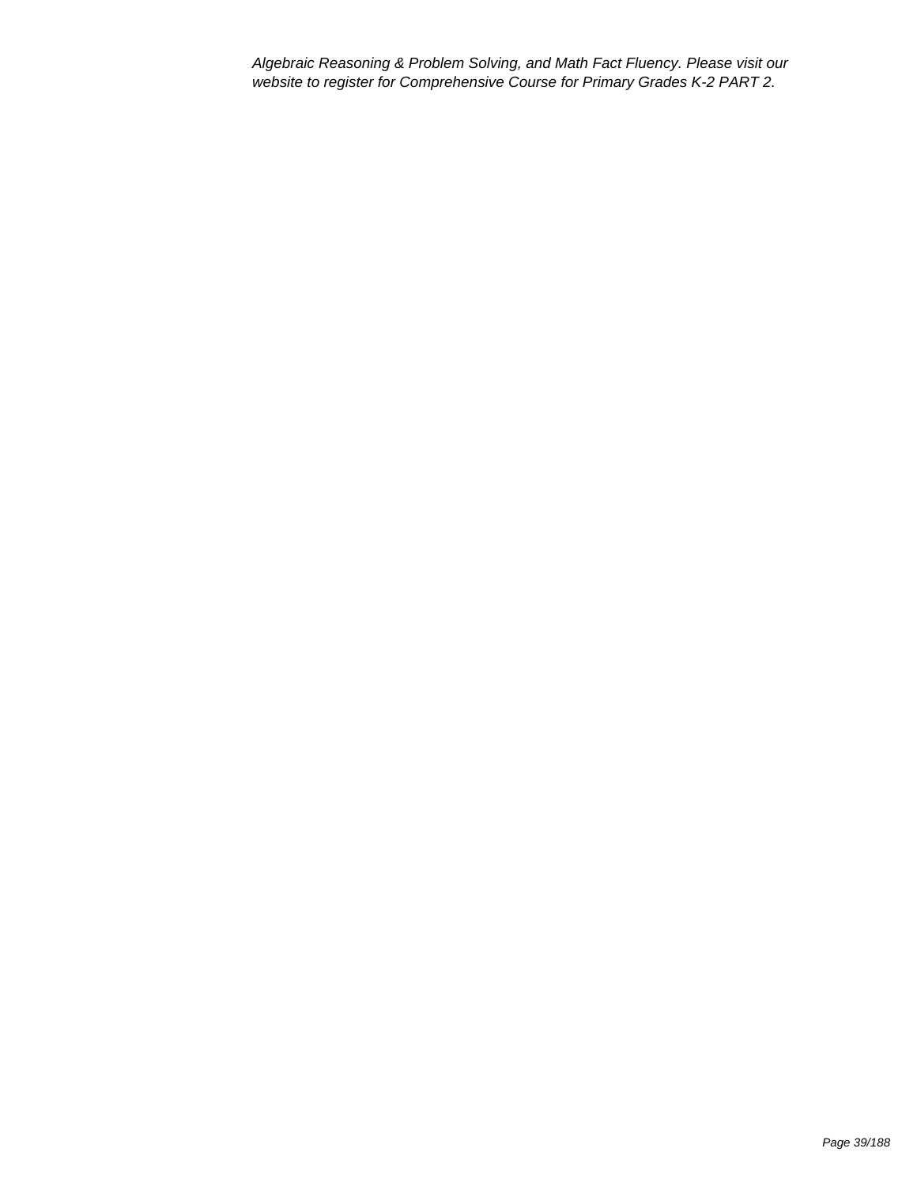*Algebraic Reasoning & Problem Solving, and Math Fact Fluency. Please visit our website to register for Comprehensive Course for Primary Grades K-2 PART 2.*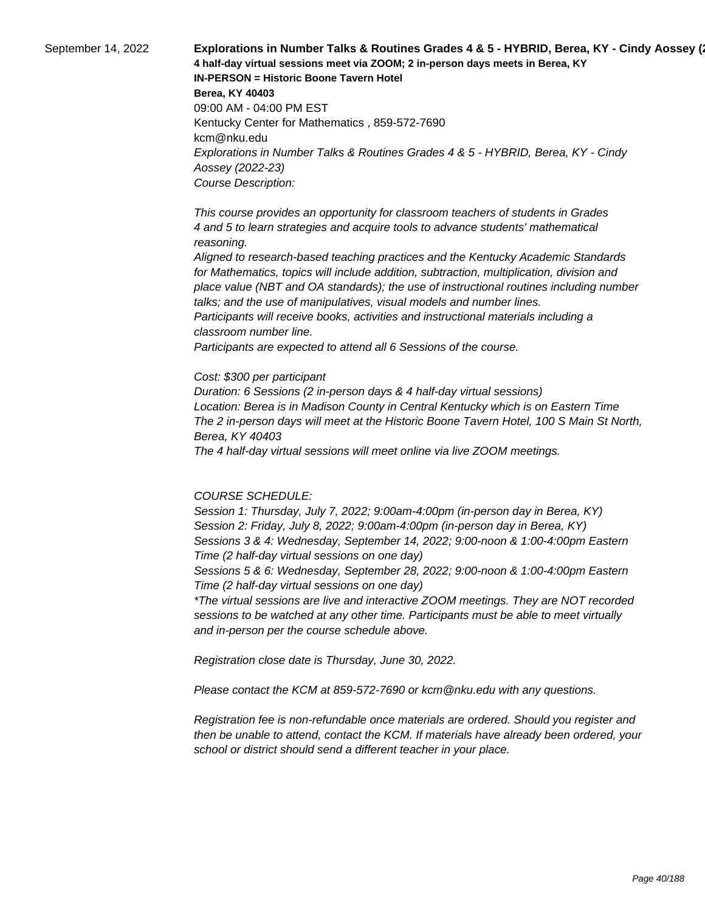September 14, 2022

**Explorations in Number Talks & Routines Grades 4 & 5 - HYBRID, Berea, KY - Cindy Aossey (2**
**4 half-day virtual sessions meet via ZOOM; 2 in-person days meets in Berea, KY**
**IN-PERSON = Historic Boone Tavern Hotel**
**Berea, KY 40403**
09:00 AM - 04:00 PM EST
Kentucky Center for Mathematics , 859-572-7690
kcm@nku.edu
*Explorations in Number Talks & Routines Grades 4 & 5 - HYBRID, Berea, KY - Cindy Aossey (2022-23)*
*Course Description:*

*This course provides an opportunity for classroom teachers of students in Grades 4 and 5 to learn strategies and acquire tools to advance students' mathematical reasoning.*
*Aligned to research-based teaching practices and the Kentucky Academic Standards for Mathematics, topics will include addition, subtraction, multiplication, division and place value (NBT and OA standards); the use of instructional routines including number talks; and the use of manipulatives, visual models and number lines.*
*Participants will receive books, activities and instructional materials including a classroom number line.*
*Participants are expected to attend all 6 Sessions of the course.*

*Cost: $300 per participant*
*Duration: 6 Sessions (2 in-person days & 4 half-day virtual sessions)*
*Location: Berea is in Madison County in Central Kentucky which is on Eastern Time*
*The 2 in-person days will meet at the Historic Boone Tavern Hotel, 100 S Main St North, Berea, KY 40403*
*The 4 half-day virtual sessions will meet online via live ZOOM meetings.*

*COURSE SCHEDULE:*
*Session 1: Thursday, July 7, 2022; 9:00am-4:00pm (in-person day in Berea, KY)*
*Session 2: Friday, July 8, 2022; 9:00am-4:00pm (in-person day in Berea, KY)*
*Sessions 3 & 4: Wednesday, September 14, 2022; 9:00-noon & 1:00-4:00pm Eastern Time (2 half-day virtual sessions on one day)*
*Sessions 5 & 6: Wednesday, September 28, 2022; 9:00-noon & 1:00-4:00pm Eastern Time (2 half-day virtual sessions on one day)*
*\*The virtual sessions are live and interactive ZOOM meetings. They are NOT recorded sessions to be watched at any other time. Participants must be able to meet virtually and in-person per the course schedule above.*

*Registration close date is Thursday, June 30, 2022.*

*Please contact the KCM at 859-572-7690 or kcm@nku.edu with any questions.*

*Registration fee is non-refundable once materials are ordered. Should you register and then be unable to attend, contact the KCM. If materials have already been ordered, your school or district should send a different teacher in your place.*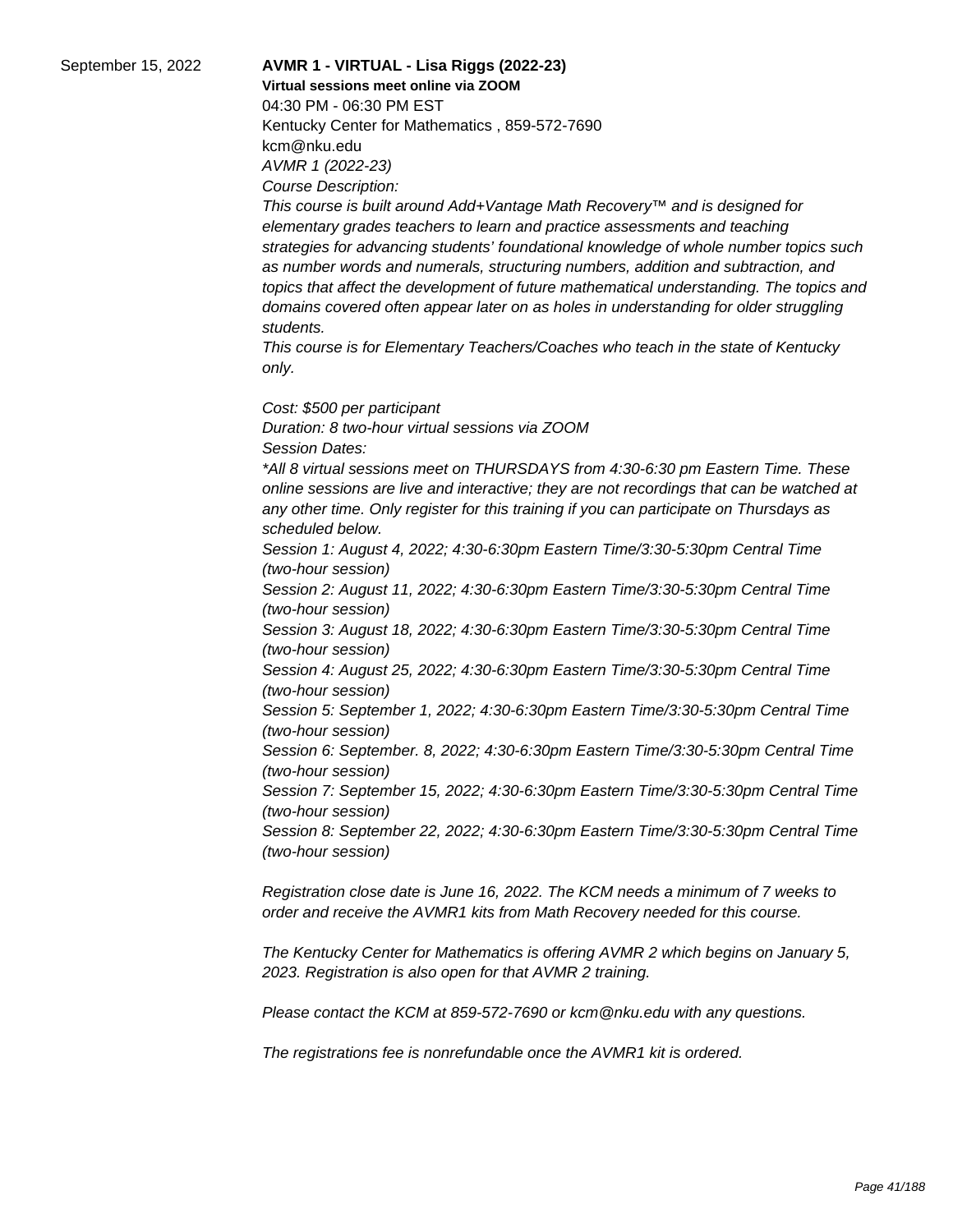September 15, 2022

**AVMR 1 - VIRTUAL - Lisa Riggs (2022-23)**

**Virtual sessions meet online via ZOOM**

04:30 PM - 06:30 PM EST

Kentucky Center for Mathematics , 859-572-7690

kcm@nku.edu

*AVMR 1 (2022-23)*

*Course Description:*

*This course is built around Add+Vantage Math Recovery™ and is designed for elementary grades teachers to learn and practice assessments and teaching strategies for advancing students' foundational knowledge of whole number topics such as number words and numerals, structuring numbers, addition and subtraction, and topics that affect the development of future mathematical understanding. The topics and domains covered often appear later on as holes in understanding for older struggling students.*

*This course is for Elementary Teachers/Coaches who teach in the state of Kentucky only.*

*Cost: $500 per participant*

*Duration: 8 two-hour virtual sessions via ZOOM*

*Session Dates:*

*\*All 8 virtual sessions meet on THURSDAYS from 4:30-6:30 pm Eastern Time. These online sessions are live and interactive; they are not recordings that can be watched at any other time. Only register for this training if you can participate on Thursdays as scheduled below.*

*Session 1: August 4, 2022; 4:30-6:30pm Eastern Time/3:30-5:30pm Central Time (two-hour session)*

*Session 2: August 11, 2022; 4:30-6:30pm Eastern Time/3:30-5:30pm Central Time (two-hour session)*

*Session 3: August 18, 2022; 4:30-6:30pm Eastern Time/3:30-5:30pm Central Time (two-hour session)*

*Session 4: August 25, 2022; 4:30-6:30pm Eastern Time/3:30-5:30pm Central Time (two-hour session)*

*Session 5: September 1, 2022; 4:30-6:30pm Eastern Time/3:30-5:30pm Central Time (two-hour session)*

*Session 6: September. 8, 2022; 4:30-6:30pm Eastern Time/3:30-5:30pm Central Time (two-hour session)*

*Session 7: September 15, 2022; 4:30-6:30pm Eastern Time/3:30-5:30pm Central Time (two-hour session)*

*Session 8: September 22, 2022; 4:30-6:30pm Eastern Time/3:30-5:30pm Central Time (two-hour session)*

*Registration close date is June 16, 2022. The KCM needs a minimum of 7 weeks to order and receive the AVMR1 kits from Math Recovery needed for this course.*

*The Kentucky Center for Mathematics is offering AVMR 2 which begins on January 5, 2023. Registration is also open for that AVMR 2 training.*

*Please contact the KCM at 859-572-7690 or kcm@nku.edu with any questions.*

*The registrations fee is nonrefundable once the AVMR1 kit is ordered.*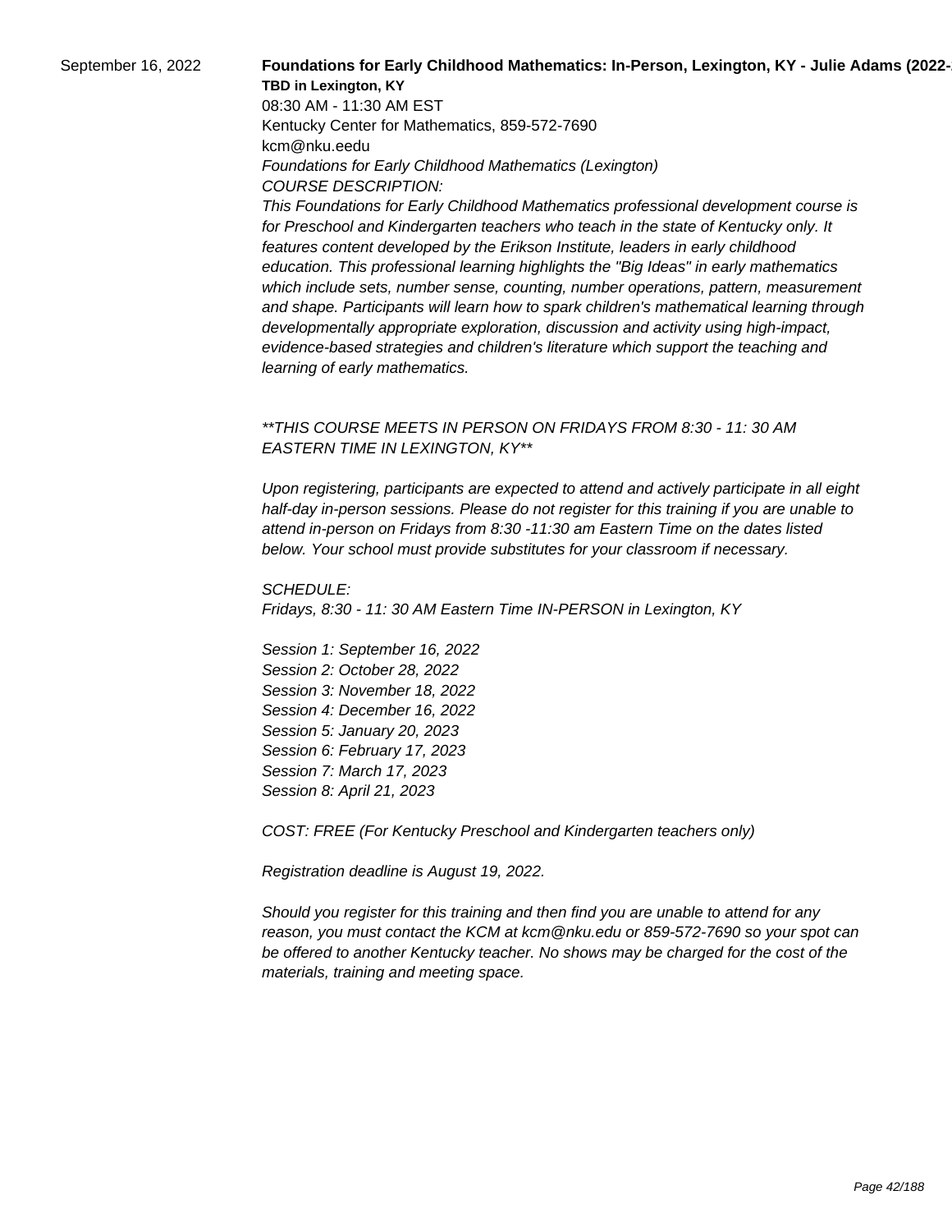September 16, 2022

**Foundations for Early Childhood Mathematics: In-Person, Lexington, KY - Julie Adams (2022-**

**TBD in Lexington, KY**

08:30 AM - 11:30 AM EST

Kentucky Center for Mathematics, 859-572-7690

kcm@nku.eedu

*Foundations for Early Childhood Mathematics (Lexington)*

*COURSE DESCRIPTION:*

*This Foundations for Early Childhood Mathematics professional development course is for Preschool and Kindergarten teachers who teach in the state of Kentucky only. It features content developed by the Erikson Institute, leaders in early childhood education. This professional learning highlights the "Big Ideas" in early mathematics which include sets, number sense, counting, number operations, pattern, measurement and shape. Participants will learn how to spark children's mathematical learning through developmentally appropriate exploration, discussion and activity using high-impact, evidence-based strategies and children's literature which support the teaching and learning of early mathematics.*

*\*\*THIS COURSE MEETS IN PERSON ON FRIDAYS FROM 8:30 - 11: 30 AM EASTERN TIME IN LEXINGTON, KY\*\**

*Upon registering, participants are expected to attend and actively participate in all eight half-day in-person sessions. Please do not register for this training if you are unable to attend in-person on Fridays from 8:30 -11:30 am Eastern Time on the dates listed below. Your school must provide substitutes for your classroom if necessary.*

*SCHEDULE:*

*Fridays, 8:30 - 11: 30 AM Eastern Time IN-PERSON in Lexington, KY*

*Session 1: September 16, 2022*
*Session 2: October 28, 2022*
*Session 3: November 18, 2022*
*Session 4: December 16, 2022*
*Session 5: January 20, 2023*
*Session 6: February 17, 2023*
*Session 7: March 17, 2023*
*Session 8: April 21, 2023*

*COST: FREE (For Kentucky Preschool and Kindergarten teachers only)*

*Registration deadline is August 19, 2022.*

*Should you register for this training and then find you are unable to attend for any reason, you must contact the KCM at kcm@nku.edu or 859-572-7690 so your spot can be offered to another Kentucky teacher. No shows may be charged for the cost of the materials, training and meeting space.*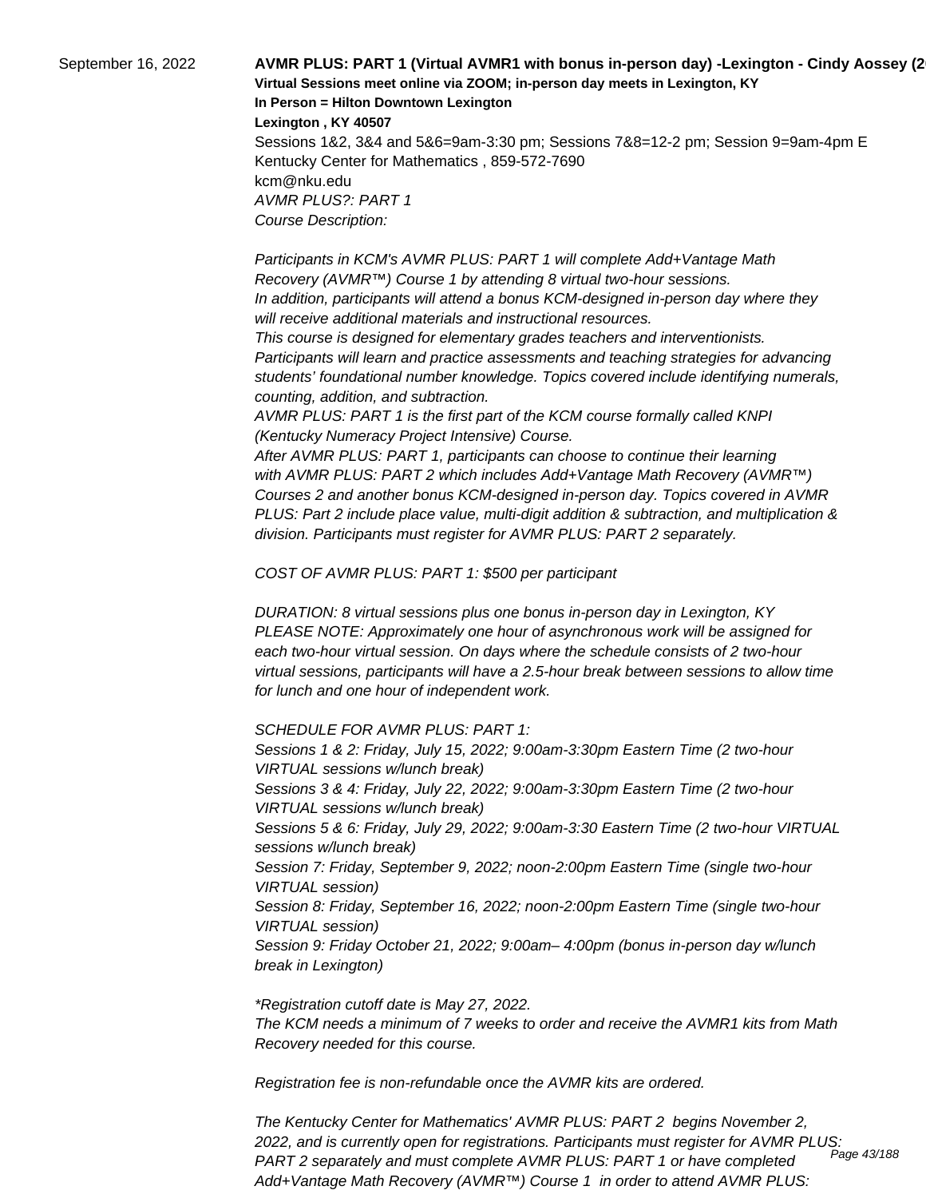September 16, 2022

**AVMR PLUS: PART 1 (Virtual AVMR1 with bonus in-person day) -Lexington - Cindy Aossey (2**

**Virtual Sessions meet online via ZOOM; in-person day meets in Lexington, KY**

**In Person = Hilton Downtown Lexington**

**Lexington , KY 40507**

Sessions 1&2, 3&4 and 5&6=9am-3:30 pm; Sessions 7&8=12-2 pm; Session 9=9am-4pm E

Kentucky Center for Mathematics , 859-572-7690

kcm@nku.edu

*AVMR PLUS?: PART 1*

*Course Description:*

*Participants in KCM's AVMR PLUS: PART 1 will complete Add+Vantage Math Recovery (AVMR™) Course 1 by attending 8 virtual two-hour sessions.*
*In addition, participants will attend a bonus KCM-designed in-person day where they will receive additional materials and instructional resources.*
*This course is designed for elementary grades teachers and interventionists. Participants will learn and practice assessments and teaching strategies for advancing students' foundational number knowledge. Topics covered include identifying numerals, counting, addition, and subtraction.*
*AVMR PLUS: PART 1 is the first part of the KCM course formally called KNPI (Kentucky Numeracy Project Intensive) Course.*
*After AVMR PLUS: PART 1, participants can choose to continue their learning with AVMR PLUS: PART 2 which includes Add+Vantage Math Recovery (AVMR™) Courses 2 and another bonus KCM-designed in-person day. Topics covered in AVMR PLUS: Part 2 include place value, multi-digit addition & subtraction, and multiplication & division. Participants must register for AVMR PLUS: PART 2 separately.*

*COST OF AVMR PLUS: PART 1: $500 per participant*

*DURATION: 8 virtual sessions plus one bonus in-person day in Lexington, KY*
*PLEASE NOTE: Approximately one hour of asynchronous work will be assigned for each two-hour virtual session. On days where the schedule consists of 2 two-hour virtual sessions, participants will have a 2.5-hour break between sessions to allow time for lunch and one hour of independent work.*

*SCHEDULE FOR AVMR PLUS: PART 1:*
*Sessions 1 & 2: Friday, July 15, 2022; 9:00am-3:30pm Eastern Time (2 two-hour VIRTUAL sessions w/lunch break)*
*Sessions 3 & 4: Friday, July 22, 2022; 9:00am-3:30pm Eastern Time (2 two-hour VIRTUAL sessions w/lunch break)*
*Sessions 5 & 6: Friday, July 29, 2022; 9:00am-3:30 Eastern Time (2 two-hour VIRTUAL sessions w/lunch break)*
*Session 7: Friday, September 9, 2022; noon-2:00pm Eastern Time (single two-hour VIRTUAL session)*
*Session 8: Friday, September 16, 2022; noon-2:00pm Eastern Time (single two-hour VIRTUAL session)*
*Session 9: Friday October 21, 2022; 9:00am– 4:00pm (bonus in-person day w/lunch break in Lexington)*

*\*Registration cutoff date is May 27, 2022.*
*The KCM needs a minimum of 7 weeks to order and receive the AVMR1 kits from Math Recovery needed for this course.*

*Registration fee is non-refundable once the AVMR kits are ordered.*

*The Kentucky Center for Mathematics' AVMR PLUS: PART 2 begins November 2, 2022, and is currently open for registrations. Participants must register for AVMR PLUS: PART 2 separately and must complete AVMR PLUS: PART 1 or have completed Add+Vantage Math Recovery (AVMR™) Course 1 in order to attend AVMR PLUS:*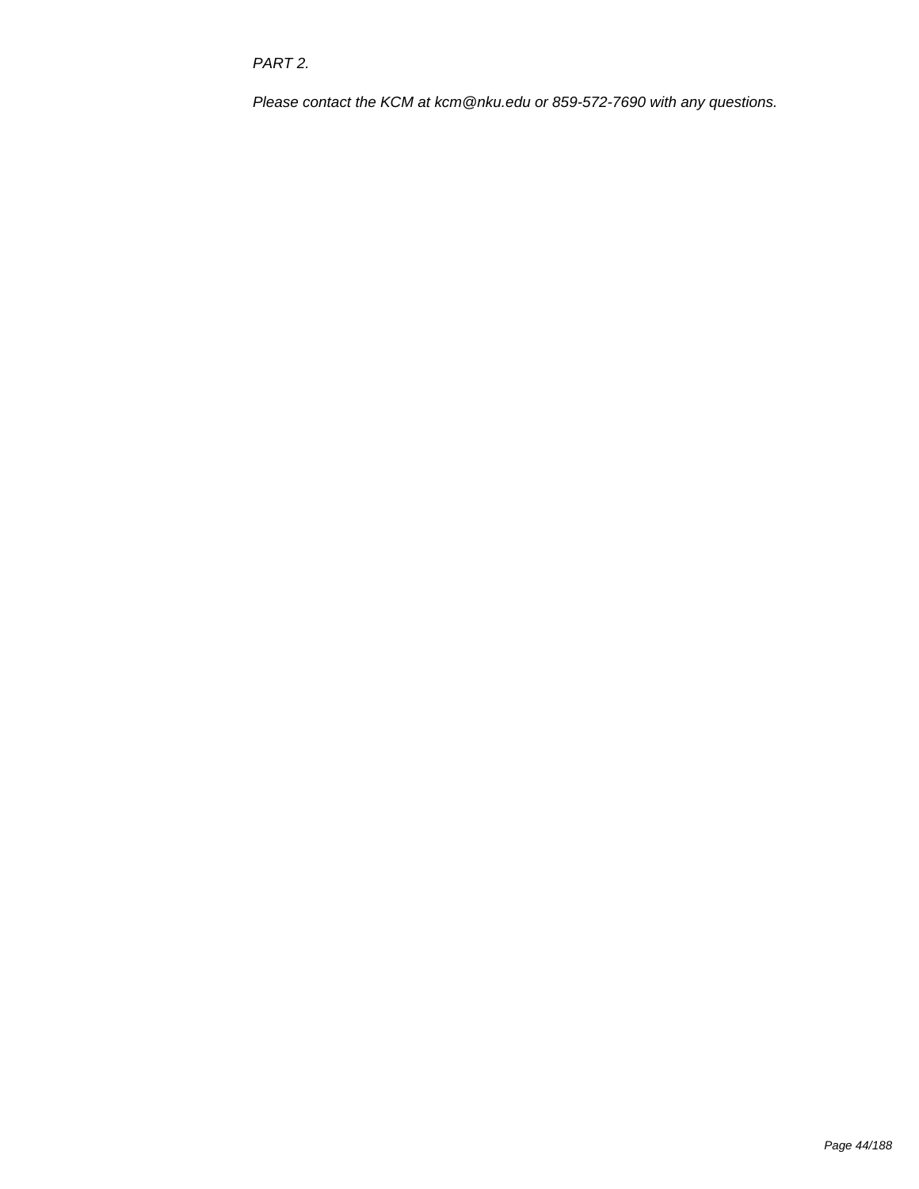*PART 2.*

*Please contact the KCM at kcm@nku.edu or 859-572-7690 with any questions.*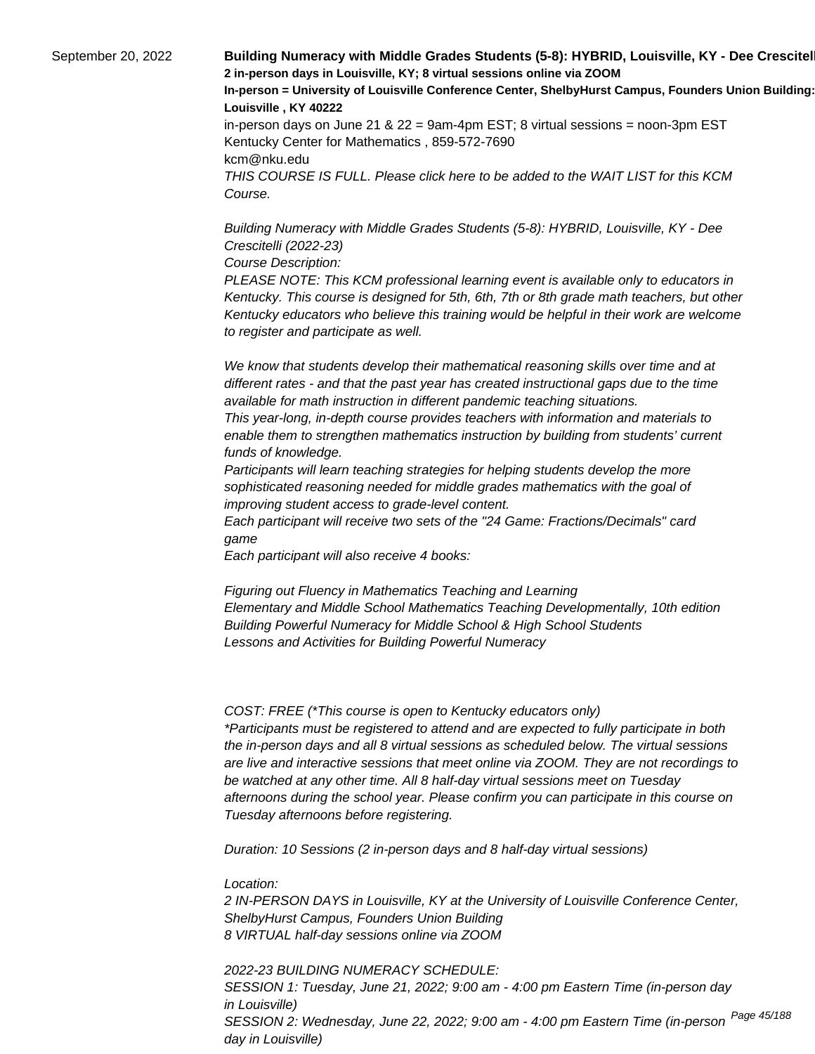September 20, 2022

**Building Numeracy with Middle Grades Students (5-8): HYBRID, Louisville, KY - Dee Crescitell**
**2 in-person days in Louisville, KY; 8 virtual sessions online via ZOOM**
**In-person = University of Louisville Conference Center, ShelbyHurst Campus, Founders Union Building:**
**Louisville , KY 40222**

in-person days on June 21 & 22 = 9am-4pm EST; 8 virtual sessions = noon-3pm EST
Kentucky Center for Mathematics , 859-572-7690
kcm@nku.edu

*THIS COURSE IS FULL. Please click here to be added to the WAIT LIST for this KCM Course.*

*Building Numeracy with Middle Grades Students (5-8): HYBRID, Louisville, KY - Dee Crescitelli (2022-23)*
*Course Description:*
*PLEASE NOTE: This KCM professional learning event is available only to educators in Kentucky. This course is designed for 5th, 6th, 7th or 8th grade math teachers, but other Kentucky educators who believe this training would be helpful in their work are welcome to register and participate as well.*

*We know that students develop their mathematical reasoning skills over time and at different rates - and that the past year has created instructional gaps due to the time available for math instruction in different pandemic teaching situations.*
*This year-long, in-depth course provides teachers with information and materials to enable them to strengthen mathematics instruction by building from students' current funds of knowledge.*
*Participants will learn teaching strategies for helping students develop the more sophisticated reasoning needed for middle grades mathematics with the goal of improving student access to grade-level content.*
*Each participant will receive two sets of the "24 Game: Fractions/Decimals" card game*
*Each participant will also receive 4 books:*

*Figuring out Fluency in Mathematics Teaching and Learning*
*Elementary and Middle School Mathematics Teaching Developmentally, 10th edition*
*Building Powerful Numeracy for Middle School & High School Students*
*Lessons and Activities for Building Powerful Numeracy*

*COST: FREE (*This course is open to Kentucky educators only)*
**Participants must be registered to attend and are expected to fully participate in both the in-person days and all 8 virtual sessions as scheduled below. The virtual sessions are live and interactive sessions that meet online via ZOOM. They are not recordings to be watched at any other time. All 8 half-day virtual sessions meet on Tuesday afternoons during the school year. Please confirm you can participate in this course on Tuesday afternoons before registering.*

*Duration: 10 Sessions (2 in-person days and 8 half-day virtual sessions)*

*Location:*
*2 IN-PERSON DAYS in Louisville, KY at the University of Louisville Conference Center, ShelbyHurst Campus, Founders Union Building*
*8 VIRTUAL half-day sessions online via ZOOM*

*2022-23 BUILDING NUMERACY SCHEDULE:*
*SESSION 1: Tuesday, June 21, 2022; 9:00 am - 4:00 pm Eastern Time (in-person day in Louisville)*
*SESSION 2: Wednesday, June 22, 2022; 9:00 am - 4:00 pm Eastern Time (in-person day in Louisville)*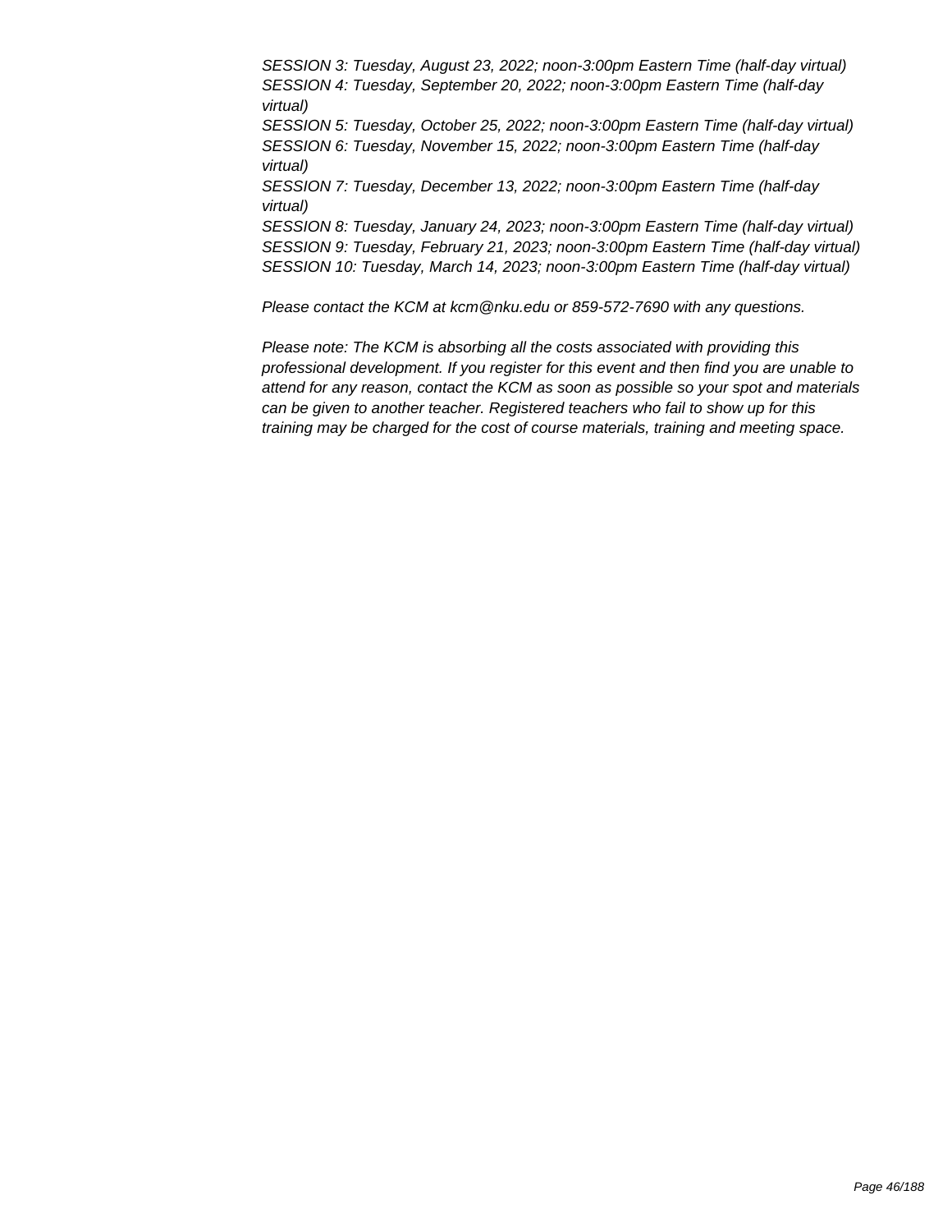*SESSION 3: Tuesday, August 23, 2022; noon-3:00pm Eastern Time (half-day virtual)*
*SESSION 4: Tuesday, September 20, 2022; noon-3:00pm Eastern Time (half-day virtual)*
*SESSION 5: Tuesday, October 25, 2022; noon-3:00pm Eastern Time (half-day virtual)*
*SESSION 6: Tuesday, November 15, 2022; noon-3:00pm Eastern Time (half-day virtual)*
*SESSION 7: Tuesday, December 13, 2022; noon-3:00pm Eastern Time (half-day virtual)*
*SESSION 8: Tuesday, January 24, 2023; noon-3:00pm Eastern Time (half-day virtual)*
*SESSION 9: Tuesday, February 21, 2023; noon-3:00pm Eastern Time (half-day virtual)*
*SESSION 10: Tuesday, March 14, 2023; noon-3:00pm Eastern Time (half-day virtual)*

*Please contact the KCM at kcm@nku.edu or 859-572-7690 with any questions.*

*Please note: The KCM is absorbing all the costs associated with providing this professional development. If you register for this event and then find you are unable to attend for any reason, contact the KCM as soon as possible so your spot and materials can be given to another teacher. Registered teachers who fail to show up for this training may be charged for the cost of course materials, training and meeting space.*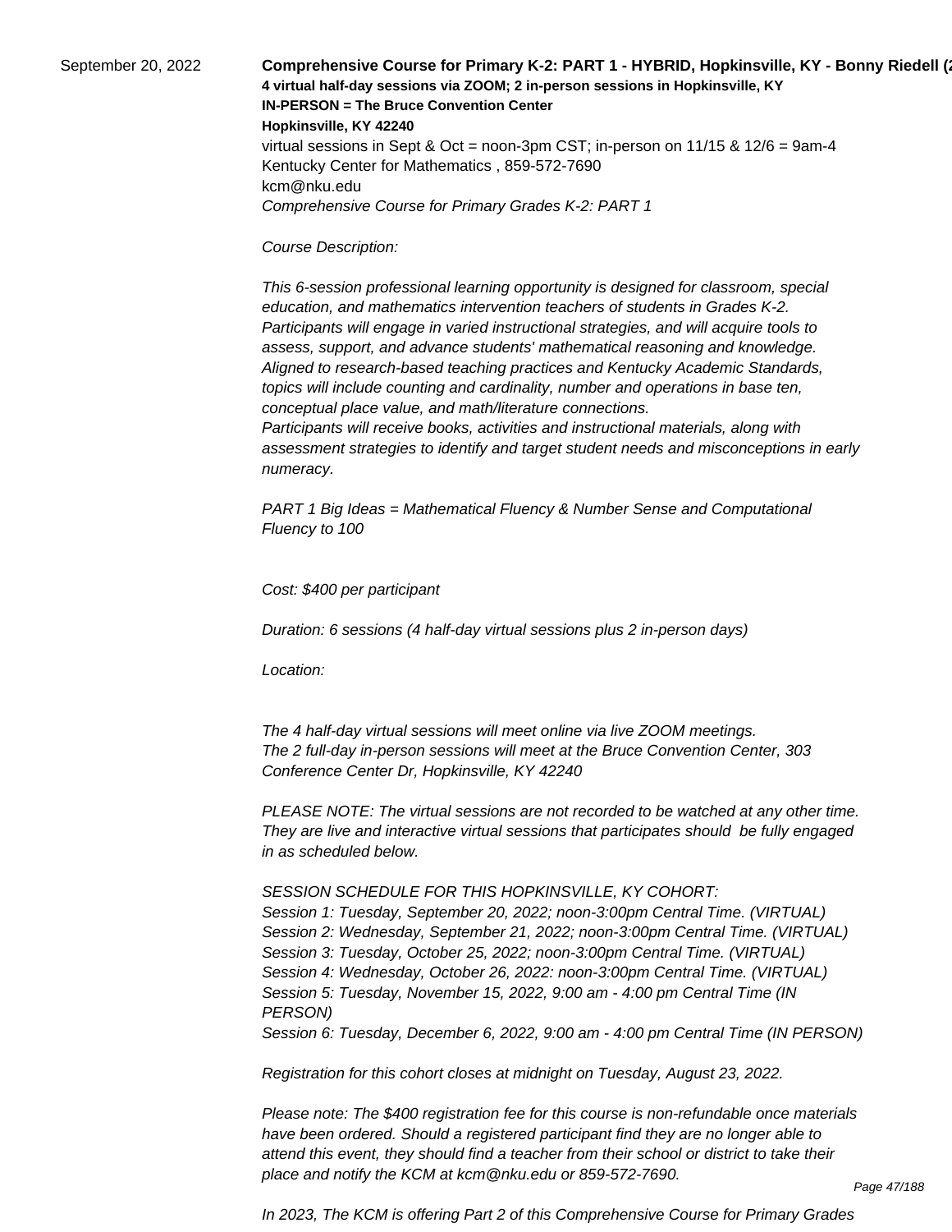September 20, 2022

**Comprehensive Course for Primary K-2: PART 1 - HYBRID, Hopkinsville, KY - Bonny Riedell (2**
**4 virtual half-day sessions via ZOOM; 2 in-person sessions in Hopkinsville, KY**
**IN-PERSON = The Bruce Convention Center**
**Hopkinsville, KY 42240**
virtual sessions in Sept & Oct = noon-3pm CST; in-person on 11/15 & 12/6 = 9am-4
Kentucky Center for Mathematics , 859-572-7690
kcm@nku.edu
*Comprehensive Course for Primary Grades K-2: PART 1*

*Course Description:*

*This 6-session professional learning opportunity is designed for classroom, special education, and mathematics intervention teachers of students in Grades K-2. Participants will engage in varied instructional strategies, and will acquire tools to assess, support, and advance students' mathematical reasoning and knowledge. Aligned to research-based teaching practices and Kentucky Academic Standards, topics will include counting and cardinality, number and operations in base ten, conceptual place value, and math/literature connections.*
*Participants will receive books, activities and instructional materials, along with assessment strategies to identify and target student needs and misconceptions in early numeracy.*

*PART 1 Big Ideas = Mathematical Fluency & Number Sense and Computational Fluency to 100*

*Cost: $400 per participant*

*Duration: 6 sessions (4 half-day virtual sessions plus 2 in-person days)*

*Location:*

*The 4 half-day virtual sessions will meet online via live ZOOM meetings.*
*The 2 full-day in-person sessions will meet at the Bruce Convention Center, 303 Conference Center Dr, Hopkinsville, KY 42240*

*PLEASE NOTE: The virtual sessions are not recorded to be watched at any other time. They are live and interactive virtual sessions that participates should be fully engaged in as scheduled below.*

*SESSION SCHEDULE FOR THIS HOPKINSVILLE, KY COHORT:*
*Session 1: Tuesday, September 20, 2022; noon-3:00pm Central Time. (VIRTUAL)*
*Session 2: Wednesday, September 21, 2022; noon-3:00pm Central Time. (VIRTUAL)*
*Session 3: Tuesday, October 25, 2022; noon-3:00pm Central Time. (VIRTUAL)*
*Session 4: Wednesday, October 26, 2022: noon-3:00pm Central Time. (VIRTUAL)*
*Session 5: Tuesday, November 15, 2022, 9:00 am - 4:00 pm Central Time (IN PERSON)*
*Session 6: Tuesday, December 6, 2022, 9:00 am - 4:00 pm Central Time (IN PERSON)*

*Registration for this cohort closes at midnight on Tuesday, August 23, 2022.*

*Please note: The $400 registration fee for this course is non-refundable once materials have been ordered. Should a registered participant find they are no longer able to attend this event, they should find a teacher from their school or district to take their place and notify the KCM at kcm@nku.edu or 859-572-7690.*

*In 2023, The KCM is offering Part 2 of this Comprehensive Course for Primary Grades*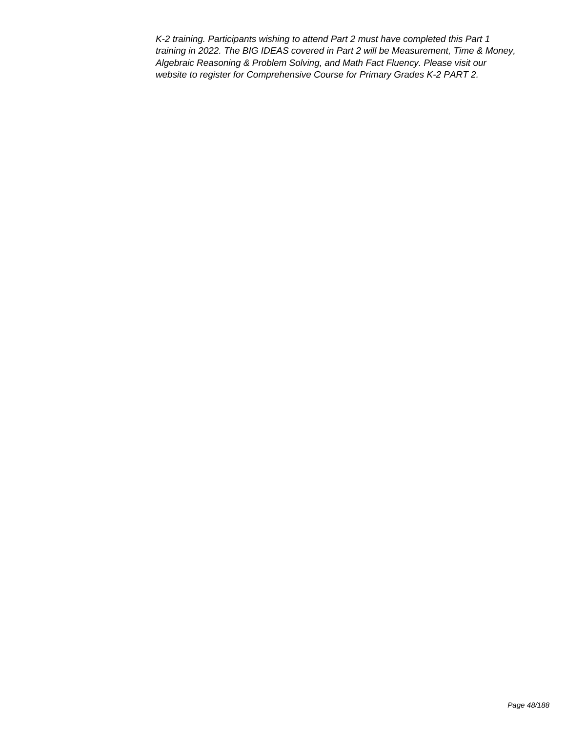*K-2 training. Participants wishing to attend Part 2 must have completed this Part 1 training in 2022. The BIG IDEAS covered in Part 2 will be Measurement, Time & Money, Algebraic Reasoning & Problem Solving, and Math Fact Fluency. Please visit our website to register for Comprehensive Course for Primary Grades K-2 PART 2.*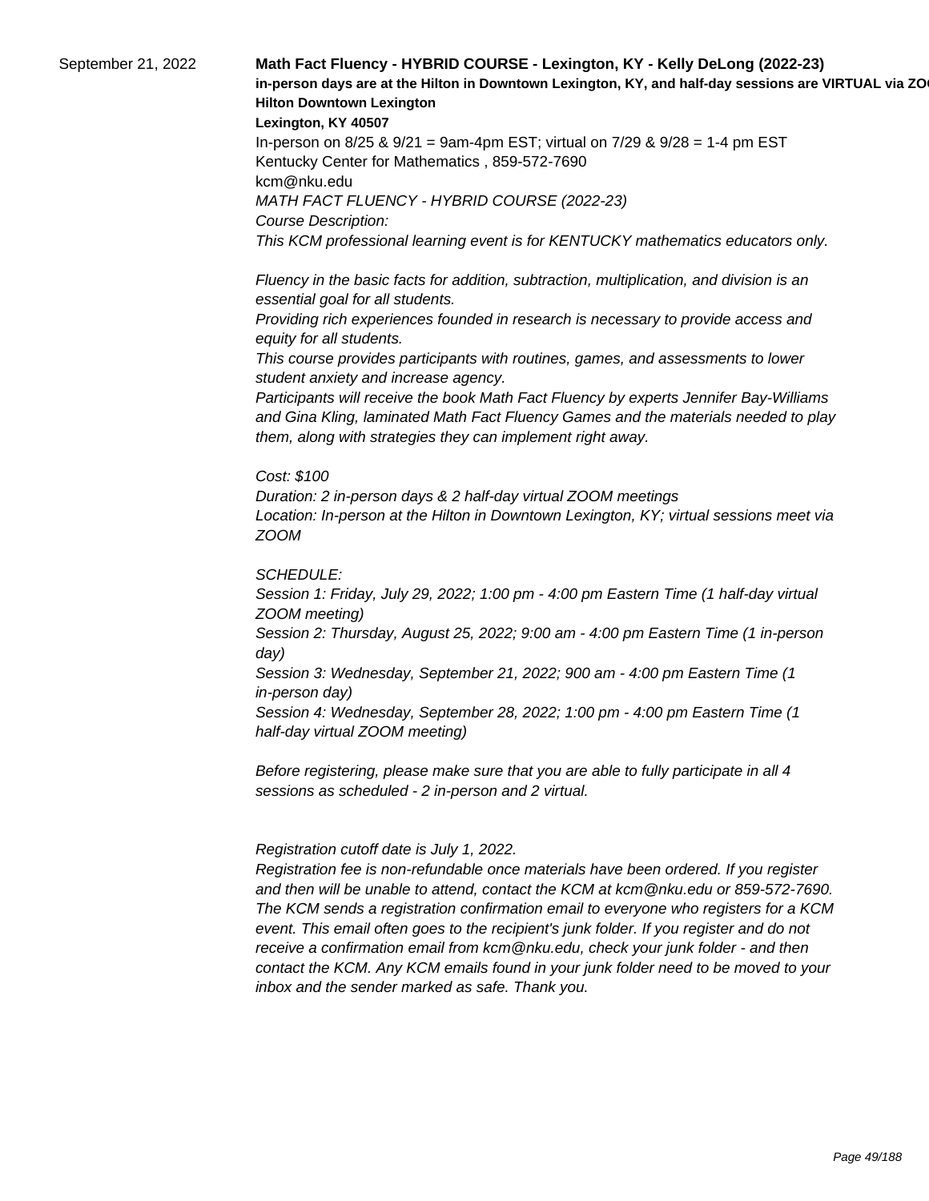September 21, 2022

**Math Fact Fluency - HYBRID COURSE - Lexington, KY - Kelly DeLong (2022-23)**

**in-person days are at the Hilton in Downtown Lexington, KY, and half-day sessions are VIRTUAL via ZO**

**Hilton Downtown Lexington**

**Lexington, KY 40507**

In-person on 8/25 & 9/21 = 9am-4pm EST; virtual on 7/29 & 9/28 = 1-4 pm EST

Kentucky Center for Mathematics , 859-572-7690

kcm@nku.edu

*MATH FACT FLUENCY - HYBRID COURSE (2022-23)*

*Course Description:*

*This KCM professional learning event is for KENTUCKY mathematics educators only.*

*Fluency in the basic facts for addition, subtraction, multiplication, and division is an essential goal for all students.*

*Providing rich experiences founded in research is necessary to provide access and equity for all students.*

*This course provides participants with routines, games, and assessments to lower student anxiety and increase agency.*

*Participants will receive the book Math Fact Fluency by experts Jennifer Bay-Williams and Gina Kling, laminated Math Fact Fluency Games and the materials needed to play them, along with strategies they can implement right away.*

*Cost: $100*

*Duration: 2 in-person days & 2 half-day virtual ZOOM meetings*

*Location: In-person at the Hilton in Downtown Lexington, KY; virtual sessions meet via ZOOM*

*SCHEDULE:*

*Session 1: Friday, July 29, 2022; 1:00 pm - 4:00 pm Eastern Time (1 half-day virtual ZOOM meeting)*

*Session 2: Thursday, August 25, 2022; 9:00 am - 4:00 pm Eastern Time (1 in-person day)*

*Session 3: Wednesday, September 21, 2022; 900 am - 4:00 pm Eastern Time (1 in-person day)*

*Session 4: Wednesday, September 28, 2022; 1:00 pm - 4:00 pm Eastern Time (1 half-day virtual ZOOM meeting)*

*Before registering, please make sure that you are able to fully participate in all 4 sessions as scheduled - 2 in-person and 2 virtual.*

*Registration cutoff date is July 1, 2022.*

*Registration fee is non-refundable once materials have been ordered. If you register and then will be unable to attend, contact the KCM at kcm@nku.edu or 859-572-7690. The KCM sends a registration confirmation email to everyone who registers for a KCM event. This email often goes to the recipient's junk folder. If you register and do not receive a confirmation email from kcm@nku.edu, check your junk folder - and then contact the KCM. Any KCM emails found in your junk folder need to be moved to your inbox and the sender marked as safe. Thank you.*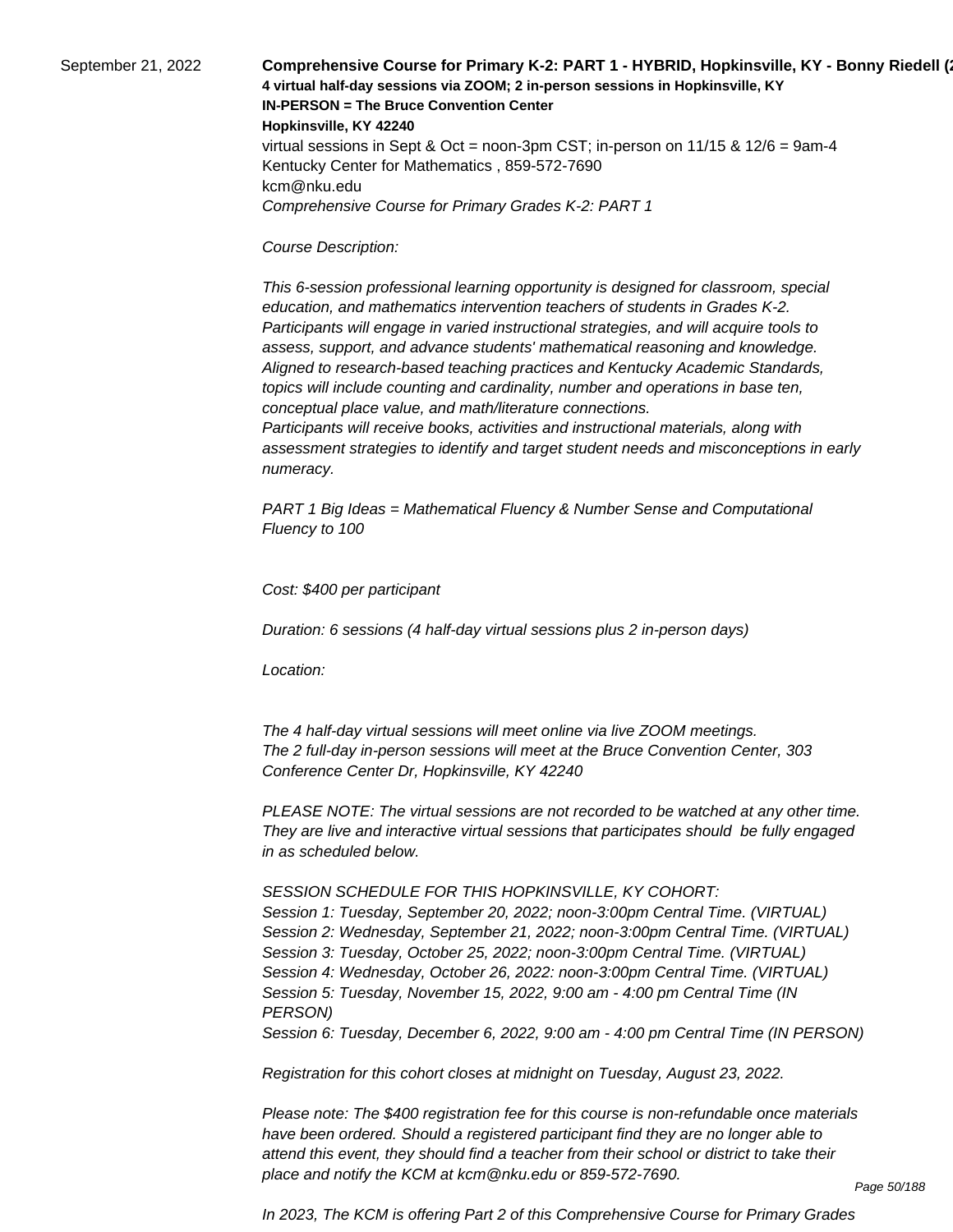September 21, 2022

**Comprehensive Course for Primary K-2: PART 1 - HYBRID, Hopkinsville, KY - Bonny Riedell (2**

**4 virtual half-day sessions via ZOOM; 2 in-person sessions in Hopkinsville, KY**

**IN-PERSON = The Bruce Convention Center**

**Hopkinsville, KY 42240**

virtual sessions in Sept & Oct = noon-3pm CST; in-person on 11/15 & 12/6 = 9am-4

Kentucky Center for Mathematics , 859-572-7690

kcm@nku.edu

*Comprehensive Course for Primary Grades K-2: PART 1*

*Course Description:*

*This 6-session professional learning opportunity is designed for classroom, special education, and mathematics intervention teachers of students in Grades K-2. Participants will engage in varied instructional strategies, and will acquire tools to assess, support, and advance students' mathematical reasoning and knowledge. Aligned to research-based teaching practices and Kentucky Academic Standards, topics will include counting and cardinality, number and operations in base ten, conceptual place value, and math/literature connections.*
*Participants will receive books, activities and instructional materials, along with assessment strategies to identify and target student needs and misconceptions in early numeracy.*

*PART 1 Big Ideas = Mathematical Fluency & Number Sense and Computational Fluency to 100*

*Cost: $400 per participant*

*Duration: 6 sessions (4 half-day virtual sessions plus 2 in-person days)*

*Location:*

*The 4 half-day virtual sessions will meet online via live ZOOM meetings.*
*The 2 full-day in-person sessions will meet at the Bruce Convention Center, 303 Conference Center Dr, Hopkinsville, KY 42240*

*PLEASE NOTE: The virtual sessions are not recorded to be watched at any other time. They are live and interactive virtual sessions that participates should be fully engaged in as scheduled below.*

*SESSION SCHEDULE FOR THIS HOPKINSVILLE, KY COHORT:*
*Session 1: Tuesday, September 20, 2022; noon-3:00pm Central Time. (VIRTUAL)*
*Session 2: Wednesday, September 21, 2022; noon-3:00pm Central Time. (VIRTUAL)*
*Session 3: Tuesday, October 25, 2022; noon-3:00pm Central Time. (VIRTUAL)*
*Session 4: Wednesday, October 26, 2022: noon-3:00pm Central Time. (VIRTUAL)*
*Session 5: Tuesday, November 15, 2022, 9:00 am - 4:00 pm Central Time (IN PERSON)*
*Session 6: Tuesday, December 6, 2022, 9:00 am - 4:00 pm Central Time (IN PERSON)*

*Registration for this cohort closes at midnight on Tuesday, August 23, 2022.*

*Please note: The $400 registration fee for this course is non-refundable once materials have been ordered. Should a registered participant find they are no longer able to attend this event, they should find a teacher from their school or district to take their place and notify the KCM at kcm@nku.edu or 859-572-7690.*

*In 2023, The KCM is offering Part 2 of this Comprehensive Course for Primary Grades*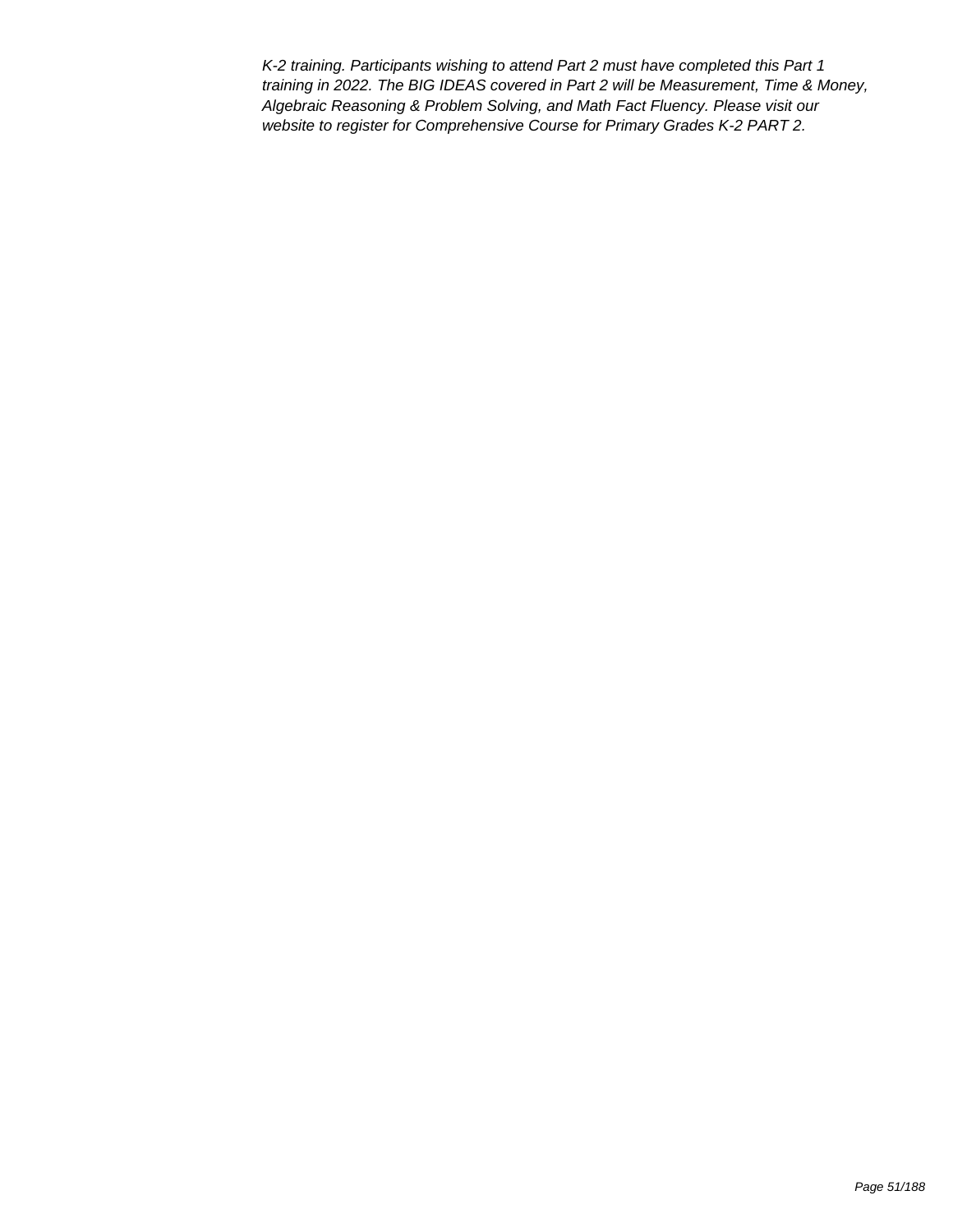*K-2 training. Participants wishing to attend Part 2 must have completed this Part 1 training in 2022. The BIG IDEAS covered in Part 2 will be Measurement, Time & Money, Algebraic Reasoning & Problem Solving, and Math Fact Fluency. Please visit our website to register for Comprehensive Course for Primary Grades K-2 PART 2.*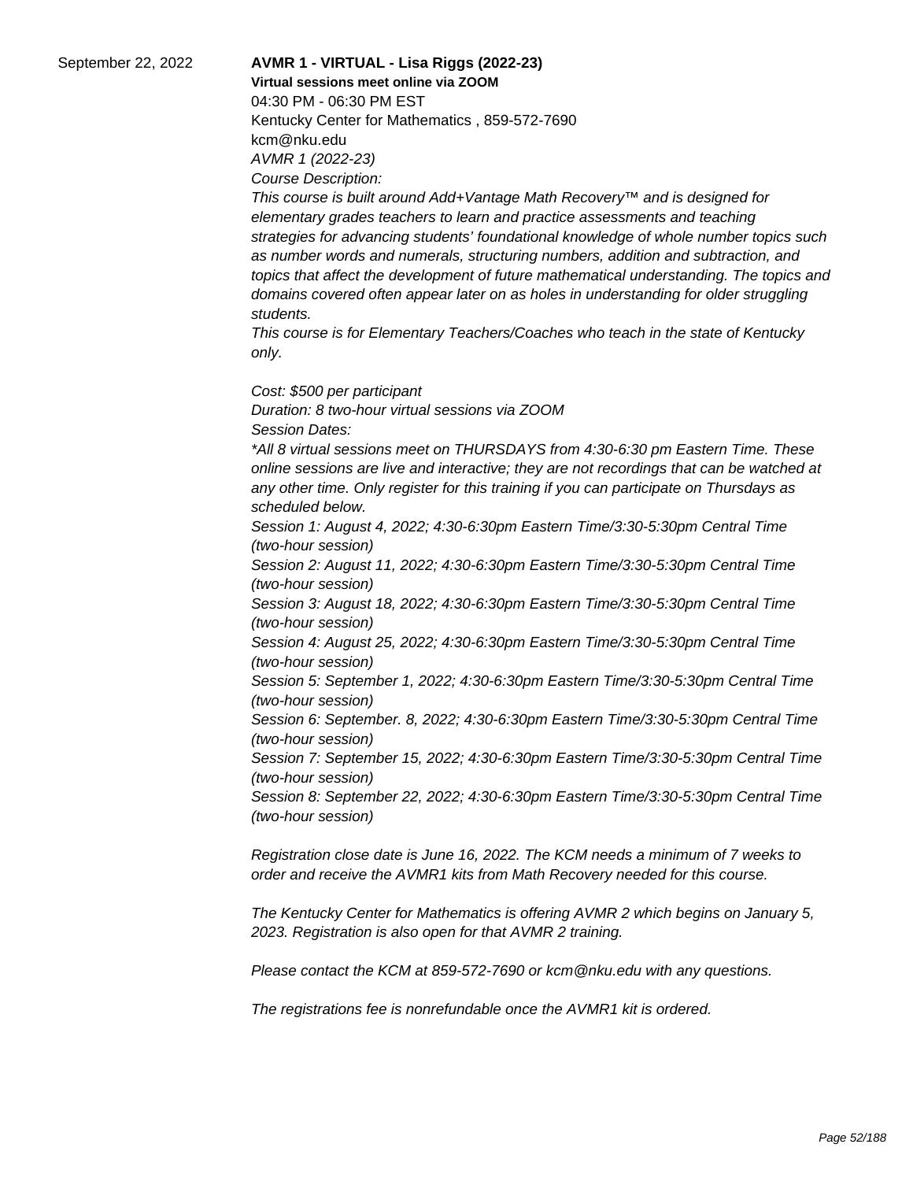September 22, 2022

**AVMR 1 - VIRTUAL - Lisa Riggs (2022-23)**

**Virtual sessions meet online via ZOOM**

04:30 PM - 06:30 PM EST

Kentucky Center for Mathematics , 859-572-7690

kcm@nku.edu

*AVMR 1 (2022-23)*

*Course Description:*

*This course is built around Add+Vantage Math Recovery™ and is designed for elementary grades teachers to learn and practice assessments and teaching strategies for advancing students' foundational knowledge of whole number topics such as number words and numerals, structuring numbers, addition and subtraction, and topics that affect the development of future mathematical understanding. The topics and domains covered often appear later on as holes in understanding for older struggling students.*

*This course is for Elementary Teachers/Coaches who teach in the state of Kentucky only.*

*Cost: $500 per participant*

*Duration: 8 two-hour virtual sessions via ZOOM*

*Session Dates:*

*\*All 8 virtual sessions meet on THURSDAYS from 4:30-6:30 pm Eastern Time. These online sessions are live and interactive; they are not recordings that can be watched at any other time. Only register for this training if you can participate on Thursdays as scheduled below.*

*Session 1: August 4, 2022; 4:30-6:30pm Eastern Time/3:30-5:30pm Central Time (two-hour session)*

*Session 2: August 11, 2022; 4:30-6:30pm Eastern Time/3:30-5:30pm Central Time (two-hour session)*

*Session 3: August 18, 2022; 4:30-6:30pm Eastern Time/3:30-5:30pm Central Time (two-hour session)*

*Session 4: August 25, 2022; 4:30-6:30pm Eastern Time/3:30-5:30pm Central Time (two-hour session)*

*Session 5: September 1, 2022; 4:30-6:30pm Eastern Time/3:30-5:30pm Central Time (two-hour session)*

*Session 6: September. 8, 2022; 4:30-6:30pm Eastern Time/3:30-5:30pm Central Time (two-hour session)*

*Session 7: September 15, 2022; 4:30-6:30pm Eastern Time/3:30-5:30pm Central Time (two-hour session)*

*Session 8: September 22, 2022; 4:30-6:30pm Eastern Time/3:30-5:30pm Central Time (two-hour session)*

*Registration close date is June 16, 2022. The KCM needs a minimum of 7 weeks to order and receive the AVMR1 kits from Math Recovery needed for this course.*

*The Kentucky Center for Mathematics is offering AVMR 2 which begins on January 5, 2023. Registration is also open for that AVMR 2 training.*

*Please contact the KCM at 859-572-7690 or kcm@nku.edu with any questions.*

*The registrations fee is nonrefundable once the AVMR1 kit is ordered.*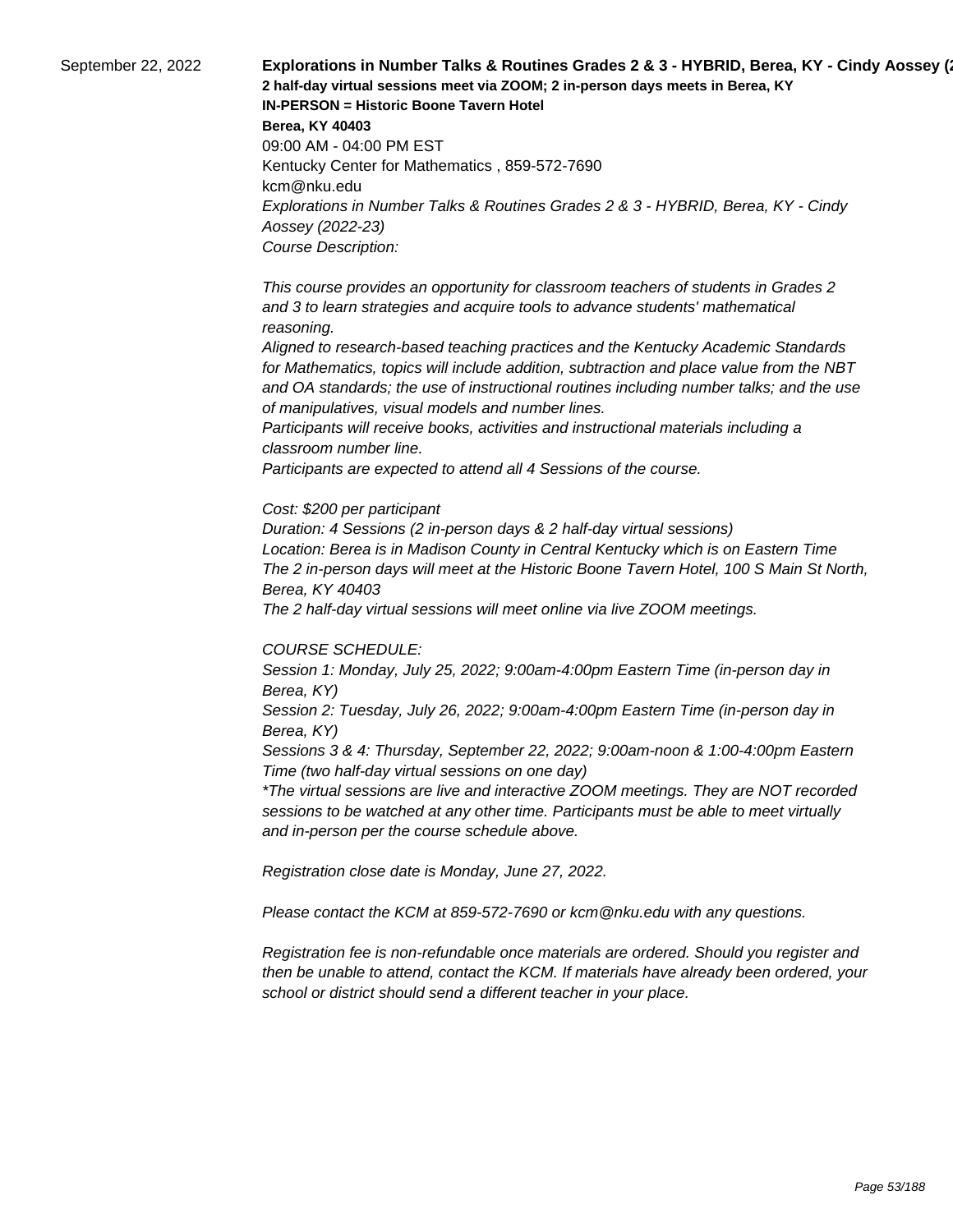September 22, 2022

**Explorations in Number Talks & Routines Grades 2 & 3 - HYBRID, Berea, KY - Cindy Aossey (2**

**2 half-day virtual sessions meet via ZOOM; 2 in-person days meets in Berea, KY**

**IN-PERSON = Historic Boone Tavern Hotel**

**Berea, KY 40403**

09:00 AM - 04:00 PM EST

Kentucky Center for Mathematics , 859-572-7690

kcm@nku.edu

*Explorations in Number Talks & Routines Grades 2 & 3 - HYBRID, Berea, KY - Cindy Aossey (2022-23)*

*Course Description:*

*This course provides an opportunity for classroom teachers of students in Grades 2 and 3 to learn strategies and acquire tools to advance students' mathematical reasoning.*

*Aligned to research-based teaching practices and the Kentucky Academic Standards for Mathematics, topics will include addition, subtraction and place value from the NBT and OA standards; the use of instructional routines including number talks; and the use of manipulatives, visual models and number lines.*

*Participants will receive books, activities and instructional materials including a classroom number line.*

*Participants are expected to attend all 4 Sessions of the course.*

*Cost: $200 per participant*

*Duration: 4 Sessions (2 in-person days & 2 half-day virtual sessions)*

*Location: Berea is in Madison County in Central Kentucky which is on Eastern Time*

*The 2 in-person days will meet at the Historic Boone Tavern Hotel, 100 S Main St North, Berea, KY 40403*

*The 2 half-day virtual sessions will meet online via live ZOOM meetings.*

*COURSE SCHEDULE:*

*Session 1: Monday, July 25, 2022; 9:00am-4:00pm Eastern Time (in-person day in Berea, KY)*

*Session 2: Tuesday, July 26, 2022; 9:00am-4:00pm Eastern Time (in-person day in Berea, KY)*

*Sessions 3 & 4: Thursday, September 22, 2022; 9:00am-noon & 1:00-4:00pm Eastern Time (two half-day virtual sessions on one day)*

**The virtual sessions are live and interactive ZOOM meetings. They are NOT recorded sessions to be watched at any other time. Participants must be able to meet virtually and in-person per the course schedule above.*

*Registration close date is Monday, June 27, 2022.*

*Please contact the KCM at 859-572-7690 or kcm@nku.edu with any questions.*

*Registration fee is non-refundable once materials are ordered. Should you register and then be unable to attend, contact the KCM. If materials have already been ordered, your school or district should send a different teacher in your place.*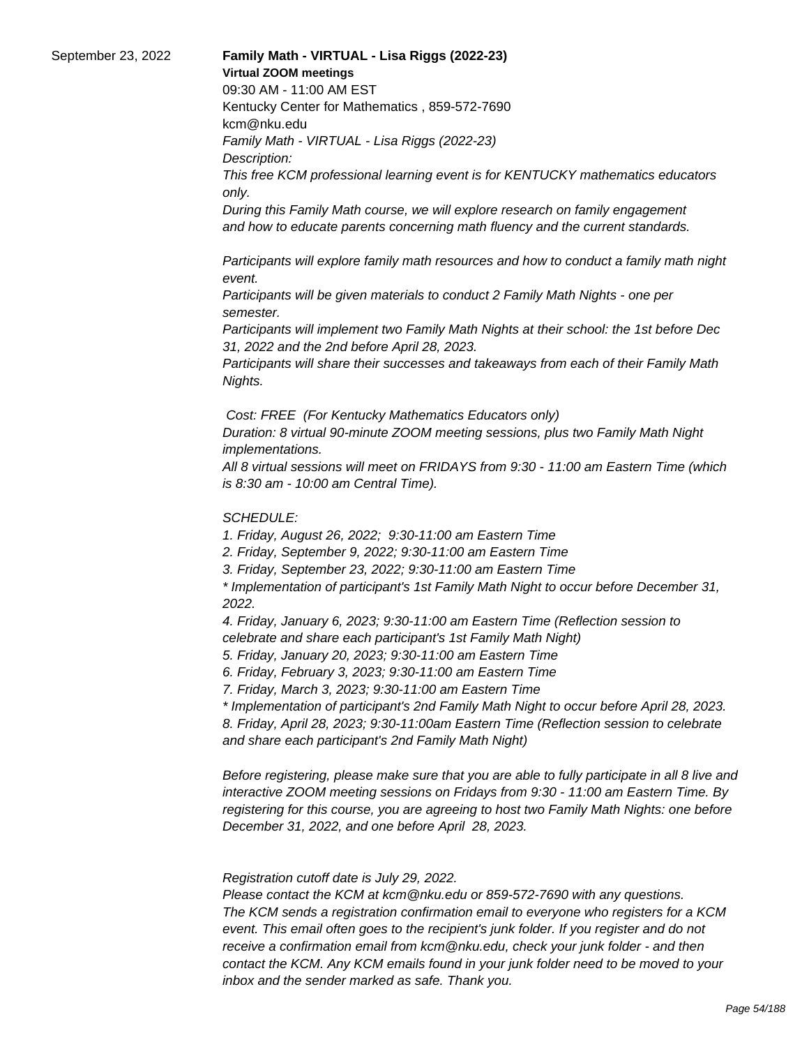September 23, 2022

**Family Math - VIRTUAL - Lisa Riggs (2022-23)**

**Virtual ZOOM meetings**

09:30 AM - 11:00 AM EST

Kentucky Center for Mathematics , 859-572-7690

kcm@nku.edu

*Family Math - VIRTUAL - Lisa Riggs (2022-23)*

*Description:*

*This free KCM professional learning event is for KENTUCKY mathematics educators only.*

*During this Family Math course, we will explore research on family engagement and how to educate parents concerning math fluency and the current standards.*

*Participants will explore family math resources and how to conduct a family math night event.*

*Participants will be given materials to conduct 2 Family Math Nights - one per semester.*

*Participants will implement two Family Math Nights at their school: the 1st before Dec 31, 2022 and the 2nd before April 28, 2023.*

*Participants will share their successes and takeaways from each of their Family Math Nights.*

*Cost: FREE (For Kentucky Mathematics Educators only)*

*Duration: 8 virtual 90-minute ZOOM meeting sessions, plus two Family Math Night implementations.*

*All 8 virtual sessions will meet on FRIDAYS from 9:30 - 11:00 am Eastern Time (which is 8:30 am - 10:00 am Central Time).*

*SCHEDULE:*

*1. Friday, August 26, 2022; 9:30-11:00 am Eastern Time*

*2. Friday, September 9, 2022; 9:30-11:00 am Eastern Time*

*3. Friday, September 23, 2022; 9:30-11:00 am Eastern Time*

*\* Implementation of participant's 1st Family Math Night to occur before December 31, 2022.*

*4. Friday, January 6, 2023; 9:30-11:00 am Eastern Time (Reflection session to celebrate and share each participant's 1st Family Math Night)*

*5. Friday, January 20, 2023; 9:30-11:00 am Eastern Time*

*6. Friday, February 3, 2023; 9:30-11:00 am Eastern Time*

*7. Friday, March 3, 2023; 9:30-11:00 am Eastern Time*

*\* Implementation of participant's 2nd Family Math Night to occur before April 28, 2023.*

*8. Friday, April 28, 2023; 9:30-11:00am Eastern Time (Reflection session to celebrate and share each participant's 2nd Family Math Night)*

*Before registering, please make sure that you are able to fully participate in all 8 live and interactive ZOOM meeting sessions on Fridays from 9:30 - 11:00 am Eastern Time. By registering for this course, you are agreeing to host two Family Math Nights: one before December 31, 2022, and one before April 28, 2023.*

*Registration cutoff date is July 29, 2022.*

*Please contact the KCM at kcm@nku.edu or 859-572-7690 with any questions.*

*The KCM sends a registration confirmation email to everyone who registers for a KCM event. This email often goes to the recipient's junk folder. If you register and do not receive a confirmation email from kcm@nku.edu, check your junk folder - and then contact the KCM. Any KCM emails found in your junk folder need to be moved to your inbox and the sender marked as safe. Thank you.*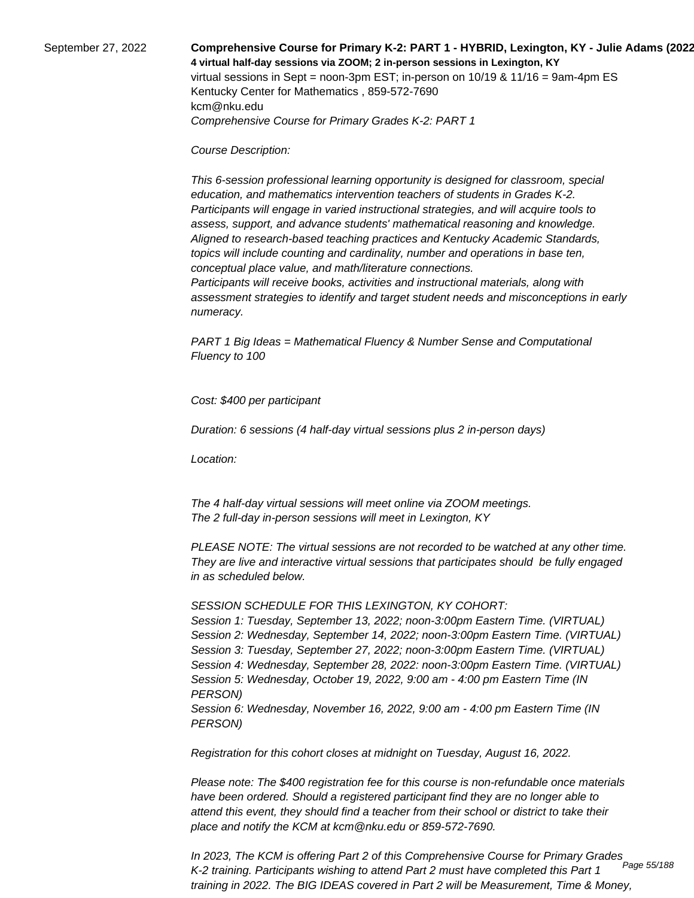September 27, 2022

**Comprehensive Course for Primary K-2: PART 1 - HYBRID, Lexington, KY - Julie Adams (2022**

**4 virtual half-day sessions via ZOOM; 2 in-person sessions in Lexington, KY**

virtual sessions in Sept = noon-3pm EST; in-person on 10/19 & 11/16 = 9am-4pm ES

Kentucky Center for Mathematics , 859-572-7690

kcm@nku.edu

*Comprehensive Course for Primary Grades K-2: PART 1*

*Course Description:*

*This 6-session professional learning opportunity is designed for classroom, special education, and mathematics intervention teachers of students in Grades K-2. Participants will engage in varied instructional strategies, and will acquire tools to assess, support, and advance students' mathematical reasoning and knowledge. Aligned to research-based teaching practices and Kentucky Academic Standards, topics will include counting and cardinality, number and operations in base ten, conceptual place value, and math/literature connections.*
*Participants will receive books, activities and instructional materials, along with assessment strategies to identify and target student needs and misconceptions in early numeracy.*

*PART 1 Big Ideas = Mathematical Fluency & Number Sense and Computational Fluency to 100*

*Cost: $400 per participant*

*Duration: 6 sessions (4 half-day virtual sessions plus 2 in-person days)*

*Location:*

*The 4 half-day virtual sessions will meet online via ZOOM meetings.*
*The 2 full-day in-person sessions will meet in Lexington, KY*

*PLEASE NOTE: The virtual sessions are not recorded to be watched at any other time. They are live and interactive virtual sessions that participates should be fully engaged in as scheduled below.*

*SESSION SCHEDULE FOR THIS LEXINGTON, KY COHORT:*
*Session 1: Tuesday, September 13, 2022; noon-3:00pm Eastern Time. (VIRTUAL)*
*Session 2: Wednesday, September 14, 2022; noon-3:00pm Eastern Time. (VIRTUAL)*
*Session 3: Tuesday, September 27, 2022; noon-3:00pm Eastern Time. (VIRTUAL)*
*Session 4: Wednesday, September 28, 2022: noon-3:00pm Eastern Time. (VIRTUAL)*
*Session 5: Wednesday, October 19, 2022, 9:00 am - 4:00 pm Eastern Time (IN PERSON)*
*Session 6: Wednesday, November 16, 2022, 9:00 am - 4:00 pm Eastern Time (IN PERSON)*

*Registration for this cohort closes at midnight on Tuesday, August 16, 2022.*

*Please note: The $400 registration fee for this course is non-refundable once materials have been ordered. Should a registered participant find they are no longer able to attend this event, they should find a teacher from their school or district to take their place and notify the KCM at kcm@nku.edu or 859-572-7690.*

*In 2023, The KCM is offering Part 2 of this Comprehensive Course for Primary Grades K-2 training. Participants wishing to attend Part 2 must have completed this Part 1 training in 2022. The BIG IDEAS covered in Part 2 will be Measurement, Time & Money,*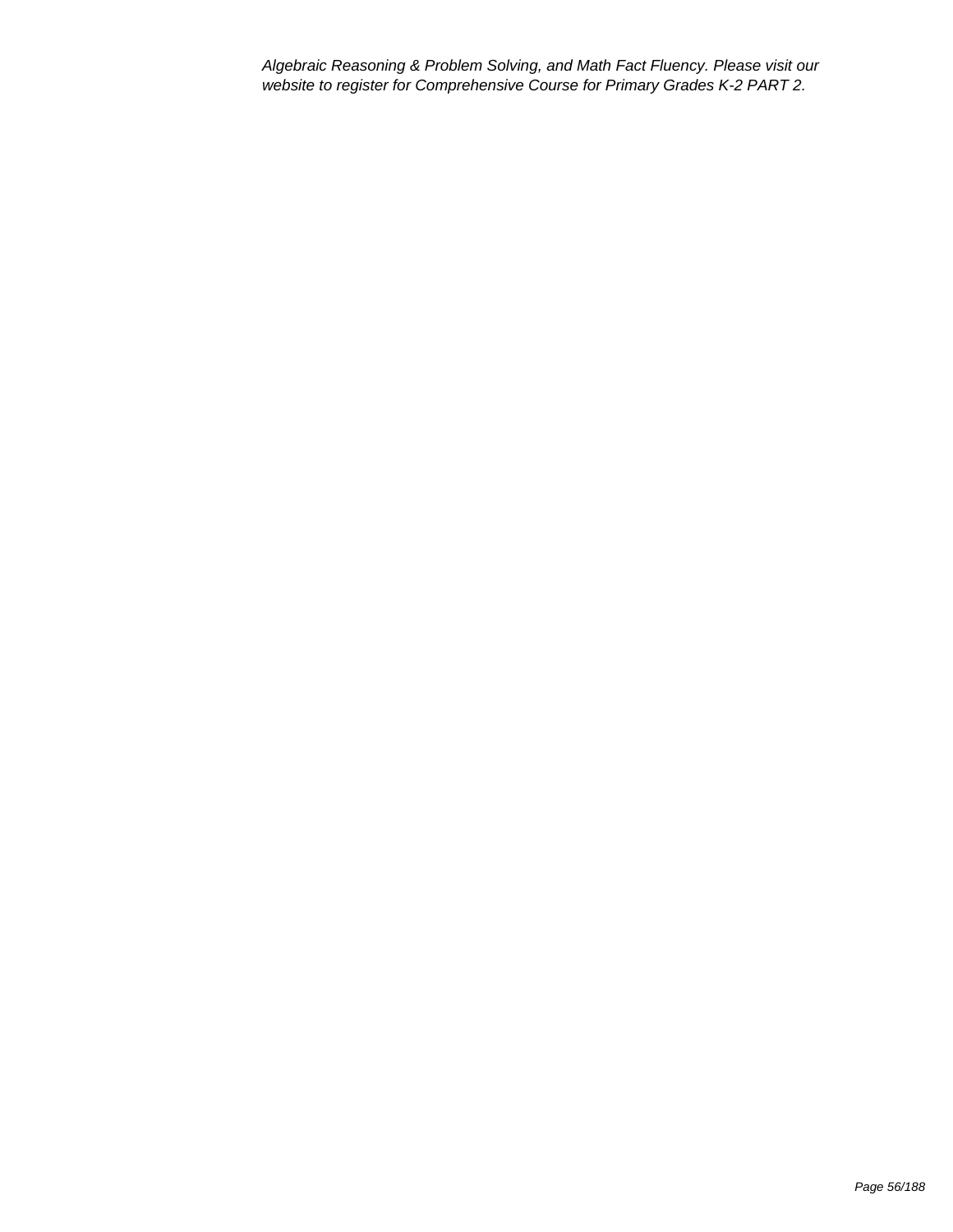*Algebraic Reasoning & Problem Solving, and Math Fact Fluency. Please visit our website to register for Comprehensive Course for Primary Grades K-2 PART 2.*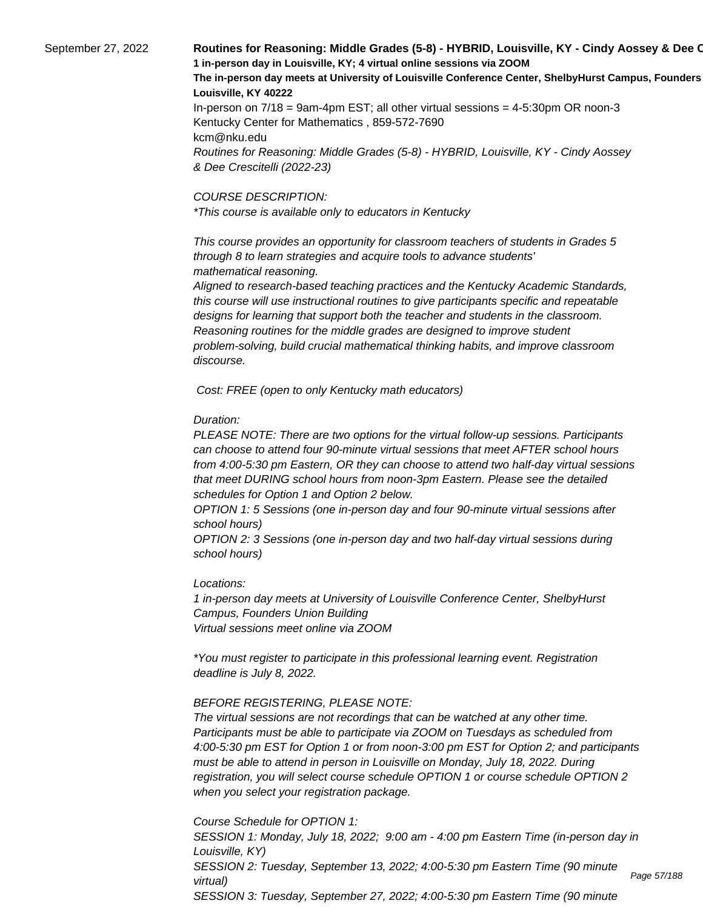September 27, 2022

**Routines for Reasoning: Middle Grades (5-8) - HYBRID, Louisville, KY - Cindy Aossey & Dee C**
**1 in-person day in Louisville, KY; 4 virtual online sessions via ZOOM**
**The in-person day meets at University of Louisville Conference Center, ShelbyHurst Campus, Founders**
**Louisville, KY 40222**

In-person on 7/18 = 9am-4pm EST; all other virtual sessions = 4-5:30pm OR noon-3
Kentucky Center for Mathematics , 859-572-7690
kcm@nku.edu

*Routines for Reasoning: Middle Grades (5-8) - HYBRID, Louisville, KY - Cindy Aossey & Dee Crescitelli (2022-23)*

*COURSE DESCRIPTION:*
*\*This course is available only to educators in Kentucky*

*This course provides an opportunity for classroom teachers of students in Grades 5 through 8 to learn strategies and acquire tools to advance students' mathematical reasoning.*
*Aligned to research-based teaching practices and the Kentucky Academic Standards, this course will use instructional routines to give participants specific and repeatable designs for learning that support both the teacher and students in the classroom. Reasoning routines for the middle grades are designed to improve student problem-solving, build crucial mathematical thinking habits, and improve classroom discourse.*

*Cost: FREE (open to only Kentucky math educators)*

*Duration:*
*PLEASE NOTE: There are two options for the virtual follow-up sessions. Participants can choose to attend four 90-minute virtual sessions that meet AFTER school hours from 4:00-5:30 pm Eastern, OR they can choose to attend two half-day virtual sessions that meet DURING school hours from noon-3pm Eastern. Please see the detailed schedules for Option 1 and Option 2 below.*
*OPTION 1: 5 Sessions (one in-person day and four 90-minute virtual sessions after school hours)*
*OPTION 2: 3 Sessions (one in-person day and two half-day virtual sessions during school hours)*

*Locations:*
*1 in-person day meets at University of Louisville Conference Center, ShelbyHurst Campus, Founders Union Building*
*Virtual sessions meet online via ZOOM*

*\*You must register to participate in this professional learning event. Registration deadline is July 8, 2022.*

*BEFORE REGISTERING, PLEASE NOTE:*
*The virtual sessions are not recordings that can be watched at any other time. Participants must be able to participate via ZOOM on Tuesdays as scheduled from 4:00-5:30 pm EST for Option 1 or from noon-3:00 pm EST for Option 2; and participants must be able to attend in person in Louisville on Monday, July 18, 2022. During registration, you will select course schedule OPTION 1 or course schedule OPTION 2 when you select your registration package.*

*Course Schedule for OPTION 1:*
*SESSION 1: Monday, July 18, 2022; 9:00 am - 4:00 pm Eastern Time (in-person day in Louisville, KY)*
*SESSION 2: Tuesday, September 13, 2022; 4:00-5:30 pm Eastern Time (90 minute virtual)*
*SESSION 3: Tuesday, September 27, 2022; 4:00-5:30 pm Eastern Time (90 minute*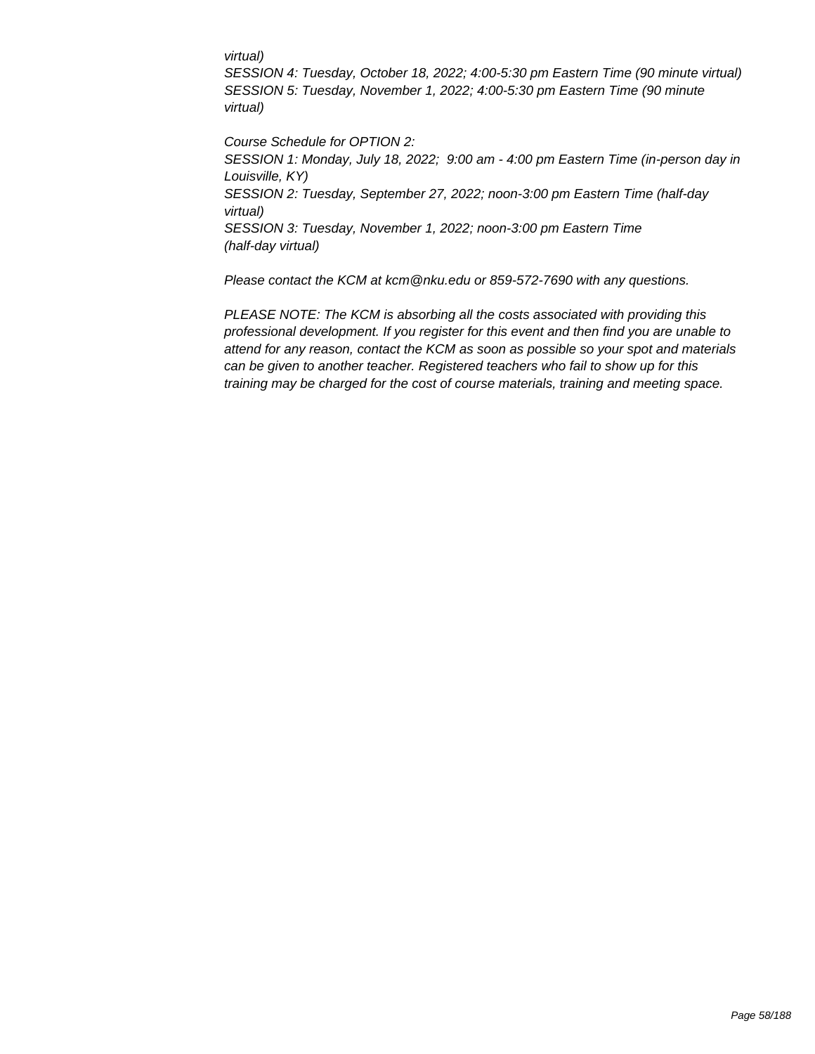*virtual)*
*SESSION 4: Tuesday, October 18, 2022; 4:00-5:30 pm Eastern Time (90 minute virtual)*
*SESSION 5: Tuesday, November 1, 2022; 4:00-5:30 pm Eastern Time (90 minute virtual)*

*Course Schedule for OPTION 2:*
*SESSION 1: Monday, July 18, 2022; 9:00 am - 4:00 pm Eastern Time (in-person day in Louisville, KY)*
*SESSION 2: Tuesday, September 27, 2022; noon-3:00 pm Eastern Time (half-day virtual)*
*SESSION 3: Tuesday, November 1, 2022; noon-3:00 pm Eastern Time (half-day virtual)*

*Please contact the KCM at kcm@nku.edu or 859-572-7690 with any questions.*

*PLEASE NOTE: The KCM is absorbing all the costs associated with providing this professional development. If you register for this event and then find you are unable to attend for any reason, contact the KCM as soon as possible so your spot and materials can be given to another teacher. Registered teachers who fail to show up for this training may be charged for the cost of course materials, training and meeting space.*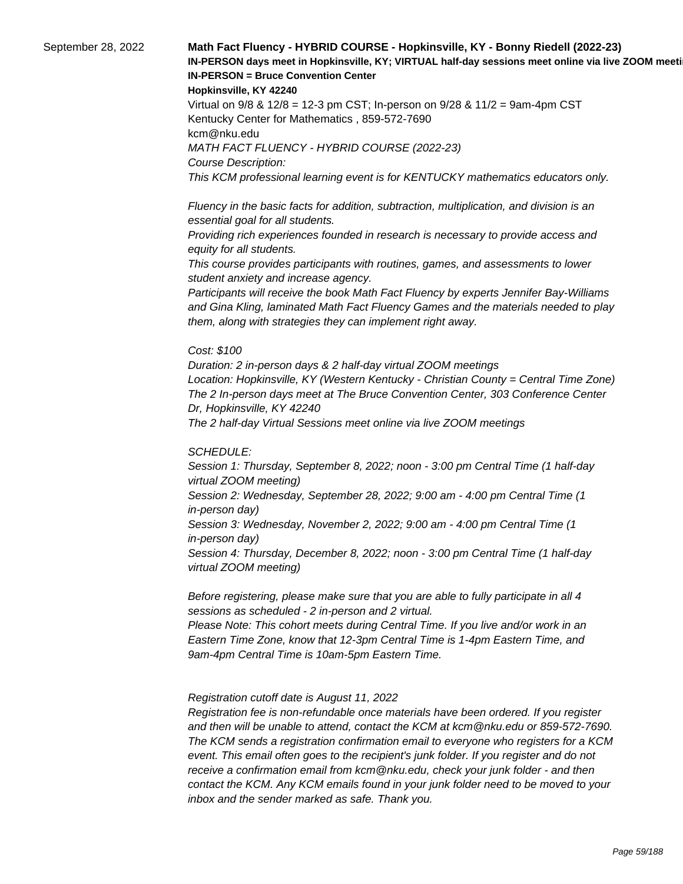September 28, 2022

**Math Fact Fluency - HYBRID COURSE - Hopkinsville, KY - Bonny Riedell (2022-23)**

**IN-PERSON days meet in Hopkinsville, KY; VIRTUAL half-day sessions meet online via live ZOOM meeti**

**IN-PERSON = Bruce Convention Center**

**Hopkinsville, KY 42240**

Virtual on 9/8 & 12/8 = 12-3 pm CST; In-person on 9/28 & 11/2 = 9am-4pm CST

Kentucky Center for Mathematics , 859-572-7690

kcm@nku.edu

*MATH FACT FLUENCY - HYBRID COURSE (2022-23)*

*Course Description:*

*This KCM professional learning event is for KENTUCKY mathematics educators only.*

*Fluency in the basic facts for addition, subtraction, multiplication, and division is an essential goal for all students.*

*Providing rich experiences founded in research is necessary to provide access and equity for all students.*

*This course provides participants with routines, games, and assessments to lower student anxiety and increase agency.*

*Participants will receive the book Math Fact Fluency by experts Jennifer Bay-Williams and Gina Kling, laminated Math Fact Fluency Games and the materials needed to play them, along with strategies they can implement right away.*

*Cost: $100*

*Duration: 2 in-person days & 2 half-day virtual ZOOM meetings*

*Location: Hopkinsville, KY (Western Kentucky - Christian County = Central Time Zone)*

*The 2 In-person days meet at The Bruce Convention Center, 303 Conference Center Dr, Hopkinsville, KY 42240*

*The 2 half-day Virtual Sessions meet online via live ZOOM meetings*

*SCHEDULE:*

*Session 1: Thursday, September 8, 2022; noon - 3:00 pm Central Time (1 half-day virtual ZOOM meeting)*

*Session 2: Wednesday, September 28, 2022; 9:00 am - 4:00 pm Central Time (1 in-person day)*

*Session 3: Wednesday, November 2, 2022; 9:00 am - 4:00 pm Central Time (1 in-person day)*

*Session 4: Thursday, December 8, 2022; noon - 3:00 pm Central Time (1 half-day virtual ZOOM meeting)*

*Before registering, please make sure that you are able to fully participate in all 4 sessions as scheduled - 2 in-person and 2 virtual.*

*Please Note: This cohort meets during Central Time. If you live and/or work in an Eastern Time Zone, know that 12-3pm Central Time is 1-4pm Eastern Time, and 9am-4pm Central Time is 10am-5pm Eastern Time.*

*Registration cutoff date is August 11, 2022*

*Registration fee is non-refundable once materials have been ordered. If you register and then will be unable to attend, contact the KCM at kcm@nku.edu or 859-572-7690. The KCM sends a registration confirmation email to everyone who registers for a KCM event. This email often goes to the recipient's junk folder. If you register and do not receive a confirmation email from kcm@nku.edu, check your junk folder - and then contact the KCM. Any KCM emails found in your junk folder need to be moved to your inbox and the sender marked as safe. Thank you.*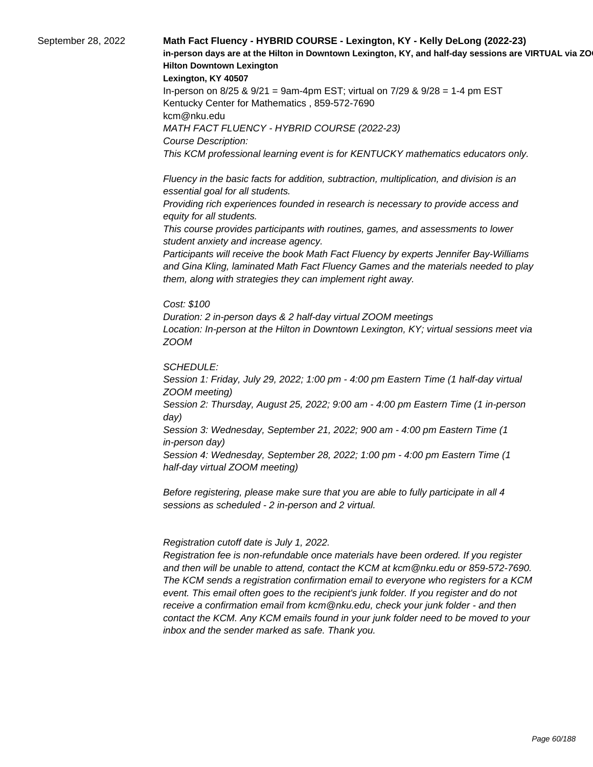September 28, 2022

**Math Fact Fluency - HYBRID COURSE - Lexington, KY - Kelly DeLong (2022-23)**

**in-person days are at the Hilton in Downtown Lexington, KY, and half-day sessions are VIRTUAL via ZO**

**Hilton Downtown Lexington**

**Lexington, KY 40507**

In-person on 8/25 & 9/21 = 9am-4pm EST; virtual on 7/29 & 9/28 = 1-4 pm EST

Kentucky Center for Mathematics , 859-572-7690

kcm@nku.edu

*MATH FACT FLUENCY - HYBRID COURSE (2022-23)*

*Course Description:*

*This KCM professional learning event is for KENTUCKY mathematics educators only.*

*Fluency in the basic facts for addition, subtraction, multiplication, and division is an essential goal for all students.*
*Providing rich experiences founded in research is necessary to provide access and equity for all students.*
*This course provides participants with routines, games, and assessments to lower student anxiety and increase agency.*
*Participants will receive the book Math Fact Fluency by experts Jennifer Bay-Williams and Gina Kling, laminated Math Fact Fluency Games and the materials needed to play them, along with strategies they can implement right away.*

*Cost: $100*
*Duration: 2 in-person days & 2 half-day virtual ZOOM meetings*
*Location: In-person at the Hilton in Downtown Lexington, KY; virtual sessions meet via ZOOM*

*SCHEDULE:*
*Session 1: Friday, July 29, 2022; 1:00 pm - 4:00 pm Eastern Time (1 half-day virtual ZOOM meeting)*
*Session 2: Thursday, August 25, 2022; 9:00 am - 4:00 pm Eastern Time (1 in-person day)*
*Session 3: Wednesday, September 21, 2022; 900 am - 4:00 pm Eastern Time (1 in-person day)*
*Session 4: Wednesday, September 28, 2022; 1:00 pm - 4:00 pm Eastern Time (1 half-day virtual ZOOM meeting)*

*Before registering, please make sure that you are able to fully participate in all 4 sessions as scheduled - 2 in-person and 2 virtual.*

*Registration cutoff date is July 1, 2022.*
*Registration fee is non-refundable once materials have been ordered. If you register and then will be unable to attend, contact the KCM at kcm@nku.edu or 859-572-7690. The KCM sends a registration confirmation email to everyone who registers for a KCM event. This email often goes to the recipient's junk folder. If you register and do not receive a confirmation email from kcm@nku.edu, check your junk folder - and then contact the KCM. Any KCM emails found in your junk folder need to be moved to your inbox and the sender marked as safe. Thank you.*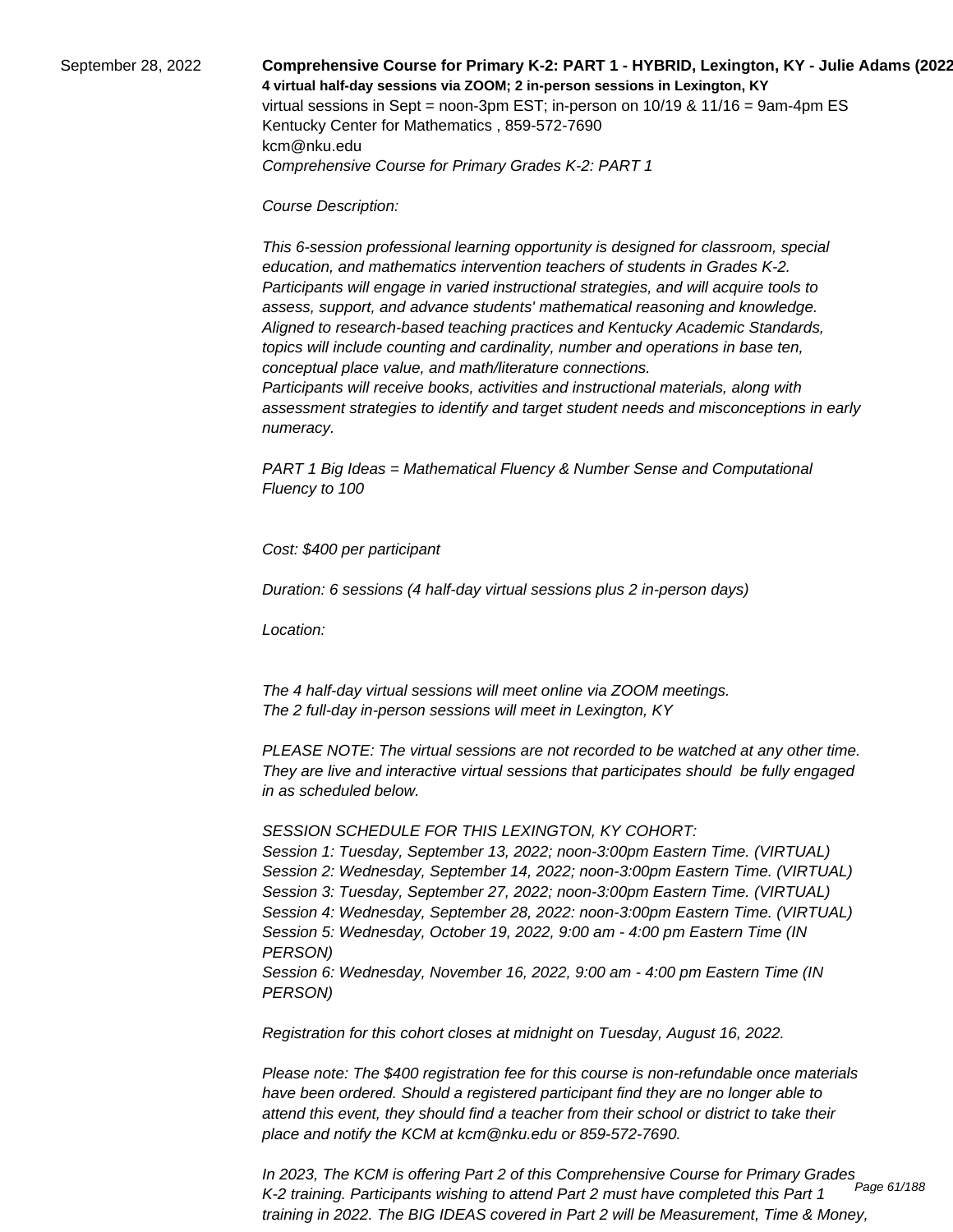September 28, 2022

**Comprehensive Course for Primary K-2: PART 1 - HYBRID, Lexington, KY - Julie Adams (2022**

**4 virtual half-day sessions via ZOOM; 2 in-person sessions in Lexington, KY**

virtual sessions in Sept = noon-3pm EST; in-person on 10/19 & 11/16 = 9am-4pm ES

Kentucky Center for Mathematics , 859-572-7690

kcm@nku.edu

*Comprehensive Course for Primary Grades K-2: PART 1*

*Course Description:*

*This 6-session professional learning opportunity is designed for classroom, special education, and mathematics intervention teachers of students in Grades K-2. Participants will engage in varied instructional strategies, and will acquire tools to assess, support, and advance students' mathematical reasoning and knowledge. Aligned to research-based teaching practices and Kentucky Academic Standards, topics will include counting and cardinality, number and operations in base ten, conceptual place value, and math/literature connections.*
*Participants will receive books, activities and instructional materials, along with assessment strategies to identify and target student needs and misconceptions in early numeracy.*

*PART 1 Big Ideas = Mathematical Fluency & Number Sense and Computational Fluency to 100*

*Cost: $400 per participant*

*Duration: 6 sessions (4 half-day virtual sessions plus 2 in-person days)*

*Location:*

*The 4 half-day virtual sessions will meet online via ZOOM meetings.*
*The 2 full-day in-person sessions will meet in Lexington, KY*

*PLEASE NOTE: The virtual sessions are not recorded to be watched at any other time. They are live and interactive virtual sessions that participates should be fully engaged in as scheduled below.*

*SESSION SCHEDULE FOR THIS LEXINGTON, KY COHORT:*
*Session 1: Tuesday, September 13, 2022; noon-3:00pm Eastern Time. (VIRTUAL)*
*Session 2: Wednesday, September 14, 2022; noon-3:00pm Eastern Time. (VIRTUAL)*
*Session 3: Tuesday, September 27, 2022; noon-3:00pm Eastern Time. (VIRTUAL)*
*Session 4: Wednesday, September 28, 2022: noon-3:00pm Eastern Time. (VIRTUAL)*
*Session 5: Wednesday, October 19, 2022, 9:00 am - 4:00 pm Eastern Time (IN PERSON)*
*Session 6: Wednesday, November 16, 2022, 9:00 am - 4:00 pm Eastern Time (IN PERSON)*

*Registration for this cohort closes at midnight on Tuesday, August 16, 2022.*

*Please note: The $400 registration fee for this course is non-refundable once materials have been ordered. Should a registered participant find they are no longer able to attend this event, they should find a teacher from their school or district to take their place and notify the KCM at kcm@nku.edu or 859-572-7690.*

*In 2023, The KCM is offering Part 2 of this Comprehensive Course for Primary Grades K-2 training. Participants wishing to attend Part 2 must have completed this Part 1 training in 2022. The BIG IDEAS covered in Part 2 will be Measurement, Time & Money,*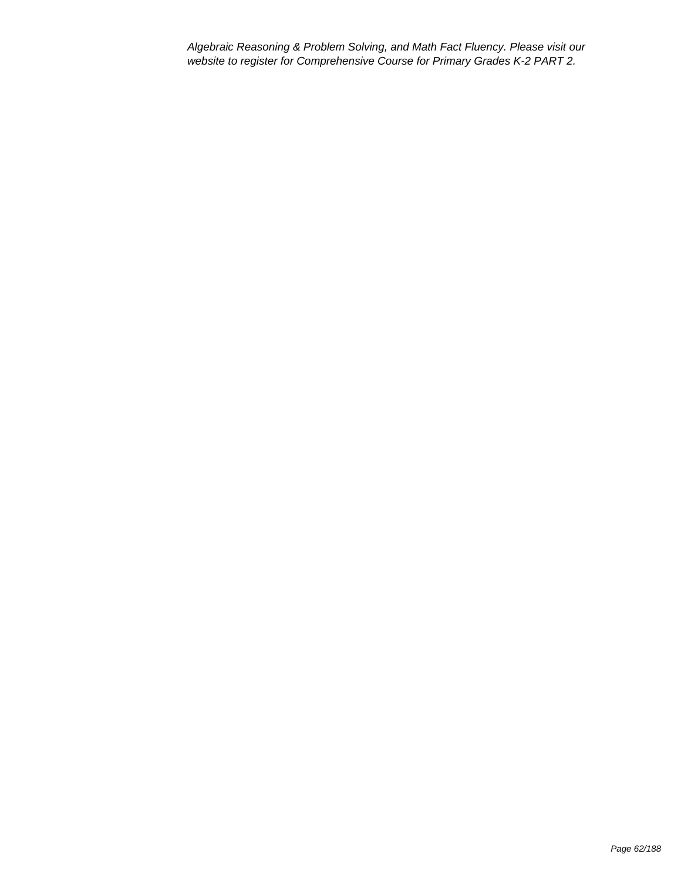*Algebraic Reasoning & Problem Solving, and Math Fact Fluency. Please visit our website to register for Comprehensive Course for Primary Grades K-2 PART 2.*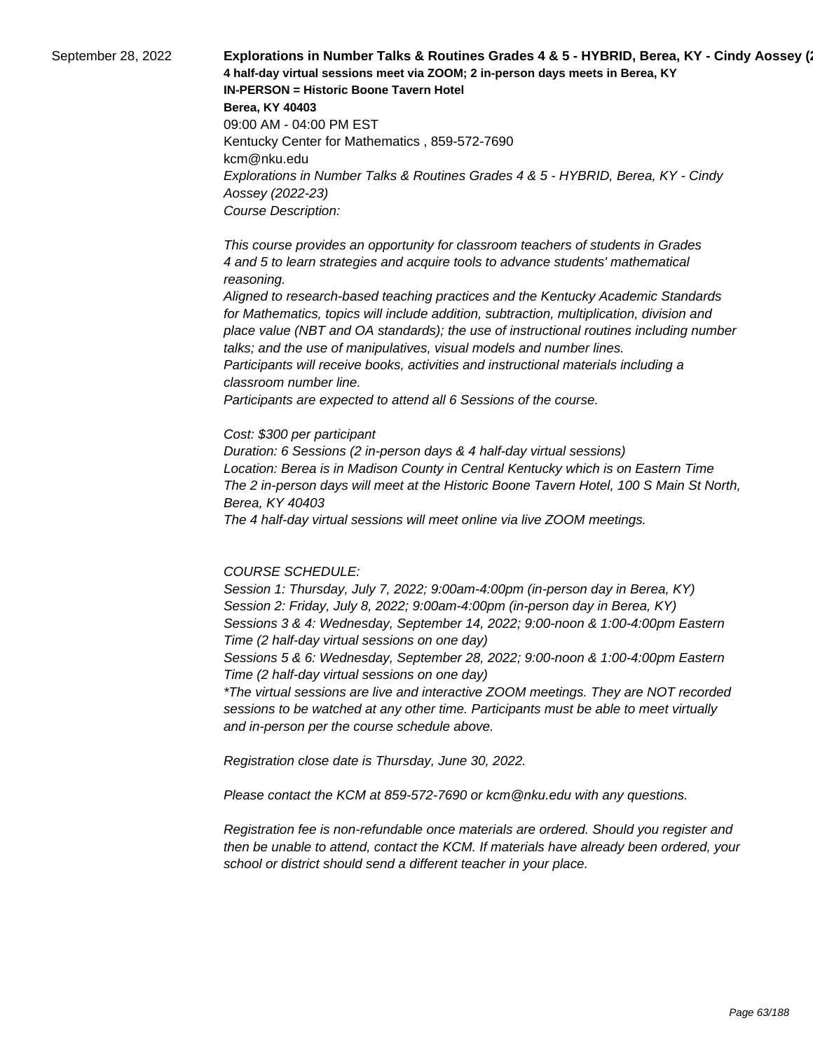September 28, 2022

**Explorations in Number Talks & Routines Grades 4 & 5 - HYBRID, Berea, KY - Cindy Aossey (2**

**4 half-day virtual sessions meet via ZOOM; 2 in-person days meets in Berea, KY**
**IN-PERSON = Historic Boone Tavern Hotel**
**Berea, KY 40403**
09:00 AM - 04:00 PM EST
Kentucky Center for Mathematics , 859-572-7690
kcm@nku.edu

*Explorations in Number Talks & Routines Grades 4 & 5 - HYBRID, Berea, KY - Cindy Aossey (2022-23)*
*Course Description:*

*This course provides an opportunity for classroom teachers of students in Grades 4 and 5 to learn strategies and acquire tools to advance students' mathematical reasoning.*
*Aligned to research-based teaching practices and the Kentucky Academic Standards for Mathematics, topics will include addition, subtraction, multiplication, division and place value (NBT and OA standards); the use of instructional routines including number talks; and the use of manipulatives, visual models and number lines.*
*Participants will receive books, activities and instructional materials including a classroom number line.*
*Participants are expected to attend all 6 Sessions of the course.*

*Cost: $300 per participant*
*Duration: 6 Sessions (2 in-person days & 4 half-day virtual sessions)*
*Location: Berea is in Madison County in Central Kentucky which is on Eastern Time*
*The 2 in-person days will meet at the Historic Boone Tavern Hotel, 100 S Main St North, Berea, KY 40403*
*The 4 half-day virtual sessions will meet online via live ZOOM meetings.*

*COURSE SCHEDULE:*
*Session 1: Thursday, July 7, 2022; 9:00am-4:00pm (in-person day in Berea, KY)*
*Session 2: Friday, July 8, 2022; 9:00am-4:00pm (in-person day in Berea, KY)*
*Sessions 3 & 4: Wednesday, September 14, 2022; 9:00-noon & 1:00-4:00pm Eastern Time (2 half-day virtual sessions on one day)*
*Sessions 5 & 6: Wednesday, September 28, 2022; 9:00-noon & 1:00-4:00pm Eastern Time (2 half-day virtual sessions on one day)*
*\*The virtual sessions are live and interactive ZOOM meetings. They are NOT recorded sessions to be watched at any other time. Participants must be able to meet virtually and in-person per the course schedule above.*

*Registration close date is Thursday, June 30, 2022.*

*Please contact the KCM at 859-572-7690 or kcm@nku.edu with any questions.*

*Registration fee is non-refundable once materials are ordered. Should you register and then be unable to attend, contact the KCM. If materials have already been ordered, your school or district should send a different teacher in your place.*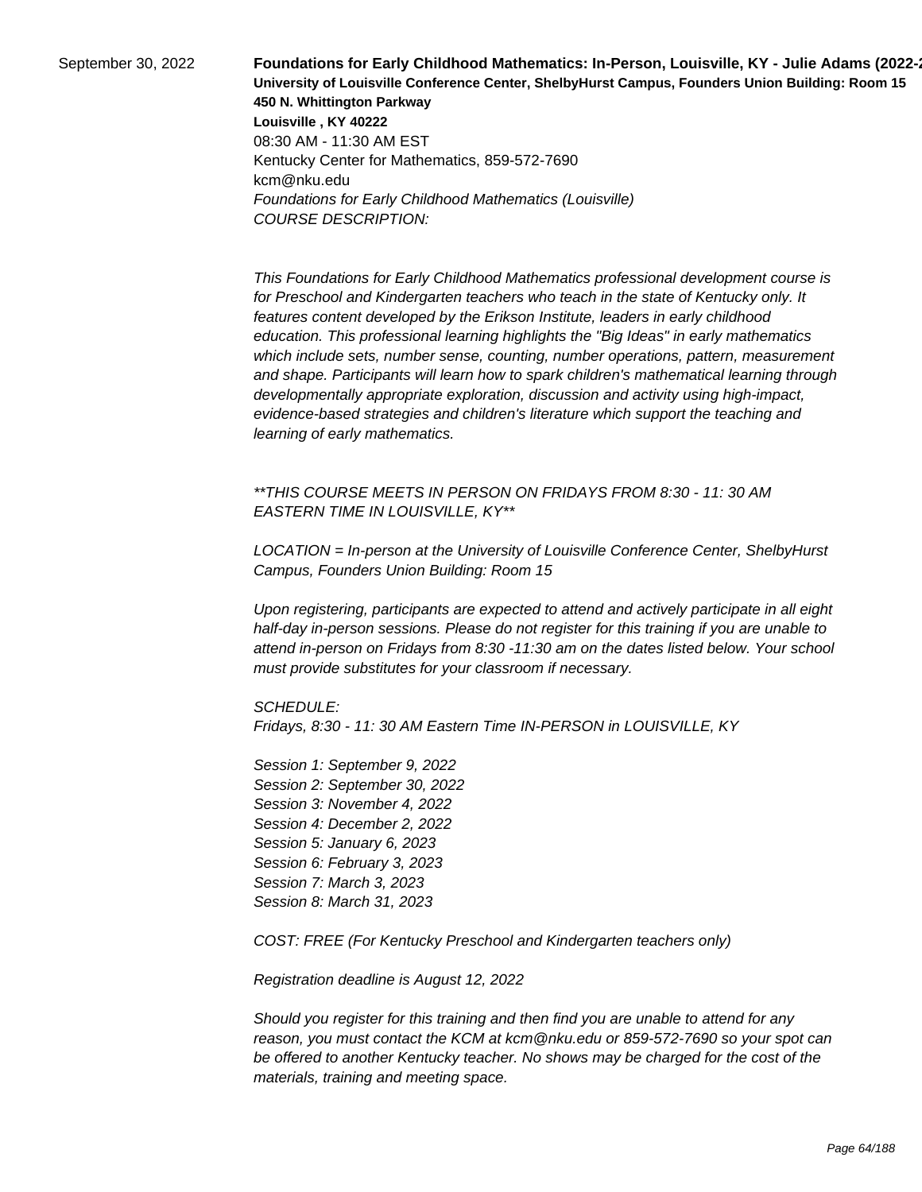September 30, 2022

**Foundations for Early Childhood Mathematics: In-Person, Louisville, KY - Julie Adams (2022-2**
**University of Louisville Conference Center, ShelbyHurst Campus, Founders Union Building: Room 15**
**450 N. Whittington Parkway**
**Louisville , KY 40222**
08:30 AM - 11:30 AM EST
Kentucky Center for Mathematics, 859-572-7690
kcm@nku.edu
*Foundations for Early Childhood Mathematics (Louisville)*
*COURSE DESCRIPTION:*

*This Foundations for Early Childhood Mathematics professional development course is for Preschool and Kindergarten teachers who teach in the state of Kentucky only. It features content developed by the Erikson Institute, leaders in early childhood education. This professional learning highlights the "Big Ideas" in early mathematics which include sets, number sense, counting, number operations, pattern, measurement and shape. Participants will learn how to spark children's mathematical learning through developmentally appropriate exploration, discussion and activity using high-impact, evidence-based strategies and children's literature which support the teaching and learning of early mathematics.*

*\*\*THIS COURSE MEETS IN PERSON ON FRIDAYS FROM 8:30 - 11: 30 AM EASTERN TIME IN LOUISVILLE, KY\*\**

*LOCATION = In-person at the University of Louisville Conference Center, ShelbyHurst Campus, Founders Union Building: Room 15*

*Upon registering, participants are expected to attend and actively participate in all eight half-day in-person sessions. Please do not register for this training if you are unable to attend in-person on Fridays from 8:30 -11:30 am on the dates listed below. Your school must provide substitutes for your classroom if necessary.*

*SCHEDULE:*
*Fridays, 8:30 - 11: 30 AM Eastern Time IN-PERSON in LOUISVILLE, KY*

*Session 1: September 9, 2022*
*Session 2: September 30, 2022*
*Session 3: November 4, 2022*
*Session 4: December 2, 2022*
*Session 5: January 6, 2023*
*Session 6: February 3, 2023*
*Session 7: March 3, 2023*
*Session 8: March 31, 2023*

*COST: FREE (For Kentucky Preschool and Kindergarten teachers only)*

*Registration deadline is August 12, 2022*

*Should you register for this training and then find you are unable to attend for any reason, you must contact the KCM at kcm@nku.edu or 859-572-7690 so your spot can be offered to another Kentucky teacher. No shows may be charged for the cost of the materials, training and meeting space.*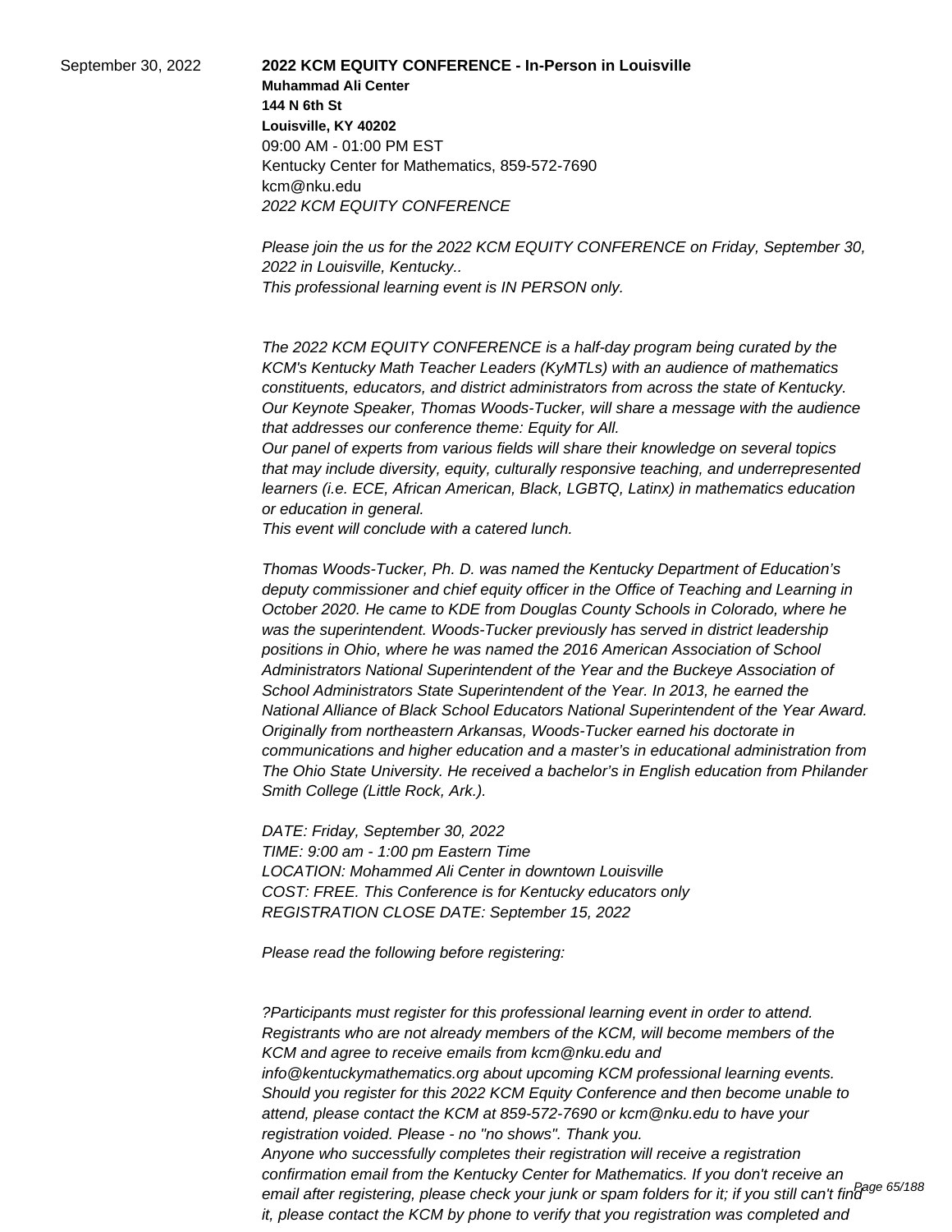September 30, 2022

**2022 KCM EQUITY CONFERENCE - In-Person in Louisville**
**Muhammad Ali Center**
**144 N 6th St**
**Louisville, KY 40202**
09:00 AM - 01:00 PM EST
Kentucky Center for Mathematics, 859-572-7690
kcm@nku.edu
*2022 KCM EQUITY CONFERENCE*

*Please join the us for the 2022 KCM EQUITY CONFERENCE on Friday, September 30, 2022 in Louisville, Kentucky..*
*This professional learning event is IN PERSON only.*

*The 2022 KCM EQUITY CONFERENCE is a half-day program being curated by the KCM's Kentucky Math Teacher Leaders (KyMTLs) with an audience of mathematics constituents, educators, and district administrators from across the state of Kentucky.*
*Our Keynote Speaker, Thomas Woods-Tucker, will share a message with the audience that addresses our conference theme: Equity for All.*
*Our panel of experts from various fields will share their knowledge on several topics that may include diversity, equity, culturally responsive teaching, and underrepresented learners (i.e. ECE, African American, Black, LGBTQ, Latinx) in mathematics education or education in general.*
*This event will conclude with a catered lunch.*

*Thomas Woods-Tucker, Ph. D. was named the Kentucky Department of Education's deputy commissioner and chief equity officer in the Office of Teaching and Learning in October 2020. He came to KDE from Douglas County Schools in Colorado, where he was the superintendent. Woods-Tucker previously has served in district leadership positions in Ohio, where he was named the 2016 American Association of School Administrators National Superintendent of the Year and the Buckeye Association of School Administrators State Superintendent of the Year. In 2013, he earned the National Alliance of Black School Educators National Superintendent of the Year Award. Originally from northeastern Arkansas, Woods-Tucker earned his doctorate in communications and higher education and a master's in educational administration from The Ohio State University. He received a bachelor's in English education from Philander Smith College (Little Rock, Ark.).*

*DATE: Friday, September 30, 2022*
*TIME: 9:00 am - 1:00 pm Eastern Time*
*LOCATION: Mohammed Ali Center in downtown Louisville*
*COST: FREE. This Conference is for Kentucky educators only*
*REGISTRATION CLOSE DATE: September 15, 2022*

*Please read the following before registering:*

*?Participants must register for this professional learning event in order to attend. Registrants who are not already members of the KCM, will become members of the KCM and agree to receive emails from kcm@nku.edu and info@kentuckymathematics.org about upcoming KCM professional learning events. Should you register for this 2022 KCM Equity Conference and then become unable to attend, please contact the KCM at 859-572-7690 or kcm@nku.edu to have your registration voided. Please - no "no shows". Thank you.*
*Anyone who successfully completes their registration will receive a registration confirmation email from the Kentucky Center for Mathematics. If you don't receive an email after registering, please check your junk or spam folders for it; if you still can't find it, please contact the KCM by phone to verify that you registration was completed and*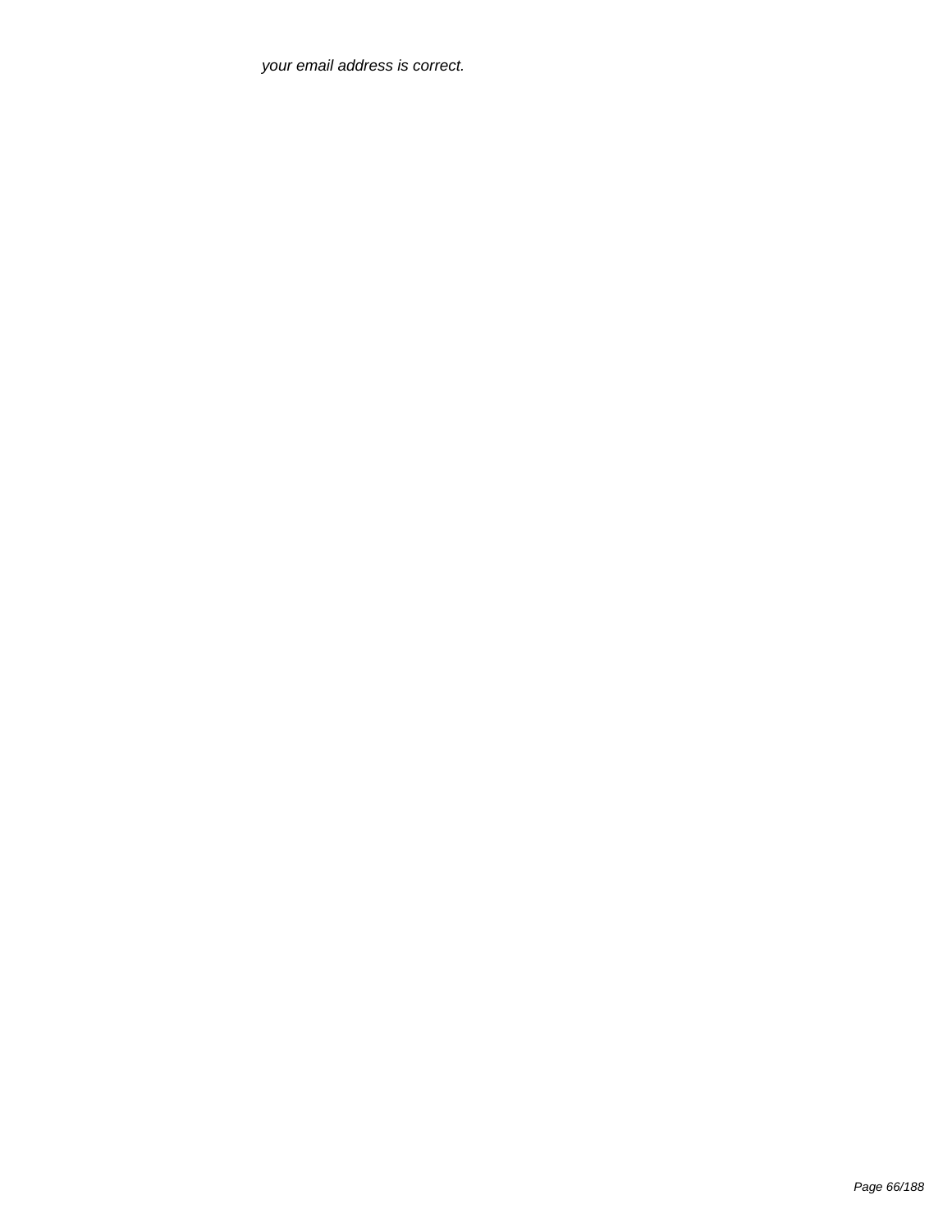*your email address is correct.*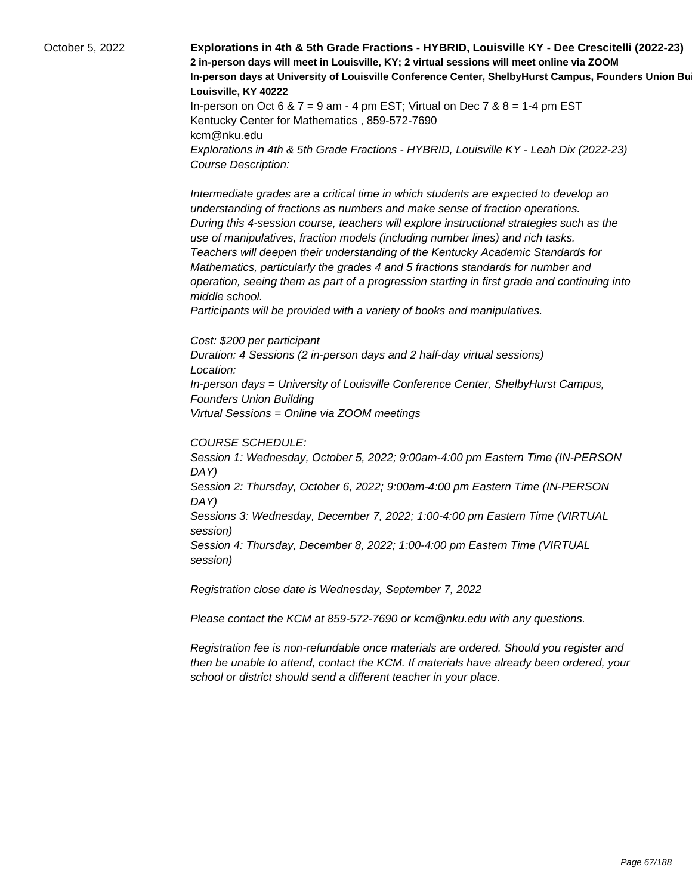October 5, 2022

**Explorations in 4th & 5th Grade Fractions - HYBRID, Louisville KY - Dee Crescitelli (2022-23)**
**2 in-person days will meet in Louisville, KY; 2 virtual sessions will meet online via ZOOM**
**In-person days at University of Louisville Conference Center, ShelbyHurst Campus, Founders Union Bui**
**Louisville, KY 40222**

In-person on Oct 6 & 7 = 9 am - 4 pm EST; Virtual on Dec 7 & 8 = 1-4 pm EST
Kentucky Center for Mathematics , 859-572-7690
kcm@nku.edu

*Explorations in 4th & 5th Grade Fractions - HYBRID, Louisville KY - Leah Dix (2022-23)*
*Course Description:*

*Intermediate grades are a critical time in which students are expected to develop an understanding of fractions as numbers and make sense of fraction operations.*
*During this 4-session course, teachers will explore instructional strategies such as the use of manipulatives, fraction models (including number lines) and rich tasks.*
*Teachers will deepen their understanding of the Kentucky Academic Standards for Mathematics, particularly the grades 4 and 5 fractions standards for number and operation, seeing them as part of a progression starting in first grade and continuing into middle school.*
*Participants will be provided with a variety of books and manipulatives.*

*Cost: $200 per participant*
*Duration: 4 Sessions (2 in-person days and 2 half-day virtual sessions)*
*Location:*
*In-person days = University of Louisville Conference Center, ShelbyHurst Campus, Founders Union Building*
*Virtual Sessions = Online via ZOOM meetings*

*COURSE SCHEDULE:*
*Session 1: Wednesday, October 5, 2022; 9:00am-4:00 pm Eastern Time (IN-PERSON DAY)*
*Session 2: Thursday, October 6, 2022; 9:00am-4:00 pm Eastern Time (IN-PERSON DAY)*
*Sessions 3: Wednesday, December 7, 2022; 1:00-4:00 pm Eastern Time (VIRTUAL session)*
*Session 4: Thursday, December 8, 2022; 1:00-4:00 pm Eastern Time (VIRTUAL session)*

*Registration close date is Wednesday, September 7, 2022*

*Please contact the KCM at 859-572-7690 or kcm@nku.edu with any questions.*

*Registration fee is non-refundable once materials are ordered. Should you register and then be unable to attend, contact the KCM. If materials have already been ordered, your school or district should send a different teacher in your place.*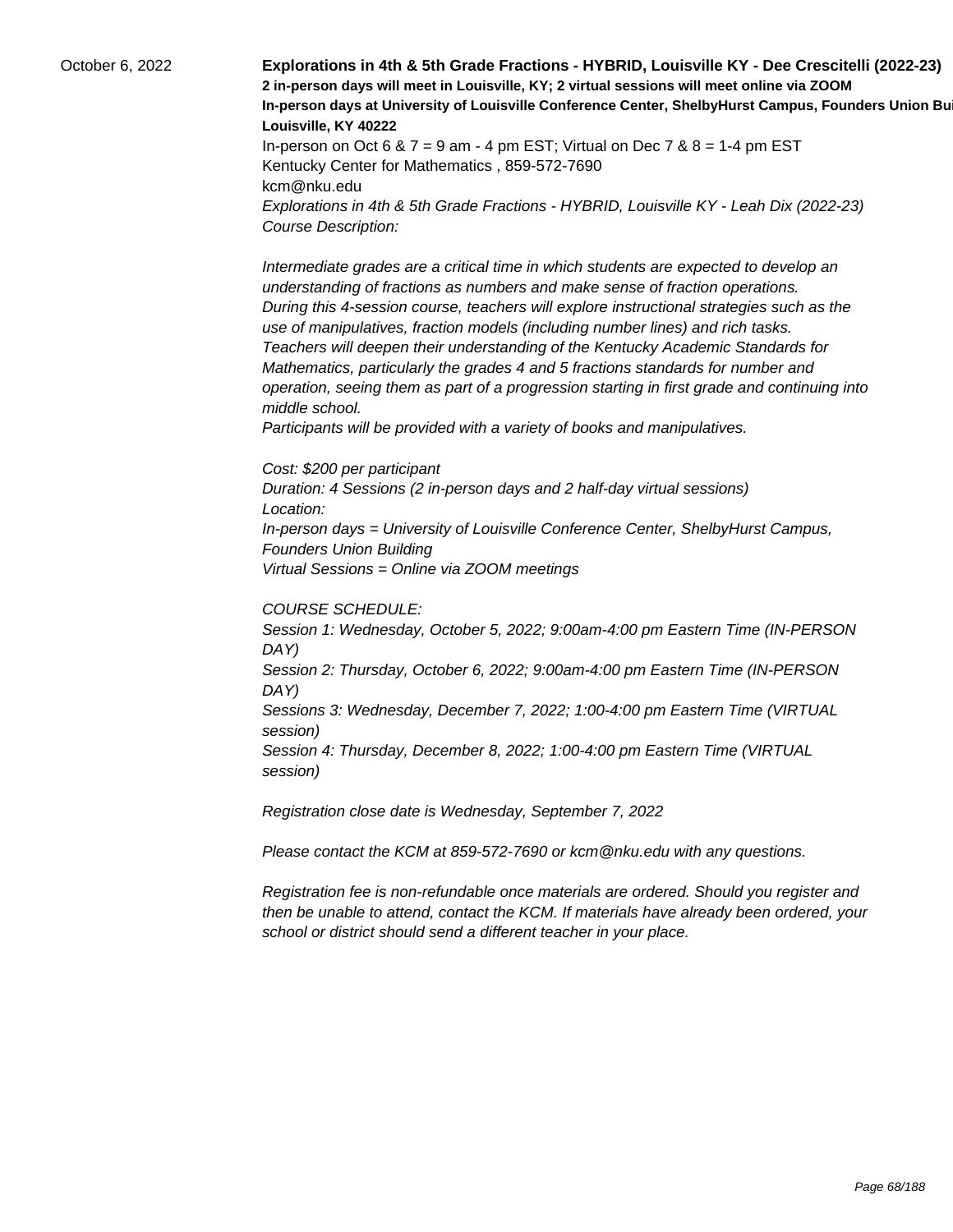October 6, 2022

**Explorations in 4th & 5th Grade Fractions - HYBRID, Louisville KY - Dee Crescitelli (2022-23)**
**2 in-person days will meet in Louisville, KY; 2 virtual sessions will meet online via ZOOM**
**In-person days at University of Louisville Conference Center, ShelbyHurst Campus, Founders Union Bui**
**Louisville, KY 40222**
In-person on Oct 6 & 7 = 9 am - 4 pm EST; Virtual on Dec 7 & 8 = 1-4 pm EST
Kentucky Center for Mathematics , 859-572-7690
kcm@nku.edu

*Explorations in 4th & 5th Grade Fractions - HYBRID, Louisville KY - Leah Dix (2022-23)*
*Course Description:*

*Intermediate grades are a critical time in which students are expected to develop an understanding of fractions as numbers and make sense of fraction operations.*
*During this 4-session course, teachers will explore instructional strategies such as the use of manipulatives, fraction models (including number lines) and rich tasks.*
*Teachers will deepen their understanding of the Kentucky Academic Standards for Mathematics, particularly the grades 4 and 5 fractions standards for number and operation, seeing them as part of a progression starting in first grade and continuing into middle school.*
*Participants will be provided with a variety of books and manipulatives.*

*Cost: $200 per participant*
*Duration: 4 Sessions (2 in-person days and 2 half-day virtual sessions)*
*Location:*
*In-person days = University of Louisville Conference Center, ShelbyHurst Campus, Founders Union Building*
*Virtual Sessions = Online via ZOOM meetings*

*COURSE SCHEDULE:*
*Session 1: Wednesday, October 5, 2022; 9:00am-4:00 pm Eastern Time (IN-PERSON DAY)*
*Session 2: Thursday, October 6, 2022; 9:00am-4:00 pm Eastern Time (IN-PERSON DAY)*
*Sessions 3: Wednesday, December 7, 2022; 1:00-4:00 pm Eastern Time (VIRTUAL session)*
*Session 4: Thursday, December 8, 2022; 1:00-4:00 pm Eastern Time (VIRTUAL session)*

*Registration close date is Wednesday, September 7, 2022*

*Please contact the KCM at 859-572-7690 or kcm@nku.edu with any questions.*

*Registration fee is non-refundable once materials are ordered. Should you register and then be unable to attend, contact the KCM. If materials have already been ordered, your school or district should send a different teacher in your place.*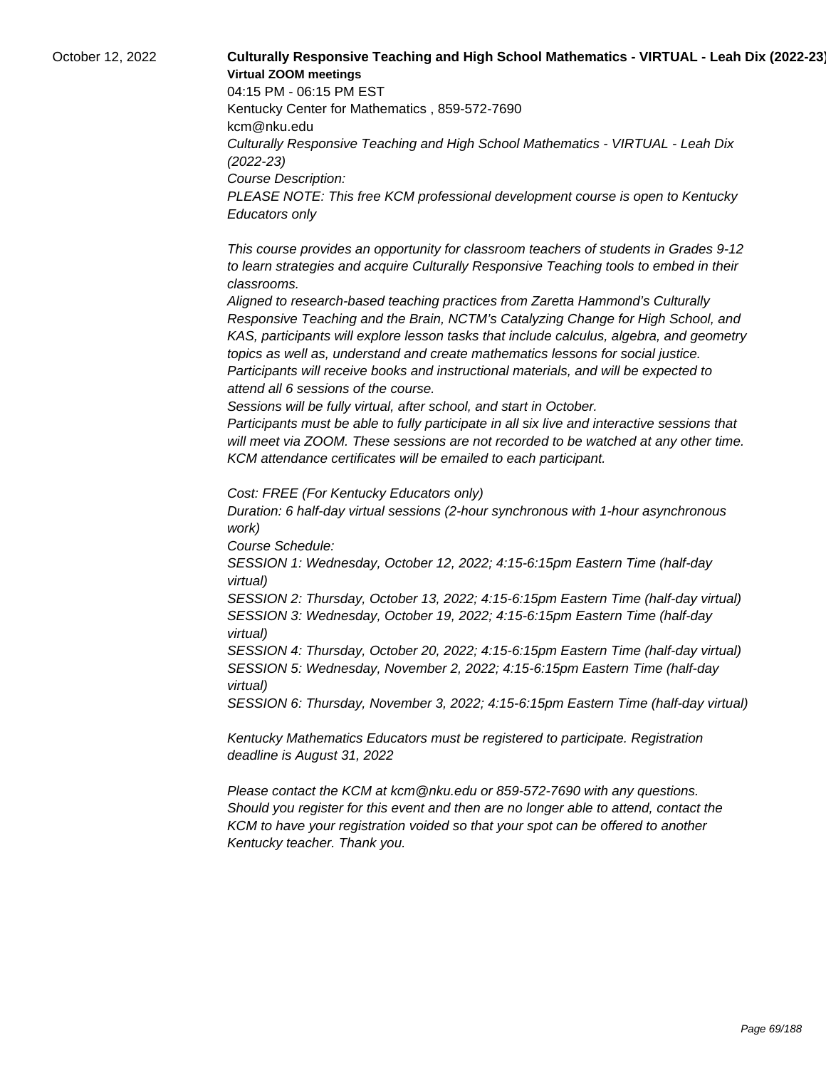October 12, 2022

**Culturally Responsive Teaching and High School Mathematics - VIRTUAL - Leah Dix (2022-23)**

**Virtual ZOOM meetings**

04:15 PM - 06:15 PM EST

Kentucky Center for Mathematics , 859-572-7690

kcm@nku.edu

*Culturally Responsive Teaching and High School Mathematics - VIRTUAL - Leah Dix (2022-23)*

*Course Description:*

*PLEASE NOTE: This free KCM professional development course is open to Kentucky Educators only*

*This course provides an opportunity for classroom teachers of students in Grades 9-12 to learn strategies and acquire Culturally Responsive Teaching tools to embed in their classrooms.*

*Aligned to research-based teaching practices from Zaretta Hammond's Culturally Responsive Teaching and the Brain, NCTM's Catalyzing Change for High School, and KAS, participants will explore lesson tasks that include calculus, algebra, and geometry topics as well as, understand and create mathematics lessons for social justice.*

*Participants will receive books and instructional materials, and will be expected to attend all 6 sessions of the course.*

*Sessions will be fully virtual, after school, and start in October.*

*Participants must be able to fully participate in all six live and interactive sessions that will meet via ZOOM. These sessions are not recorded to be watched at any other time.*

*KCM attendance certificates will be emailed to each participant.*

*Cost: FREE (For Kentucky Educators only)*

*Duration: 6 half-day virtual sessions (2-hour synchronous with 1-hour asynchronous work)*

*Course Schedule:*

*SESSION 1: Wednesday, October 12, 2022; 4:15-6:15pm Eastern Time (half-day virtual)*

*SESSION 2: Thursday, October 13, 2022; 4:15-6:15pm Eastern Time (half-day virtual)*

*SESSION 3: Wednesday, October 19, 2022; 4:15-6:15pm Eastern Time (half-day virtual)*

*SESSION 4: Thursday, October 20, 2022; 4:15-6:15pm Eastern Time (half-day virtual)*

*SESSION 5: Wednesday, November 2, 2022; 4:15-6:15pm Eastern Time (half-day virtual)*

*SESSION 6: Thursday, November 3, 2022; 4:15-6:15pm Eastern Time (half-day virtual)*

*Kentucky Mathematics Educators must be registered to participate. Registration deadline is August 31, 2022*

*Please contact the KCM at kcm@nku.edu or 859-572-7690 with any questions.*

*Should you register for this event and then are no longer able to attend, contact the KCM to have your registration voided so that your spot can be offered to another Kentucky teacher. Thank you.*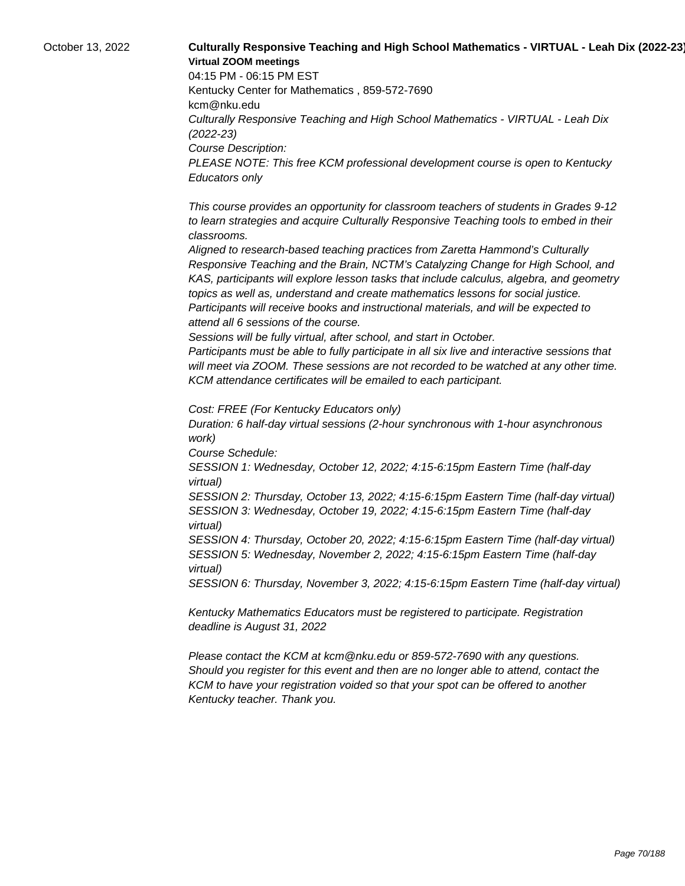October 13, 2022

**Culturally Responsive Teaching and High School Mathematics - VIRTUAL - Leah Dix (2022-23)**

**Virtual ZOOM meetings**

04:15 PM - 06:15 PM EST

Kentucky Center for Mathematics , 859-572-7690

kcm@nku.edu

*Culturally Responsive Teaching and High School Mathematics - VIRTUAL - Leah Dix (2022-23)*

*Course Description:*

*PLEASE NOTE: This free KCM professional development course is open to Kentucky Educators only*

*This course provides an opportunity for classroom teachers of students in Grades 9-12 to learn strategies and acquire Culturally Responsive Teaching tools to embed in their classrooms.*

*Aligned to research-based teaching practices from Zaretta Hammond's Culturally Responsive Teaching and the Brain, NCTM's Catalyzing Change for High School, and KAS, participants will explore lesson tasks that include calculus, algebra, and geometry topics as well as, understand and create mathematics lessons for social justice.*

*Participants will receive books and instructional materials, and will be expected to attend all 6 sessions of the course.*

*Sessions will be fully virtual, after school, and start in October.*

*Participants must be able to fully participate in all six live and interactive sessions that will meet via ZOOM. These sessions are not recorded to be watched at any other time.*

*KCM attendance certificates will be emailed to each participant.*

*Cost: FREE (For Kentucky Educators only)*

*Duration: 6 half-day virtual sessions (2-hour synchronous with 1-hour asynchronous work)*

*Course Schedule:*

*SESSION 1: Wednesday, October 12, 2022; 4:15-6:15pm Eastern Time (half-day virtual)*

*SESSION 2: Thursday, October 13, 2022; 4:15-6:15pm Eastern Time (half-day virtual)*

*SESSION 3: Wednesday, October 19, 2022; 4:15-6:15pm Eastern Time (half-day virtual)*

*SESSION 4: Thursday, October 20, 2022; 4:15-6:15pm Eastern Time (half-day virtual)*

*SESSION 5: Wednesday, November 2, 2022; 4:15-6:15pm Eastern Time (half-day virtual)*

*SESSION 6: Thursday, November 3, 2022; 4:15-6:15pm Eastern Time (half-day virtual)*

*Kentucky Mathematics Educators must be registered to participate. Registration deadline is August 31, 2022*

*Please contact the KCM at kcm@nku.edu or 859-572-7690 with any questions.*

*Should you register for this event and then are no longer able to attend, contact the KCM to have your registration voided so that your spot can be offered to another Kentucky teacher. Thank you.*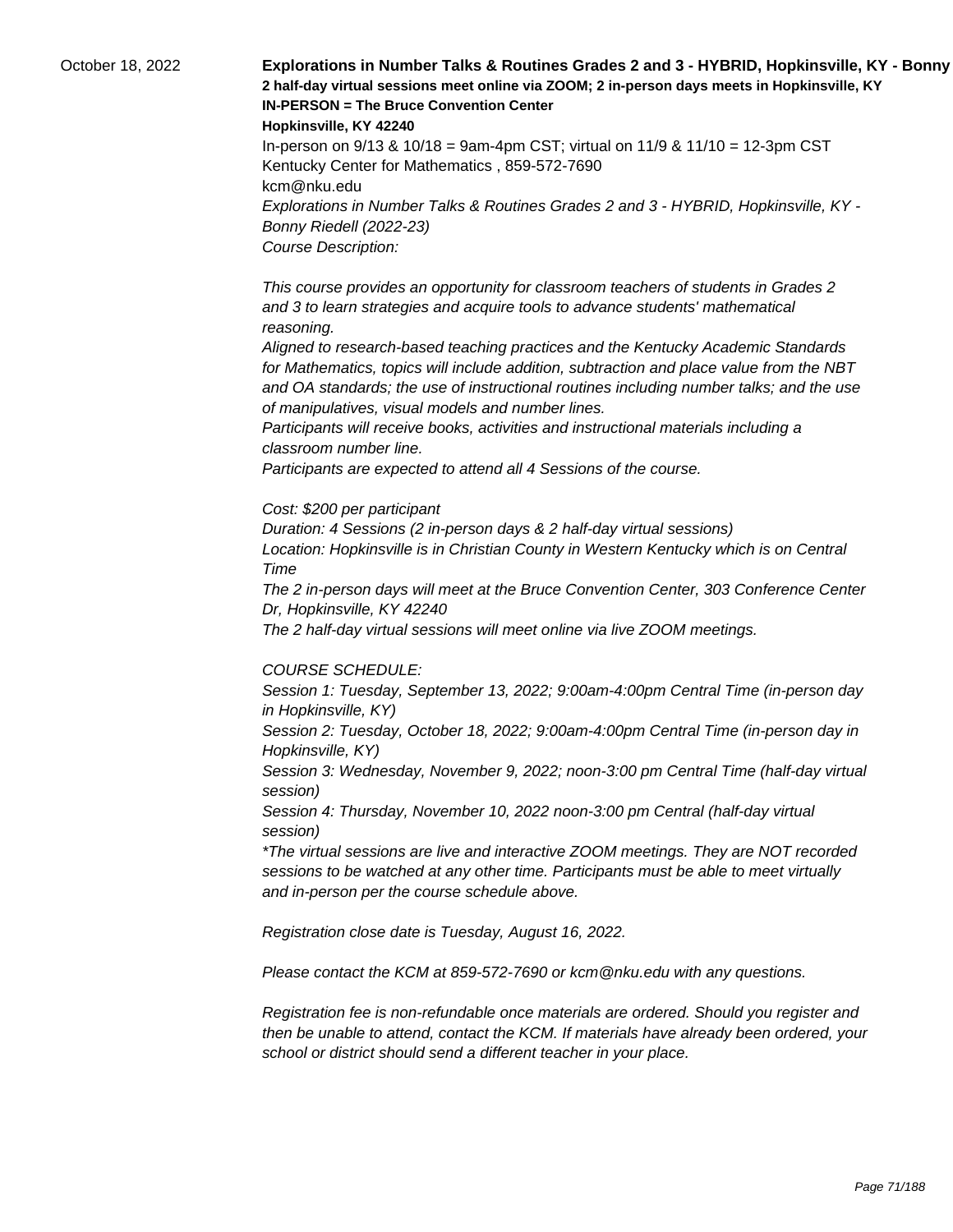October 18, 2022

**Explorations in Number Talks & Routines Grades 2 and 3 - HYBRID, Hopkinsville, KY - Bonny**

**2 half-day virtual sessions meet online via ZOOM; 2 in-person days meets in Hopkinsville, KY**

**IN-PERSON = The Bruce Convention Center**

**Hopkinsville, KY 42240**

In-person on 9/13 & 10/18 = 9am-4pm CST; virtual on 11/9 & 11/10 = 12-3pm CST

Kentucky Center for Mathematics , 859-572-7690

kcm@nku.edu

*Explorations in Number Talks & Routines Grades 2 and 3 - HYBRID, Hopkinsville, KY - Bonny Riedell (2022-23)*

*Course Description:*

*This course provides an opportunity for classroom teachers of students in Grades 2 and 3 to learn strategies and acquire tools to advance students' mathematical reasoning.*

*Aligned to research-based teaching practices and the Kentucky Academic Standards for Mathematics, topics will include addition, subtraction and place value from the NBT and OA standards; the use of instructional routines including number talks; and the use of manipulatives, visual models and number lines.*

*Participants will receive books, activities and instructional materials including a classroom number line.*

*Participants are expected to attend all 4 Sessions of the course.*

*Cost: $200 per participant*

*Duration: 4 Sessions (2 in-person days & 2 half-day virtual sessions)*

*Location: Hopkinsville is in Christian County in Western Kentucky which is on Central Time*

*The 2 in-person days will meet at the Bruce Convention Center, 303 Conference Center Dr, Hopkinsville, KY 42240*

*The 2 half-day virtual sessions will meet online via live ZOOM meetings.*

*COURSE SCHEDULE:*

*Session 1: Tuesday, September 13, 2022; 9:00am-4:00pm Central Time (in-person day in Hopkinsville, KY)*

*Session 2: Tuesday, October 18, 2022; 9:00am-4:00pm Central Time (in-person day in Hopkinsville, KY)*

*Session 3: Wednesday, November 9, 2022; noon-3:00 pm Central Time (half-day virtual session)*

*Session 4: Thursday, November 10, 2022 noon-3:00 pm Central (half-day virtual session)*

**The virtual sessions are live and interactive ZOOM meetings. They are NOT recorded sessions to be watched at any other time. Participants must be able to meet virtually and in-person per the course schedule above.*

*Registration close date is Tuesday, August 16, 2022.*

*Please contact the KCM at 859-572-7690 or kcm@nku.edu with any questions.*

*Registration fee is non-refundable once materials are ordered. Should you register and then be unable to attend, contact the KCM. If materials have already been ordered, your school or district should send a different teacher in your place.*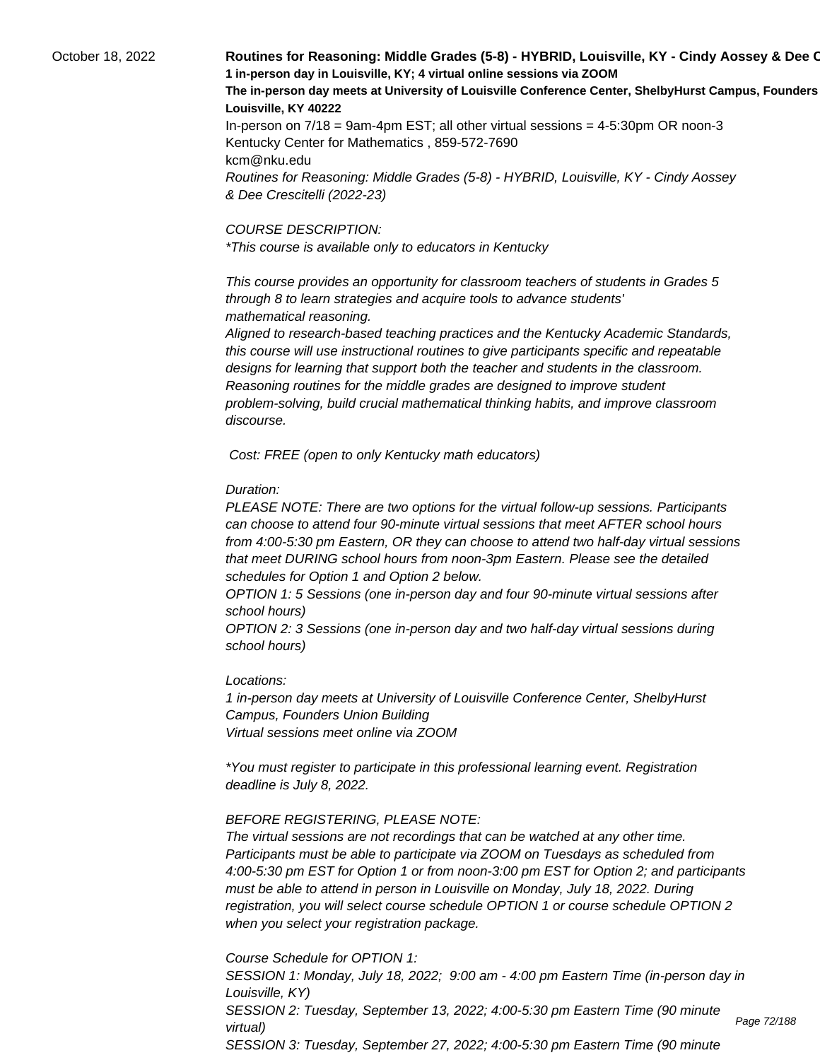October 18, 2022

**Routines for Reasoning: Middle Grades (5-8) - HYBRID, Louisville, KY - Cindy Aossey & Dee C**
**1 in-person day in Louisville, KY; 4 virtual online sessions via ZOOM**
**The in-person day meets at University of Louisville Conference Center, ShelbyHurst Campus, Founders**
**Louisville, KY 40222**

In-person on 7/18 = 9am-4pm EST; all other virtual sessions = 4-5:30pm OR noon-3
Kentucky Center for Mathematics , 859-572-7690
kcm@nku.edu

*Routines for Reasoning: Middle Grades (5-8) - HYBRID, Louisville, KY - Cindy Aossey & Dee Crescitelli (2022-23)*

*COURSE DESCRIPTION:*
**This course is available only to educators in Kentucky*

*This course provides an opportunity for classroom teachers of students in Grades 5 through 8 to learn strategies and acquire tools to advance students' mathematical reasoning.*
*Aligned to research-based teaching practices and the Kentucky Academic Standards, this course will use instructional routines to give participants specific and repeatable designs for learning that support both the teacher and students in the classroom. Reasoning routines for the middle grades are designed to improve student problem-solving, build crucial mathematical thinking habits, and improve classroom discourse.*

*Cost: FREE (open to only Kentucky math educators)*

*Duration:*
*PLEASE NOTE: There are two options for the virtual follow-up sessions. Participants can choose to attend four 90-minute virtual sessions that meet AFTER school hours from 4:00-5:30 pm Eastern, OR they can choose to attend two half-day virtual sessions that meet DURING school hours from noon-3pm Eastern. Please see the detailed schedules for Option 1 and Option 2 below.*
*OPTION 1: 5 Sessions (one in-person day and four 90-minute virtual sessions after school hours)*
*OPTION 2: 3 Sessions (one in-person day and two half-day virtual sessions during school hours)*

*Locations:*
*1 in-person day meets at University of Louisville Conference Center, ShelbyHurst Campus, Founders Union Building*
*Virtual sessions meet online via ZOOM*

**You must register to participate in this professional learning event. Registration deadline is July 8, 2022.*

*BEFORE REGISTERING, PLEASE NOTE:*
*The virtual sessions are not recordings that can be watched at any other time. Participants must be able to participate via ZOOM on Tuesdays as scheduled from 4:00-5:30 pm EST for Option 1 or from noon-3:00 pm EST for Option 2; and participants must be able to attend in person in Louisville on Monday, July 18, 2022. During registration, you will select course schedule OPTION 1 or course schedule OPTION 2 when you select your registration package.*

*Course Schedule for OPTION 1:*
*SESSION 1: Monday, July 18, 2022; 9:00 am - 4:00 pm Eastern Time (in-person day in Louisville, KY)*
*SESSION 2: Tuesday, September 13, 2022; 4:00-5:30 pm Eastern Time (90 minute virtual)*
*SESSION 3: Tuesday, September 27, 2022; 4:00-5:30 pm Eastern Time (90 minute*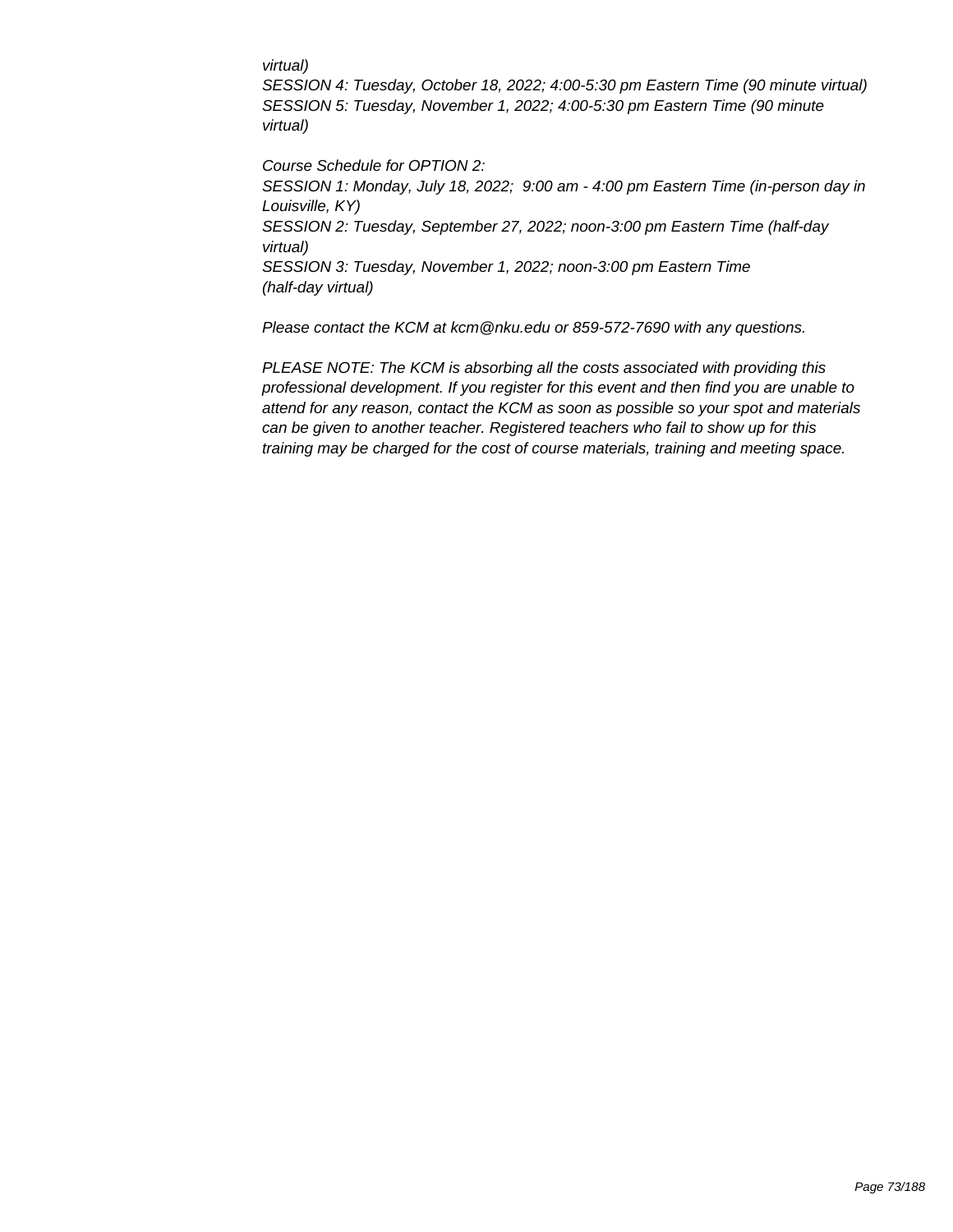*virtual)*
*SESSION 4: Tuesday, October 18, 2022; 4:00-5:30 pm Eastern Time (90 minute virtual)*
*SESSION 5: Tuesday, November 1, 2022; 4:00-5:30 pm Eastern Time (90 minute virtual)*

*Course Schedule for OPTION 2:*
*SESSION 1: Monday, July 18, 2022; 9:00 am - 4:00 pm Eastern Time (in-person day in Louisville, KY)*
*SESSION 2: Tuesday, September 27, 2022; noon-3:00 pm Eastern Time (half-day virtual)*
*SESSION 3: Tuesday, November 1, 2022; noon-3:00 pm Eastern Time (half-day virtual)*

*Please contact the KCM at kcm@nku.edu or 859-572-7690 with any questions.*

*PLEASE NOTE: The KCM is absorbing all the costs associated with providing this professional development. If you register for this event and then find you are unable to attend for any reason, contact the KCM as soon as possible so your spot and materials can be given to another teacher. Registered teachers who fail to show up for this training may be charged for the cost of course materials, training and meeting space.*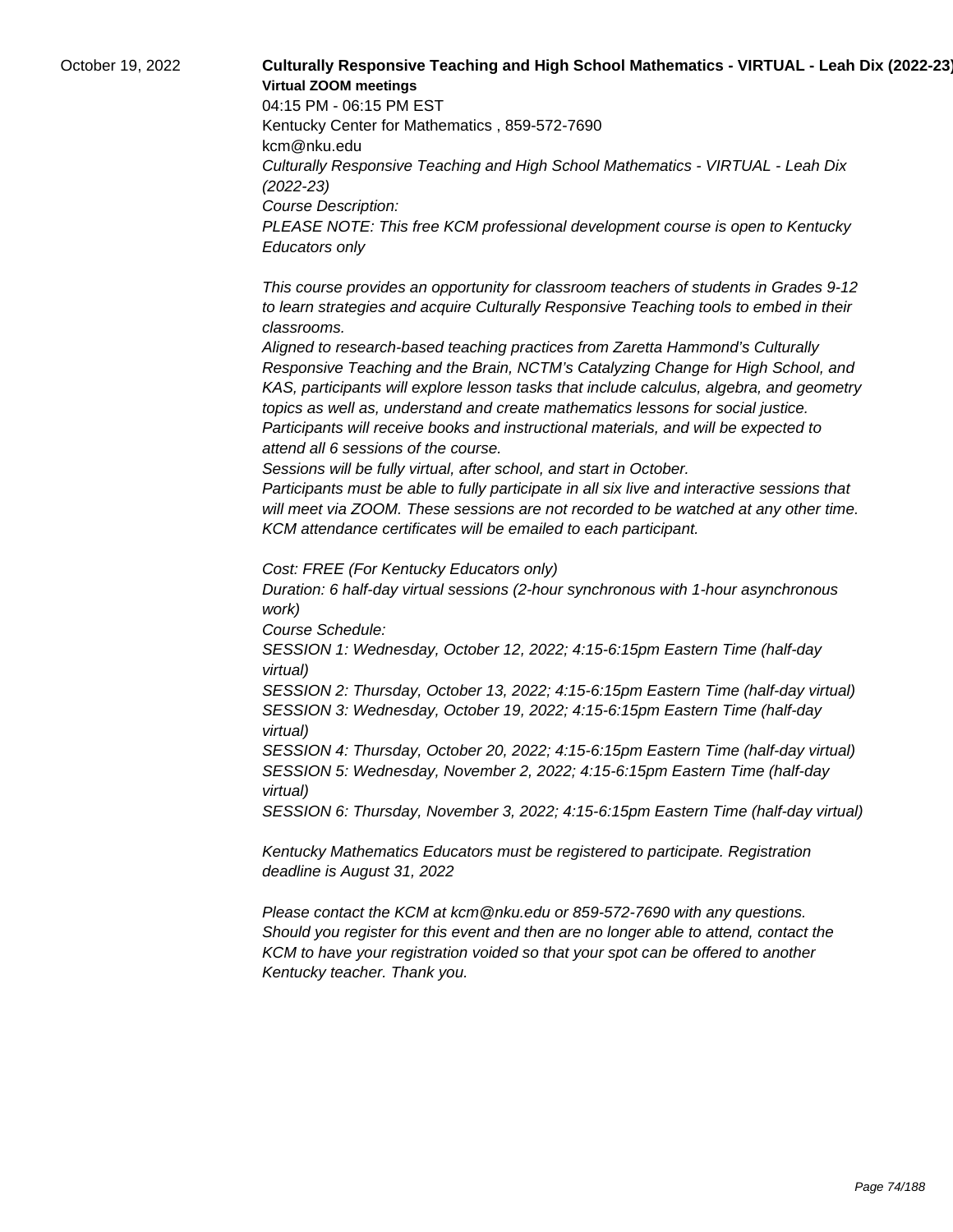October 19, 2022

**Culturally Responsive Teaching and High School Mathematics - VIRTUAL - Leah Dix (2022-23)**

**Virtual ZOOM meetings**

04:15 PM - 06:15 PM EST

Kentucky Center for Mathematics , 859-572-7690

kcm@nku.edu

*Culturally Responsive Teaching and High School Mathematics - VIRTUAL - Leah Dix (2022-23)*

*Course Description:*

*PLEASE NOTE: This free KCM professional development course is open to Kentucky Educators only*

*This course provides an opportunity for classroom teachers of students in Grades 9-12 to learn strategies and acquire Culturally Responsive Teaching tools to embed in their classrooms.*

*Aligned to research-based teaching practices from Zaretta Hammond's Culturally Responsive Teaching and the Brain, NCTM's Catalyzing Change for High School, and KAS, participants will explore lesson tasks that include calculus, algebra, and geometry topics as well as, understand and create mathematics lessons for social justice.*

*Participants will receive books and instructional materials, and will be expected to attend all 6 sessions of the course.*

*Sessions will be fully virtual, after school, and start in October.*

*Participants must be able to fully participate in all six live and interactive sessions that will meet via ZOOM. These sessions are not recorded to be watched at any other time.*

*KCM attendance certificates will be emailed to each participant.*

*Cost: FREE (For Kentucky Educators only)*

*Duration: 6 half-day virtual sessions (2-hour synchronous with 1-hour asynchronous work)*

*Course Schedule:*

*SESSION 1: Wednesday, October 12, 2022; 4:15-6:15pm Eastern Time (half-day virtual)*

*SESSION 2: Thursday, October 13, 2022; 4:15-6:15pm Eastern Time (half-day virtual)*

*SESSION 3: Wednesday, October 19, 2022; 4:15-6:15pm Eastern Time (half-day virtual)*

*SESSION 4: Thursday, October 20, 2022; 4:15-6:15pm Eastern Time (half-day virtual)*

*SESSION 5: Wednesday, November 2, 2022; 4:15-6:15pm Eastern Time (half-day virtual)*

*SESSION 6: Thursday, November 3, 2022; 4:15-6:15pm Eastern Time (half-day virtual)*

*Kentucky Mathematics Educators must be registered to participate. Registration deadline is August 31, 2022*

*Please contact the KCM at kcm@nku.edu or 859-572-7690 with any questions. Should you register for this event and then are no longer able to attend, contact the KCM to have your registration voided so that your spot can be offered to another Kentucky teacher. Thank you.*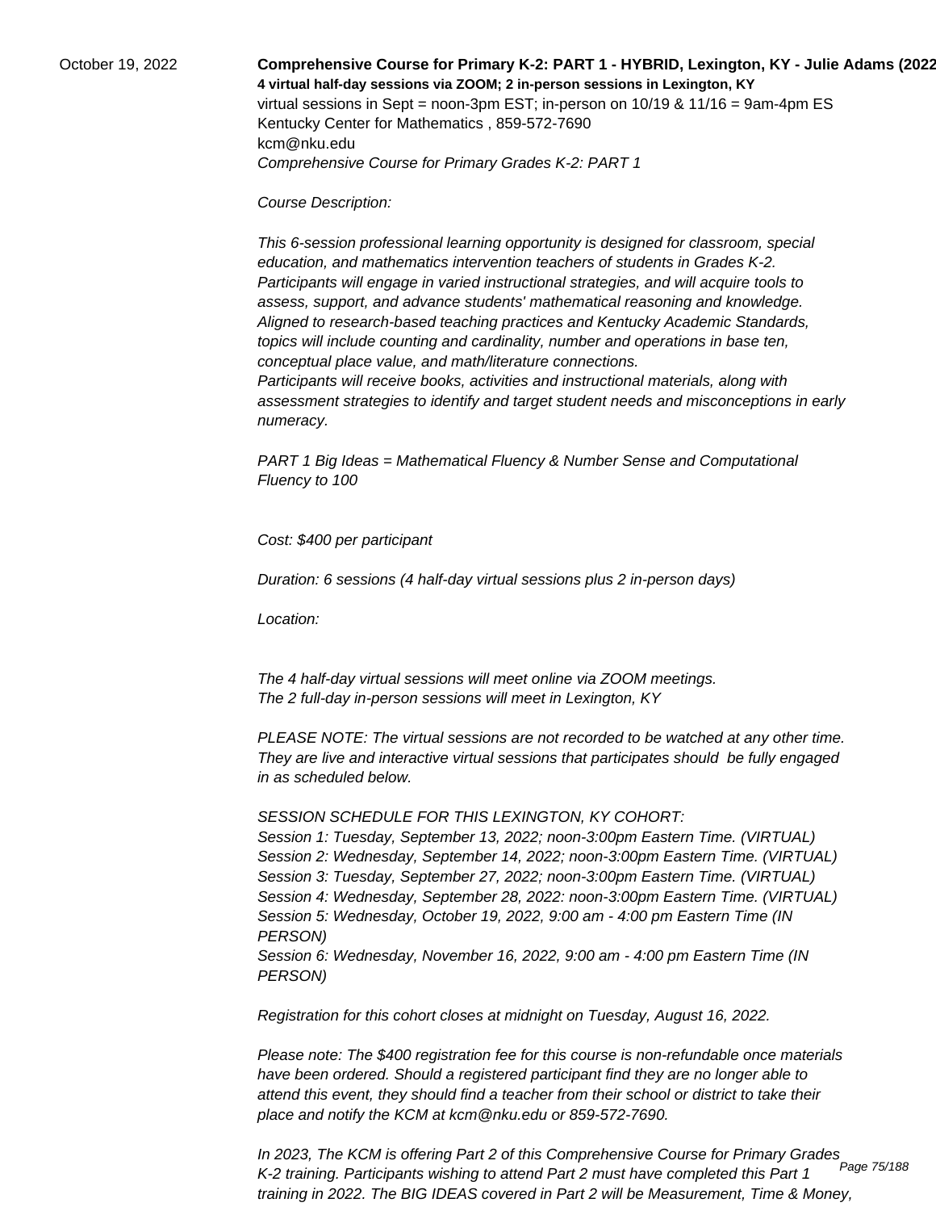October 19, 2022

**Comprehensive Course for Primary K-2: PART 1 - HYBRID, Lexington, KY - Julie Adams (2022**

**4 virtual half-day sessions via ZOOM; 2 in-person sessions in Lexington, KY**

virtual sessions in Sept = noon-3pm EST; in-person on 10/19 & 11/16 = 9am-4pm ES

Kentucky Center for Mathematics , 859-572-7690

kcm@nku.edu

*Comprehensive Course for Primary Grades K-2: PART 1*

*Course Description:*

*This 6-session professional learning opportunity is designed for classroom, special education, and mathematics intervention teachers of students in Grades K-2. Participants will engage in varied instructional strategies, and will acquire tools to assess, support, and advance students' mathematical reasoning and knowledge. Aligned to research-based teaching practices and Kentucky Academic Standards, topics will include counting and cardinality, number and operations in base ten, conceptual place value, and math/literature connections.*
*Participants will receive books, activities and instructional materials, along with assessment strategies to identify and target student needs and misconceptions in early numeracy.*

*PART 1 Big Ideas = Mathematical Fluency & Number Sense and Computational Fluency to 100*

*Cost: $400 per participant*

*Duration: 6 sessions (4 half-day virtual sessions plus 2 in-person days)*

*Location:*

*The 4 half-day virtual sessions will meet online via ZOOM meetings.*
*The 2 full-day in-person sessions will meet in Lexington, KY*

*PLEASE NOTE: The virtual sessions are not recorded to be watched at any other time. They are live and interactive virtual sessions that participates should be fully engaged in as scheduled below.*

*SESSION SCHEDULE FOR THIS LEXINGTON, KY COHORT:*
*Session 1: Tuesday, September 13, 2022; noon-3:00pm Eastern Time. (VIRTUAL)*
*Session 2: Wednesday, September 14, 2022; noon-3:00pm Eastern Time. (VIRTUAL)*
*Session 3: Tuesday, September 27, 2022; noon-3:00pm Eastern Time. (VIRTUAL)*
*Session 4: Wednesday, September 28, 2022: noon-3:00pm Eastern Time. (VIRTUAL)*
*Session 5: Wednesday, October 19, 2022, 9:00 am - 4:00 pm Eastern Time (IN PERSON)*
*Session 6: Wednesday, November 16, 2022, 9:00 am - 4:00 pm Eastern Time (IN PERSON)*

*Registration for this cohort closes at midnight on Tuesday, August 16, 2022.*

*Please note: The $400 registration fee for this course is non-refundable once materials have been ordered. Should a registered participant find they are no longer able to attend this event, they should find a teacher from their school or district to take their place and notify the KCM at kcm@nku.edu or 859-572-7690.*

*In 2023, The KCM is offering Part 2 of this Comprehensive Course for Primary Grades K-2 training. Participants wishing to attend Part 2 must have completed this Part 1 training in 2022. The BIG IDEAS covered in Part 2 will be Measurement, Time & Money,*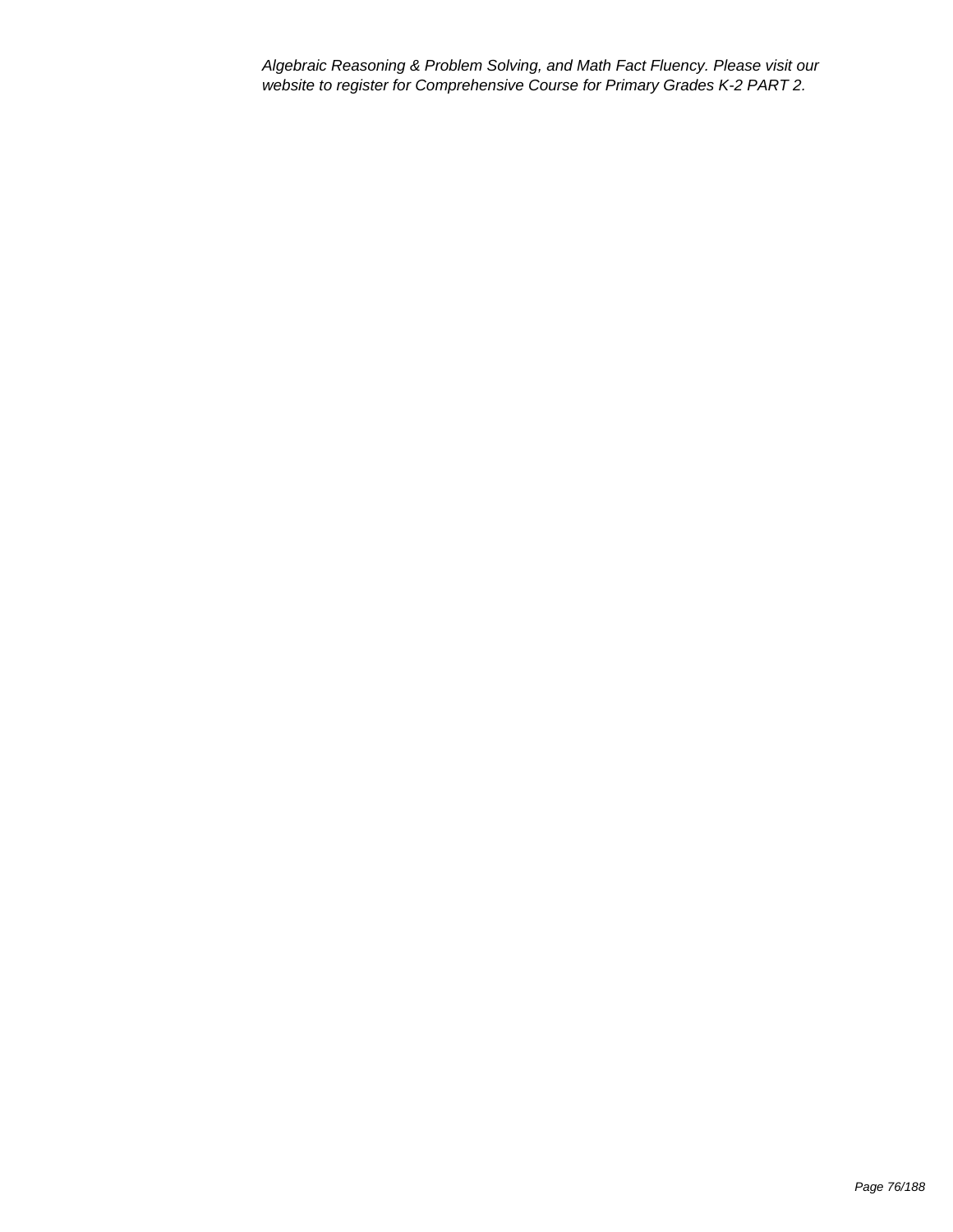*Algebraic Reasoning & Problem Solving, and Math Fact Fluency. Please visit our website to register for Comprehensive Course for Primary Grades K-2 PART 2.*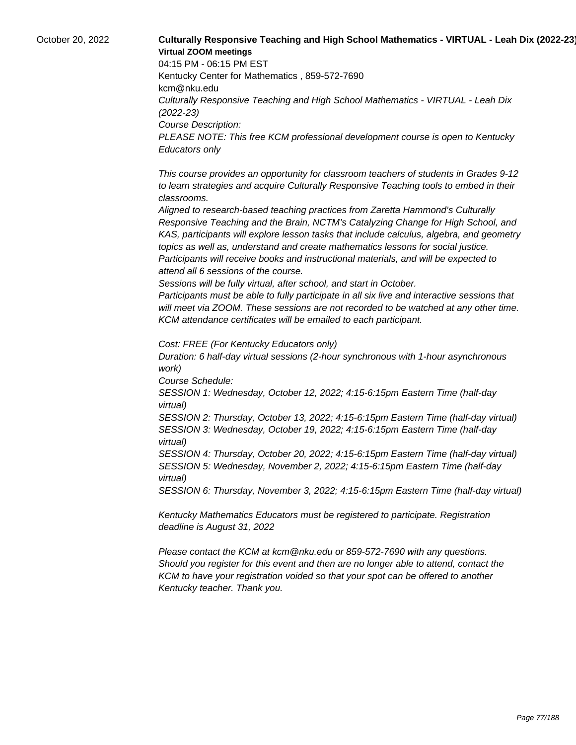October 20, 2022

**Culturally Responsive Teaching and High School Mathematics - VIRTUAL - Leah Dix (2022-23)**

**Virtual ZOOM meetings**

04:15 PM - 06:15 PM EST

Kentucky Center for Mathematics , 859-572-7690

kcm@nku.edu

*Culturally Responsive Teaching and High School Mathematics - VIRTUAL - Leah Dix (2022-23)*

*Course Description:*

*PLEASE NOTE: This free KCM professional development course is open to Kentucky Educators only*

*This course provides an opportunity for classroom teachers of students in Grades 9-12 to learn strategies and acquire Culturally Responsive Teaching tools to embed in their classrooms.*

*Aligned to research-based teaching practices from Zaretta Hammond's Culturally Responsive Teaching and the Brain, NCTM's Catalyzing Change for High School, and KAS, participants will explore lesson tasks that include calculus, algebra, and geometry topics as well as, understand and create mathematics lessons for social justice.*

*Participants will receive books and instructional materials, and will be expected to attend all 6 sessions of the course.*

*Sessions will be fully virtual, after school, and start in October.*

*Participants must be able to fully participate in all six live and interactive sessions that will meet via ZOOM. These sessions are not recorded to be watched at any other time.*

*KCM attendance certificates will be emailed to each participant.*

*Cost: FREE (For Kentucky Educators only)*

*Duration: 6 half-day virtual sessions (2-hour synchronous with 1-hour asynchronous work)*

*Course Schedule:*

*SESSION 1: Wednesday, October 12, 2022; 4:15-6:15pm Eastern Time (half-day virtual)*

*SESSION 2: Thursday, October 13, 2022; 4:15-6:15pm Eastern Time (half-day virtual)*

*SESSION 3: Wednesday, October 19, 2022; 4:15-6:15pm Eastern Time (half-day virtual)*

*SESSION 4: Thursday, October 20, 2022; 4:15-6:15pm Eastern Time (half-day virtual)*

*SESSION 5: Wednesday, November 2, 2022; 4:15-6:15pm Eastern Time (half-day virtual)*

*SESSION 6: Thursday, November 3, 2022; 4:15-6:15pm Eastern Time (half-day virtual)*

*Kentucky Mathematics Educators must be registered to participate. Registration deadline is August 31, 2022*

*Please contact the KCM at kcm@nku.edu or 859-572-7690 with any questions.*

*Should you register for this event and then are no longer able to attend, contact the KCM to have your registration voided so that your spot can be offered to another Kentucky teacher. Thank you.*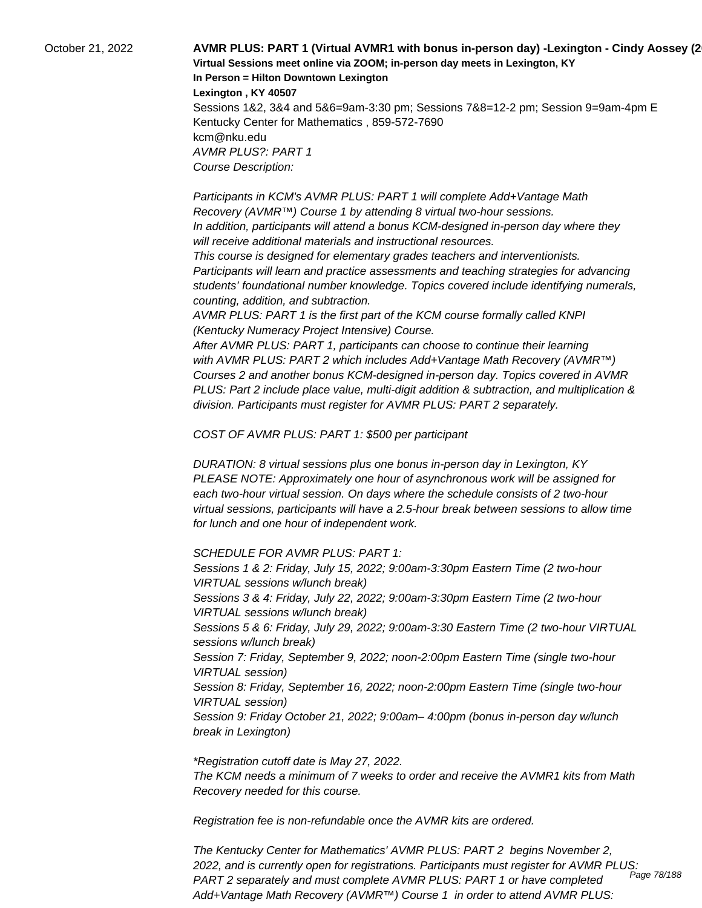October 21, 2022

**AVMR PLUS: PART 1 (Virtual AVMR1 with bonus in-person day) -Lexington - Cindy Aossey (2**

**Virtual Sessions meet online via ZOOM; in-person day meets in Lexington, KY**

**In Person = Hilton Downtown Lexington**

**Lexington , KY 40507**

Sessions 1&2, 3&4 and 5&6=9am-3:30 pm; Sessions 7&8=12-2 pm; Session 9=9am-4pm E

Kentucky Center for Mathematics , 859-572-7690

kcm@nku.edu

*AVMR PLUS?: PART 1*

*Course Description:*

*Participants in KCM's AVMR PLUS: PART 1 will complete Add+Vantage Math Recovery (AVMR™) Course 1 by attending 8 virtual two-hour sessions.*
*In addition, participants will attend a bonus KCM-designed in-person day where they will receive additional materials and instructional resources.*
*This course is designed for elementary grades teachers and interventionists.*
*Participants will learn and practice assessments and teaching strategies for advancing students' foundational number knowledge. Topics covered include identifying numerals, counting, addition, and subtraction.*
*AVMR PLUS: PART 1 is the first part of the KCM course formally called KNPI (Kentucky Numeracy Project Intensive) Course.*
*After AVMR PLUS: PART 1, participants can choose to continue their learning with AVMR PLUS: PART 2 which includes Add+Vantage Math Recovery (AVMR™) Courses 2 and another bonus KCM-designed in-person day. Topics covered in AVMR PLUS: Part 2 include place value, multi-digit addition & subtraction, and multiplication & division. Participants must register for AVMR PLUS: PART 2 separately.*

*COST OF AVMR PLUS: PART 1: $500 per participant*

*DURATION: 8 virtual sessions plus one bonus in-person day in Lexington, KY*
*PLEASE NOTE: Approximately one hour of asynchronous work will be assigned for each two-hour virtual session. On days where the schedule consists of 2 two-hour virtual sessions, participants will have a 2.5-hour break between sessions to allow time for lunch and one hour of independent work.*

*SCHEDULE FOR AVMR PLUS: PART 1:*
*Sessions 1 & 2: Friday, July 15, 2022; 9:00am-3:30pm Eastern Time (2 two-hour VIRTUAL sessions w/lunch break)*
*Sessions 3 & 4: Friday, July 22, 2022; 9:00am-3:30pm Eastern Time (2 two-hour VIRTUAL sessions w/lunch break)*
*Sessions 5 & 6: Friday, July 29, 2022; 9:00am-3:30 Eastern Time (2 two-hour VIRTUAL sessions w/lunch break)*
*Session 7: Friday, September 9, 2022; noon-2:00pm Eastern Time (single two-hour VIRTUAL session)*
*Session 8: Friday, September 16, 2022; noon-2:00pm Eastern Time (single two-hour VIRTUAL session)*
*Session 9: Friday October 21, 2022; 9:00am– 4:00pm (bonus in-person day w/lunch break in Lexington)*

*\*Registration cutoff date is May 27, 2022.*
*The KCM needs a minimum of 7 weeks to order and receive the AVMR1 kits from Math Recovery needed for this course.*

*Registration fee is non-refundable once the AVMR kits are ordered.*

*The Kentucky Center for Mathematics' AVMR PLUS: PART 2 begins November 2, 2022, and is currently open for registrations. Participants must register for AVMR PLUS: PART 2 separately and must complete AVMR PLUS: PART 1 or have completed Add+Vantage Math Recovery (AVMR™) Course 1 in order to attend AVMR PLUS:*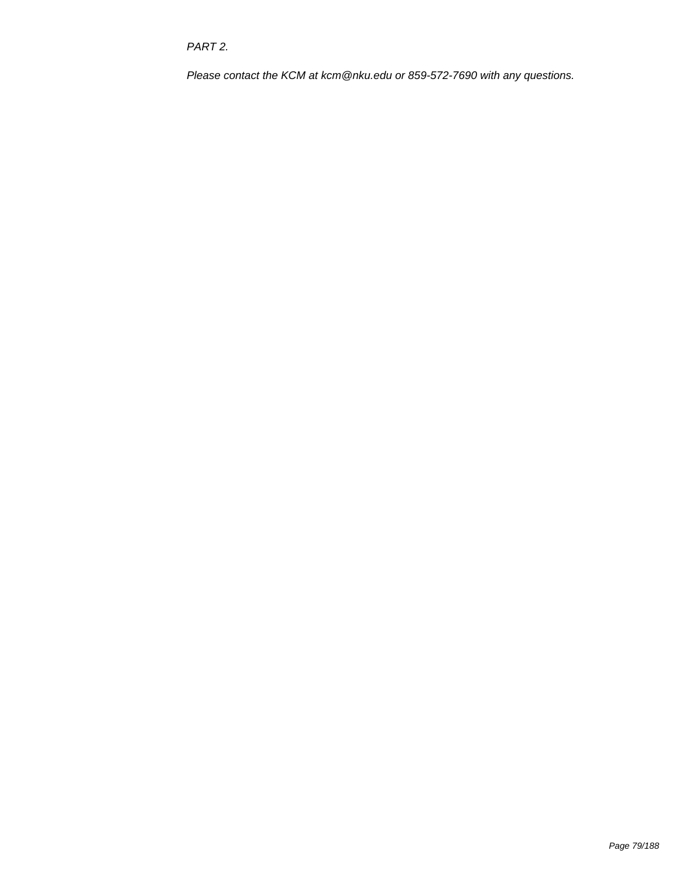*PART 2.*

*Please contact the KCM at kcm@nku.edu or 859-572-7690 with any questions.*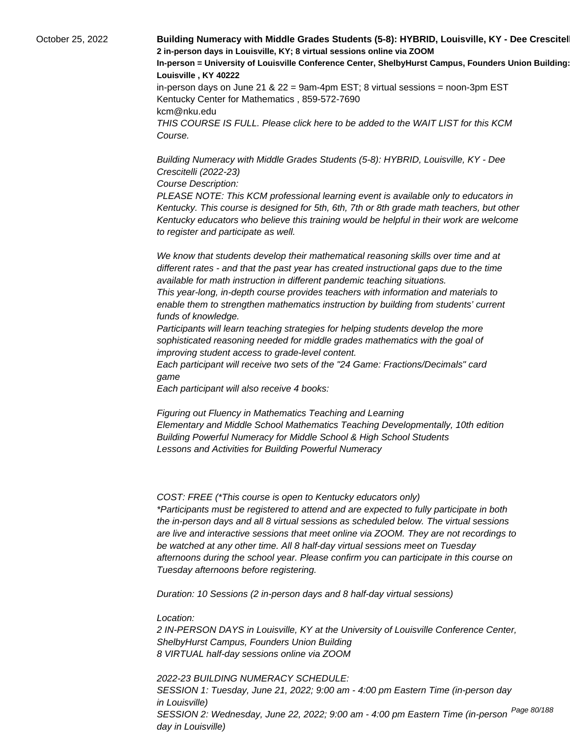October 25, 2022

**Building Numeracy with Middle Grades Students (5-8): HYBRID, Louisville, KY - Dee Crescitelli**
**2 in-person days in Louisville, KY; 8 virtual sessions online via ZOOM**
**In-person = University of Louisville Conference Center, ShelbyHurst Campus, Founders Union Building:**
**Louisville , KY 40222**
in-person days on June 21 & 22 = 9am-4pm EST; 8 virtual sessions = noon-3pm EST
Kentucky Center for Mathematics , 859-572-7690
kcm@nku.edu
*THIS COURSE IS FULL. Please click here to be added to the WAIT LIST for this KCM Course.*

*Building Numeracy with Middle Grades Students (5-8): HYBRID, Louisville, KY - Dee Crescitelli (2022-23)*
*Course Description:*
*PLEASE NOTE: This KCM professional learning event is available only to educators in Kentucky. This course is designed for 5th, 6th, 7th or 8th grade math teachers, but other Kentucky educators who believe this training would be helpful in their work are welcome to register and participate as well.*

*We know that students develop their mathematical reasoning skills over time and at different rates - and that the past year has created instructional gaps due to the time available for math instruction in different pandemic teaching situations.*
*This year-long, in-depth course provides teachers with information and materials to enable them to strengthen mathematics instruction by building from students' current funds of knowledge.*
*Participants will learn teaching strategies for helping students develop the more sophisticated reasoning needed for middle grades mathematics with the goal of improving student access to grade-level content.*
*Each participant will receive two sets of the "24 Game: Fractions/Decimals" card game*
*Each participant will also receive 4 books:*

*Figuring out Fluency in Mathematics Teaching and Learning*
*Elementary and Middle School Mathematics Teaching Developmentally, 10th edition*
*Building Powerful Numeracy for Middle School & High School Students*
*Lessons and Activities for Building Powerful Numeracy*

*COST: FREE (\*This course is open to Kentucky educators only)*
*\*Participants must be registered to attend and are expected to fully participate in both the in-person days and all 8 virtual sessions as scheduled below. The virtual sessions are live and interactive sessions that meet online via ZOOM. They are not recordings to be watched at any other time. All 8 half-day virtual sessions meet on Tuesday afternoons during the school year. Please confirm you can participate in this course on Tuesday afternoons before registering.*

*Duration: 10 Sessions (2 in-person days and 8 half-day virtual sessions)*

*Location:*
*2 IN-PERSON DAYS in Louisville, KY at the University of Louisville Conference Center, ShelbyHurst Campus, Founders Union Building*
*8 VIRTUAL half-day sessions online via ZOOM*

*2022-23 BUILDING NUMERACY SCHEDULE:*
*SESSION 1: Tuesday, June 21, 2022; 9:00 am - 4:00 pm Eastern Time (in-person day in Louisville)*
*SESSION 2: Wednesday, June 22, 2022; 9:00 am - 4:00 pm Eastern Time (in-person day in Louisville)*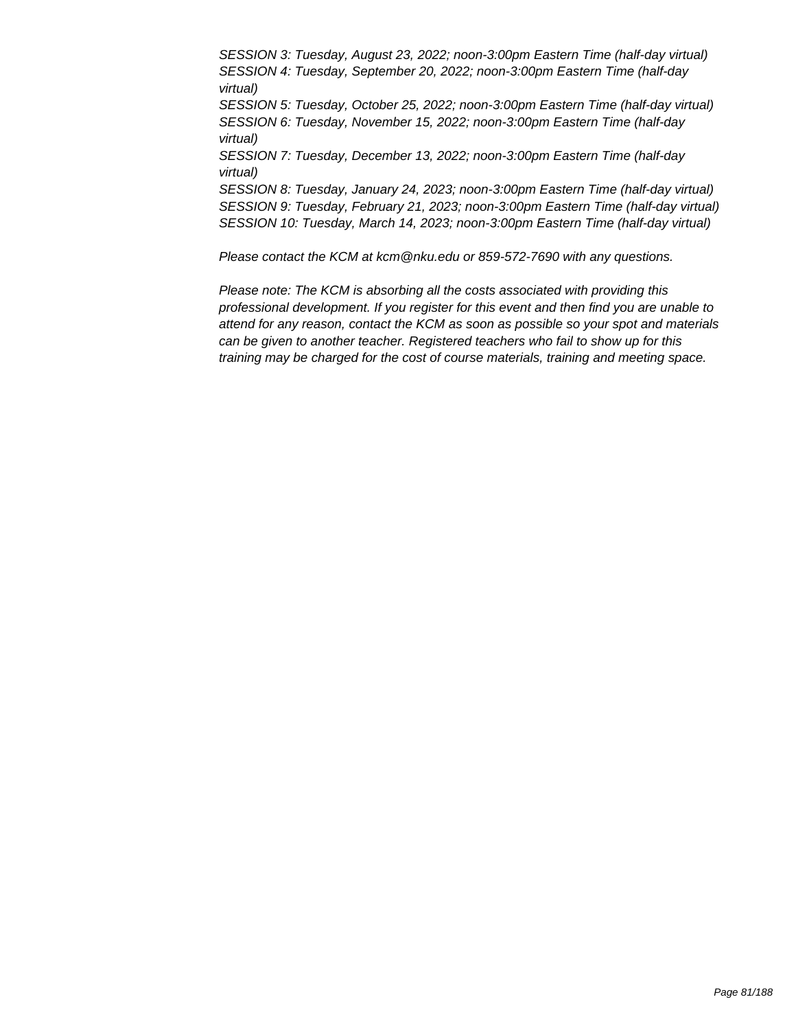*SESSION 3: Tuesday, August 23, 2022; noon-3:00pm Eastern Time (half-day virtual)*
*SESSION 4: Tuesday, September 20, 2022; noon-3:00pm Eastern Time (half-day virtual)*
*SESSION 5: Tuesday, October 25, 2022; noon-3:00pm Eastern Time (half-day virtual)*
*SESSION 6: Tuesday, November 15, 2022; noon-3:00pm Eastern Time (half-day virtual)*
*SESSION 7: Tuesday, December 13, 2022; noon-3:00pm Eastern Time (half-day virtual)*
*SESSION 8: Tuesday, January 24, 2023; noon-3:00pm Eastern Time (half-day virtual)*
*SESSION 9: Tuesday, February 21, 2023; noon-3:00pm Eastern Time (half-day virtual)*
*SESSION 10: Tuesday, March 14, 2023; noon-3:00pm Eastern Time (half-day virtual)*

*Please contact the KCM at kcm@nku.edu or 859-572-7690 with any questions.*

*Please note: The KCM is absorbing all the costs associated with providing this professional development. If you register for this event and then find you are unable to attend for any reason, contact the KCM as soon as possible so your spot and materials can be given to another teacher. Registered teachers who fail to show up for this training may be charged for the cost of course materials, training and meeting space.*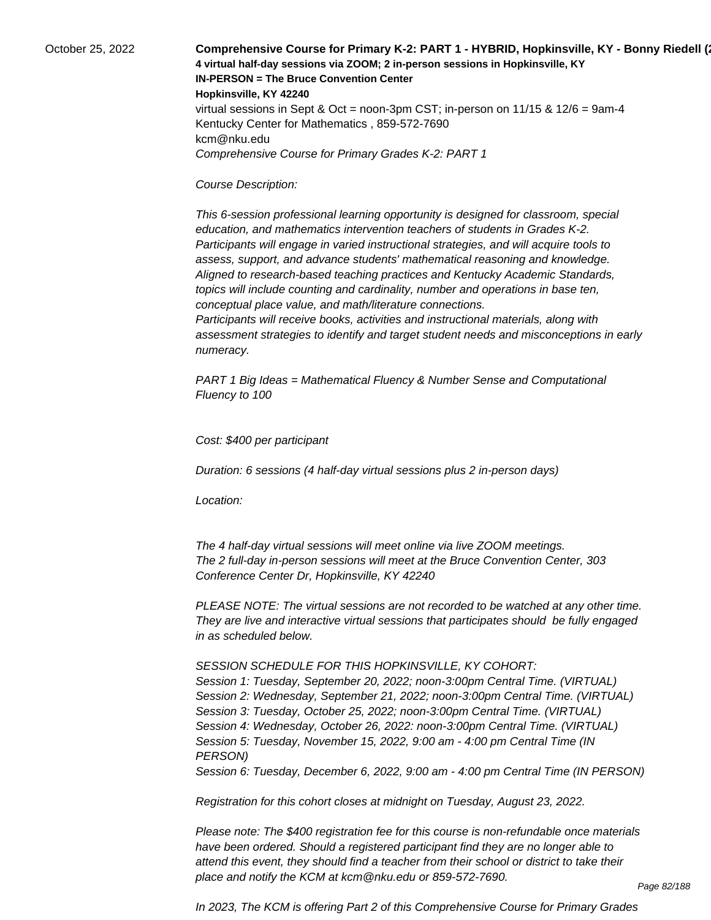October 25, 2022

**Comprehensive Course for Primary K-2: PART 1 - HYBRID, Hopkinsville, KY - Bonny Riedell (2**

**4 virtual half-day sessions via ZOOM; 2 in-person sessions in Hopkinsville, KY**

**IN-PERSON = The Bruce Convention Center**

**Hopkinsville, KY 42240**

virtual sessions in Sept & Oct = noon-3pm CST; in-person on 11/15 & 12/6 = 9am-4

Kentucky Center for Mathematics , 859-572-7690

kcm@nku.edu

*Comprehensive Course for Primary Grades K-2: PART 1*

*Course Description:*

*This 6-session professional learning opportunity is designed for classroom, special education, and mathematics intervention teachers of students in Grades K-2. Participants will engage in varied instructional strategies, and will acquire tools to assess, support, and advance students' mathematical reasoning and knowledge. Aligned to research-based teaching practices and Kentucky Academic Standards, topics will include counting and cardinality, number and operations in base ten, conceptual place value, and math/literature connections.*
*Participants will receive books, activities and instructional materials, along with assessment strategies to identify and target student needs and misconceptions in early numeracy.*

*PART 1 Big Ideas = Mathematical Fluency & Number Sense and Computational Fluency to 100*

*Cost: $400 per participant*

*Duration: 6 sessions (4 half-day virtual sessions plus 2 in-person days)*

*Location:*

*The 4 half-day virtual sessions will meet online via live ZOOM meetings.*
*The 2 full-day in-person sessions will meet at the Bruce Convention Center, 303 Conference Center Dr, Hopkinsville, KY 42240*

*PLEASE NOTE: The virtual sessions are not recorded to be watched at any other time. They are live and interactive virtual sessions that participates should be fully engaged in as scheduled below.*

*SESSION SCHEDULE FOR THIS HOPKINSVILLE, KY COHORT:*
*Session 1: Tuesday, September 20, 2022; noon-3:00pm Central Time. (VIRTUAL)*
*Session 2: Wednesday, September 21, 2022; noon-3:00pm Central Time. (VIRTUAL)*
*Session 3: Tuesday, October 25, 2022; noon-3:00pm Central Time. (VIRTUAL)*
*Session 4: Wednesday, October 26, 2022: noon-3:00pm Central Time. (VIRTUAL)*
*Session 5: Tuesday, November 15, 2022, 9:00 am - 4:00 pm Central Time (IN PERSON)*
*Session 6: Tuesday, December 6, 2022, 9:00 am - 4:00 pm Central Time (IN PERSON)*

*Registration for this cohort closes at midnight on Tuesday, August 23, 2022.*

*Please note: The $400 registration fee for this course is non-refundable once materials have been ordered. Should a registered participant find they are no longer able to attend this event, they should find a teacher from their school or district to take their place and notify the KCM at kcm@nku.edu or 859-572-7690.*

*In 2023, The KCM is offering Part 2 of this Comprehensive Course for Primary Grades*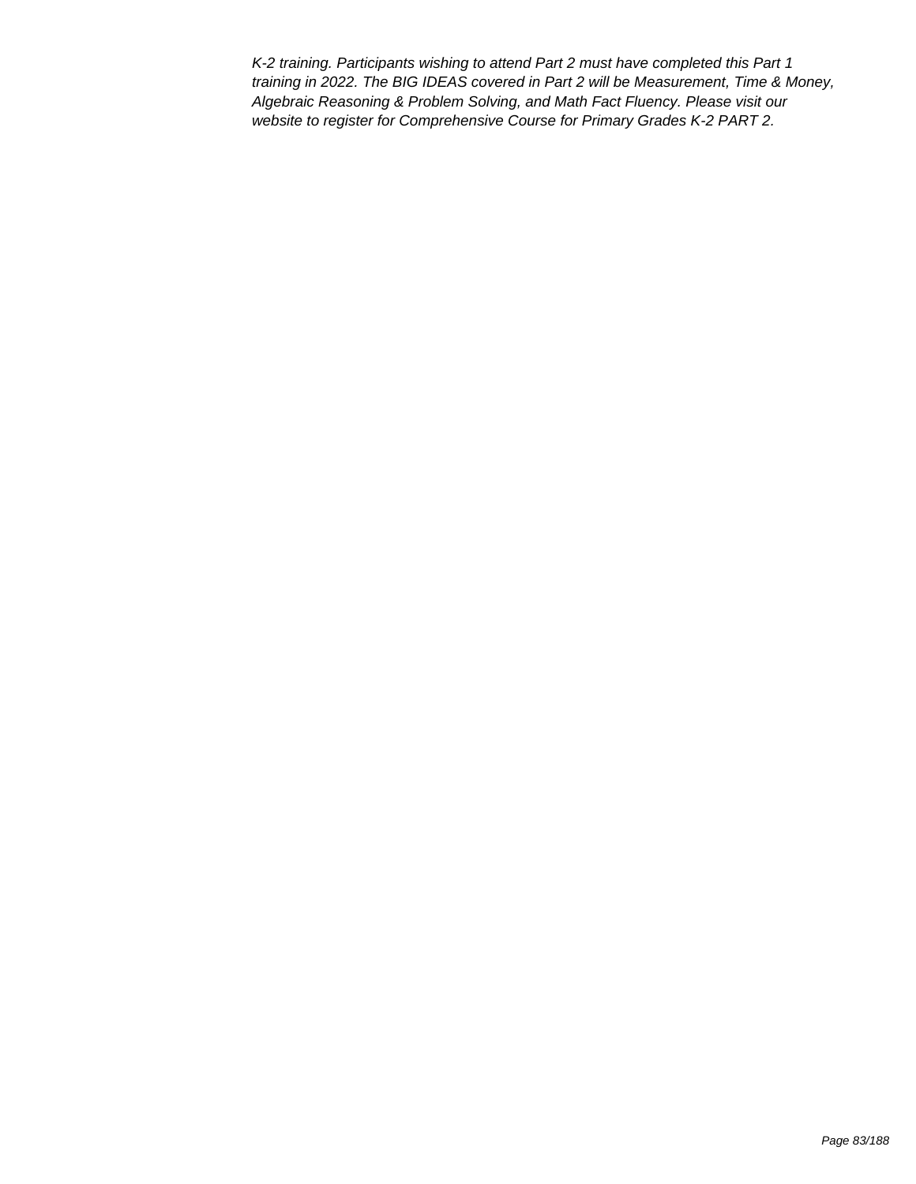*K-2 training. Participants wishing to attend Part 2 must have completed this Part 1 training in 2022. The BIG IDEAS covered in Part 2 will be Measurement, Time & Money, Algebraic Reasoning & Problem Solving, and Math Fact Fluency. Please visit our website to register for Comprehensive Course for Primary Grades K-2 PART 2.*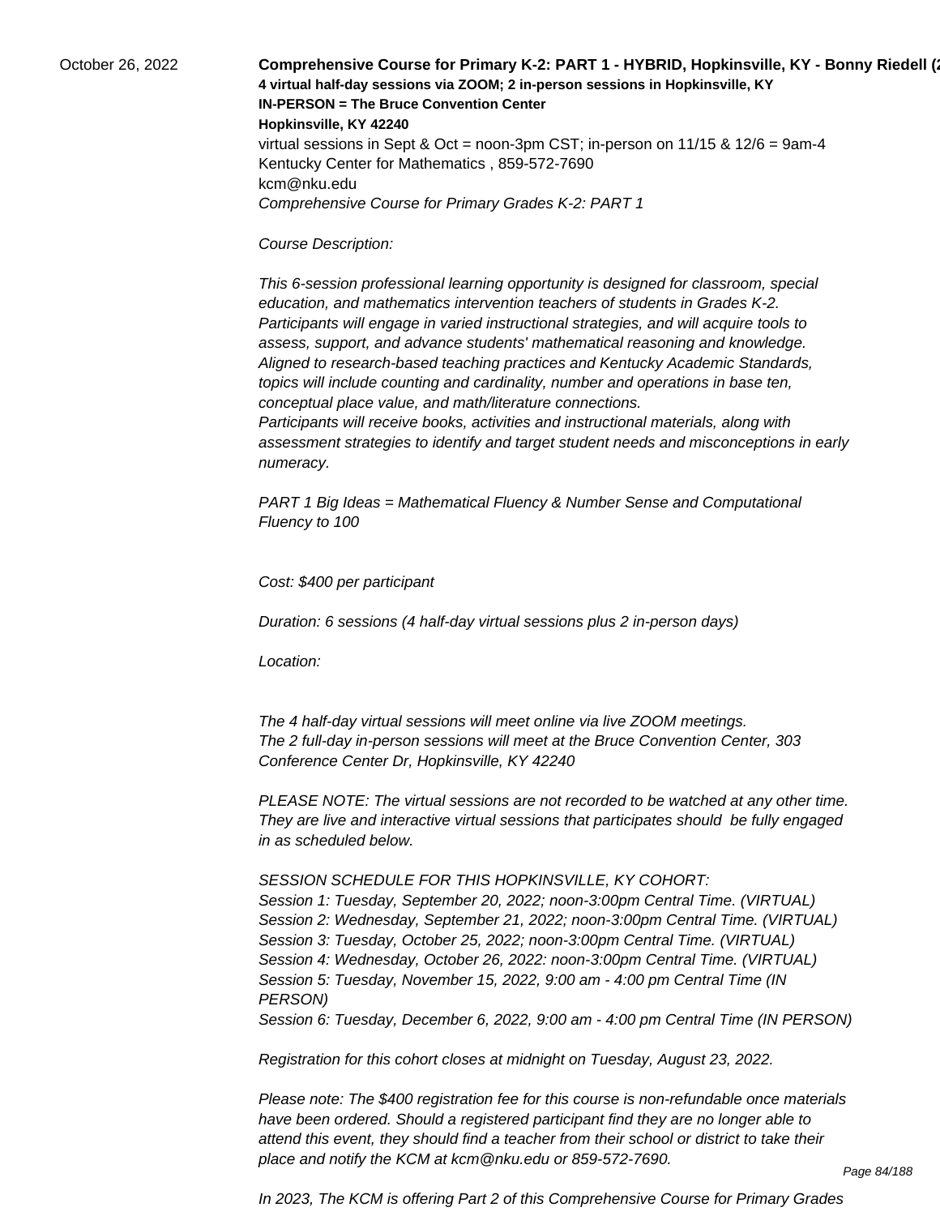October 26, 2022

**Comprehensive Course for Primary K-2: PART 1 - HYBRID, Hopkinsville, KY - Bonny Riedell (2**

**4 virtual half-day sessions via ZOOM; 2 in-person sessions in Hopkinsville, KY**
**IN-PERSON = The Bruce Convention Center**
**Hopkinsville, KY 42240**
virtual sessions in Sept & Oct = noon-3pm CST; in-person on 11/15 & 12/6 = 9am-4
Kentucky Center for Mathematics , 859-572-7690
kcm@nku.edu
*Comprehensive Course for Primary Grades K-2: PART 1*

*Course Description:*

*This 6-session professional learning opportunity is designed for classroom, special education, and mathematics intervention teachers of students in Grades K-2. Participants will engage in varied instructional strategies, and will acquire tools to assess, support, and advance students' mathematical reasoning and knowledge. Aligned to research-based teaching practices and Kentucky Academic Standards, topics will include counting and cardinality, number and operations in base ten, conceptual place value, and math/literature connections.*
*Participants will receive books, activities and instructional materials, along with assessment strategies to identify and target student needs and misconceptions in early numeracy.*

*PART 1 Big Ideas = Mathematical Fluency & Number Sense and Computational Fluency to 100*

*Cost: $400 per participant*

*Duration: 6 sessions (4 half-day virtual sessions plus 2 in-person days)*

*Location:*

*The 4 half-day virtual sessions will meet online via live ZOOM meetings.*
*The 2 full-day in-person sessions will meet at the Bruce Convention Center, 303 Conference Center Dr, Hopkinsville, KY 42240*

*PLEASE NOTE: The virtual sessions are not recorded to be watched at any other time. They are live and interactive virtual sessions that participates should be fully engaged in as scheduled below.*

*SESSION SCHEDULE FOR THIS HOPKINSVILLE, KY COHORT:*
*Session 1: Tuesday, September 20, 2022; noon-3:00pm Central Time. (VIRTUAL)*
*Session 2: Wednesday, September 21, 2022; noon-3:00pm Central Time. (VIRTUAL)*
*Session 3: Tuesday, October 25, 2022; noon-3:00pm Central Time. (VIRTUAL)*
*Session 4: Wednesday, October 26, 2022: noon-3:00pm Central Time. (VIRTUAL)*
*Session 5: Tuesday, November 15, 2022, 9:00 am - 4:00 pm Central Time (IN PERSON)*
*Session 6: Tuesday, December 6, 2022, 9:00 am - 4:00 pm Central Time (IN PERSON)*

*Registration for this cohort closes at midnight on Tuesday, August 23, 2022.*

*Please note: The $400 registration fee for this course is non-refundable once materials have been ordered. Should a registered participant find they are no longer able to attend this event, they should find a teacher from their school or district to take their place and notify the KCM at kcm@nku.edu or 859-572-7690.*

*In 2023, The KCM is offering Part 2 of this Comprehensive Course for Primary Grades*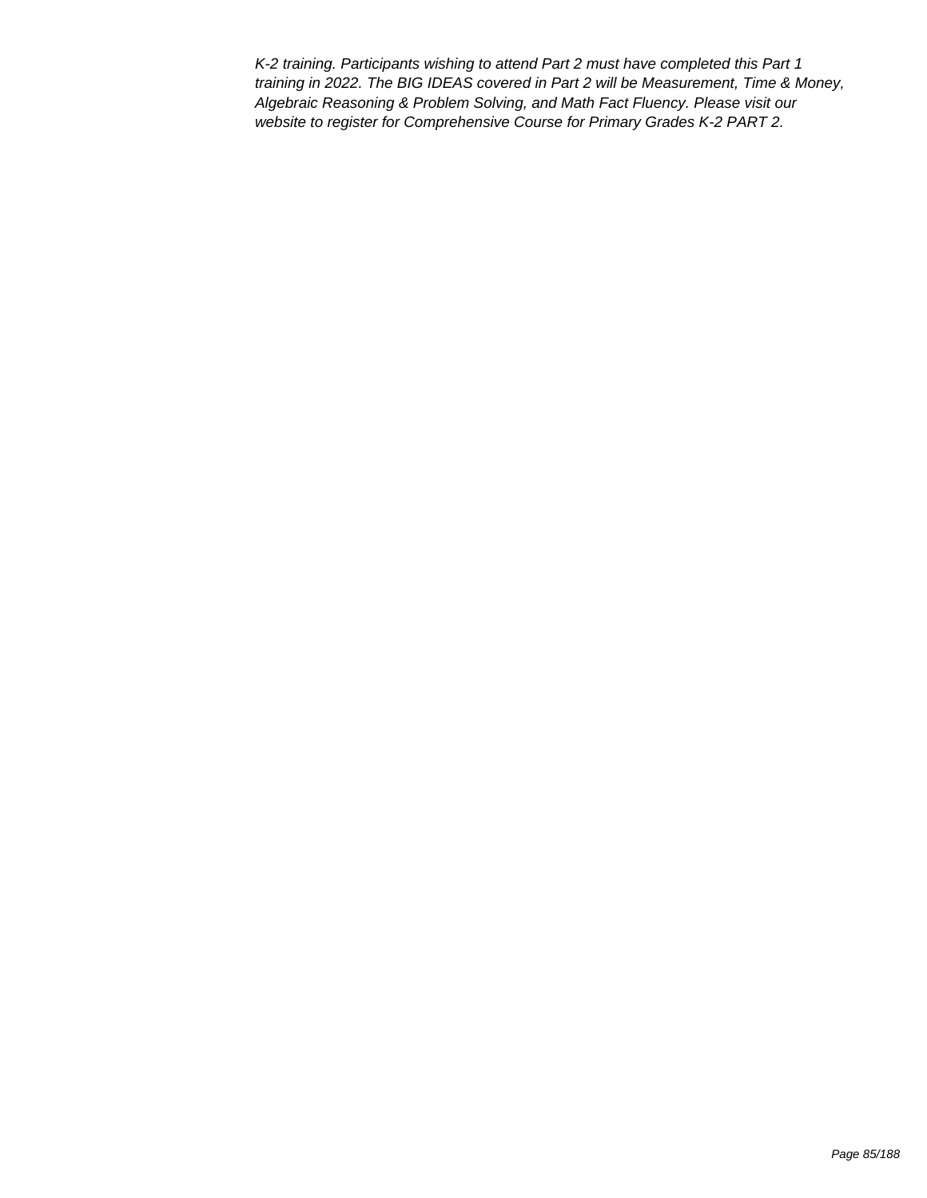*K-2 training. Participants wishing to attend Part 2 must have completed this Part 1 training in 2022. The BIG IDEAS covered in Part 2 will be Measurement, Time & Money, Algebraic Reasoning & Problem Solving, and Math Fact Fluency. Please visit our website to register for Comprehensive Course for Primary Grades K-2 PART 2.*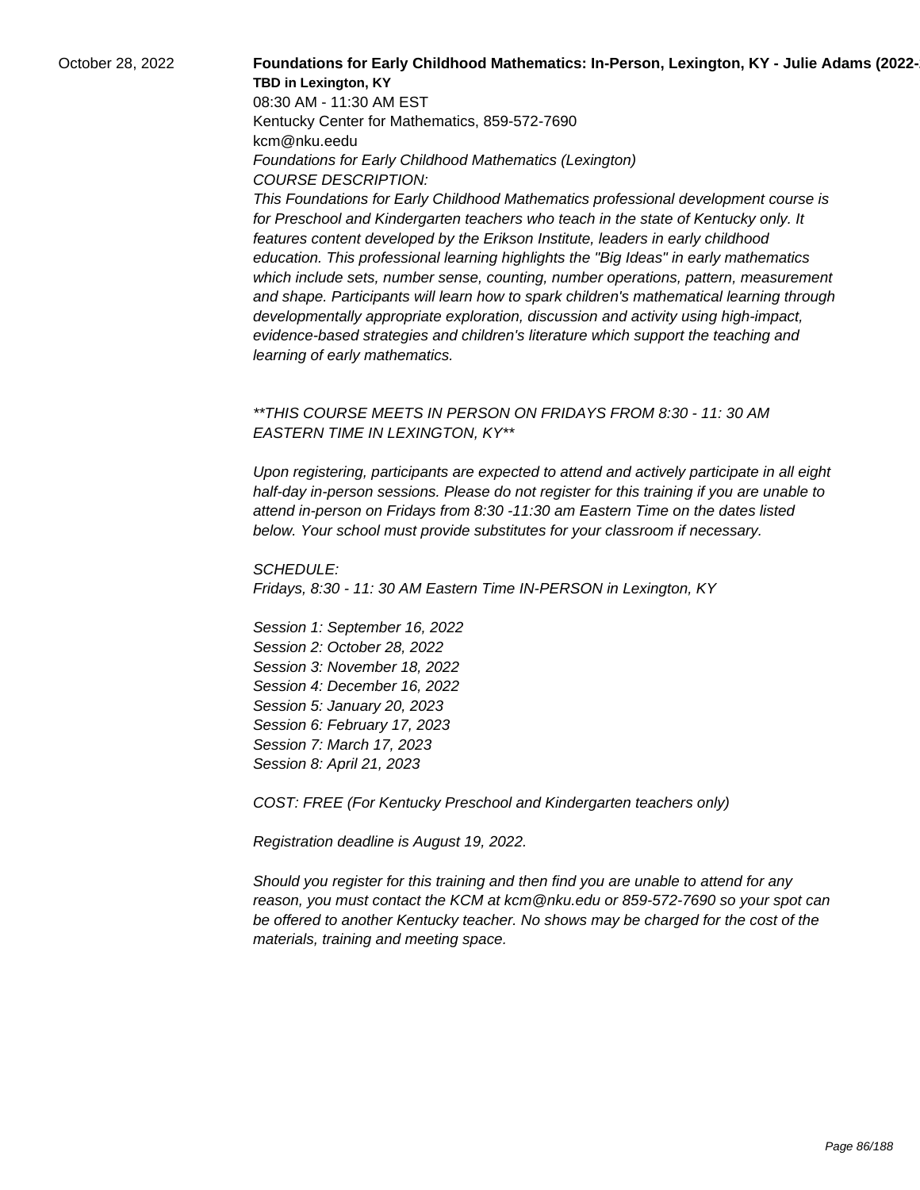October 28, 2022

**Foundations for Early Childhood Mathematics: In-Person, Lexington, KY - Julie Adams (2022-**

**TBD in Lexington, KY**

08:30 AM - 11:30 AM EST

Kentucky Center for Mathematics, 859-572-7690

kcm@nku.eedu

*Foundations for Early Childhood Mathematics (Lexington)*

*COURSE DESCRIPTION:*

*This Foundations for Early Childhood Mathematics professional development course is for Preschool and Kindergarten teachers who teach in the state of Kentucky only. It features content developed by the Erikson Institute, leaders in early childhood education. This professional learning highlights the "Big Ideas" in early mathematics which include sets, number sense, counting, number operations, pattern, measurement and shape. Participants will learn how to spark children's mathematical learning through developmentally appropriate exploration, discussion and activity using high-impact, evidence-based strategies and children's literature which support the teaching and learning of early mathematics.*

*\*\*THIS COURSE MEETS IN PERSON ON FRIDAYS FROM 8:30 - 11: 30 AM EASTERN TIME IN LEXINGTON, KY\*\**

*Upon registering, participants are expected to attend and actively participate in all eight half-day in-person sessions. Please do not register for this training if you are unable to attend in-person on Fridays from 8:30 -11:30 am Eastern Time on the dates listed below. Your school must provide substitutes for your classroom if necessary.*

*SCHEDULE:*

*Fridays, 8:30 - 11: 30 AM Eastern Time IN-PERSON in Lexington, KY*

*Session 1: September 16, 2022*
*Session 2: October 28, 2022*
*Session 3: November 18, 2022*
*Session 4: December 16, 2022*
*Session 5: January 20, 2023*
*Session 6: February 17, 2023*
*Session 7: March 17, 2023*
*Session 8: April 21, 2023*

*COST: FREE (For Kentucky Preschool and Kindergarten teachers only)*

*Registration deadline is August 19, 2022.*

*Should you register for this training and then find you are unable to attend for any reason, you must contact the KCM at kcm@nku.edu or 859-572-7690 so your spot can be offered to another Kentucky teacher. No shows may be charged for the cost of the materials, training and meeting space.*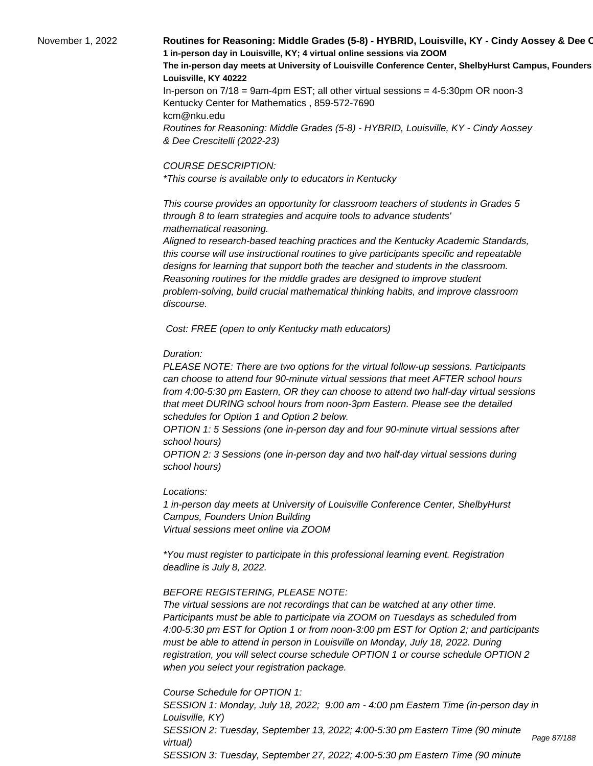November 1, 2022

**Routines for Reasoning: Middle Grades (5-8) - HYBRID, Louisville, KY - Cindy Aossey & Dee C**

**1 in-person day in Louisville, KY; 4 virtual online sessions via ZOOM**

**The in-person day meets at University of Louisville Conference Center, ShelbyHurst Campus, Founders**

**Louisville, KY 40222**

In-person on 7/18 = 9am-4pm EST; all other virtual sessions = 4-5:30pm OR noon-3

Kentucky Center for Mathematics , 859-572-7690

kcm@nku.edu

*Routines for Reasoning: Middle Grades (5-8) - HYBRID, Louisville, KY - Cindy Aossey & Dee Crescitelli (2022-23)*

*COURSE DESCRIPTION:*

*\*This course is available only to educators in Kentucky*

*This course provides an opportunity for classroom teachers of students in Grades 5 through 8 to learn strategies and acquire tools to advance students' mathematical reasoning.*

*Aligned to research-based teaching practices and the Kentucky Academic Standards, this course will use instructional routines to give participants specific and repeatable designs for learning that support both the teacher and students in the classroom. Reasoning routines for the middle grades are designed to improve student problem-solving, build crucial mathematical thinking habits, and improve classroom discourse.*

*Cost: FREE (open to only Kentucky math educators)*

*Duration:*

*PLEASE NOTE: There are two options for the virtual follow-up sessions. Participants can choose to attend four 90-minute virtual sessions that meet AFTER school hours from 4:00-5:30 pm Eastern, OR they can choose to attend two half-day virtual sessions that meet DURING school hours from noon-3pm Eastern. Please see the detailed schedules for Option 1 and Option 2 below.*

*OPTION 1: 5 Sessions (one in-person day and four 90-minute virtual sessions after school hours)*

*OPTION 2: 3 Sessions (one in-person day and two half-day virtual sessions during school hours)*

*Locations:*

*1 in-person day meets at University of Louisville Conference Center, ShelbyHurst Campus, Founders Union Building*

*Virtual sessions meet online via ZOOM*

*\*You must register to participate in this professional learning event. Registration deadline is July 8, 2022.*

*BEFORE REGISTERING, PLEASE NOTE:*

*The virtual sessions are not recordings that can be watched at any other time. Participants must be able to participate via ZOOM on Tuesdays as scheduled from 4:00-5:30 pm EST for Option 1 or from noon-3:00 pm EST for Option 2; and participants must be able to attend in person in Louisville on Monday, July 18, 2022. During registration, you will select course schedule OPTION 1 or course schedule OPTION 2 when you select your registration package.*

*Course Schedule for OPTION 1:*

*SESSION 1: Monday, July 18, 2022; 9:00 am - 4:00 pm Eastern Time (in-person day in Louisville, KY)*

*SESSION 2: Tuesday, September 13, 2022; 4:00-5:30 pm Eastern Time (90 minute virtual)*

*SESSION 3: Tuesday, September 27, 2022; 4:00-5:30 pm Eastern Time (90 minute*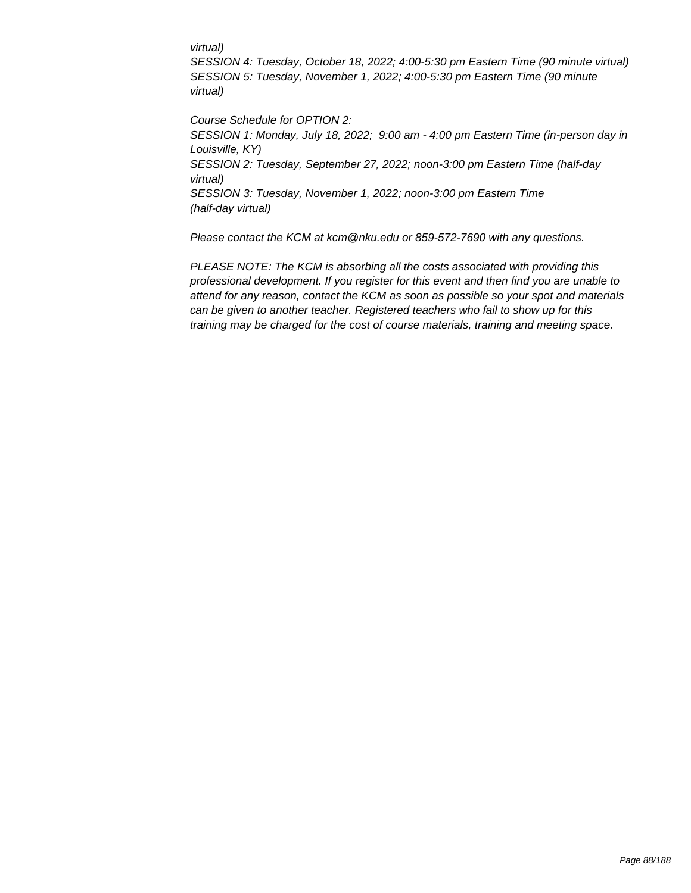*virtual)*
*SESSION 4: Tuesday, October 18, 2022; 4:00-5:30 pm Eastern Time (90 minute virtual)*
*SESSION 5: Tuesday, November 1, 2022; 4:00-5:30 pm Eastern Time (90 minute virtual)*

*Course Schedule for OPTION 2:*
*SESSION 1: Monday, July 18, 2022;  9:00 am - 4:00 pm Eastern Time (in-person day in Louisville, KY)*
*SESSION 2: Tuesday, September 27, 2022; noon-3:00 pm Eastern Time (half-day virtual)*
*SESSION 3: Tuesday, November 1, 2022; noon-3:00 pm Eastern Time (half-day virtual)*

*Please contact the KCM at kcm@nku.edu or 859-572-7690 with any questions.*

*PLEASE NOTE: The KCM is absorbing all the costs associated with providing this professional development. If you register for this event and then find you are unable to attend for any reason, contact the KCM as soon as possible so your spot and materials can be given to another teacher. Registered teachers who fail to show up for this training may be charged for the cost of course materials, training and meeting space.*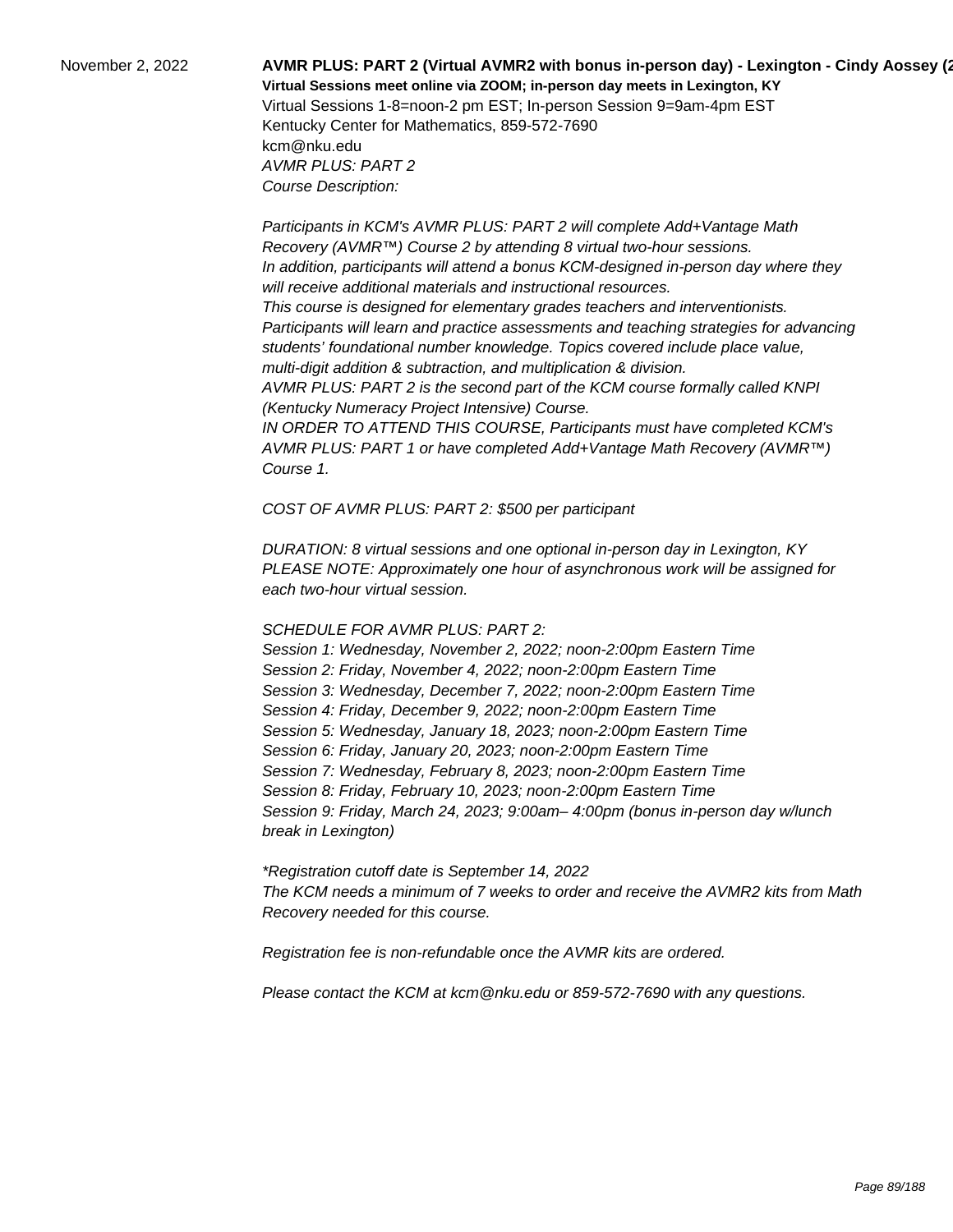November 2, 2022

**AVMR PLUS: PART 2 (Virtual AVMR2 with bonus in-person day) - Lexington - Cindy Aossey (2**

**Virtual Sessions meet online via ZOOM; in-person day meets in Lexington, KY**

Virtual Sessions 1-8=noon-2 pm EST; In-person Session 9=9am-4pm EST

Kentucky Center for Mathematics, 859-572-7690

kcm@nku.edu

*AVMR PLUS: PART 2*

*Course Description:*

*Participants in KCM's AVMR PLUS: PART 2 will complete Add+Vantage Math Recovery (AVMR™) Course 2 by attending 8 virtual two-hour sessions.*
*In addition, participants will attend a bonus KCM-designed in-person day where they will receive additional materials and instructional resources.*
*This course is designed for elementary grades teachers and interventionists.*
*Participants will learn and practice assessments and teaching strategies for advancing students' foundational number knowledge. Topics covered include place value, multi-digit addition & subtraction, and multiplication & division.*
*AVMR PLUS: PART 2 is the second part of the KCM course formally called KNPI (Kentucky Numeracy Project Intensive) Course.*
*IN ORDER TO ATTEND THIS COURSE, Participants must have completed KCM's AVMR PLUS: PART 1 or have completed Add+Vantage Math Recovery (AVMR™) Course 1.*

*COST OF AVMR PLUS: PART 2: $500 per participant*

*DURATION: 8 virtual sessions and one optional in-person day in Lexington, KY*
*PLEASE NOTE: Approximately one hour of asynchronous work will be assigned for each two-hour virtual session.*

*SCHEDULE FOR AVMR PLUS: PART 2:*
*Session 1: Wednesday, November 2, 2022; noon-2:00pm Eastern Time*
*Session 2: Friday, November 4, 2022; noon-2:00pm Eastern Time*
*Session 3: Wednesday, December 7, 2022; noon-2:00pm Eastern Time*
*Session 4: Friday, December 9, 2022; noon-2:00pm Eastern Time*
*Session 5: Wednesday, January 18, 2023; noon-2:00pm Eastern Time*
*Session 6: Friday, January 20, 2023; noon-2:00pm Eastern Time*
*Session 7: Wednesday, February 8, 2023; noon-2:00pm Eastern Time*
*Session 8: Friday, February 10, 2023; noon-2:00pm Eastern Time*
*Session 9: Friday, March 24, 2023; 9:00am– 4:00pm (bonus in-person day w/lunch break in Lexington)*

*\*Registration cutoff date is September 14, 2022*
*The KCM needs a minimum of 7 weeks to order and receive the AVMR2 kits from Math Recovery needed for this course.*

*Registration fee is non-refundable once the AVMR kits are ordered.*

*Please contact the KCM at kcm@nku.edu or 859-572-7690 with any questions.*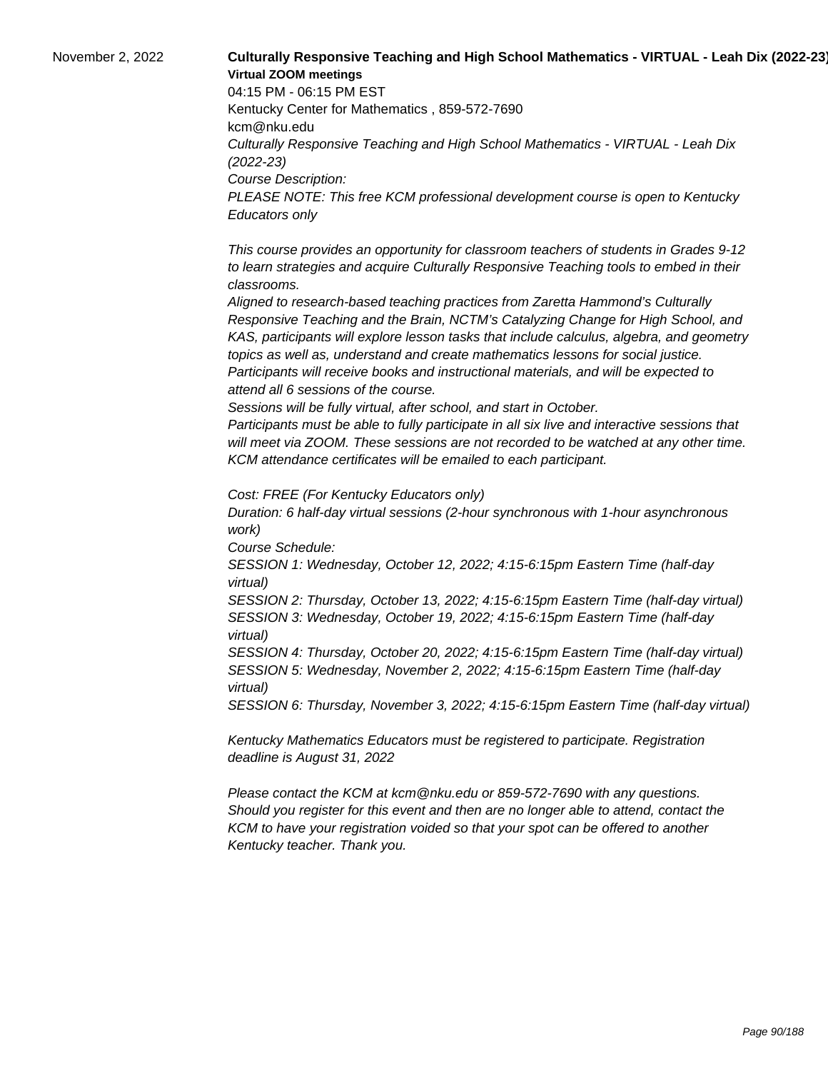November 2, 2022

**Culturally Responsive Teaching and High School Mathematics - VIRTUAL - Leah Dix (2022-23)**

**Virtual ZOOM meetings**

04:15 PM - 06:15 PM EST

Kentucky Center for Mathematics , 859-572-7690

kcm@nku.edu

*Culturally Responsive Teaching and High School Mathematics - VIRTUAL - Leah Dix (2022-23)*

*Course Description:*

*PLEASE NOTE: This free KCM professional development course is open to Kentucky Educators only*

*This course provides an opportunity for classroom teachers of students in Grades 9-12 to learn strategies and acquire Culturally Responsive Teaching tools to embed in their classrooms.*

*Aligned to research-based teaching practices from Zaretta Hammond's Culturally Responsive Teaching and the Brain, NCTM's Catalyzing Change for High School, and KAS, participants will explore lesson tasks that include calculus, algebra, and geometry topics as well as, understand and create mathematics lessons for social justice.*

*Participants will receive books and instructional materials, and will be expected to attend all 6 sessions of the course.*

*Sessions will be fully virtual, after school, and start in October.*

*Participants must be able to fully participate in all six live and interactive sessions that will meet via ZOOM. These sessions are not recorded to be watched at any other time.*

*KCM attendance certificates will be emailed to each participant.*

*Cost: FREE (For Kentucky Educators only)*

*Duration: 6 half-day virtual sessions (2-hour synchronous with 1-hour asynchronous work)*

*Course Schedule:*

*SESSION 1: Wednesday, October 12, 2022; 4:15-6:15pm Eastern Time (half-day virtual)*

*SESSION 2: Thursday, October 13, 2022; 4:15-6:15pm Eastern Time (half-day virtual)*

*SESSION 3: Wednesday, October 19, 2022; 4:15-6:15pm Eastern Time (half-day virtual)*

*SESSION 4: Thursday, October 20, 2022; 4:15-6:15pm Eastern Time (half-day virtual)*

*SESSION 5: Wednesday, November 2, 2022; 4:15-6:15pm Eastern Time (half-day virtual)*

*SESSION 6: Thursday, November 3, 2022; 4:15-6:15pm Eastern Time (half-day virtual)*

*Kentucky Mathematics Educators must be registered to participate. Registration deadline is August 31, 2022*

*Please contact the KCM at kcm@nku.edu or 859-572-7690 with any questions. Should you register for this event and then are no longer able to attend, contact the KCM to have your registration voided so that your spot can be offered to another Kentucky teacher. Thank you.*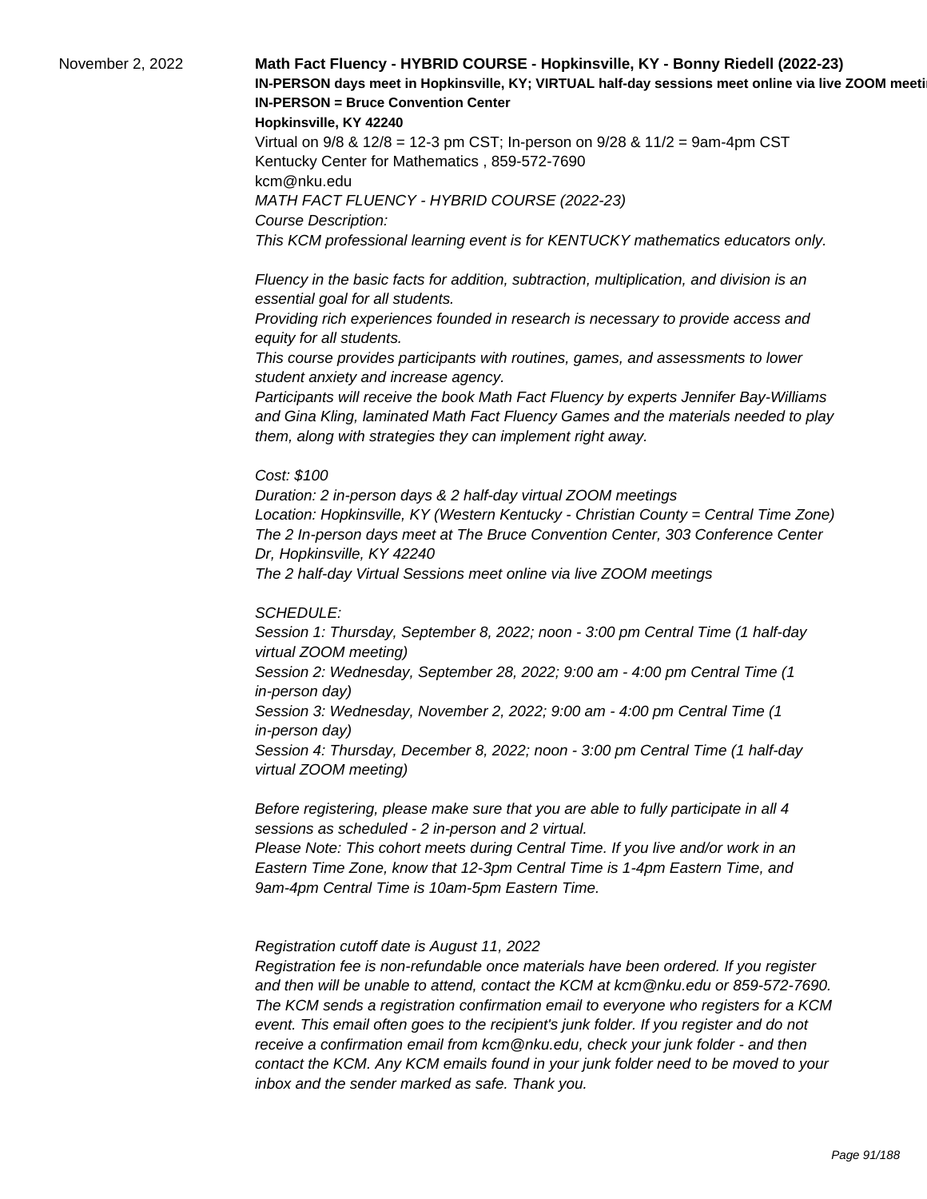November 2, 2022

**Math Fact Fluency - HYBRID COURSE - Hopkinsville, KY - Bonny Riedell (2022-23)**

**IN-PERSON days meet in Hopkinsville, KY; VIRTUAL half-day sessions meet online via live ZOOM meeti**

**IN-PERSON = Bruce Convention Center**

**Hopkinsville, KY 42240**

Virtual on 9/8 & 12/8 = 12-3 pm CST; In-person on 9/28 & 11/2 = 9am-4pm CST

Kentucky Center for Mathematics , 859-572-7690

kcm@nku.edu

*MATH FACT FLUENCY - HYBRID COURSE (2022-23)*

*Course Description:*

*This KCM professional learning event is for KENTUCKY mathematics educators only.*

*Fluency in the basic facts for addition, subtraction, multiplication, and division is an essential goal for all students.*

*Providing rich experiences founded in research is necessary to provide access and equity for all students.*

*This course provides participants with routines, games, and assessments to lower student anxiety and increase agency.*

*Participants will receive the book Math Fact Fluency by experts Jennifer Bay-Williams and Gina Kling, laminated Math Fact Fluency Games and the materials needed to play them, along with strategies they can implement right away.*

*Cost: $100*

*Duration: 2 in-person days & 2 half-day virtual ZOOM meetings*

*Location: Hopkinsville, KY (Western Kentucky - Christian County = Central Time Zone)*

*The 2 In-person days meet at The Bruce Convention Center, 303 Conference Center Dr, Hopkinsville, KY 42240*

*The 2 half-day Virtual Sessions meet online via live ZOOM meetings*

*SCHEDULE:*

*Session 1: Thursday, September 8, 2022; noon - 3:00 pm Central Time (1 half-day virtual ZOOM meeting)*

*Session 2: Wednesday, September 28, 2022; 9:00 am - 4:00 pm Central Time (1 in-person day)*

*Session 3: Wednesday, November 2, 2022; 9:00 am - 4:00 pm Central Time (1 in-person day)*

*Session 4: Thursday, December 8, 2022; noon - 3:00 pm Central Time (1 half-day virtual ZOOM meeting)*

*Before registering, please make sure that you are able to fully participate in all 4 sessions as scheduled - 2 in-person and 2 virtual.*

*Please Note: This cohort meets during Central Time. If you live and/or work in an Eastern Time Zone, know that 12-3pm Central Time is 1-4pm Eastern Time, and 9am-4pm Central Time is 10am-5pm Eastern Time.*

*Registration cutoff date is August 11, 2022*

*Registration fee is non-refundable once materials have been ordered. If you register and then will be unable to attend, contact the KCM at kcm@nku.edu or 859-572-7690. The KCM sends a registration confirmation email to everyone who registers for a KCM event. This email often goes to the recipient's junk folder. If you register and do not receive a confirmation email from kcm@nku.edu, check your junk folder - and then contact the KCM. Any KCM emails found in your junk folder need to be moved to your inbox and the sender marked as safe. Thank you.*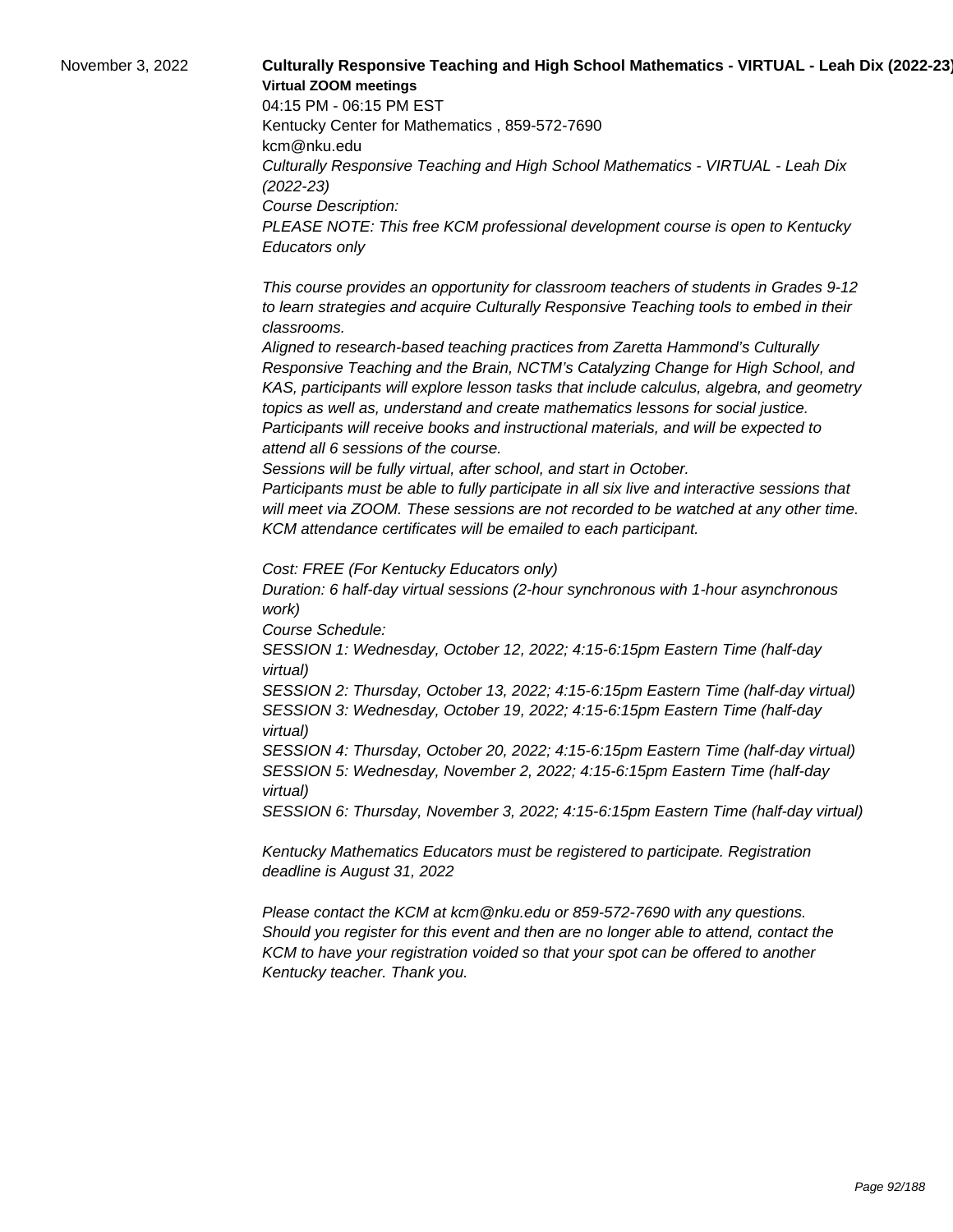November 3, 2022

**Culturally Responsive Teaching and High School Mathematics - VIRTUAL - Leah Dix (2022-23)**

**Virtual ZOOM meetings**

04:15 PM - 06:15 PM EST

Kentucky Center for Mathematics , 859-572-7690

kcm@nku.edu

*Culturally Responsive Teaching and High School Mathematics - VIRTUAL - Leah Dix (2022-23)*

*Course Description:*

*PLEASE NOTE: This free KCM professional development course is open to Kentucky Educators only*

*This course provides an opportunity for classroom teachers of students in Grades 9-12 to learn strategies and acquire Culturally Responsive Teaching tools to embed in their classrooms.*

*Aligned to research-based teaching practices from Zaretta Hammond's Culturally Responsive Teaching and the Brain, NCTM's Catalyzing Change for High School, and KAS, participants will explore lesson tasks that include calculus, algebra, and geometry topics as well as, understand and create mathematics lessons for social justice.*

*Participants will receive books and instructional materials, and will be expected to attend all 6 sessions of the course.*

*Sessions will be fully virtual, after school, and start in October.*

*Participants must be able to fully participate in all six live and interactive sessions that will meet via ZOOM. These sessions are not recorded to be watched at any other time. KCM attendance certificates will be emailed to each participant.*

*Cost: FREE (For Kentucky Educators only)*

*Duration: 6 half-day virtual sessions (2-hour synchronous with 1-hour asynchronous work)*

*Course Schedule:*

*SESSION 1: Wednesday, October 12, 2022; 4:15-6:15pm Eastern Time (half-day virtual)*

*SESSION 2: Thursday, October 13, 2022; 4:15-6:15pm Eastern Time (half-day virtual)*

*SESSION 3: Wednesday, October 19, 2022; 4:15-6:15pm Eastern Time (half-day virtual)*

*SESSION 4: Thursday, October 20, 2022; 4:15-6:15pm Eastern Time (half-day virtual)*

*SESSION 5: Wednesday, November 2, 2022; 4:15-6:15pm Eastern Time (half-day virtual)*

*SESSION 6: Thursday, November 3, 2022; 4:15-6:15pm Eastern Time (half-day virtual)*

*Kentucky Mathematics Educators must be registered to participate. Registration deadline is August 31, 2022*

*Please contact the KCM at kcm@nku.edu or 859-572-7690 with any questions. Should you register for this event and then are no longer able to attend, contact the KCM to have your registration voided so that your spot can be offered to another Kentucky teacher. Thank you.*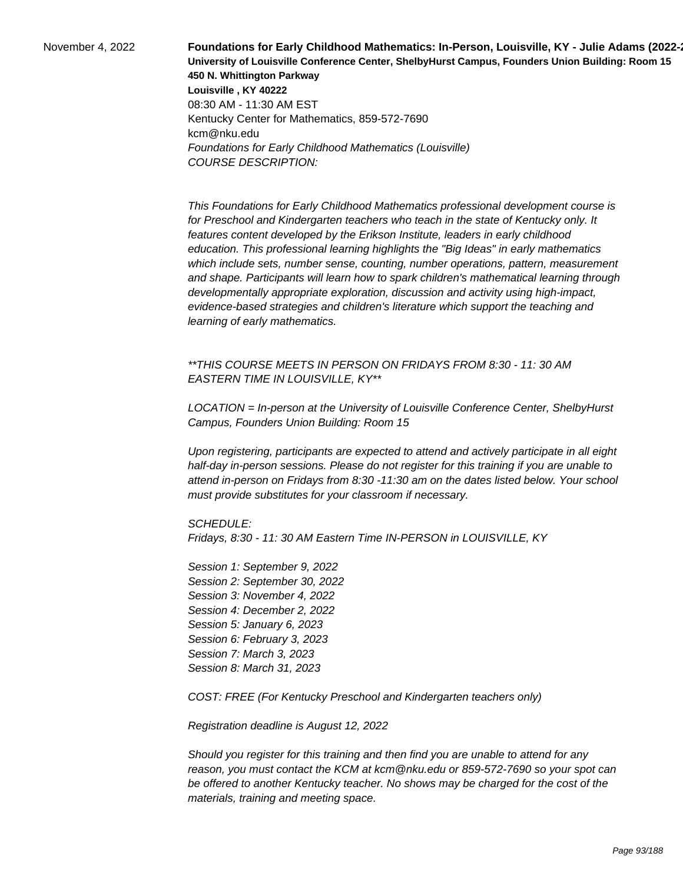November 4, 2022

**Foundations for Early Childhood Mathematics: In-Person, Louisville, KY - Julie Adams (2022-2**
**University of Louisville Conference Center, ShelbyHurst Campus, Founders Union Building: Room 15**
**450 N. Whittington Parkway**
**Louisville , KY 40222**
08:30 AM - 11:30 AM EST
Kentucky Center for Mathematics, 859-572-7690
kcm@nku.edu
*Foundations for Early Childhood Mathematics (Louisville)*
*COURSE DESCRIPTION:*

*This Foundations for Early Childhood Mathematics professional development course is for Preschool and Kindergarten teachers who teach in the state of Kentucky only. It features content developed by the Erikson Institute, leaders in early childhood education. This professional learning highlights the "Big Ideas" in early mathematics which include sets, number sense, counting, number operations, pattern, measurement and shape. Participants will learn how to spark children's mathematical learning through developmentally appropriate exploration, discussion and activity using high-impact, evidence-based strategies and children's literature which support the teaching and learning of early mathematics.*

*\*\*THIS COURSE MEETS IN PERSON ON FRIDAYS FROM 8:30 - 11: 30 AM EASTERN TIME IN LOUISVILLE, KY\*\**

*LOCATION = In-person at the University of Louisville Conference Center, ShelbyHurst Campus, Founders Union Building: Room 15*

*Upon registering, participants are expected to attend and actively participate in all eight half-day in-person sessions. Please do not register for this training if you are unable to attend in-person on Fridays from 8:30 -11:30 am on the dates listed below. Your school must provide substitutes for your classroom if necessary.*

*SCHEDULE:*
*Fridays, 8:30 - 11: 30 AM Eastern Time IN-PERSON in LOUISVILLE, KY*

*Session 1: September 9, 2022*
*Session 2: September 30, 2022*
*Session 3: November 4, 2022*
*Session 4: December 2, 2022*
*Session 5: January 6, 2023*
*Session 6: February 3, 2023*
*Session 7: March 3, 2023*
*Session 8: March 31, 2023*

*COST: FREE (For Kentucky Preschool and Kindergarten teachers only)*

*Registration deadline is August 12, 2022*

*Should you register for this training and then find you are unable to attend for any reason, you must contact the KCM at kcm@nku.edu or 859-572-7690 so your spot can be offered to another Kentucky teacher. No shows may be charged for the cost of the materials, training and meeting space.*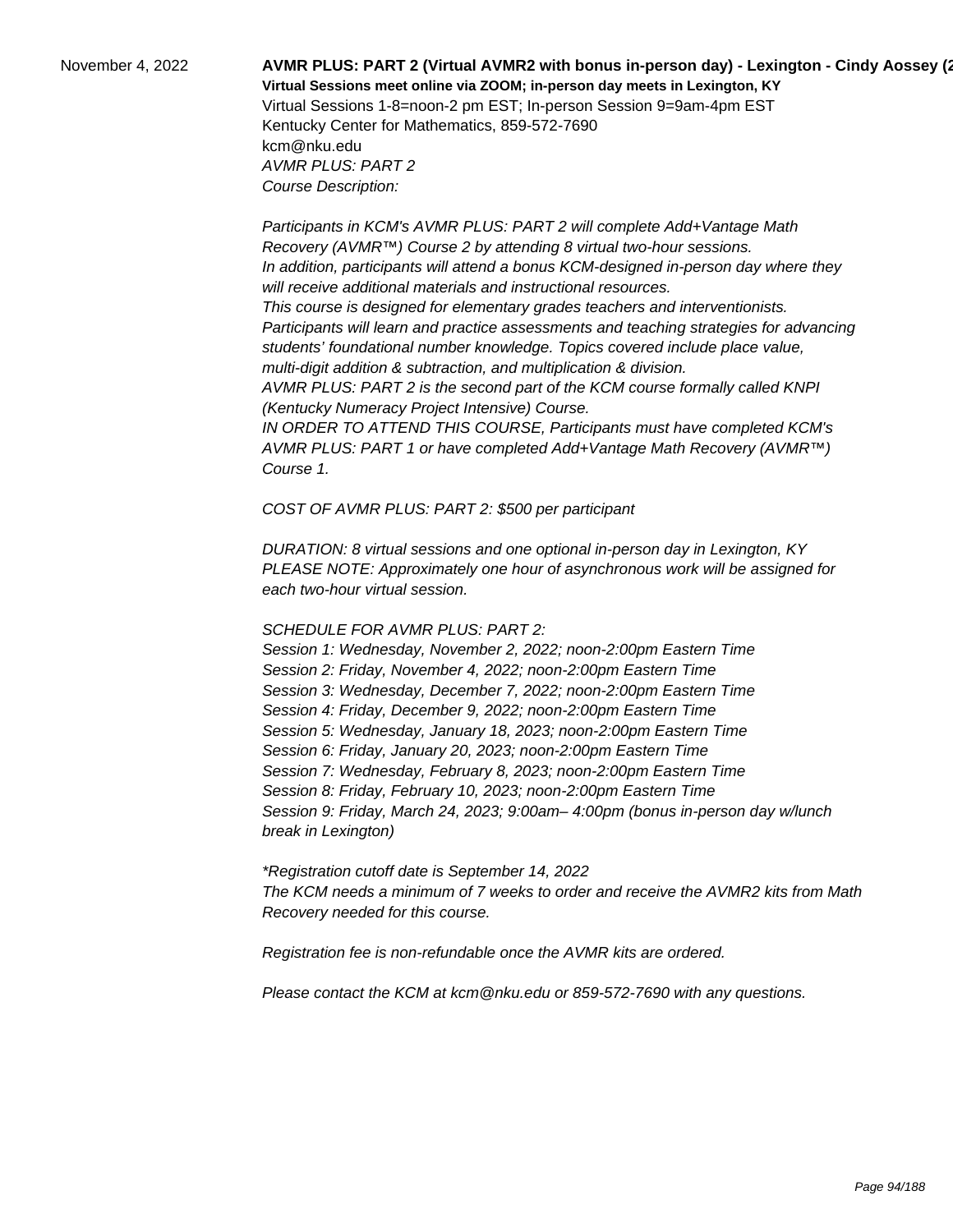November 4, 2022

**AVMR PLUS: PART 2 (Virtual AVMR2 with bonus in-person day) - Lexington - Cindy Aossey (2**

**Virtual Sessions meet online via ZOOM; in-person day meets in Lexington, KY**

Virtual Sessions 1-8=noon-2 pm EST; In-person Session 9=9am-4pm EST

Kentucky Center for Mathematics, 859-572-7690

kcm@nku.edu

*AVMR PLUS: PART 2*

*Course Description:*

*Participants in KCM's AVMR PLUS: PART 2 will complete Add+Vantage Math Recovery (AVMR™) Course 2 by attending 8 virtual two-hour sessions.*
*In addition, participants will attend a bonus KCM-designed in-person day where they will receive additional materials and instructional resources.*
*This course is designed for elementary grades teachers and interventionists.*
*Participants will learn and practice assessments and teaching strategies for advancing students' foundational number knowledge. Topics covered include place value, multi-digit addition & subtraction, and multiplication & division.*
*AVMR PLUS: PART 2 is the second part of the KCM course formally called KNPI (Kentucky Numeracy Project Intensive) Course.*
*IN ORDER TO ATTEND THIS COURSE, Participants must have completed KCM's AVMR PLUS: PART 1 or have completed Add+Vantage Math Recovery (AVMR™) Course 1.*

*COST OF AVMR PLUS: PART 2: $500 per participant*

*DURATION: 8 virtual sessions and one optional in-person day in Lexington, KY*
*PLEASE NOTE: Approximately one hour of asynchronous work will be assigned for each two-hour virtual session.*

*SCHEDULE FOR AVMR PLUS: PART 2:*
*Session 1: Wednesday, November 2, 2022; noon-2:00pm Eastern Time*
*Session 2: Friday, November 4, 2022; noon-2:00pm Eastern Time*
*Session 3: Wednesday, December 7, 2022; noon-2:00pm Eastern Time*
*Session 4: Friday, December 9, 2022; noon-2:00pm Eastern Time*
*Session 5: Wednesday, January 18, 2023; noon-2:00pm Eastern Time*
*Session 6: Friday, January 20, 2023; noon-2:00pm Eastern Time*
*Session 7: Wednesday, February 8, 2023; noon-2:00pm Eastern Time*
*Session 8: Friday, February 10, 2023; noon-2:00pm Eastern Time*
*Session 9: Friday, March 24, 2023; 9:00am– 4:00pm (bonus in-person day w/lunch break in Lexington)*

*\*Registration cutoff date is September 14, 2022*
*The KCM needs a minimum of 7 weeks to order and receive the AVMR2 kits from Math Recovery needed for this course.*

*Registration fee is non-refundable once the AVMR kits are ordered.*

*Please contact the KCM at kcm@nku.edu or 859-572-7690 with any questions.*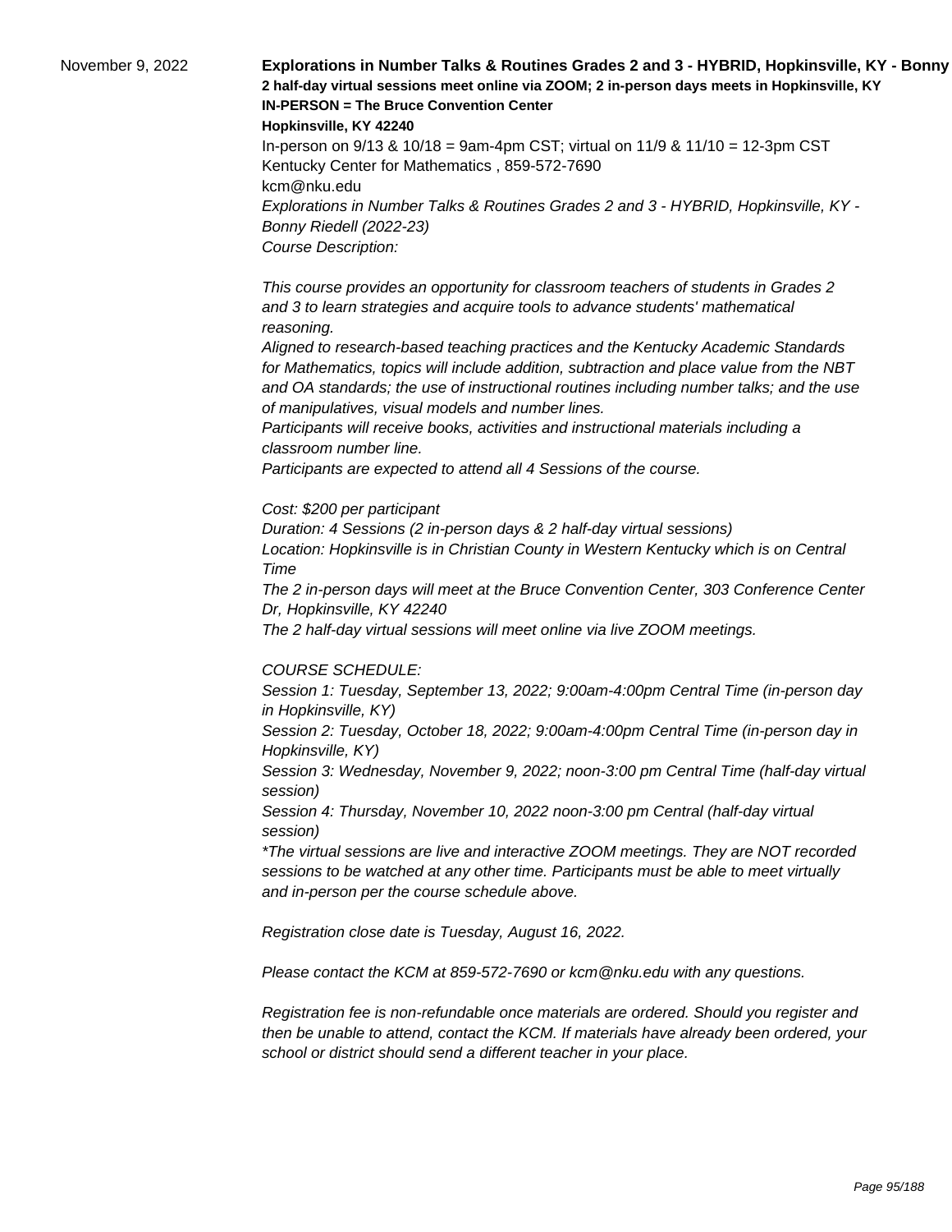November 9, 2022

**Explorations in Number Talks & Routines Grades 2 and 3 - HYBRID, Hopkinsville, KY - Bonny**

**2 half-day virtual sessions meet online via ZOOM; 2 in-person days meets in Hopkinsville, KY**

**IN-PERSON = The Bruce Convention Center**

**Hopkinsville, KY 42240**

In-person on 9/13 & 10/18 = 9am-4pm CST; virtual on 11/9 & 11/10 = 12-3pm CST

Kentucky Center for Mathematics , 859-572-7690

kcm@nku.edu

*Explorations in Number Talks & Routines Grades 2 and 3 - HYBRID, Hopkinsville, KY - Bonny Riedell (2022-23)*

*Course Description:*

*This course provides an opportunity for classroom teachers of students in Grades 2 and 3 to learn strategies and acquire tools to advance students' mathematical reasoning.*

*Aligned to research-based teaching practices and the Kentucky Academic Standards for Mathematics, topics will include addition, subtraction and place value from the NBT and OA standards; the use of instructional routines including number talks; and the use of manipulatives, visual models and number lines.*

*Participants will receive books, activities and instructional materials including a classroom number line.*

*Participants are expected to attend all 4 Sessions of the course.*

*Cost: $200 per participant*

*Duration: 4 Sessions (2 in-person days & 2 half-day virtual sessions)*

*Location: Hopkinsville is in Christian County in Western Kentucky which is on Central Time*

*The 2 in-person days will meet at the Bruce Convention Center, 303 Conference Center Dr, Hopkinsville, KY 42240*

*The 2 half-day virtual sessions will meet online via live ZOOM meetings.*

*COURSE SCHEDULE:*

*Session 1: Tuesday, September 13, 2022; 9:00am-4:00pm Central Time (in-person day in Hopkinsville, KY)*

*Session 2: Tuesday, October 18, 2022; 9:00am-4:00pm Central Time (in-person day in Hopkinsville, KY)*

*Session 3: Wednesday, November 9, 2022; noon-3:00 pm Central Time (half-day virtual session)*

*Session 4: Thursday, November 10, 2022 noon-3:00 pm Central (half-day virtual session)*

*\*The virtual sessions are live and interactive ZOOM meetings. They are NOT recorded sessions to be watched at any other time. Participants must be able to meet virtually and in-person per the course schedule above.*

*Registration close date is Tuesday, August 16, 2022.*

*Please contact the KCM at 859-572-7690 or kcm@nku.edu with any questions.*

*Registration fee is non-refundable once materials are ordered. Should you register and then be unable to attend, contact the KCM. If materials have already been ordered, your school or district should send a different teacher in your place.*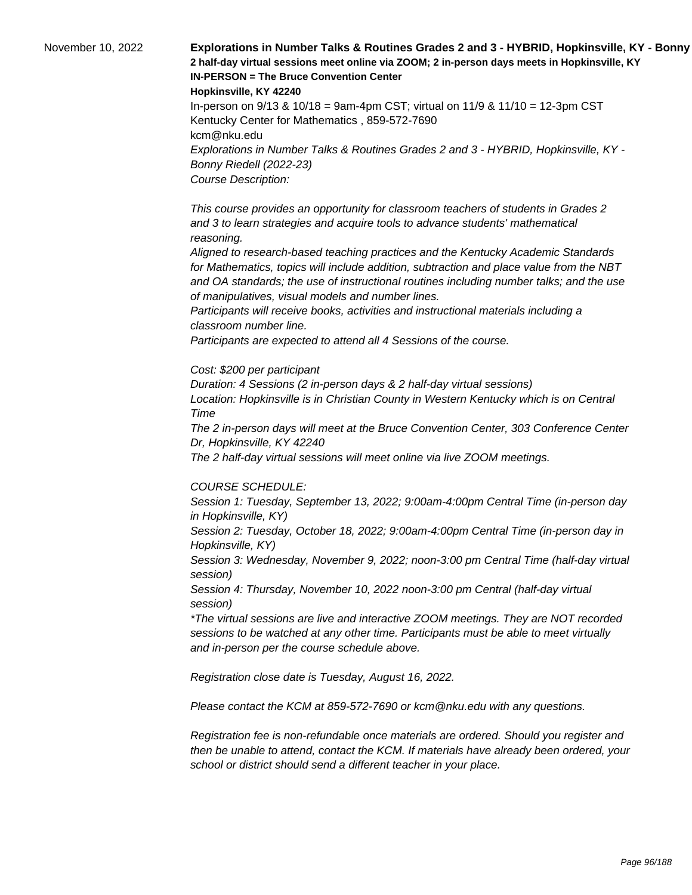November 10, 2022

**Explorations in Number Talks & Routines Grades 2 and 3 - HYBRID, Hopkinsville, KY - Bonny**

**2 half-day virtual sessions meet online via ZOOM; 2 in-person days meets in Hopkinsville, KY**

**IN-PERSON = The Bruce Convention Center**

**Hopkinsville, KY 42240**

In-person on 9/13 & 10/18 = 9am-4pm CST; virtual on 11/9 & 11/10 = 12-3pm CST

Kentucky Center for Mathematics , 859-572-7690

kcm@nku.edu

*Explorations in Number Talks & Routines Grades 2 and 3 - HYBRID, Hopkinsville, KY - Bonny Riedell (2022-23)*

*Course Description:*

*This course provides an opportunity for classroom teachers of students in Grades 2 and 3 to learn strategies and acquire tools to advance students' mathematical reasoning.*

*Aligned to research-based teaching practices and the Kentucky Academic Standards for Mathematics, topics will include addition, subtraction and place value from the NBT and OA standards; the use of instructional routines including number talks; and the use of manipulatives, visual models and number lines.*

*Participants will receive books, activities and instructional materials including a classroom number line.*

*Participants are expected to attend all 4 Sessions of the course.*

*Cost: $200 per participant*

*Duration: 4 Sessions (2 in-person days & 2 half-day virtual sessions)*

*Location: Hopkinsville is in Christian County in Western Kentucky which is on Central Time*

*The 2 in-person days will meet at the Bruce Convention Center, 303 Conference Center Dr, Hopkinsville, KY 42240*

*The 2 half-day virtual sessions will meet online via live ZOOM meetings.*

*COURSE SCHEDULE:*

*Session 1: Tuesday, September 13, 2022; 9:00am-4:00pm Central Time (in-person day in Hopkinsville, KY)*

*Session 2: Tuesday, October 18, 2022; 9:00am-4:00pm Central Time (in-person day in Hopkinsville, KY)*

*Session 3: Wednesday, November 9, 2022; noon-3:00 pm Central Time (half-day virtual session)*

*Session 4: Thursday, November 10, 2022 noon-3:00 pm Central (half-day virtual session)*

*\*The virtual sessions are live and interactive ZOOM meetings. They are NOT recorded sessions to be watched at any other time. Participants must be able to meet virtually and in-person per the course schedule above.*

*Registration close date is Tuesday, August 16, 2022.*

*Please contact the KCM at 859-572-7690 or kcm@nku.edu with any questions.*

*Registration fee is non-refundable once materials are ordered. Should you register and then be unable to attend, contact the KCM. If materials have already been ordered, your school or district should send a different teacher in your place.*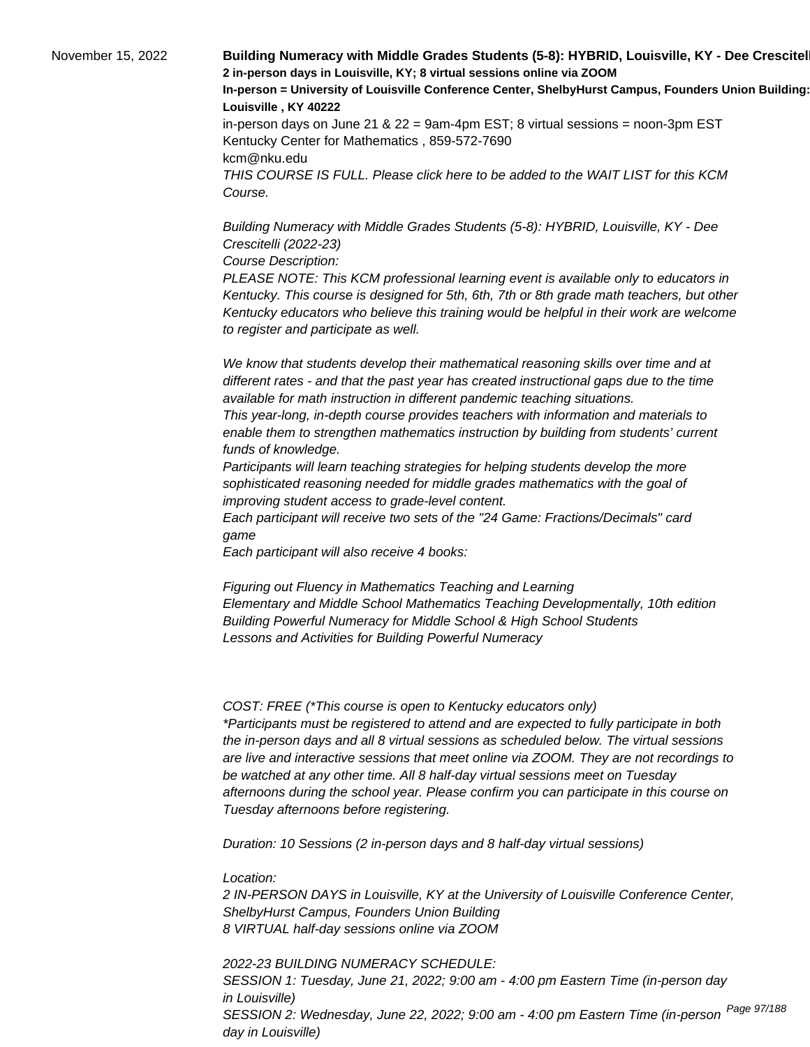November 15, 2022

**Building Numeracy with Middle Grades Students (5-8): HYBRID, Louisville, KY - Dee Crescitell**
**2 in-person days in Louisville, KY; 8 virtual sessions online via ZOOM**
**In-person = University of Louisville Conference Center, ShelbyHurst Campus, Founders Union Building:**
**Louisville , KY 40222**

in-person days on June 21 & 22 = 9am-4pm EST; 8 virtual sessions = noon-3pm EST
Kentucky Center for Mathematics , 859-572-7690
kcm@nku.edu

*THIS COURSE IS FULL. Please click here to be added to the WAIT LIST for this KCM Course.*

*Building Numeracy with Middle Grades Students (5-8): HYBRID, Louisville, KY - Dee Crescitelli (2022-23)*
*Course Description:*
*PLEASE NOTE: This KCM professional learning event is available only to educators in Kentucky. This course is designed for 5th, 6th, 7th or 8th grade math teachers, but other Kentucky educators who believe this training would be helpful in their work are welcome to register and participate as well.*

*We know that students develop their mathematical reasoning skills over time and at different rates - and that the past year has created instructional gaps due to the time available for math instruction in different pandemic teaching situations.*
*This year-long, in-depth course provides teachers with information and materials to enable them to strengthen mathematics instruction by building from students' current funds of knowledge.*
*Participants will learn teaching strategies for helping students develop the more sophisticated reasoning needed for middle grades mathematics with the goal of improving student access to grade-level content.*
*Each participant will receive two sets of the "24 Game: Fractions/Decimals" card game*
*Each participant will also receive 4 books:*

*Figuring out Fluency in Mathematics Teaching and Learning*
*Elementary and Middle School Mathematics Teaching Developmentally, 10th edition*
*Building Powerful Numeracy for Middle School & High School Students*
*Lessons and Activities for Building Powerful Numeracy*

*COST: FREE (*This course is open to Kentucky educators only)*
*\*Participants must be registered to attend and are expected to fully participate in both the in-person days and all 8 virtual sessions as scheduled below. The virtual sessions are live and interactive sessions that meet online via ZOOM. They are not recordings to be watched at any other time. All 8 half-day virtual sessions meet on Tuesday afternoons during the school year. Please confirm you can participate in this course on Tuesday afternoons before registering.*

*Duration: 10 Sessions (2 in-person days and 8 half-day virtual sessions)*

*Location:*
*2 IN-PERSON DAYS in Louisville, KY at the University of Louisville Conference Center, ShelbyHurst Campus, Founders Union Building*
*8 VIRTUAL half-day sessions online via ZOOM*

*2022-23 BUILDING NUMERACY SCHEDULE:*
*SESSION 1: Tuesday, June 21, 2022; 9:00 am - 4:00 pm Eastern Time (in-person day in Louisville)*
*SESSION 2: Wednesday, June 22, 2022; 9:00 am - 4:00 pm Eastern Time (in-person day in Louisville)*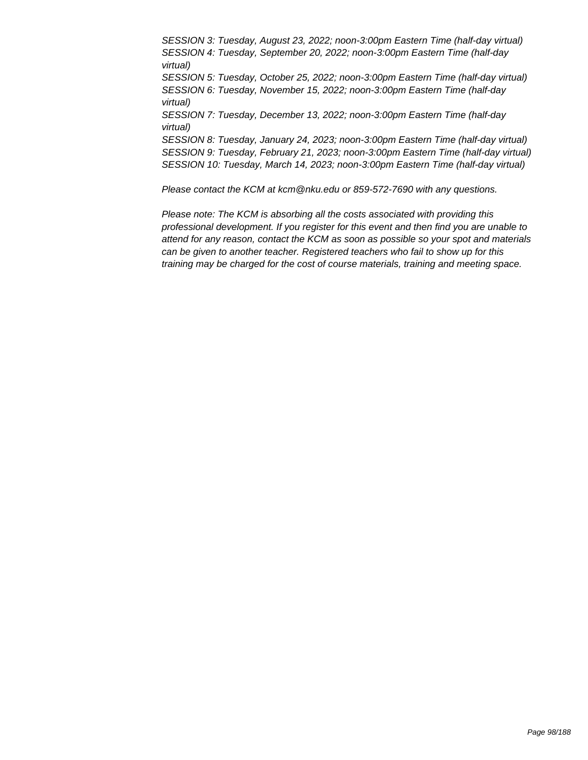*SESSION 3: Tuesday, August 23, 2022; noon-3:00pm Eastern Time (half-day virtual)*
*SESSION 4: Tuesday, September 20, 2022; noon-3:00pm Eastern Time (half-day virtual)*
*SESSION 5: Tuesday, October 25, 2022; noon-3:00pm Eastern Time (half-day virtual)*
*SESSION 6: Tuesday, November 15, 2022; noon-3:00pm Eastern Time (half-day virtual)*
*SESSION 7: Tuesday, December 13, 2022; noon-3:00pm Eastern Time (half-day virtual)*
*SESSION 8: Tuesday, January 24, 2023; noon-3:00pm Eastern Time (half-day virtual)*
*SESSION 9: Tuesday, February 21, 2023; noon-3:00pm Eastern Time (half-day virtual)*
*SESSION 10: Tuesday, March 14, 2023; noon-3:00pm Eastern Time (half-day virtual)*

*Please contact the KCM at kcm@nku.edu or 859-572-7690 with any questions.*

*Please note: The KCM is absorbing all the costs associated with providing this professional development. If you register for this event and then find you are unable to attend for any reason, contact the KCM as soon as possible so your spot and materials can be given to another teacher. Registered teachers who fail to show up for this training may be charged for the cost of course materials, training and meeting space.*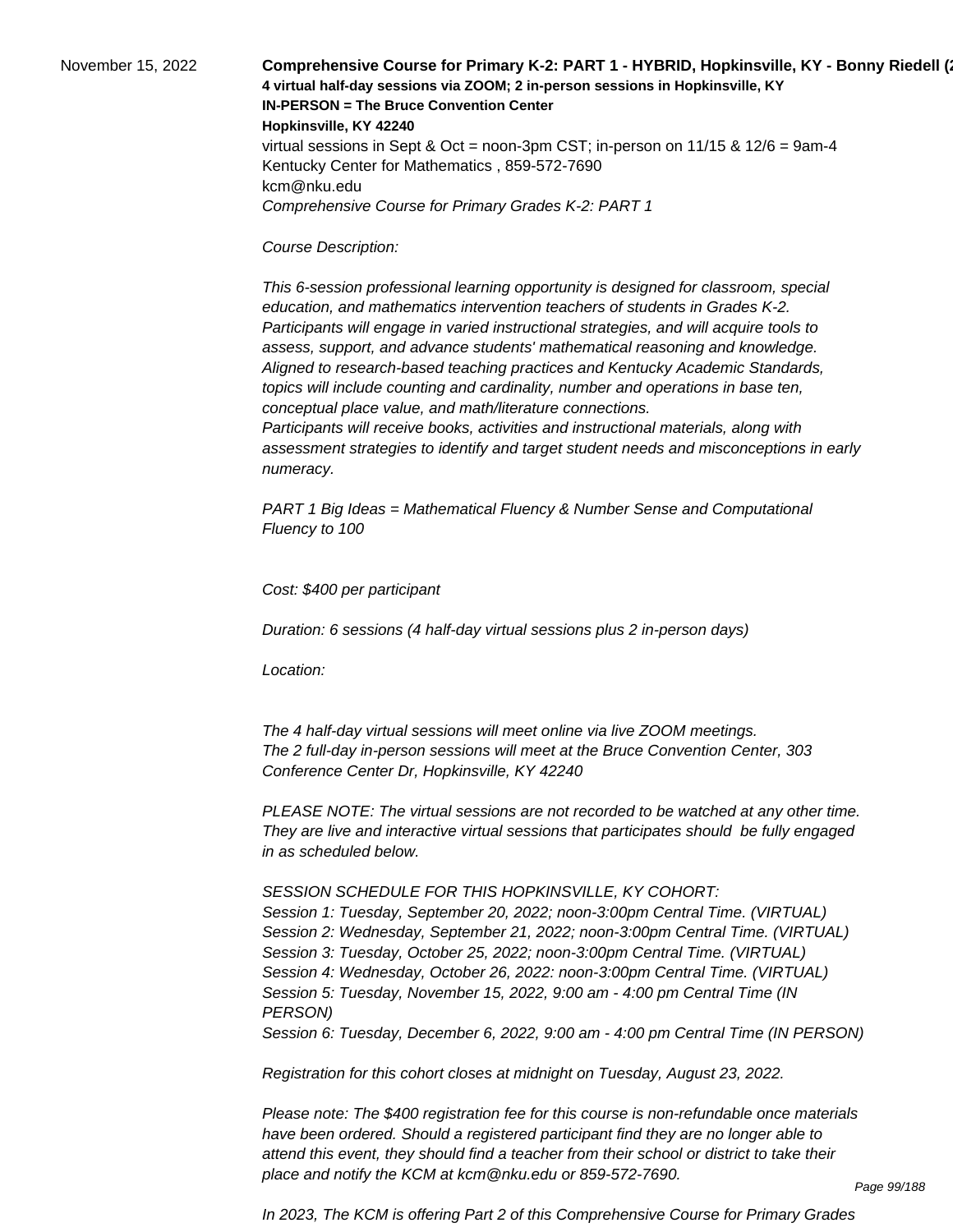November 15, 2022

**Comprehensive Course for Primary K-2: PART 1 - HYBRID, Hopkinsville, KY - Bonny Riedell (2**

**4 virtual half-day sessions via ZOOM; 2 in-person sessions in Hopkinsville, KY**
**IN-PERSON = The Bruce Convention Center**
**Hopkinsville, KY 42240**

virtual sessions in Sept & Oct = noon-3pm CST; in-person on 11/15 & 12/6 = 9am-4
Kentucky Center for Mathematics , 859-572-7690
kcm@nku.edu

*Comprehensive Course for Primary Grades K-2: PART 1*

*Course Description:*

*This 6-session professional learning opportunity is designed for classroom, special education, and mathematics intervention teachers of students in Grades K-2. Participants will engage in varied instructional strategies, and will acquire tools to assess, support, and advance students' mathematical reasoning and knowledge. Aligned to research-based teaching practices and Kentucky Academic Standards, topics will include counting and cardinality, number and operations in base ten, conceptual place value, and math/literature connections.*
*Participants will receive books, activities and instructional materials, along with assessment strategies to identify and target student needs and misconceptions in early numeracy.*

*PART 1 Big Ideas = Mathematical Fluency & Number Sense and Computational Fluency to 100*

*Cost: $400 per participant*

*Duration: 6 sessions (4 half-day virtual sessions plus 2 in-person days)*

*Location:*

*The 4 half-day virtual sessions will meet online via live ZOOM meetings.*
*The 2 full-day in-person sessions will meet at the Bruce Convention Center, 303 Conference Center Dr, Hopkinsville, KY 42240*

*PLEASE NOTE: The virtual sessions are not recorded to be watched at any other time. They are live and interactive virtual sessions that participates should be fully engaged in as scheduled below.*

*SESSION SCHEDULE FOR THIS HOPKINSVILLE, KY COHORT:*
*Session 1: Tuesday, September 20, 2022; noon-3:00pm Central Time. (VIRTUAL)*
*Session 2: Wednesday, September 21, 2022; noon-3:00pm Central Time. (VIRTUAL)*
*Session 3: Tuesday, October 25, 2022; noon-3:00pm Central Time. (VIRTUAL)*
*Session 4: Wednesday, October 26, 2022: noon-3:00pm Central Time. (VIRTUAL)*
*Session 5: Tuesday, November 15, 2022, 9:00 am - 4:00 pm Central Time (IN PERSON)*
*Session 6: Tuesday, December 6, 2022, 9:00 am - 4:00 pm Central Time (IN PERSON)*

*Registration for this cohort closes at midnight on Tuesday, August 23, 2022.*

*Please note: The $400 registration fee for this course is non-refundable once materials have been ordered. Should a registered participant find they are no longer able to attend this event, they should find a teacher from their school or district to take their place and notify the KCM at kcm@nku.edu or 859-572-7690.*

*In 2023, The KCM is offering Part 2 of this Comprehensive Course for Primary Grades*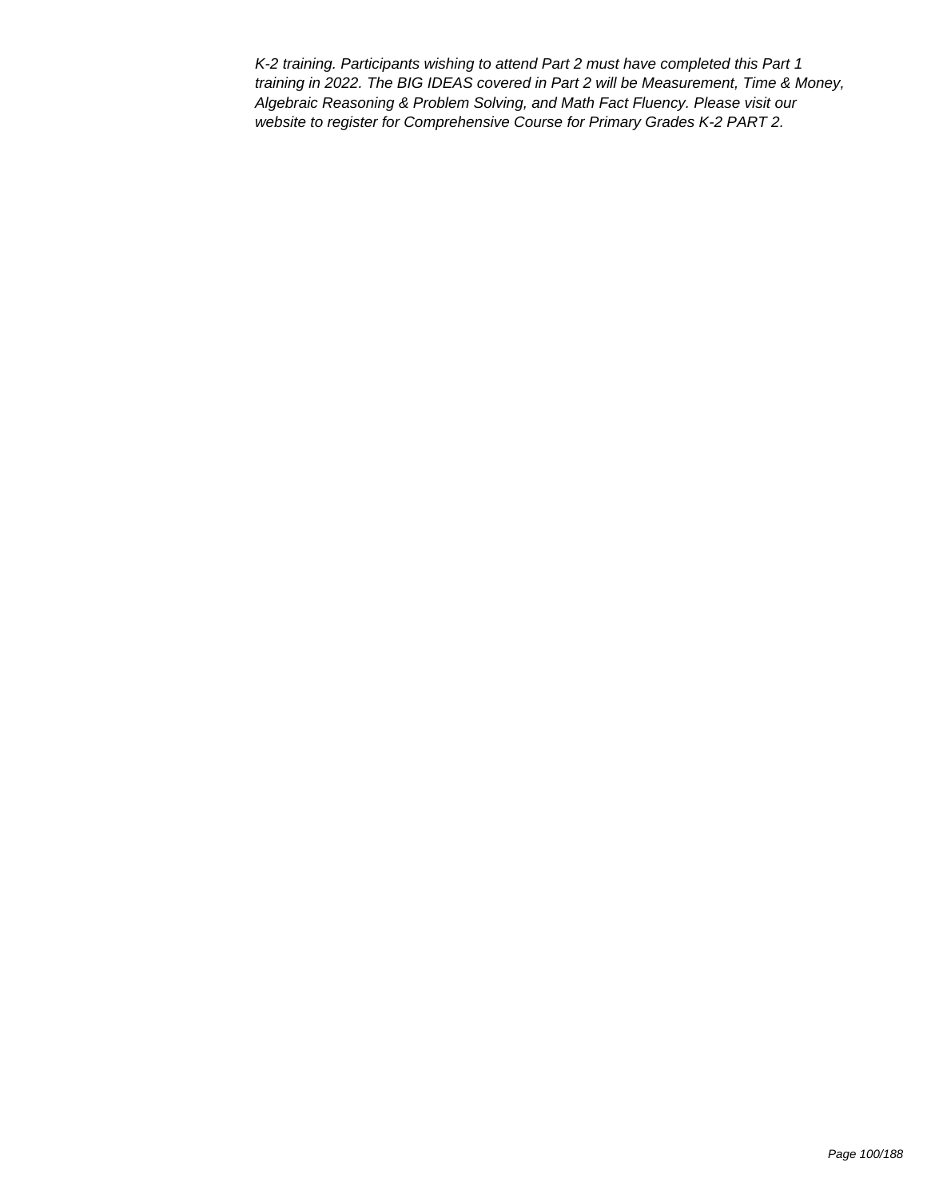*K-2 training. Participants wishing to attend Part 2 must have completed this Part 1 training in 2022. The BIG IDEAS covered in Part 2 will be Measurement, Time & Money, Algebraic Reasoning & Problem Solving, and Math Fact Fluency. Please visit our website to register for Comprehensive Course for Primary Grades K-2 PART 2.*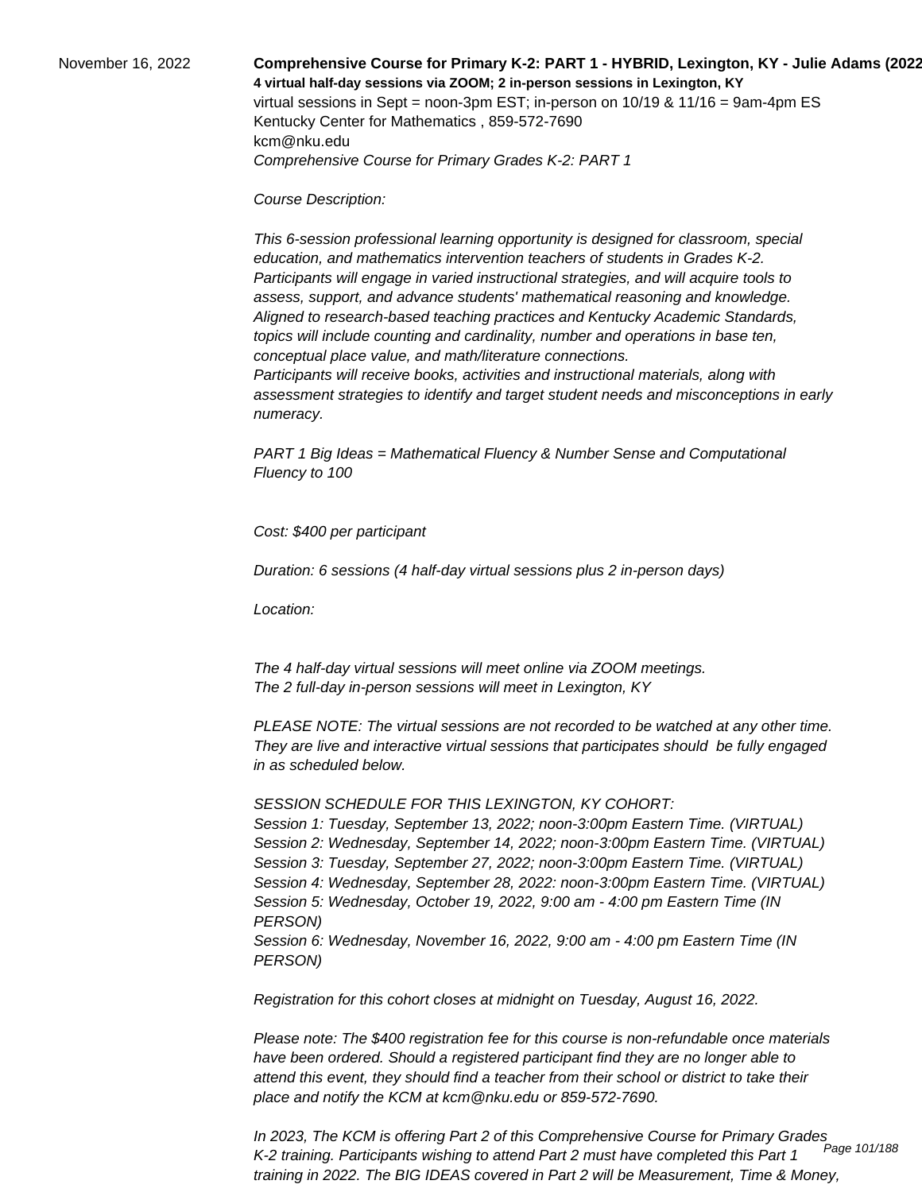November 16, 2022

**Comprehensive Course for Primary K-2: PART 1 - HYBRID, Lexington, KY - Julie Adams (2022**

**4 virtual half-day sessions via ZOOM; 2 in-person sessions in Lexington, KY**

virtual sessions in Sept = noon-3pm EST; in-person on 10/19 & 11/16 = 9am-4pm ES

Kentucky Center for Mathematics , 859-572-7690

kcm@nku.edu

*Comprehensive Course for Primary Grades K-2: PART 1*

*Course Description:*

*This 6-session professional learning opportunity is designed for classroom, special education, and mathematics intervention teachers of students in Grades K-2. Participants will engage in varied instructional strategies, and will acquire tools to assess, support, and advance students' mathematical reasoning and knowledge. Aligned to research-based teaching practices and Kentucky Academic Standards, topics will include counting and cardinality, number and operations in base ten, conceptual place value, and math/literature connections.*
*Participants will receive books, activities and instructional materials, along with assessment strategies to identify and target student needs and misconceptions in early numeracy.*

*PART 1 Big Ideas = Mathematical Fluency & Number Sense and Computational Fluency to 100*

*Cost: $400 per participant*

*Duration: 6 sessions (4 half-day virtual sessions plus 2 in-person days)*

*Location:*

*The 4 half-day virtual sessions will meet online via ZOOM meetings.*
*The 2 full-day in-person sessions will meet in Lexington, KY*

*PLEASE NOTE: The virtual sessions are not recorded to be watched at any other time. They are live and interactive virtual sessions that participates should be fully engaged in as scheduled below.*

*SESSION SCHEDULE FOR THIS LEXINGTON, KY COHORT:*
*Session 1: Tuesday, September 13, 2022; noon-3:00pm Eastern Time. (VIRTUAL)*
*Session 2: Wednesday, September 14, 2022; noon-3:00pm Eastern Time. (VIRTUAL)*
*Session 3: Tuesday, September 27, 2022; noon-3:00pm Eastern Time. (VIRTUAL)*
*Session 4: Wednesday, September 28, 2022: noon-3:00pm Eastern Time. (VIRTUAL)*
*Session 5: Wednesday, October 19, 2022, 9:00 am - 4:00 pm Eastern Time (IN PERSON)*
*Session 6: Wednesday, November 16, 2022, 9:00 am - 4:00 pm Eastern Time (IN PERSON)*

*Registration for this cohort closes at midnight on Tuesday, August 16, 2022.*

*Please note: The $400 registration fee for this course is non-refundable once materials have been ordered. Should a registered participant find they are no longer able to attend this event, they should find a teacher from their school or district to take their place and notify the KCM at kcm@nku.edu or 859-572-7690.*

*In 2023, The KCM is offering Part 2 of this Comprehensive Course for Primary Grades K-2 training. Participants wishing to attend Part 2 must have completed this Part 1 training in 2022. The BIG IDEAS covered in Part 2 will be Measurement, Time & Money,*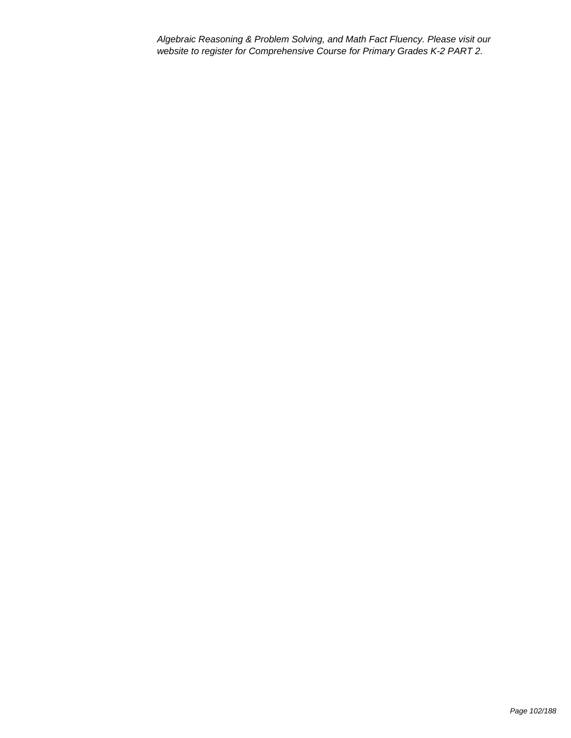*Algebraic Reasoning & Problem Solving, and Math Fact Fluency. Please visit our website to register for Comprehensive Course for Primary Grades K-2 PART 2.*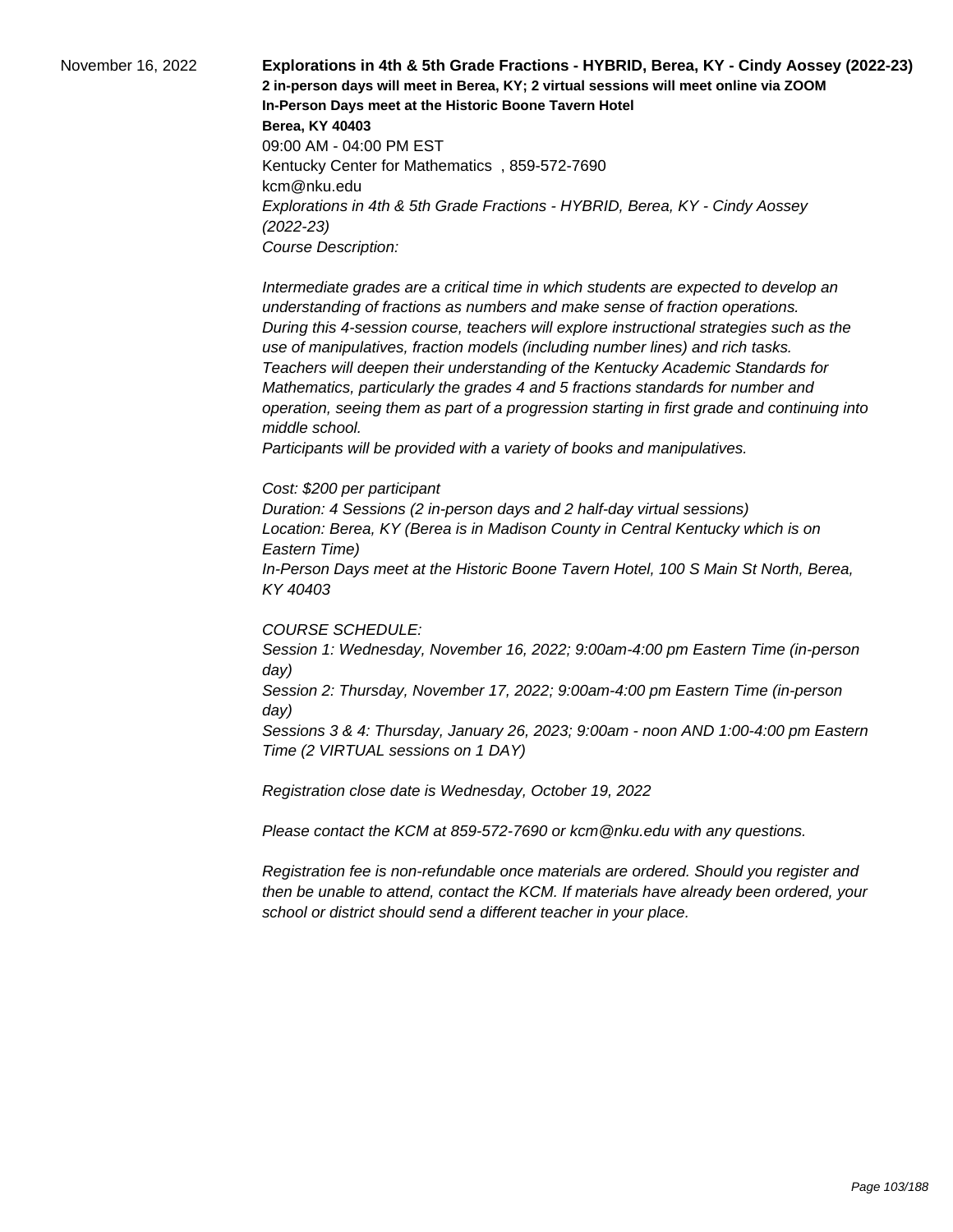November 16, 2022

**Explorations in 4th & 5th Grade Fractions - HYBRID, Berea, KY - Cindy Aossey (2022-23)**
**2 in-person days will meet in Berea, KY; 2 virtual sessions will meet online via ZOOM**
**In-Person Days meet at the Historic Boone Tavern Hotel**
**Berea, KY 40403**
09:00 AM - 04:00 PM EST
Kentucky Center for Mathematics , 859-572-7690
kcm@nku.edu
*Explorations in 4th & 5th Grade Fractions - HYBRID, Berea, KY - Cindy Aossey (2022-23)*
*Course Description:*

*Intermediate grades are a critical time in which students are expected to develop an understanding of fractions as numbers and make sense of fraction operations.*
*During this 4-session course, teachers will explore instructional strategies such as the use of manipulatives, fraction models (including number lines) and rich tasks.*
*Teachers will deepen their understanding of the Kentucky Academic Standards for Mathematics, particularly the grades 4 and 5 fractions standards for number and operation, seeing them as part of a progression starting in first grade and continuing into middle school.*
*Participants will be provided with a variety of books and manipulatives.*

*Cost: $200 per participant*
*Duration: 4 Sessions (2 in-person days and 2 half-day virtual sessions)*
*Location: Berea, KY (Berea is in Madison County in Central Kentucky which is on Eastern Time)*
*In-Person Days meet at the Historic Boone Tavern Hotel, 100 S Main St North, Berea, KY 40403*

*COURSE SCHEDULE:*
*Session 1: Wednesday, November 16, 2022; 9:00am-4:00 pm Eastern Time (in-person day)*
*Session 2: Thursday, November 17, 2022; 9:00am-4:00 pm Eastern Time (in-person day)*
*Sessions 3 & 4: Thursday, January 26, 2023; 9:00am - noon AND 1:00-4:00 pm Eastern Time (2 VIRTUAL sessions on 1 DAY)*

*Registration close date is Wednesday, October 19, 2022*

*Please contact the KCM at 859-572-7690 or kcm@nku.edu with any questions.*

*Registration fee is non-refundable once materials are ordered. Should you register and then be unable to attend, contact the KCM. If materials have already been ordered, your school or district should send a different teacher in your place.*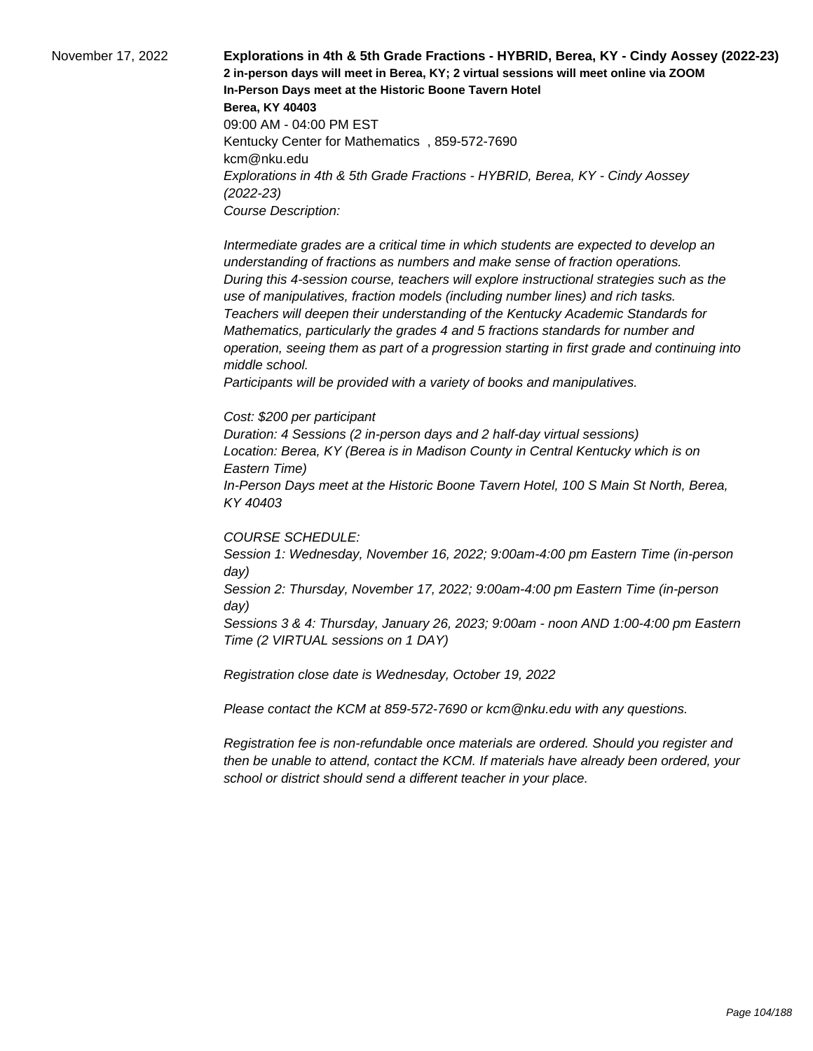November 17, 2022

**Explorations in 4th & 5th Grade Fractions - HYBRID, Berea, KY - Cindy Aossey (2022-23)**
**2 in-person days will meet in Berea, KY; 2 virtual sessions will meet online via ZOOM**
**In-Person Days meet at the Historic Boone Tavern Hotel**
**Berea, KY 40403**
09:00 AM - 04:00 PM EST
Kentucky Center for Mathematics , 859-572-7690
kcm@nku.edu

*Explorations in 4th & 5th Grade Fractions - HYBRID, Berea, KY - Cindy Aossey (2022-23)*
*Course Description:*

*Intermediate grades are a critical time in which students are expected to develop an understanding of fractions as numbers and make sense of fraction operations. During this 4-session course, teachers will explore instructional strategies such as the use of manipulatives, fraction models (including number lines) and rich tasks. Teachers will deepen their understanding of the Kentucky Academic Standards for Mathematics, particularly the grades 4 and 5 fractions standards for number and operation, seeing them as part of a progression starting in first grade and continuing into middle school.*
*Participants will be provided with a variety of books and manipulatives.*

*Cost: $200 per participant*
*Duration: 4 Sessions (2 in-person days and 2 half-day virtual sessions)*
*Location: Berea, KY (Berea is in Madison County in Central Kentucky which is on Eastern Time)*
*In-Person Days meet at the Historic Boone Tavern Hotel, 100 S Main St North, Berea, KY 40403*

*COURSE SCHEDULE:*
*Session 1: Wednesday, November 16, 2022; 9:00am-4:00 pm Eastern Time (in-person day)*
*Session 2: Thursday, November 17, 2022; 9:00am-4:00 pm Eastern Time (in-person day)*
*Sessions 3 & 4: Thursday, January 26, 2023; 9:00am - noon AND 1:00-4:00 pm Eastern Time (2 VIRTUAL sessions on 1 DAY)*

*Registration close date is Wednesday, October 19, 2022*

*Please contact the KCM at 859-572-7690 or kcm@nku.edu with any questions.*

*Registration fee is non-refundable once materials are ordered. Should you register and then be unable to attend, contact the KCM. If materials have already been ordered, your school or district should send a different teacher in your place.*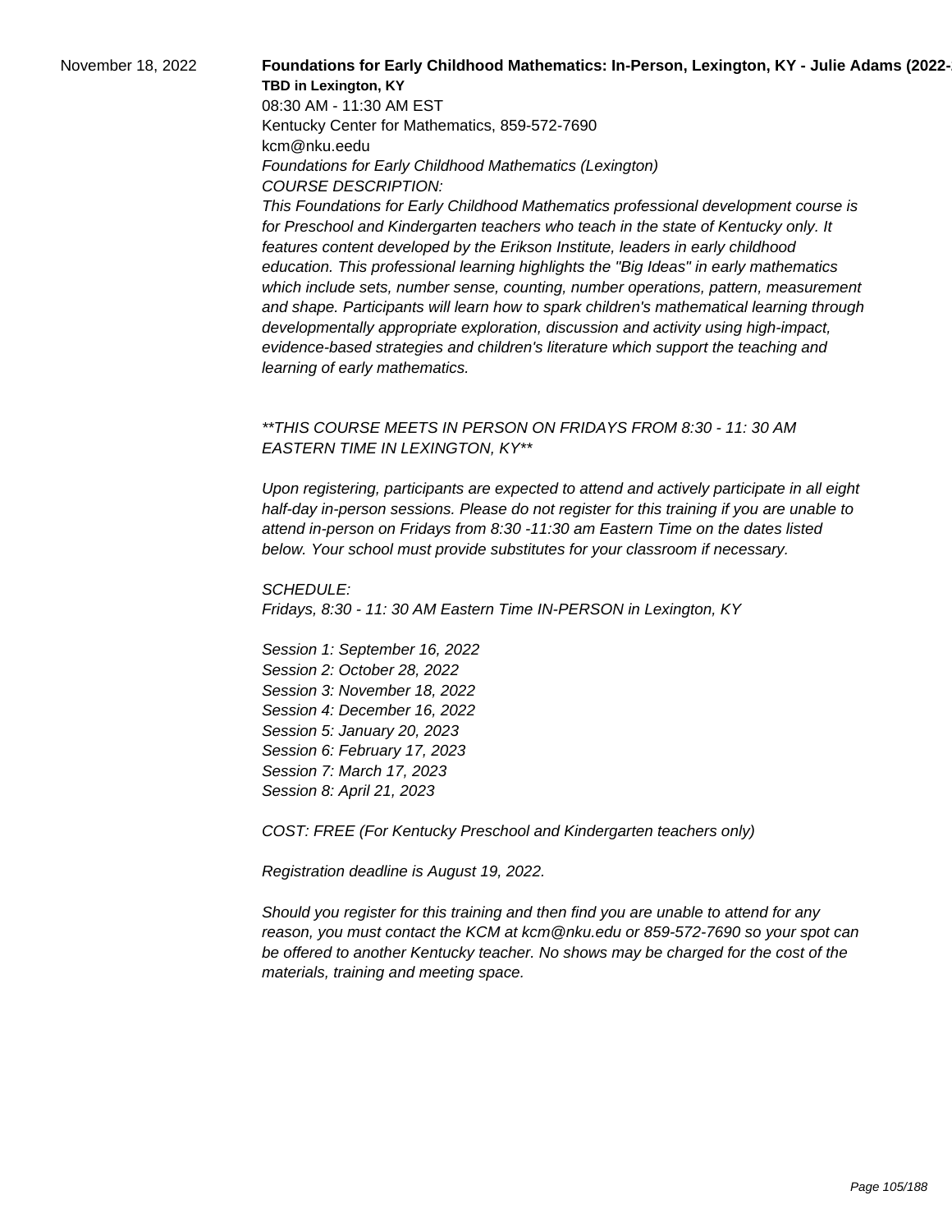November 18, 2022

**Foundations for Early Childhood Mathematics: In-Person, Lexington, KY - Julie Adams (2022-**

**TBD in Lexington, KY**

08:30 AM - 11:30 AM EST

Kentucky Center for Mathematics, 859-572-7690

kcm@nku.eedu

*Foundations for Early Childhood Mathematics (Lexington)*

*COURSE DESCRIPTION:*

*This Foundations for Early Childhood Mathematics professional development course is for Preschool and Kindergarten teachers who teach in the state of Kentucky only. It features content developed by the Erikson Institute, leaders in early childhood education. This professional learning highlights the "Big Ideas" in early mathematics which include sets, number sense, counting, number operations, pattern, measurement and shape. Participants will learn how to spark children's mathematical learning through developmentally appropriate exploration, discussion and activity using high-impact, evidence-based strategies and children's literature which support the teaching and learning of early mathematics.*

*\*\*THIS COURSE MEETS IN PERSON ON FRIDAYS FROM 8:30 - 11: 30 AM EASTERN TIME IN LEXINGTON, KY\*\**

*Upon registering, participants are expected to attend and actively participate in all eight half-day in-person sessions. Please do not register for this training if you are unable to attend in-person on Fridays from 8:30 -11:30 am Eastern Time on the dates listed below. Your school must provide substitutes for your classroom if necessary.*

*SCHEDULE:*

*Fridays, 8:30 - 11: 30 AM Eastern Time IN-PERSON in Lexington, KY*

*Session 1: September 16, 2022*
*Session 2: October 28, 2022*
*Session 3: November 18, 2022*
*Session 4: December 16, 2022*
*Session 5: January 20, 2023*
*Session 6: February 17, 2023*
*Session 7: March 17, 2023*
*Session 8: April 21, 2023*

*COST: FREE (For Kentucky Preschool and Kindergarten teachers only)*

*Registration deadline is August 19, 2022.*

*Should you register for this training and then find you are unable to attend for any reason, you must contact the KCM at kcm@nku.edu or 859-572-7690 so your spot can be offered to another Kentucky teacher. No shows may be charged for the cost of the materials, training and meeting space.*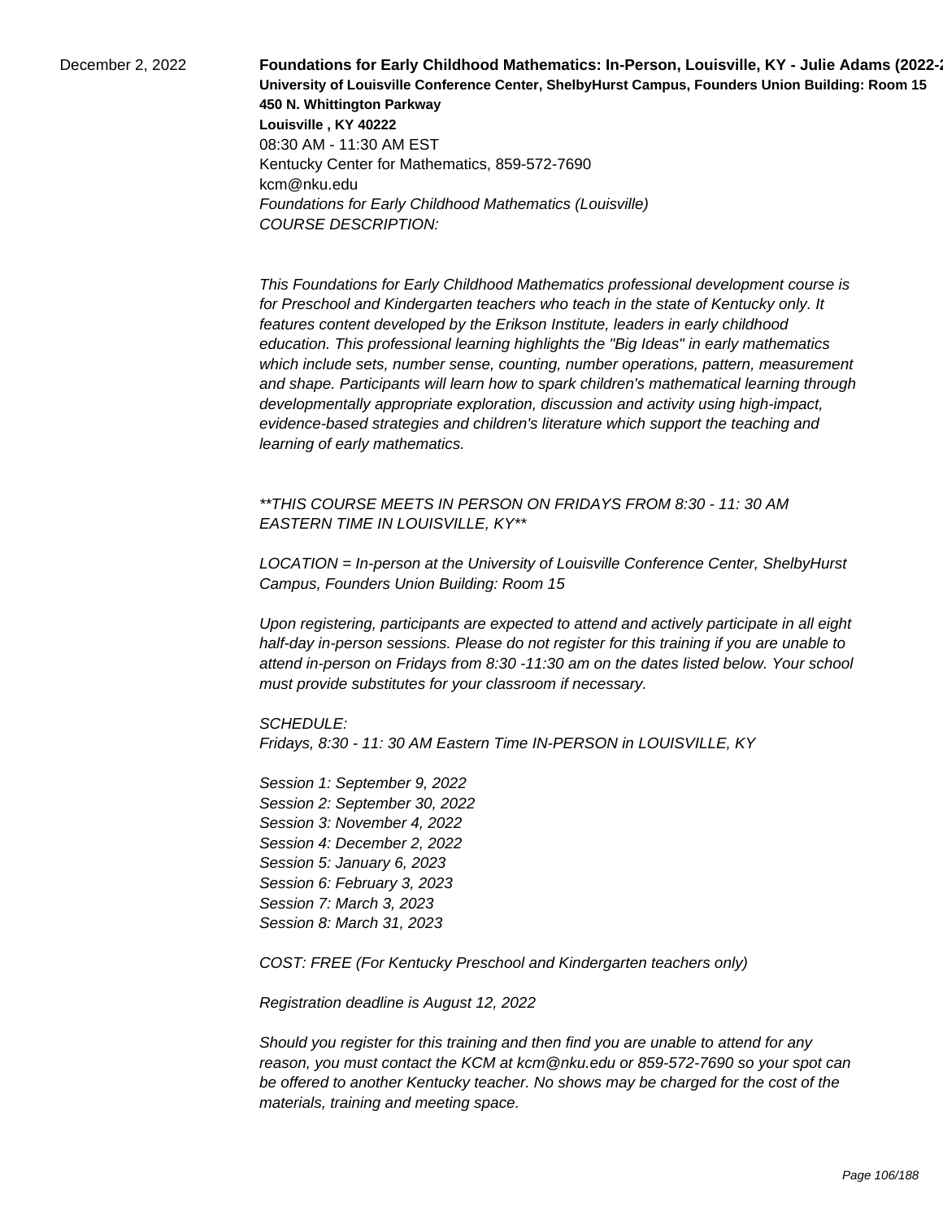December 2, 2022

**Foundations for Early Childhood Mathematics: In-Person, Louisville, KY - Julie Adams (2022-2**
**University of Louisville Conference Center, ShelbyHurst Campus, Founders Union Building: Room 15**
**450 N. Whittington Parkway**
**Louisville , KY 40222**
08:30 AM - 11:30 AM EST
Kentucky Center for Mathematics, 859-572-7690
kcm@nku.edu
*Foundations for Early Childhood Mathematics (Louisville)*
*COURSE DESCRIPTION:*

*This Foundations for Early Childhood Mathematics professional development course is for Preschool and Kindergarten teachers who teach in the state of Kentucky only. It features content developed by the Erikson Institute, leaders in early childhood education. This professional learning highlights the "Big Ideas" in early mathematics which include sets, number sense, counting, number operations, pattern, measurement and shape. Participants will learn how to spark children's mathematical learning through developmentally appropriate exploration, discussion and activity using high-impact, evidence-based strategies and children's literature which support the teaching and learning of early mathematics.*

*\*\*THIS COURSE MEETS IN PERSON ON FRIDAYS FROM 8:30 - 11: 30 AM EASTERN TIME IN LOUISVILLE, KY\*\**

*LOCATION = In-person at the University of Louisville Conference Center, ShelbyHurst Campus, Founders Union Building: Room 15*

*Upon registering, participants are expected to attend and actively participate in all eight half-day in-person sessions. Please do not register for this training if you are unable to attend in-person on Fridays from 8:30 -11:30 am on the dates listed below. Your school must provide substitutes for your classroom if necessary.*

*SCHEDULE:*
*Fridays, 8:30 - 11: 30 AM Eastern Time IN-PERSON in LOUISVILLE, KY*

*Session 1: September 9, 2022*
*Session 2: September 30, 2022*
*Session 3: November 4, 2022*
*Session 4: December 2, 2022*
*Session 5: January 6, 2023*
*Session 6: February 3, 2023*
*Session 7: March 3, 2023*
*Session 8: March 31, 2023*

*COST: FREE (For Kentucky Preschool and Kindergarten teachers only)*

*Registration deadline is August 12, 2022*

*Should you register for this training and then find you are unable to attend for any reason, you must contact the KCM at kcm@nku.edu or 859-572-7690 so your spot can be offered to another Kentucky teacher. No shows may be charged for the cost of the materials, training and meeting space.*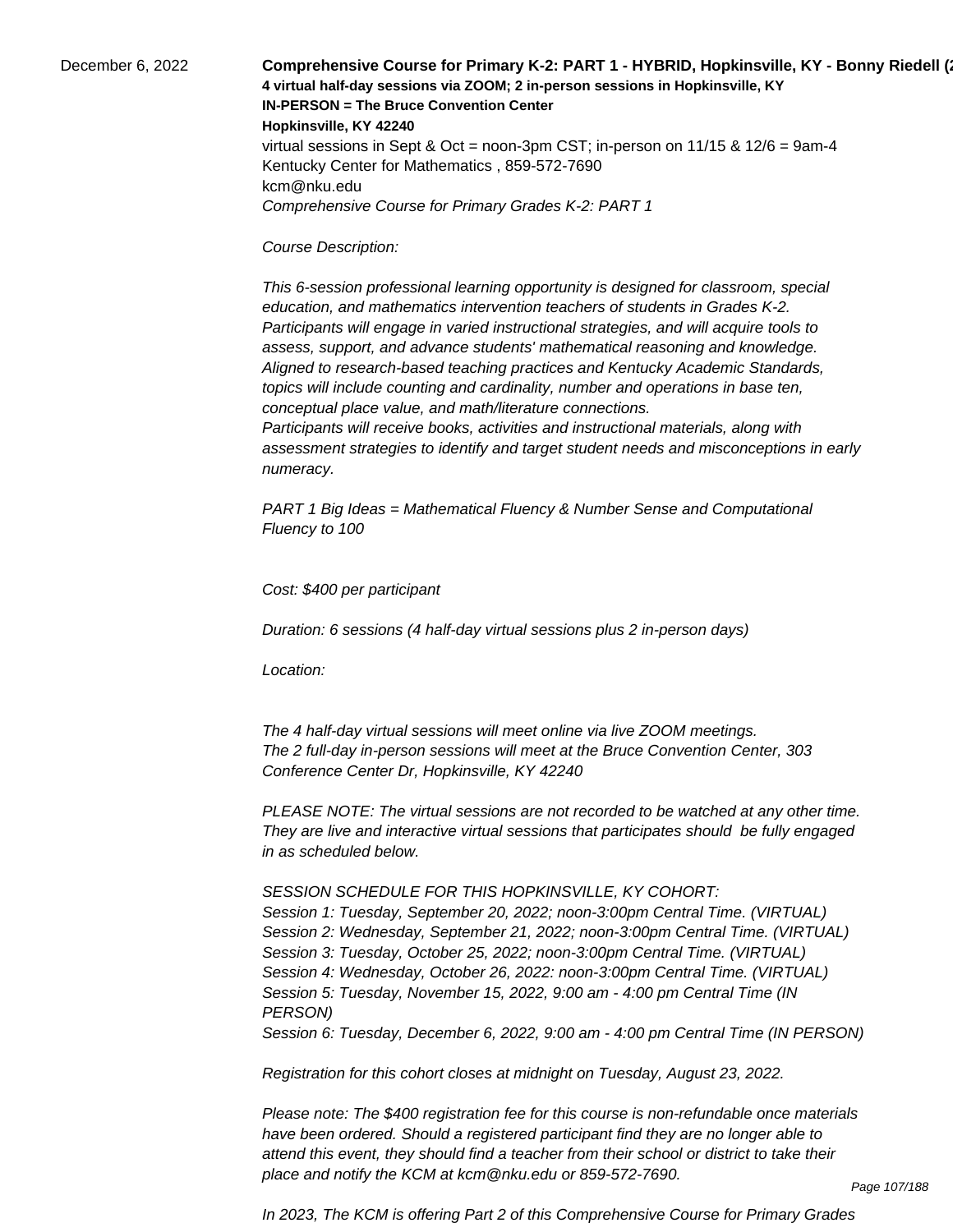December 6, 2022

**Comprehensive Course for Primary K-2: PART 1 - HYBRID, Hopkinsville, KY - Bonny Riedell (2**
**4 virtual half-day sessions via ZOOM; 2 in-person sessions in Hopkinsville, KY**
**IN-PERSON = The Bruce Convention Center**
**Hopkinsville, KY 42240**
virtual sessions in Sept & Oct = noon-3pm CST; in-person on 11/15 & 12/6 = 9am-4
Kentucky Center for Mathematics , 859-572-7690
kcm@nku.edu
*Comprehensive Course for Primary Grades K-2: PART 1*

*Course Description:*

*This 6-session professional learning opportunity is designed for classroom, special education, and mathematics intervention teachers of students in Grades K-2. Participants will engage in varied instructional strategies, and will acquire tools to assess, support, and advance students' mathematical reasoning and knowledge. Aligned to research-based teaching practices and Kentucky Academic Standards, topics will include counting and cardinality, number and operations in base ten, conceptual place value, and math/literature connections.*
*Participants will receive books, activities and instructional materials, along with assessment strategies to identify and target student needs and misconceptions in early numeracy.*

*PART 1 Big Ideas = Mathematical Fluency & Number Sense and Computational Fluency to 100*

*Cost: $400 per participant*

*Duration: 6 sessions (4 half-day virtual sessions plus 2 in-person days)*

*Location:*

*The 4 half-day virtual sessions will meet online via live ZOOM meetings.*
*The 2 full-day in-person sessions will meet at the Bruce Convention Center, 303 Conference Center Dr, Hopkinsville, KY 42240*

*PLEASE NOTE: The virtual sessions are not recorded to be watched at any other time. They are live and interactive virtual sessions that participates should be fully engaged in as scheduled below.*

*SESSION SCHEDULE FOR THIS HOPKINSVILLE, KY COHORT:*
*Session 1: Tuesday, September 20, 2022; noon-3:00pm Central Time. (VIRTUAL)*
*Session 2: Wednesday, September 21, 2022; noon-3:00pm Central Time. (VIRTUAL)*
*Session 3: Tuesday, October 25, 2022; noon-3:00pm Central Time. (VIRTUAL)*
*Session 4: Wednesday, October 26, 2022: noon-3:00pm Central Time. (VIRTUAL)*
*Session 5: Tuesday, November 15, 2022, 9:00 am - 4:00 pm Central Time (IN PERSON)*
*Session 6: Tuesday, December 6, 2022, 9:00 am - 4:00 pm Central Time (IN PERSON)*

*Registration for this cohort closes at midnight on Tuesday, August 23, 2022.*

*Please note: The $400 registration fee for this course is non-refundable once materials have been ordered. Should a registered participant find they are no longer able to attend this event, they should find a teacher from their school or district to take their place and notify the KCM at kcm@nku.edu or 859-572-7690.*

*In 2023, The KCM is offering Part 2 of this Comprehensive Course for Primary Grades*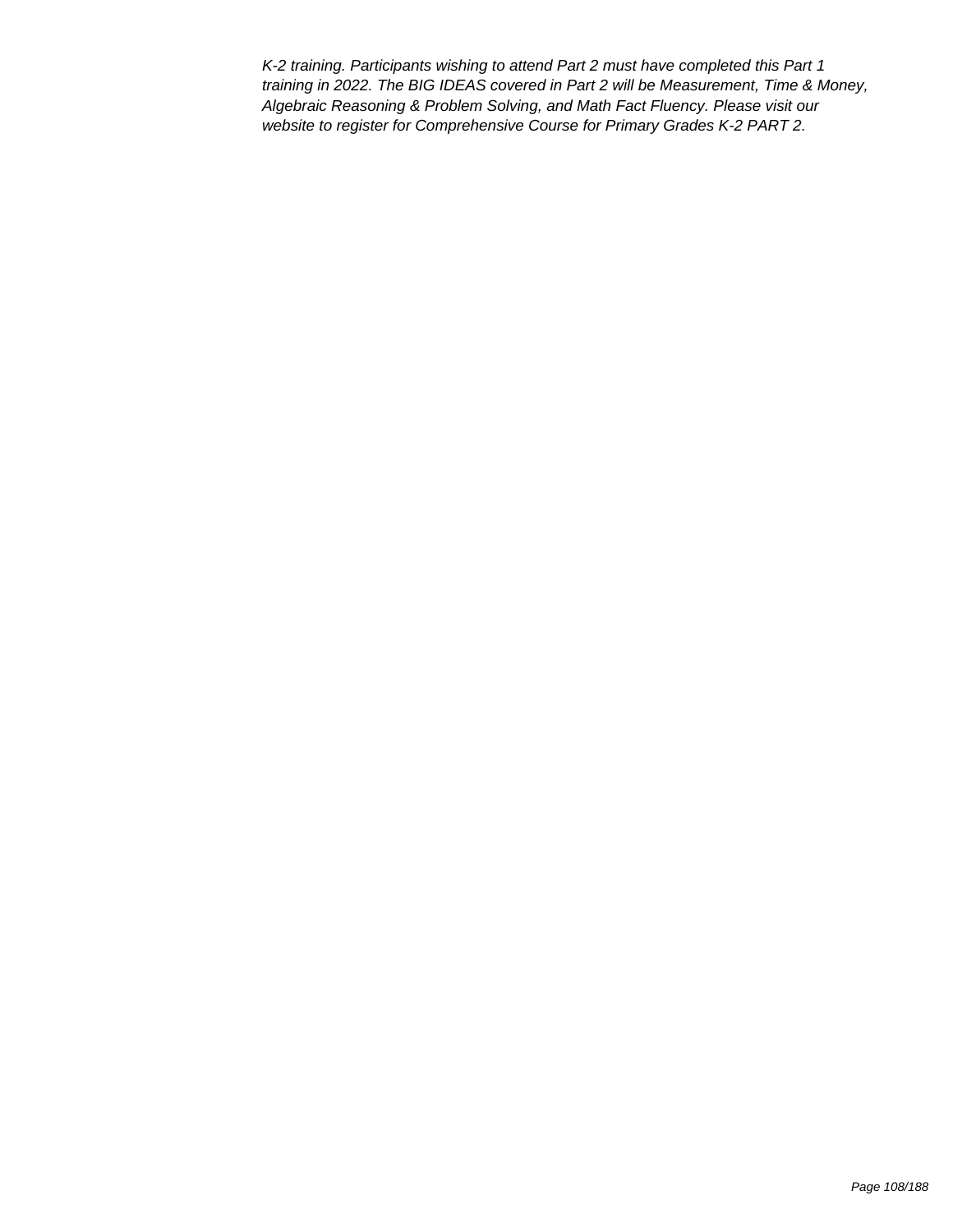*K-2 training. Participants wishing to attend Part 2 must have completed this Part 1 training in 2022. The BIG IDEAS covered in Part 2 will be Measurement, Time & Money, Algebraic Reasoning & Problem Solving, and Math Fact Fluency. Please visit our website to register for Comprehensive Course for Primary Grades K-2 PART 2.*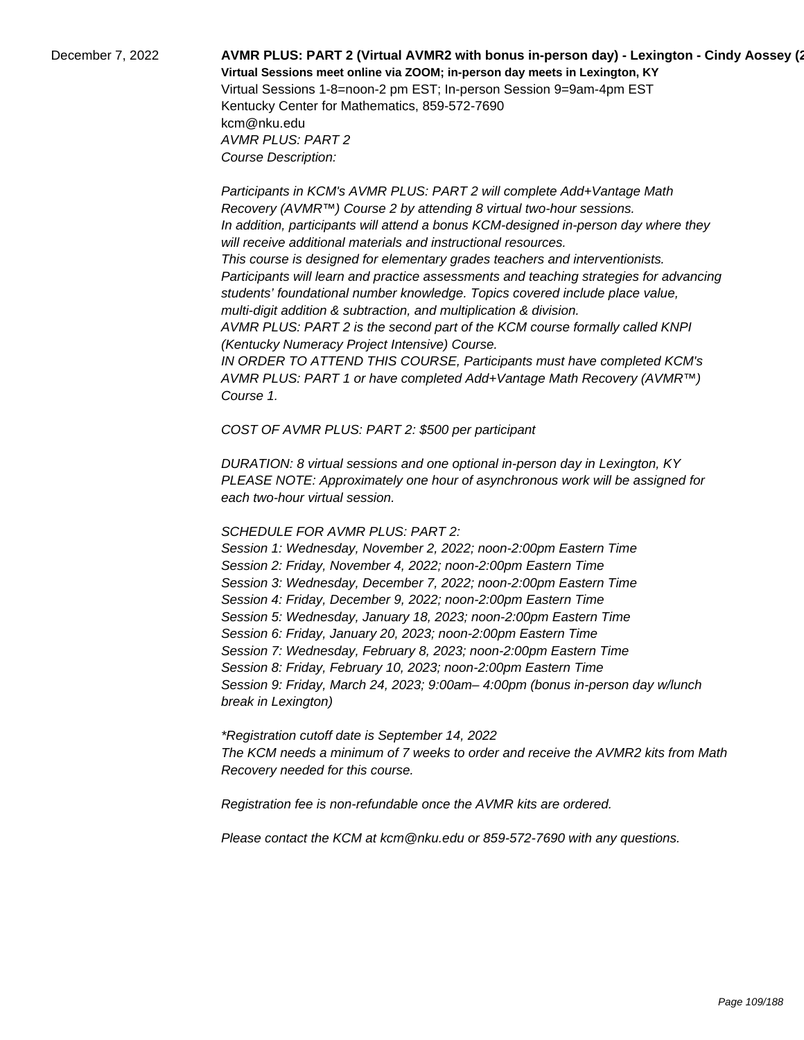December 7, 2022

**AVMR PLUS: PART 2 (Virtual AVMR2 with bonus in-person day) - Lexington - Cindy Aossey (2**

**Virtual Sessions meet online via ZOOM; in-person day meets in Lexington, KY**

Virtual Sessions 1-8=noon-2 pm EST; In-person Session 9=9am-4pm EST

Kentucky Center for Mathematics, 859-572-7690

kcm@nku.edu

*AVMR PLUS: PART 2*

*Course Description:*

*Participants in KCM's AVMR PLUS: PART 2 will complete Add+Vantage Math Recovery (AVMR™) Course 2 by attending 8 virtual two-hour sessions.*
*In addition, participants will attend a bonus KCM-designed in-person day where they will receive additional materials and instructional resources.*
*This course is designed for elementary grades teachers and interventionists.*
*Participants will learn and practice assessments and teaching strategies for advancing students' foundational number knowledge. Topics covered include place value, multi-digit addition & subtraction, and multiplication & division.*
*AVMR PLUS: PART 2 is the second part of the KCM course formally called KNPI (Kentucky Numeracy Project Intensive) Course.*
*IN ORDER TO ATTEND THIS COURSE, Participants must have completed KCM's AVMR PLUS: PART 1 or have completed Add+Vantage Math Recovery (AVMR™) Course 1.*

*COST OF AVMR PLUS: PART 2: $500 per participant*

*DURATION: 8 virtual sessions and one optional in-person day in Lexington, KY*
*PLEASE NOTE: Approximately one hour of asynchronous work will be assigned for each two-hour virtual session.*

*SCHEDULE FOR AVMR PLUS: PART 2:*
*Session 1: Wednesday, November 2, 2022; noon-2:00pm Eastern Time*
*Session 2: Friday, November 4, 2022; noon-2:00pm Eastern Time*
*Session 3: Wednesday, December 7, 2022; noon-2:00pm Eastern Time*
*Session 4: Friday, December 9, 2022; noon-2:00pm Eastern Time*
*Session 5: Wednesday, January 18, 2023; noon-2:00pm Eastern Time*
*Session 6: Friday, January 20, 2023; noon-2:00pm Eastern Time*
*Session 7: Wednesday, February 8, 2023; noon-2:00pm Eastern Time*
*Session 8: Friday, February 10, 2023; noon-2:00pm Eastern Time*
*Session 9: Friday, March 24, 2023; 9:00am– 4:00pm (bonus in-person day w/lunch break in Lexington)*

*\*Registration cutoff date is September 14, 2022*
*The KCM needs a minimum of 7 weeks to order and receive the AVMR2 kits from Math Recovery needed for this course.*

*Registration fee is non-refundable once the AVMR kits are ordered.*

*Please contact the KCM at kcm@nku.edu or 859-572-7690 with any questions.*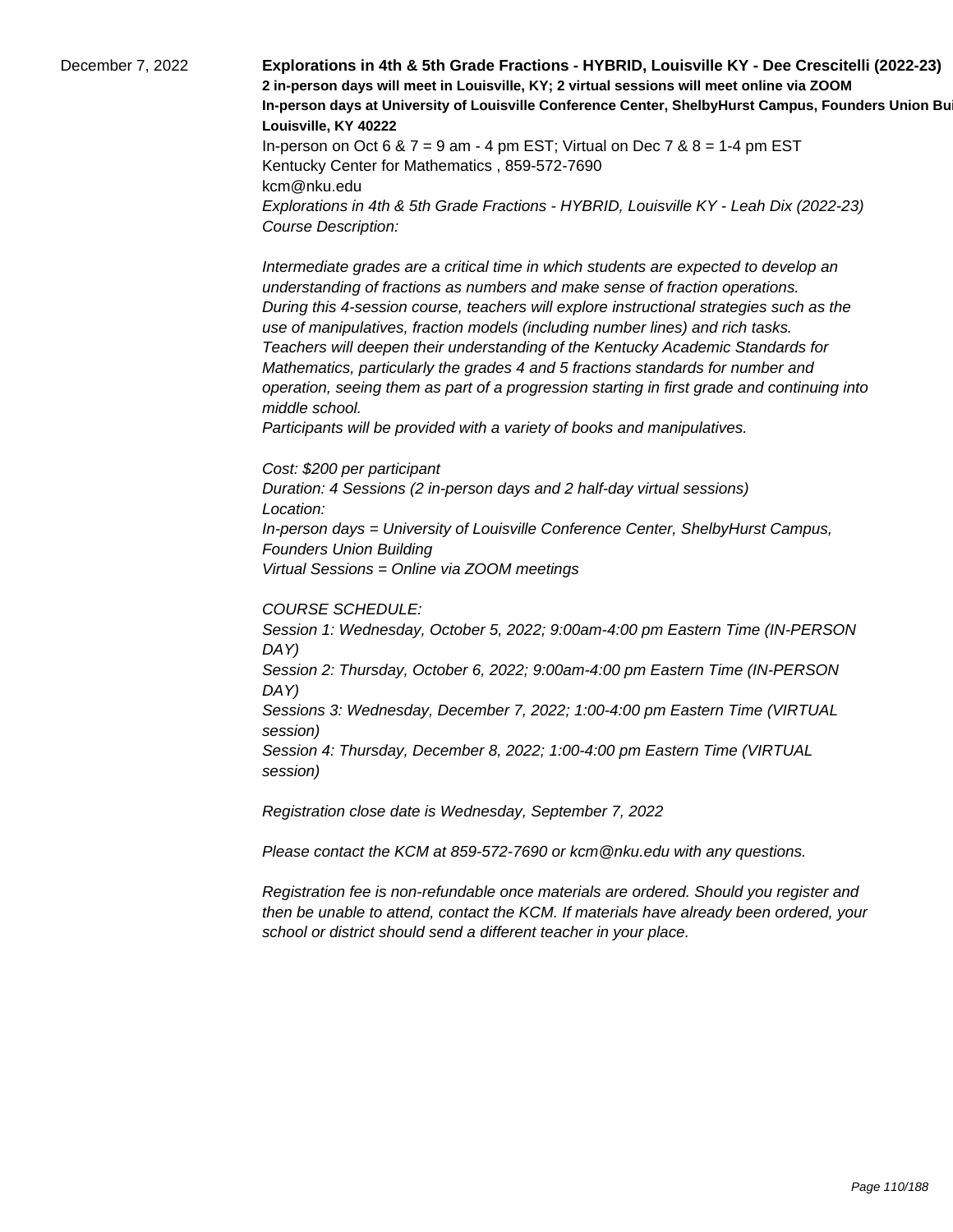December 7, 2022

**Explorations in 4th & 5th Grade Fractions - HYBRID, Louisville KY - Dee Crescitelli (2022-23)**

**2 in-person days will meet in Louisville, KY; 2 virtual sessions will meet online via ZOOM**

**In-person days at University of Louisville Conference Center, ShelbyHurst Campus, Founders Union Bui**

**Louisville, KY 40222**

In-person on Oct 6 & 7 = 9 am - 4 pm EST; Virtual on Dec 7 & 8 = 1-4 pm EST

Kentucky Center for Mathematics , 859-572-7690

kcm@nku.edu

*Explorations in 4th & 5th Grade Fractions - HYBRID, Louisville KY - Leah Dix (2022-23)*

*Course Description:*

*Intermediate grades are a critical time in which students are expected to develop an understanding of fractions as numbers and make sense of fraction operations.*
*During this 4-session course, teachers will explore instructional strategies such as the use of manipulatives, fraction models (including number lines) and rich tasks.*
*Teachers will deepen their understanding of the Kentucky Academic Standards for Mathematics, particularly the grades 4 and 5 fractions standards for number and operation, seeing them as part of a progression starting in first grade and continuing into middle school.*
*Participants will be provided with a variety of books and manipulatives.*

*Cost: $200 per participant*
*Duration: 4 Sessions (2 in-person days and 2 half-day virtual sessions)*
*Location:*
*In-person days = University of Louisville Conference Center, ShelbyHurst Campus, Founders Union Building*
*Virtual Sessions = Online via ZOOM meetings*

*COURSE SCHEDULE:*
*Session 1: Wednesday, October 5, 2022; 9:00am-4:00 pm Eastern Time (IN-PERSON DAY)*
*Session 2: Thursday, October 6, 2022; 9:00am-4:00 pm Eastern Time (IN-PERSON DAY)*
*Sessions 3: Wednesday, December 7, 2022; 1:00-4:00 pm Eastern Time (VIRTUAL session)*
*Session 4: Thursday, December 8, 2022; 1:00-4:00 pm Eastern Time (VIRTUAL session)*

*Registration close date is Wednesday, September 7, 2022*

*Please contact the KCM at 859-572-7690 or kcm@nku.edu with any questions.*

*Registration fee is non-refundable once materials are ordered. Should you register and then be unable to attend, contact the KCM. If materials have already been ordered, your school or district should send a different teacher in your place.*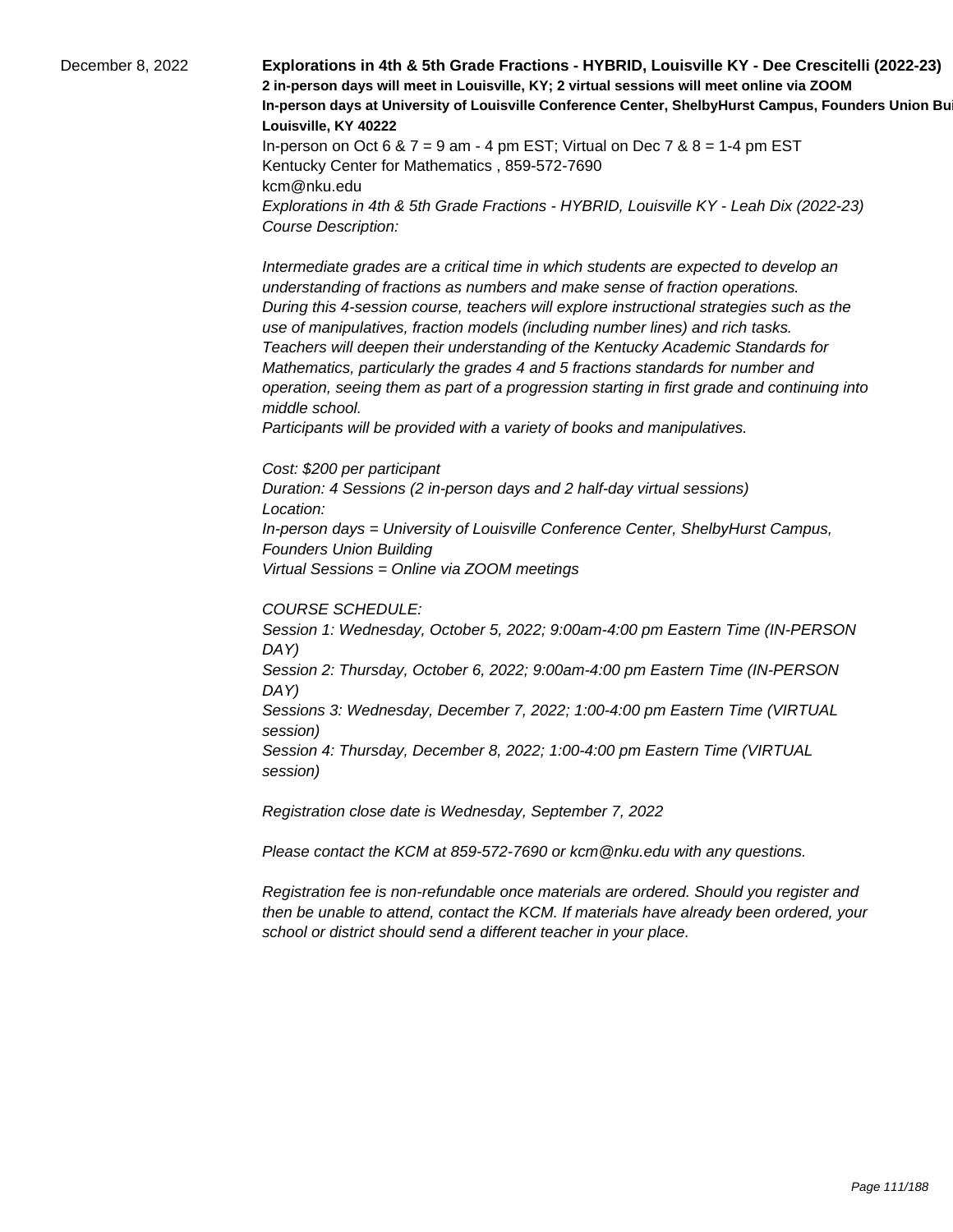December 8, 2022

**Explorations in 4th & 5th Grade Fractions - HYBRID, Louisville KY - Dee Crescitelli (2022-23)**

**2 in-person days will meet in Louisville, KY; 2 virtual sessions will meet online via ZOOM**

**In-person days at University of Louisville Conference Center, ShelbyHurst Campus, Founders Union Bui**

**Louisville, KY 40222**

In-person on Oct 6 & 7 = 9 am - 4 pm EST; Virtual on Dec 7 & 8 = 1-4 pm EST

Kentucky Center for Mathematics , 859-572-7690

kcm@nku.edu

*Explorations in 4th & 5th Grade Fractions - HYBRID, Louisville KY - Leah Dix (2022-23)*

*Course Description:*

*Intermediate grades are a critical time in which students are expected to develop an understanding of fractions as numbers and make sense of fraction operations.*
*During this 4-session course, teachers will explore instructional strategies such as the use of manipulatives, fraction models (including number lines) and rich tasks.*
*Teachers will deepen their understanding of the Kentucky Academic Standards for Mathematics, particularly the grades 4 and 5 fractions standards for number and operation, seeing them as part of a progression starting in first grade and continuing into middle school.*
*Participants will be provided with a variety of books and manipulatives.*

*Cost: $200 per participant*
*Duration: 4 Sessions (2 in-person days and 2 half-day virtual sessions)*
*Location:*
*In-person days = University of Louisville Conference Center, ShelbyHurst Campus, Founders Union Building*
*Virtual Sessions = Online via ZOOM meetings*

*COURSE SCHEDULE:*
*Session 1: Wednesday, October 5, 2022; 9:00am-4:00 pm Eastern Time (IN-PERSON DAY)*
*Session 2: Thursday, October 6, 2022; 9:00am-4:00 pm Eastern Time (IN-PERSON DAY)*
*Sessions 3: Wednesday, December 7, 2022; 1:00-4:00 pm Eastern Time (VIRTUAL session)*
*Session 4: Thursday, December 8, 2022; 1:00-4:00 pm Eastern Time (VIRTUAL session)*

*Registration close date is Wednesday, September 7, 2022*

*Please contact the KCM at 859-572-7690 or kcm@nku.edu with any questions.*

*Registration fee is non-refundable once materials are ordered. Should you register and then be unable to attend, contact the KCM. If materials have already been ordered, your school or district should send a different teacher in your place.*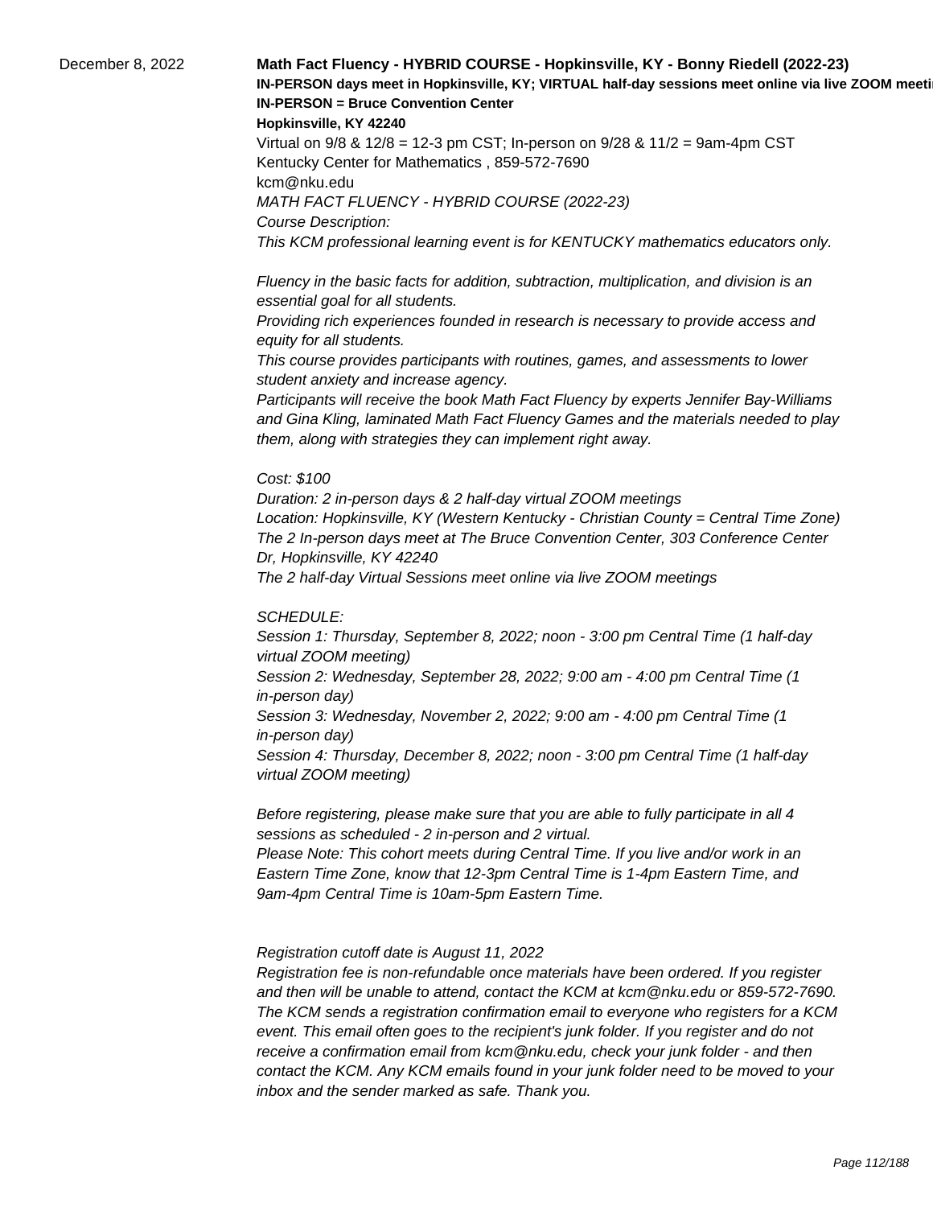December 8, 2022

**Math Fact Fluency - HYBRID COURSE - Hopkinsville, KY - Bonny Riedell (2022-23)**
**IN-PERSON days meet in Hopkinsville, KY; VIRTUAL half-day sessions meet online via live ZOOM meeti**
**IN-PERSON = Bruce Convention Center**
**Hopkinsville, KY 42240**
Virtual on 9/8 & 12/8 = 12-3 pm CST; In-person on 9/28 & 11/2 = 9am-4pm CST
Kentucky Center for Mathematics , 859-572-7690
kcm@nku.edu

*MATH FACT FLUENCY - HYBRID COURSE (2022-23)*
*Course Description:*
*This KCM professional learning event is for KENTUCKY mathematics educators only.*

*Fluency in the basic facts for addition, subtraction, multiplication, and division is an essential goal for all students.*
*Providing rich experiences founded in research is necessary to provide access and equity for all students.*
*This course provides participants with routines, games, and assessments to lower student anxiety and increase agency.*
*Participants will receive the book Math Fact Fluency by experts Jennifer Bay-Williams and Gina Kling, laminated Math Fact Fluency Games and the materials needed to play them, along with strategies they can implement right away.*

*Cost: $100*
*Duration: 2 in-person days & 2 half-day virtual ZOOM meetings*
*Location: Hopkinsville, KY (Western Kentucky - Christian County = Central Time Zone)*
*The 2 In-person days meet at The Bruce Convention Center, 303 Conference Center Dr, Hopkinsville, KY 42240*
*The 2 half-day Virtual Sessions meet online via live ZOOM meetings*

*SCHEDULE:*
*Session 1: Thursday, September 8, 2022; noon - 3:00 pm Central Time (1 half-day virtual ZOOM meeting)*
*Session 2: Wednesday, September 28, 2022; 9:00 am - 4:00 pm Central Time (1 in-person day)*
*Session 3: Wednesday, November 2, 2022; 9:00 am - 4:00 pm Central Time (1 in-person day)*
*Session 4: Thursday, December 8, 2022; noon - 3:00 pm Central Time (1 half-day virtual ZOOM meeting)*

*Before registering, please make sure that you are able to fully participate in all 4 sessions as scheduled - 2 in-person and 2 virtual.*
*Please Note: This cohort meets during Central Time. If you live and/or work in an Eastern Time Zone, know that 12-3pm Central Time is 1-4pm Eastern Time, and 9am-4pm Central Time is 10am-5pm Eastern Time.*

*Registration cutoff date is August 11, 2022*
*Registration fee is non-refundable once materials have been ordered. If you register and then will be unable to attend, contact the KCM at kcm@nku.edu or 859-572-7690. The KCM sends a registration confirmation email to everyone who registers for a KCM event. This email often goes to the recipient's junk folder. If you register and do not receive a confirmation email from kcm@nku.edu, check your junk folder - and then contact the KCM. Any KCM emails found in your junk folder need to be moved to your inbox and the sender marked as safe. Thank you.*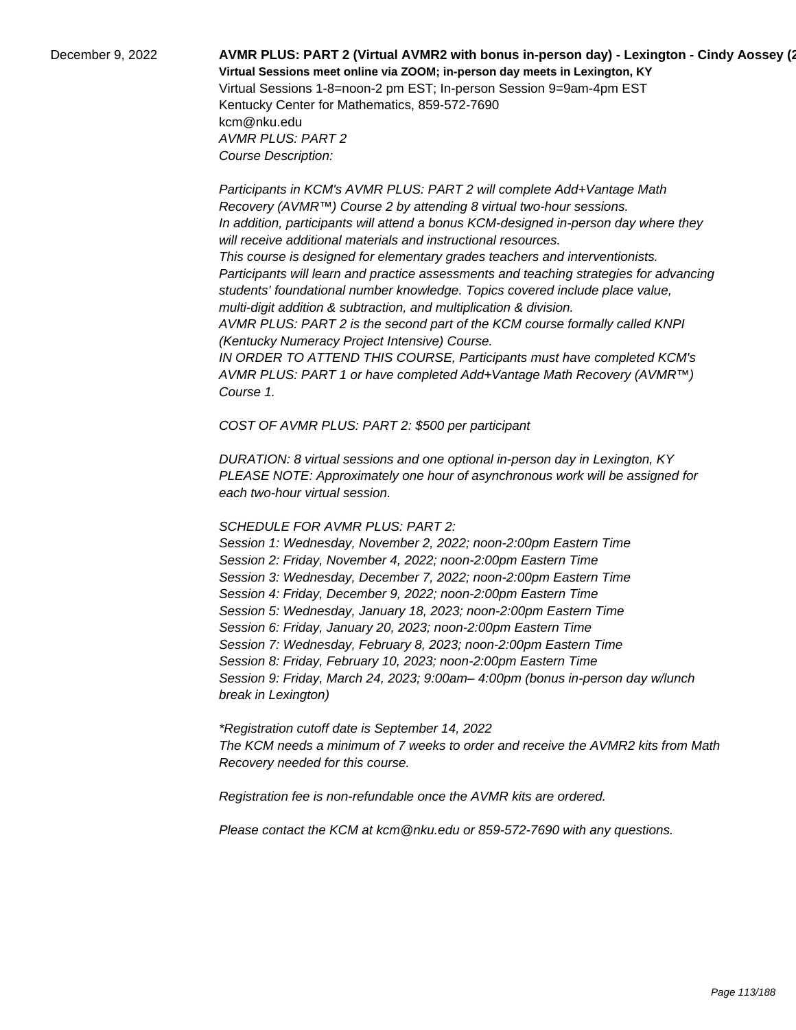December 9, 2022

**AVMR PLUS: PART 2 (Virtual AVMR2 with bonus in-person day) - Lexington - Cindy Aossey (2**

**Virtual Sessions meet online via ZOOM; in-person day meets in Lexington, KY**

Virtual Sessions 1-8=noon-2 pm EST; In-person Session 9=9am-4pm EST

Kentucky Center for Mathematics, 859-572-7690

kcm@nku.edu

*AVMR PLUS: PART 2*

*Course Description:*

*Participants in KCM's AVMR PLUS: PART 2 will complete Add+Vantage Math Recovery (AVMR™) Course 2 by attending 8 virtual two-hour sessions.*
*In addition, participants will attend a bonus KCM-designed in-person day where they will receive additional materials and instructional resources.*
*This course is designed for elementary grades teachers and interventionists.*
*Participants will learn and practice assessments and teaching strategies for advancing students' foundational number knowledge. Topics covered include place value, multi-digit addition & subtraction, and multiplication & division.*
*AVMR PLUS: PART 2 is the second part of the KCM course formally called KNPI (Kentucky Numeracy Project Intensive) Course.*
*IN ORDER TO ATTEND THIS COURSE, Participants must have completed KCM's AVMR PLUS: PART 1 or have completed Add+Vantage Math Recovery (AVMR™) Course 1.*

*COST OF AVMR PLUS: PART 2: $500 per participant*

*DURATION: 8 virtual sessions and one optional in-person day in Lexington, KY*
*PLEASE NOTE: Approximately one hour of asynchronous work will be assigned for each two-hour virtual session.*

*SCHEDULE FOR AVMR PLUS: PART 2:*
*Session 1: Wednesday, November 2, 2022; noon-2:00pm Eastern Time*
*Session 2: Friday, November 4, 2022; noon-2:00pm Eastern Time*
*Session 3: Wednesday, December 7, 2022; noon-2:00pm Eastern Time*
*Session 4: Friday, December 9, 2022; noon-2:00pm Eastern Time*
*Session 5: Wednesday, January 18, 2023; noon-2:00pm Eastern Time*
*Session 6: Friday, January 20, 2023; noon-2:00pm Eastern Time*
*Session 7: Wednesday, February 8, 2023; noon-2:00pm Eastern Time*
*Session 8: Friday, February 10, 2023; noon-2:00pm Eastern Time*
*Session 9: Friday, March 24, 2023; 9:00am– 4:00pm (bonus in-person day w/lunch break in Lexington)*

*\*Registration cutoff date is September 14, 2022*
*The KCM needs a minimum of 7 weeks to order and receive the AVMR2 kits from Math Recovery needed for this course.*

*Registration fee is non-refundable once the AVMR kits are ordered.*

*Please contact the KCM at kcm@nku.edu or 859-572-7690 with any questions.*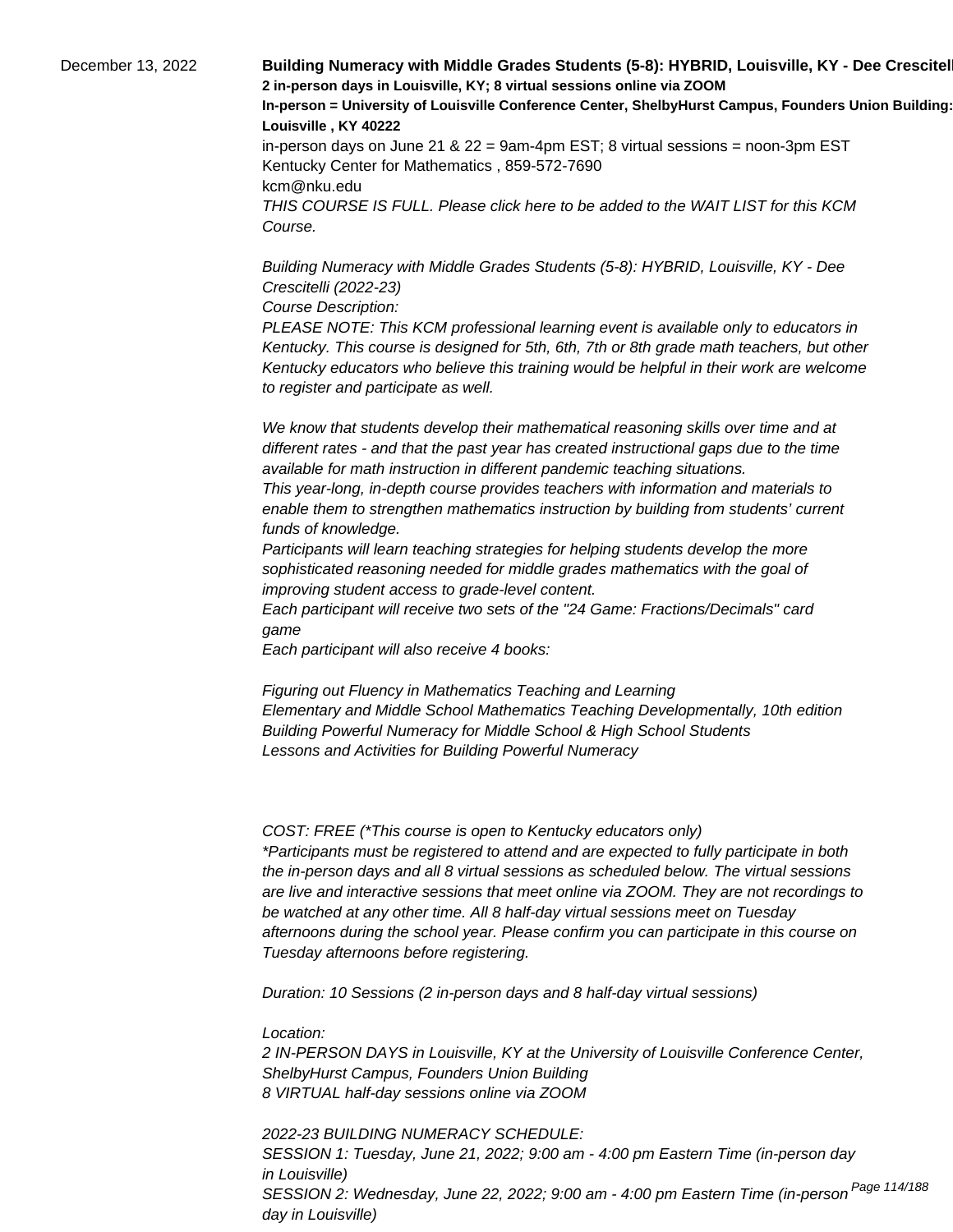December 13, 2022

**Building Numeracy with Middle Grades Students (5-8): HYBRID, Louisville, KY - Dee Crescitell**

**2 in-person days in Louisville, KY; 8 virtual sessions online via ZOOM**

**In-person = University of Louisville Conference Center, ShelbyHurst Campus, Founders Union Building: Louisville , KY 40222**

in-person days on June 21 & 22 = 9am-4pm EST; 8 virtual sessions = noon-3pm EST

Kentucky Center for Mathematics , 859-572-7690

kcm@nku.edu

*THIS COURSE IS FULL. Please click here to be added to the WAIT LIST for this KCM Course.*

*Building Numeracy with Middle Grades Students (5-8): HYBRID, Louisville, KY - Dee Crescitelli (2022-23)*

*Course Description:*

*PLEASE NOTE: This KCM professional learning event is available only to educators in Kentucky. This course is designed for 5th, 6th, 7th or 8th grade math teachers, but other Kentucky educators who believe this training would be helpful in their work are welcome to register and participate as well.*

*We know that students develop their mathematical reasoning skills over time and at different rates - and that the past year has created instructional gaps due to the time available for math instruction in different pandemic teaching situations.*

*This year-long, in-depth course provides teachers with information and materials to enable them to strengthen mathematics instruction by building from students' current funds of knowledge.*

*Participants will learn teaching strategies for helping students develop the more sophisticated reasoning needed for middle grades mathematics with the goal of improving student access to grade-level content.*

*Each participant will receive two sets of the "24 Game: Fractions/Decimals" card game*

*Each participant will also receive 4 books:*

*Figuring out Fluency in Mathematics Teaching and Learning*

*Elementary and Middle School Mathematics Teaching Developmentally, 10th edition*

*Building Powerful Numeracy for Middle School & High School Students*

*Lessons and Activities for Building Powerful Numeracy*

*COST: FREE (*This course is open to Kentucky educators only)*

**Participants must be registered to attend and are expected to fully participate in both the in-person days and all 8 virtual sessions as scheduled below. The virtual sessions are live and interactive sessions that meet online via ZOOM. They are not recordings to be watched at any other time. All 8 half-day virtual sessions meet on Tuesday afternoons during the school year. Please confirm you can participate in this course on Tuesday afternoons before registering.*

*Duration: 10 Sessions (2 in-person days and 8 half-day virtual sessions)*

*Location:*

*2 IN-PERSON DAYS in Louisville, KY at the University of Louisville Conference Center, ShelbyHurst Campus, Founders Union Building*

*8 VIRTUAL half-day sessions online via ZOOM*

*2022-23 BUILDING NUMERACY SCHEDULE:*

*SESSION 1: Tuesday, June 21, 2022; 9:00 am - 4:00 pm Eastern Time (in-person day in Louisville)*

*SESSION 2: Wednesday, June 22, 2022; 9:00 am - 4:00 pm Eastern Time (in-person day in Louisville)*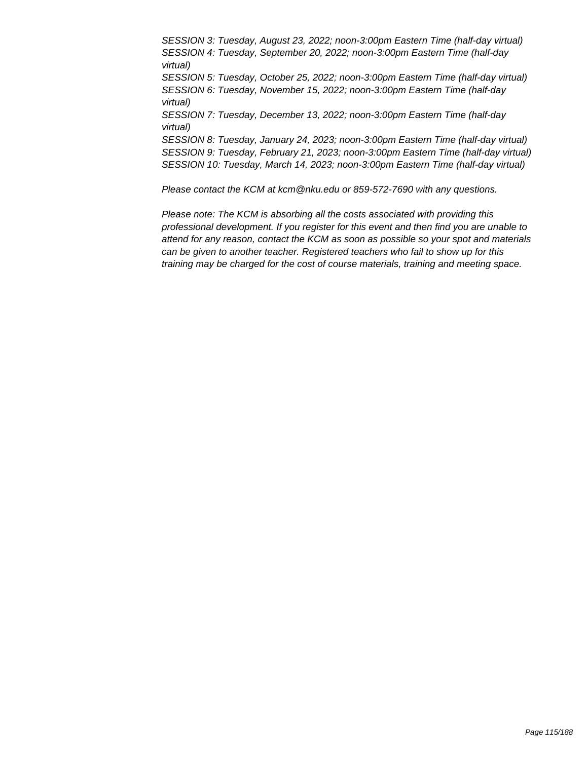*SESSION 3: Tuesday, August 23, 2022; noon-3:00pm Eastern Time (half-day virtual)*
*SESSION 4: Tuesday, September 20, 2022; noon-3:00pm Eastern Time (half-day virtual)*
*SESSION 5: Tuesday, October 25, 2022; noon-3:00pm Eastern Time (half-day virtual)*
*SESSION 6: Tuesday, November 15, 2022; noon-3:00pm Eastern Time (half-day virtual)*
*SESSION 7: Tuesday, December 13, 2022; noon-3:00pm Eastern Time (half-day virtual)*
*SESSION 8: Tuesday, January 24, 2023; noon-3:00pm Eastern Time (half-day virtual)*
*SESSION 9: Tuesday, February 21, 2023; noon-3:00pm Eastern Time (half-day virtual)*
*SESSION 10: Tuesday, March 14, 2023; noon-3:00pm Eastern Time (half-day virtual)*

*Please contact the KCM at kcm@nku.edu or 859-572-7690 with any questions.*

*Please note: The KCM is absorbing all the costs associated with providing this professional development. If you register for this event and then find you are unable to attend for any reason, contact the KCM as soon as possible so your spot and materials can be given to another teacher. Registered teachers who fail to show up for this training may be charged for the cost of course materials, training and meeting space.*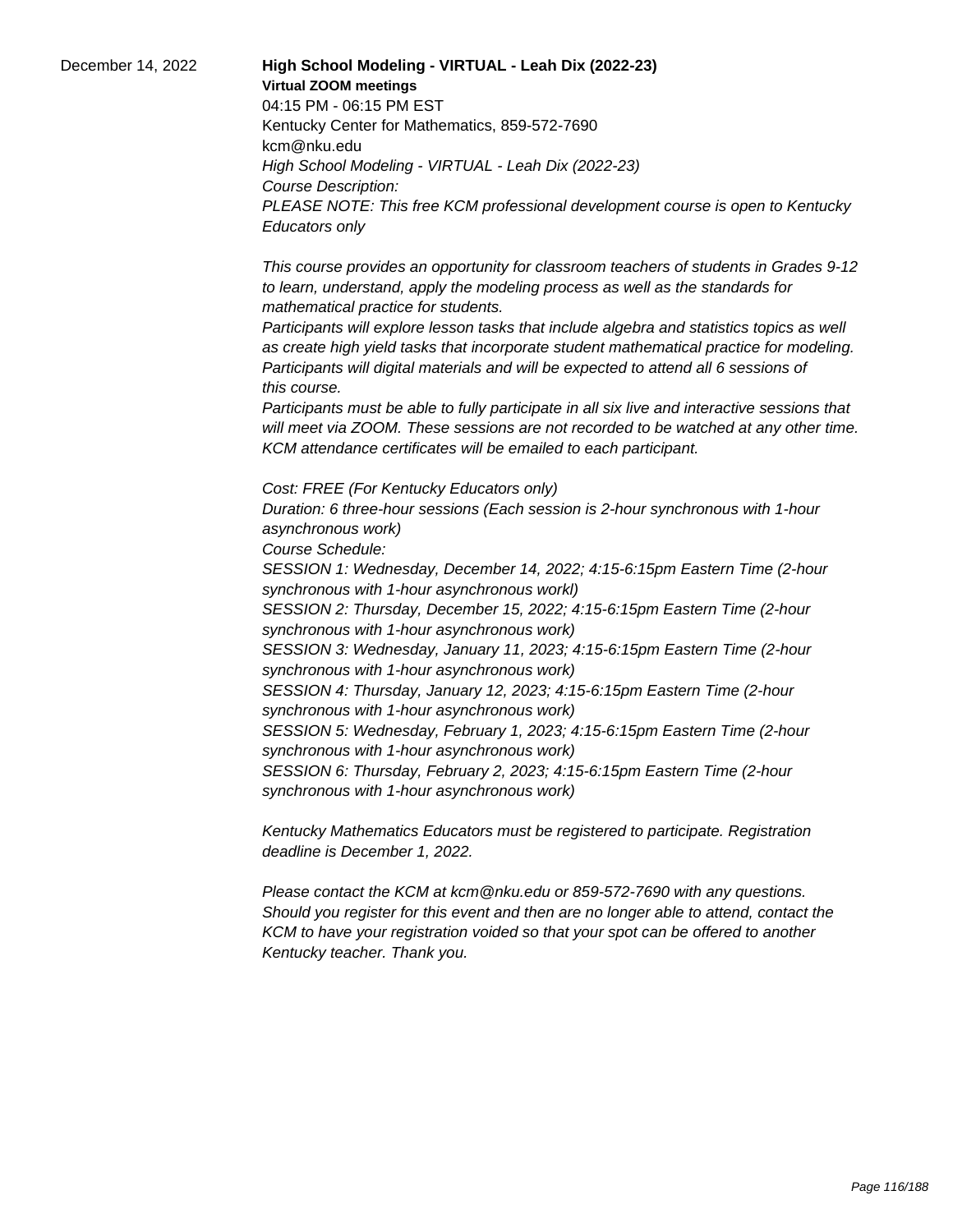December 14, 2022

**High School Modeling - VIRTUAL - Leah Dix (2022-23)**

**Virtual ZOOM meetings**

04:15 PM - 06:15 PM EST

Kentucky Center for Mathematics, 859-572-7690

kcm@nku.edu

*High School Modeling - VIRTUAL - Leah Dix (2022-23)*

*Course Description:*

*PLEASE NOTE: This free KCM professional development course is open to Kentucky Educators only*

*This course provides an opportunity for classroom teachers of students in Grades 9-12 to learn, understand, apply the modeling process as well as the standards for mathematical practice for students.*

*Participants will explore lesson tasks that include algebra and statistics topics as well as create high yield tasks that incorporate student mathematical practice for modeling. Participants will digital materials and will be expected to attend all 6 sessions of this course.*

*Participants must be able to fully participate in all six live and interactive sessions that will meet via ZOOM. These sessions are not recorded to be watched at any other time. KCM attendance certificates will be emailed to each participant.*

*Cost: FREE (For Kentucky Educators only)*

*Duration: 6 three-hour sessions (Each session is 2-hour synchronous with 1-hour asynchronous work)*

*Course Schedule:*

*SESSION 1: Wednesday, December 14, 2022; 4:15-6:15pm Eastern Time (2-hour synchronous with 1-hour asynchronous workl)*

*SESSION 2: Thursday, December 15, 2022; 4:15-6:15pm Eastern Time (2-hour synchronous with 1-hour asynchronous work)*

*SESSION 3: Wednesday, January 11, 2023; 4:15-6:15pm Eastern Time (2-hour synchronous with 1-hour asynchronous work)*

*SESSION 4: Thursday, January 12, 2023; 4:15-6:15pm Eastern Time (2-hour synchronous with 1-hour asynchronous work)*

*SESSION 5: Wednesday, February 1, 2023; 4:15-6:15pm Eastern Time (2-hour synchronous with 1-hour asynchronous work)*

*SESSION 6: Thursday, February 2, 2023; 4:15-6:15pm Eastern Time (2-hour synchronous with 1-hour asynchronous work)*

*Kentucky Mathematics Educators must be registered to participate. Registration deadline is December 1, 2022.*

*Please contact the KCM at kcm@nku.edu or 859-572-7690 with any questions. Should you register for this event and then are no longer able to attend, contact the KCM to have your registration voided so that your spot can be offered to another Kentucky teacher. Thank you.*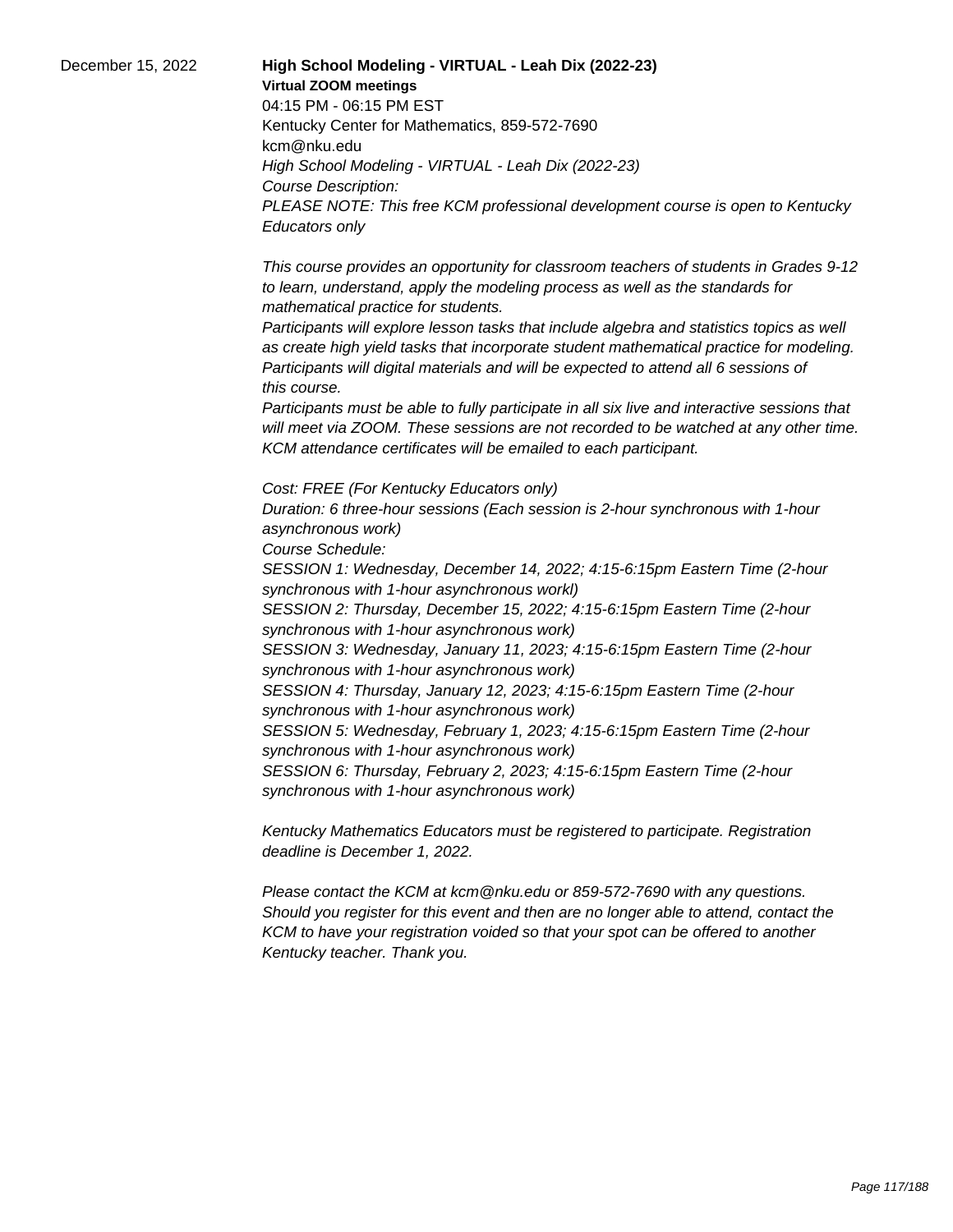December 15, 2022

**High School Modeling - VIRTUAL - Leah Dix (2022-23)**

**Virtual ZOOM meetings**

04:15 PM - 06:15 PM EST

Kentucky Center for Mathematics, 859-572-7690

kcm@nku.edu

*High School Modeling - VIRTUAL - Leah Dix (2022-23)*

*Course Description:*

*PLEASE NOTE: This free KCM professional development course is open to Kentucky Educators only*

*This course provides an opportunity for classroom teachers of students in Grades 9-12 to learn, understand, apply the modeling process as well as the standards for mathematical practice for students.*

*Participants will explore lesson tasks that include algebra and statistics topics as well as create high yield tasks that incorporate student mathematical practice for modeling. Participants will digital materials and will be expected to attend all 6 sessions of this course.*

*Participants must be able to fully participate in all six live and interactive sessions that will meet via ZOOM. These sessions are not recorded to be watched at any other time. KCM attendance certificates will be emailed to each participant.*

*Cost: FREE (For Kentucky Educators only)*

*Duration: 6 three-hour sessions (Each session is 2-hour synchronous with 1-hour asynchronous work)*

*Course Schedule:*

*SESSION 1: Wednesday, December 14, 2022; 4:15-6:15pm Eastern Time (2-hour synchronous with 1-hour asynchronous workl)*

*SESSION 2: Thursday, December 15, 2022; 4:15-6:15pm Eastern Time (2-hour synchronous with 1-hour asynchronous work)*

*SESSION 3: Wednesday, January 11, 2023; 4:15-6:15pm Eastern Time (2-hour synchronous with 1-hour asynchronous work)*

*SESSION 4: Thursday, January 12, 2023; 4:15-6:15pm Eastern Time (2-hour synchronous with 1-hour asynchronous work)*

*SESSION 5: Wednesday, February 1, 2023; 4:15-6:15pm Eastern Time (2-hour synchronous with 1-hour asynchronous work)*

*SESSION 6: Thursday, February 2, 2023; 4:15-6:15pm Eastern Time (2-hour synchronous with 1-hour asynchronous work)*

*Kentucky Mathematics Educators must be registered to participate. Registration deadline is December 1, 2022.*

*Please contact the KCM at kcm@nku.edu or 859-572-7690 with any questions. Should you register for this event and then are no longer able to attend, contact the KCM to have your registration voided so that your spot can be offered to another Kentucky teacher. Thank you.*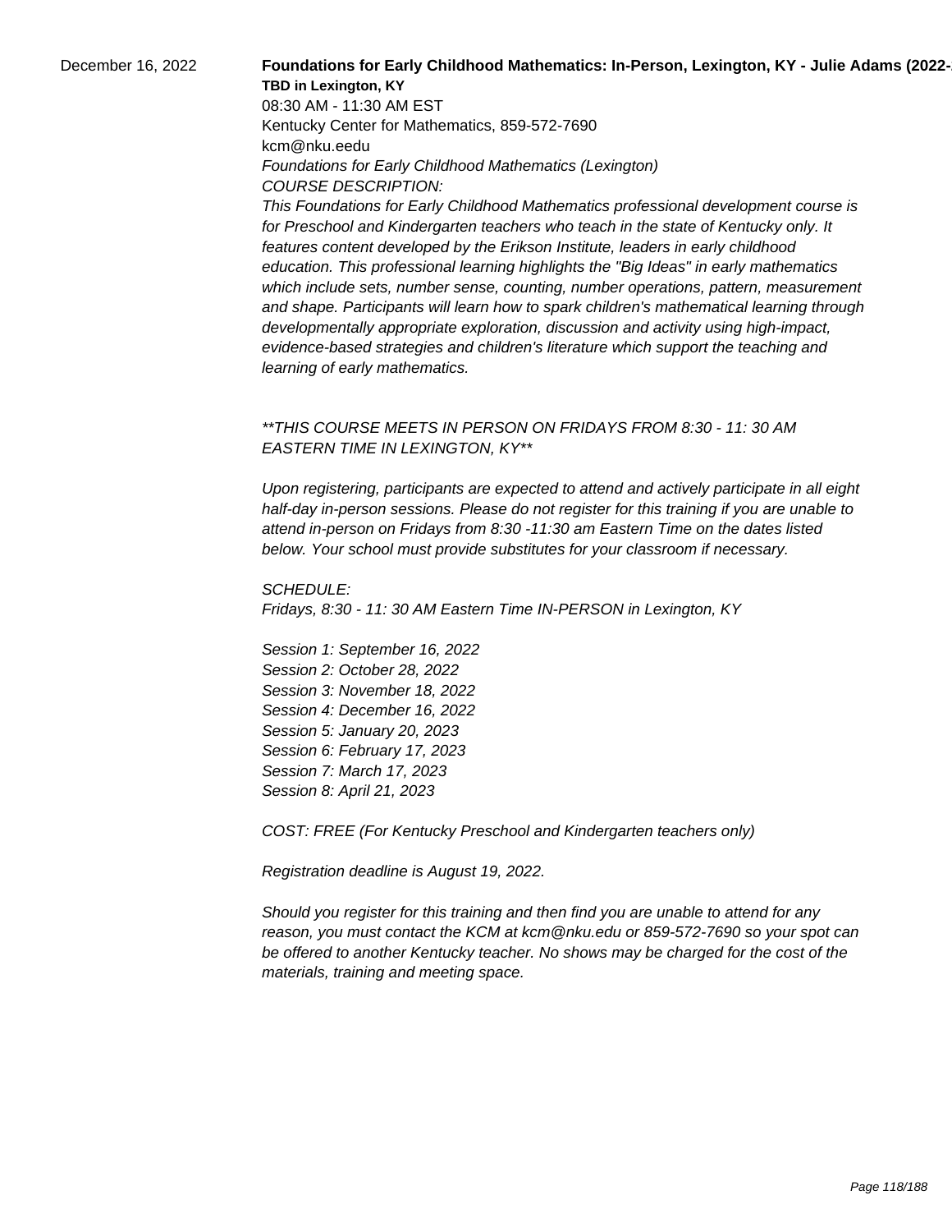December 16, 2022

**Foundations for Early Childhood Mathematics: In-Person, Lexington, KY - Julie Adams (2022-**

**TBD in Lexington, KY**

08:30 AM - 11:30 AM EST

Kentucky Center for Mathematics, 859-572-7690

kcm@nku.eedu

*Foundations for Early Childhood Mathematics (Lexington)*

*COURSE DESCRIPTION:*

*This Foundations for Early Childhood Mathematics professional development course is for Preschool and Kindergarten teachers who teach in the state of Kentucky only. It features content developed by the Erikson Institute, leaders in early childhood education. This professional learning highlights the "Big Ideas" in early mathematics which include sets, number sense, counting, number operations, pattern, measurement and shape. Participants will learn how to spark children's mathematical learning through developmentally appropriate exploration, discussion and activity using high-impact, evidence-based strategies and children's literature which support the teaching and learning of early mathematics.*

*\*\*THIS COURSE MEETS IN PERSON ON FRIDAYS FROM 8:30 - 11: 30 AM EASTERN TIME IN LEXINGTON, KY\*\**

*Upon registering, participants are expected to attend and actively participate in all eight half-day in-person sessions. Please do not register for this training if you are unable to attend in-person on Fridays from 8:30 -11:30 am Eastern Time on the dates listed below. Your school must provide substitutes for your classroom if necessary.*

*SCHEDULE:*

*Fridays, 8:30 - 11: 30 AM Eastern Time IN-PERSON in Lexington, KY*

*Session 1: September 16, 2022*
*Session 2: October 28, 2022*
*Session 3: November 18, 2022*
*Session 4: December 16, 2022*
*Session 5: January 20, 2023*
*Session 6: February 17, 2023*
*Session 7: March 17, 2023*
*Session 8: April 21, 2023*

*COST: FREE (For Kentucky Preschool and Kindergarten teachers only)*

*Registration deadline is August 19, 2022.*

*Should you register for this training and then find you are unable to attend for any reason, you must contact the KCM at kcm@nku.edu or 859-572-7690 so your spot can be offered to another Kentucky teacher. No shows may be charged for the cost of the materials, training and meeting space.*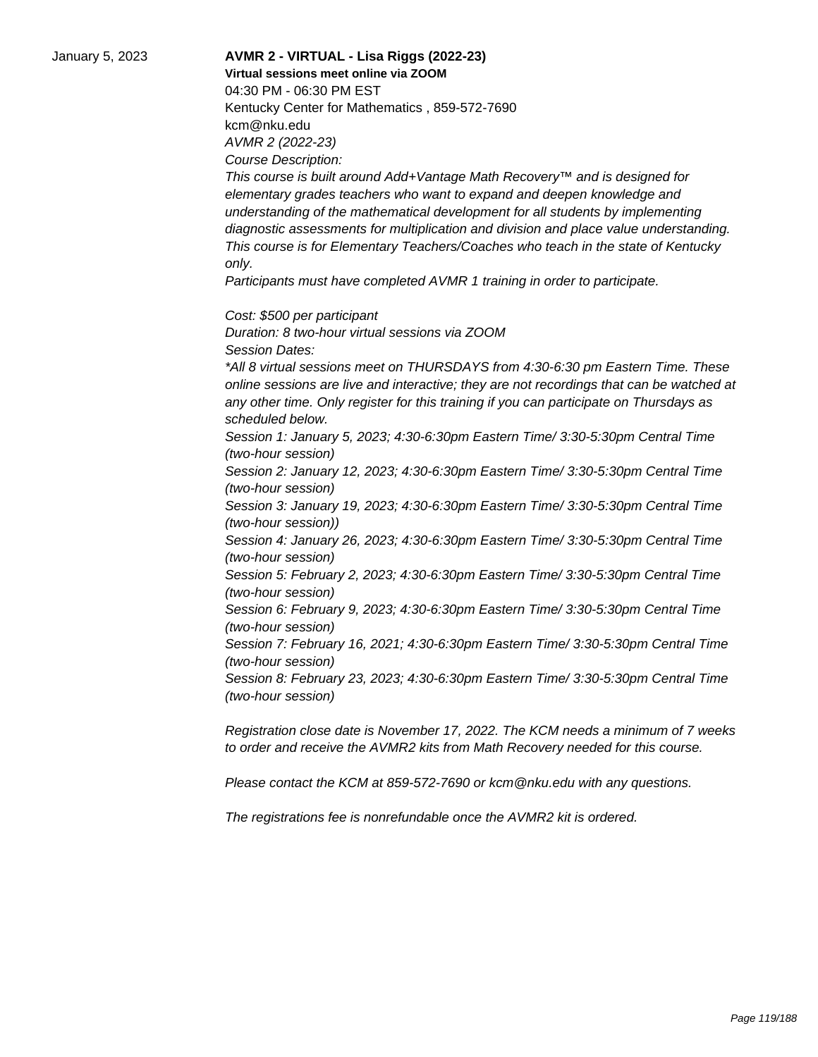January 5, 2023

**AVMR 2 - VIRTUAL - Lisa Riggs (2022-23)**

**Virtual sessions meet online via ZOOM**

04:30 PM - 06:30 PM EST

Kentucky Center for Mathematics , 859-572-7690

kcm@nku.edu

*AVMR 2 (2022-23)*

*Course Description:*

*This course is built around Add+Vantage Math Recovery™ and is designed for elementary grades teachers who want to expand and deepen knowledge and understanding of the mathematical development for all students by implementing diagnostic assessments for multiplication and division and place value understanding. This course is for Elementary Teachers/Coaches who teach in the state of Kentucky only.*

*Participants must have completed AVMR 1 training in order to participate.*

*Cost: $500 per participant*

*Duration: 8 two-hour virtual sessions via ZOOM*

*Session Dates:*

*\*All 8 virtual sessions meet on THURSDAYS from 4:30-6:30 pm Eastern Time. These online sessions are live and interactive; they are not recordings that can be watched at any other time. Only register for this training if you can participate on Thursdays as scheduled below.*

*Session 1: January 5, 2023; 4:30-6:30pm Eastern Time/ 3:30-5:30pm Central Time (two-hour session)*

*Session 2: January 12, 2023; 4:30-6:30pm Eastern Time/ 3:30-5:30pm Central Time (two-hour session)*

*Session 3: January 19, 2023; 4:30-6:30pm Eastern Time/ 3:30-5:30pm Central Time (two-hour session))*

*Session 4: January 26, 2023; 4:30-6:30pm Eastern Time/ 3:30-5:30pm Central Time (two-hour session)*

*Session 5: February 2, 2023; 4:30-6:30pm Eastern Time/ 3:30-5:30pm Central Time (two-hour session)*

*Session 6: February 9, 2023; 4:30-6:30pm Eastern Time/ 3:30-5:30pm Central Time (two-hour session)*

*Session 7: February 16, 2021; 4:30-6:30pm Eastern Time/ 3:30-5:30pm Central Time (two-hour session)*

*Session 8: February 23, 2023; 4:30-6:30pm Eastern Time/ 3:30-5:30pm Central Time (two-hour session)*

*Registration close date is November 17, 2022. The KCM needs a minimum of 7 weeks to order and receive the AVMR2 kits from Math Recovery needed for this course.*

*Please contact the KCM at 859-572-7690 or kcm@nku.edu with any questions.*

*The registrations fee is nonrefundable once the AVMR2 kit is ordered.*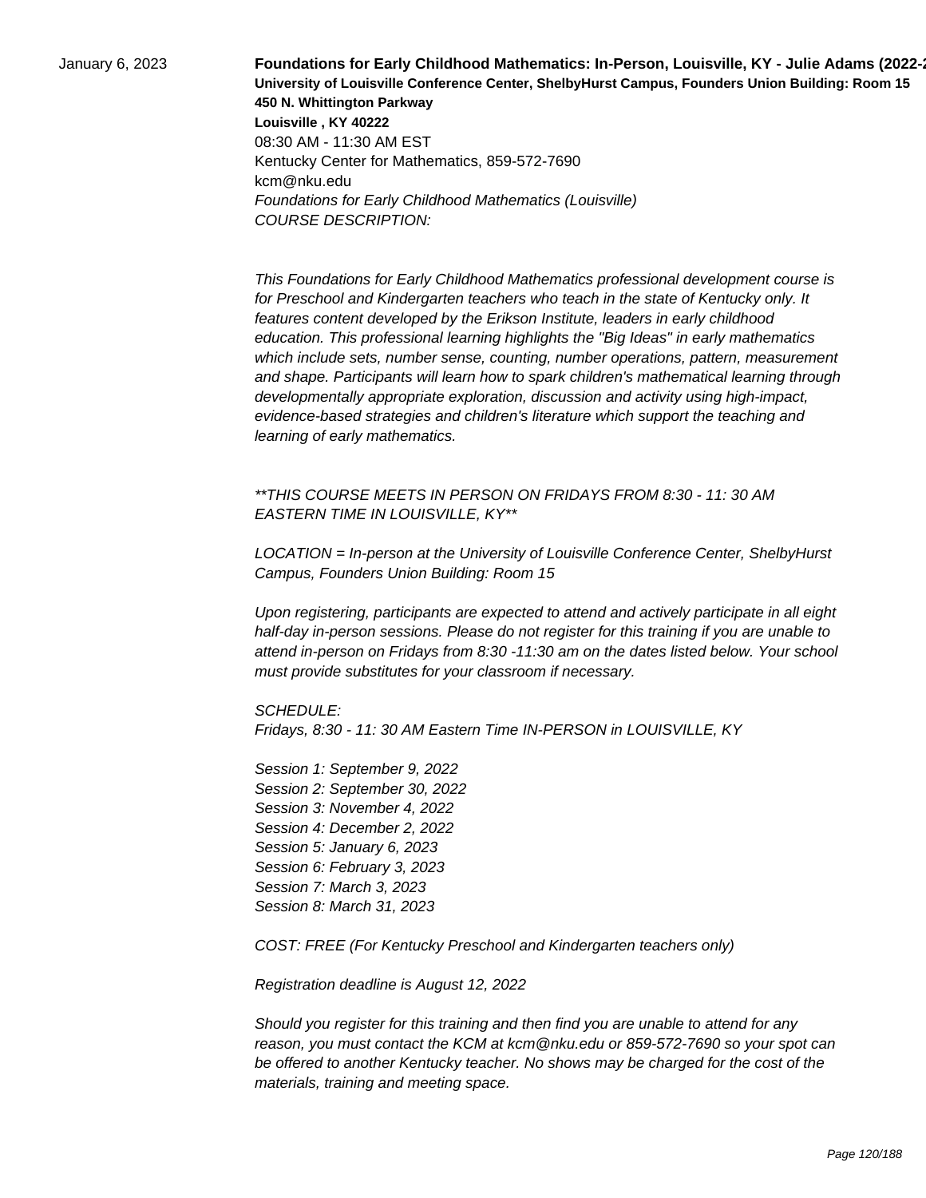January 6, 2023

**Foundations for Early Childhood Mathematics: In-Person, Louisville, KY - Julie Adams (2022-2**
**University of Louisville Conference Center, ShelbyHurst Campus, Founders Union Building: Room 15**
**450 N. Whittington Parkway**
**Louisville , KY 40222**
08:30 AM - 11:30 AM EST
Kentucky Center for Mathematics, 859-572-7690
kcm@nku.edu
*Foundations for Early Childhood Mathematics (Louisville)*
*COURSE DESCRIPTION:*

*This Foundations for Early Childhood Mathematics professional development course is for Preschool and Kindergarten teachers who teach in the state of Kentucky only. It features content developed by the Erikson Institute, leaders in early childhood education. This professional learning highlights the "Big Ideas" in early mathematics which include sets, number sense, counting, number operations, pattern, measurement and shape. Participants will learn how to spark children's mathematical learning through developmentally appropriate exploration, discussion and activity using high-impact, evidence-based strategies and children's literature which support the teaching and learning of early mathematics.*

*\*\*THIS COURSE MEETS IN PERSON ON FRIDAYS FROM 8:30 - 11: 30 AM EASTERN TIME IN LOUISVILLE, KY\*\**

*LOCATION = In-person at the University of Louisville Conference Center, ShelbyHurst Campus, Founders Union Building: Room 15*

*Upon registering, participants are expected to attend and actively participate in all eight half-day in-person sessions. Please do not register for this training if you are unable to attend in-person on Fridays from 8:30 -11:30 am on the dates listed below. Your school must provide substitutes for your classroom if necessary.*

*SCHEDULE:*
*Fridays, 8:30 - 11: 30 AM Eastern Time IN-PERSON in LOUISVILLE, KY*

*Session 1: September 9, 2022*
*Session 2: September 30, 2022*
*Session 3: November 4, 2022*
*Session 4: December 2, 2022*
*Session 5: January 6, 2023*
*Session 6: February 3, 2023*
*Session 7: March 3, 2023*
*Session 8: March 31, 2023*

*COST: FREE (For Kentucky Preschool and Kindergarten teachers only)*

*Registration deadline is August 12, 2022*

*Should you register for this training and then find you are unable to attend for any reason, you must contact the KCM at kcm@nku.edu or 859-572-7690 so your spot can be offered to another Kentucky teacher. No shows may be charged for the cost of the materials, training and meeting space.*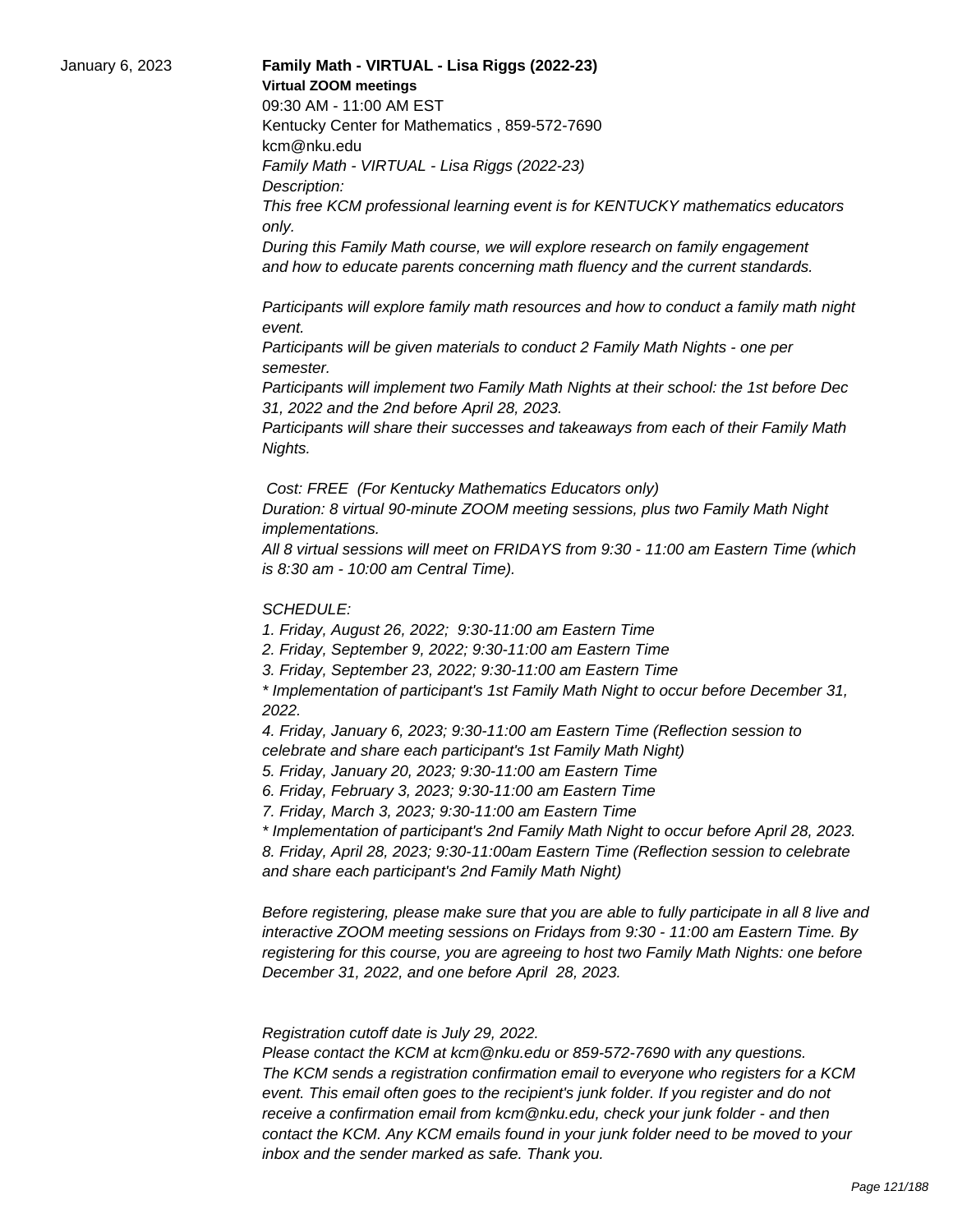January 6, 2023

**Family Math - VIRTUAL - Lisa Riggs (2022-23)**

**Virtual ZOOM meetings**

09:30 AM - 11:00 AM EST

Kentucky Center for Mathematics , 859-572-7690

kcm@nku.edu

*Family Math - VIRTUAL - Lisa Riggs (2022-23)*

*Description:*

*This free KCM professional learning event is for KENTUCKY mathematics educators only.*

*During this Family Math course, we will explore research on family engagement and how to educate parents concerning math fluency and the current standards.*

*Participants will explore family math resources and how to conduct a family math night event.*

*Participants will be given materials to conduct 2 Family Math Nights - one per semester.*

*Participants will implement two Family Math Nights at their school: the 1st before Dec 31, 2022 and the 2nd before April 28, 2023.*

*Participants will share their successes and takeaways from each of their Family Math Nights.*

*Cost: FREE (For Kentucky Mathematics Educators only)*

*Duration: 8 virtual 90-minute ZOOM meeting sessions, plus two Family Math Night implementations.*

*All 8 virtual sessions will meet on FRIDAYS from 9:30 - 11:00 am Eastern Time (which is 8:30 am - 10:00 am Central Time).*

*SCHEDULE:*

*1. Friday, August 26, 2022; 9:30-11:00 am Eastern Time*

*2. Friday, September 9, 2022; 9:30-11:00 am Eastern Time*

*3. Friday, September 23, 2022; 9:30-11:00 am Eastern Time*

*\* Implementation of participant's 1st Family Math Night to occur before December 31, 2022.*

*4. Friday, January 6, 2023; 9:30-11:00 am Eastern Time (Reflection session to celebrate and share each participant's 1st Family Math Night)*

*5. Friday, January 20, 2023; 9:30-11:00 am Eastern Time*

*6. Friday, February 3, 2023; 9:30-11:00 am Eastern Time*

*7. Friday, March 3, 2023; 9:30-11:00 am Eastern Time*

*\* Implementation of participant's 2nd Family Math Night to occur before April 28, 2023.*

*8. Friday, April 28, 2023; 9:30-11:00am Eastern Time (Reflection session to celebrate and share each participant's 2nd Family Math Night)*

*Before registering, please make sure that you are able to fully participate in all 8 live and interactive ZOOM meeting sessions on Fridays from 9:30 - 11:00 am Eastern Time. By registering for this course, you are agreeing to host two Family Math Nights: one before December 31, 2022, and one before April 28, 2023.*

*Registration cutoff date is July 29, 2022.*

*Please contact the KCM at kcm@nku.edu or 859-572-7690 with any questions.*

*The KCM sends a registration confirmation email to everyone who registers for a KCM event. This email often goes to the recipient's junk folder. If you register and do not receive a confirmation email from kcm@nku.edu, check your junk folder - and then contact the KCM. Any KCM emails found in your junk folder need to be moved to your inbox and the sender marked as safe. Thank you.*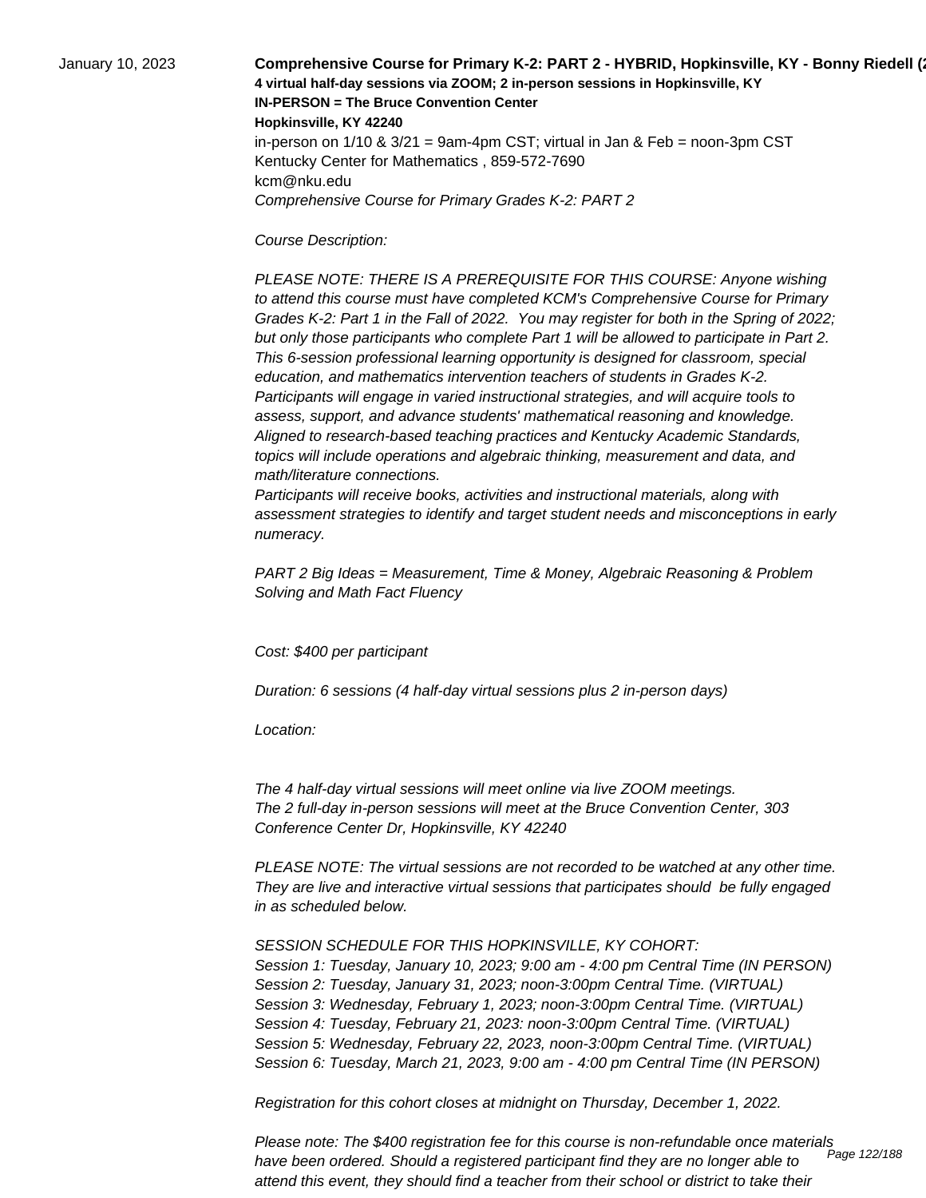January 10, 2023

**Comprehensive Course for Primary K-2: PART 2 - HYBRID, Hopkinsville, KY - Bonny Riedell (2**

**4 virtual half-day sessions via ZOOM; 2 in-person sessions in Hopkinsville, KY**

**IN-PERSON = The Bruce Convention Center**

**Hopkinsville, KY 42240**

in-person on 1/10 & 3/21 = 9am-4pm CST; virtual in Jan & Feb = noon-3pm CST

Kentucky Center for Mathematics , 859-572-7690

kcm@nku.edu

*Comprehensive Course for Primary Grades K-2: PART 2*

*Course Description:*

*PLEASE NOTE: THERE IS A PREREQUISITE FOR THIS COURSE: Anyone wishing to attend this course must have completed KCM's Comprehensive Course for Primary Grades K-2: Part 1 in the Fall of 2022. You may register for both in the Spring of 2022; but only those participants who complete Part 1 will be allowed to participate in Part 2.*
*This 6-session professional learning opportunity is designed for classroom, special education, and mathematics intervention teachers of students in Grades K-2.*
*Participants will engage in varied instructional strategies, and will acquire tools to assess, support, and advance students' mathematical reasoning and knowledge.*
*Aligned to research-based teaching practices and Kentucky Academic Standards, topics will include operations and algebraic thinking, measurement and data, and math/literature connections.*
*Participants will receive books, activities and instructional materials, along with assessment strategies to identify and target student needs and misconceptions in early numeracy.*

*PART 2 Big Ideas = Measurement, Time & Money, Algebraic Reasoning & Problem Solving and Math Fact Fluency*

*Cost: $400 per participant*

*Duration: 6 sessions (4 half-day virtual sessions plus 2 in-person days)*

*Location:*

*The 4 half-day virtual sessions will meet online via live ZOOM meetings.*
*The 2 full-day in-person sessions will meet at the Bruce Convention Center, 303 Conference Center Dr, Hopkinsville, KY 42240*

*PLEASE NOTE: The virtual sessions are not recorded to be watched at any other time. They are live and interactive virtual sessions that participates should be fully engaged in as scheduled below.*

*SESSION SCHEDULE FOR THIS HOPKINSVILLE, KY COHORT:*
*Session 1: Tuesday, January 10, 2023; 9:00 am - 4:00 pm Central Time (IN PERSON)*
*Session 2: Tuesday, January 31, 2023; noon-3:00pm Central Time. (VIRTUAL)*
*Session 3: Wednesday, February 1, 2023; noon-3:00pm Central Time. (VIRTUAL)*
*Session 4: Tuesday, February 21, 2023: noon-3:00pm Central Time. (VIRTUAL)*
*Session 5: Wednesday, February 22, 2023, noon-3:00pm Central Time. (VIRTUAL)*
*Session 6: Tuesday, March 21, 2023, 9:00 am - 4:00 pm Central Time (IN PERSON)*

*Registration for this cohort closes at midnight on Thursday, December 1, 2022.*

*Please note: The $400 registration fee for this course is non-refundable once materials have been ordered. Should a registered participant find they are no longer able to attend this event, they should find a teacher from their school or district to take their*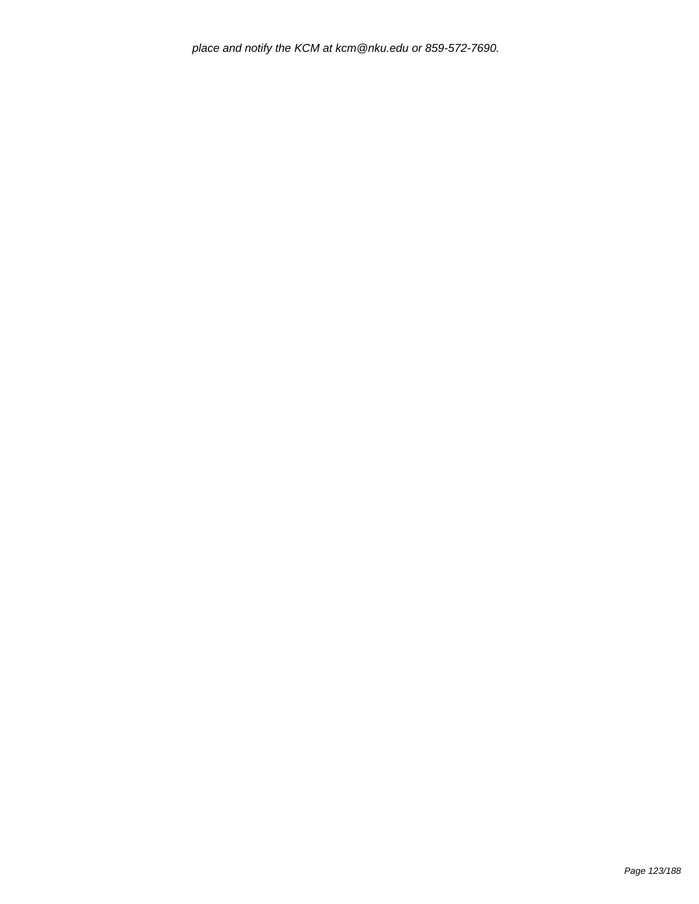*place and notify the KCM at kcm@nku.edu or 859-572-7690.*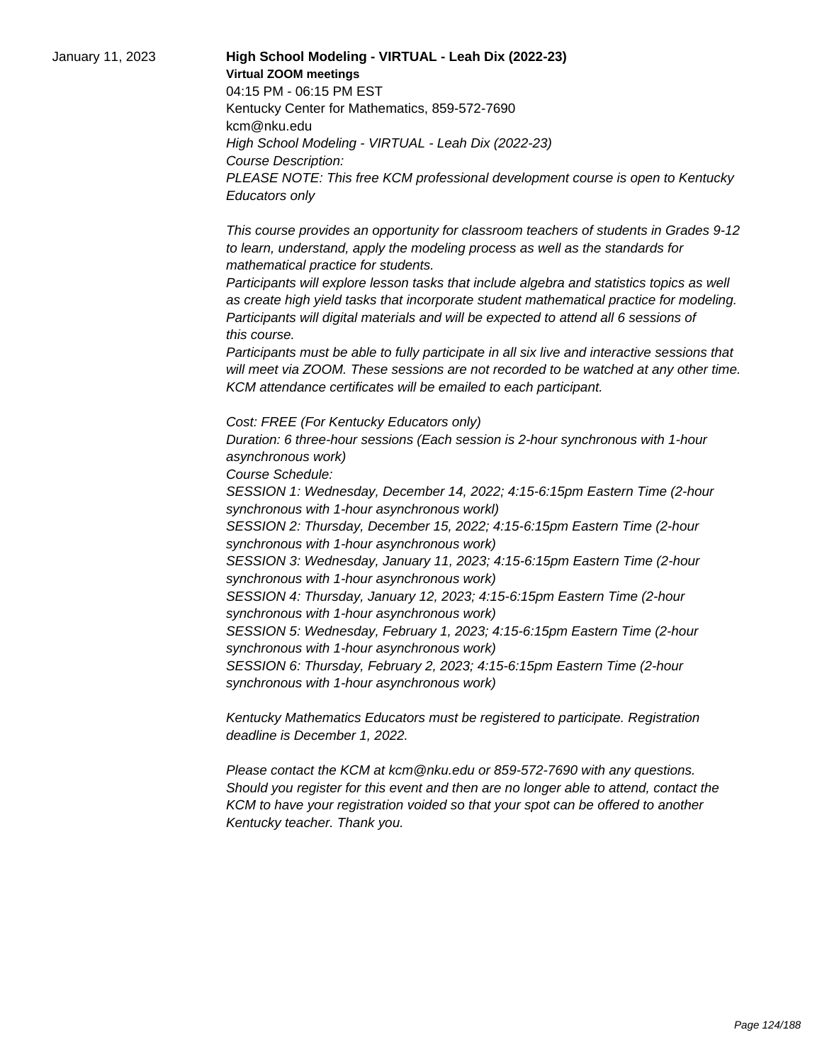January 11, 2023

**High School Modeling - VIRTUAL - Leah Dix (2022-23)**

**Virtual ZOOM meetings**

04:15 PM - 06:15 PM EST

Kentucky Center for Mathematics, 859-572-7690

kcm@nku.edu

*High School Modeling - VIRTUAL - Leah Dix (2022-23)*

*Course Description:*

*PLEASE NOTE: This free KCM professional development course is open to Kentucky Educators only*

*This course provides an opportunity for classroom teachers of students in Grades 9-12 to learn, understand, apply the modeling process as well as the standards for mathematical practice for students.*

*Participants will explore lesson tasks that include algebra and statistics topics as well as create high yield tasks that incorporate student mathematical practice for modeling.*

*Participants will digital materials and will be expected to attend all 6 sessions of this course.*

*Participants must be able to fully participate in all six live and interactive sessions that will meet via ZOOM. These sessions are not recorded to be watched at any other time.*

*KCM attendance certificates will be emailed to each participant.*

*Cost: FREE (For Kentucky Educators only)*

*Duration: 6 three-hour sessions (Each session is 2-hour synchronous with 1-hour asynchronous work)*

*Course Schedule:*

*SESSION 1: Wednesday, December 14, 2022; 4:15-6:15pm Eastern Time (2-hour synchronous with 1-hour asynchronous workl)*

*SESSION 2: Thursday, December 15, 2022; 4:15-6:15pm Eastern Time (2-hour synchronous with 1-hour asynchronous work)*

*SESSION 3: Wednesday, January 11, 2023; 4:15-6:15pm Eastern Time (2-hour synchronous with 1-hour asynchronous work)*

*SESSION 4: Thursday, January 12, 2023; 4:15-6:15pm Eastern Time (2-hour synchronous with 1-hour asynchronous work)*

*SESSION 5: Wednesday, February 1, 2023; 4:15-6:15pm Eastern Time (2-hour synchronous with 1-hour asynchronous work)*

*SESSION 6: Thursday, February 2, 2023; 4:15-6:15pm Eastern Time (2-hour synchronous with 1-hour asynchronous work)*

*Kentucky Mathematics Educators must be registered to participate. Registration deadline is December 1, 2022.*

*Please contact the KCM at kcm@nku.edu or 859-572-7690 with any questions. Should you register for this event and then are no longer able to attend, contact the KCM to have your registration voided so that your spot can be offered to another Kentucky teacher. Thank you.*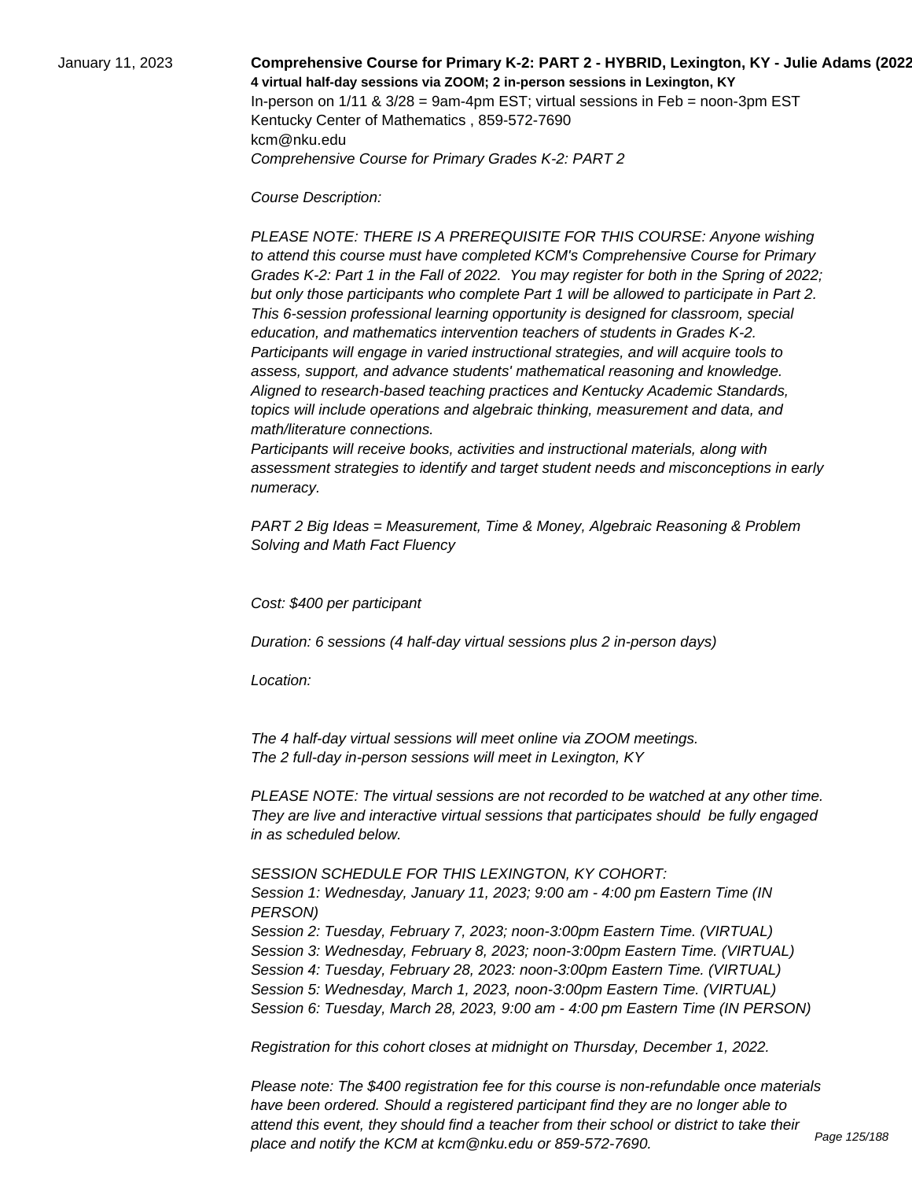January 11, 2023

**Comprehensive Course for Primary K-2: PART 2 - HYBRID, Lexington, KY - Julie Adams (2022**

**4 virtual half-day sessions via ZOOM; 2 in-person sessions in Lexington, KY**

In-person on 1/11 & 3/28 = 9am-4pm EST; virtual sessions in Feb = noon-3pm EST

Kentucky Center of Mathematics , 859-572-7690

kcm@nku.edu

*Comprehensive Course for Primary Grades K-2: PART 2*

*Course Description:*

*PLEASE NOTE: THERE IS A PREREQUISITE FOR THIS COURSE: Anyone wishing to attend this course must have completed KCM's Comprehensive Course for Primary Grades K-2: Part 1 in the Fall of 2022. You may register for both in the Spring of 2022; but only those participants who complete Part 1 will be allowed to participate in Part 2. This 6-session professional learning opportunity is designed for classroom, special education, and mathematics intervention teachers of students in Grades K-2. Participants will engage in varied instructional strategies, and will acquire tools to assess, support, and advance students' mathematical reasoning and knowledge. Aligned to research-based teaching practices and Kentucky Academic Standards, topics will include operations and algebraic thinking, measurement and data, and math/literature connections.*

*Participants will receive books, activities and instructional materials, along with assessment strategies to identify and target student needs and misconceptions in early numeracy.*

*PART 2 Big Ideas = Measurement, Time & Money, Algebraic Reasoning & Problem Solving and Math Fact Fluency*

*Cost: $400 per participant*

*Duration: 6 sessions (4 half-day virtual sessions plus 2 in-person days)*

*Location:*

*The 4 half-day virtual sessions will meet online via ZOOM meetings.*
*The 2 full-day in-person sessions will meet in Lexington, KY*

*PLEASE NOTE: The virtual sessions are not recorded to be watched at any other time. They are live and interactive virtual sessions that participates should be fully engaged in as scheduled below.*

*SESSION SCHEDULE FOR THIS LEXINGTON, KY COHORT:*
*Session 1: Wednesday, January 11, 2023; 9:00 am - 4:00 pm Eastern Time (IN PERSON)*
*Session 2: Tuesday, February 7, 2023; noon-3:00pm Eastern Time. (VIRTUAL)*
*Session 3: Wednesday, February 8, 2023; noon-3:00pm Eastern Time. (VIRTUAL)*
*Session 4: Tuesday, February 28, 2023: noon-3:00pm Eastern Time. (VIRTUAL)*
*Session 5: Wednesday, March 1, 2023, noon-3:00pm Eastern Time. (VIRTUAL)*
*Session 6: Tuesday, March 28, 2023, 9:00 am - 4:00 pm Eastern Time (IN PERSON)*

*Registration for this cohort closes at midnight on Thursday, December 1, 2022.*

*Please note: The $400 registration fee for this course is non-refundable once materials have been ordered. Should a registered participant find they are no longer able to attend this event, they should find a teacher from their school or district to take their place and notify the KCM at kcm@nku.edu or 859-572-7690.*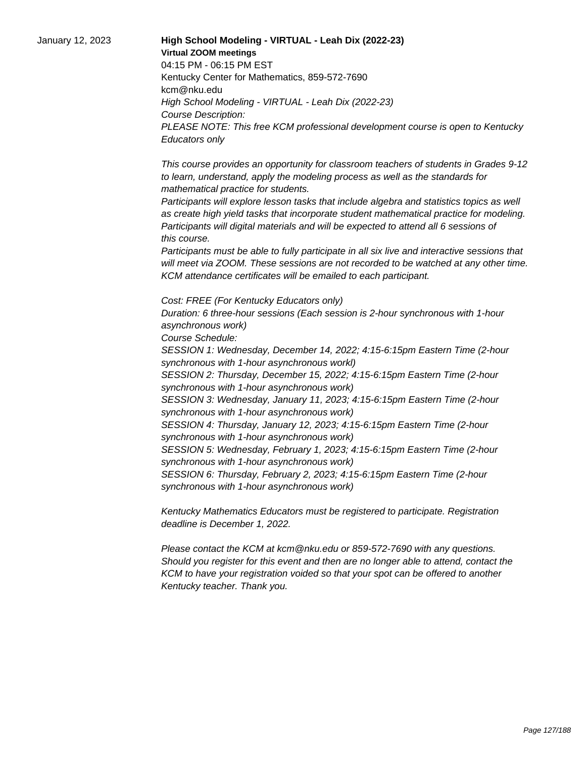January 12, 2023

**High School Modeling - VIRTUAL - Leah Dix (2022-23)**

**Virtual ZOOM meetings**

04:15 PM - 06:15 PM EST

Kentucky Center for Mathematics, 859-572-7690

kcm@nku.edu

*High School Modeling - VIRTUAL - Leah Dix (2022-23)*

*Course Description:*

*PLEASE NOTE: This free KCM professional development course is open to Kentucky Educators only*

*This course provides an opportunity for classroom teachers of students in Grades 9-12 to learn, understand, apply the modeling process as well as the standards for mathematical practice for students.*

*Participants will explore lesson tasks that include algebra and statistics topics as well as create high yield tasks that incorporate student mathematical practice for modeling. Participants will digital materials and will be expected to attend all 6 sessions of this course.*

*Participants must be able to fully participate in all six live and interactive sessions that will meet via ZOOM. These sessions are not recorded to be watched at any other time. KCM attendance certificates will be emailed to each participant.*

*Cost: FREE (For Kentucky Educators only)*

*Duration: 6 three-hour sessions (Each session is 2-hour synchronous with 1-hour asynchronous work)*

*Course Schedule:*

*SESSION 1: Wednesday, December 14, 2022; 4:15-6:15pm Eastern Time (2-hour synchronous with 1-hour asynchronous workl)*

*SESSION 2: Thursday, December 15, 2022; 4:15-6:15pm Eastern Time (2-hour synchronous with 1-hour asynchronous work)*

*SESSION 3: Wednesday, January 11, 2023; 4:15-6:15pm Eastern Time (2-hour synchronous with 1-hour asynchronous work)*

*SESSION 4: Thursday, January 12, 2023; 4:15-6:15pm Eastern Time (2-hour synchronous with 1-hour asynchronous work)*

*SESSION 5: Wednesday, February 1, 2023; 4:15-6:15pm Eastern Time (2-hour synchronous with 1-hour asynchronous work)*

*SESSION 6: Thursday, February 2, 2023; 4:15-6:15pm Eastern Time (2-hour synchronous with 1-hour asynchronous work)*

*Kentucky Mathematics Educators must be registered to participate. Registration deadline is December 1, 2022.*

*Please contact the KCM at kcm@nku.edu or 859-572-7690 with any questions. Should you register for this event and then are no longer able to attend, contact the KCM to have your registration voided so that your spot can be offered to another Kentucky teacher. Thank you.*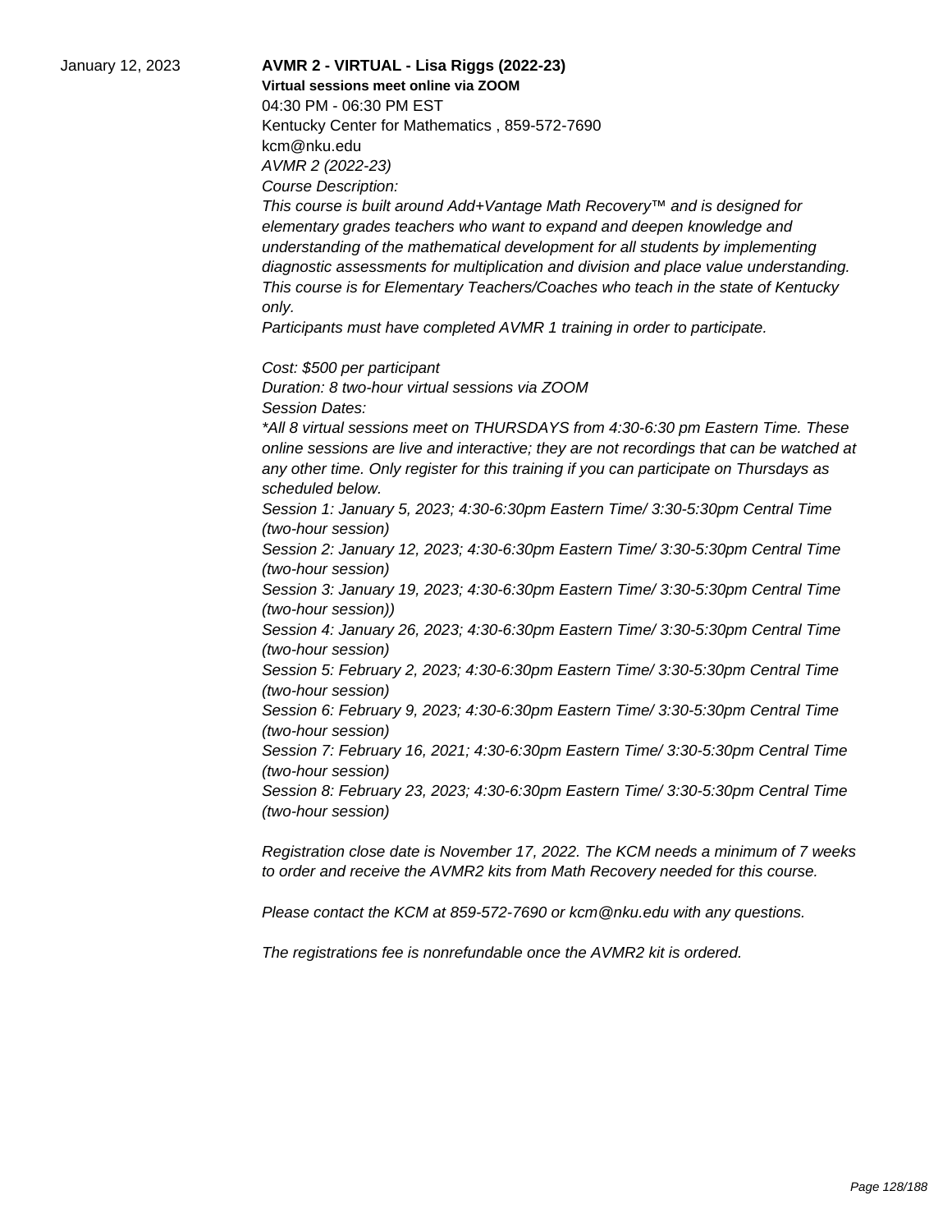January 12, 2023

**AVMR 2 - VIRTUAL - Lisa Riggs (2022-23)**

**Virtual sessions meet online via ZOOM**

04:30 PM - 06:30 PM EST

Kentucky Center for Mathematics , 859-572-7690

kcm@nku.edu

*AVMR 2 (2022-23)*

*Course Description:*

*This course is built around Add+Vantage Math Recovery™ and is designed for elementary grades teachers who want to expand and deepen knowledge and understanding of the mathematical development for all students by implementing diagnostic assessments for multiplication and division and place value understanding. This course is for Elementary Teachers/Coaches who teach in the state of Kentucky only.*

*Participants must have completed AVMR 1 training in order to participate.*

*Cost: $500 per participant*

*Duration: 8 two-hour virtual sessions via ZOOM*

*Session Dates:*

*\*All 8 virtual sessions meet on THURSDAYS from 4:30-6:30 pm Eastern Time. These online sessions are live and interactive; they are not recordings that can be watched at any other time. Only register for this training if you can participate on Thursdays as scheduled below.*

*Session 1: January 5, 2023; 4:30-6:30pm Eastern Time/ 3:30-5:30pm Central Time (two-hour session)*

*Session 2: January 12, 2023; 4:30-6:30pm Eastern Time/ 3:30-5:30pm Central Time (two-hour session)*

*Session 3: January 19, 2023; 4:30-6:30pm Eastern Time/ 3:30-5:30pm Central Time (two-hour session))*

*Session 4: January 26, 2023; 4:30-6:30pm Eastern Time/ 3:30-5:30pm Central Time (two-hour session)*

*Session 5: February 2, 2023; 4:30-6:30pm Eastern Time/ 3:30-5:30pm Central Time (two-hour session)*

*Session 6: February 9, 2023; 4:30-6:30pm Eastern Time/ 3:30-5:30pm Central Time (two-hour session)*

*Session 7: February 16, 2021; 4:30-6:30pm Eastern Time/ 3:30-5:30pm Central Time (two-hour session)*

*Session 8: February 23, 2023; 4:30-6:30pm Eastern Time/ 3:30-5:30pm Central Time (two-hour session)*

*Registration close date is November 17, 2022. The KCM needs a minimum of 7 weeks to order and receive the AVMR2 kits from Math Recovery needed for this course.*

*Please contact the KCM at 859-572-7690 or kcm@nku.edu with any questions.*

*The registrations fee is nonrefundable once the AVMR2 kit is ordered.*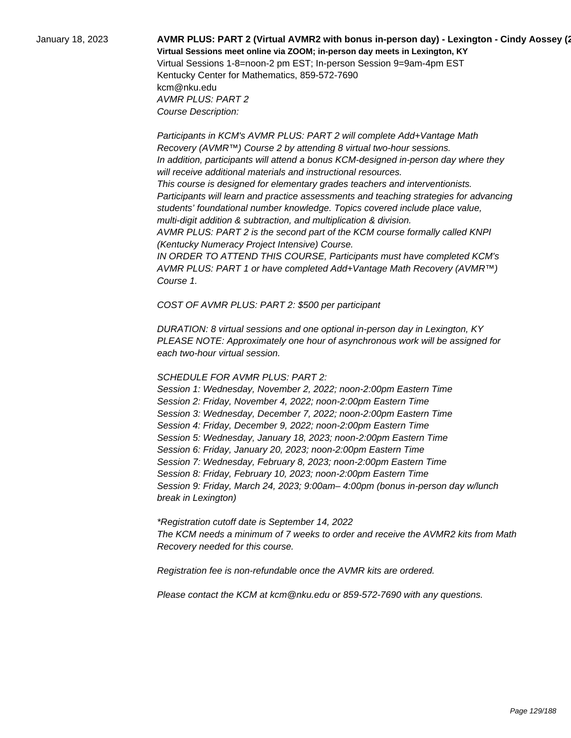January 18, 2023

**AVMR PLUS: PART 2 (Virtual AVMR2 with bonus in-person day) - Lexington - Cindy Aossey (2**

**Virtual Sessions meet online via ZOOM; in-person day meets in Lexington, KY**

Virtual Sessions 1-8=noon-2 pm EST; In-person Session 9=9am-4pm EST

Kentucky Center for Mathematics, 859-572-7690

kcm@nku.edu

*AVMR PLUS: PART 2*

*Course Description:*

*Participants in KCM's AVMR PLUS: PART 2 will complete Add+Vantage Math Recovery (AVMR™) Course 2 by attending 8 virtual two-hour sessions.*
*In addition, participants will attend a bonus KCM-designed in-person day where they will receive additional materials and instructional resources.*
*This course is designed for elementary grades teachers and interventionists.*
*Participants will learn and practice assessments and teaching strategies for advancing students' foundational number knowledge. Topics covered include place value, multi-digit addition & subtraction, and multiplication & division.*
*AVMR PLUS: PART 2 is the second part of the KCM course formally called KNPI (Kentucky Numeracy Project Intensive) Course.*
*IN ORDER TO ATTEND THIS COURSE, Participants must have completed KCM's AVMR PLUS: PART 1 or have completed Add+Vantage Math Recovery (AVMR™) Course 1.*

*COST OF AVMR PLUS: PART 2: $500 per participant*

*DURATION: 8 virtual sessions and one optional in-person day in Lexington, KY*
*PLEASE NOTE: Approximately one hour of asynchronous work will be assigned for each two-hour virtual session.*

*SCHEDULE FOR AVMR PLUS: PART 2:*
*Session 1: Wednesday, November 2, 2022; noon-2:00pm Eastern Time*
*Session 2: Friday, November 4, 2022; noon-2:00pm Eastern Time*
*Session 3: Wednesday, December 7, 2022; noon-2:00pm Eastern Time*
*Session 4: Friday, December 9, 2022; noon-2:00pm Eastern Time*
*Session 5: Wednesday, January 18, 2023; noon-2:00pm Eastern Time*
*Session 6: Friday, January 20, 2023; noon-2:00pm Eastern Time*
*Session 7: Wednesday, February 8, 2023; noon-2:00pm Eastern Time*
*Session 8: Friday, February 10, 2023; noon-2:00pm Eastern Time*
*Session 9: Friday, March 24, 2023; 9:00am– 4:00pm (bonus in-person day w/lunch break in Lexington)*

*\*Registration cutoff date is September 14, 2022*
*The KCM needs a minimum of 7 weeks to order and receive the AVMR2 kits from Math Recovery needed for this course.*

*Registration fee is non-refundable once the AVMR kits are ordered.*

*Please contact the KCM at kcm@nku.edu or 859-572-7690 with any questions.*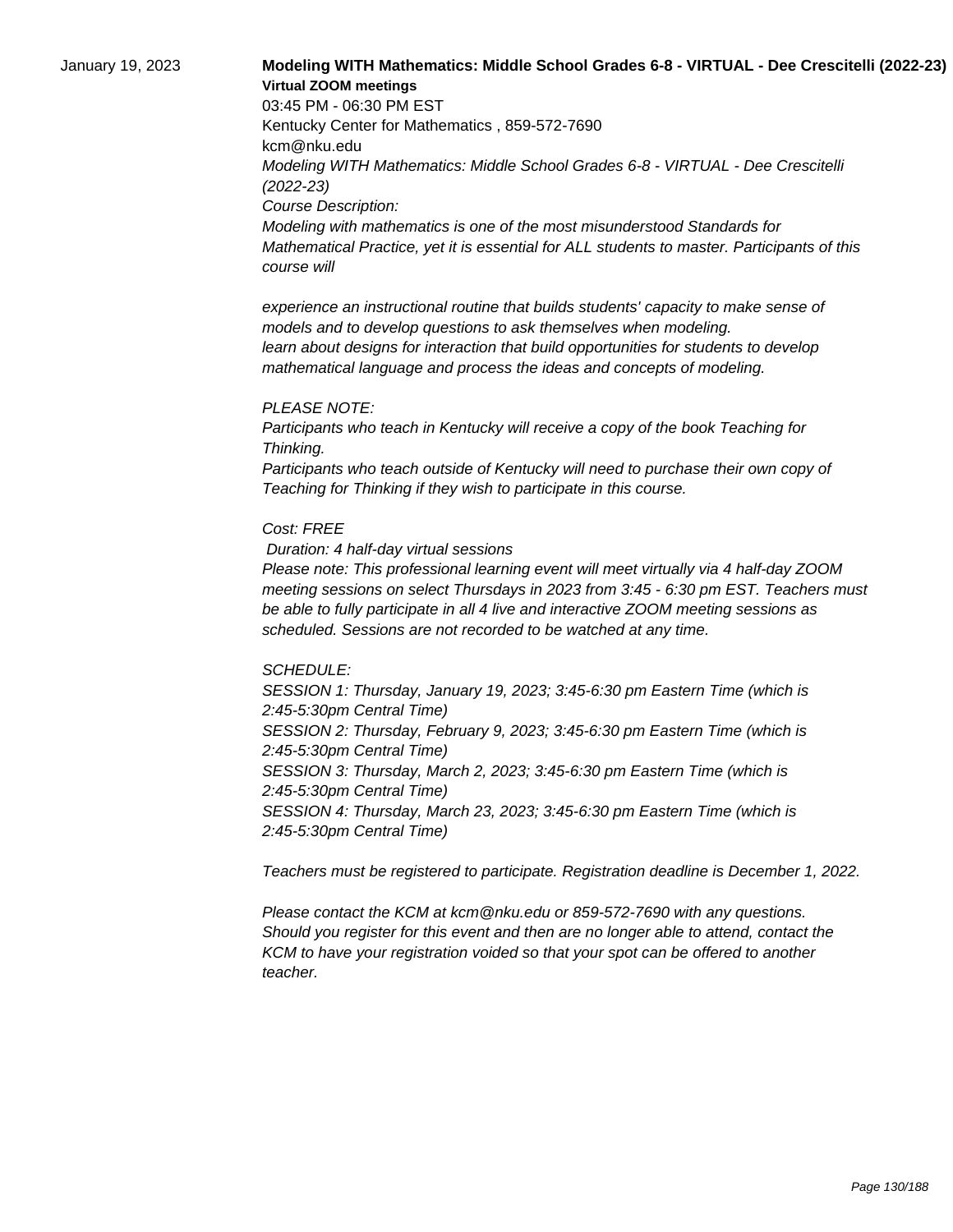January 19, 2023

**Modeling WITH Mathematics: Middle School Grades 6-8 - VIRTUAL - Dee Crescitelli (2022-23)**

**Virtual ZOOM meetings**

03:45 PM - 06:30 PM EST

Kentucky Center for Mathematics , 859-572-7690

kcm@nku.edu

*Modeling WITH Mathematics: Middle School Grades 6-8 - VIRTUAL - Dee Crescitelli (2022-23)*

*Course Description:*

*Modeling with mathematics is one of the most misunderstood Standards for Mathematical Practice, yet it is essential for ALL students to master. Participants of this course will*

*experience an instructional routine that builds students' capacity to make sense of models and to develop questions to ask themselves when modeling.*
*learn about designs for interaction that build opportunities for students to develop mathematical language and process the ideas and concepts of modeling.*

*PLEASE NOTE:*

*Participants who teach in Kentucky will receive a copy of the book Teaching for Thinking.*

*Participants who teach outside of Kentucky will need to purchase their own copy of Teaching for Thinking if they wish to participate in this course.*

*Cost: FREE*

*Duration: 4 half-day virtual sessions*

*Please note: This professional learning event will meet virtually via 4 half-day ZOOM meeting sessions on select Thursdays in 2023 from 3:45 - 6:30 pm EST. Teachers must be able to fully participate in all 4 live and interactive ZOOM meeting sessions as scheduled. Sessions are not recorded to be watched at any time.*

*SCHEDULE:*

*SESSION 1: Thursday, January 19, 2023; 3:45-6:30 pm Eastern Time (which is 2:45-5:30pm Central Time)*

*SESSION 2: Thursday, February 9, 2023; 3:45-6:30 pm Eastern Time (which is 2:45-5:30pm Central Time)*

*SESSION 3: Thursday, March 2, 2023; 3:45-6:30 pm Eastern Time (which is 2:45-5:30pm Central Time)*

*SESSION 4: Thursday, March 23, 2023; 3:45-6:30 pm Eastern Time (which is 2:45-5:30pm Central Time)*

*Teachers must be registered to participate. Registration deadline is December 1, 2022.*

*Please contact the KCM at kcm@nku.edu or 859-572-7690 with any questions. Should you register for this event and then are no longer able to attend, contact the KCM to have your registration voided so that your spot can be offered to another teacher.*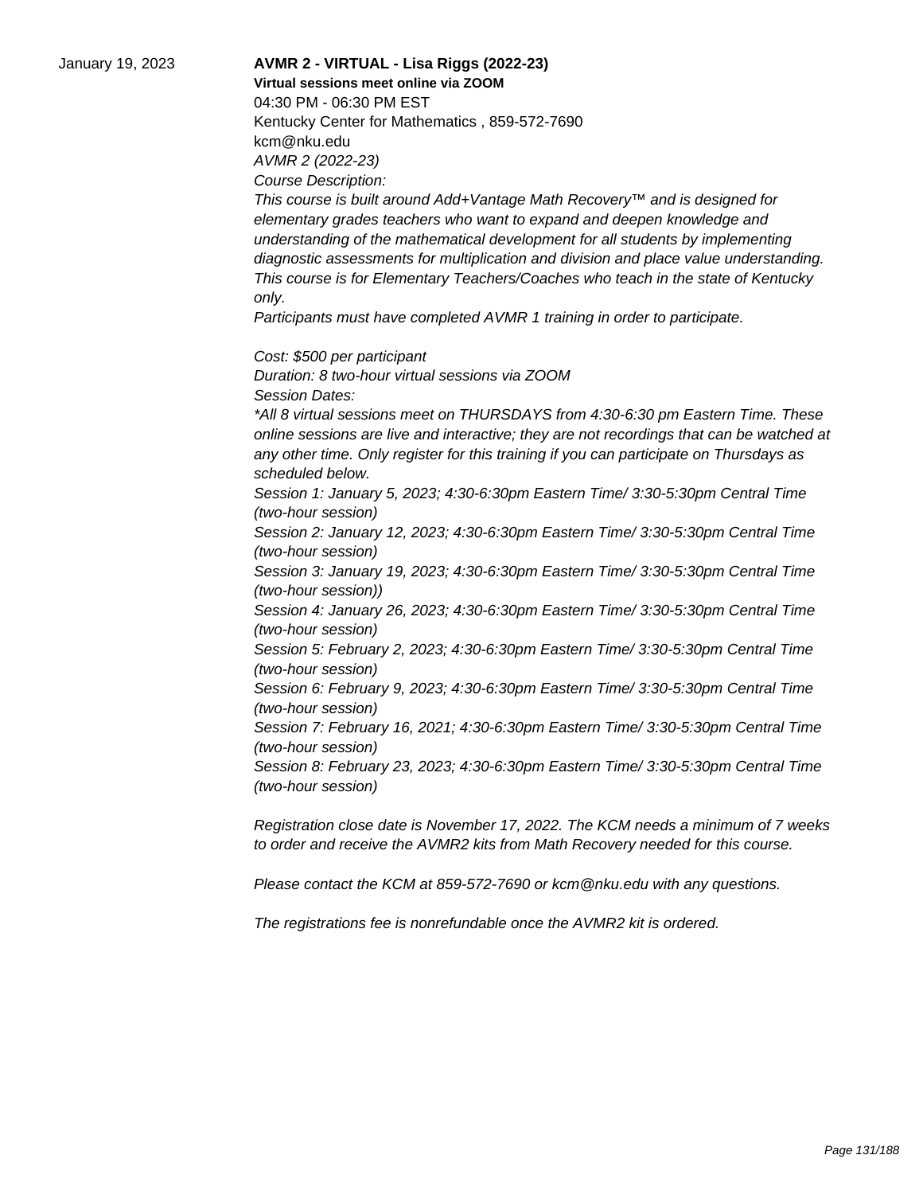January 19, 2023

**AVMR 2 - VIRTUAL - Lisa Riggs (2022-23)**

**Virtual sessions meet online via ZOOM**

04:30 PM - 06:30 PM EST

Kentucky Center for Mathematics , 859-572-7690

kcm@nku.edu

*AVMR 2 (2022-23)*

*Course Description:*

*This course is built around Add+Vantage Math Recovery™ and is designed for elementary grades teachers who want to expand and deepen knowledge and understanding of the mathematical development for all students by implementing diagnostic assessments for multiplication and division and place value understanding. This course is for Elementary Teachers/Coaches who teach in the state of Kentucky only.*

*Participants must have completed AVMR 1 training in order to participate.*

*Cost: $500 per participant*

*Duration: 8 two-hour virtual sessions via ZOOM*

*Session Dates:*

*\*All 8 virtual sessions meet on THURSDAYS from 4:30-6:30 pm Eastern Time. These online sessions are live and interactive; they are not recordings that can be watched at any other time. Only register for this training if you can participate on Thursdays as scheduled below.*

*Session 1: January 5, 2023; 4:30-6:30pm Eastern Time/ 3:30-5:30pm Central Time (two-hour session)*

*Session 2: January 12, 2023; 4:30-6:30pm Eastern Time/ 3:30-5:30pm Central Time (two-hour session)*

*Session 3: January 19, 2023; 4:30-6:30pm Eastern Time/ 3:30-5:30pm Central Time (two-hour session))*

*Session 4: January 26, 2023; 4:30-6:30pm Eastern Time/ 3:30-5:30pm Central Time (two-hour session)*

*Session 5: February 2, 2023; 4:30-6:30pm Eastern Time/ 3:30-5:30pm Central Time (two-hour session)*

*Session 6: February 9, 2023; 4:30-6:30pm Eastern Time/ 3:30-5:30pm Central Time (two-hour session)*

*Session 7: February 16, 2021; 4:30-6:30pm Eastern Time/ 3:30-5:30pm Central Time (two-hour session)*

*Session 8: February 23, 2023; 4:30-6:30pm Eastern Time/ 3:30-5:30pm Central Time (two-hour session)*

*Registration close date is November 17, 2022. The KCM needs a minimum of 7 weeks to order and receive the AVMR2 kits from Math Recovery needed for this course.*

*Please contact the KCM at 859-572-7690 or kcm@nku.edu with any questions.*

*The registrations fee is nonrefundable once the AVMR2 kit is ordered.*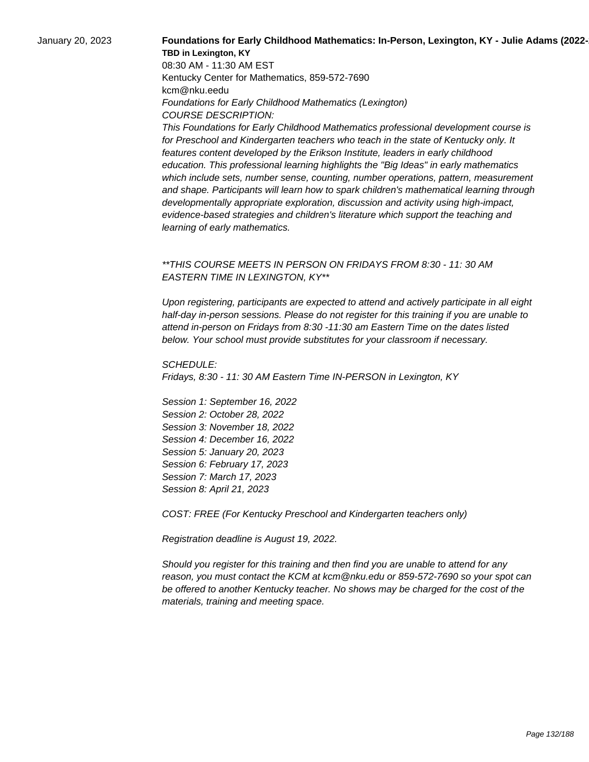January 20, 2023

**Foundations for Early Childhood Mathematics: In-Person, Lexington, KY - Julie Adams (2022-**

**TBD in Lexington, KY**

08:30 AM - 11:30 AM EST

Kentucky Center for Mathematics, 859-572-7690

kcm@nku.eedu

*Foundations for Early Childhood Mathematics (Lexington)*

*COURSE DESCRIPTION:*

*This Foundations for Early Childhood Mathematics professional development course is for Preschool and Kindergarten teachers who teach in the state of Kentucky only. It features content developed by the Erikson Institute, leaders in early childhood education. This professional learning highlights the "Big Ideas" in early mathematics which include sets, number sense, counting, number operations, pattern, measurement and shape. Participants will learn how to spark children's mathematical learning through developmentally appropriate exploration, discussion and activity using high-impact, evidence-based strategies and children's literature which support the teaching and learning of early mathematics.*

*\*\*THIS COURSE MEETS IN PERSON ON FRIDAYS FROM 8:30 - 11: 30 AM EASTERN TIME IN LEXINGTON, KY\*\**

*Upon registering, participants are expected to attend and actively participate in all eight half-day in-person sessions. Please do not register for this training if you are unable to attend in-person on Fridays from 8:30 -11:30 am Eastern Time on the dates listed below. Your school must provide substitutes for your classroom if necessary.*

*SCHEDULE:*

*Fridays, 8:30 - 11: 30 AM Eastern Time IN-PERSON in Lexington, KY*

*Session 1: September 16, 2022*
*Session 2: October 28, 2022*
*Session 3: November 18, 2022*
*Session 4: December 16, 2022*
*Session 5: January 20, 2023*
*Session 6: February 17, 2023*
*Session 7: March 17, 2023*
*Session 8: April 21, 2023*

*COST: FREE (For Kentucky Preschool and Kindergarten teachers only)*

*Registration deadline is August 19, 2022.*

*Should you register for this training and then find you are unable to attend for any reason, you must contact the KCM at kcm@nku.edu or 859-572-7690 so your spot can be offered to another Kentucky teacher. No shows may be charged for the cost of the materials, training and meeting space.*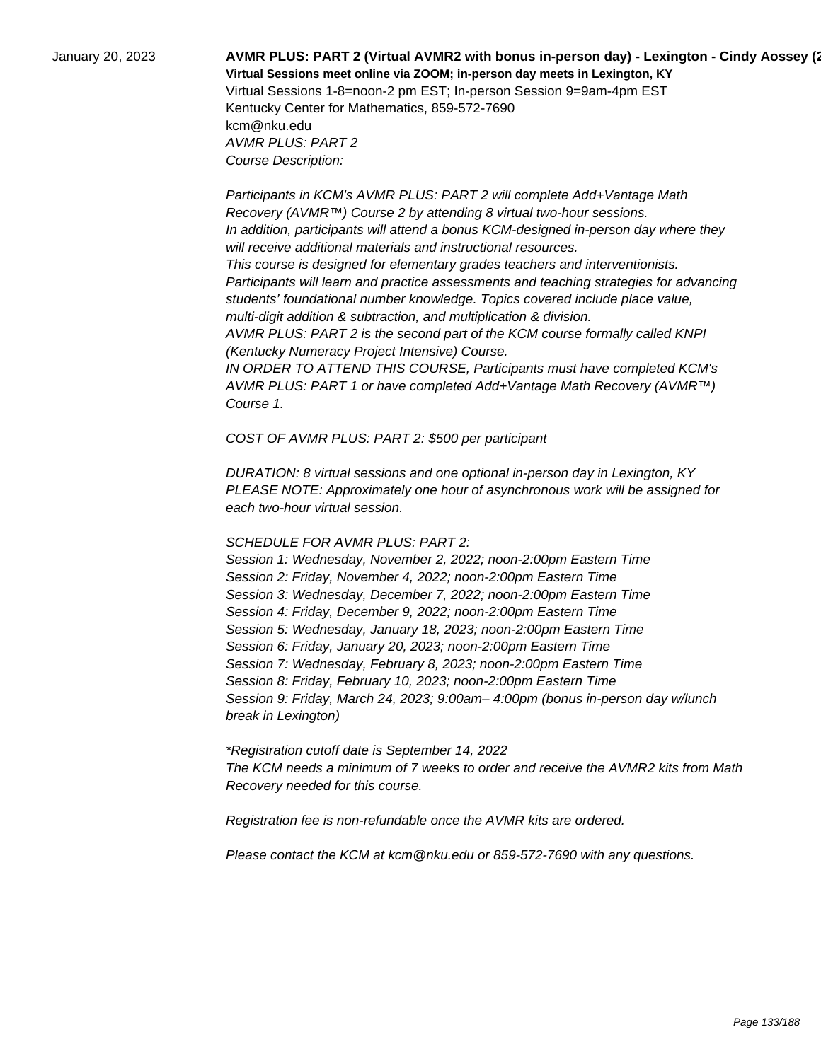January 20, 2023

**AVMR PLUS: PART 2 (Virtual AVMR2 with bonus in-person day) - Lexington - Cindy Aossey (2**

**Virtual Sessions meet online via ZOOM; in-person day meets in Lexington, KY**

Virtual Sessions 1-8=noon-2 pm EST; In-person Session 9=9am-4pm EST

Kentucky Center for Mathematics, 859-572-7690

kcm@nku.edu

*AVMR PLUS: PART 2*

*Course Description:*

*Participants in KCM's AVMR PLUS: PART 2 will complete Add+Vantage Math Recovery (AVMR™) Course 2 by attending 8 virtual two-hour sessions.*
*In addition, participants will attend a bonus KCM-designed in-person day where they will receive additional materials and instructional resources.*
*This course is designed for elementary grades teachers and interventionists.*
*Participants will learn and practice assessments and teaching strategies for advancing students' foundational number knowledge. Topics covered include place value, multi-digit addition & subtraction, and multiplication & division.*
*AVMR PLUS: PART 2 is the second part of the KCM course formally called KNPI (Kentucky Numeracy Project Intensive) Course.*
*IN ORDER TO ATTEND THIS COURSE, Participants must have completed KCM's AVMR PLUS: PART 1 or have completed Add+Vantage Math Recovery (AVMR™) Course 1.*

*COST OF AVMR PLUS: PART 2: $500 per participant*

*DURATION: 8 virtual sessions and one optional in-person day in Lexington, KY*
*PLEASE NOTE: Approximately one hour of asynchronous work will be assigned for each two-hour virtual session.*

*SCHEDULE FOR AVMR PLUS: PART 2:*
*Session 1: Wednesday, November 2, 2022; noon-2:00pm Eastern Time*
*Session 2: Friday, November 4, 2022; noon-2:00pm Eastern Time*
*Session 3: Wednesday, December 7, 2022; noon-2:00pm Eastern Time*
*Session 4: Friday, December 9, 2022; noon-2:00pm Eastern Time*
*Session 5: Wednesday, January 18, 2023; noon-2:00pm Eastern Time*
*Session 6: Friday, January 20, 2023; noon-2:00pm Eastern Time*
*Session 7: Wednesday, February 8, 2023; noon-2:00pm Eastern Time*
*Session 8: Friday, February 10, 2023; noon-2:00pm Eastern Time*
*Session 9: Friday, March 24, 2023; 9:00am– 4:00pm (bonus in-person day w/lunch break in Lexington)*

*\*Registration cutoff date is September 14, 2022*
*The KCM needs a minimum of 7 weeks to order and receive the AVMR2 kits from Math Recovery needed for this course.*

*Registration fee is non-refundable once the AVMR kits are ordered.*

*Please contact the KCM at kcm@nku.edu or 859-572-7690 with any questions.*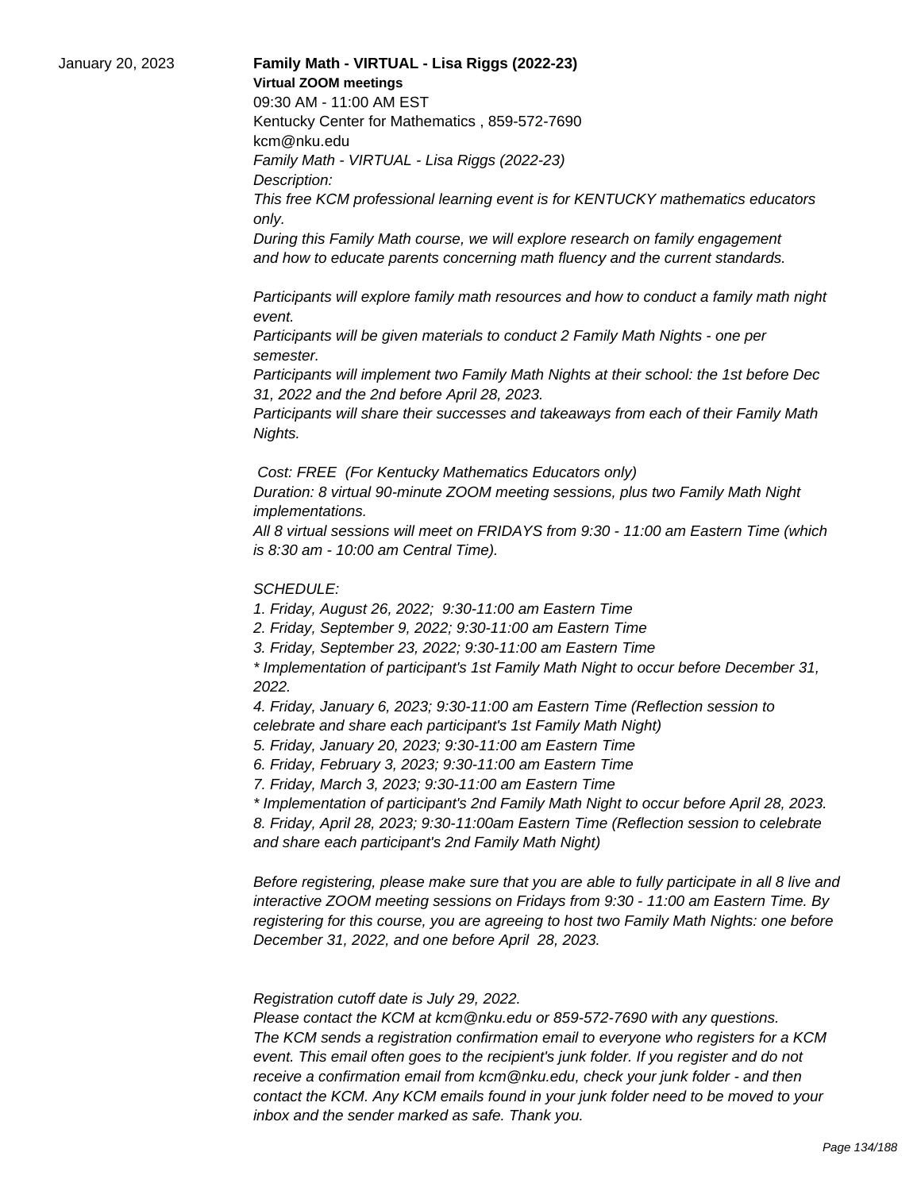January 20, 2023

**Family Math - VIRTUAL - Lisa Riggs (2022-23)**
**Virtual ZOOM meetings**
09:30 AM - 11:00 AM EST
Kentucky Center for Mathematics , 859-572-7690
kcm@nku.edu

*Family Math - VIRTUAL - Lisa Riggs (2022-23)*
*Description:*
*This free KCM professional learning event is for KENTUCKY mathematics educators only.*
*During this Family Math course, we will explore research on family engagement and how to educate parents concerning math fluency and the current standards.*

*Participants will explore family math resources and how to conduct a family math night event.*
*Participants will be given materials to conduct 2 Family Math Nights - one per semester.*
*Participants will implement two Family Math Nights at their school: the 1st before Dec 31, 2022 and the 2nd before April 28, 2023.*
*Participants will share their successes and takeaways from each of their Family Math Nights.*

*Cost: FREE (For Kentucky Mathematics Educators only)*
*Duration: 8 virtual 90-minute ZOOM meeting sessions, plus two Family Math Night implementations.*
*All 8 virtual sessions will meet on FRIDAYS from 9:30 - 11:00 am Eastern Time (which is 8:30 am - 10:00 am Central Time).*

*SCHEDULE:*
*1. Friday, August 26, 2022; 9:30-11:00 am Eastern Time*
*2. Friday, September 9, 2022; 9:30-11:00 am Eastern Time*
*3. Friday, September 23, 2022; 9:30-11:00 am Eastern Time*
*\* Implementation of participant's 1st Family Math Night to occur before December 31, 2022.*
*4. Friday, January 6, 2023; 9:30-11:00 am Eastern Time (Reflection session to celebrate and share each participant's 1st Family Math Night)*
*5. Friday, January 20, 2023; 9:30-11:00 am Eastern Time*
*6. Friday, February 3, 2023; 9:30-11:00 am Eastern Time*
*7. Friday, March 3, 2023; 9:30-11:00 am Eastern Time*
*\* Implementation of participant's 2nd Family Math Night to occur before April 28, 2023.*
*8. Friday, April 28, 2023; 9:30-11:00am Eastern Time (Reflection session to celebrate and share each participant's 2nd Family Math Night)*

*Before registering, please make sure that you are able to fully participate in all 8 live and interactive ZOOM meeting sessions on Fridays from 9:30 - 11:00 am Eastern Time. By registering for this course, you are agreeing to host two Family Math Nights: one before December 31, 2022, and one before April 28, 2023.*

*Registration cutoff date is July 29, 2022.*
*Please contact the KCM at kcm@nku.edu or 859-572-7690 with any questions.*
*The KCM sends a registration confirmation email to everyone who registers for a KCM event. This email often goes to the recipient's junk folder. If you register and do not receive a confirmation email from kcm@nku.edu, check your junk folder - and then contact the KCM. Any KCM emails found in your junk folder need to be moved to your inbox and the sender marked as safe. Thank you.*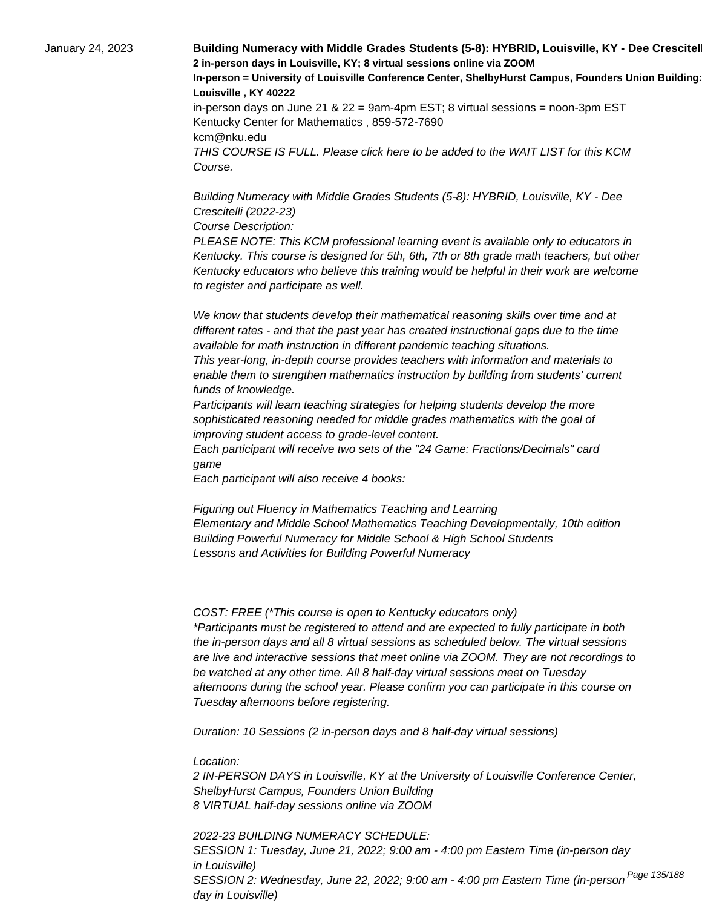January 24, 2023

**Building Numeracy with Middle Grades Students (5-8): HYBRID, Louisville, KY - Dee Crescitell**
**2 in-person days in Louisville, KY; 8 virtual sessions online via ZOOM**
**In-person = University of Louisville Conference Center, ShelbyHurst Campus, Founders Union Building:**
**Louisville , KY 40222**
in-person days on June 21 & 22 = 9am-4pm EST; 8 virtual sessions = noon-3pm EST
Kentucky Center for Mathematics , 859-572-7690
kcm@nku.edu
*THIS COURSE IS FULL. Please click here to be added to the WAIT LIST for this KCM Course.*

*Building Numeracy with Middle Grades Students (5-8): HYBRID, Louisville, KY - Dee Crescitelli (2022-23)*
*Course Description:*
*PLEASE NOTE: This KCM professional learning event is available only to educators in Kentucky. This course is designed for 5th, 6th, 7th or 8th grade math teachers, but other Kentucky educators who believe this training would be helpful in their work are welcome to register and participate as well.*

*We know that students develop their mathematical reasoning skills over time and at different rates - and that the past year has created instructional gaps due to the time available for math instruction in different pandemic teaching situations.*
*This year-long, in-depth course provides teachers with information and materials to enable them to strengthen mathematics instruction by building from students' current funds of knowledge.*
*Participants will learn teaching strategies for helping students develop the more sophisticated reasoning needed for middle grades mathematics with the goal of improving student access to grade-level content.*
*Each participant will receive two sets of the "24 Game: Fractions/Decimals" card game*
*Each participant will also receive 4 books:*

*Figuring out Fluency in Mathematics Teaching and Learning*
*Elementary and Middle School Mathematics Teaching Developmentally, 10th edition*
*Building Powerful Numeracy for Middle School & High School Students*
*Lessons and Activities for Building Powerful Numeracy*

*COST: FREE (*This course is open to Kentucky educators only)*
**Participants must be registered to attend and are expected to fully participate in both the in-person days and all 8 virtual sessions as scheduled below. The virtual sessions are live and interactive sessions that meet online via ZOOM. They are not recordings to be watched at any other time. All 8 half-day virtual sessions meet on Tuesday afternoons during the school year. Please confirm you can participate in this course on Tuesday afternoons before registering.*

*Duration: 10 Sessions (2 in-person days and 8 half-day virtual sessions)*

*Location:*
*2 IN-PERSON DAYS in Louisville, KY at the University of Louisville Conference Center, ShelbyHurst Campus, Founders Union Building*
*8 VIRTUAL half-day sessions online via ZOOM*

*2022-23 BUILDING NUMERACY SCHEDULE:*
*SESSION 1: Tuesday, June 21, 2022; 9:00 am - 4:00 pm Eastern Time (in-person day in Louisville)*
*SESSION 2: Wednesday, June 22, 2022; 9:00 am - 4:00 pm Eastern Time (in-person day in Louisville)*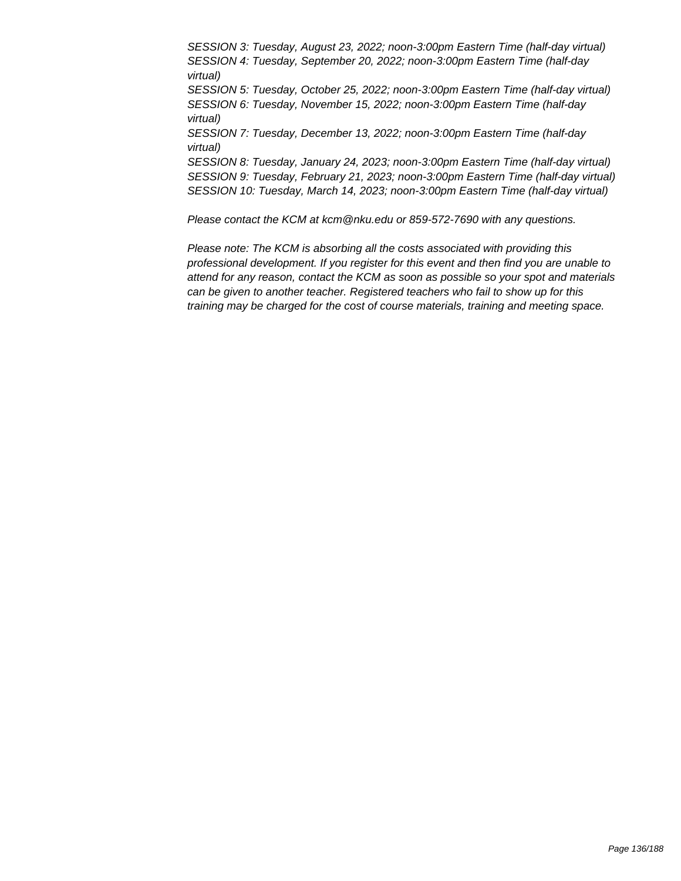*SESSION 3: Tuesday, August 23, 2022; noon-3:00pm Eastern Time (half-day virtual)*
*SESSION 4: Tuesday, September 20, 2022; noon-3:00pm Eastern Time (half-day virtual)*
*SESSION 5: Tuesday, October 25, 2022; noon-3:00pm Eastern Time (half-day virtual)*
*SESSION 6: Tuesday, November 15, 2022; noon-3:00pm Eastern Time (half-day virtual)*
*SESSION 7: Tuesday, December 13, 2022; noon-3:00pm Eastern Time (half-day virtual)*
*SESSION 8: Tuesday, January 24, 2023; noon-3:00pm Eastern Time (half-day virtual)*
*SESSION 9: Tuesday, February 21, 2023; noon-3:00pm Eastern Time (half-day virtual)*
*SESSION 10: Tuesday, March 14, 2023; noon-3:00pm Eastern Time (half-day virtual)*

*Please contact the KCM at kcm@nku.edu or 859-572-7690 with any questions.*

*Please note: The KCM is absorbing all the costs associated with providing this professional development. If you register for this event and then find you are unable to attend for any reason, contact the KCM as soon as possible so your spot and materials can be given to another teacher. Registered teachers who fail to show up for this training may be charged for the cost of course materials, training and meeting space.*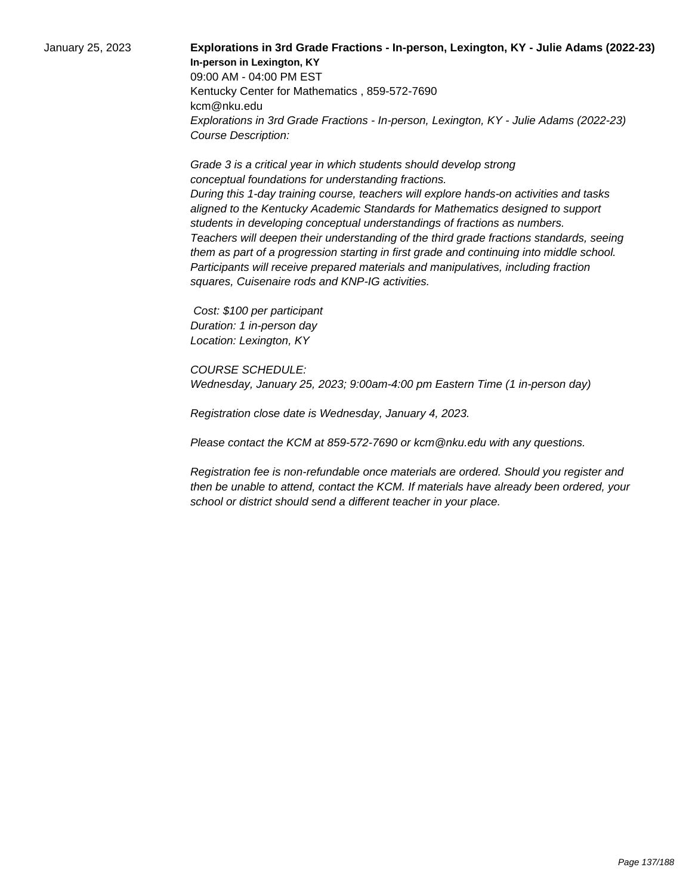January 25, 2023

**Explorations in 3rd Grade Fractions - In-person, Lexington, KY - Julie Adams (2022-23)**

**In-person in Lexington, KY**

09:00 AM - 04:00 PM EST

Kentucky Center for Mathematics , 859-572-7690

kcm@nku.edu

*Explorations in 3rd Grade Fractions - In-person, Lexington, KY - Julie Adams (2022-23)*

*Course Description:*

*Grade 3 is a critical year in which students should develop strong conceptual foundations for understanding fractions.*

*During this 1-day training course, teachers will explore hands-on activities and tasks aligned to the Kentucky Academic Standards for Mathematics designed to support students in developing conceptual understandings of fractions as numbers.*

*Teachers will deepen their understanding of the third grade fractions standards, seeing them as part of a progression starting in first grade and continuing into middle school.*

*Participants will receive prepared materials and manipulatives, including fraction squares, Cuisenaire rods and KNP-IG activities.*

*Cost: $100 per participant*

*Duration: 1 in-person day*

*Location: Lexington, KY*

*COURSE SCHEDULE:*

*Wednesday, January 25, 2023; 9:00am-4:00 pm Eastern Time (1 in-person day)*

*Registration close date is Wednesday, January 4, 2023.*

*Please contact the KCM at 859-572-7690 or kcm@nku.edu with any questions.*

*Registration fee is non-refundable once materials are ordered. Should you register and then be unable to attend, contact the KCM. If materials have already been ordered, your school or district should send a different teacher in your place.*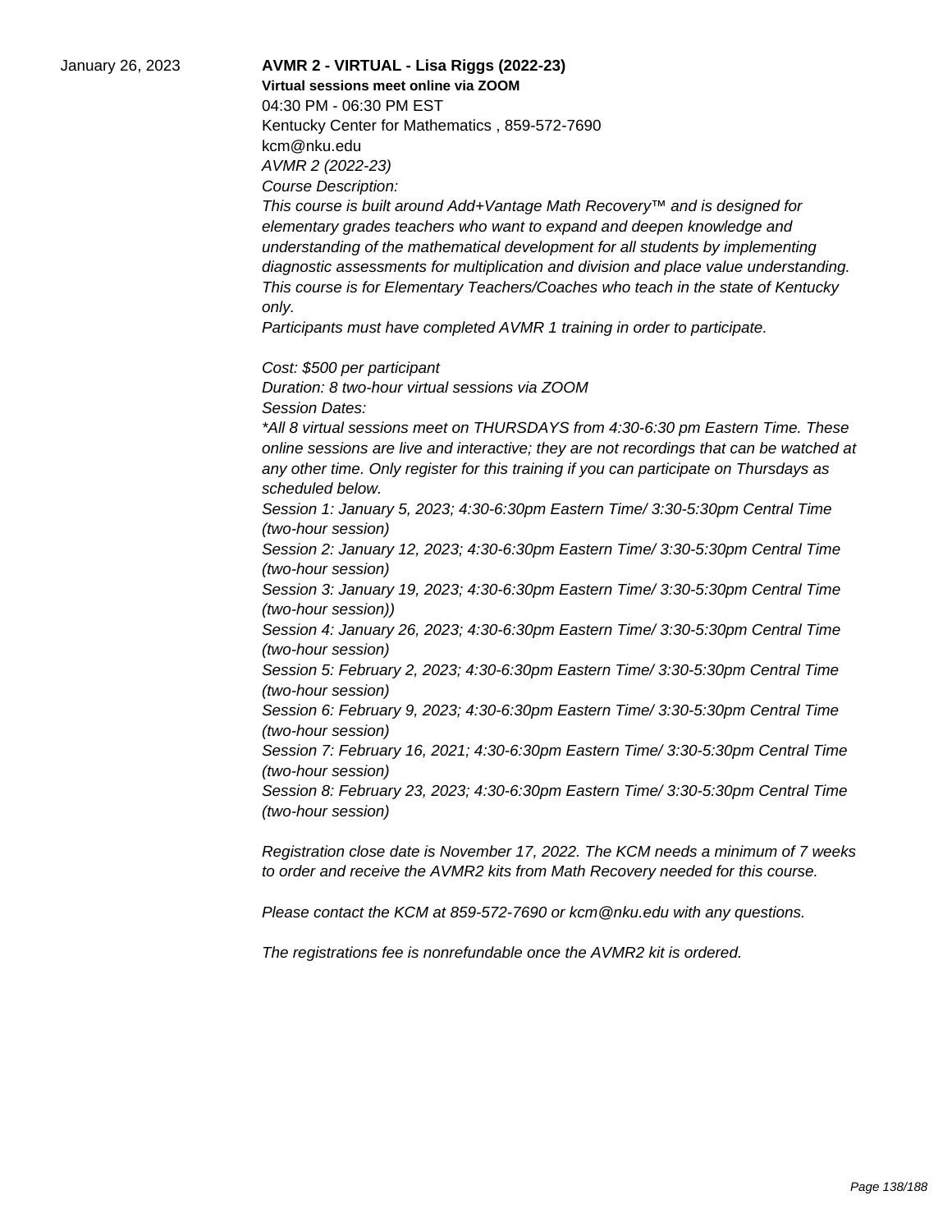January 26, 2023

**AVMR 2 - VIRTUAL - Lisa Riggs (2022-23)**

**Virtual sessions meet online via ZOOM**

04:30 PM - 06:30 PM EST

Kentucky Center for Mathematics , 859-572-7690

kcm@nku.edu

*AVMR 2 (2022-23)*

*Course Description:*

*This course is built around Add+Vantage Math Recovery™ and is designed for elementary grades teachers who want to expand and deepen knowledge and understanding of the mathematical development for all students by implementing diagnostic assessments for multiplication and division and place value understanding. This course is for Elementary Teachers/Coaches who teach in the state of Kentucky only.*

*Participants must have completed AVMR 1 training in order to participate.*

*Cost: $500 per participant*

*Duration: 8 two-hour virtual sessions via ZOOM*

*Session Dates:*

*\*All 8 virtual sessions meet on THURSDAYS from 4:30-6:30 pm Eastern Time. These online sessions are live and interactive; they are not recordings that can be watched at any other time. Only register for this training if you can participate on Thursdays as scheduled below.*

*Session 1: January 5, 2023; 4:30-6:30pm Eastern Time/ 3:30-5:30pm Central Time (two-hour session)*

*Session 2: January 12, 2023; 4:30-6:30pm Eastern Time/ 3:30-5:30pm Central Time (two-hour session)*

*Session 3: January 19, 2023; 4:30-6:30pm Eastern Time/ 3:30-5:30pm Central Time (two-hour session))*

*Session 4: January 26, 2023; 4:30-6:30pm Eastern Time/ 3:30-5:30pm Central Time (two-hour session)*

*Session 5: February 2, 2023; 4:30-6:30pm Eastern Time/ 3:30-5:30pm Central Time (two-hour session)*

*Session 6: February 9, 2023; 4:30-6:30pm Eastern Time/ 3:30-5:30pm Central Time (two-hour session)*

*Session 7: February 16, 2021; 4:30-6:30pm Eastern Time/ 3:30-5:30pm Central Time (two-hour session)*

*Session 8: February 23, 2023; 4:30-6:30pm Eastern Time/ 3:30-5:30pm Central Time (two-hour session)*

*Registration close date is November 17, 2022. The KCM needs a minimum of 7 weeks to order and receive the AVMR2 kits from Math Recovery needed for this course.*

*Please contact the KCM at 859-572-7690 or kcm@nku.edu with any questions.*

*The registrations fee is nonrefundable once the AVMR2 kit is ordered.*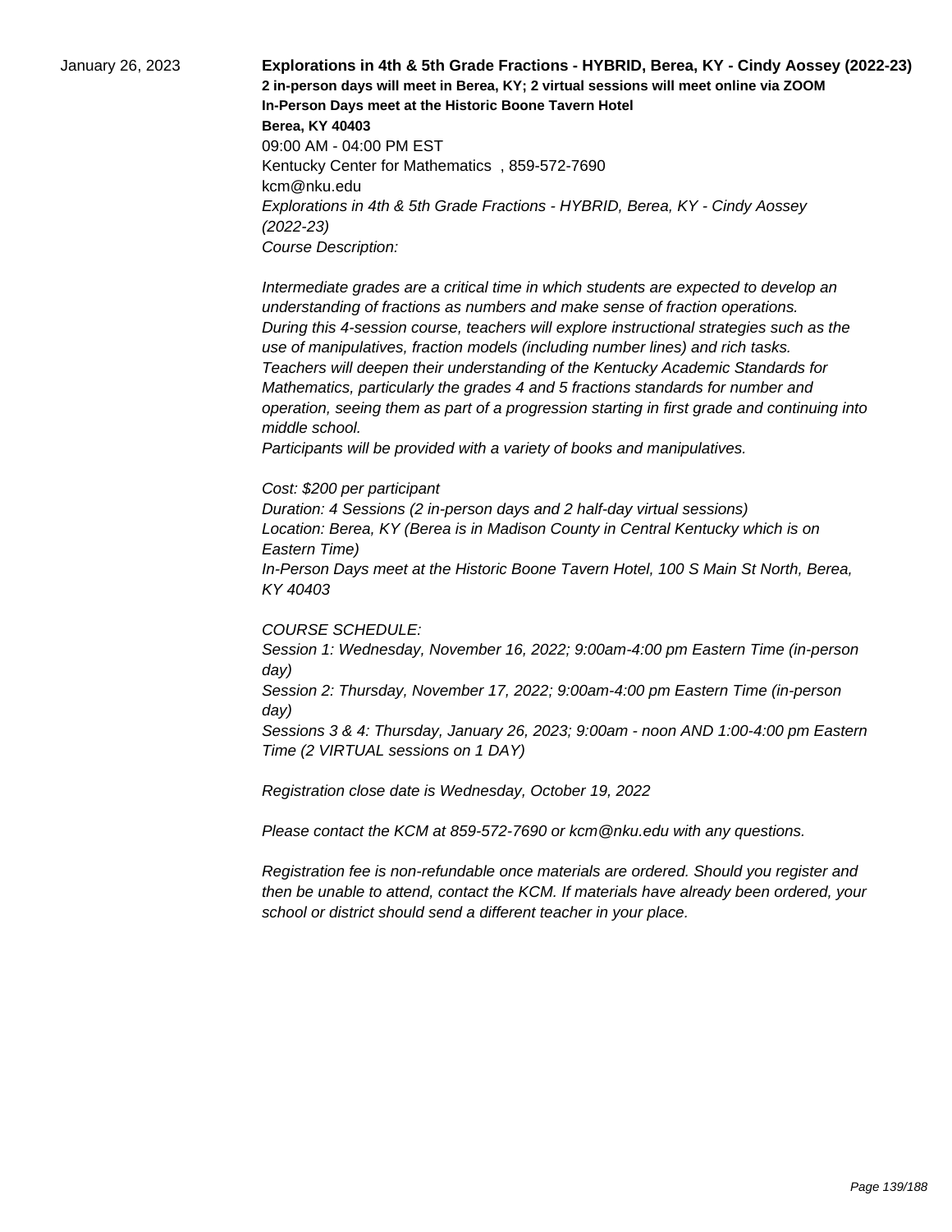January 26, 2023

**Explorations in 4th & 5th Grade Fractions - HYBRID, Berea, KY - Cindy Aossey (2022-23)**
**2 in-person days will meet in Berea, KY; 2 virtual sessions will meet online via ZOOM**
**In-Person Days meet at the Historic Boone Tavern Hotel**
**Berea, KY 40403**
09:00 AM - 04:00 PM EST
Kentucky Center for Mathematics , 859-572-7690
kcm@nku.edu
*Explorations in 4th & 5th Grade Fractions - HYBRID, Berea, KY - Cindy Aossey (2022-23)*
*Course Description:*

*Intermediate grades are a critical time in which students are expected to develop an understanding of fractions as numbers and make sense of fraction operations.*
*During this 4-session course, teachers will explore instructional strategies such as the use of manipulatives, fraction models (including number lines) and rich tasks.*
*Teachers will deepen their understanding of the Kentucky Academic Standards for Mathematics, particularly the grades 4 and 5 fractions standards for number and operation, seeing them as part of a progression starting in first grade and continuing into middle school.*
*Participants will be provided with a variety of books and manipulatives.*

*Cost: $200 per participant*
*Duration: 4 Sessions (2 in-person days and 2 half-day virtual sessions)*
*Location: Berea, KY (Berea is in Madison County in Central Kentucky which is on Eastern Time)*
*In-Person Days meet at the Historic Boone Tavern Hotel, 100 S Main St North, Berea, KY 40403*

*COURSE SCHEDULE:*
*Session 1: Wednesday, November 16, 2022; 9:00am-4:00 pm Eastern Time (in-person day)*
*Session 2: Thursday, November 17, 2022; 9:00am-4:00 pm Eastern Time (in-person day)*
*Sessions 3 & 4: Thursday, January 26, 2023; 9:00am - noon AND 1:00-4:00 pm Eastern Time (2 VIRTUAL sessions on 1 DAY)*

*Registration close date is Wednesday, October 19, 2022*

*Please contact the KCM at 859-572-7690 or kcm@nku.edu with any questions.*

*Registration fee is non-refundable once materials are ordered. Should you register and then be unable to attend, contact the KCM. If materials have already been ordered, your school or district should send a different teacher in your place.*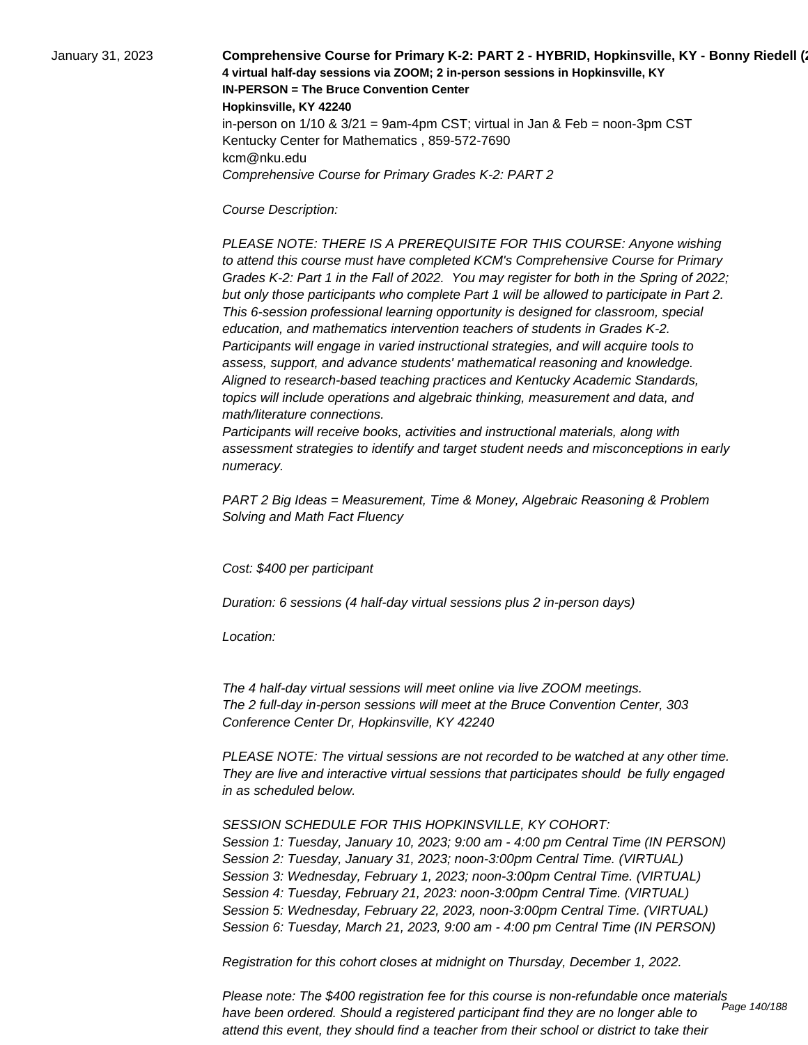January 31, 2023

**Comprehensive Course for Primary K-2: PART 2 - HYBRID, Hopkinsville, KY - Bonny Riedell (2**

**4 virtual half-day sessions via ZOOM; 2 in-person sessions in Hopkinsville, KY**

**IN-PERSON = The Bruce Convention Center**

**Hopkinsville, KY 42240**

in-person on 1/10 & 3/21 = 9am-4pm CST; virtual in Jan & Feb = noon-3pm CST

Kentucky Center for Mathematics , 859-572-7690

kcm@nku.edu

*Comprehensive Course for Primary Grades K-2: PART 2*

*Course Description:*

*PLEASE NOTE: THERE IS A PREREQUISITE FOR THIS COURSE: Anyone wishing to attend this course must have completed KCM's Comprehensive Course for Primary Grades K-2: Part 1 in the Fall of 2022. You may register for both in the Spring of 2022; but only those participants who complete Part 1 will be allowed to participate in Part 2. This 6-session professional learning opportunity is designed for classroom, special education, and mathematics intervention teachers of students in Grades K-2. Participants will engage in varied instructional strategies, and will acquire tools to assess, support, and advance students' mathematical reasoning and knowledge. Aligned to research-based teaching practices and Kentucky Academic Standards, topics will include operations and algebraic thinking, measurement and data, and math/literature connections.*

*Participants will receive books, activities and instructional materials, along with assessment strategies to identify and target student needs and misconceptions in early numeracy.*

*PART 2 Big Ideas = Measurement, Time & Money, Algebraic Reasoning & Problem Solving and Math Fact Fluency*

*Cost: $400 per participant*

*Duration: 6 sessions (4 half-day virtual sessions plus 2 in-person days)*

*Location:*

*The 4 half-day virtual sessions will meet online via live ZOOM meetings.*
*The 2 full-day in-person sessions will meet at the Bruce Convention Center, 303 Conference Center Dr, Hopkinsville, KY 42240*

*PLEASE NOTE: The virtual sessions are not recorded to be watched at any other time. They are live and interactive virtual sessions that participates should be fully engaged in as scheduled below.*

*SESSION SCHEDULE FOR THIS HOPKINSVILLE, KY COHORT:*
*Session 1: Tuesday, January 10, 2023; 9:00 am - 4:00 pm Central Time (IN PERSON)*
*Session 2: Tuesday, January 31, 2023; noon-3:00pm Central Time. (VIRTUAL)*
*Session 3: Wednesday, February 1, 2023; noon-3:00pm Central Time. (VIRTUAL)*
*Session 4: Tuesday, February 21, 2023: noon-3:00pm Central Time. (VIRTUAL)*
*Session 5: Wednesday, February 22, 2023, noon-3:00pm Central Time. (VIRTUAL)*
*Session 6: Tuesday, March 21, 2023, 9:00 am - 4:00 pm Central Time (IN PERSON)*

*Registration for this cohort closes at midnight on Thursday, December 1, 2022.*

*Please note: The $400 registration fee for this course is non-refundable once materials have been ordered. Should a registered participant find they are no longer able to attend this event, they should find a teacher from their school or district to take their*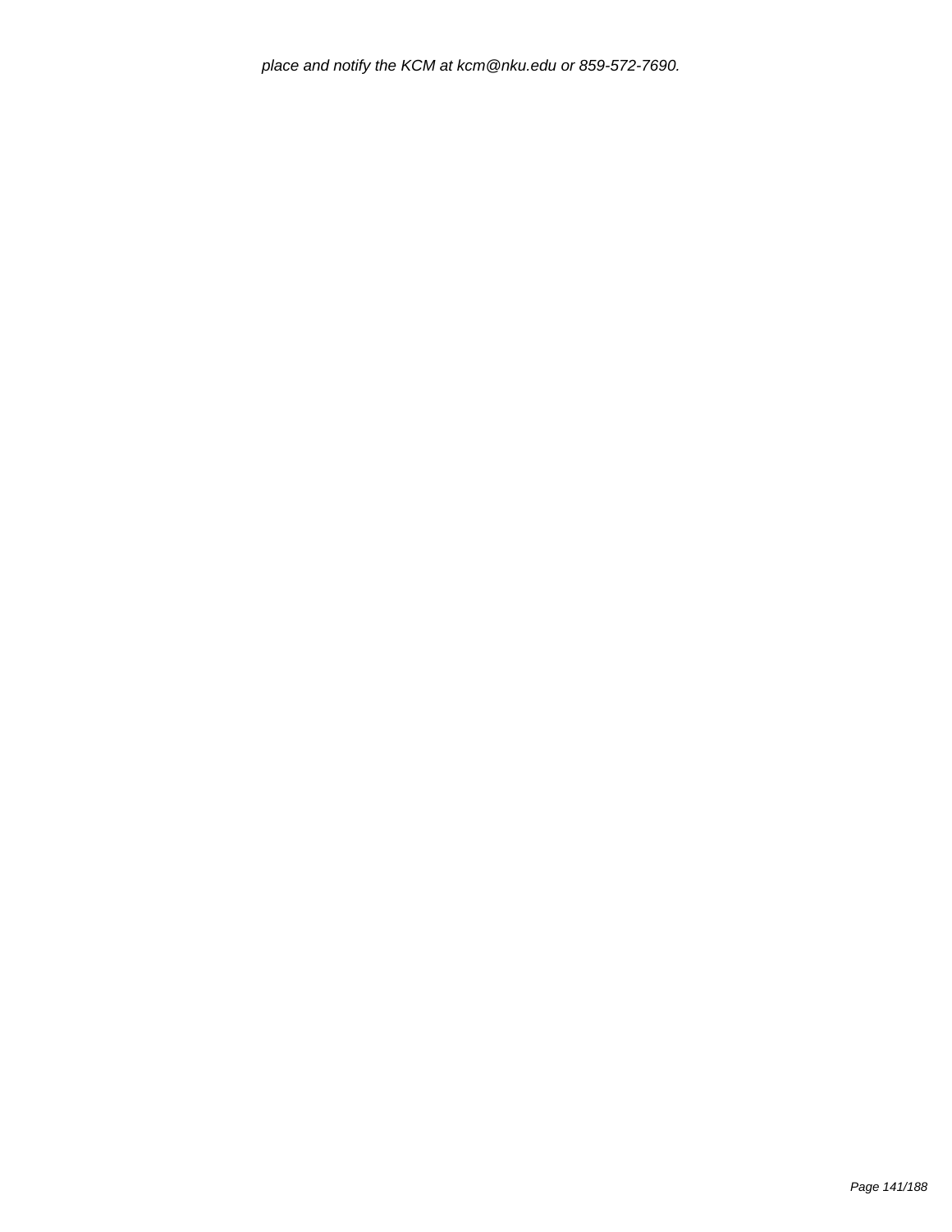*place and notify the KCM at kcm@nku.edu or 859-572-7690.*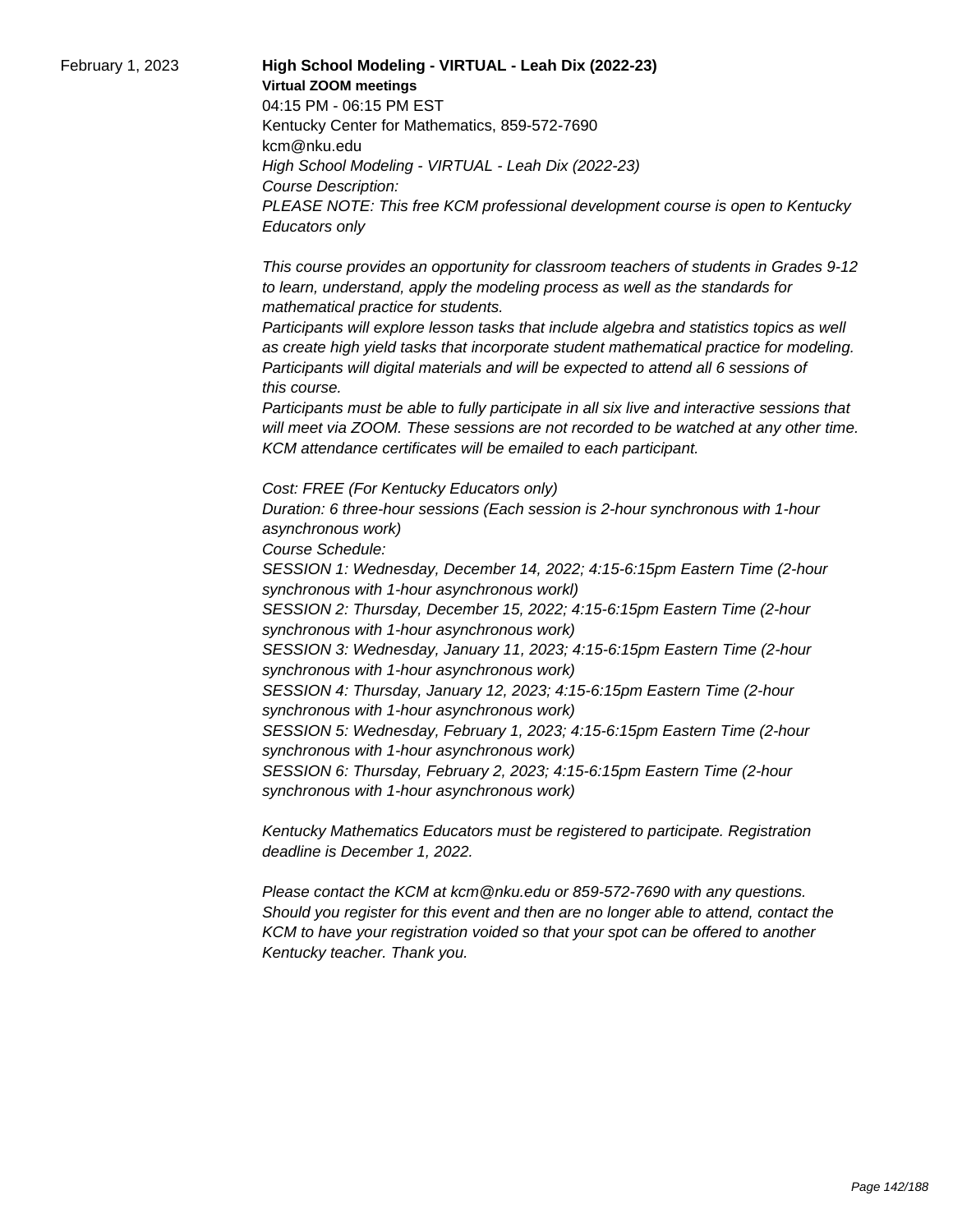February 1, 2023

**High School Modeling - VIRTUAL - Leah Dix (2022-23)**

**Virtual ZOOM meetings**

04:15 PM - 06:15 PM EST

Kentucky Center for Mathematics, 859-572-7690

kcm@nku.edu

*High School Modeling - VIRTUAL - Leah Dix (2022-23)*

*Course Description:*

*PLEASE NOTE: This free KCM professional development course is open to Kentucky Educators only*

*This course provides an opportunity for classroom teachers of students in Grades 9-12 to learn, understand, apply the modeling process as well as the standards for mathematical practice for students.*

*Participants will explore lesson tasks that include algebra and statistics topics as well as create high yield tasks that incorporate student mathematical practice for modeling. Participants will digital materials and will be expected to attend all 6 sessions of this course.*

*Participants must be able to fully participate in all six live and interactive sessions that will meet via ZOOM. These sessions are not recorded to be watched at any other time. KCM attendance certificates will be emailed to each participant.*

*Cost: FREE (For Kentucky Educators only)*

*Duration: 6 three-hour sessions (Each session is 2-hour synchronous with 1-hour asynchronous work)*

*Course Schedule:*

*SESSION 1: Wednesday, December 14, 2022; 4:15-6:15pm Eastern Time (2-hour synchronous with 1-hour asynchronous workl)*

*SESSION 2: Thursday, December 15, 2022; 4:15-6:15pm Eastern Time (2-hour synchronous with 1-hour asynchronous work)*

*SESSION 3: Wednesday, January 11, 2023; 4:15-6:15pm Eastern Time (2-hour synchronous with 1-hour asynchronous work)*

*SESSION 4: Thursday, January 12, 2023; 4:15-6:15pm Eastern Time (2-hour synchronous with 1-hour asynchronous work)*

*SESSION 5: Wednesday, February 1, 2023; 4:15-6:15pm Eastern Time (2-hour synchronous with 1-hour asynchronous work)*

*SESSION 6: Thursday, February 2, 2023; 4:15-6:15pm Eastern Time (2-hour synchronous with 1-hour asynchronous work)*

*Kentucky Mathematics Educators must be registered to participate. Registration deadline is December 1, 2022.*

*Please contact the KCM at kcm@nku.edu or 859-572-7690 with any questions. Should you register for this event and then are no longer able to attend, contact the KCM to have your registration voided so that your spot can be offered to another Kentucky teacher. Thank you.*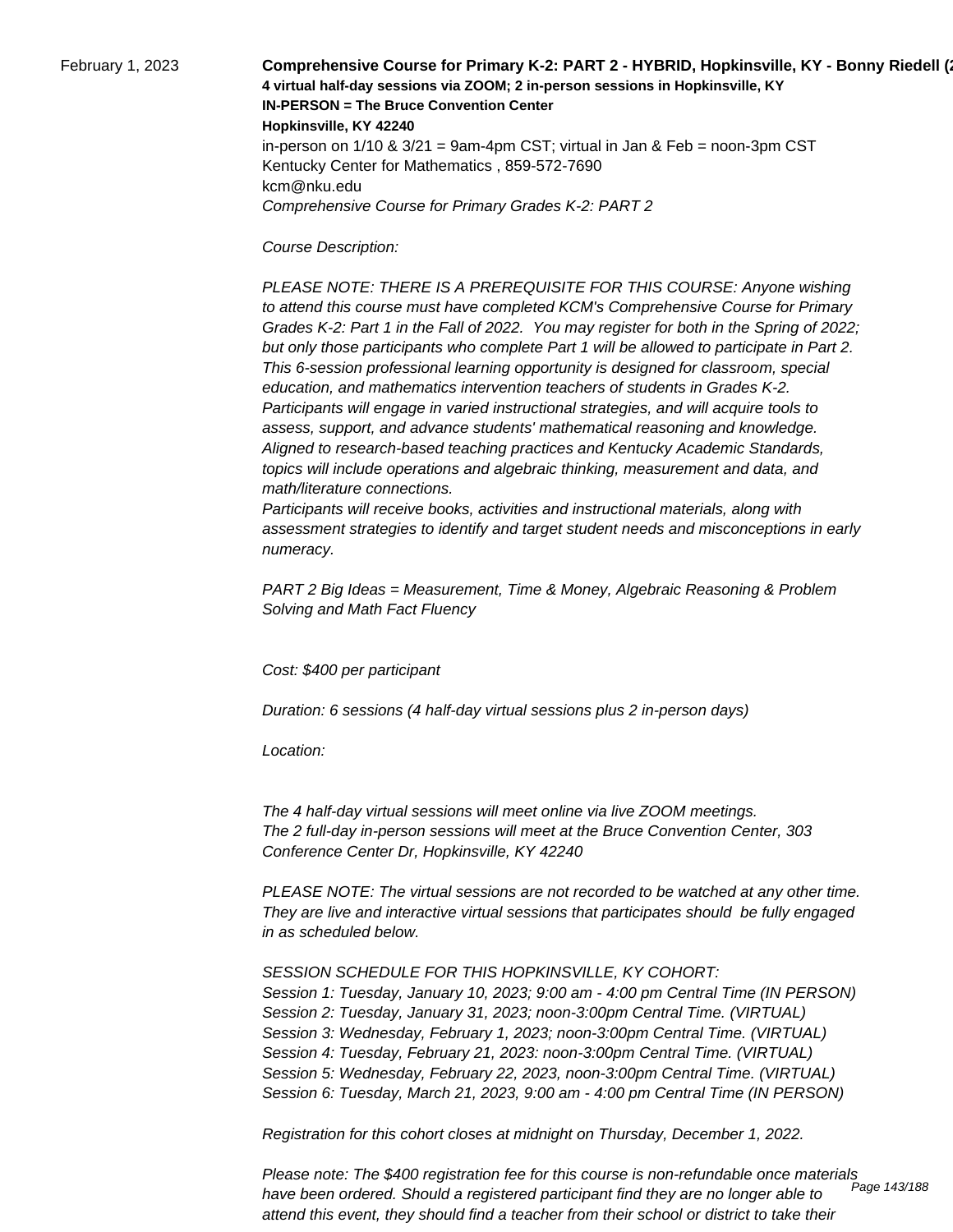February 1, 2023

**Comprehensive Course for Primary K-2: PART 2 - HYBRID, Hopkinsville, KY - Bonny Riedell (2**
**4 virtual half-day sessions via ZOOM; 2 in-person sessions in Hopkinsville, KY**
**IN-PERSON = The Bruce Convention Center**
**Hopkinsville, KY 42240**
in-person on 1/10 & 3/21 = 9am-4pm CST; virtual in Jan & Feb = noon-3pm CST
Kentucky Center for Mathematics , 859-572-7690
kcm@nku.edu
*Comprehensive Course for Primary Grades K-2: PART 2*

*Course Description:*

*PLEASE NOTE: THERE IS A PREREQUISITE FOR THIS COURSE: Anyone wishing to attend this course must have completed KCM's Comprehensive Course for Primary Grades K-2: Part 1 in the Fall of 2022. You may register for both in the Spring of 2022; but only those participants who complete Part 1 will be allowed to participate in Part 2.*
*This 6-session professional learning opportunity is designed for classroom, special education, and mathematics intervention teachers of students in Grades K-2.*
*Participants will engage in varied instructional strategies, and will acquire tools to assess, support, and advance students' mathematical reasoning and knowledge.*
*Aligned to research-based teaching practices and Kentucky Academic Standards, topics will include operations and algebraic thinking, measurement and data, and math/literature connections.*
*Participants will receive books, activities and instructional materials, along with assessment strategies to identify and target student needs and misconceptions in early numeracy.*

*PART 2 Big Ideas = Measurement, Time & Money, Algebraic Reasoning & Problem Solving and Math Fact Fluency*

*Cost: $400 per participant*

*Duration: 6 sessions (4 half-day virtual sessions plus 2 in-person days)*

*Location:*

*The 4 half-day virtual sessions will meet online via live ZOOM meetings.*
*The 2 full-day in-person sessions will meet at the Bruce Convention Center, 303 Conference Center Dr, Hopkinsville, KY 42240*

*PLEASE NOTE: The virtual sessions are not recorded to be watched at any other time. They are live and interactive virtual sessions that participates should be fully engaged in as scheduled below.*

*SESSION SCHEDULE FOR THIS HOPKINSVILLE, KY COHORT:*
*Session 1: Tuesday, January 10, 2023; 9:00 am - 4:00 pm Central Time (IN PERSON)*
*Session 2: Tuesday, January 31, 2023; noon-3:00pm Central Time. (VIRTUAL)*
*Session 3: Wednesday, February 1, 2023; noon-3:00pm Central Time. (VIRTUAL)*
*Session 4: Tuesday, February 21, 2023: noon-3:00pm Central Time. (VIRTUAL)*
*Session 5: Wednesday, February 22, 2023, noon-3:00pm Central Time. (VIRTUAL)*
*Session 6: Tuesday, March 21, 2023, 9:00 am - 4:00 pm Central Time (IN PERSON)*

*Registration for this cohort closes at midnight on Thursday, December 1, 2022.*

*Please note: The $400 registration fee for this course is non-refundable once materials have been ordered. Should a registered participant find they are no longer able to attend this event, they should find a teacher from their school or district to take their*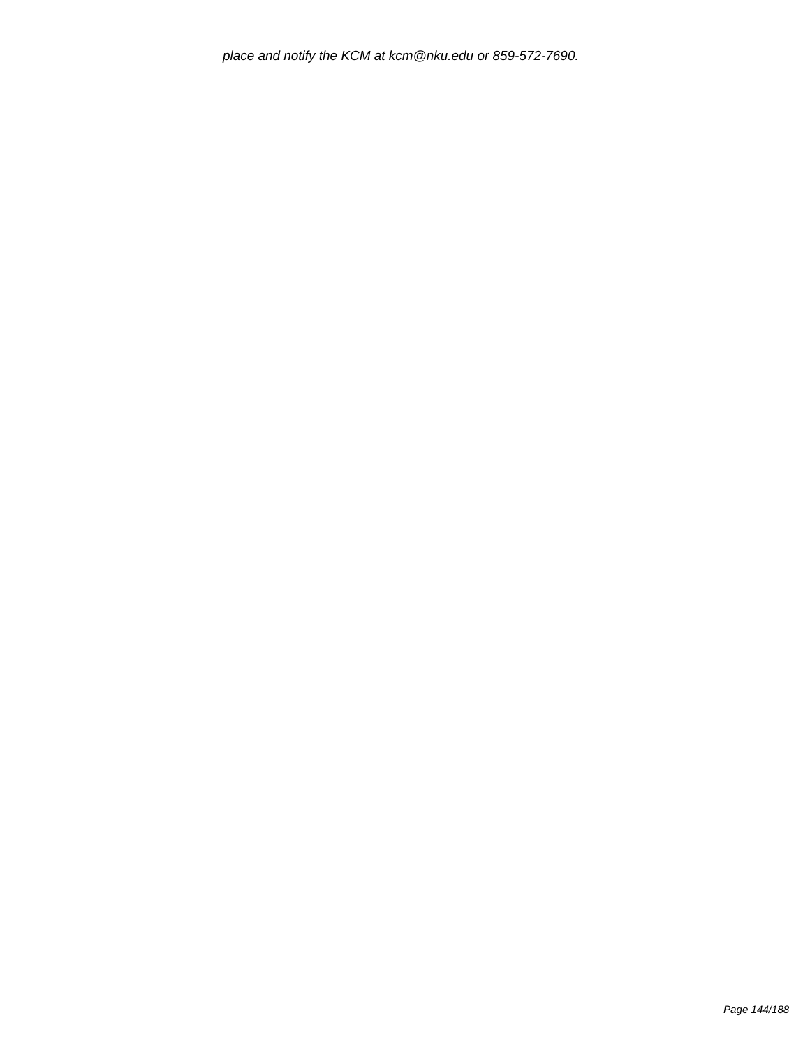*place and notify the KCM at kcm@nku.edu or 859-572-7690.*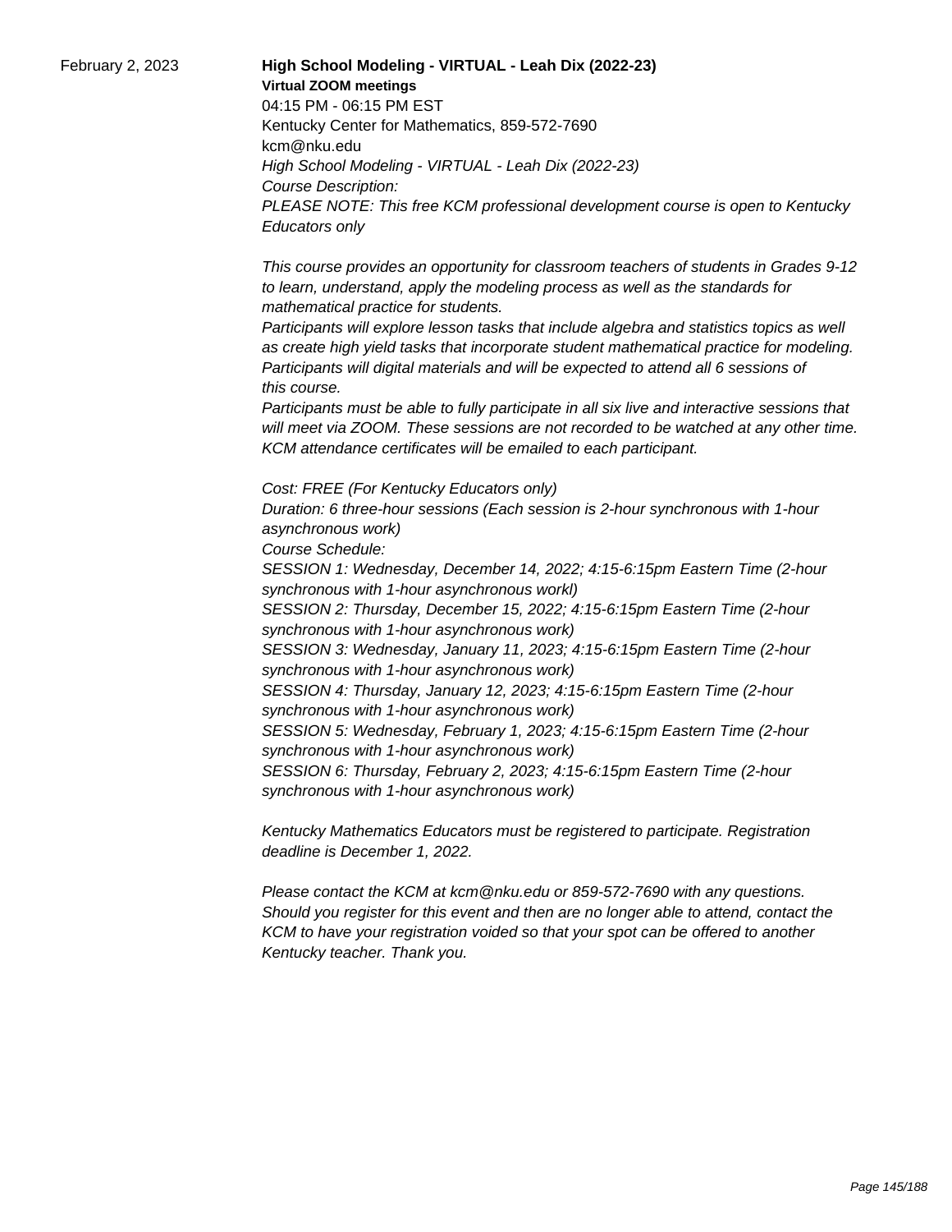February 2, 2023

**High School Modeling - VIRTUAL - Leah Dix (2022-23)**

**Virtual ZOOM meetings**

04:15 PM - 06:15 PM EST

Kentucky Center for Mathematics, 859-572-7690

kcm@nku.edu

*High School Modeling - VIRTUAL - Leah Dix (2022-23)*

*Course Description:*

*PLEASE NOTE: This free KCM professional development course is open to Kentucky Educators only*

*This course provides an opportunity for classroom teachers of students in Grades 9-12 to learn, understand, apply the modeling process as well as the standards for mathematical practice for students.*

*Participants will explore lesson tasks that include algebra and statistics topics as well as create high yield tasks that incorporate student mathematical practice for modeling. Participants will digital materials and will be expected to attend all 6 sessions of this course.*

*Participants must be able to fully participate in all six live and interactive sessions that will meet via ZOOM. These sessions are not recorded to be watched at any other time. KCM attendance certificates will be emailed to each participant.*

*Cost: FREE (For Kentucky Educators only)*

*Duration: 6 three-hour sessions (Each session is 2-hour synchronous with 1-hour asynchronous work)*

*Course Schedule:*

*SESSION 1: Wednesday, December 14, 2022; 4:15-6:15pm Eastern Time (2-hour synchronous with 1-hour asynchronous workl)*

*SESSION 2: Thursday, December 15, 2022; 4:15-6:15pm Eastern Time (2-hour synchronous with 1-hour asynchronous work)*

*SESSION 3: Wednesday, January 11, 2023; 4:15-6:15pm Eastern Time (2-hour synchronous with 1-hour asynchronous work)*

*SESSION 4: Thursday, January 12, 2023; 4:15-6:15pm Eastern Time (2-hour synchronous with 1-hour asynchronous work)*

*SESSION 5: Wednesday, February 1, 2023; 4:15-6:15pm Eastern Time (2-hour synchronous with 1-hour asynchronous work)*

*SESSION 6: Thursday, February 2, 2023; 4:15-6:15pm Eastern Time (2-hour synchronous with 1-hour asynchronous work)*

*Kentucky Mathematics Educators must be registered to participate. Registration deadline is December 1, 2022.*

*Please contact the KCM at kcm@nku.edu or 859-572-7690 with any questions. Should you register for this event and then are no longer able to attend, contact the KCM to have your registration voided so that your spot can be offered to another Kentucky teacher. Thank you.*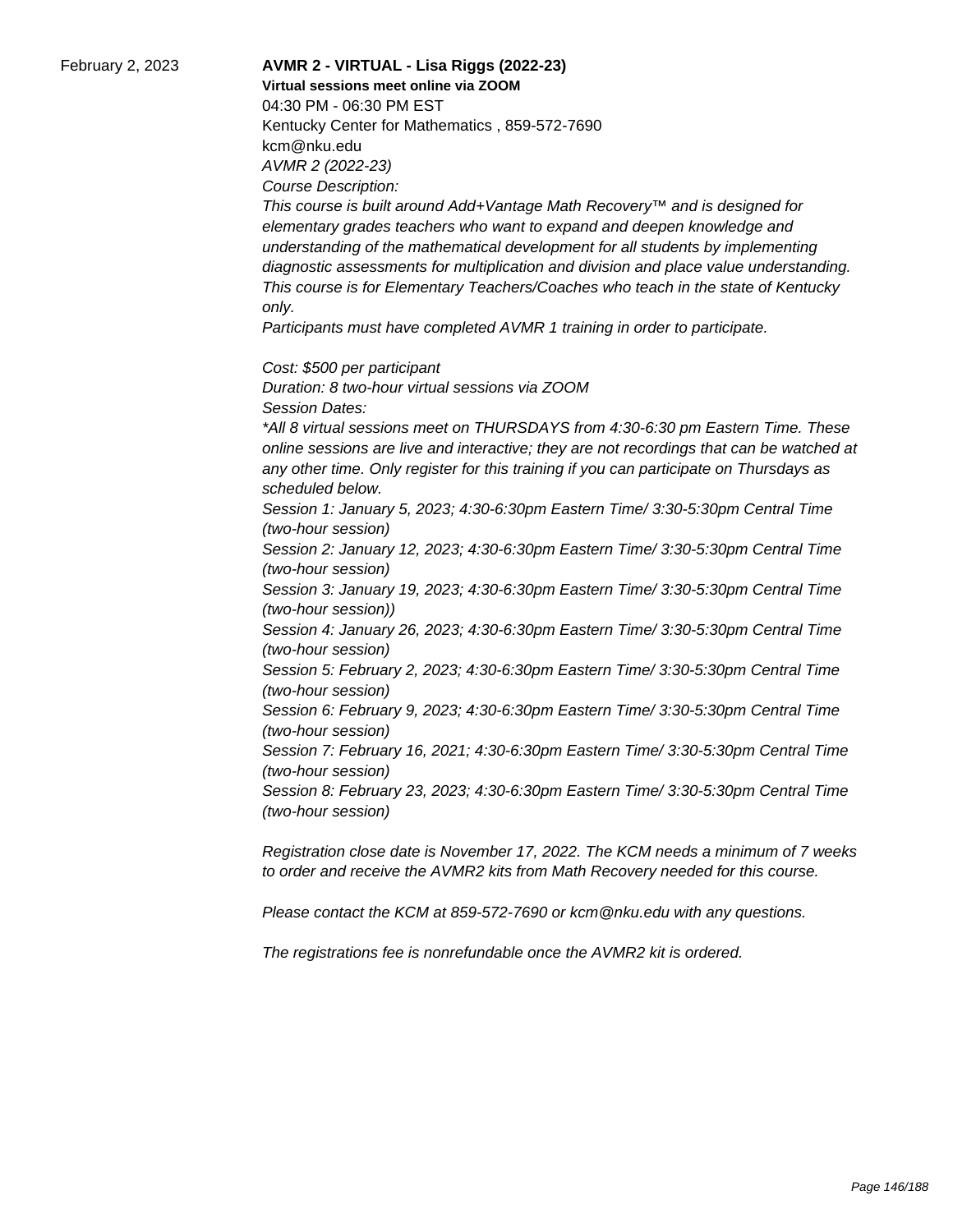February 2, 2023

**AVMR 2 - VIRTUAL - Lisa Riggs (2022-23)**
**Virtual sessions meet online via ZOOM**
04:30 PM - 06:30 PM EST
Kentucky Center for Mathematics , 859-572-7690
kcm@nku.edu
*AVMR 2 (2022-23)*
*Course Description:*
*This course is built around Add+Vantage Math Recovery™ and is designed for elementary grades teachers who want to expand and deepen knowledge and understanding of the mathematical development for all students by implementing diagnostic assessments for multiplication and division and place value understanding. This course is for Elementary Teachers/Coaches who teach in the state of Kentucky only.*
*Participants must have completed AVMR 1 training in order to participate.*

*Cost: $500 per participant*
*Duration: 8 two-hour virtual sessions via ZOOM*
*Session Dates:*
*\*All 8 virtual sessions meet on THURSDAYS from 4:30-6:30 pm Eastern Time. These online sessions are live and interactive; they are not recordings that can be watched at any other time. Only register for this training if you can participate on Thursdays as scheduled below.*
*Session 1: January 5, 2023; 4:30-6:30pm Eastern Time/ 3:30-5:30pm Central Time (two-hour session)*
*Session 2: January 12, 2023; 4:30-6:30pm Eastern Time/ 3:30-5:30pm Central Time (two-hour session)*
*Session 3: January 19, 2023; 4:30-6:30pm Eastern Time/ 3:30-5:30pm Central Time (two-hour session))*
*Session 4: January 26, 2023; 4:30-6:30pm Eastern Time/ 3:30-5:30pm Central Time (two-hour session)*
*Session 5: February 2, 2023; 4:30-6:30pm Eastern Time/ 3:30-5:30pm Central Time (two-hour session)*
*Session 6: February 9, 2023; 4:30-6:30pm Eastern Time/ 3:30-5:30pm Central Time (two-hour session)*
*Session 7: February 16, 2021; 4:30-6:30pm Eastern Time/ 3:30-5:30pm Central Time (two-hour session)*
*Session 8: February 23, 2023; 4:30-6:30pm Eastern Time/ 3:30-5:30pm Central Time (two-hour session)*

*Registration close date is November 17, 2022. The KCM needs a minimum of 7 weeks to order and receive the AVMR2 kits from Math Recovery needed for this course.*

*Please contact the KCM at 859-572-7690 or kcm@nku.edu with any questions.*

*The registrations fee is nonrefundable once the AVMR2 kit is ordered.*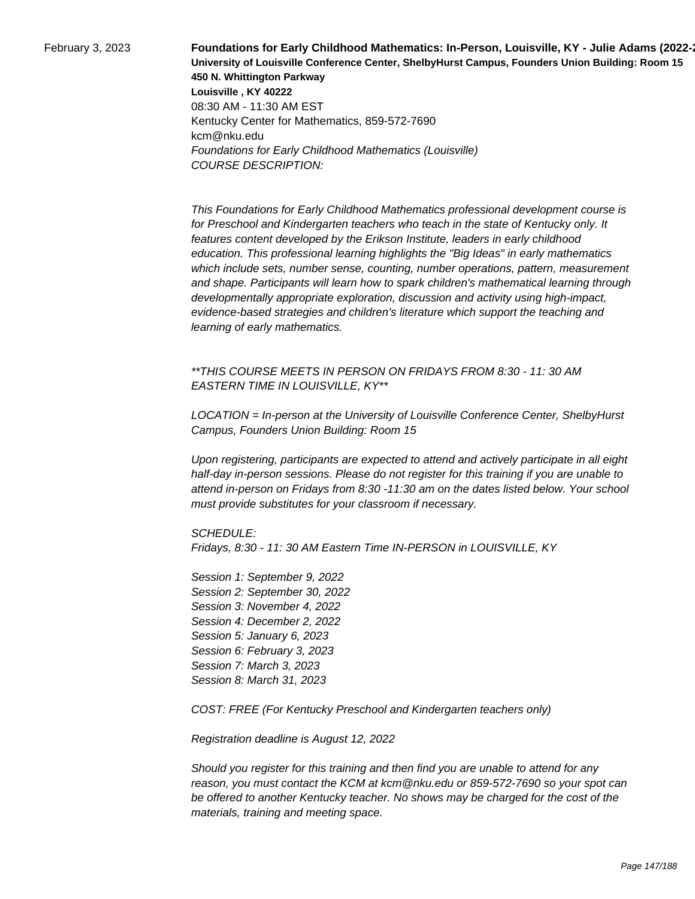February 3, 2023

**Foundations for Early Childhood Mathematics: In-Person, Louisville, KY - Julie Adams (2022-2**
**University of Louisville Conference Center, ShelbyHurst Campus, Founders Union Building: Room 15**
**450 N. Whittington Parkway**
**Louisville , KY 40222**
08:30 AM - 11:30 AM EST
Kentucky Center for Mathematics, 859-572-7690
kcm@nku.edu
*Foundations for Early Childhood Mathematics (Louisville)*
*COURSE DESCRIPTION:*

*This Foundations for Early Childhood Mathematics professional development course is for Preschool and Kindergarten teachers who teach in the state of Kentucky only. It features content developed by the Erikson Institute, leaders in early childhood education. This professional learning highlights the "Big Ideas" in early mathematics which include sets, number sense, counting, number operations, pattern, measurement and shape. Participants will learn how to spark children's mathematical learning through developmentally appropriate exploration, discussion and activity using high-impact, evidence-based strategies and children's literature which support the teaching and learning of early mathematics.*

*\*\*THIS COURSE MEETS IN PERSON ON FRIDAYS FROM 8:30 - 11: 30 AM EASTERN TIME IN LOUISVILLE, KY\*\**

*LOCATION = In-person at the University of Louisville Conference Center, ShelbyHurst Campus, Founders Union Building: Room 15*

*Upon registering, participants are expected to attend and actively participate in all eight half-day in-person sessions. Please do not register for this training if you are unable to attend in-person on Fridays from 8:30 -11:30 am on the dates listed below. Your school must provide substitutes for your classroom if necessary.*

*SCHEDULE:*
*Fridays, 8:30 - 11: 30 AM Eastern Time IN-PERSON in LOUISVILLE, KY*

*Session 1: September 9, 2022*
*Session 2: September 30, 2022*
*Session 3: November 4, 2022*
*Session 4: December 2, 2022*
*Session 5: January 6, 2023*
*Session 6: February 3, 2023*
*Session 7: March 3, 2023*
*Session 8: March 31, 2023*

*COST: FREE (For Kentucky Preschool and Kindergarten teachers only)*

*Registration deadline is August 12, 2022*

*Should you register for this training and then find you are unable to attend for any reason, you must contact the KCM at kcm@nku.edu or 859-572-7690 so your spot can be offered to another Kentucky teacher. No shows may be charged for the cost of the materials, training and meeting space.*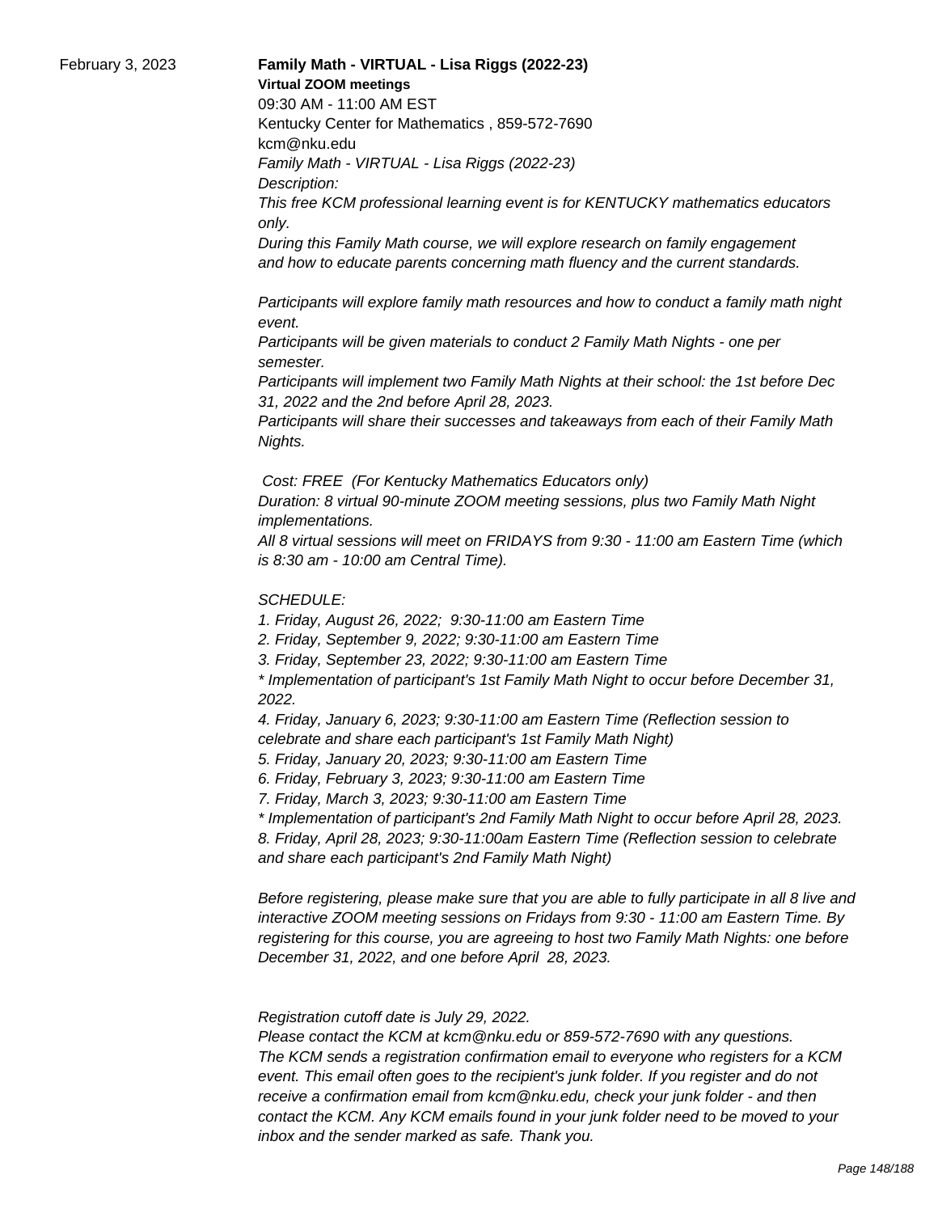February 3, 2023

**Family Math - VIRTUAL - Lisa Riggs (2022-23)**

**Virtual ZOOM meetings**

09:30 AM - 11:00 AM EST

Kentucky Center for Mathematics , 859-572-7690

kcm@nku.edu

*Family Math - VIRTUAL - Lisa Riggs (2022-23)*

*Description:*

*This free KCM professional learning event is for KENTUCKY mathematics educators only.*

*During this Family Math course, we will explore research on family engagement and how to educate parents concerning math fluency and the current standards.*

*Participants will explore family math resources and how to conduct a family math night event.*

*Participants will be given materials to conduct 2 Family Math Nights - one per semester.*

*Participants will implement two Family Math Nights at their school: the 1st before Dec 31, 2022 and the 2nd before April 28, 2023.*

*Participants will share their successes and takeaways from each of their Family Math Nights.*

*Cost: FREE (For Kentucky Mathematics Educators only)*

*Duration: 8 virtual 90-minute ZOOM meeting sessions, plus two Family Math Night implementations.*

*All 8 virtual sessions will meet on FRIDAYS from 9:30 - 11:00 am Eastern Time (which is 8:30 am - 10:00 am Central Time).*

*SCHEDULE:*

*1. Friday, August 26, 2022; 9:30-11:00 am Eastern Time*

*2. Friday, September 9, 2022; 9:30-11:00 am Eastern Time*

*3. Friday, September 23, 2022; 9:30-11:00 am Eastern Time*

*\* Implementation of participant's 1st Family Math Night to occur before December 31, 2022.*

*4. Friday, January 6, 2023; 9:30-11:00 am Eastern Time (Reflection session to celebrate and share each participant's 1st Family Math Night)*

*5. Friday, January 20, 2023; 9:30-11:00 am Eastern Time*

*6. Friday, February 3, 2023; 9:30-11:00 am Eastern Time*

*7. Friday, March 3, 2023; 9:30-11:00 am Eastern Time*

*\* Implementation of participant's 2nd Family Math Night to occur before April 28, 2023.*

*8. Friday, April 28, 2023; 9:30-11:00am Eastern Time (Reflection session to celebrate and share each participant's 2nd Family Math Night)*

*Before registering, please make sure that you are able to fully participate in all 8 live and interactive ZOOM meeting sessions on Fridays from 9:30 - 11:00 am Eastern Time. By registering for this course, you are agreeing to host two Family Math Nights: one before December 31, 2022, and one before April 28, 2023.*

*Registration cutoff date is July 29, 2022.*

*Please contact the KCM at kcm@nku.edu or 859-572-7690 with any questions.*

*The KCM sends a registration confirmation email to everyone who registers for a KCM event. This email often goes to the recipient's junk folder. If you register and do not receive a confirmation email from kcm@nku.edu, check your junk folder - and then contact the KCM. Any KCM emails found in your junk folder need to be moved to your inbox and the sender marked as safe. Thank you.*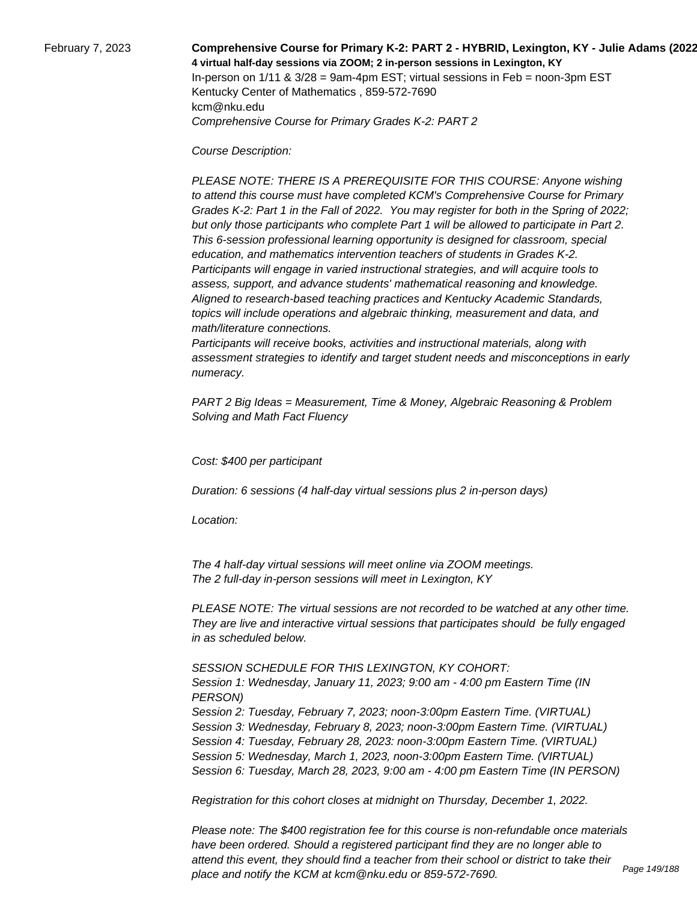February 7, 2023

**Comprehensive Course for Primary K-2: PART 2 - HYBRID, Lexington, KY - Julie Adams (2022**

**4 virtual half-day sessions via ZOOM; 2 in-person sessions in Lexington, KY**

In-person on 1/11 & 3/28 = 9am-4pm EST; virtual sessions in Feb = noon-3pm EST

Kentucky Center of Mathematics , 859-572-7690

kcm@nku.edu

*Comprehensive Course for Primary Grades K-2: PART 2*

*Course Description:*

*PLEASE NOTE: THERE IS A PREREQUISITE FOR THIS COURSE: Anyone wishing to attend this course must have completed KCM's Comprehensive Course for Primary Grades K-2: Part 1 in the Fall of 2022. You may register for both in the Spring of 2022; but only those participants who complete Part 1 will be allowed to participate in Part 2. This 6-session professional learning opportunity is designed for classroom, special education, and mathematics intervention teachers of students in Grades K-2. Participants will engage in varied instructional strategies, and will acquire tools to assess, support, and advance students' mathematical reasoning and knowledge. Aligned to research-based teaching practices and Kentucky Academic Standards, topics will include operations and algebraic thinking, measurement and data, and math/literature connections.*

*Participants will receive books, activities and instructional materials, along with assessment strategies to identify and target student needs and misconceptions in early numeracy.*

*PART 2 Big Ideas = Measurement, Time & Money, Algebraic Reasoning & Problem Solving and Math Fact Fluency*

*Cost: $400 per participant*

*Duration: 6 sessions (4 half-day virtual sessions plus 2 in-person days)*

*Location:*

*The 4 half-day virtual sessions will meet online via ZOOM meetings.*
*The 2 full-day in-person sessions will meet in Lexington, KY*

*PLEASE NOTE: The virtual sessions are not recorded to be watched at any other time. They are live and interactive virtual sessions that participates should be fully engaged in as scheduled below.*

*SESSION SCHEDULE FOR THIS LEXINGTON, KY COHORT:*
*Session 1: Wednesday, January 11, 2023; 9:00 am - 4:00 pm Eastern Time (IN PERSON)*
*Session 2: Tuesday, February 7, 2023; noon-3:00pm Eastern Time. (VIRTUAL)*
*Session 3: Wednesday, February 8, 2023; noon-3:00pm Eastern Time. (VIRTUAL)*
*Session 4: Tuesday, February 28, 2023: noon-3:00pm Eastern Time. (VIRTUAL)*
*Session 5: Wednesday, March 1, 2023, noon-3:00pm Eastern Time. (VIRTUAL)*
*Session 6: Tuesday, March 28, 2023, 9:00 am - 4:00 pm Eastern Time (IN PERSON)*

*Registration for this cohort closes at midnight on Thursday, December 1, 2022.*

*Please note: The $400 registration fee for this course is non-refundable once materials have been ordered. Should a registered participant find they are no longer able to attend this event, they should find a teacher from their school or district to take their place and notify the KCM at kcm@nku.edu or 859-572-7690.*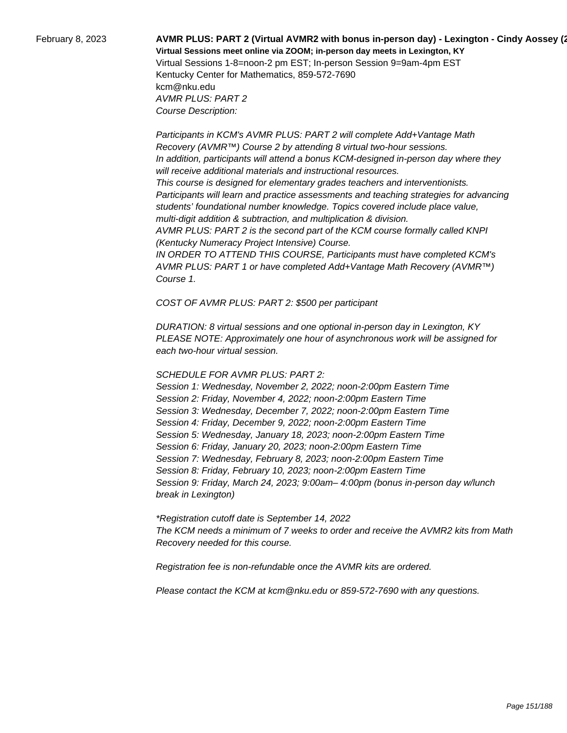February 8, 2023

**AVMR PLUS: PART 2 (Virtual AVMR2 with bonus in-person day) - Lexington - Cindy Aossey (2**

**Virtual Sessions meet online via ZOOM; in-person day meets in Lexington, KY**

Virtual Sessions 1-8=noon-2 pm EST; In-person Session 9=9am-4pm EST

Kentucky Center for Mathematics, 859-572-7690

kcm@nku.edu

*AVMR PLUS: PART 2*

*Course Description:*

*Participants in KCM's AVMR PLUS: PART 2 will complete Add+Vantage Math Recovery (AVMR™) Course 2 by attending 8 virtual two-hour sessions.*
*In addition, participants will attend a bonus KCM-designed in-person day where they will receive additional materials and instructional resources.*
*This course is designed for elementary grades teachers and interventionists.*
*Participants will learn and practice assessments and teaching strategies for advancing students' foundational number knowledge. Topics covered include place value, multi-digit addition & subtraction, and multiplication & division.*
*AVMR PLUS: PART 2 is the second part of the KCM course formally called KNPI (Kentucky Numeracy Project Intensive) Course.*
*IN ORDER TO ATTEND THIS COURSE, Participants must have completed KCM's AVMR PLUS: PART 1 or have completed Add+Vantage Math Recovery (AVMR™) Course 1.*

*COST OF AVMR PLUS: PART 2: $500 per participant*

*DURATION: 8 virtual sessions and one optional in-person day in Lexington, KY*
*PLEASE NOTE: Approximately one hour of asynchronous work will be assigned for each two-hour virtual session.*

*SCHEDULE FOR AVMR PLUS: PART 2:*
*Session 1: Wednesday, November 2, 2022; noon-2:00pm Eastern Time*
*Session 2: Friday, November 4, 2022; noon-2:00pm Eastern Time*
*Session 3: Wednesday, December 7, 2022; noon-2:00pm Eastern Time*
*Session 4: Friday, December 9, 2022; noon-2:00pm Eastern Time*
*Session 5: Wednesday, January 18, 2023; noon-2:00pm Eastern Time*
*Session 6: Friday, January 20, 2023; noon-2:00pm Eastern Time*
*Session 7: Wednesday, February 8, 2023; noon-2:00pm Eastern Time*
*Session 8: Friday, February 10, 2023; noon-2:00pm Eastern Time*
*Session 9: Friday, March 24, 2023; 9:00am– 4:00pm (bonus in-person day w/lunch break in Lexington)*

*\*Registration cutoff date is September 14, 2022*
*The KCM needs a minimum of 7 weeks to order and receive the AVMR2 kits from Math Recovery needed for this course.*

*Registration fee is non-refundable once the AVMR kits are ordered.*

*Please contact the KCM at kcm@nku.edu or 859-572-7690 with any questions.*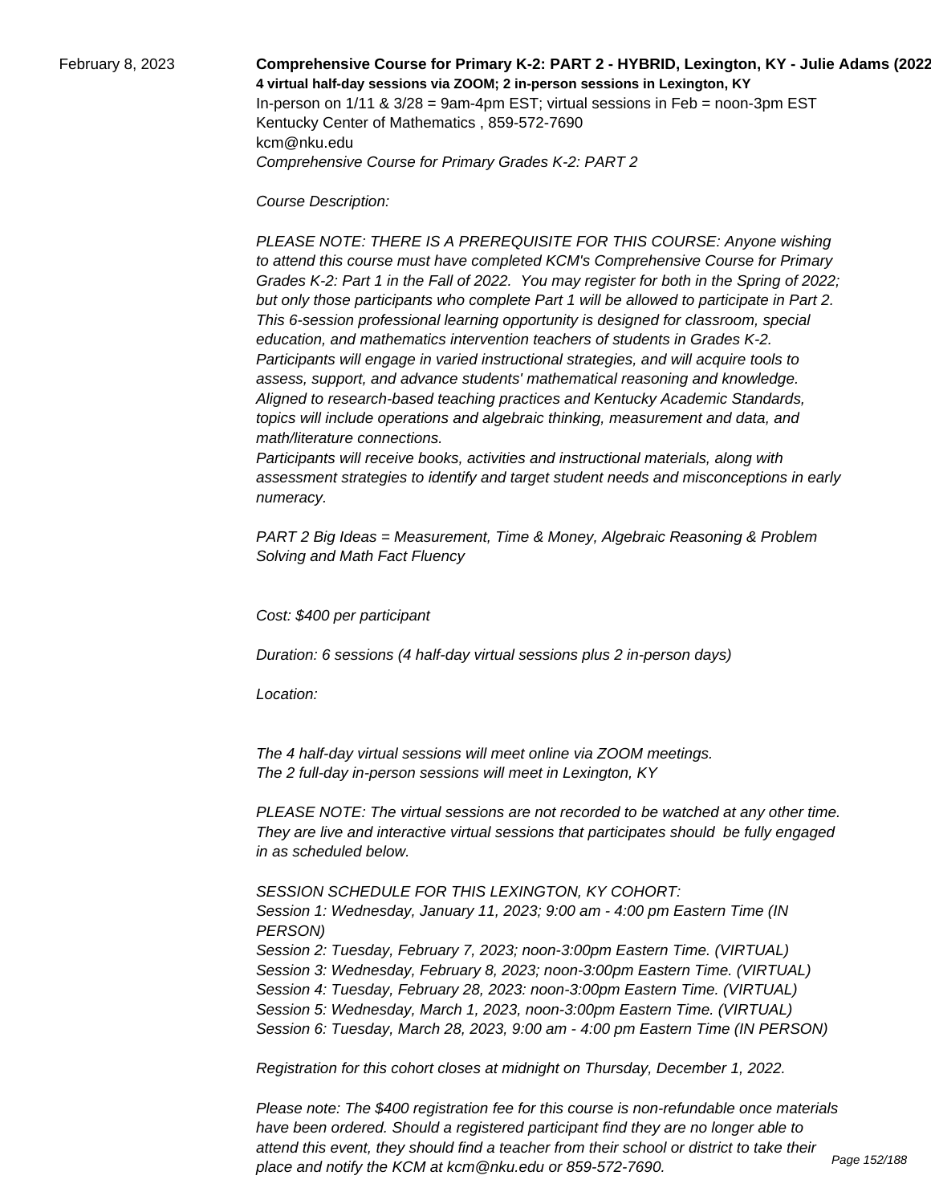February 8, 2023

**Comprehensive Course for Primary K-2: PART 2 - HYBRID, Lexington, KY - Julie Adams (2022**

**4 virtual half-day sessions via ZOOM; 2 in-person sessions in Lexington, KY**

In-person on 1/11 & 3/28 = 9am-4pm EST; virtual sessions in Feb = noon-3pm EST

Kentucky Center of Mathematics , 859-572-7690

kcm@nku.edu

*Comprehensive Course for Primary Grades K-2: PART 2*

*Course Description:*

*PLEASE NOTE: THERE IS A PREREQUISITE FOR THIS COURSE: Anyone wishing to attend this course must have completed KCM's Comprehensive Course for Primary Grades K-2: Part 1 in the Fall of 2022. You may register for both in the Spring of 2022; but only those participants who complete Part 1 will be allowed to participate in Part 2. This 6-session professional learning opportunity is designed for classroom, special education, and mathematics intervention teachers of students in Grades K-2. Participants will engage in varied instructional strategies, and will acquire tools to assess, support, and advance students' mathematical reasoning and knowledge. Aligned to research-based teaching practices and Kentucky Academic Standards, topics will include operations and algebraic thinking, measurement and data, and math/literature connections.*

*Participants will receive books, activities and instructional materials, along with assessment strategies to identify and target student needs and misconceptions in early numeracy.*

*PART 2 Big Ideas = Measurement, Time & Money, Algebraic Reasoning & Problem Solving and Math Fact Fluency*

*Cost: $400 per participant*

*Duration: 6 sessions (4 half-day virtual sessions plus 2 in-person days)*

*Location:*

*The 4 half-day virtual sessions will meet online via ZOOM meetings.*
*The 2 full-day in-person sessions will meet in Lexington, KY*

*PLEASE NOTE: The virtual sessions are not recorded to be watched at any other time. They are live and interactive virtual sessions that participates should be fully engaged in as scheduled below.*

*SESSION SCHEDULE FOR THIS LEXINGTON, KY COHORT:*
*Session 1: Wednesday, January 11, 2023; 9:00 am - 4:00 pm Eastern Time (IN PERSON)*
*Session 2: Tuesday, February 7, 2023; noon-3:00pm Eastern Time. (VIRTUAL)*
*Session 3: Wednesday, February 8, 2023; noon-3:00pm Eastern Time. (VIRTUAL)*
*Session 4: Tuesday, February 28, 2023: noon-3:00pm Eastern Time. (VIRTUAL)*
*Session 5: Wednesday, March 1, 2023, noon-3:00pm Eastern Time. (VIRTUAL)*
*Session 6: Tuesday, March 28, 2023, 9:00 am - 4:00 pm Eastern Time (IN PERSON)*

*Registration for this cohort closes at midnight on Thursday, December 1, 2022.*

*Please note: The $400 registration fee for this course is non-refundable once materials have been ordered. Should a registered participant find they are no longer able to attend this event, they should find a teacher from their school or district to take their place and notify the KCM at kcm@nku.edu or 859-572-7690.*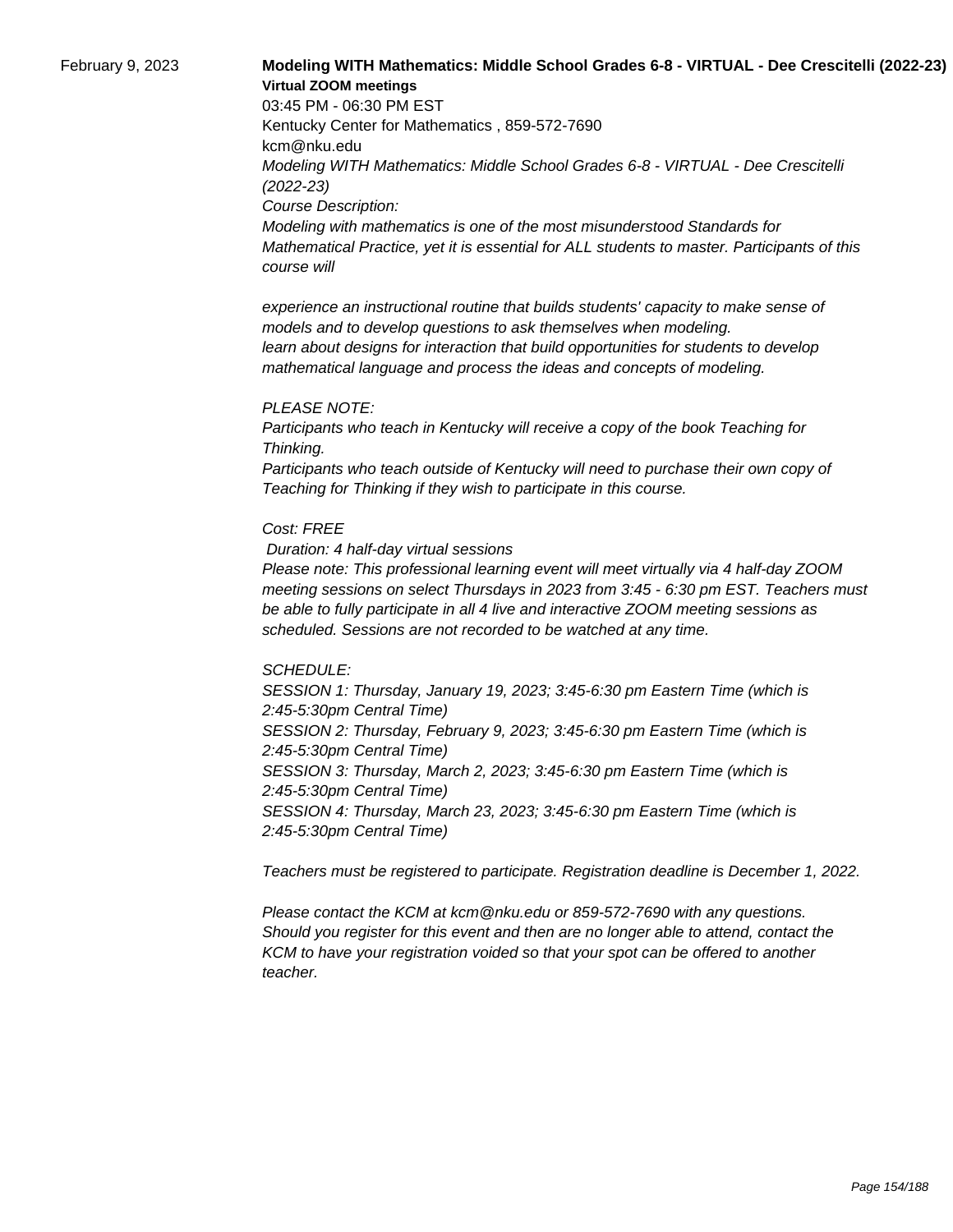February 9, 2023

**Modeling WITH Mathematics: Middle School Grades 6-8 - VIRTUAL - Dee Crescitelli (2022-23)**

**Virtual ZOOM meetings**

03:45 PM - 06:30 PM EST

Kentucky Center for Mathematics , 859-572-7690

kcm@nku.edu

*Modeling WITH Mathematics: Middle School Grades 6-8 - VIRTUAL - Dee Crescitelli (2022-23)*

*Course Description:*

*Modeling with mathematics is one of the most misunderstood Standards for Mathematical Practice, yet it is essential for ALL students to master. Participants of this course will*

*experience an instructional routine that builds students' capacity to make sense of models and to develop questions to ask themselves when modeling.*
*learn about designs for interaction that build opportunities for students to develop mathematical language and process the ideas and concepts of modeling.*

*PLEASE NOTE:*

*Participants who teach in Kentucky will receive a copy of the book Teaching for Thinking.*
*Participants who teach outside of Kentucky will need to purchase their own copy of Teaching for Thinking if they wish to participate in this course.*

*Cost: FREE*

*Duration: 4 half-day virtual sessions*

*Please note: This professional learning event will meet virtually via 4 half-day ZOOM meeting sessions on select Thursdays in 2023 from 3:45 - 6:30 pm EST. Teachers must be able to fully participate in all 4 live and interactive ZOOM meeting sessions as scheduled. Sessions are not recorded to be watched at any time.*

*SCHEDULE:*

*SESSION 1: Thursday, January 19, 2023; 3:45-6:30 pm Eastern Time (which is 2:45-5:30pm Central Time)*
*SESSION 2: Thursday, February 9, 2023; 3:45-6:30 pm Eastern Time (which is 2:45-5:30pm Central Time)*
*SESSION 3: Thursday, March 2, 2023; 3:45-6:30 pm Eastern Time (which is 2:45-5:30pm Central Time)*
*SESSION 4: Thursday, March 23, 2023; 3:45-6:30 pm Eastern Time (which is 2:45-5:30pm Central Time)*

*Teachers must be registered to participate. Registration deadline is December 1, 2022.*

*Please contact the KCM at kcm@nku.edu or 859-572-7690 with any questions.*
*Should you register for this event and then are no longer able to attend, contact the KCM to have your registration voided so that your spot can be offered to another teacher.*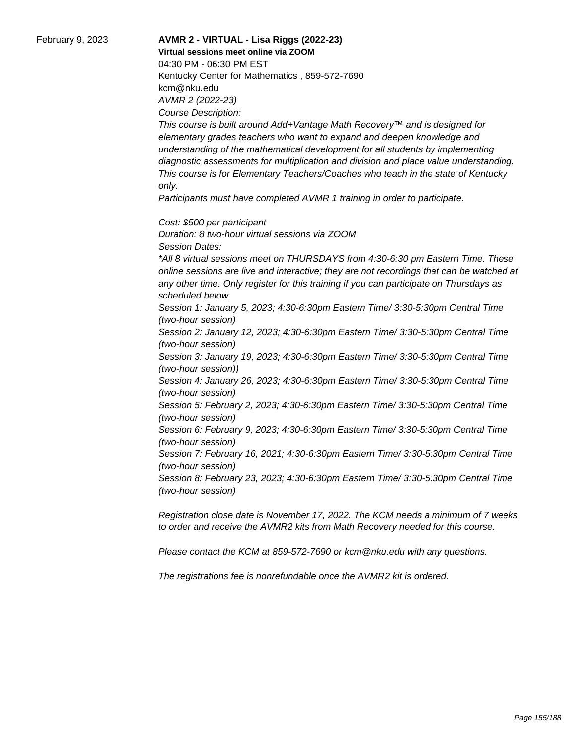February 9, 2023

**AVMR 2 - VIRTUAL - Lisa Riggs (2022-23)**

**Virtual sessions meet online via ZOOM**

04:30 PM - 06:30 PM EST

Kentucky Center for Mathematics , 859-572-7690

kcm@nku.edu

*AVMR 2 (2022-23)*

*Course Description:*

*This course is built around Add+Vantage Math Recovery™ and is designed for elementary grades teachers who want to expand and deepen knowledge and understanding of the mathematical development for all students by implementing diagnostic assessments for multiplication and division and place value understanding. This course is for Elementary Teachers/Coaches who teach in the state of Kentucky only.*

*Participants must have completed AVMR 1 training in order to participate.*

*Cost: $500 per participant*

*Duration: 8 two-hour virtual sessions via ZOOM*

*Session Dates:*

*\*All 8 virtual sessions meet on THURSDAYS from 4:30-6:30 pm Eastern Time. These online sessions are live and interactive; they are not recordings that can be watched at any other time. Only register for this training if you can participate on Thursdays as scheduled below.*

*Session 1: January 5, 2023; 4:30-6:30pm Eastern Time/ 3:30-5:30pm Central Time (two-hour session)*

*Session 2: January 12, 2023; 4:30-6:30pm Eastern Time/ 3:30-5:30pm Central Time (two-hour session)*

*Session 3: January 19, 2023; 4:30-6:30pm Eastern Time/ 3:30-5:30pm Central Time (two-hour session))*

*Session 4: January 26, 2023; 4:30-6:30pm Eastern Time/ 3:30-5:30pm Central Time (two-hour session)*

*Session 5: February 2, 2023; 4:30-6:30pm Eastern Time/ 3:30-5:30pm Central Time (two-hour session)*

*Session 6: February 9, 2023; 4:30-6:30pm Eastern Time/ 3:30-5:30pm Central Time (two-hour session)*

*Session 7: February 16, 2021; 4:30-6:30pm Eastern Time/ 3:30-5:30pm Central Time (two-hour session)*

*Session 8: February 23, 2023; 4:30-6:30pm Eastern Time/ 3:30-5:30pm Central Time (two-hour session)*

*Registration close date is November 17, 2022. The KCM needs a minimum of 7 weeks to order and receive the AVMR2 kits from Math Recovery needed for this course.*

*Please contact the KCM at 859-572-7690 or kcm@nku.edu with any questions.*

*The registrations fee is nonrefundable once the AVMR2 kit is ordered.*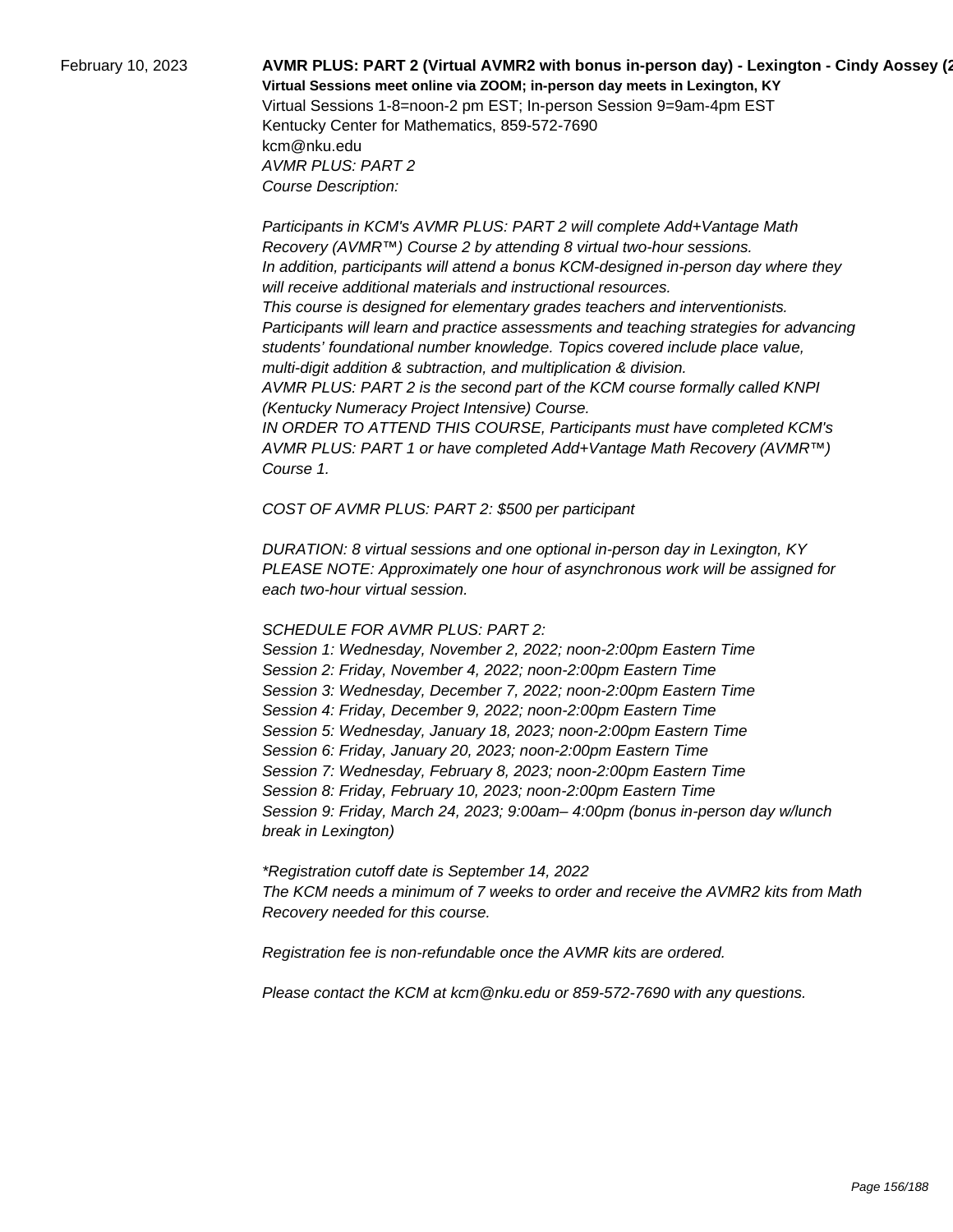February 10, 2023

**AVMR PLUS: PART 2 (Virtual AVMR2 with bonus in-person day) - Lexington - Cindy Aossey (2**

**Virtual Sessions meet online via ZOOM; in-person day meets in Lexington, KY**

Virtual Sessions 1-8=noon-2 pm EST; In-person Session 9=9am-4pm EST

Kentucky Center for Mathematics, 859-572-7690

kcm@nku.edu

*AVMR PLUS: PART 2*

*Course Description:*

*Participants in KCM's AVMR PLUS: PART 2 will complete Add+Vantage Math Recovery (AVMR™) Course 2 by attending 8 virtual two-hour sessions.*
*In addition, participants will attend a bonus KCM-designed in-person day where they will receive additional materials and instructional resources.*
*This course is designed for elementary grades teachers and interventionists.*
*Participants will learn and practice assessments and teaching strategies for advancing students' foundational number knowledge. Topics covered include place value, multi-digit addition & subtraction, and multiplication & division.*
*AVMR PLUS: PART 2 is the second part of the KCM course formally called KNPI (Kentucky Numeracy Project Intensive) Course.*
*IN ORDER TO ATTEND THIS COURSE, Participants must have completed KCM's AVMR PLUS: PART 1 or have completed Add+Vantage Math Recovery (AVMR™) Course 1.*

*COST OF AVMR PLUS: PART 2: $500 per participant*

*DURATION: 8 virtual sessions and one optional in-person day in Lexington, KY*
*PLEASE NOTE: Approximately one hour of asynchronous work will be assigned for each two-hour virtual session.*

*SCHEDULE FOR AVMR PLUS: PART 2:*
*Session 1: Wednesday, November 2, 2022; noon-2:00pm Eastern Time*
*Session 2: Friday, November 4, 2022; noon-2:00pm Eastern Time*
*Session 3: Wednesday, December 7, 2022; noon-2:00pm Eastern Time*
*Session 4: Friday, December 9, 2022; noon-2:00pm Eastern Time*
*Session 5: Wednesday, January 18, 2023; noon-2:00pm Eastern Time*
*Session 6: Friday, January 20, 2023; noon-2:00pm Eastern Time*
*Session 7: Wednesday, February 8, 2023; noon-2:00pm Eastern Time*
*Session 8: Friday, February 10, 2023; noon-2:00pm Eastern Time*
*Session 9: Friday, March 24, 2023; 9:00am– 4:00pm (bonus in-person day w/lunch break in Lexington)*

*\*Registration cutoff date is September 14, 2022*
*The KCM needs a minimum of 7 weeks to order and receive the AVMR2 kits from Math Recovery needed for this course.*

*Registration fee is non-refundable once the AVMR kits are ordered.*

*Please contact the KCM at kcm@nku.edu or 859-572-7690 with any questions.*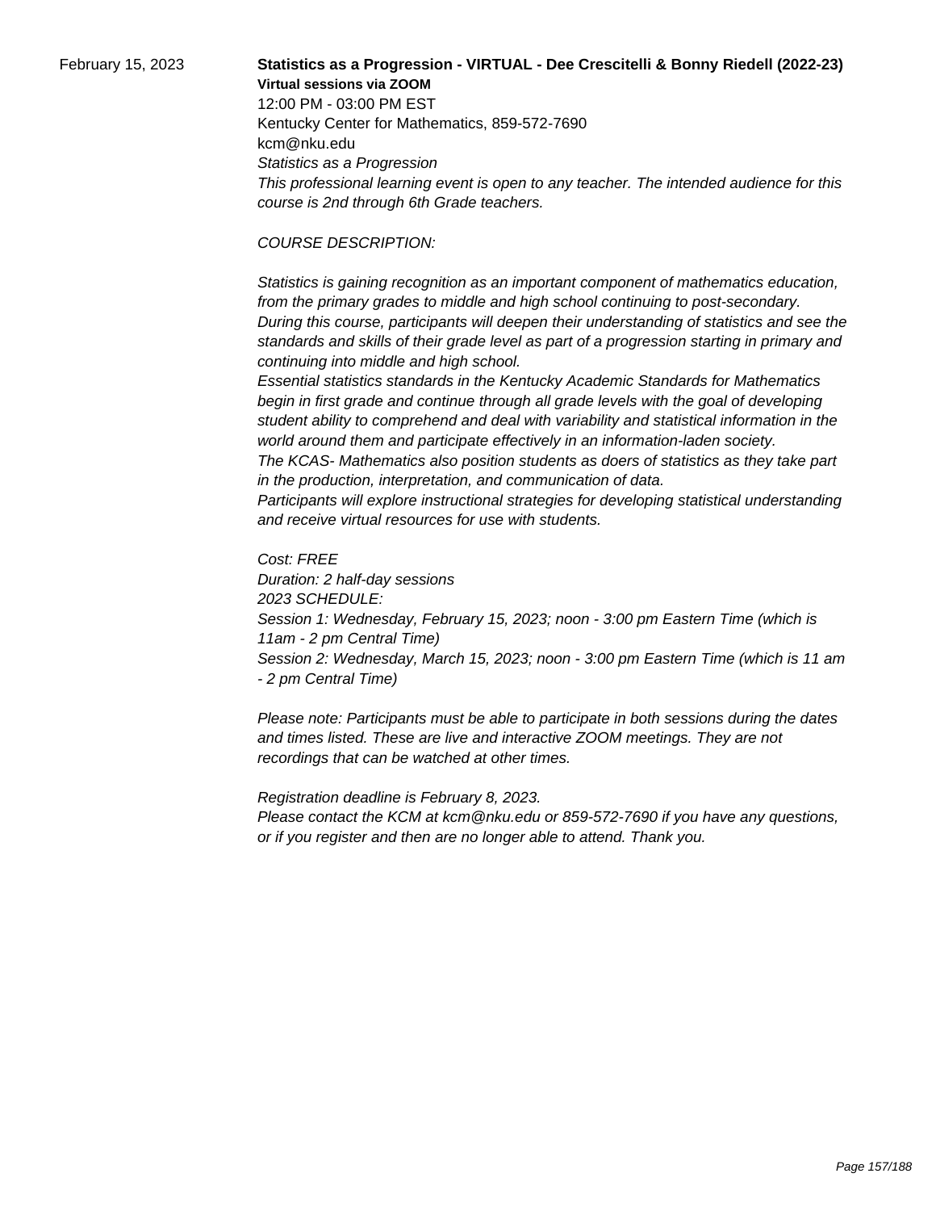February 15, 2023

**Statistics as a Progression - VIRTUAL - Dee Crescitelli & Bonny Riedell (2022-23)**

**Virtual sessions via ZOOM**

12:00 PM - 03:00 PM EST

Kentucky Center for Mathematics, 859-572-7690

kcm@nku.edu

*Statistics as a Progression*

*This professional learning event is open to any teacher. The intended audience for this course is 2nd through 6th Grade teachers.*

*COURSE DESCRIPTION:*

*Statistics is gaining recognition as an important component of mathematics education, from the primary grades to middle and high school continuing to post-secondary. During this course, participants will deepen their understanding of statistics and see the standards and skills of their grade level as part of a progression starting in primary and continuing into middle and high school.*

*Essential statistics standards in the Kentucky Academic Standards for Mathematics begin in first grade and continue through all grade levels with the goal of developing student ability to comprehend and deal with variability and statistical information in the world around them and participate effectively in an information-laden society.*

*The KCAS- Mathematics also position students as doers of statistics as they take part in the production, interpretation, and communication of data.*

*Participants will explore instructional strategies for developing statistical understanding and receive virtual resources for use with students.*

*Cost: FREE*

*Duration: 2 half-day sessions*

*2023 SCHEDULE:*

*Session 1: Wednesday, February 15, 2023; noon - 3:00 pm Eastern Time (which is 11am - 2 pm Central Time)*

*Session 2: Wednesday, March 15, 2023; noon - 3:00 pm Eastern Time (which is 11 am - 2 pm Central Time)*

*Please note: Participants must be able to participate in both sessions during the dates and times listed. These are live and interactive ZOOM meetings. They are not recordings that can be watched at other times.*

*Registration deadline is February 8, 2023.*

*Please contact the KCM at kcm@nku.edu or 859-572-7690 if you have any questions, or if you register and then are no longer able to attend. Thank you.*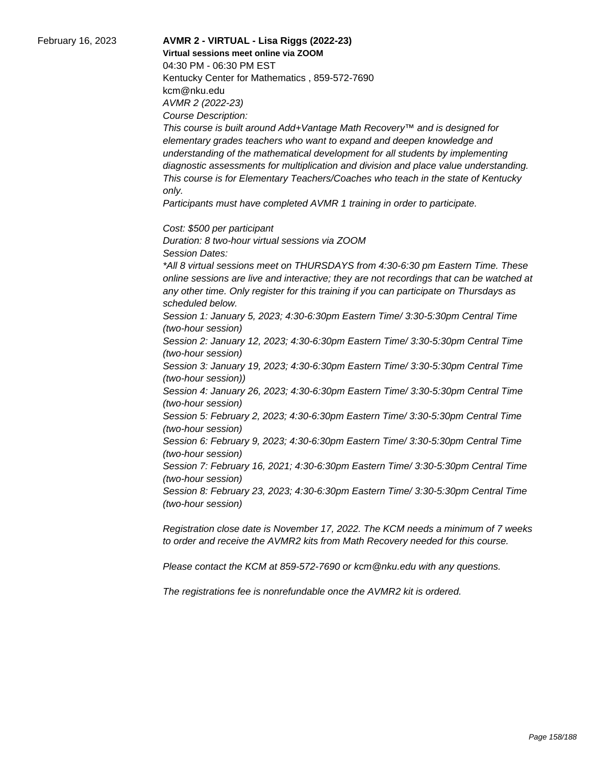February 16, 2023

**AVMR 2 - VIRTUAL - Lisa Riggs (2022-23)**

**Virtual sessions meet online via ZOOM**

04:30 PM - 06:30 PM EST

Kentucky Center for Mathematics , 859-572-7690

kcm@nku.edu

*AVMR 2 (2022-23)*

*Course Description:*

*This course is built around Add+Vantage Math Recovery™ and is designed for elementary grades teachers who want to expand and deepen knowledge and understanding of the mathematical development for all students by implementing diagnostic assessments for multiplication and division and place value understanding. This course is for Elementary Teachers/Coaches who teach in the state of Kentucky only.*

*Participants must have completed AVMR 1 training in order to participate.*

*Cost: $500 per participant*

*Duration: 8 two-hour virtual sessions via ZOOM*

*Session Dates:*

*\*All 8 virtual sessions meet on THURSDAYS from 4:30-6:30 pm Eastern Time. These online sessions are live and interactive; they are not recordings that can be watched at any other time. Only register for this training if you can participate on Thursdays as scheduled below.*

*Session 1: January 5, 2023; 4:30-6:30pm Eastern Time/ 3:30-5:30pm Central Time (two-hour session)*

*Session 2: January 12, 2023; 4:30-6:30pm Eastern Time/ 3:30-5:30pm Central Time (two-hour session)*

*Session 3: January 19, 2023; 4:30-6:30pm Eastern Time/ 3:30-5:30pm Central Time (two-hour session))*

*Session 4: January 26, 2023; 4:30-6:30pm Eastern Time/ 3:30-5:30pm Central Time (two-hour session)*

*Session 5: February 2, 2023; 4:30-6:30pm Eastern Time/ 3:30-5:30pm Central Time (two-hour session)*

*Session 6: February 9, 2023; 4:30-6:30pm Eastern Time/ 3:30-5:30pm Central Time (two-hour session)*

*Session 7: February 16, 2021; 4:30-6:30pm Eastern Time/ 3:30-5:30pm Central Time (two-hour session)*

*Session 8: February 23, 2023; 4:30-6:30pm Eastern Time/ 3:30-5:30pm Central Time (two-hour session)*

*Registration close date is November 17, 2022. The KCM needs a minimum of 7 weeks to order and receive the AVMR2 kits from Math Recovery needed for this course.*

*Please contact the KCM at 859-572-7690 or kcm@nku.edu with any questions.*

*The registrations fee is nonrefundable once the AVMR2 kit is ordered.*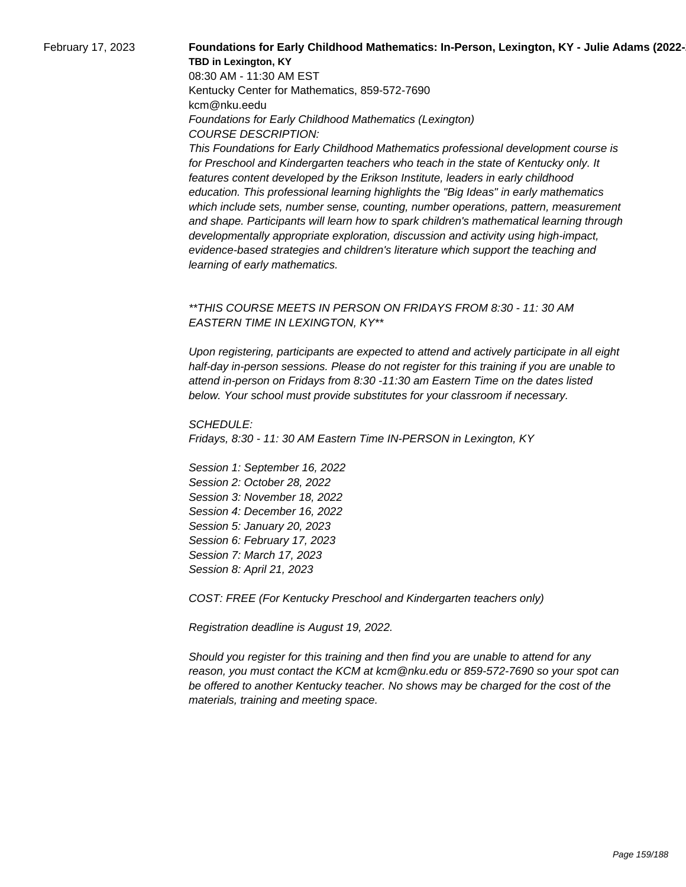February 17, 2023

**Foundations for Early Childhood Mathematics: In-Person, Lexington, KY - Julie Adams (2022-**

**TBD in Lexington, KY**

08:30 AM - 11:30 AM EST

Kentucky Center for Mathematics, 859-572-7690

kcm@nku.eedu

*Foundations for Early Childhood Mathematics (Lexington)*

*COURSE DESCRIPTION:*

*This Foundations for Early Childhood Mathematics professional development course is for Preschool and Kindergarten teachers who teach in the state of Kentucky only. It features content developed by the Erikson Institute, leaders in early childhood education. This professional learning highlights the "Big Ideas" in early mathematics which include sets, number sense, counting, number operations, pattern, measurement and shape. Participants will learn how to spark children's mathematical learning through developmentally appropriate exploration, discussion and activity using high-impact, evidence-based strategies and children's literature which support the teaching and learning of early mathematics.*

*\*\*THIS COURSE MEETS IN PERSON ON FRIDAYS FROM 8:30 - 11: 30 AM EASTERN TIME IN LEXINGTON, KY\*\**

*Upon registering, participants are expected to attend and actively participate in all eight half-day in-person sessions. Please do not register for this training if you are unable to attend in-person on Fridays from 8:30 -11:30 am Eastern Time on the dates listed below. Your school must provide substitutes for your classroom if necessary.*

*SCHEDULE:*

*Fridays, 8:30 - 11: 30 AM Eastern Time IN-PERSON in Lexington, KY*

*Session 1: September 16, 2022*
*Session 2: October 28, 2022*
*Session 3: November 18, 2022*
*Session 4: December 16, 2022*
*Session 5: January 20, 2023*
*Session 6: February 17, 2023*
*Session 7: March 17, 2023*
*Session 8: April 21, 2023*

*COST: FREE (For Kentucky Preschool and Kindergarten teachers only)*

*Registration deadline is August 19, 2022.*

*Should you register for this training and then find you are unable to attend for any reason, you must contact the KCM at kcm@nku.edu or 859-572-7690 so your spot can be offered to another Kentucky teacher. No shows may be charged for the cost of the materials, training and meeting space.*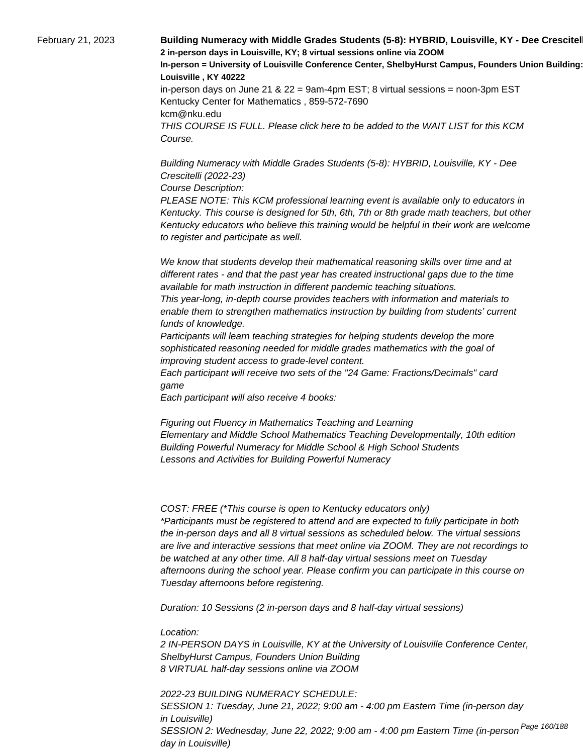February 21, 2023

**Building Numeracy with Middle Grades Students (5-8): HYBRID, Louisville, KY - Dee Crescitelli**
**2 in-person days in Louisville, KY; 8 virtual sessions online via ZOOM**
**In-person = University of Louisville Conference Center, ShelbyHurst Campus, Founders Union Building: Louisville , KY 40222**

in-person days on June 21 & 22 = 9am-4pm EST; 8 virtual sessions = noon-3pm EST
Kentucky Center for Mathematics , 859-572-7690
kcm@nku.edu

*THIS COURSE IS FULL. Please click here to be added to the WAIT LIST for this KCM Course.*

*Building Numeracy with Middle Grades Students (5-8): HYBRID, Louisville, KY - Dee Crescitelli (2022-23)*
*Course Description:*
*PLEASE NOTE: This KCM professional learning event is available only to educators in Kentucky. This course is designed for 5th, 6th, 7th or 8th grade math teachers, but other Kentucky educators who believe this training would be helpful in their work are welcome to register and participate as well.*

*We know that students develop their mathematical reasoning skills over time and at different rates - and that the past year has created instructional gaps due to the time available for math instruction in different pandemic teaching situations.*
*This year-long, in-depth course provides teachers with information and materials to enable them to strengthen mathematics instruction by building from students' current funds of knowledge.*
*Participants will learn teaching strategies for helping students develop the more sophisticated reasoning needed for middle grades mathematics with the goal of improving student access to grade-level content.*
*Each participant will receive two sets of the "24 Game: Fractions/Decimals" card game*
*Each participant will also receive 4 books:*

*Figuring out Fluency in Mathematics Teaching and Learning*
*Elementary and Middle School Mathematics Teaching Developmentally, 10th edition*
*Building Powerful Numeracy for Middle School & High School Students*
*Lessons and Activities for Building Powerful Numeracy*

*COST: FREE (*This course is open to Kentucky educators only)*
**Participants must be registered to attend and are expected to fully participate in both the in-person days and all 8 virtual sessions as scheduled below. The virtual sessions are live and interactive sessions that meet online via ZOOM. They are not recordings to be watched at any other time. All 8 half-day virtual sessions meet on Tuesday afternoons during the school year. Please confirm you can participate in this course on Tuesday afternoons before registering.*

*Duration: 10 Sessions (2 in-person days and 8 half-day virtual sessions)*

*Location:*
*2 IN-PERSON DAYS in Louisville, KY at the University of Louisville Conference Center, ShelbyHurst Campus, Founders Union Building*
*8 VIRTUAL half-day sessions online via ZOOM*

*2022-23 BUILDING NUMERACY SCHEDULE:*
*SESSION 1: Tuesday, June 21, 2022; 9:00 am - 4:00 pm Eastern Time (in-person day in Louisville)*
*SESSION 2: Wednesday, June 22, 2022; 9:00 am - 4:00 pm Eastern Time (in-person day in Louisville)*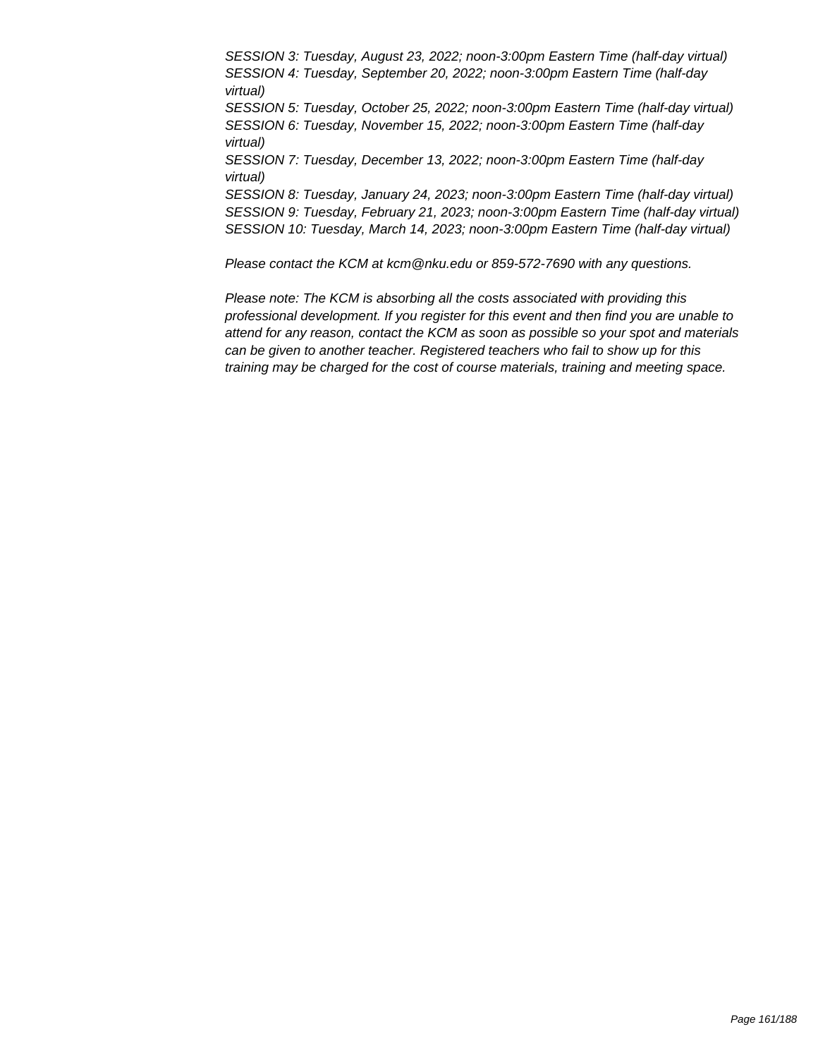*SESSION 3: Tuesday, August 23, 2022; noon-3:00pm Eastern Time (half-day virtual)*
*SESSION 4: Tuesday, September 20, 2022; noon-3:00pm Eastern Time (half-day virtual)*
*SESSION 5: Tuesday, October 25, 2022; noon-3:00pm Eastern Time (half-day virtual)*
*SESSION 6: Tuesday, November 15, 2022; noon-3:00pm Eastern Time (half-day virtual)*
*SESSION 7: Tuesday, December 13, 2022; noon-3:00pm Eastern Time (half-day virtual)*
*SESSION 8: Tuesday, January 24, 2023; noon-3:00pm Eastern Time (half-day virtual)*
*SESSION 9: Tuesday, February 21, 2023; noon-3:00pm Eastern Time (half-day virtual)*
*SESSION 10: Tuesday, March 14, 2023; noon-3:00pm Eastern Time (half-day virtual)*

*Please contact the KCM at kcm@nku.edu or 859-572-7690 with any questions.*

*Please note: The KCM is absorbing all the costs associated with providing this professional development. If you register for this event and then find you are unable to attend for any reason, contact the KCM as soon as possible so your spot and materials can be given to another teacher. Registered teachers who fail to show up for this training may be charged for the cost of course materials, training and meeting space.*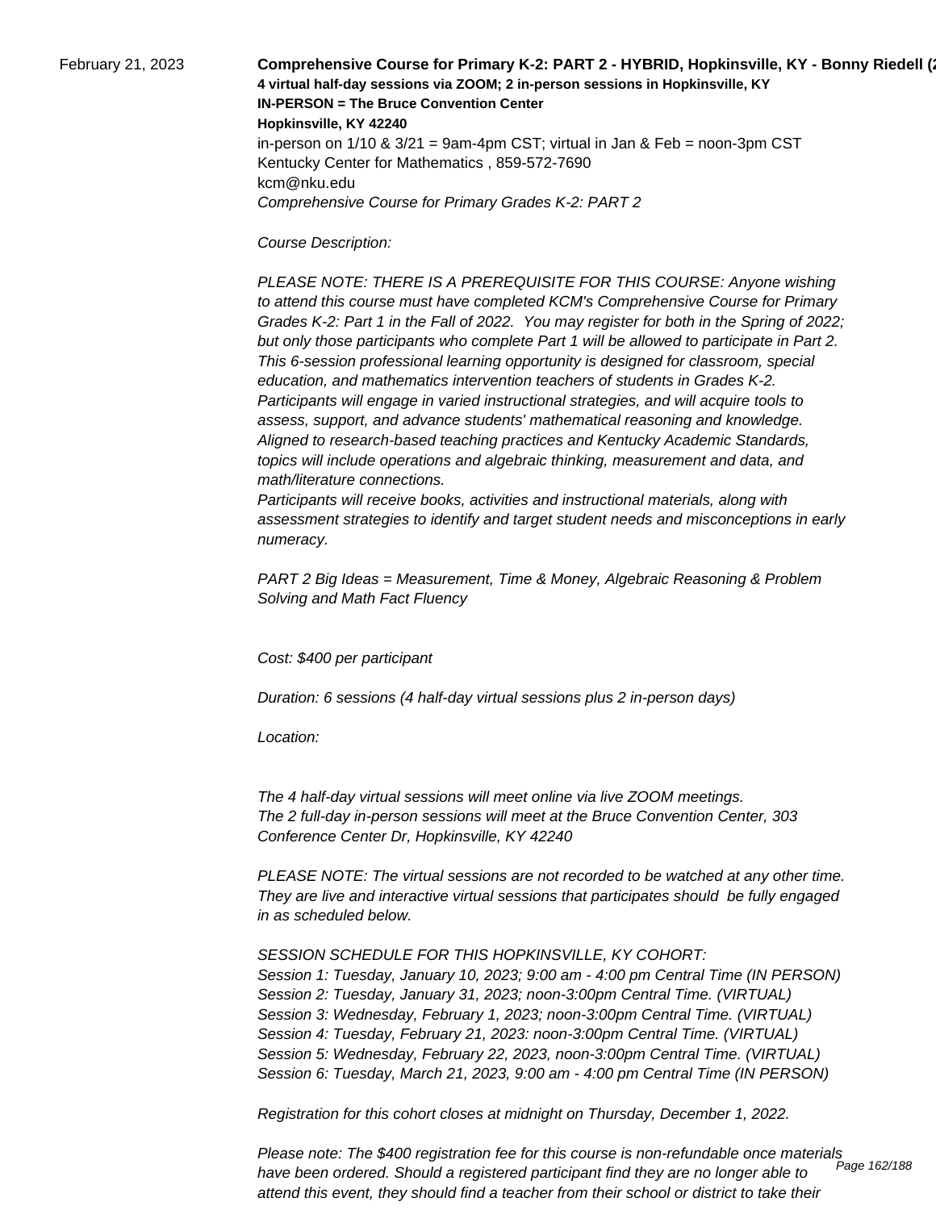February 21, 2023

**Comprehensive Course for Primary K-2: PART 2 - HYBRID, Hopkinsville, KY - Bonny Riedell (2**

**4 virtual half-day sessions via ZOOM; 2 in-person sessions in Hopkinsville, KY**

**IN-PERSON = The Bruce Convention Center**

**Hopkinsville, KY 42240**

in-person on 1/10 & 3/21 = 9am-4pm CST; virtual in Jan & Feb = noon-3pm CST

Kentucky Center for Mathematics , 859-572-7690

kcm@nku.edu

*Comprehensive Course for Primary Grades K-2: PART 2*

*Course Description:*

*PLEASE NOTE: THERE IS A PREREQUISITE FOR THIS COURSE: Anyone wishing to attend this course must have completed KCM's Comprehensive Course for Primary Grades K-2: Part 1 in the Fall of 2022. You may register for both in the Spring of 2022; but only those participants who complete Part 1 will be allowed to participate in Part 2. This 6-session professional learning opportunity is designed for classroom, special education, and mathematics intervention teachers of students in Grades K-2. Participants will engage in varied instructional strategies, and will acquire tools to assess, support, and advance students' mathematical reasoning and knowledge. Aligned to research-based teaching practices and Kentucky Academic Standards, topics will include operations and algebraic thinking, measurement and data, and math/literature connections.*

*Participants will receive books, activities and instructional materials, along with assessment strategies to identify and target student needs and misconceptions in early numeracy.*

*PART 2 Big Ideas = Measurement, Time & Money, Algebraic Reasoning & Problem Solving and Math Fact Fluency*

*Cost: $400 per participant*

*Duration: 6 sessions (4 half-day virtual sessions plus 2 in-person days)*

*Location:*

*The 4 half-day virtual sessions will meet online via live ZOOM meetings.*
*The 2 full-day in-person sessions will meet at the Bruce Convention Center, 303 Conference Center Dr, Hopkinsville, KY 42240*

*PLEASE NOTE: The virtual sessions are not recorded to be watched at any other time. They are live and interactive virtual sessions that participates should be fully engaged in as scheduled below.*

*SESSION SCHEDULE FOR THIS HOPKINSVILLE, KY COHORT:*
*Session 1: Tuesday, January 10, 2023; 9:00 am - 4:00 pm Central Time (IN PERSON)*
*Session 2: Tuesday, January 31, 2023; noon-3:00pm Central Time. (VIRTUAL)*
*Session 3: Wednesday, February 1, 2023; noon-3:00pm Central Time. (VIRTUAL)*
*Session 4: Tuesday, February 21, 2023: noon-3:00pm Central Time. (VIRTUAL)*
*Session 5: Wednesday, February 22, 2023, noon-3:00pm Central Time. (VIRTUAL)*
*Session 6: Tuesday, March 21, 2023, 9:00 am - 4:00 pm Central Time (IN PERSON)*

*Registration for this cohort closes at midnight on Thursday, December 1, 2022.*

*Please note: The $400 registration fee for this course is non-refundable once materials have been ordered. Should a registered participant find they are no longer able to attend this event, they should find a teacher from their school or district to take their*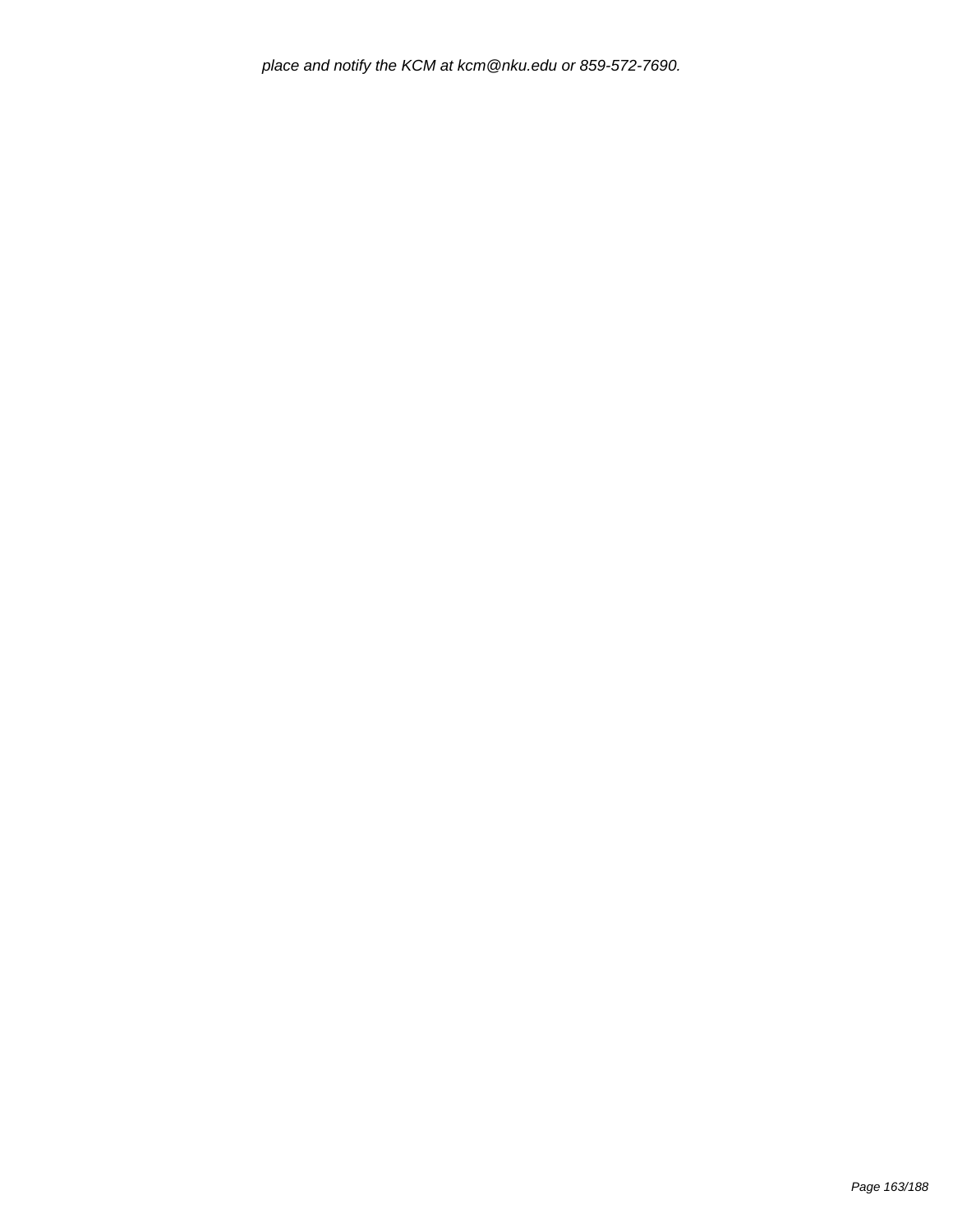*place and notify the KCM at kcm@nku.edu or 859-572-7690.*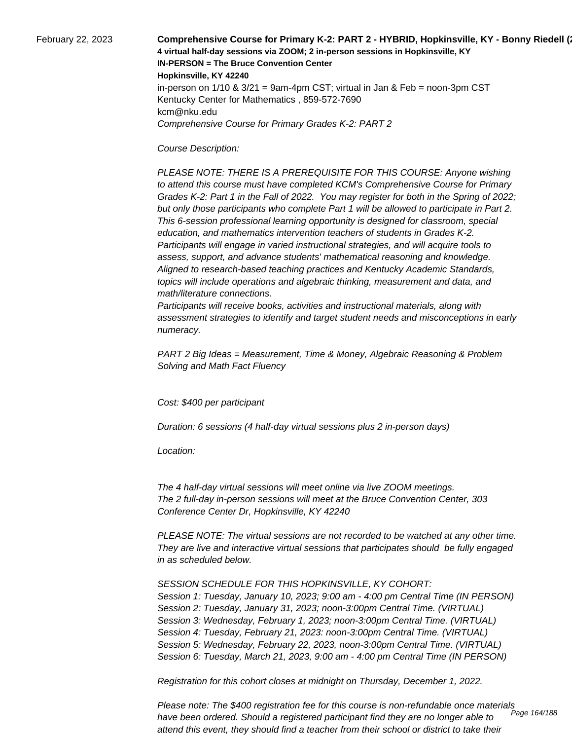February 22, 2023

**Comprehensive Course for Primary K-2: PART 2 - HYBRID, Hopkinsville, KY - Bonny Riedell (2**

**4 virtual half-day sessions via ZOOM; 2 in-person sessions in Hopkinsville, KY**

**IN-PERSON = The Bruce Convention Center**

**Hopkinsville, KY 42240**

in-person on 1/10 & 3/21 = 9am-4pm CST; virtual in Jan & Feb = noon-3pm CST

Kentucky Center for Mathematics , 859-572-7690

kcm@nku.edu

*Comprehensive Course for Primary Grades K-2: PART 2*

*Course Description:*

*PLEASE NOTE: THERE IS A PREREQUISITE FOR THIS COURSE: Anyone wishing to attend this course must have completed KCM's Comprehensive Course for Primary Grades K-2: Part 1 in the Fall of 2022. You may register for both in the Spring of 2022; but only those participants who complete Part 1 will be allowed to participate in Part 2. This 6-session professional learning opportunity is designed for classroom, special education, and mathematics intervention teachers of students in Grades K-2. Participants will engage in varied instructional strategies, and will acquire tools to assess, support, and advance students' mathematical reasoning and knowledge. Aligned to research-based teaching practices and Kentucky Academic Standards, topics will include operations and algebraic thinking, measurement and data, and math/literature connections.*

*Participants will receive books, activities and instructional materials, along with assessment strategies to identify and target student needs and misconceptions in early numeracy.*

*PART 2 Big Ideas = Measurement, Time & Money, Algebraic Reasoning & Problem Solving and Math Fact Fluency*

*Cost: $400 per participant*

*Duration: 6 sessions (4 half-day virtual sessions plus 2 in-person days)*

*Location:*

*The 4 half-day virtual sessions will meet online via live ZOOM meetings.*
*The 2 full-day in-person sessions will meet at the Bruce Convention Center, 303 Conference Center Dr, Hopkinsville, KY 42240*

*PLEASE NOTE: The virtual sessions are not recorded to be watched at any other time. They are live and interactive virtual sessions that participates should be fully engaged in as scheduled below.*

*SESSION SCHEDULE FOR THIS HOPKINSVILLE, KY COHORT:*
*Session 1: Tuesday, January 10, 2023; 9:00 am - 4:00 pm Central Time (IN PERSON)*
*Session 2: Tuesday, January 31, 2023; noon-3:00pm Central Time. (VIRTUAL)*
*Session 3: Wednesday, February 1, 2023; noon-3:00pm Central Time. (VIRTUAL)*
*Session 4: Tuesday, February 21, 2023: noon-3:00pm Central Time. (VIRTUAL)*
*Session 5: Wednesday, February 22, 2023, noon-3:00pm Central Time. (VIRTUAL)*
*Session 6: Tuesday, March 21, 2023, 9:00 am - 4:00 pm Central Time (IN PERSON)*

*Registration for this cohort closes at midnight on Thursday, December 1, 2022.*

*Please note: The $400 registration fee for this course is non-refundable once materials have been ordered. Should a registered participant find they are no longer able to attend this event, they should find a teacher from their school or district to take their*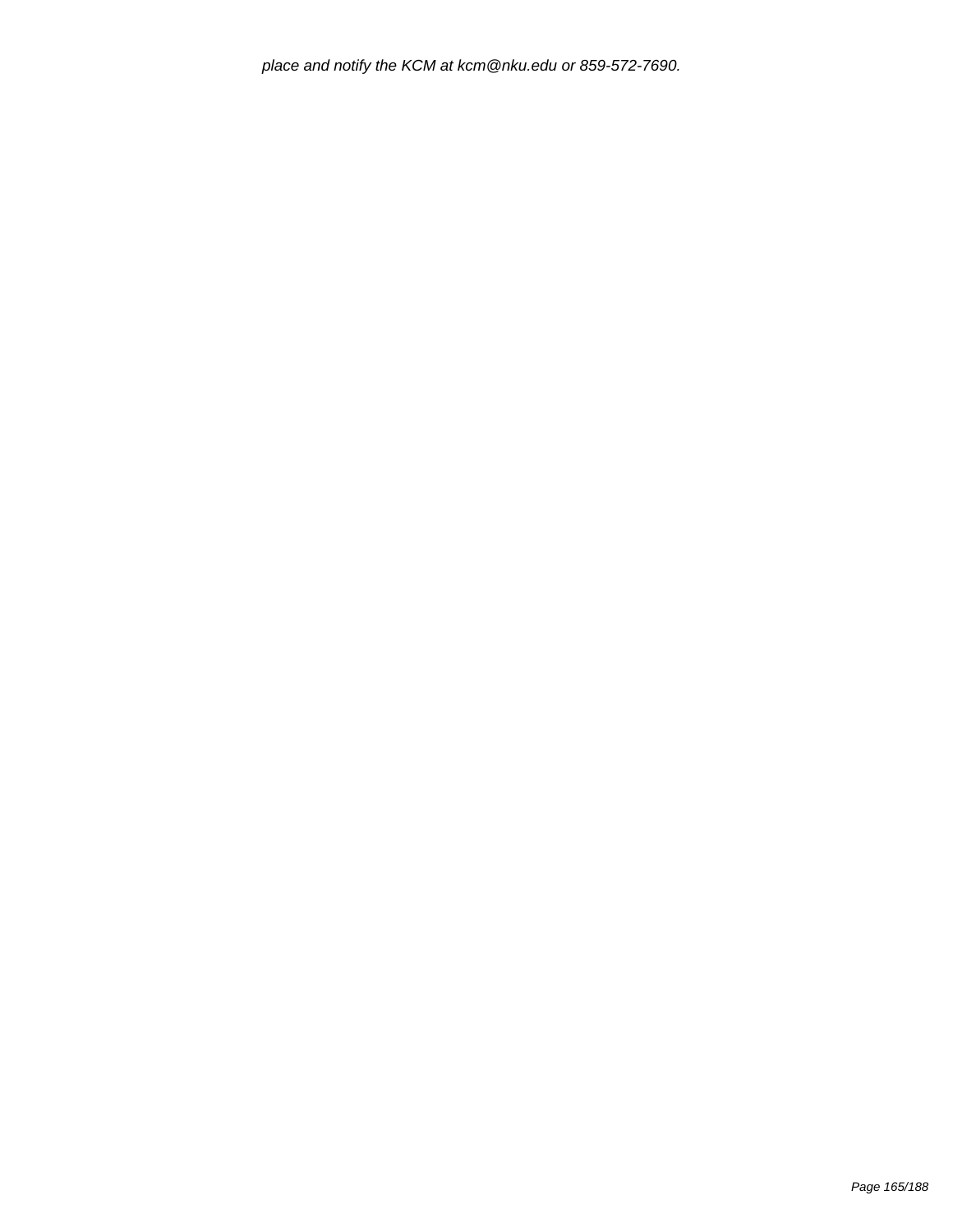*place and notify the KCM at kcm@nku.edu or 859-572-7690.*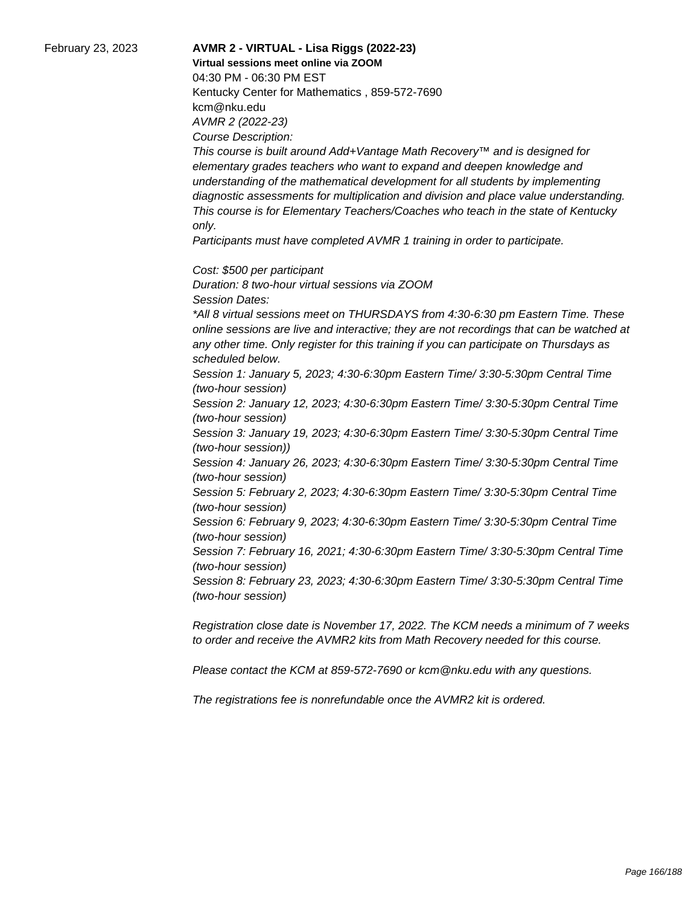February 23, 2023

**AVMR 2 - VIRTUAL - Lisa Riggs (2022-23)**

**Virtual sessions meet online via ZOOM**

04:30 PM - 06:30 PM EST

Kentucky Center for Mathematics , 859-572-7690

kcm@nku.edu

*AVMR 2 (2022-23)*

*Course Description:*

*This course is built around Add+Vantage Math Recovery™ and is designed for elementary grades teachers who want to expand and deepen knowledge and understanding of the mathematical development for all students by implementing diagnostic assessments for multiplication and division and place value understanding. This course is for Elementary Teachers/Coaches who teach in the state of Kentucky only.*

*Participants must have completed AVMR 1 training in order to participate.*

*Cost: $500 per participant*

*Duration: 8 two-hour virtual sessions via ZOOM*

*Session Dates:*

*\*All 8 virtual sessions meet on THURSDAYS from 4:30-6:30 pm Eastern Time. These online sessions are live and interactive; they are not recordings that can be watched at any other time. Only register for this training if you can participate on Thursdays as scheduled below.*

*Session 1: January 5, 2023; 4:30-6:30pm Eastern Time/ 3:30-5:30pm Central Time (two-hour session)*

*Session 2: January 12, 2023; 4:30-6:30pm Eastern Time/ 3:30-5:30pm Central Time (two-hour session)*

*Session 3: January 19, 2023; 4:30-6:30pm Eastern Time/ 3:30-5:30pm Central Time (two-hour session))*

*Session 4: January 26, 2023; 4:30-6:30pm Eastern Time/ 3:30-5:30pm Central Time (two-hour session)*

*Session 5: February 2, 2023; 4:30-6:30pm Eastern Time/ 3:30-5:30pm Central Time (two-hour session)*

*Session 6: February 9, 2023; 4:30-6:30pm Eastern Time/ 3:30-5:30pm Central Time (two-hour session)*

*Session 7: February 16, 2021; 4:30-6:30pm Eastern Time/ 3:30-5:30pm Central Time (two-hour session)*

*Session 8: February 23, 2023; 4:30-6:30pm Eastern Time/ 3:30-5:30pm Central Time (two-hour session)*

*Registration close date is November 17, 2022. The KCM needs a minimum of 7 weeks to order and receive the AVMR2 kits from Math Recovery needed for this course.*

*Please contact the KCM at 859-572-7690 or kcm@nku.edu with any questions.*

*The registrations fee is nonrefundable once the AVMR2 kit is ordered.*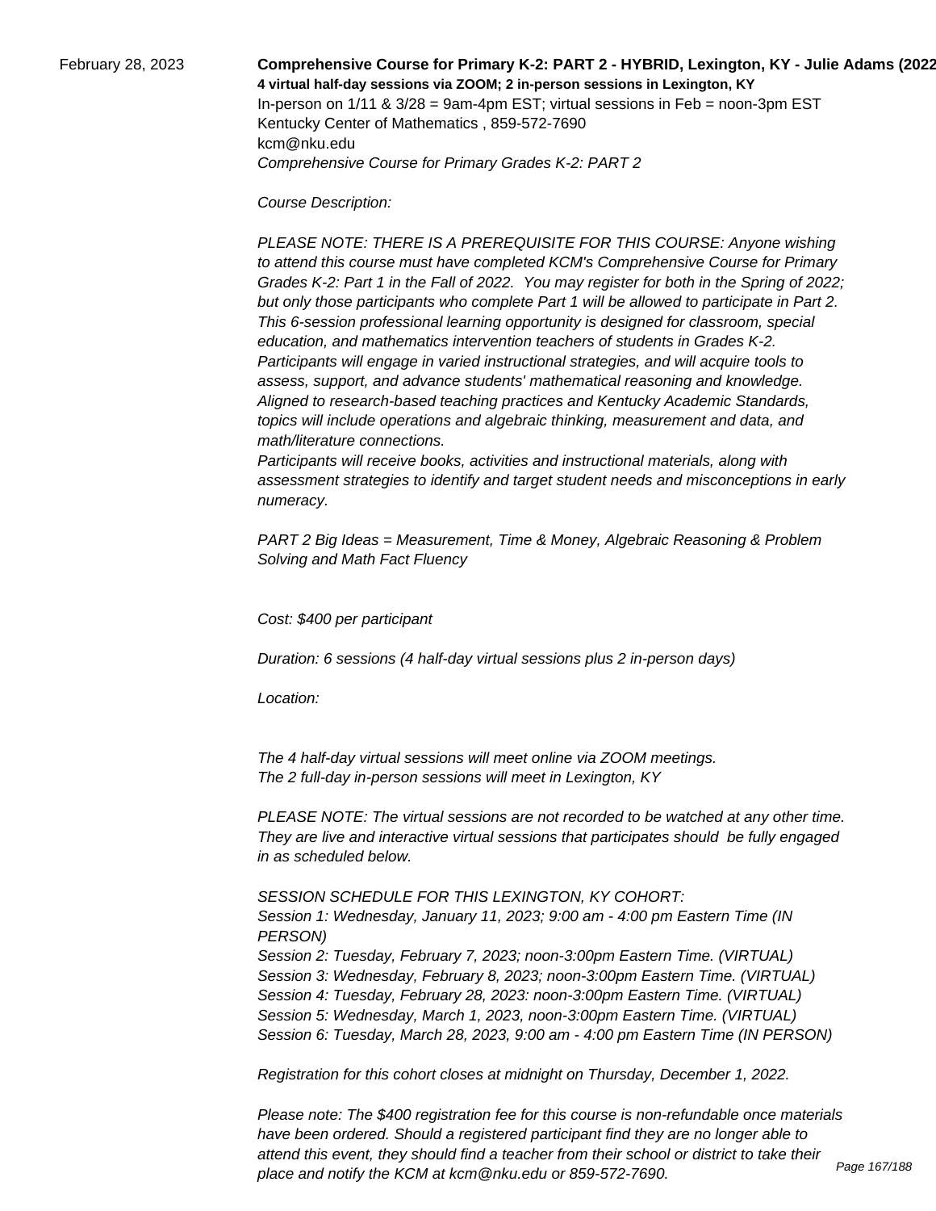February 28, 2023

**Comprehensive Course for Primary K-2: PART 2 - HYBRID, Lexington, KY - Julie Adams (2022**

**4 virtual half-day sessions via ZOOM; 2 in-person sessions in Lexington, KY**

In-person on 1/11 & 3/28 = 9am-4pm EST; virtual sessions in Feb = noon-3pm EST

Kentucky Center of Mathematics , 859-572-7690

kcm@nku.edu

*Comprehensive Course for Primary Grades K-2: PART 2*

*Course Description:*

*PLEASE NOTE: THERE IS A PREREQUISITE FOR THIS COURSE: Anyone wishing to attend this course must have completed KCM's Comprehensive Course for Primary Grades K-2: Part 1 in the Fall of 2022. You may register for both in the Spring of 2022; but only those participants who complete Part 1 will be allowed to participate in Part 2. This 6-session professional learning opportunity is designed for classroom, special education, and mathematics intervention teachers of students in Grades K-2. Participants will engage in varied instructional strategies, and will acquire tools to assess, support, and advance students' mathematical reasoning and knowledge. Aligned to research-based teaching practices and Kentucky Academic Standards, topics will include operations and algebraic thinking, measurement and data, and math/literature connections.*

*Participants will receive books, activities and instructional materials, along with assessment strategies to identify and target student needs and misconceptions in early numeracy.*

*PART 2 Big Ideas = Measurement, Time & Money, Algebraic Reasoning & Problem Solving and Math Fact Fluency*

*Cost: $400 per participant*

*Duration: 6 sessions (4 half-day virtual sessions plus 2 in-person days)*

*Location:*

*The 4 half-day virtual sessions will meet online via ZOOM meetings.*
*The 2 full-day in-person sessions will meet in Lexington, KY*

*PLEASE NOTE: The virtual sessions are not recorded to be watched at any other time. They are live and interactive virtual sessions that participates should be fully engaged in as scheduled below.*

*SESSION SCHEDULE FOR THIS LEXINGTON, KY COHORT:*
*Session 1: Wednesday, January 11, 2023; 9:00 am - 4:00 pm Eastern Time (IN PERSON)*
*Session 2: Tuesday, February 7, 2023; noon-3:00pm Eastern Time. (VIRTUAL)*
*Session 3: Wednesday, February 8, 2023; noon-3:00pm Eastern Time. (VIRTUAL)*
*Session 4: Tuesday, February 28, 2023: noon-3:00pm Eastern Time. (VIRTUAL)*
*Session 5: Wednesday, March 1, 2023, noon-3:00pm Eastern Time. (VIRTUAL)*
*Session 6: Tuesday, March 28, 2023, 9:00 am - 4:00 pm Eastern Time (IN PERSON)*

*Registration for this cohort closes at midnight on Thursday, December 1, 2022.*

*Please note: The $400 registration fee for this course is non-refundable once materials have been ordered. Should a registered participant find they are no longer able to attend this event, they should find a teacher from their school or district to take their place and notify the KCM at kcm@nku.edu or 859-572-7690.*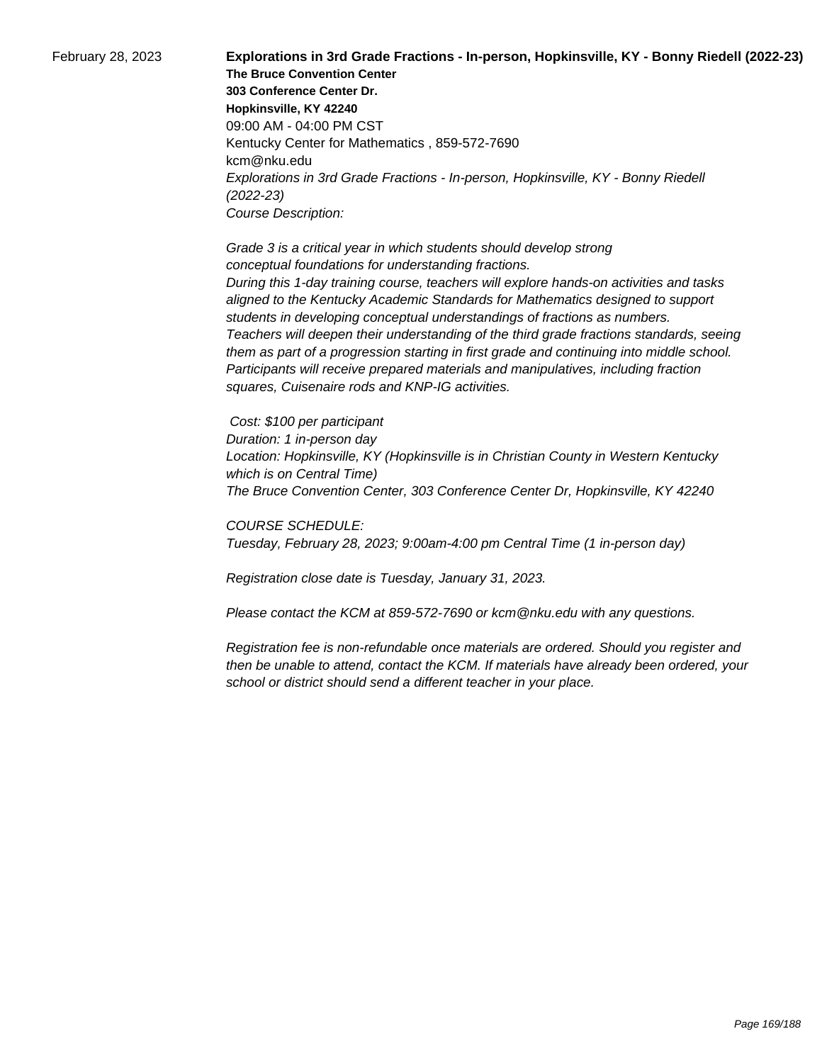February 28, 2023

**Explorations in 3rd Grade Fractions - In-person, Hopkinsville, KY - Bonny Riedell (2022-23)**

**The Bruce Convention Center**
**303 Conference Center Dr.**
**Hopkinsville, KY 42240**

09:00 AM - 04:00 PM CST

Kentucky Center for Mathematics , 859-572-7690

kcm@nku.edu

*Explorations in 3rd Grade Fractions - In-person, Hopkinsville, KY - Bonny Riedell (2022-23)*

*Course Description:*

*Grade 3 is a critical year in which students should develop strong conceptual foundations for understanding fractions.*
*During this 1-day training course, teachers will explore hands-on activities and tasks aligned to the Kentucky Academic Standards for Mathematics designed to support students in developing conceptual understandings of fractions as numbers.*
*Teachers will deepen their understanding of the third grade fractions standards, seeing them as part of a progression starting in first grade and continuing into middle school.*
*Participants will receive prepared materials and manipulatives, including fraction squares, Cuisenaire rods and KNP-IG activities.*

*Cost: $100 per participant*
*Duration: 1 in-person day*
*Location: Hopkinsville, KY (Hopkinsville is in Christian County in Western Kentucky which is on Central Time)*
*The Bruce Convention Center, 303 Conference Center Dr, Hopkinsville, KY 42240*

*COURSE SCHEDULE:*
*Tuesday, February 28, 2023; 9:00am-4:00 pm Central Time (1 in-person day)*

*Registration close date is Tuesday, January 31, 2023.*

*Please contact the KCM at 859-572-7690 or kcm@nku.edu with any questions.*

*Registration fee is non-refundable once materials are ordered. Should you register and then be unable to attend, contact the KCM. If materials have already been ordered, your school or district should send a different teacher in your place.*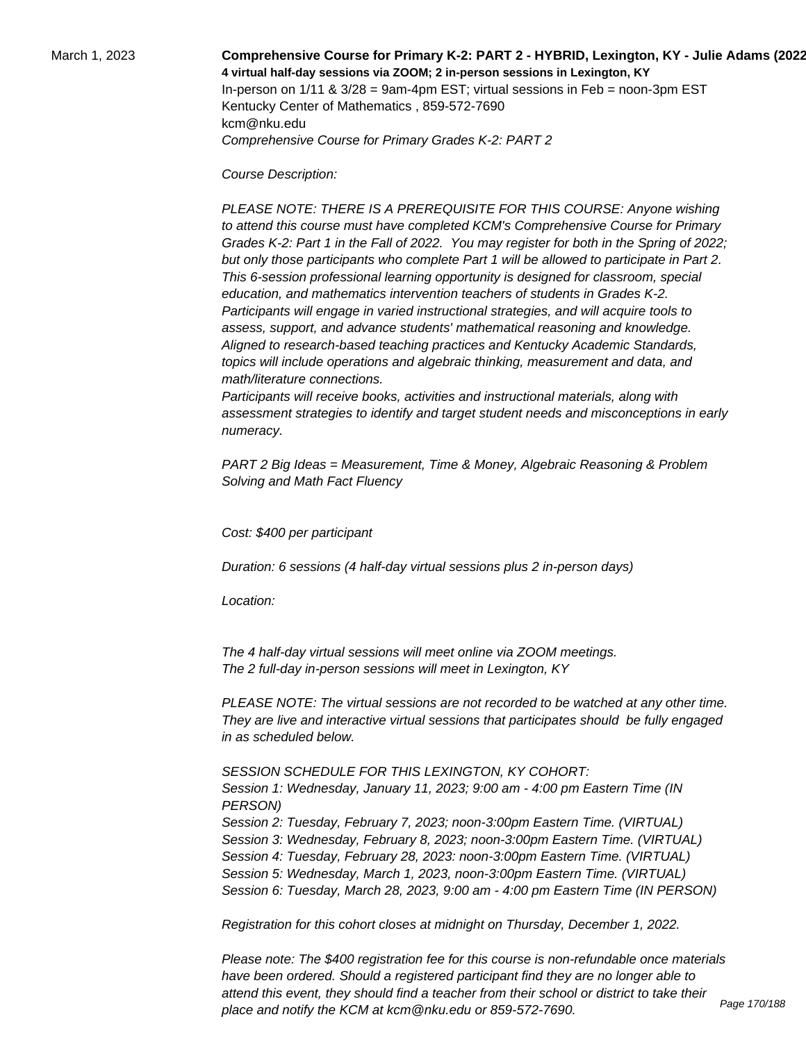March 1, 2023

**Comprehensive Course for Primary K-2: PART 2 - HYBRID, Lexington, KY - Julie Adams (2022**

**4 virtual half-day sessions via ZOOM; 2 in-person sessions in Lexington, KY**

In-person on 1/11 & 3/28 = 9am-4pm EST; virtual sessions in Feb = noon-3pm EST

Kentucky Center of Mathematics , 859-572-7690

kcm@nku.edu

*Comprehensive Course for Primary Grades K-2: PART 2*

*Course Description:*

*PLEASE NOTE: THERE IS A PREREQUISITE FOR THIS COURSE: Anyone wishing to attend this course must have completed KCM's Comprehensive Course for Primary Grades K-2: Part 1 in the Fall of 2022. You may register for both in the Spring of 2022; but only those participants who complete Part 1 will be allowed to participate in Part 2. This 6-session professional learning opportunity is designed for classroom, special education, and mathematics intervention teachers of students in Grades K-2. Participants will engage in varied instructional strategies, and will acquire tools to assess, support, and advance students' mathematical reasoning and knowledge. Aligned to research-based teaching practices and Kentucky Academic Standards, topics will include operations and algebraic thinking, measurement and data, and math/literature connections.*

*Participants will receive books, activities and instructional materials, along with assessment strategies to identify and target student needs and misconceptions in early numeracy.*

*PART 2 Big Ideas = Measurement, Time & Money, Algebraic Reasoning & Problem Solving and Math Fact Fluency*

*Cost: $400 per participant*

*Duration: 6 sessions (4 half-day virtual sessions plus 2 in-person days)*

*Location:*

*The 4 half-day virtual sessions will meet online via ZOOM meetings.*
*The 2 full-day in-person sessions will meet in Lexington, KY*

*PLEASE NOTE: The virtual sessions are not recorded to be watched at any other time. They are live and interactive virtual sessions that participates should be fully engaged in as scheduled below.*

*SESSION SCHEDULE FOR THIS LEXINGTON, KY COHORT:*
*Session 1: Wednesday, January 11, 2023; 9:00 am - 4:00 pm Eastern Time (IN PERSON)*
*Session 2: Tuesday, February 7, 2023; noon-3:00pm Eastern Time. (VIRTUAL)*
*Session 3: Wednesday, February 8, 2023; noon-3:00pm Eastern Time. (VIRTUAL)*
*Session 4: Tuesday, February 28, 2023: noon-3:00pm Eastern Time. (VIRTUAL)*
*Session 5: Wednesday, March 1, 2023, noon-3:00pm Eastern Time. (VIRTUAL)*
*Session 6: Tuesday, March 28, 2023, 9:00 am - 4:00 pm Eastern Time (IN PERSON)*

*Registration for this cohort closes at midnight on Thursday, December 1, 2022.*

*Please note: The $400 registration fee for this course is non-refundable once materials have been ordered. Should a registered participant find they are no longer able to attend this event, they should find a teacher from their school or district to take their place and notify the KCM at kcm@nku.edu or 859-572-7690.*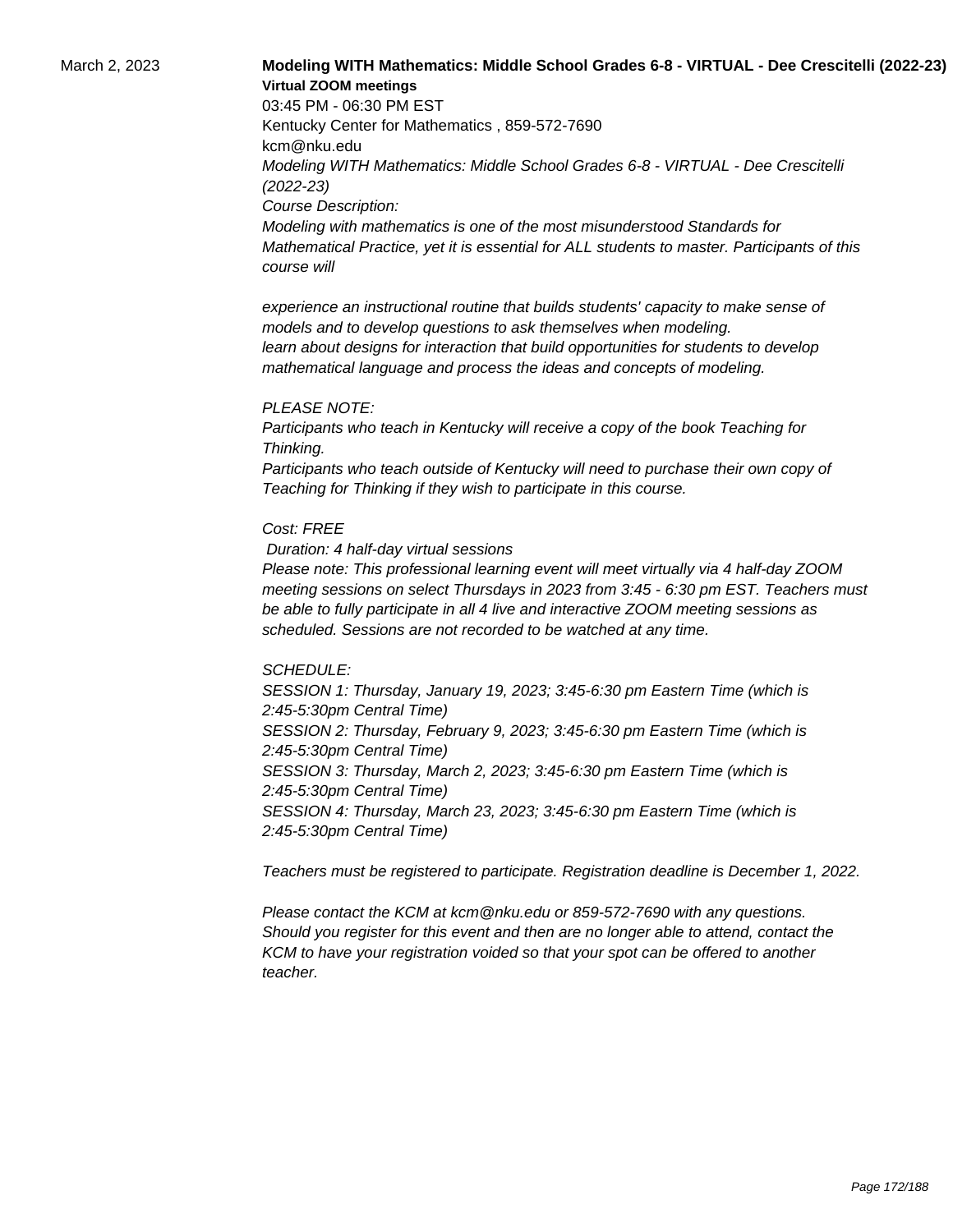March 2, 2023

**Modeling WITH Mathematics: Middle School Grades 6-8 - VIRTUAL - Dee Crescitelli (2022-23)**

**Virtual ZOOM meetings**

03:45 PM - 06:30 PM EST

Kentucky Center for Mathematics , 859-572-7690

kcm@nku.edu

*Modeling WITH Mathematics: Middle School Grades 6-8 - VIRTUAL - Dee Crescitelli (2022-23)*

*Course Description:*

*Modeling with mathematics is one of the most misunderstood Standards for Mathematical Practice, yet it is essential for ALL students to master. Participants of this course will*

*experience an instructional routine that builds students' capacity to make sense of models and to develop questions to ask themselves when modeling.*
*learn about designs for interaction that build opportunities for students to develop mathematical language and process the ideas and concepts of modeling.*

*PLEASE NOTE:*
*Participants who teach in Kentucky will receive a copy of the book Teaching for Thinking.*
*Participants who teach outside of Kentucky will need to purchase their own copy of Teaching for Thinking if they wish to participate in this course.*

*Cost: FREE*
*Duration: 4 half-day virtual sessions*
*Please note: This professional learning event will meet virtually via 4 half-day ZOOM meeting sessions on select Thursdays in 2023 from 3:45 - 6:30 pm EST. Teachers must be able to fully participate in all 4 live and interactive ZOOM meeting sessions as scheduled. Sessions are not recorded to be watched at any time.*

*SCHEDULE:*
*SESSION 1: Thursday, January 19, 2023; 3:45-6:30 pm Eastern Time (which is 2:45-5:30pm Central Time)*
*SESSION 2: Thursday, February 9, 2023; 3:45-6:30 pm Eastern Time (which is 2:45-5:30pm Central Time)*
*SESSION 3: Thursday, March 2, 2023; 3:45-6:30 pm Eastern Time (which is 2:45-5:30pm Central Time)*
*SESSION 4: Thursday, March 23, 2023; 3:45-6:30 pm Eastern Time (which is 2:45-5:30pm Central Time)*

*Teachers must be registered to participate. Registration deadline is December 1, 2022.*

*Please contact the KCM at kcm@nku.edu or 859-572-7690 with any questions.*
*Should you register for this event and then are no longer able to attend, contact the KCM to have your registration voided so that your spot can be offered to another teacher.*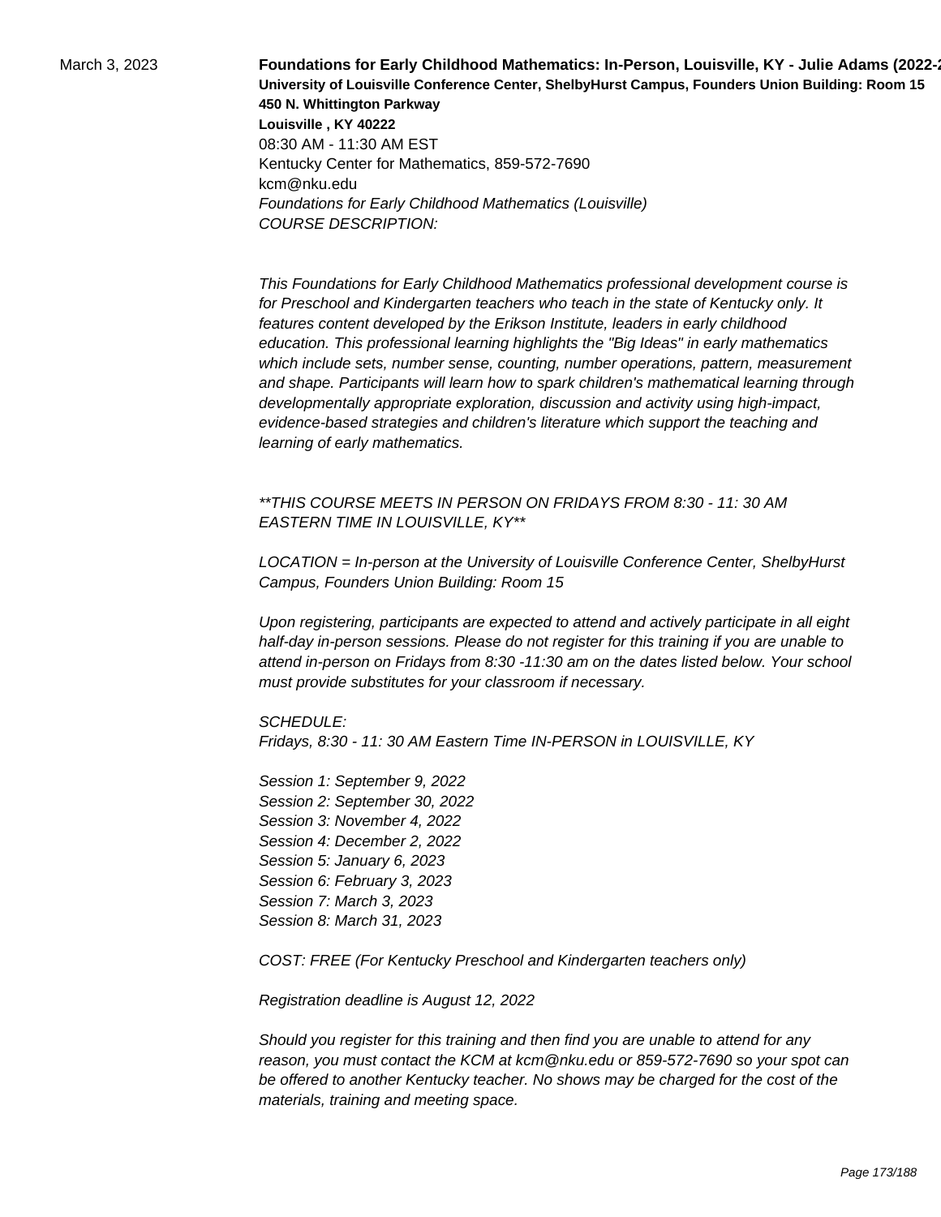March 3, 2023

**Foundations for Early Childhood Mathematics: In-Person, Louisville, KY - Julie Adams (2022-2**
**University of Louisville Conference Center, ShelbyHurst Campus, Founders Union Building: Room 15**
**450 N. Whittington Parkway**
**Louisville , KY 40222**
08:30 AM - 11:30 AM EST
Kentucky Center for Mathematics, 859-572-7690
kcm@nku.edu
*Foundations for Early Childhood Mathematics (Louisville)*
*COURSE DESCRIPTION:*

*This Foundations for Early Childhood Mathematics professional development course is for Preschool and Kindergarten teachers who teach in the state of Kentucky only. It features content developed by the Erikson Institute, leaders in early childhood education. This professional learning highlights the "Big Ideas" in early mathematics which include sets, number sense, counting, number operations, pattern, measurement and shape. Participants will learn how to spark children's mathematical learning through developmentally appropriate exploration, discussion and activity using high-impact, evidence-based strategies and children's literature which support the teaching and learning of early mathematics.*

*\*\*THIS COURSE MEETS IN PERSON ON FRIDAYS FROM 8:30 - 11: 30 AM EASTERN TIME IN LOUISVILLE, KY\*\**

*LOCATION = In-person at the University of Louisville Conference Center, ShelbyHurst Campus, Founders Union Building: Room 15*

*Upon registering, participants are expected to attend and actively participate in all eight half-day in-person sessions. Please do not register for this training if you are unable to attend in-person on Fridays from 8:30 -11:30 am on the dates listed below. Your school must provide substitutes for your classroom if necessary.*

*SCHEDULE:*
*Fridays, 8:30 - 11: 30 AM Eastern Time IN-PERSON in LOUISVILLE, KY*

*Session 1: September 9, 2022*
*Session 2: September 30, 2022*
*Session 3: November 4, 2022*
*Session 4: December 2, 2022*
*Session 5: January 6, 2023*
*Session 6: February 3, 2023*
*Session 7: March 3, 2023*
*Session 8: March 31, 2023*

*COST: FREE (For Kentucky Preschool and Kindergarten teachers only)*

*Registration deadline is August 12, 2022*

*Should you register for this training and then find you are unable to attend for any reason, you must contact the KCM at kcm@nku.edu or 859-572-7690 so your spot can be offered to another Kentucky teacher. No shows may be charged for the cost of the materials, training and meeting space.*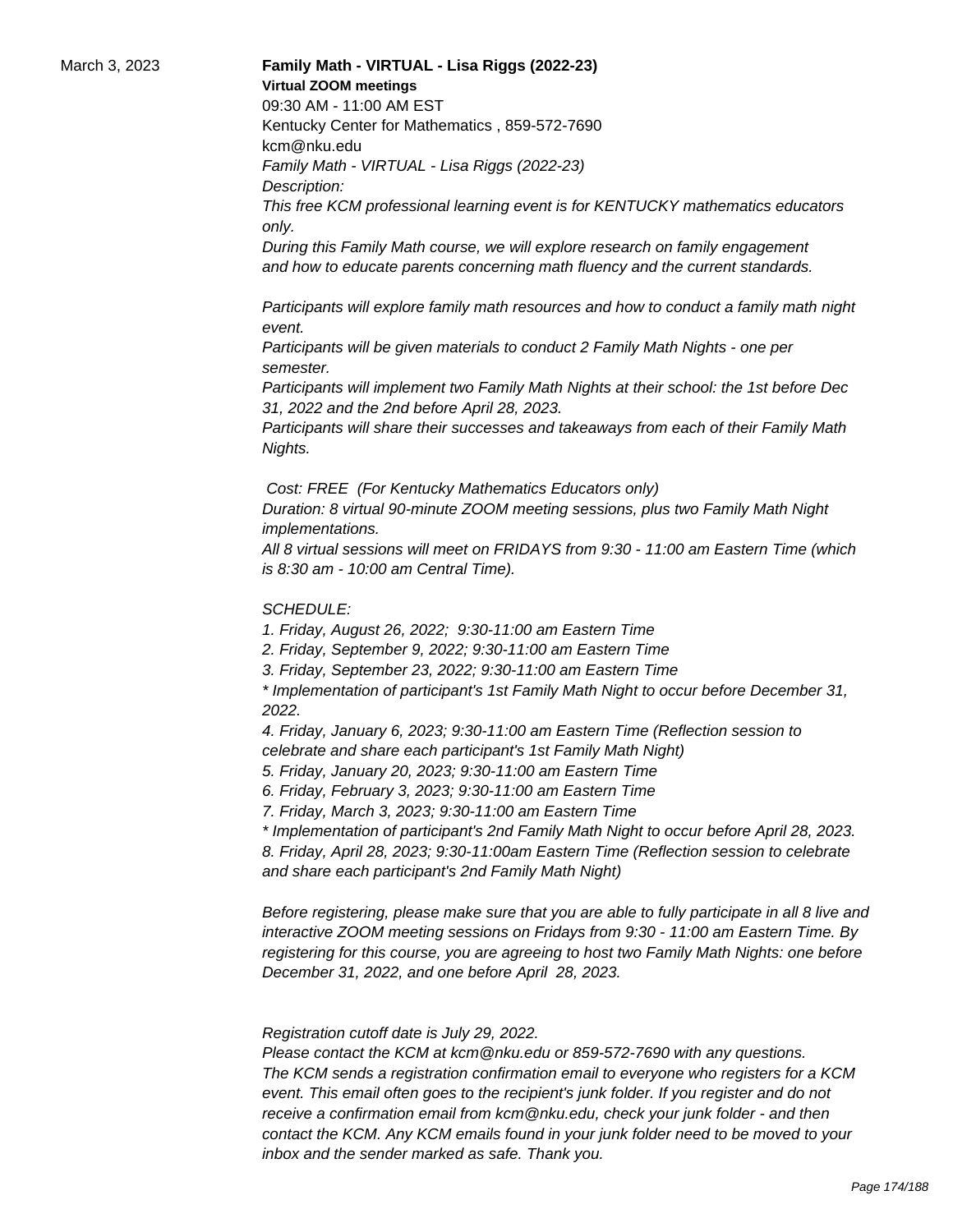March 3, 2023

**Family Math - VIRTUAL - Lisa Riggs (2022-23)**

**Virtual ZOOM meetings**

09:30 AM - 11:00 AM EST

Kentucky Center for Mathematics , 859-572-7690

kcm@nku.edu

*Family Math - VIRTUAL - Lisa Riggs (2022-23)*

*Description:*

*This free KCM professional learning event is for KENTUCKY mathematics educators only.*

*During this Family Math course, we will explore research on family engagement and how to educate parents concerning math fluency and the current standards.*

*Participants will explore family math resources and how to conduct a family math night event.*

*Participants will be given materials to conduct 2 Family Math Nights - one per semester.*

*Participants will implement two Family Math Nights at their school: the 1st before Dec 31, 2022 and the 2nd before April 28, 2023.*

*Participants will share their successes and takeaways from each of their Family Math Nights.*

*Cost: FREE (For Kentucky Mathematics Educators only)*

*Duration: 8 virtual 90-minute ZOOM meeting sessions, plus two Family Math Night implementations.*

*All 8 virtual sessions will meet on FRIDAYS from 9:30 - 11:00 am Eastern Time (which is 8:30 am - 10:00 am Central Time).*

*SCHEDULE:*

*1. Friday, August 26, 2022; 9:30-11:00 am Eastern Time*

*2. Friday, September 9, 2022; 9:30-11:00 am Eastern Time*

*3. Friday, September 23, 2022; 9:30-11:00 am Eastern Time*

** Implementation of participant's 1st Family Math Night to occur before December 31, 2022.*

*4. Friday, January 6, 2023; 9:30-11:00 am Eastern Time (Reflection session to celebrate and share each participant's 1st Family Math Night)*

*5. Friday, January 20, 2023; 9:30-11:00 am Eastern Time*

*6. Friday, February 3, 2023; 9:30-11:00 am Eastern Time*

*7. Friday, March 3, 2023; 9:30-11:00 am Eastern Time*

** Implementation of participant's 2nd Family Math Night to occur before April 28, 2023.*

*8. Friday, April 28, 2023; 9:30-11:00am Eastern Time (Reflection session to celebrate and share each participant's 2nd Family Math Night)*

*Before registering, please make sure that you are able to fully participate in all 8 live and interactive ZOOM meeting sessions on Fridays from 9:30 - 11:00 am Eastern Time. By registering for this course, you are agreeing to host two Family Math Nights: one before December 31, 2022, and one before April 28, 2023.*

*Registration cutoff date is July 29, 2022.*

*Please contact the KCM at kcm@nku.edu or 859-572-7690 with any questions.*

*The KCM sends a registration confirmation email to everyone who registers for a KCM event. This email often goes to the recipient's junk folder. If you register and do not receive a confirmation email from kcm@nku.edu, check your junk folder - and then contact the KCM. Any KCM emails found in your junk folder need to be moved to your inbox and the sender marked as safe. Thank you.*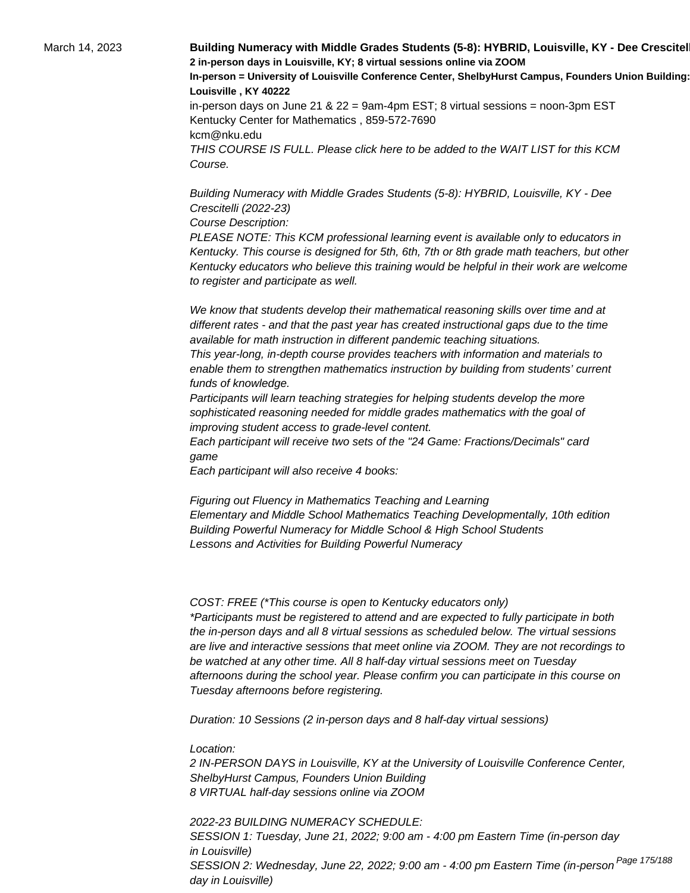March 14, 2023

**Building Numeracy with Middle Grades Students (5-8): HYBRID, Louisville, KY - Dee Crescitelli**
**2 in-person days in Louisville, KY; 8 virtual sessions online via ZOOM**
**In-person = University of Louisville Conference Center, ShelbyHurst Campus, Founders Union Building: Louisville , KY 40222**
in-person days on June 21 & 22 = 9am-4pm EST; 8 virtual sessions = noon-3pm EST
Kentucky Center for Mathematics , 859-572-7690
kcm@nku.edu
*THIS COURSE IS FULL. Please click here to be added to the WAIT LIST for this KCM Course.*

*Building Numeracy with Middle Grades Students (5-8): HYBRID, Louisville, KY - Dee Crescitelli (2022-23)*
*Course Description:*
*PLEASE NOTE: This KCM professional learning event is available only to educators in Kentucky. This course is designed for 5th, 6th, 7th or 8th grade math teachers, but other Kentucky educators who believe this training would be helpful in their work are welcome to register and participate as well.*

*We know that students develop their mathematical reasoning skills over time and at different rates - and that the past year has created instructional gaps due to the time available for math instruction in different pandemic teaching situations.*
*This year-long, in-depth course provides teachers with information and materials to enable them to strengthen mathematics instruction by building from students' current funds of knowledge.*
*Participants will learn teaching strategies for helping students develop the more sophisticated reasoning needed for middle grades mathematics with the goal of improving student access to grade-level content.*
*Each participant will receive two sets of the "24 Game: Fractions/Decimals" card game*
*Each participant will also receive 4 books:*

*Figuring out Fluency in Mathematics Teaching and Learning*
*Elementary and Middle School Mathematics Teaching Developmentally, 10th edition*
*Building Powerful Numeracy for Middle School & High School Students*
*Lessons and Activities for Building Powerful Numeracy*

*COST: FREE (\*This course is open to Kentucky educators only)*
*\*Participants must be registered to attend and are expected to fully participate in both the in-person days and all 8 virtual sessions as scheduled below. The virtual sessions are live and interactive sessions that meet online via ZOOM. They are not recordings to be watched at any other time. All 8 half-day virtual sessions meet on Tuesday afternoons during the school year. Please confirm you can participate in this course on Tuesday afternoons before registering.*

*Duration: 10 Sessions (2 in-person days and 8 half-day virtual sessions)*

*Location:*
*2 IN-PERSON DAYS in Louisville, KY at the University of Louisville Conference Center, ShelbyHurst Campus, Founders Union Building*
*8 VIRTUAL half-day sessions online via ZOOM*

*2022-23 BUILDING NUMERACY SCHEDULE:*
*SESSION 1: Tuesday, June 21, 2022; 9:00 am - 4:00 pm Eastern Time (in-person day in Louisville)*
*SESSION 2: Wednesday, June 22, 2022; 9:00 am - 4:00 pm Eastern Time (in-person day in Louisville)*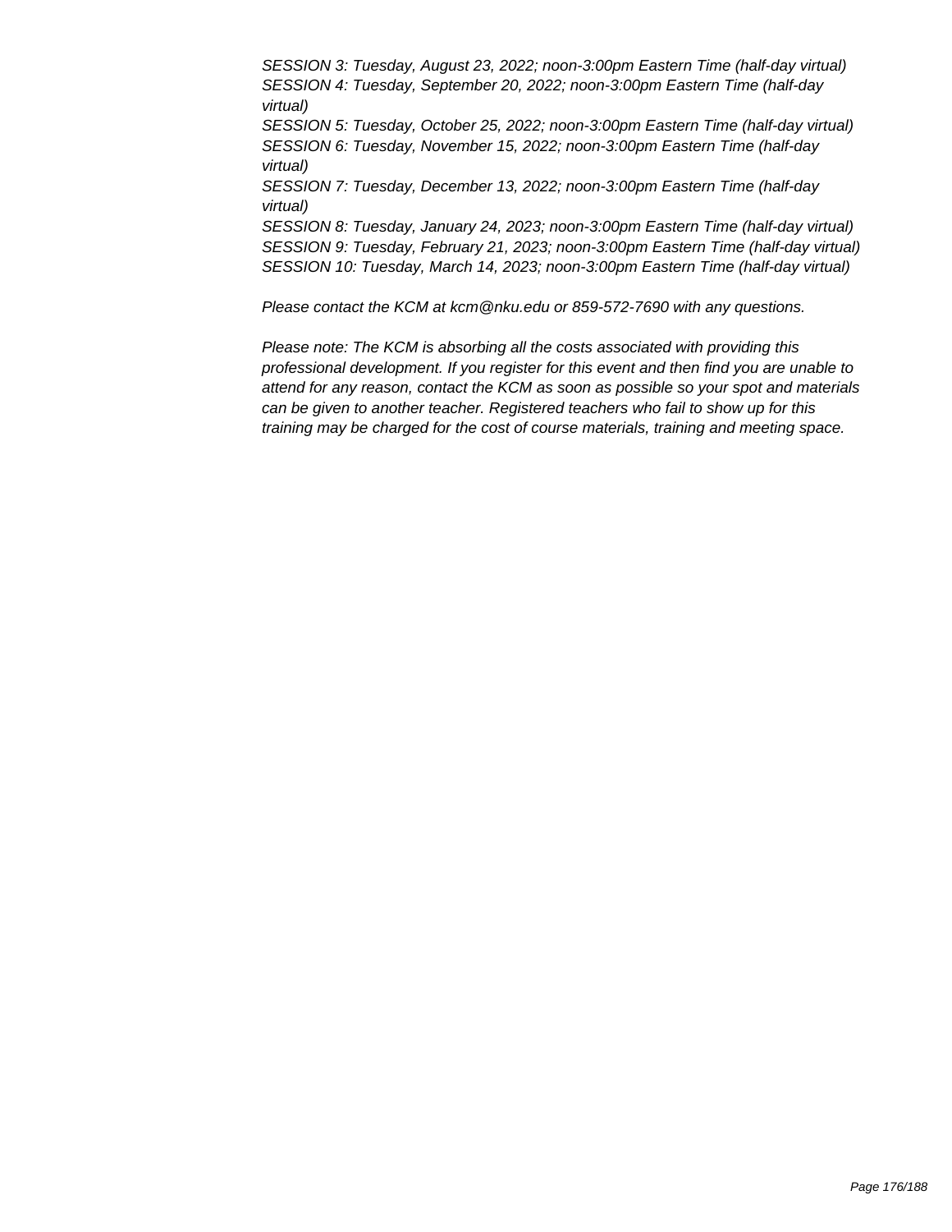*SESSION 3: Tuesday, August 23, 2022; noon-3:00pm Eastern Time (half-day virtual)*
*SESSION 4: Tuesday, September 20, 2022; noon-3:00pm Eastern Time (half-day virtual)*
*SESSION 5: Tuesday, October 25, 2022; noon-3:00pm Eastern Time (half-day virtual)*
*SESSION 6: Tuesday, November 15, 2022; noon-3:00pm Eastern Time (half-day virtual)*
*SESSION 7: Tuesday, December 13, 2022; noon-3:00pm Eastern Time (half-day virtual)*
*SESSION 8: Tuesday, January 24, 2023; noon-3:00pm Eastern Time (half-day virtual)*
*SESSION 9: Tuesday, February 21, 2023; noon-3:00pm Eastern Time (half-day virtual)*
*SESSION 10: Tuesday, March 14, 2023; noon-3:00pm Eastern Time (half-day virtual)*

*Please contact the KCM at kcm@nku.edu or 859-572-7690 with any questions.*

*Please note: The KCM is absorbing all the costs associated with providing this professional development. If you register for this event and then find you are unable to attend for any reason, contact the KCM as soon as possible so your spot and materials can be given to another teacher. Registered teachers who fail to show up for this training may be charged for the cost of course materials, training and meeting space.*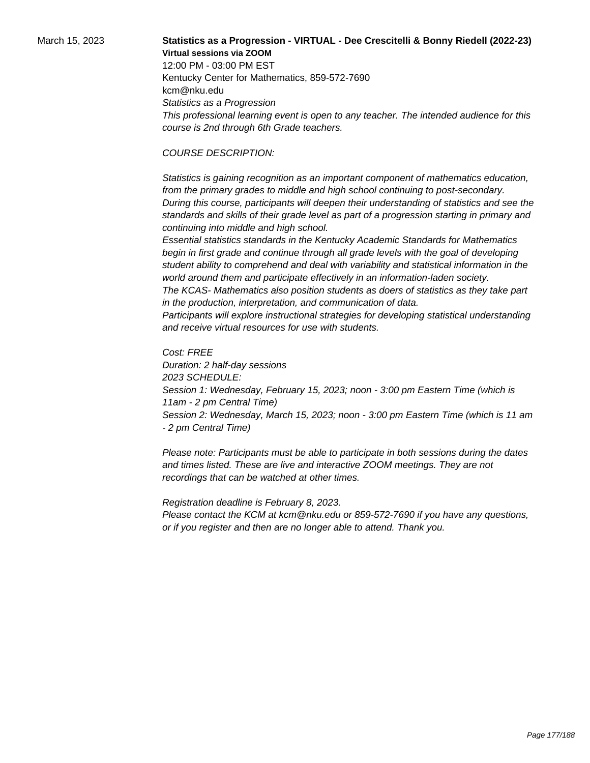March 15, 2023

**Statistics as a Progression - VIRTUAL - Dee Crescitelli & Bonny Riedell (2022-23)**

**Virtual sessions via ZOOM**

12:00 PM - 03:00 PM EST

Kentucky Center for Mathematics, 859-572-7690

kcm@nku.edu

*Statistics as a Progression*

*This professional learning event is open to any teacher. The intended audience for this course is 2nd through 6th Grade teachers.*

*COURSE DESCRIPTION:*

*Statistics is gaining recognition as an important component of mathematics education, from the primary grades to middle and high school continuing to post-secondary. During this course, participants will deepen their understanding of statistics and see the standards and skills of their grade level as part of a progression starting in primary and continuing into middle and high school.*

*Essential statistics standards in the Kentucky Academic Standards for Mathematics begin in first grade and continue through all grade levels with the goal of developing student ability to comprehend and deal with variability and statistical information in the world around them and participate effectively in an information-laden society.*

*The KCAS- Mathematics also position students as doers of statistics as they take part in the production, interpretation, and communication of data.*

*Participants will explore instructional strategies for developing statistical understanding and receive virtual resources for use with students.*

*Cost: FREE*

*Duration: 2 half-day sessions*

*2023 SCHEDULE:*

*Session 1: Wednesday, February 15, 2023; noon - 3:00 pm Eastern Time (which is 11am - 2 pm Central Time)*

*Session 2: Wednesday, March 15, 2023; noon - 3:00 pm Eastern Time (which is 11 am - 2 pm Central Time)*

*Please note: Participants must be able to participate in both sessions during the dates and times listed. These are live and interactive ZOOM meetings. They are not recordings that can be watched at other times.*

*Registration deadline is February 8, 2023.*

*Please contact the KCM at kcm@nku.edu or 859-572-7690 if you have any questions, or if you register and then are no longer able to attend. Thank you.*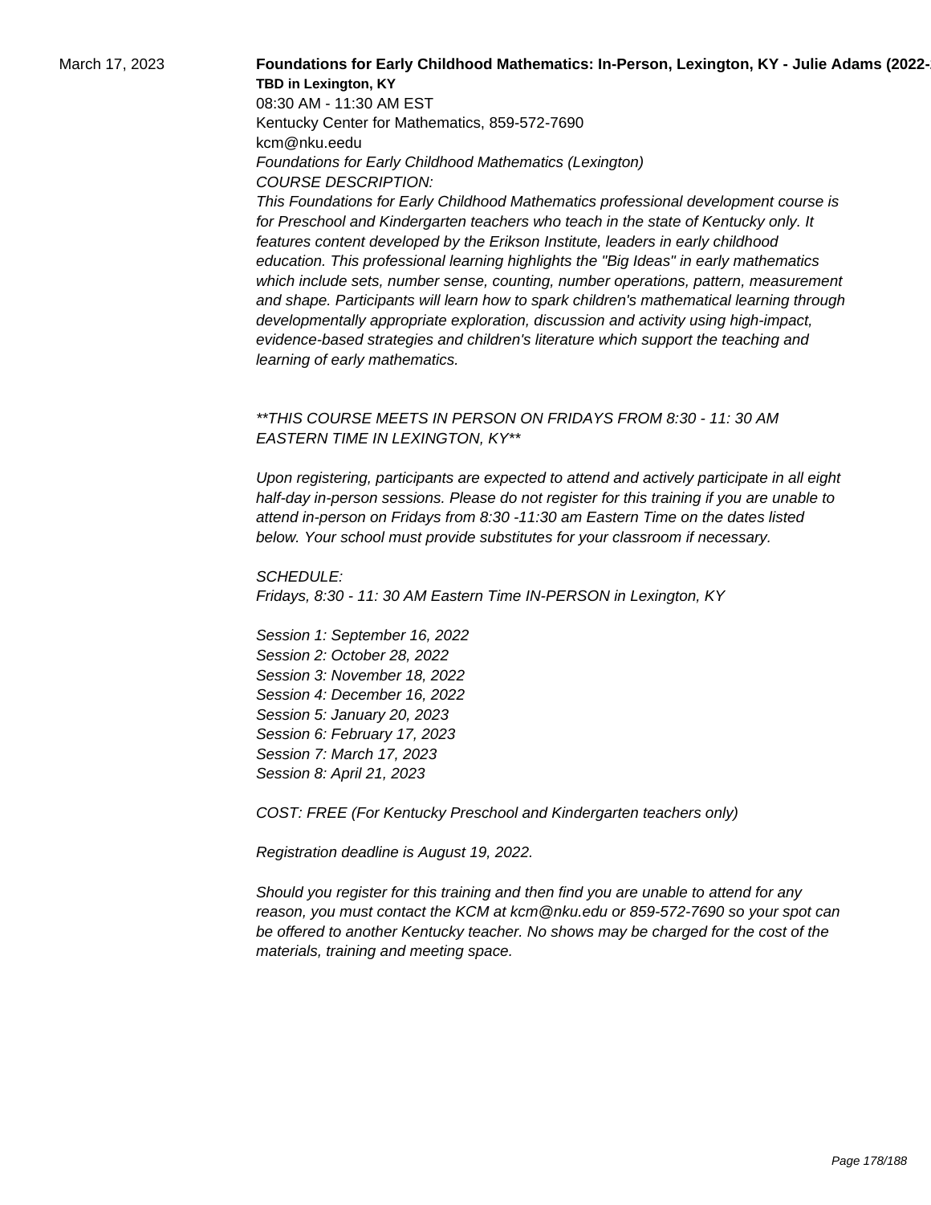March 17, 2023

**Foundations for Early Childhood Mathematics: In-Person, Lexington, KY - Julie Adams (2022-**

**TBD in Lexington, KY**

08:30 AM - 11:30 AM EST

Kentucky Center for Mathematics, 859-572-7690

kcm@nku.eedu

*Foundations for Early Childhood Mathematics (Lexington)*

*COURSE DESCRIPTION:*

*This Foundations for Early Childhood Mathematics professional development course is for Preschool and Kindergarten teachers who teach in the state of Kentucky only. It features content developed by the Erikson Institute, leaders in early childhood education. This professional learning highlights the "Big Ideas" in early mathematics which include sets, number sense, counting, number operations, pattern, measurement and shape. Participants will learn how to spark children's mathematical learning through developmentally appropriate exploration, discussion and activity using high-impact, evidence-based strategies and children's literature which support the teaching and learning of early mathematics.*

*\*\*THIS COURSE MEETS IN PERSON ON FRIDAYS FROM 8:30 - 11: 30 AM EASTERN TIME IN LEXINGTON, KY\*\**

*Upon registering, participants are expected to attend and actively participate in all eight half-day in-person sessions. Please do not register for this training if you are unable to attend in-person on Fridays from 8:30 -11:30 am Eastern Time on the dates listed below. Your school must provide substitutes for your classroom if necessary.*

*SCHEDULE:*

*Fridays, 8:30 - 11: 30 AM Eastern Time IN-PERSON in Lexington, KY*

*Session 1: September 16, 2022*
*Session 2: October 28, 2022*
*Session 3: November 18, 2022*
*Session 4: December 16, 2022*
*Session 5: January 20, 2023*
*Session 6: February 17, 2023*
*Session 7: March 17, 2023*
*Session 8: April 21, 2023*

*COST: FREE (For Kentucky Preschool and Kindergarten teachers only)*

*Registration deadline is August 19, 2022.*

*Should you register for this training and then find you are unable to attend for any reason, you must contact the KCM at kcm@nku.edu or 859-572-7690 so your spot can be offered to another Kentucky teacher. No shows may be charged for the cost of the materials, training and meeting space.*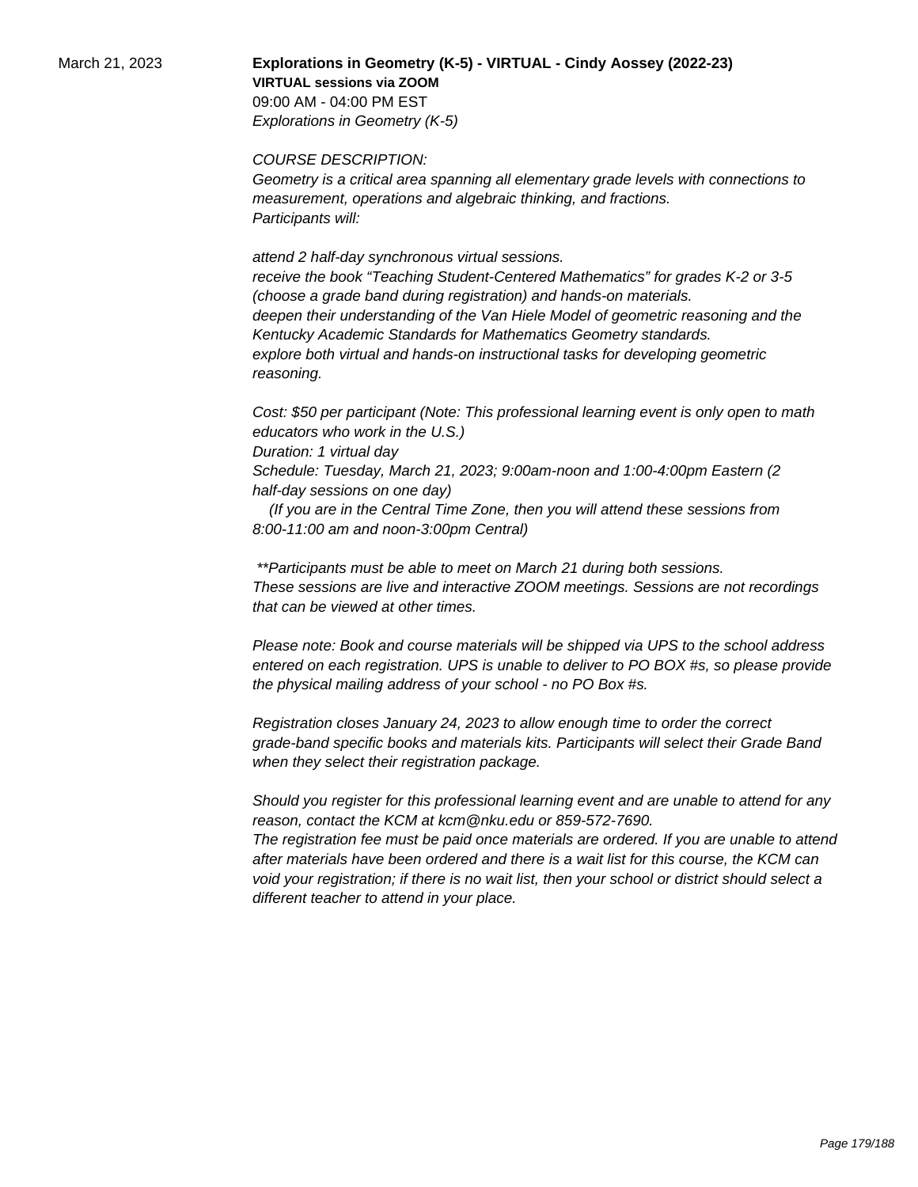March 21, 2023

**Explorations in Geometry (K-5) - VIRTUAL - Cindy Aossey (2022-23)**
**VIRTUAL sessions via ZOOM**
09:00 AM - 04:00 PM EST
*Explorations in Geometry (K-5)*

*COURSE DESCRIPTION:*
*Geometry is a critical area spanning all elementary grade levels with connections to measurement, operations and algebraic thinking, and fractions.*
*Participants will:*

*attend 2 half-day synchronous virtual sessions.*
*receive the book "Teaching Student-Centered Mathematics" for grades K-2 or 3-5 (choose a grade band during registration) and hands-on materials.*
*deepen their understanding of the Van Hiele Model of geometric reasoning and the Kentucky Academic Standards for Mathematics Geometry standards.*
*explore both virtual and hands-on instructional tasks for developing geometric reasoning.*

*Cost: $50 per participant (Note: This professional learning event is only open to math educators who work in the U.S.)*
*Duration: 1 virtual day*
*Schedule: Tuesday, March 21, 2023; 9:00am-noon and 1:00-4:00pm Eastern (2 half-day sessions on one day)*
*(If you are in the Central Time Zone, then you will attend these sessions from 8:00-11:00 am and noon-3:00pm Central)*

*\*\*Participants must be able to meet on March 21 during both sessions.*
*These sessions are live and interactive ZOOM meetings. Sessions are not recordings that can be viewed at other times.*

*Please note: Book and course materials will be shipped via UPS to the school address entered on each registration. UPS is unable to deliver to PO BOX #s, so please provide the physical mailing address of your school - no PO Box #s.*

*Registration closes January 24, 2023 to allow enough time to order the correct grade-band specific books and materials kits. Participants will select their Grade Band when they select their registration package.*

*Should you register for this professional learning event and are unable to attend for any reason, contact the KCM at kcm@nku.edu or 859-572-7690.*
*The registration fee must be paid once materials are ordered. If you are unable to attend after materials have been ordered and there is a wait list for this course, the KCM can void your registration; if there is no wait list, then your school or district should select a different teacher to attend in your place.*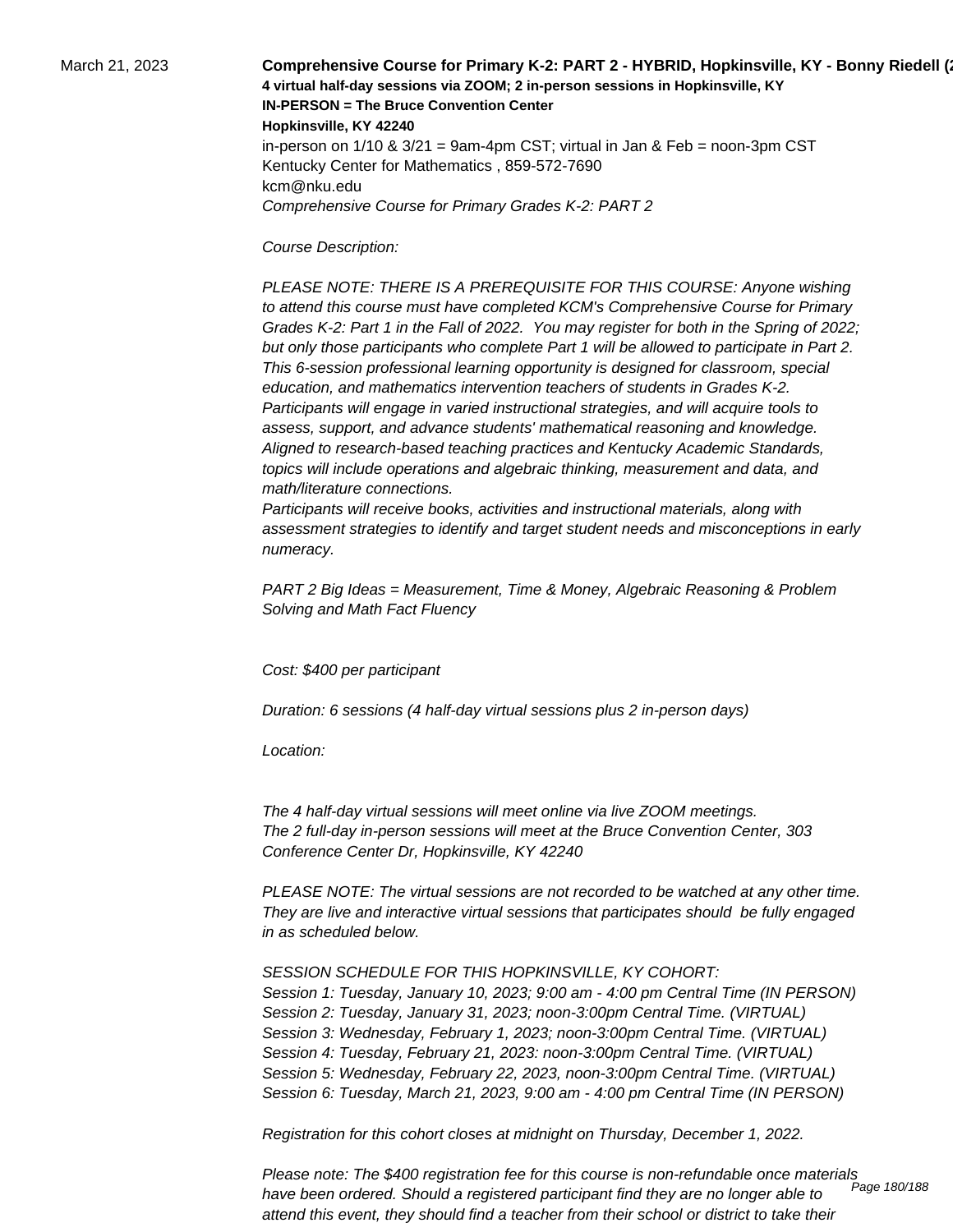March 21, 2023

**Comprehensive Course for Primary K-2: PART 2 - HYBRID, Hopkinsville, KY - Bonny Riedell (2**

**4 virtual half-day sessions via ZOOM; 2 in-person sessions in Hopkinsville, KY**

**IN-PERSON = The Bruce Convention Center**

**Hopkinsville, KY 42240**

in-person on 1/10 & 3/21 = 9am-4pm CST; virtual in Jan & Feb = noon-3pm CST

Kentucky Center for Mathematics , 859-572-7690

kcm@nku.edu

*Comprehensive Course for Primary Grades K-2: PART 2*

*Course Description:*

*PLEASE NOTE: THERE IS A PREREQUISITE FOR THIS COURSE: Anyone wishing to attend this course must have completed KCM's Comprehensive Course for Primary Grades K-2: Part 1 in the Fall of 2022. You may register for both in the Spring of 2022; but only those participants who complete Part 1 will be allowed to participate in Part 2. This 6-session professional learning opportunity is designed for classroom, special education, and mathematics intervention teachers of students in Grades K-2. Participants will engage in varied instructional strategies, and will acquire tools to assess, support, and advance students' mathematical reasoning and knowledge. Aligned to research-based teaching practices and Kentucky Academic Standards, topics will include operations and algebraic thinking, measurement and data, and math/literature connections.*
*Participants will receive books, activities and instructional materials, along with assessment strategies to identify and target student needs and misconceptions in early numeracy.*

*PART 2 Big Ideas = Measurement, Time & Money, Algebraic Reasoning & Problem Solving and Math Fact Fluency*

*Cost: $400 per participant*

*Duration: 6 sessions (4 half-day virtual sessions plus 2 in-person days)*

*Location:*

*The 4 half-day virtual sessions will meet online via live ZOOM meetings.*
*The 2 full-day in-person sessions will meet at the Bruce Convention Center, 303 Conference Center Dr, Hopkinsville, KY 42240*

*PLEASE NOTE: The virtual sessions are not recorded to be watched at any other time. They are live and interactive virtual sessions that participates should be fully engaged in as scheduled below.*

*SESSION SCHEDULE FOR THIS HOPKINSVILLE, KY COHORT:*
*Session 1: Tuesday, January 10, 2023; 9:00 am - 4:00 pm Central Time (IN PERSON)*
*Session 2: Tuesday, January 31, 2023; noon-3:00pm Central Time. (VIRTUAL)*
*Session 3: Wednesday, February 1, 2023; noon-3:00pm Central Time. (VIRTUAL)*
*Session 4: Tuesday, February 21, 2023: noon-3:00pm Central Time. (VIRTUAL)*
*Session 5: Wednesday, February 22, 2023, noon-3:00pm Central Time. (VIRTUAL)*
*Session 6: Tuesday, March 21, 2023, 9:00 am - 4:00 pm Central Time (IN PERSON)*

*Registration for this cohort closes at midnight on Thursday, December 1, 2022.*

*Please note: The $400 registration fee for this course is non-refundable once materials have been ordered. Should a registered participant find they are no longer able to attend this event, they should find a teacher from their school or district to take their*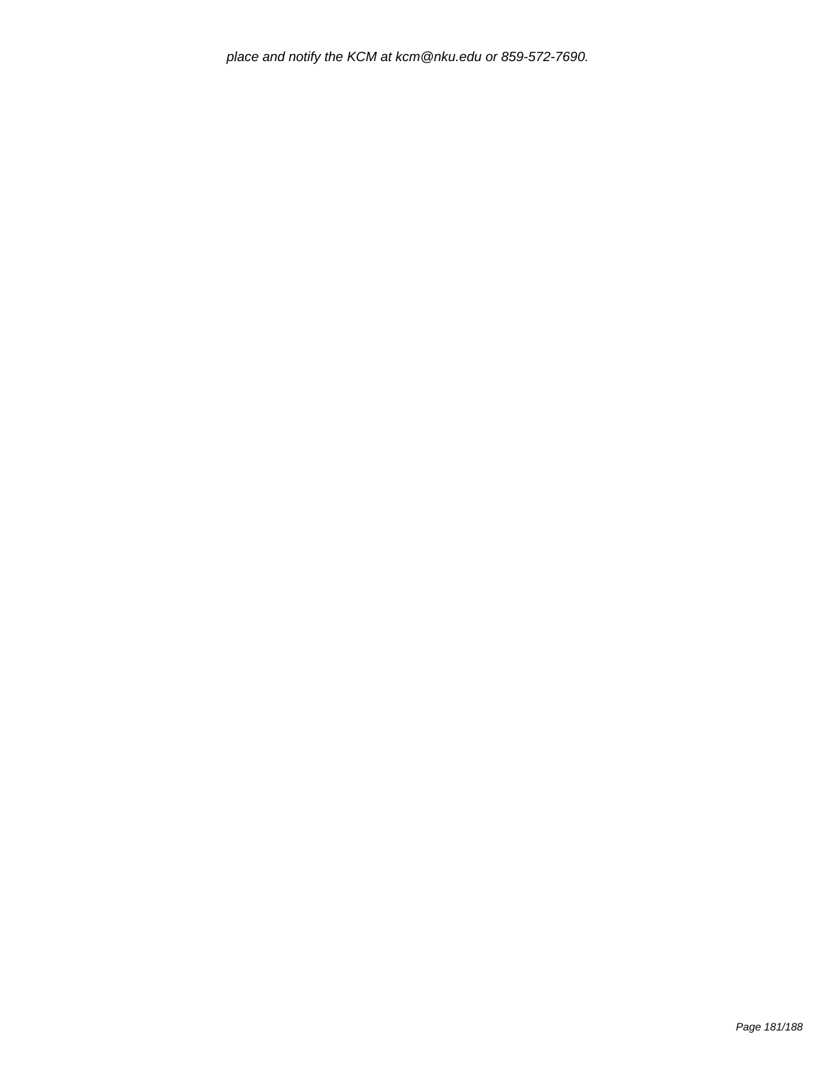*place and notify the KCM at kcm@nku.edu or 859-572-7690.*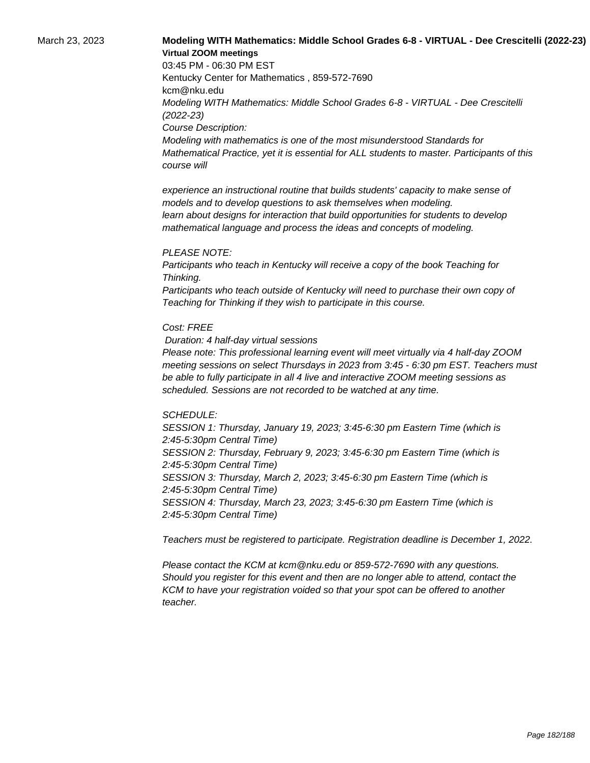March 23, 2023

**Modeling WITH Mathematics: Middle School Grades 6-8 - VIRTUAL - Dee Crescitelli (2022-23)**

**Virtual ZOOM meetings**

03:45 PM - 06:30 PM EST

Kentucky Center for Mathematics , 859-572-7690

kcm@nku.edu

*Modeling WITH Mathematics: Middle School Grades 6-8 - VIRTUAL - Dee Crescitelli (2022-23)*

*Course Description:*

*Modeling with mathematics is one of the most misunderstood Standards for Mathematical Practice, yet it is essential for ALL students to master. Participants of this course will*

*experience an instructional routine that builds students' capacity to make sense of models and to develop questions to ask themselves when modeling.*

*learn about designs for interaction that build opportunities for students to develop mathematical language and process the ideas and concepts of modeling.*

*PLEASE NOTE:*

*Participants who teach in Kentucky will receive a copy of the book Teaching for Thinking.*

*Participants who teach outside of Kentucky will need to purchase their own copy of Teaching for Thinking if they wish to participate in this course.*

*Cost: FREE*

*Duration: 4 half-day virtual sessions*

*Please note: This professional learning event will meet virtually via 4 half-day ZOOM meeting sessions on select Thursdays in 2023 from 3:45 - 6:30 pm EST. Teachers must be able to fully participate in all 4 live and interactive ZOOM meeting sessions as scheduled. Sessions are not recorded to be watched at any time.*

*SCHEDULE:*

*SESSION 1: Thursday, January 19, 2023; 3:45-6:30 pm Eastern Time (which is 2:45-5:30pm Central Time)*

*SESSION 2: Thursday, February 9, 2023; 3:45-6:30 pm Eastern Time (which is 2:45-5:30pm Central Time)*

*SESSION 3: Thursday, March 2, 2023; 3:45-6:30 pm Eastern Time (which is 2:45-5:30pm Central Time)*

*SESSION 4: Thursday, March 23, 2023; 3:45-6:30 pm Eastern Time (which is 2:45-5:30pm Central Time)*

*Teachers must be registered to participate. Registration deadline is December 1, 2022.*

*Please contact the KCM at kcm@nku.edu or 859-572-7690 with any questions. Should you register for this event and then are no longer able to attend, contact the KCM to have your registration voided so that your spot can be offered to another teacher.*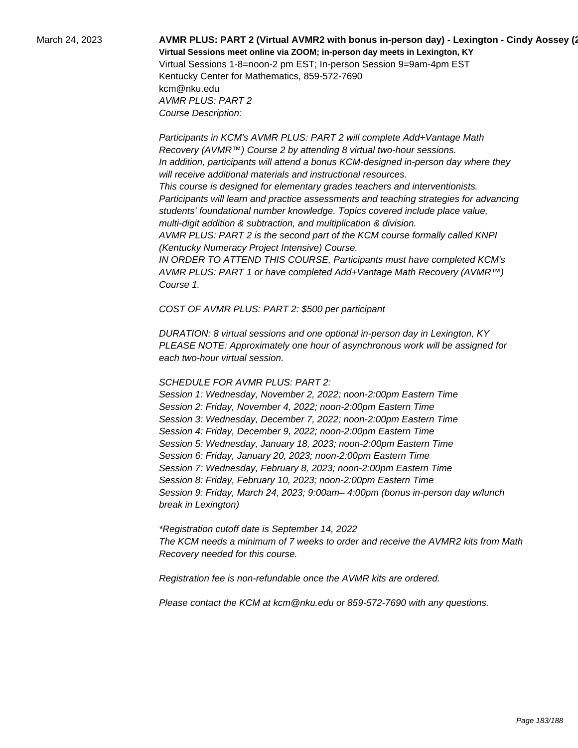March 24, 2023

**AVMR PLUS: PART 2 (Virtual AVMR2 with bonus in-person day) - Lexington - Cindy Aossey (2**

**Virtual Sessions meet online via ZOOM; in-person day meets in Lexington, KY**

Virtual Sessions 1-8=noon-2 pm EST; In-person Session 9=9am-4pm EST

Kentucky Center for Mathematics, 859-572-7690

kcm@nku.edu

*AVMR PLUS: PART 2*

*Course Description:*

*Participants in KCM's AVMR PLUS: PART 2 will complete Add+Vantage Math Recovery (AVMR™) Course 2 by attending 8 virtual two-hour sessions.*
*In addition, participants will attend a bonus KCM-designed in-person day where they will receive additional materials and instructional resources.*
*This course is designed for elementary grades teachers and interventionists.*
*Participants will learn and practice assessments and teaching strategies for advancing students' foundational number knowledge. Topics covered include place value, multi-digit addition & subtraction, and multiplication & division.*
*AVMR PLUS: PART 2 is the second part of the KCM course formally called KNPI (Kentucky Numeracy Project Intensive) Course.*
*IN ORDER TO ATTEND THIS COURSE, Participants must have completed KCM's AVMR PLUS: PART 1 or have completed Add+Vantage Math Recovery (AVMR™) Course 1.*

*COST OF AVMR PLUS: PART 2: $500 per participant*

*DURATION: 8 virtual sessions and one optional in-person day in Lexington, KY*
*PLEASE NOTE: Approximately one hour of asynchronous work will be assigned for each two-hour virtual session.*

*SCHEDULE FOR AVMR PLUS: PART 2:*
*Session 1: Wednesday, November 2, 2022; noon-2:00pm Eastern Time*
*Session 2: Friday, November 4, 2022; noon-2:00pm Eastern Time*
*Session 3: Wednesday, December 7, 2022; noon-2:00pm Eastern Time*
*Session 4: Friday, December 9, 2022; noon-2:00pm Eastern Time*
*Session 5: Wednesday, January 18, 2023; noon-2:00pm Eastern Time*
*Session 6: Friday, January 20, 2023; noon-2:00pm Eastern Time*
*Session 7: Wednesday, February 8, 2023; noon-2:00pm Eastern Time*
*Session 8: Friday, February 10, 2023; noon-2:00pm Eastern Time*
*Session 9: Friday, March 24, 2023; 9:00am– 4:00pm (bonus in-person day w/lunch break in Lexington)*

*\*Registration cutoff date is September 14, 2022*
*The KCM needs a minimum of 7 weeks to order and receive the AVMR2 kits from Math Recovery needed for this course.*

*Registration fee is non-refundable once the AVMR kits are ordered.*

*Please contact the KCM at kcm@nku.edu or 859-572-7690 with any questions.*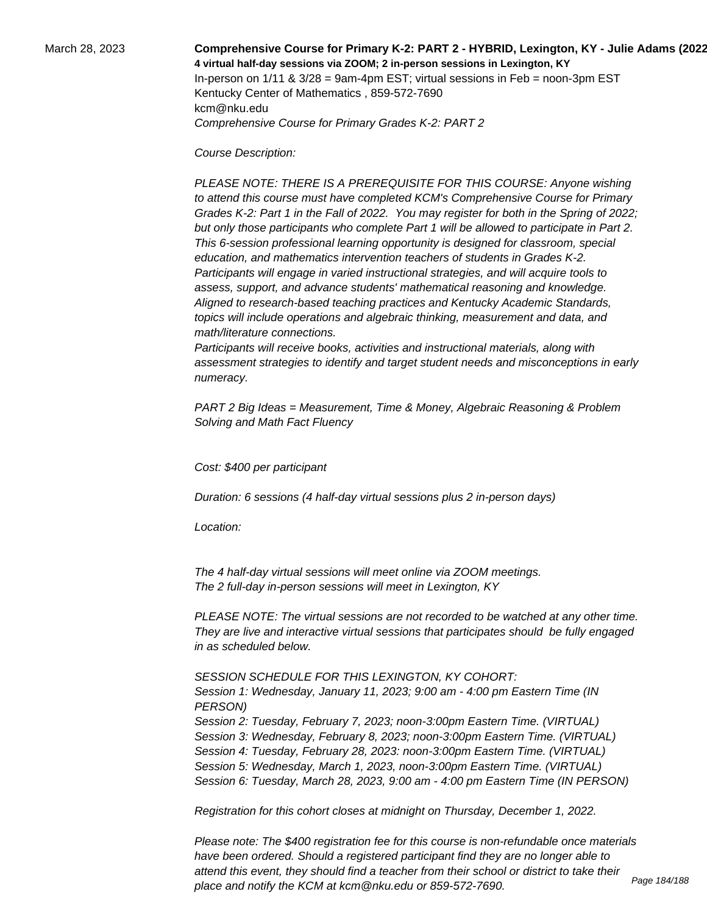March 28, 2023

**Comprehensive Course for Primary K-2: PART 2 - HYBRID, Lexington, KY - Julie Adams (2022**

**4 virtual half-day sessions via ZOOM; 2 in-person sessions in Lexington, KY**

In-person on 1/11 & 3/28 = 9am-4pm EST; virtual sessions in Feb = noon-3pm EST

Kentucky Center of Mathematics , 859-572-7690

kcm@nku.edu

*Comprehensive Course for Primary Grades K-2: PART 2*

*Course Description:*

*PLEASE NOTE: THERE IS A PREREQUISITE FOR THIS COURSE: Anyone wishing to attend this course must have completed KCM's Comprehensive Course for Primary Grades K-2: Part 1 in the Fall of 2022. You may register for both in the Spring of 2022; but only those participants who complete Part 1 will be allowed to participate in Part 2.*
*This 6-session professional learning opportunity is designed for classroom, special education, and mathematics intervention teachers of students in Grades K-2.*
*Participants will engage in varied instructional strategies, and will acquire tools to assess, support, and advance students' mathematical reasoning and knowledge.*
*Aligned to research-based teaching practices and Kentucky Academic Standards, topics will include operations and algebraic thinking, measurement and data, and math/literature connections.*
*Participants will receive books, activities and instructional materials, along with assessment strategies to identify and target student needs and misconceptions in early numeracy.*

*PART 2 Big Ideas = Measurement, Time & Money, Algebraic Reasoning & Problem Solving and Math Fact Fluency*

*Cost: $400 per participant*

*Duration: 6 sessions (4 half-day virtual sessions plus 2 in-person days)*

*Location:*

*The 4 half-day virtual sessions will meet online via ZOOM meetings.*
*The 2 full-day in-person sessions will meet in Lexington, KY*

*PLEASE NOTE: The virtual sessions are not recorded to be watched at any other time. They are live and interactive virtual sessions that participates should be fully engaged in as scheduled below.*

*SESSION SCHEDULE FOR THIS LEXINGTON, KY COHORT:*
*Session 1: Wednesday, January 11, 2023; 9:00 am - 4:00 pm Eastern Time (IN PERSON)*
*Session 2: Tuesday, February 7, 2023; noon-3:00pm Eastern Time. (VIRTUAL)*
*Session 3: Wednesday, February 8, 2023; noon-3:00pm Eastern Time. (VIRTUAL)*
*Session 4: Tuesday, February 28, 2023: noon-3:00pm Eastern Time. (VIRTUAL)*
*Session 5: Wednesday, March 1, 2023, noon-3:00pm Eastern Time. (VIRTUAL)*
*Session 6: Tuesday, March 28, 2023, 9:00 am - 4:00 pm Eastern Time (IN PERSON)*

*Registration for this cohort closes at midnight on Thursday, December 1, 2022.*

*Please note: The $400 registration fee for this course is non-refundable once materials have been ordered. Should a registered participant find they are no longer able to attend this event, they should find a teacher from their school or district to take their place and notify the KCM at kcm@nku.edu or 859-572-7690.*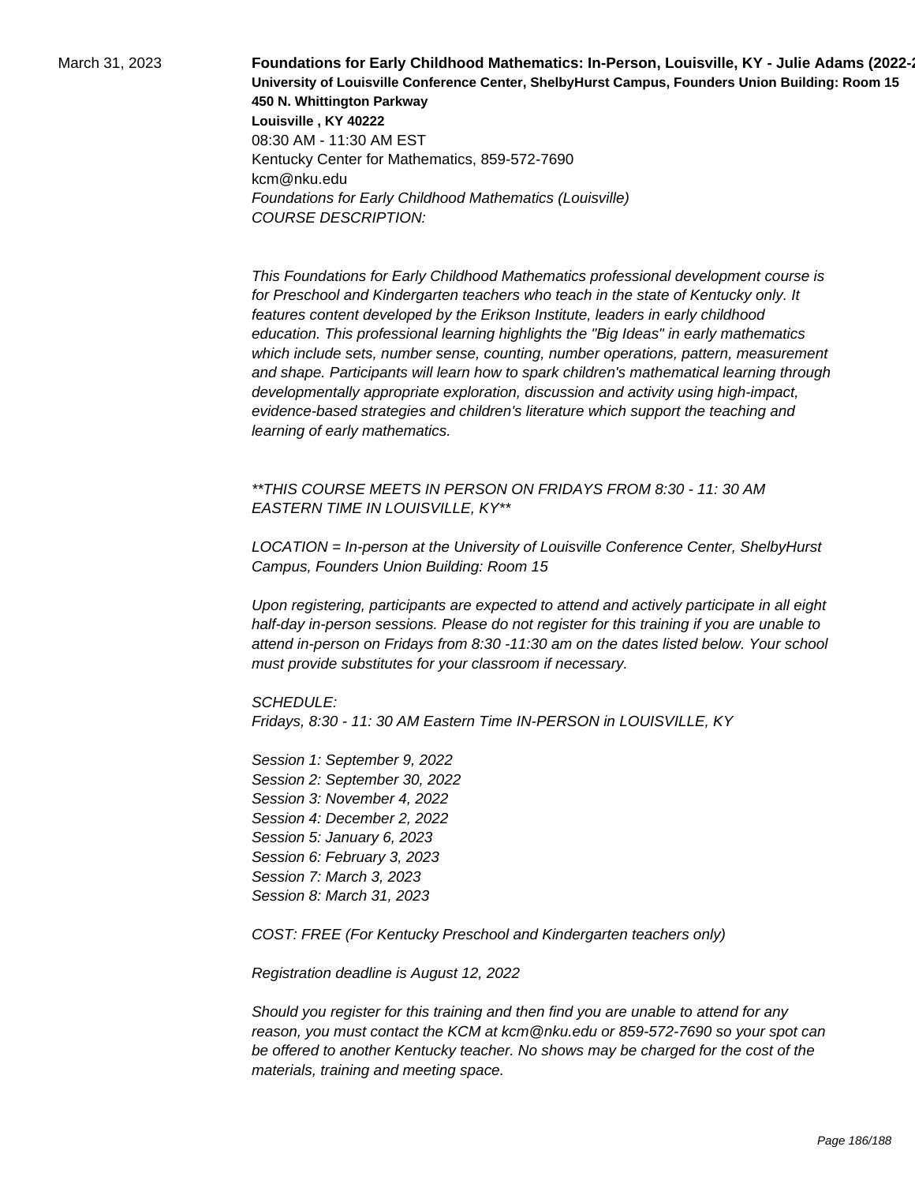March 31, 2023

**Foundations for Early Childhood Mathematics: In-Person, Louisville, KY - Julie Adams (2022-2**
**University of Louisville Conference Center, ShelbyHurst Campus, Founders Union Building: Room 15**
**450 N. Whittington Parkway**
**Louisville , KY 40222**
08:30 AM - 11:30 AM EST
Kentucky Center for Mathematics, 859-572-7690
kcm@nku.edu
*Foundations for Early Childhood Mathematics (Louisville)*
*COURSE DESCRIPTION:*

*This Foundations for Early Childhood Mathematics professional development course is for Preschool and Kindergarten teachers who teach in the state of Kentucky only. It features content developed by the Erikson Institute, leaders in early childhood education. This professional learning highlights the "Big Ideas" in early mathematics which include sets, number sense, counting, number operations, pattern, measurement and shape. Participants will learn how to spark children's mathematical learning through developmentally appropriate exploration, discussion and activity using high-impact, evidence-based strategies and children's literature which support the teaching and learning of early mathematics.*

*\*\*THIS COURSE MEETS IN PERSON ON FRIDAYS FROM 8:30 - 11: 30 AM EASTERN TIME IN LOUISVILLE, KY\*\**

*LOCATION = In-person at the University of Louisville Conference Center, ShelbyHurst Campus, Founders Union Building: Room 15*

*Upon registering, participants are expected to attend and actively participate in all eight half-day in-person sessions. Please do not register for this training if you are unable to attend in-person on Fridays from 8:30 -11:30 am on the dates listed below. Your school must provide substitutes for your classroom if necessary.*

*SCHEDULE:*
*Fridays, 8:30 - 11: 30 AM Eastern Time IN-PERSON in LOUISVILLE, KY*

*Session 1: September 9, 2022*
*Session 2: September 30, 2022*
*Session 3: November 4, 2022*
*Session 4: December 2, 2022*
*Session 5: January 6, 2023*
*Session 6: February 3, 2023*
*Session 7: March 3, 2023*
*Session 8: March 31, 2023*

*COST: FREE (For Kentucky Preschool and Kindergarten teachers only)*

*Registration deadline is August 12, 2022*

*Should you register for this training and then find you are unable to attend for any reason, you must contact the KCM at kcm@nku.edu or 859-572-7690 so your spot can be offered to another Kentucky teacher. No shows may be charged for the cost of the materials, training and meeting space.*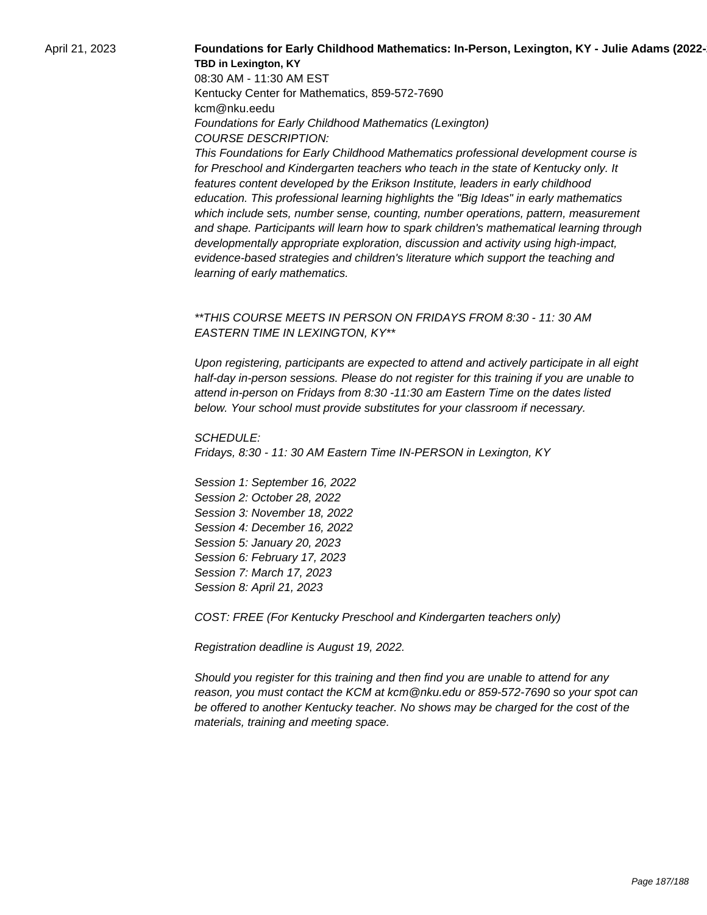April 21, 2023

**Foundations for Early Childhood Mathematics: In-Person, Lexington, KY - Julie Adams (2022-**

**TBD in Lexington, KY**

08:30 AM - 11:30 AM EST

Kentucky Center for Mathematics, 859-572-7690

kcm@nku.eedu

*Foundations for Early Childhood Mathematics (Lexington)*

*COURSE DESCRIPTION:*

*This Foundations for Early Childhood Mathematics professional development course is for Preschool and Kindergarten teachers who teach in the state of Kentucky only. It features content developed by the Erikson Institute, leaders in early childhood education. This professional learning highlights the "Big Ideas" in early mathematics which include sets, number sense, counting, number operations, pattern, measurement and shape. Participants will learn how to spark children's mathematical learning through developmentally appropriate exploration, discussion and activity using high-impact, evidence-based strategies and children's literature which support the teaching and learning of early mathematics.*

*\*\*THIS COURSE MEETS IN PERSON ON FRIDAYS FROM 8:30 - 11: 30 AM EASTERN TIME IN LEXINGTON, KY\*\**

*Upon registering, participants are expected to attend and actively participate in all eight half-day in-person sessions. Please do not register for this training if you are unable to attend in-person on Fridays from 8:30 -11:30 am Eastern Time on the dates listed below. Your school must provide substitutes for your classroom if necessary.*

*SCHEDULE:*
*Fridays, 8:30 - 11: 30 AM Eastern Time IN-PERSON in Lexington, KY*

*Session 1: September 16, 2022*
*Session 2: October 28, 2022*
*Session 3: November 18, 2022*
*Session 4: December 16, 2022*
*Session 5: January 20, 2023*
*Session 6: February 17, 2023*
*Session 7: March 17, 2023*
*Session 8: April 21, 2023*

*COST: FREE (For Kentucky Preschool and Kindergarten teachers only)*

*Registration deadline is August 19, 2022.*

*Should you register for this training and then find you are unable to attend for any reason, you must contact the KCM at kcm@nku.edu or 859-572-7690 so your spot can be offered to another Kentucky teacher. No shows may be charged for the cost of the materials, training and meeting space.*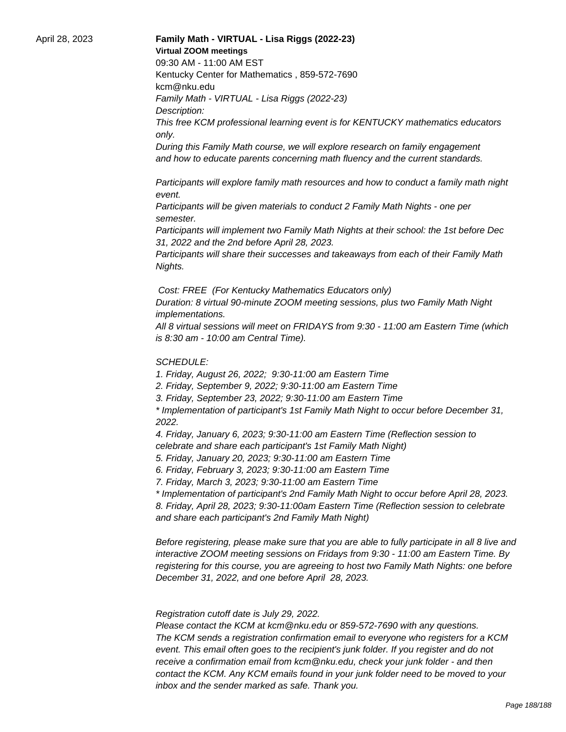April 28, 2023

**Family Math - VIRTUAL - Lisa Riggs (2022-23)**

**Virtual ZOOM meetings**

09:30 AM - 11:00 AM EST

Kentucky Center for Mathematics , 859-572-7690

kcm@nku.edu

*Family Math - VIRTUAL - Lisa Riggs (2022-23)*

*Description:*

*This free KCM professional learning event is for KENTUCKY mathematics educators only.*

*During this Family Math course, we will explore research on family engagement and how to educate parents concerning math fluency and the current standards.*

*Participants will explore family math resources and how to conduct a family math night event.*

*Participants will be given materials to conduct 2 Family Math Nights - one per semester.*

*Participants will implement two Family Math Nights at their school: the 1st before Dec 31, 2022 and the 2nd before April 28, 2023.*

*Participants will share their successes and takeaways from each of their Family Math Nights.*

*Cost: FREE (For Kentucky Mathematics Educators only)*

*Duration: 8 virtual 90-minute ZOOM meeting sessions, plus two Family Math Night implementations.*

*All 8 virtual sessions will meet on FRIDAYS from 9:30 - 11:00 am Eastern Time (which is 8:30 am - 10:00 am Central Time).*

*SCHEDULE:*

*1. Friday, August 26, 2022; 9:30-11:00 am Eastern Time*

*2. Friday, September 9, 2022; 9:30-11:00 am Eastern Time*

*3. Friday, September 23, 2022; 9:30-11:00 am Eastern Time*

*\* Implementation of participant's 1st Family Math Night to occur before December 31, 2022.*

*4. Friday, January 6, 2023; 9:30-11:00 am Eastern Time (Reflection session to celebrate and share each participant's 1st Family Math Night)*

*5. Friday, January 20, 2023; 9:30-11:00 am Eastern Time*

*6. Friday, February 3, 2023; 9:30-11:00 am Eastern Time*

*7. Friday, March 3, 2023; 9:30-11:00 am Eastern Time*

*\* Implementation of participant's 2nd Family Math Night to occur before April 28, 2023.*

*8. Friday, April 28, 2023; 9:30-11:00am Eastern Time (Reflection session to celebrate and share each participant's 2nd Family Math Night)*

*Before registering, please make sure that you are able to fully participate in all 8 live and interactive ZOOM meeting sessions on Fridays from 9:30 - 11:00 am Eastern Time. By registering for this course, you are agreeing to host two Family Math Nights: one before December 31, 2022, and one before April 28, 2023.*

*Registration cutoff date is July 29, 2022.*

*Please contact the KCM at kcm@nku.edu or 859-572-7690 with any questions.*

*The KCM sends a registration confirmation email to everyone who registers for a KCM event. This email often goes to the recipient's junk folder. If you register and do not receive a confirmation email from kcm@nku.edu, check your junk folder - and then contact the KCM. Any KCM emails found in your junk folder need to be moved to your inbox and the sender marked as safe. Thank you.*